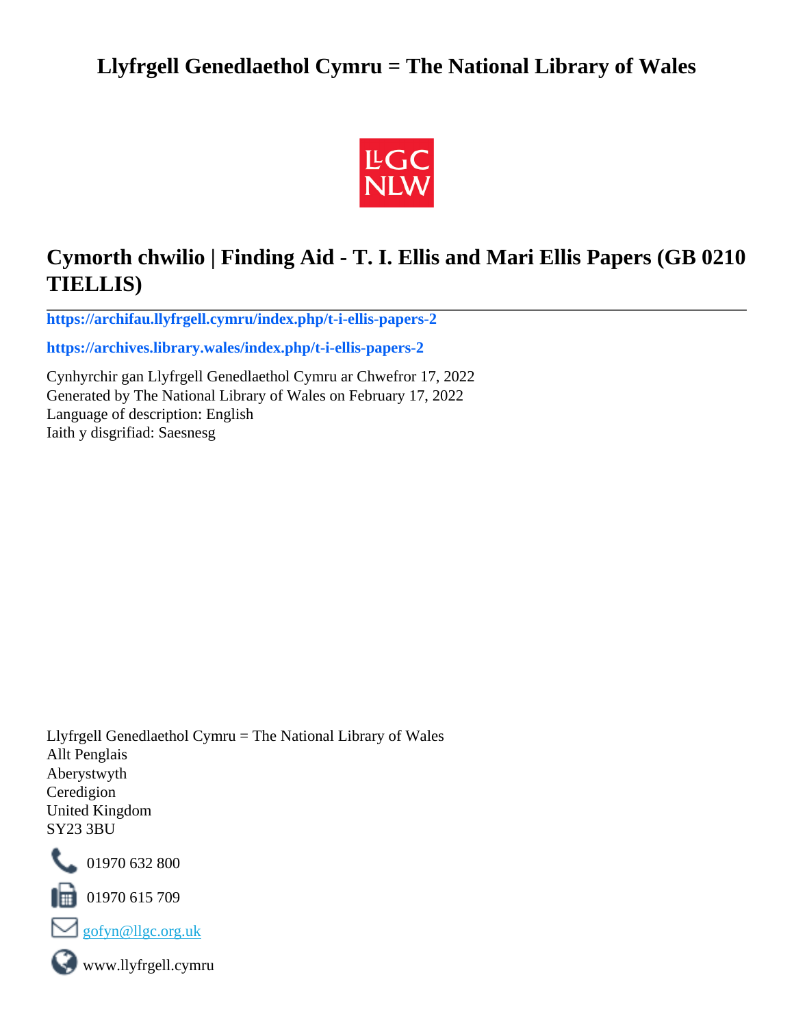# Llyfrgell Genedlaethol Cymru = The National Library of Wales

LLGC NLW

## Cymorth chwilio | Finding Aid - T. I. Ellis and Mari Ellis Papers (GB 0210 TIELLIS)

**https://archifau.llyfrgell.cymru/index.php/t-i-ellis-papers-2**

**https://archives.library.wales/index.php/t-i-ellis-papers-2**

Cynhyrchir gan Llyfrgell Genedlaethol Cymru ar Chwefror 17, 2022
Generated by The National Library of Wales on February 17, 2022
Language of description: English
Iaith y disgrifiad: Saesnesg

Llyfrgell Genedlaethol Cymru = The National Library of Wales
Allt Penglais
Aberystwyth
Ceredigion
United Kingdom
SY23 3BU

01970 632 800

01970 615 709

gofyn@llgc.org.uk

www.llyfrgell.cymru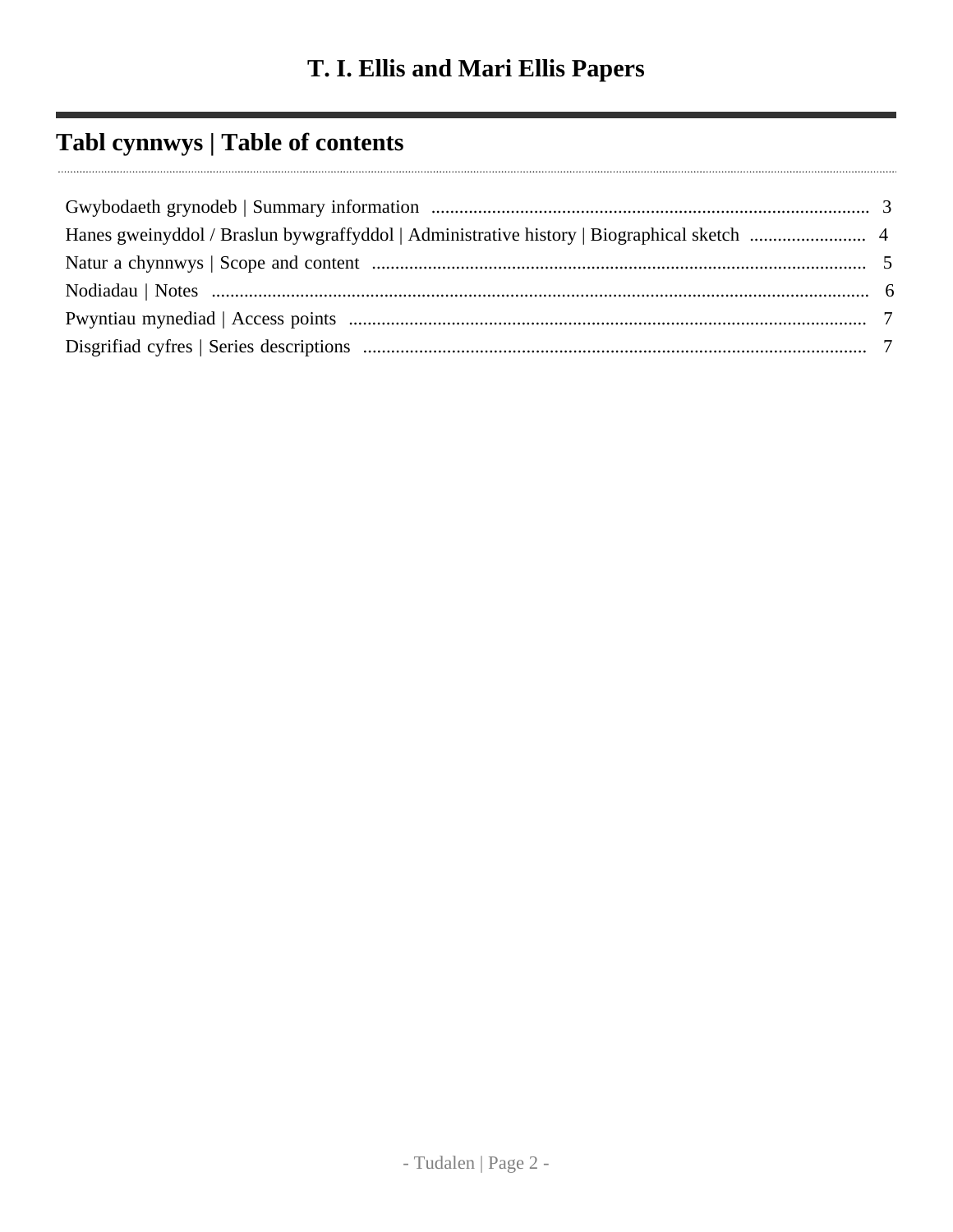# T. I. Ellis and Mari Ellis Papers

## Tabl cynnwys | Table of contents

Gwybodaeth grynodeb | Summary information .......... 3
Hanes gweinyddol / Braslun bywgraffyddol | Administrative history | Biographical sketch .......... 4
Natur a chynnwys | Scope and content .......... 5
Nodiadau | Notes .......... 6
Pwyntiau mynediad | Access points .......... 7
Disgrifiad cyfres | Series descriptions .......... 7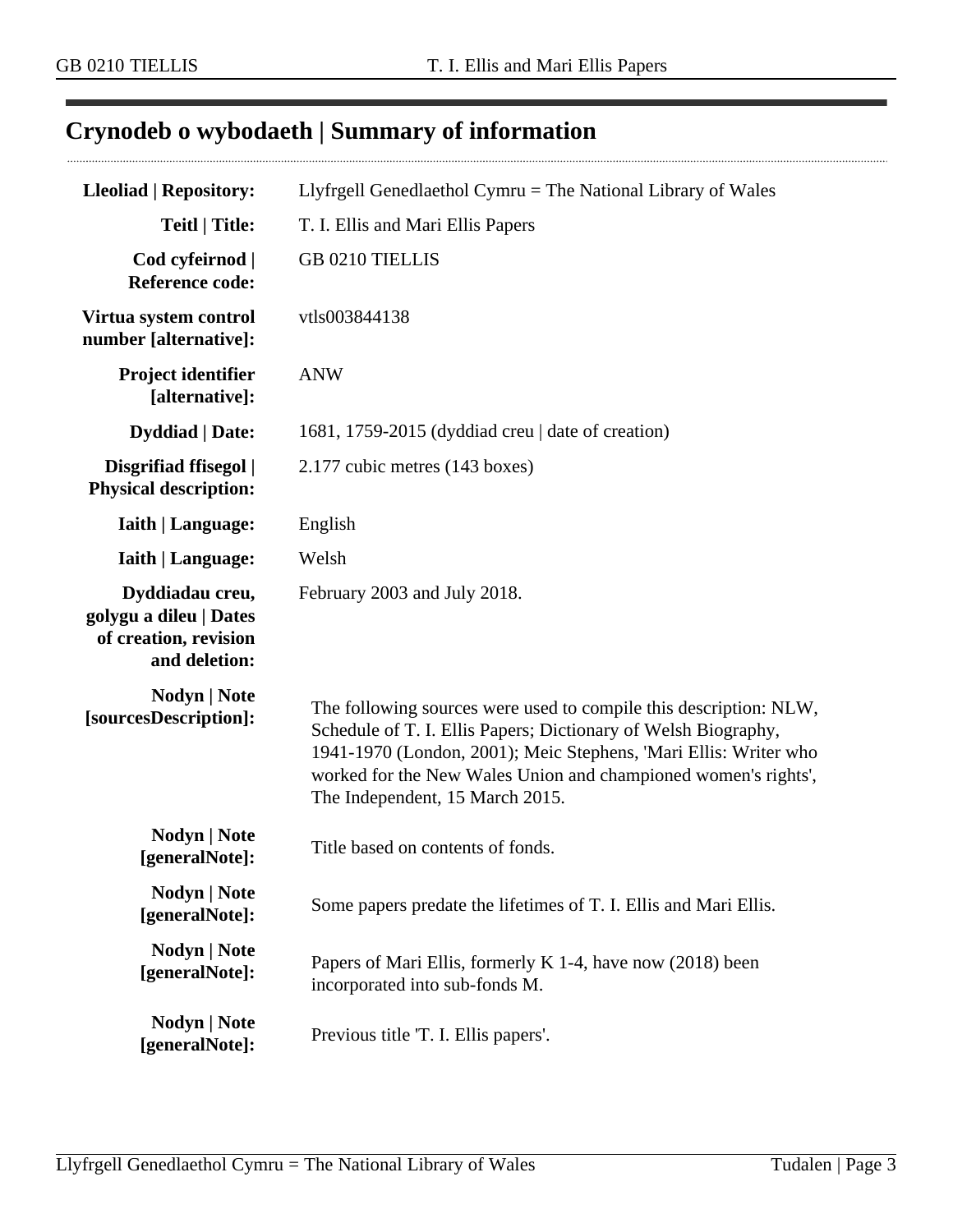## Crynodeb o wybodaeth | Summary of information

| | |
|---|---|
| **Lleoliad \| Repository:** | Llyfrgell Genedlaethol Cymru = The National Library of Wales |
| **Teitl \| Title:** | T. I. Ellis and Mari Ellis Papers |
| **Cod cyfeirnod \| Reference code:** | GB 0210 TIELLIS |
| **Virtua system control number [alternative]:** | vtls003844138 |
| **Project identifier [alternative]:** | ANW |
| **Dyddiad \| Date:** | 1681, 1759-2015 (dyddiad creu \| date of creation) |
| **Disgrifiad ffisegol \| Physical description:** | 2.177 cubic metres (143 boxes) |
| **Iaith \| Language:** | English |
| **Iaith \| Language:** | Welsh |
| **Dyddiadau creu, golygu a dileu \| Dates of creation, revision and deletion:** | February 2003 and July 2018. |
| **Nodyn \| Note [sourcesDescription]:** | The following sources were used to compile this description: NLW, Schedule of T. I. Ellis Papers; Dictionary of Welsh Biography, 1941-1970 (London, 2001); Meic Stephens, 'Mari Ellis: Writer who worked for the New Wales Union and championed women's rights', The Independent, 15 March 2015. |
| **Nodyn \| Note [generalNote]:** | Title based on contents of fonds. |
| **Nodyn \| Note [generalNote]:** | Some papers predate the lifetimes of T. I. Ellis and Mari Ellis. |
| **Nodyn \| Note [generalNote]:** | Papers of Mari Ellis, formerly K 1-4, have now (2018) been incorporated into sub-fonds M. |
| **Nodyn \| Note [generalNote]:** | Previous title 'T. I. Ellis papers'. |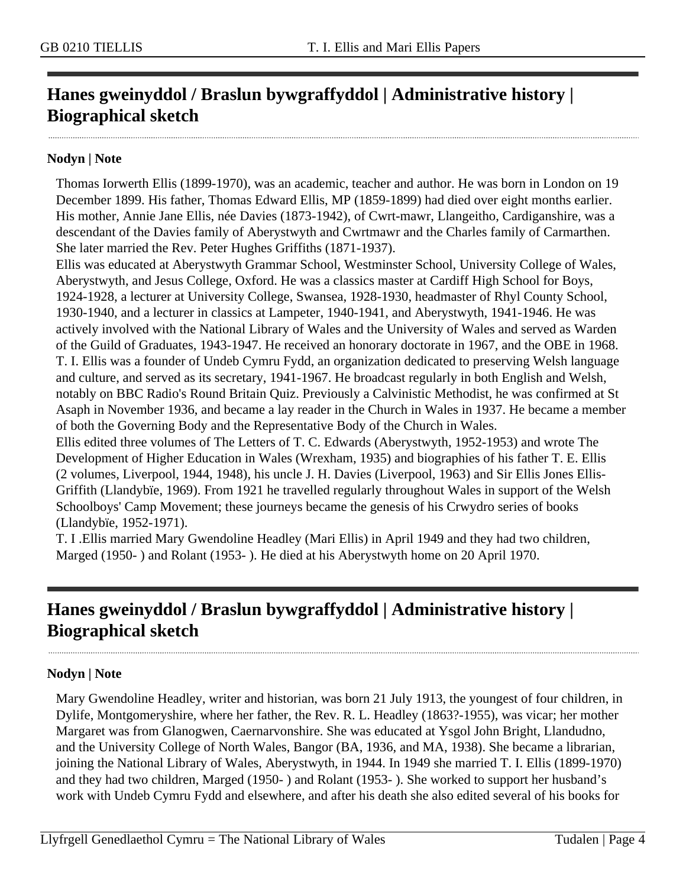## Hanes gweinyddol / Braslun bywgraffyddol | Administrative history | Biographical sketch

**Nodyn | Note**

Thomas Iorwerth Ellis (1899-1970), was an academic, teacher and author. He was born in London on 19 December 1899. His father, Thomas Edward Ellis, MP (1859-1899) had died over eight months earlier. His mother, Annie Jane Ellis, née Davies (1873-1942), of Cwrt-mawr, Llangeitho, Cardiganshire, was a descendant of the Davies family of Aberystwyth and Cwrtmawr and the Charles family of Carmarthen. She later married the Rev. Peter Hughes Griffiths (1871-1937).

Ellis was educated at Aberystwyth Grammar School, Westminster School, University College of Wales, Aberystwyth, and Jesus College, Oxford. He was a classics master at Cardiff High School for Boys, 1924-1928, a lecturer at University College, Swansea, 1928-1930, headmaster of Rhyl County School, 1930-1940, and a lecturer in classics at Lampeter, 1940-1941, and Aberystwyth, 1941-1946. He was actively involved with the National Library of Wales and the University of Wales and served as Warden of the Guild of Graduates, 1943-1947. He received an honorary doctorate in 1967, and the OBE in 1968.

T. I. Ellis was a founder of Undeb Cymru Fydd, an organization dedicated to preserving Welsh language and culture, and served as its secretary, 1941-1967. He broadcast regularly in both English and Welsh, notably on BBC Radio's Round Britain Quiz. Previously a Calvinistic Methodist, he was confirmed at St Asaph in November 1936, and became a lay reader in the Church in Wales in 1937. He became a member of both the Governing Body and the Representative Body of the Church in Wales.

Ellis edited three volumes of The Letters of T. C. Edwards (Aberystwyth, 1952-1953) and wrote The Development of Higher Education in Wales (Wrexham, 1935) and biographies of his father T. E. Ellis (2 volumes, Liverpool, 1944, 1948), his uncle J. H. Davies (Liverpool, 1963) and Sir Ellis Jones Ellis-Griffith (Llandybïe, 1969). From 1921 he travelled regularly throughout Wales in support of the Welsh Schoolboys' Camp Movement; these journeys became the genesis of his Crwydro series of books (Llandybïe, 1952-1971).

T. I .Ellis married Mary Gwendoline Headley (Mari Ellis) in April 1949 and they had two children, Marged (1950- ) and Rolant (1953- ). He died at his Aberystwyth home on 20 April 1970.

## Hanes gweinyddol / Braslun bywgraffyddol | Administrative history | Biographical sketch

**Nodyn | Note**

Mary Gwendoline Headley, writer and historian, was born 21 July 1913, the youngest of four children, in Dylife, Montgomeryshire, where her father, the Rev. R. L. Headley (1863?-1955), was vicar; her mother Margaret was from Glanogwen, Caernarvonshire. She was educated at Ysgol John Bright, Llandudno, and the University College of North Wales, Bangor (BA, 1936, and MA, 1938). She became a librarian, joining the National Library of Wales, Aberystwyth, in 1944. In 1949 she married T. I. Ellis (1899-1970) and they had two children, Marged (1950- ) and Rolant (1953- ). She worked to support her husband's work with Undeb Cymru Fydd and elsewhere, and after his death she also edited several of his books for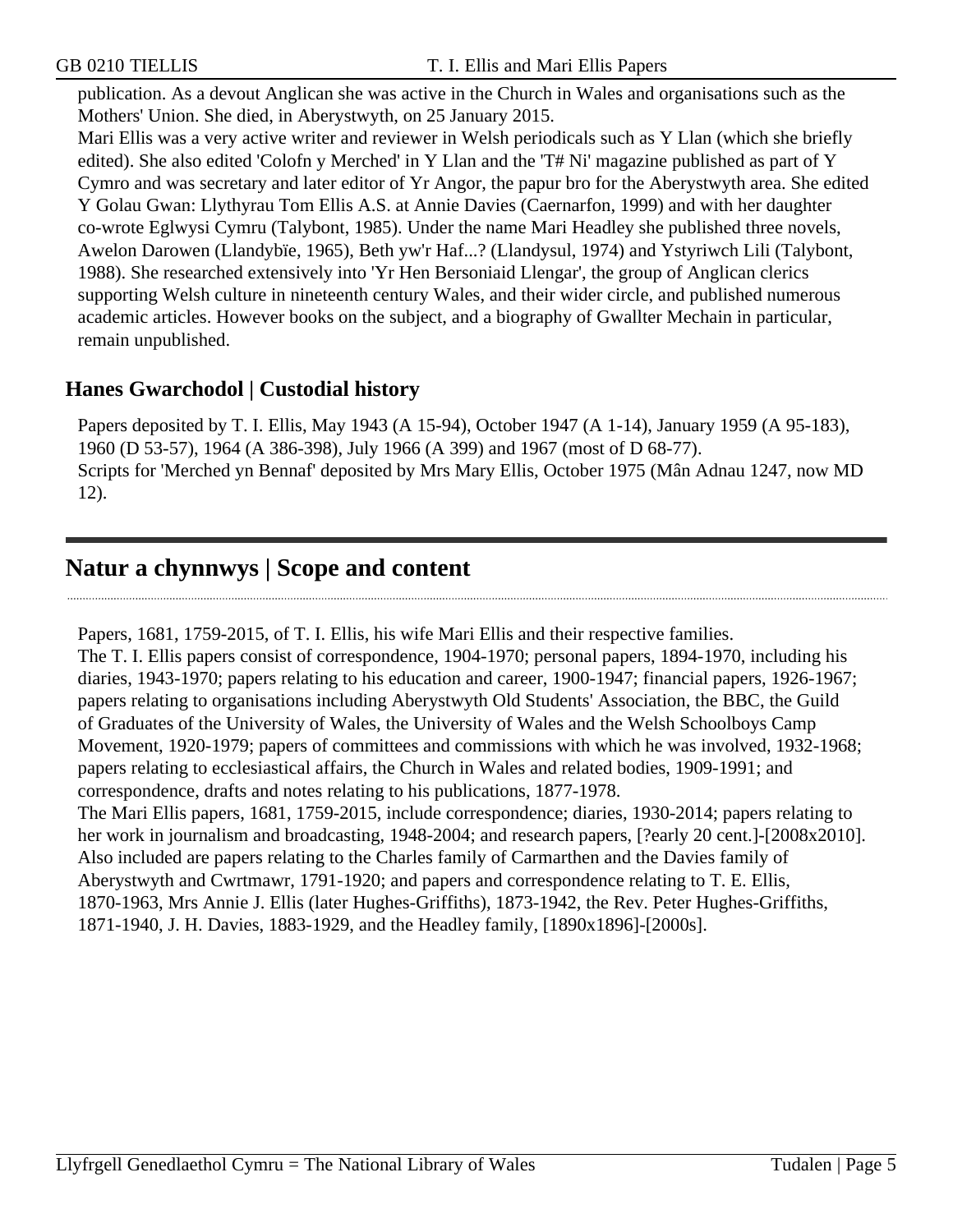publication. As a devout Anglican she was active in the Church in Wales and organisations such as the Mothers' Union. She died, in Aberystwyth, on 25 January 2015.

Mari Ellis was a very active writer and reviewer in Welsh periodicals such as Y Llan (which she briefly edited). She also edited 'Colofn y Merched' in Y Llan and the 'T# Ni' magazine published as part of Y Cymro and was secretary and later editor of Yr Angor, the papur bro for the Aberystwyth area. She edited Y Golau Gwan: Llythyrau Tom Ellis A.S. at Annie Davies (Caernarfon, 1999) and with her daughter co-wrote Eglwysi Cymru (Talybont, 1985). Under the name Mari Headley she published three novels, Awelon Darowen (Llandybïe, 1965), Beth yw'r Haf...? (Llandysul, 1974) and Ystyriwch Lili (Talybont, 1988). She researched extensively into 'Yr Hen Bersoniaid Llengar', the group of Anglican clerics supporting Welsh culture in nineteenth century Wales, and their wider circle, and published numerous academic articles. However books on the subject, and a biography of Gwallter Mechain in particular, remain unpublished.

### Hanes Gwarchodol | Custodial history

Papers deposited by T. I. Ellis, May 1943 (A 15-94), October 1947 (A 1-14), January 1959 (A 95-183), 1960 (D 53-57), 1964 (A 386-398), July 1966 (A 399) and 1967 (most of D 68-77).

Scripts for 'Merched yn Bennaf' deposited by Mrs Mary Ellis, October 1975 (Mân Adnau 1247, now MD 12).

## Natur a chynnwys | Scope and content

Papers, 1681, 1759-2015, of T. I. Ellis, his wife Mari Ellis and their respective families.

The T. I. Ellis papers consist of correspondence, 1904-1970; personal papers, 1894-1970, including his diaries, 1943-1970; papers relating to his education and career, 1900-1947; financial papers, 1926-1967; papers relating to organisations including Aberystwyth Old Students' Association, the BBC, the Guild of Graduates of the University of Wales, the University of Wales and the Welsh Schoolboys Camp Movement, 1920-1979; papers of committees and commissions with which he was involved, 1932-1968; papers relating to ecclesiastical affairs, the Church in Wales and related bodies, 1909-1991; and correspondence, drafts and notes relating to his publications, 1877-1978.

The Mari Ellis papers, 1681, 1759-2015, include correspondence; diaries, 1930-2014; papers relating to her work in journalism and broadcasting, 1948-2004; and research papers, [?early 20 cent.]-[2008x2010].

Also included are papers relating to the Charles family of Carmarthen and the Davies family of Aberystwyth and Cwrtmawr, 1791-1920; and papers and correspondence relating to T. E. Ellis, 1870-1963, Mrs Annie J. Ellis (later Hughes-Griffiths), 1873-1942, the Rev. Peter Hughes-Griffiths, 1871-1940, J. H. Davies, 1883-1929, and the Headley family, [1890x1896]-[2000s].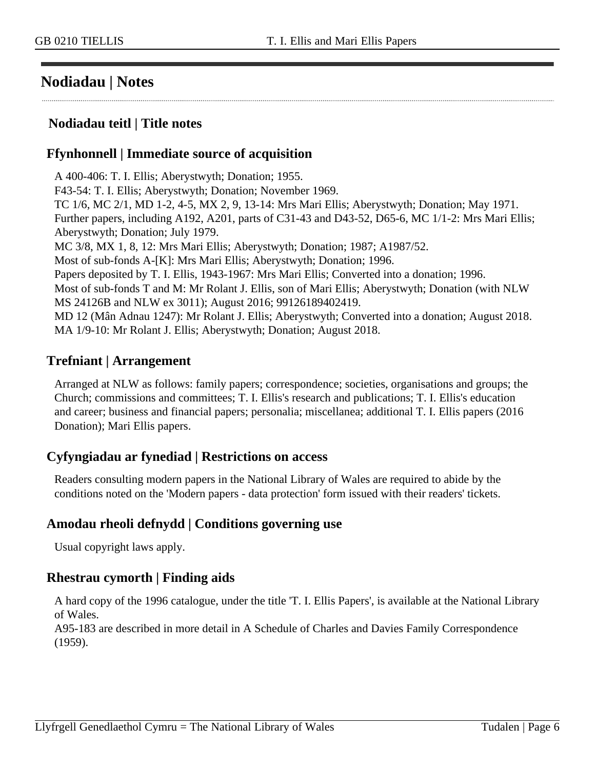## Nodiadau | Notes

### Nodiadau teitl | Title notes

### Ffynhonnell | Immediate source of acquisition

A 400-406: T. I. Ellis; Aberystwyth; Donation; 1955.
F43-54: T. I. Ellis; Aberystwyth; Donation; November 1969.
TC 1/6, MC 2/1, MD 1-2, 4-5, MX 2, 9, 13-14: Mrs Mari Ellis; Aberystwyth; Donation; May 1971.
Further papers, including A192, A201, parts of C31-43 and D43-52, D65-6, MC 1/1-2: Mrs Mari Ellis; Aberystwyth; Donation; July 1979.
MC 3/8, MX 1, 8, 12: Mrs Mari Ellis; Aberystwyth; Donation; 1987; A1987/52.
Most of sub-fonds A-[K]: Mrs Mari Ellis; Aberystwyth; Donation; 1996.
Papers deposited by T. I. Ellis, 1943-1967: Mrs Mari Ellis; Converted into a donation; 1996.
Most of sub-fonds T and M: Mr Rolant J. Ellis, son of Mari Ellis; Aberystwyth; Donation (with NLW MS 24126B and NLW ex 3011); August 2016; 99126189402419.
MD 12 (Mân Adnau 1247): Mr Rolant J. Ellis; Aberystwyth; Converted into a donation; August 2018.
MA 1/9-10: Mr Rolant J. Ellis; Aberystwyth; Donation; August 2018.

### Trefniant | Arrangement

Arranged at NLW as follows: family papers; correspondence; societies, organisations and groups; the Church; commissions and committees; T. I. Ellis's research and publications; T. I. Ellis's education and career; business and financial papers; personalia; miscellanea; additional T. I. Ellis papers (2016 Donation); Mari Ellis papers.

### Cyfyngiadau ar fynediad | Restrictions on access

Readers consulting modern papers in the National Library of Wales are required to abide by the conditions noted on the 'Modern papers - data protection' form issued with their readers' tickets.

### Amodau rheoli defnydd | Conditions governing use

Usual copyright laws apply.

### Rhestrau cymorth | Finding aids

A hard copy of the 1996 catalogue, under the title 'T. I. Ellis Papers', is available at the National Library of Wales.
A95-183 are described in more detail in A Schedule of Charles and Davies Family Correspondence (1959).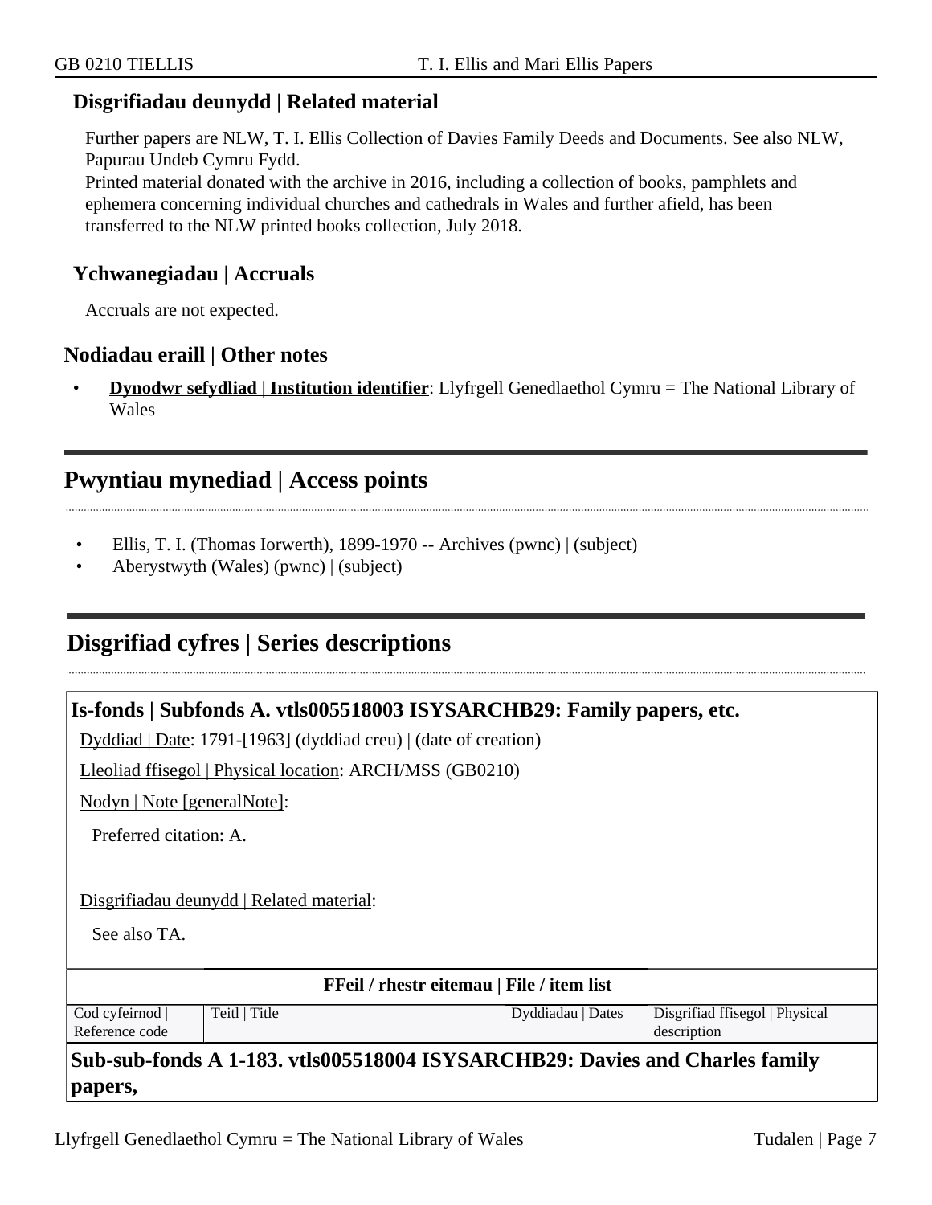### Disgrifiadau deunydd | Related material

Further papers are NLW, T. I. Ellis Collection of Davies Family Deeds and Documents. See also NLW, Papurau Undeb Cymru Fydd.
Printed material donated with the archive in 2016, including a collection of books, pamphlets and ephemera concerning individual churches and cathedrals in Wales and further afield, has been transferred to the NLW printed books collection, July 2018.

### Ychwanegiadau | Accruals

Accruals are not expected.

### Nodiadau eraill | Other notes

- **Dynodwr sefydliad | Institution identifier**: Llyfrgell Genedlaethol Cymru = The National Library of Wales

## Pwyntiau mynediad | Access points

- Ellis, T. I. (Thomas Iorwerth), 1899-1970 -- Archives (pwnc) | (subject)
- Aberystwyth (Wales) (pwnc) | (subject)

## Disgrifiad cyfres | Series descriptions

### Is-fonds | Subfonds A. vtls005518003 ISYSARCHB29: Family papers, etc.

Dyddiad | Date: 1791-[1963] (dyddiad creu) | (date of creation)

Lleoliad ffisegol | Physical location: ARCH/MSS (GB0210)

Nodyn | Note [generalNote]:

Preferred citation: A.

Disgrifiadau deunydd | Related material:

See also TA.

**FFeil / rhestr eitemau | File / item list**

| Cod cyfeirnod \| Reference code | Teitl \| Title | Dyddiadau \| Dates | Disgrifiad ffisegol \| Physical description |
|---|---|---|---|

**Sub-sub-fonds A 1-183. vtls005518004 ISYSARCHB29: Davies and Charles family papers,**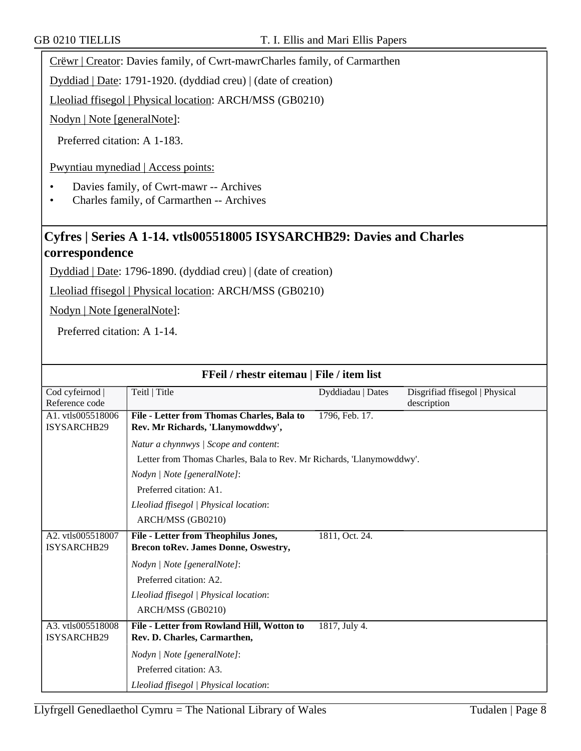Crëwr | Creator: Davies family, of Cwrt-mawrCharles family, of Carmarthen

Dyddiad | Date: 1791-1920. (dyddiad creu) | (date of creation)

Lleoliad ffisegol | Physical location: ARCH/MSS (GB0210)

Nodyn | Note [generalNote]:

Preferred citation: A 1-183.

Pwyntiau mynediad | Access points:

- Davies family, of Cwrt-mawr -- Archives
- Charles family, of Carmarthen -- Archives

## Cyfres | Series A 1-14. vtls005518005 ISYSARCHB29: Davies and Charles correspondence

Dyddiad | Date: 1796-1890. (dyddiad creu) | (date of creation)

Lleoliad ffisegol | Physical location: ARCH/MSS (GB0210)

Nodyn | Note [generalNote]:

Preferred citation: A 1-14.

### FFeil / rhestr eitemau | File / item list

| Cod cyfeirnod \| Reference code | Teitl \| Title | Dyddiadau \| Dates | Disgrifiad ffisegol \| Physical description |
|---|---|---|---|
| A1. vtls005518006 ISYSARCHB29 | **File - Letter from Thomas Charles, Bala to Rev. Mr Richards, 'Llanymowddwy',**<br>*Natur a chynnwys \| Scope and content*:<br>Letter from Thomas Charles, Bala to Rev. Mr Richards, 'Llanymowddwy'.<br>*Nodyn \| Note [generalNote]*:<br>Preferred citation: A1.<br>*Lleoliad ffisegol \| Physical location*:<br>ARCH/MSS (GB0210) | 1796, Feb. 17. | |
| A2. vtls005518007 ISYSARCHB29 | **File - Letter from Theophilus Jones, Brecon toRev. James Donne, Oswestry,**<br>*Nodyn \| Note [generalNote]*:<br>Preferred citation: A2.<br>*Lleoliad ffisegol \| Physical location*:<br>ARCH/MSS (GB0210) | 1811, Oct. 24. | |
| A3. vtls005518008 ISYSARCHB29 | **File - Letter from Rowland Hill, Wotton to Rev. D. Charles, Carmarthen,**<br>*Nodyn \| Note [generalNote]*:<br>Preferred citation: A3.<br>*Lleoliad ffisegol \| Physical location*: | 1817, July 4. | |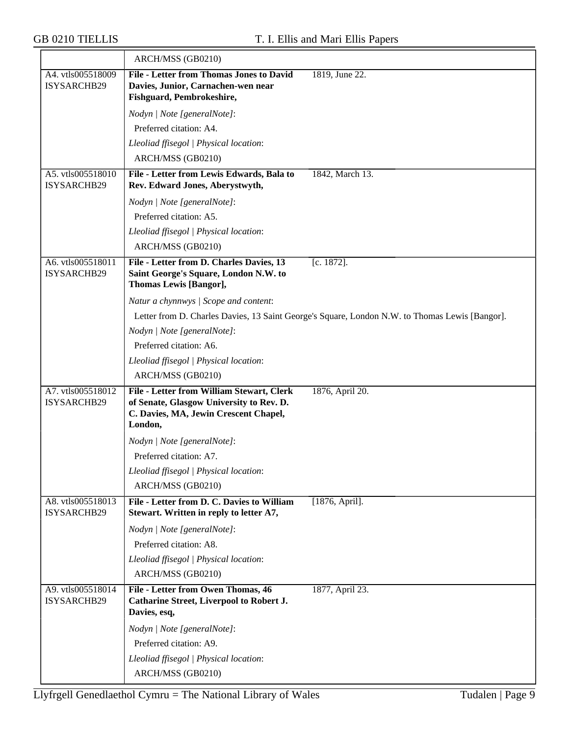| | |
|---|---|
| | ARCH/MSS (GB0210) |
| A4. vtls005518009 ISYSARCHB29 | **File - Letter from Thomas Jones to David Davies, Junior, Carnachen-wen near Fishguard, Pembrokeshire,** 1819, June 22.<br><br>*Nodyn \| Note [generalNote]*:<br>Preferred citation: A4.<br>*Lleoliad ffisegol \| Physical location*:<br>ARCH/MSS (GB0210) |
| A5. vtls005518010 ISYSARCHB29 | **File - Letter from Lewis Edwards, Bala to Rev. Edward Jones, Aberystwyth,** 1842, March 13.<br><br>*Nodyn \| Note [generalNote]*:<br>Preferred citation: A5.<br>*Lleoliad ffisegol \| Physical location*:<br>ARCH/MSS (GB0210) |
| A6. vtls005518011 ISYSARCHB29 | **File - Letter from D. Charles Davies, 13 Saint George's Square, London N.W. to Thomas Lewis [Bangor],** [c. 1872].<br><br>*Natur a chynnwys \| Scope and content*:<br>Letter from D. Charles Davies, 13 Saint George's Square, London N.W. to Thomas Lewis [Bangor].<br>*Nodyn \| Note [generalNote]*:<br>Preferred citation: A6.<br>*Lleoliad ffisegol \| Physical location*:<br>ARCH/MSS (GB0210) |
| A7. vtls005518012 ISYSARCHB29 | **File - Letter from William Stewart, Clerk of Senate, Glasgow University to Rev. D. C. Davies, MA, Jewin Crescent Chapel, London,** 1876, April 20.<br><br>*Nodyn \| Note [generalNote]*:<br>Preferred citation: A7.<br>*Lleoliad ffisegol \| Physical location*:<br>ARCH/MSS (GB0210) |
| A8. vtls005518013 ISYSARCHB29 | **File - Letter from D. C. Davies to William Stewart. Written in reply to letter A7,** [1876, April].<br><br>*Nodyn \| Note [generalNote]*:<br>Preferred citation: A8.<br>*Lleoliad ffisegol \| Physical location*:<br>ARCH/MSS (GB0210) |
| A9. vtls005518014 ISYSARCHB29 | **File - Letter from Owen Thomas, 46 Catharine Street, Liverpool to Robert J. Davies, esq,** 1877, April 23.<br><br>*Nodyn \| Note [generalNote]*:<br>Preferred citation: A9.<br>*Lleoliad ffisegol \| Physical location*:<br>ARCH/MSS (GB0210) |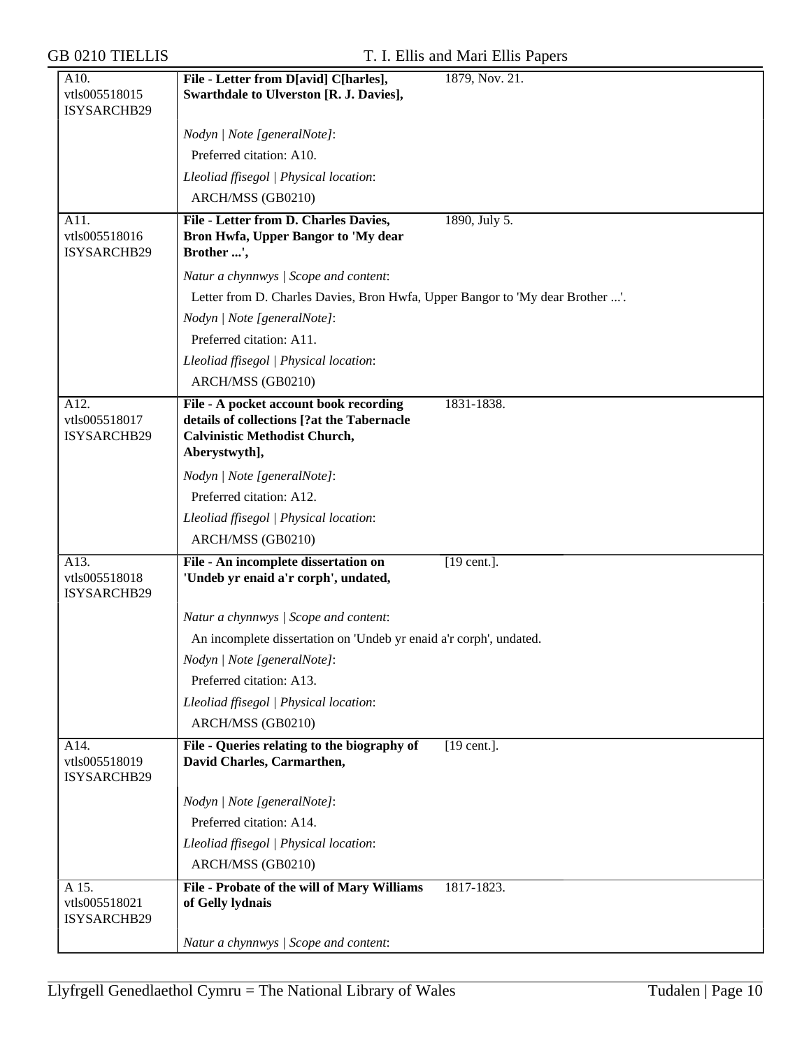| | | |
|---|---|---|
| A10.<br>vtls005518015<br>ISYSARCHB29 | **File - Letter from D[avid] C[harles], Swarthdale to Ulverston [R. J. Davies],** | 1879, Nov. 21. |
| | *Nodyn \| Note [generalNote]*:<br>Preferred citation: A10.<br>*Lleoliad ffisegol \| Physical location*:<br>ARCH/MSS (GB0210) | |
| A11.<br>vtls005518016<br>ISYSARCHB29 | **File - Letter from D. Charles Davies, Bron Hwfa, Upper Bangor to 'My dear Brother ...',** | 1890, July 5. |
| | *Natur a chynnwys \| Scope and content*:<br>Letter from D. Charles Davies, Bron Hwfa, Upper Bangor to 'My dear Brother ...'.<br>*Nodyn \| Note [generalNote]*:<br>Preferred citation: A11.<br>*Lleoliad ffisegol \| Physical location*:<br>ARCH/MSS (GB0210) | |
| A12.<br>vtls005518017<br>ISYSARCHB29 | **File - A pocket account book recording details of collections [?at the Tabernacle Calvinistic Methodist Church, Aberystwyth],** | 1831-1838. |
| | *Nodyn \| Note [generalNote]*:<br>Preferred citation: A12.<br>*Lleoliad ffisegol \| Physical location*:<br>ARCH/MSS (GB0210) | |
| A13.<br>vtls005518018<br>ISYSARCHB29 | **File - An incomplete dissertation on 'Undeb yr enaid a'r corph', undated,** | [19 cent.]. |
| | *Natur a chynnwys \| Scope and content*:<br>An incomplete dissertation on 'Undeb yr enaid a'r corph', undated.<br>*Nodyn \| Note [generalNote]*:<br>Preferred citation: A13.<br>*Lleoliad ffisegol \| Physical location*:<br>ARCH/MSS (GB0210) | |
| A14.<br>vtls005518019<br>ISYSARCHB29 | **File - Queries relating to the biography of David Charles, Carmarthen,** | [19 cent.]. |
| | *Nodyn \| Note [generalNote]*:<br>Preferred citation: A14.<br>*Lleoliad ffisegol \| Physical location*:<br>ARCH/MSS (GB0210) | |
| A 15.<br>vtls005518021<br>ISYSARCHB29 | **File - Probate of the will of Mary Williams of Gelly lydnais** | 1817-1823. |
| | *Natur a chynnwys \| Scope and content*: | |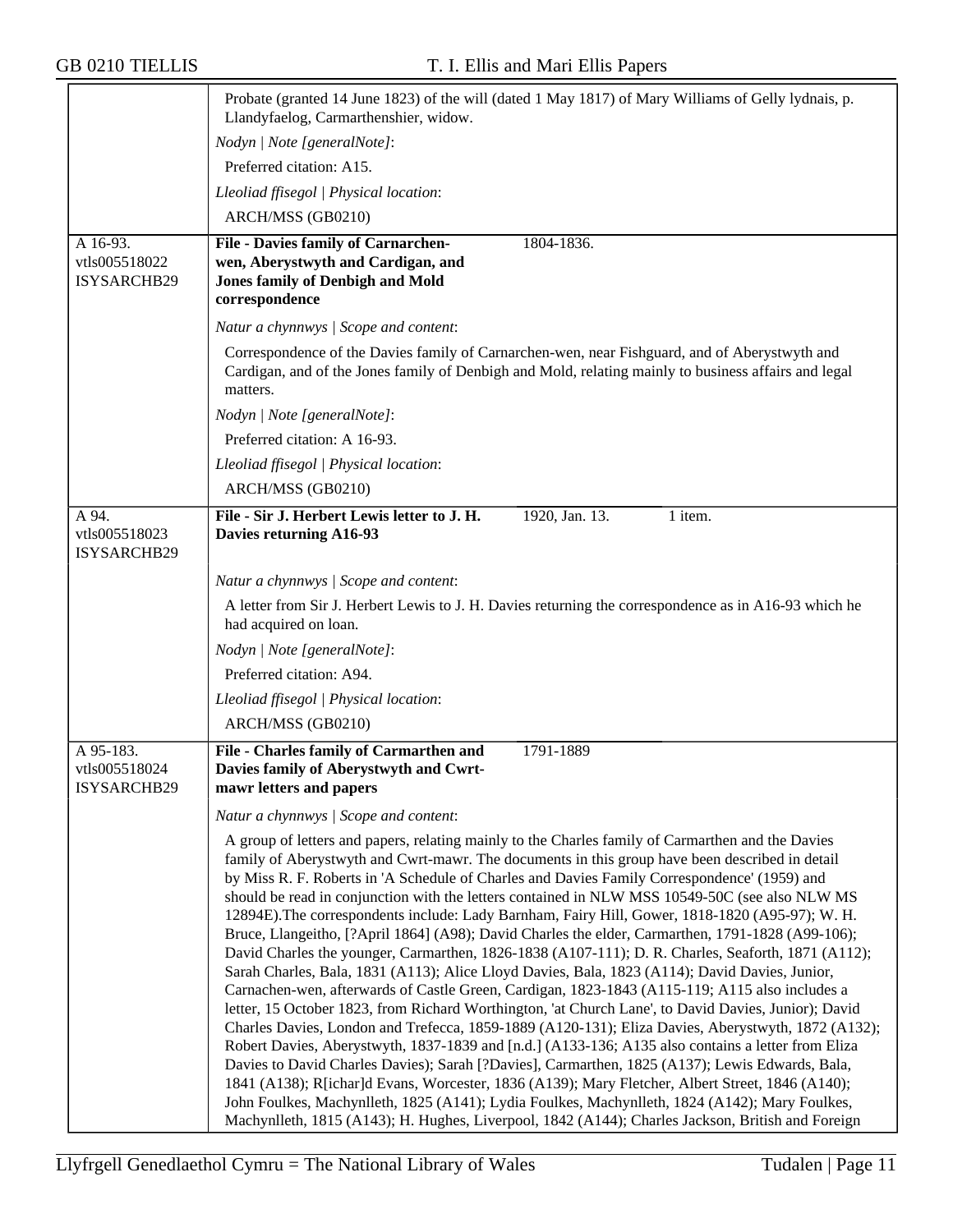Probate (granted 14 June 1823) of the will (dated 1 May 1817) of Mary Williams of Gelly lydnais, p. Llandyfaelog, Carmarthenshier, widow.

*Nodyn | Note [generalNote]*:

Preferred citation: A15.

*Lleoliad ffisegol | Physical location*:

ARCH/MSS (GB0210)

---

A 16-93.
vtls005518022
ISYSARCHB29

**File - Davies family of Carnarchen-wen, Aberystwyth and Cardigan, and Jones family of Denbigh and Mold correspondence** 1804-1836.

*Natur a chynnwys | Scope and content*:

Correspondence of the Davies family of Carnarchen-wen, near Fishguard, and of Aberystwyth and Cardigan, and of the Jones family of Denbigh and Mold, relating mainly to business affairs and legal matters.

*Nodyn | Note [generalNote]*:

Preferred citation: A 16-93.

*Lleoliad ffisegol | Physical location*:

ARCH/MSS (GB0210)

---

A 94.
vtls005518023
ISYSARCHB29

**File - Sir J. Herbert Lewis letter to J. H. Davies returning A16-93** 1920, Jan. 13. 1 item.

*Natur a chynnwys | Scope and content*:

A letter from Sir J. Herbert Lewis to J. H. Davies returning the correspondence as in A16-93 which he had acquired on loan.

*Nodyn | Note [generalNote]*:

Preferred citation: A94.

*Lleoliad ffisegol | Physical location*:

ARCH/MSS (GB0210)

---

A 95-183.
vtls005518024
ISYSARCHB29

**File - Charles family of Carmarthen and Davies family of Aberystwyth and Cwrt-mawr letters and papers** 1791-1889

*Natur a chynnwys | Scope and content*:

A group of letters and papers, relating mainly to the Charles family of Carmarthen and the Davies family of Aberystwyth and Cwrt-mawr. The documents in this group have been described in detail by Miss R. F. Roberts in 'A Schedule of Charles and Davies Family Correspondence' (1959) and should be read in conjunction with the letters contained in NLW MSS 10549-50C (see also NLW MS 12894E).The correspondents include: Lady Barnham, Fairy Hill, Gower, 1818-1820 (A95-97); W. H. Bruce, Llangeitho, [?April 1864] (A98); David Charles the elder, Carmarthen, 1791-1828 (A99-106); David Charles the younger, Carmarthen, 1826-1838 (A107-111); D. R. Charles, Seaforth, 1871 (A112); Sarah Charles, Bala, 1831 (A113); Alice Lloyd Davies, Bala, 1823 (A114); David Davies, Junior, Carnachen-wen, afterwards of Castle Green, Cardigan, 1823-1843 (A115-119; A115 also includes a letter, 15 October 1823, from Richard Worthington, 'at Church Lane', to David Davies, Junior); David Charles Davies, London and Trefecca, 1859-1889 (A120-131); Eliza Davies, Aberystwyth, 1872 (A132); Robert Davies, Aberystwyth, 1837-1839 and [n.d.] (A133-136; A135 also contains a letter from Eliza Davies to David Charles Davies); Sarah [?Davies], Carmarthen, 1825 (A137); Lewis Edwards, Bala, 1841 (A138); R[ichar]d Evans, Worcester, 1836 (A139); Mary Fletcher, Albert Street, 1846 (A140); John Foulkes, Machynlleth, 1825 (A141); Lydia Foulkes, Machynlleth, 1824 (A142); Mary Foulkes, Machynlleth, 1815 (A143); H. Hughes, Liverpool, 1842 (A144); Charles Jackson, British and Foreign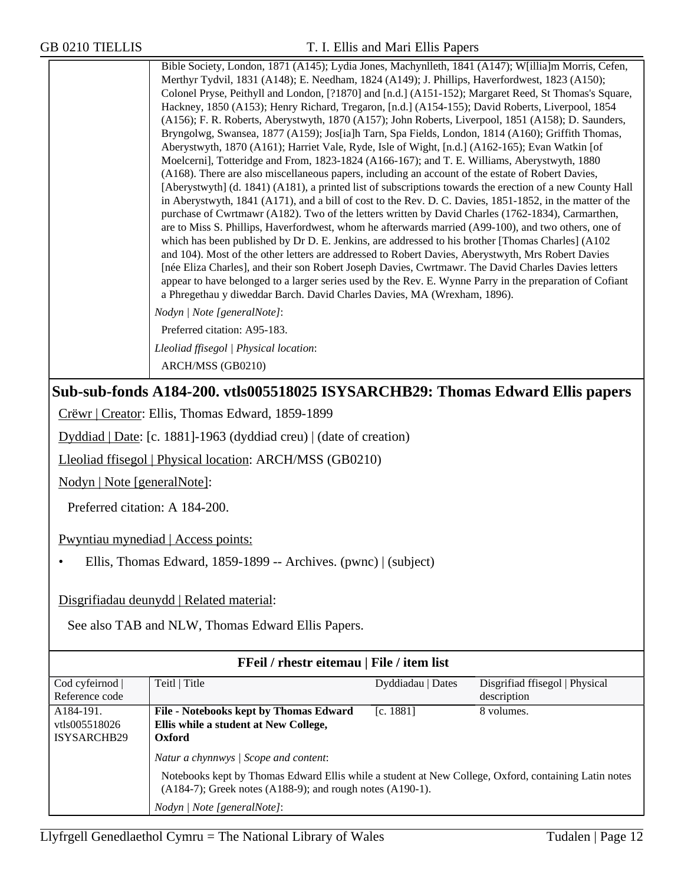Bible Society, London, 1871 (A145); Lydia Jones, Machynlleth, 1841 (A147); W[illia]m Morris, Cefen, Merthyr Tydvil, 1831 (A148); E. Needham, 1824 (A149); J. Phillips, Haverfordwest, 1823 (A150); Colonel Pryse, Peithyll and London, [?1870] and [n.d.] (A151-152); Margaret Reed, St Thomas's Square, Hackney, 1850 (A153); Henry Richard, Tregaron, [n.d.] (A154-155); David Roberts, Liverpool, 1854 (A156); F. R. Roberts, Aberystwyth, 1870 (A157); John Roberts, Liverpool, 1851 (A158); D. Saunders, Bryngolwg, Swansea, 1877 (A159); Jos[ia]h Tarn, Spa Fields, London, 1814 (A160); Griffith Thomas, Aberystwyth, 1870 (A161); Harriet Vale, Ryde, Isle of Wight, [n.d.] (A162-165); Evan Watkin [of Moelcerni], Totteridge and From, 1823-1824 (A166-167); and T. E. Williams, Aberystwyth, 1880 (A168). There are also miscellaneous papers, including an account of the estate of Robert Davies, [Aberystwyth] (d. 1841) (A181), a printed list of subscriptions towards the erection of a new County Hall in Aberystwyth, 1841 (A171), and a bill of cost to the Rev. D. C. Davies, 1851-1852, in the matter of the purchase of Cwrtmawr (A182). Two of the letters written by David Charles (1762-1834), Carmarthen, are to Miss S. Phillips, Haverfordwest, whom he afterwards married (A99-100), and two others, one of which has been published by Dr D. E. Jenkins, are addressed to his brother [Thomas Charles] (A102 and 104). Most of the other letters are addressed to Robert Davies, Aberystwyth, Mrs Robert Davies [née Eliza Charles], and their son Robert Joseph Davies, Cwrtmawr. The David Charles Davies letters appear to have belonged to a larger series used by the Rev. E. Wynne Parry in the preparation of Cofiant a Phregethau y diweddar Barch. David Charles Davies, MA (Wrexham, 1896).

*Nodyn | Note [generalNote]*:

Preferred citation: A95-183.

*Lleoliad ffisegol | Physical location*:

ARCH/MSS (GB0210)

## Sub-sub-fonds A184-200. vtls005518025 ISYSARCHB29: Thomas Edward Ellis papers

Crëwr | Creator: Ellis, Thomas Edward, 1859-1899

Dyddiad | Date: [c. 1881]-1963 (dyddiad creu) | (date of creation)

Lleoliad ffisegol | Physical location: ARCH/MSS (GB0210)

Nodyn | Note [generalNote]:

Preferred citation: A 184-200.

Pwyntiau mynediad | Access points:

- Ellis, Thomas Edward, 1859-1899 -- Archives. (pwnc) | (subject)

Disgrifiadau deunydd | Related material:

See also TAB and NLW, Thomas Edward Ellis Papers.

**FFeil / rhestr eitemau | File / item list**

| Cod cyfeirnod \| Reference code | Teitl \| Title | Dyddiadau \| Dates | Disgrifiad ffisegol \| Physical description |
|---|---|---|---|
| A184-191. vtls005518026 ISYSARCHB29 | **File - Notebooks kept by Thomas Edward Ellis while a student at New College, Oxford** | [c. 1881] | 8 volumes. |

*Natur a chynnwys | Scope and content*:

Notebooks kept by Thomas Edward Ellis while a student at New College, Oxford, containing Latin notes (A184-7); Greek notes (A188-9); and rough notes (A190-1).

*Nodyn | Note [generalNote]*: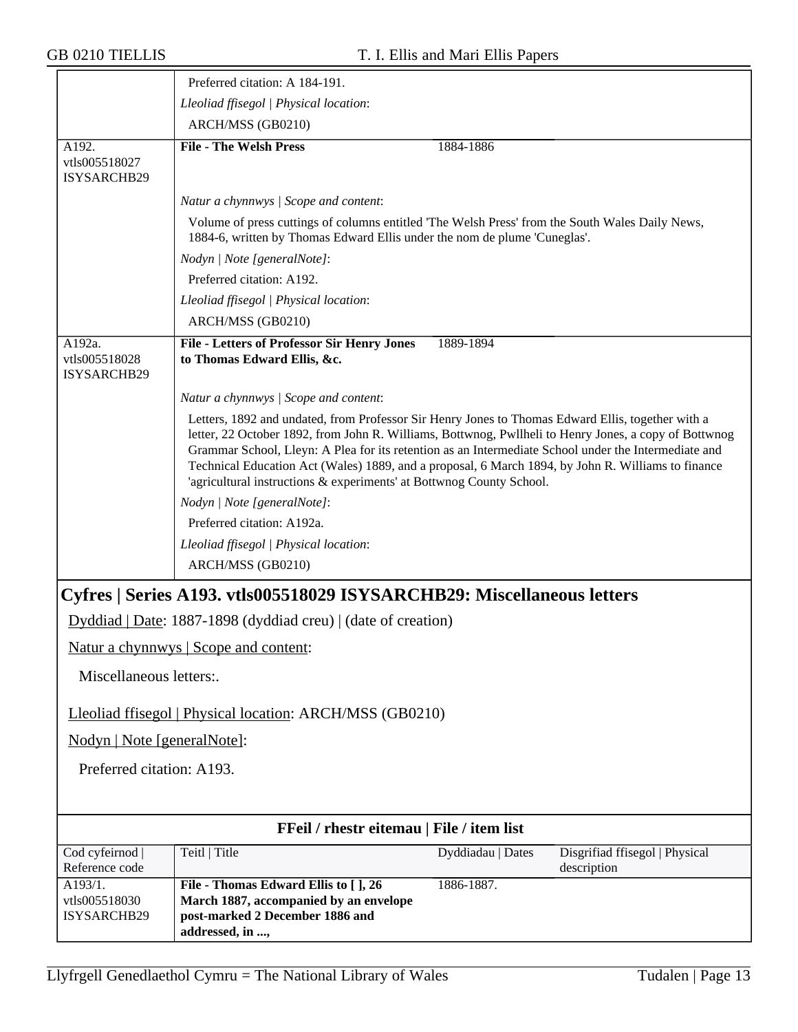| | |
|---|---|
| | Preferred citation: A 184-191. |
| | *Lleoliad ffisegol \| Physical location*: |
| | ARCH/MSS (GB0210) |
| A192. vtls005518027 ISYSARCHB29 | **File - The Welsh Press** 1884-1886 |
| | *Natur a chynnwys \| Scope and content*: |
| | Volume of press cuttings of columns entitled 'The Welsh Press' from the South Wales Daily News, 1884-6, written by Thomas Edward Ellis under the nom de plume 'Cuneglas'. |
| | *Nodyn \| Note [generalNote]*: |
| | Preferred citation: A192. |
| | *Lleoliad ffisegol \| Physical location*: |
| | ARCH/MSS (GB0210) |
| A192a. vtls005518028 ISYSARCHB29 | **File - Letters of Professor Sir Henry Jones to Thomas Edward Ellis, &c.** 1889-1894 |
| | *Natur a chynnwys \| Scope and content*: |
| | Letters, 1892 and undated, from Professor Sir Henry Jones to Thomas Edward Ellis, together with a letter, 22 October 1892, from John R. Williams, Bottwnog, Pwllheli to Henry Jones, a copy of Bottwnog Grammar School, Lleyn: A Plea for its retention as an Intermediate School under the Intermediate and Technical Education Act (Wales) 1889, and a proposal, 6 March 1894, by John R. Williams to finance 'agricultural instructions & experiments' at Bottwnog County School. |
| | *Nodyn \| Note [generalNote]*: |
| | Preferred citation: A192a. |
| | *Lleoliad ffisegol \| Physical location*: |
| | ARCH/MSS (GB0210) |

## Cyfres | Series A193. vtls005518029 ISYSARCHB29: Miscellaneous letters

Dyddiad | Date: 1887-1898 (dyddiad creu) | (date of creation)

Natur a chynnwys | Scope and content:

Miscellaneous letters:.

Lleoliad ffisegol | Physical location: ARCH/MSS (GB0210)

Nodyn | Note [generalNote]:

Preferred citation: A193.

### FFeil / rhestr eitemau | File / item list

| Cod cyfeirnod \| Reference code | Teitl \| Title | Dyddiadau \| Dates | Disgrifiad ffisegol \| Physical description |
|---|---|---|---|
| A193/1. vtls005518030 ISYSARCHB29 | **File - Thomas Edward Ellis to [ ], 26 March 1887, accompanied by an envelope post-marked 2 December 1886 and addressed, in ...,** | 1886-1887. | |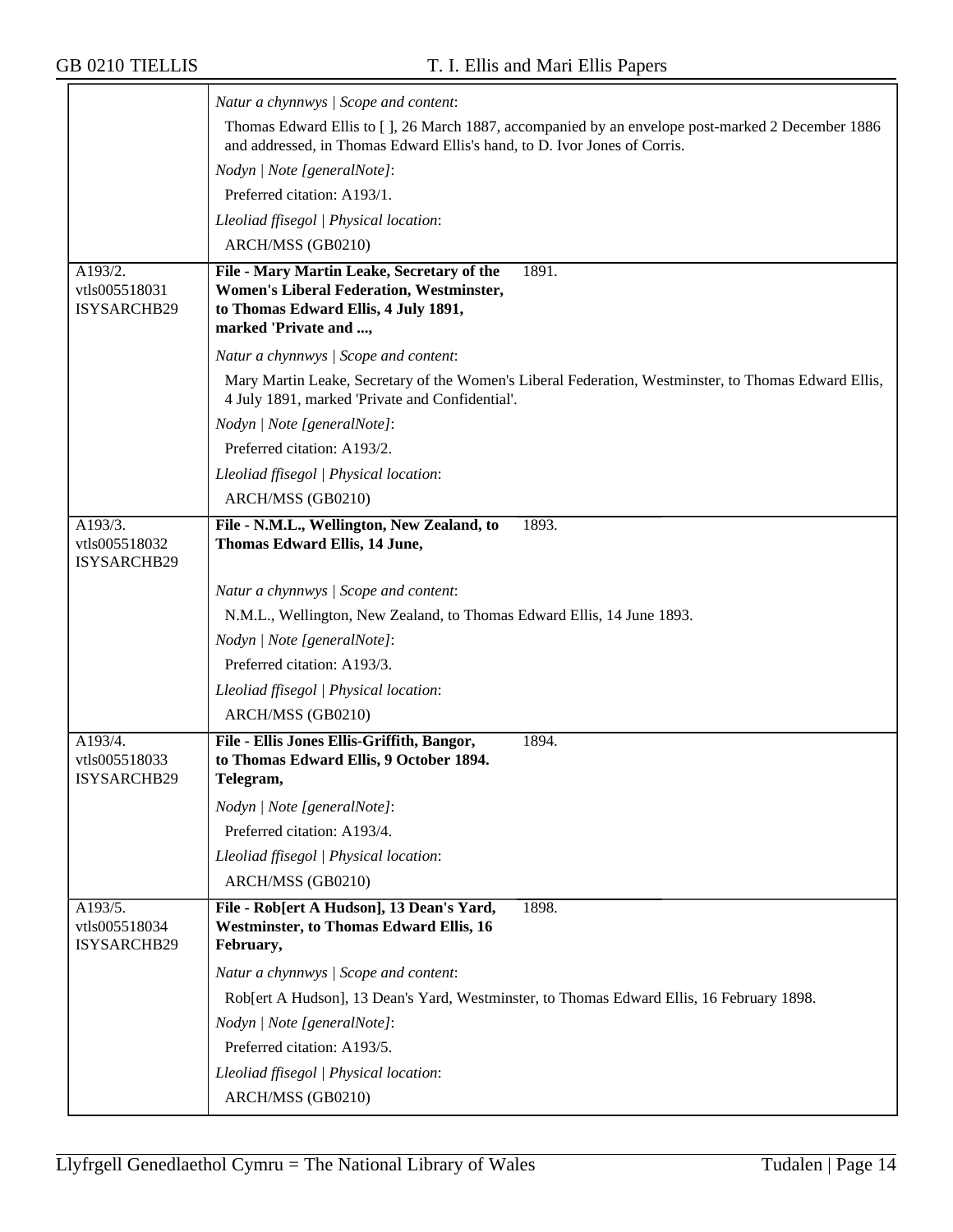| | |
|---|---|
| | *Natur a chynnwys \| Scope and content*:<br>Thomas Edward Ellis to [ ], 26 March 1887, accompanied by an envelope post-marked 2 December 1886 and addressed, in Thomas Edward Ellis's hand, to D. Ivor Jones of Corris.<br>*Nodyn \| Note [generalNote]*:<br>Preferred citation: A193/1.<br>*Lleoliad ffisegol \| Physical location*:<br>ARCH/MSS (GB0210) |
| A193/2.<br>vtls005518031<br>ISYSARCHB29 | **File - Mary Martin Leake, Secretary of the Women's Liberal Federation, Westminster, to Thomas Edward Ellis, 4 July 1891, marked 'Private and ...,** 1891.<br>*Natur a chynnwys \| Scope and content*:<br>Mary Martin Leake, Secretary of the Women's Liberal Federation, Westminster, to Thomas Edward Ellis, 4 July 1891, marked 'Private and Confidential'.<br>*Nodyn \| Note [generalNote]*:<br>Preferred citation: A193/2.<br>*Lleoliad ffisegol \| Physical location*:<br>ARCH/MSS (GB0210) |
| A193/3.<br>vtls005518032<br>ISYSARCHB29 | **File - N.M.L., Wellington, New Zealand, to Thomas Edward Ellis, 14 June,** 1893.<br>*Natur a chynnwys \| Scope and content*:<br>N.M.L., Wellington, New Zealand, to Thomas Edward Ellis, 14 June 1893.<br>*Nodyn \| Note [generalNote]*:<br>Preferred citation: A193/3.<br>*Lleoliad ffisegol \| Physical location*:<br>ARCH/MSS (GB0210) |
| A193/4.<br>vtls005518033<br>ISYSARCHB29 | **File - Ellis Jones Ellis-Griffith, Bangor, to Thomas Edward Ellis, 9 October 1894. Telegram,** 1894.<br>*Nodyn \| Note [generalNote]*:<br>Preferred citation: A193/4.<br>*Lleoliad ffisegol \| Physical location*:<br>ARCH/MSS (GB0210) |
| A193/5.<br>vtls005518034<br>ISYSARCHB29 | **File - Rob[ert A Hudson], 13 Dean's Yard, Westminster, to Thomas Edward Ellis, 16 February,** 1898.<br>*Natur a chynnwys \| Scope and content*:<br>Rob[ert A Hudson], 13 Dean's Yard, Westminster, to Thomas Edward Ellis, 16 February 1898.<br>*Nodyn \| Note [generalNote]*:<br>Preferred citation: A193/5.<br>*Lleoliad ffisegol \| Physical location*:<br>ARCH/MSS (GB0210) |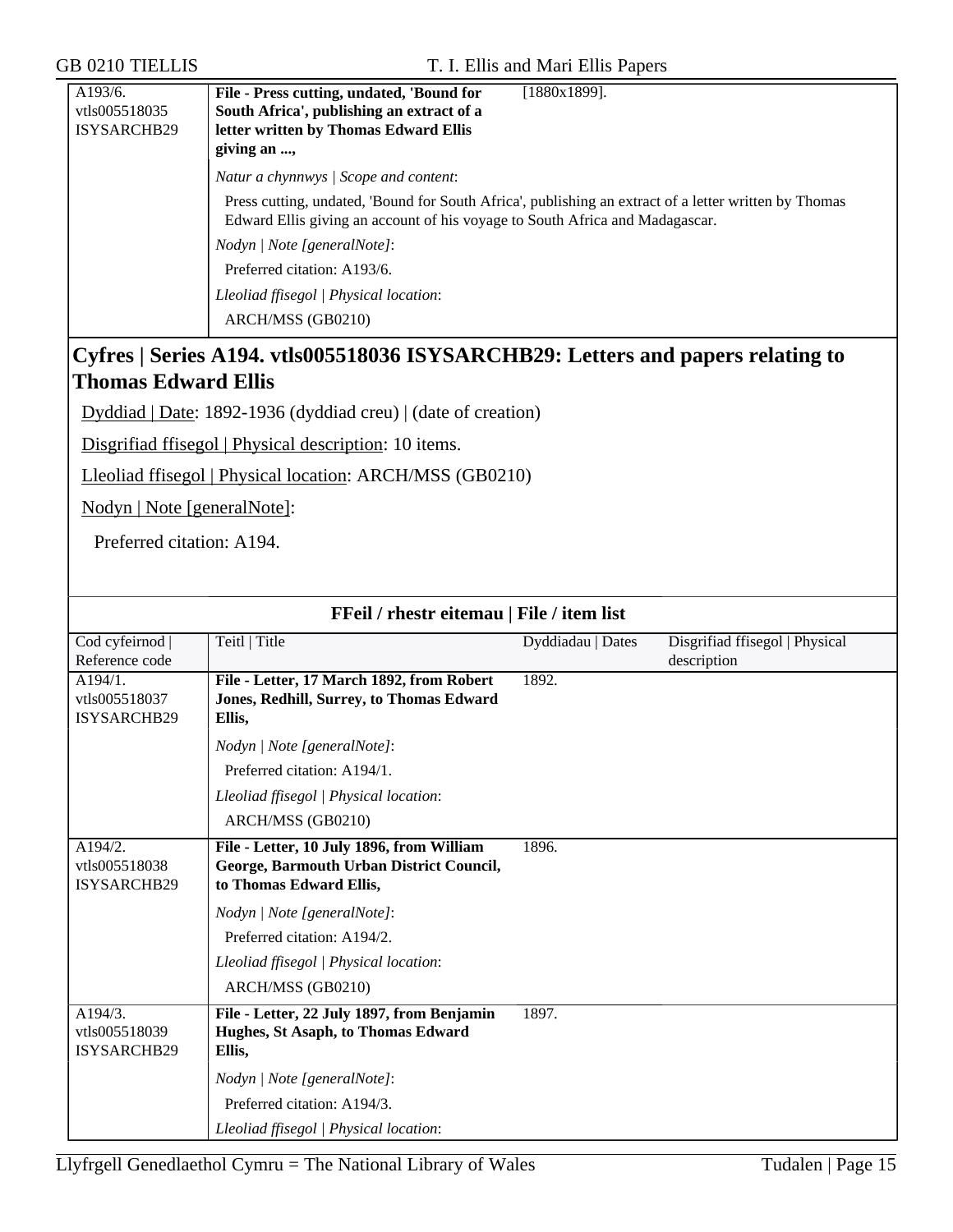| | | |
|---|---|---|
| A193/6. vtls005518035 ISYSARCHB29 | **File - Press cutting, undated, 'Bound for South Africa', publishing an extract of a letter written by Thomas Edward Ellis giving an ...,** | [1880x1899]. |
| | *Natur a chynnwys \| Scope and content*: Press cutting, undated, 'Bound for South Africa', publishing an extract of a letter written by Thomas Edward Ellis giving an account of his voyage to South Africa and Madagascar. *Nodyn \| Note [generalNote]*: Preferred citation: A193/6. *Lleoliad ffisegol \| Physical location*: ARCH/MSS (GB0210) | |

## Cyfres | Series A194. vtls005518036 ISYSARCHB29: Letters and papers relating to Thomas Edward Ellis

Dyddiad | Date: 1892-1936 (dyddiad creu) | (date of creation)

Disgrifiad ffisegol | Physical description: 10 items.

Lleoliad ffisegol | Physical location: ARCH/MSS (GB0210)

Nodyn | Note [generalNote]:

Preferred citation: A194.

**FFeil / rhestr eitemau | File / item list**

| Cod cyfeirnod \| Reference code | Teitl \| Title | Dyddiadau \| Dates | Disgrifiad ffisegol \| Physical description |
|---|---|---|---|
| A194/1. vtls005518037 ISYSARCHB29 | **File - Letter, 17 March 1892, from Robert Jones, Redhill, Surrey, to Thomas Edward Ellis,** | 1892. | |
| | *Nodyn \| Note [generalNote]*: Preferred citation: A194/1. *Lleoliad ffisegol \| Physical location*: ARCH/MSS (GB0210) | | |
| A194/2. vtls005518038 ISYSARCHB29 | **File - Letter, 10 July 1896, from William George, Barmouth Urban District Council, to Thomas Edward Ellis,** | 1896. | |
| | *Nodyn \| Note [generalNote]*: Preferred citation: A194/2. *Lleoliad ffisegol \| Physical location*: ARCH/MSS (GB0210) | | |
| A194/3. vtls005518039 ISYSARCHB29 | **File - Letter, 22 July 1897, from Benjamin Hughes, St Asaph, to Thomas Edward Ellis,** | 1897. | |
| | *Nodyn \| Note [generalNote]*: Preferred citation: A194/3. *Lleoliad ffisegol \| Physical location*: | | |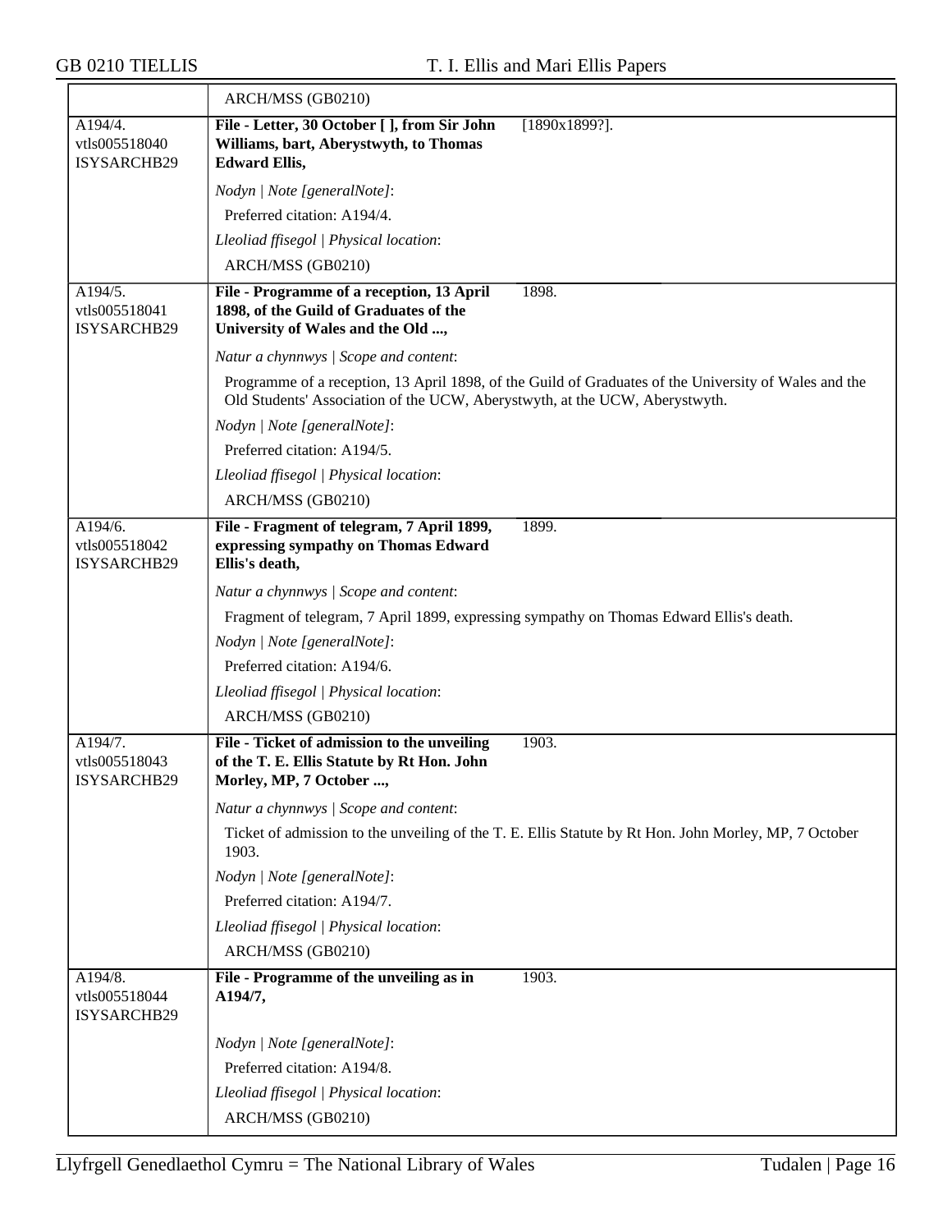| | |
|---|---|
| | ARCH/MSS (GB0210) |
| A194/4.<br>vtls005518040<br>ISYSARCHB29 | **File - Letter, 30 October [ ], from Sir John Williams, bart, Aberystwyth, to Thomas Edward Ellis,** [1890x1899?].<br><br>*Nodyn \| Note [generalNote]*:<br>Preferred citation: A194/4.<br>*Lleoliad ffisegol \| Physical location*:<br>ARCH/MSS (GB0210) |
| A194/5.<br>vtls005518041<br>ISYSARCHB29 | **File - Programme of a reception, 13 April 1898, of the Guild of Graduates of the University of Wales and the Old ...,** 1898.<br><br>*Natur a chynnwys \| Scope and content*:<br>Programme of a reception, 13 April 1898, of the Guild of Graduates of the University of Wales and the Old Students' Association of the UCW, Aberystwyth, at the UCW, Aberystwyth.<br>*Nodyn \| Note [generalNote]*:<br>Preferred citation: A194/5.<br>*Lleoliad ffisegol \| Physical location*:<br>ARCH/MSS (GB0210) |
| A194/6.<br>vtls005518042<br>ISYSARCHB29 | **File - Fragment of telegram, 7 April 1899, expressing sympathy on Thomas Edward Ellis's death,** 1899.<br><br>*Natur a chynnwys \| Scope and content*:<br>Fragment of telegram, 7 April 1899, expressing sympathy on Thomas Edward Ellis's death.<br>*Nodyn \| Note [generalNote]*:<br>Preferred citation: A194/6.<br>*Lleoliad ffisegol \| Physical location*:<br>ARCH/MSS (GB0210) |
| A194/7.<br>vtls005518043<br>ISYSARCHB29 | **File - Ticket of admission to the unveiling of the T. E. Ellis Statute by Rt Hon. John Morley, MP, 7 October ...,** 1903.<br><br>*Natur a chynnwys \| Scope and content*:<br>Ticket of admission to the unveiling of the T. E. Ellis Statute by Rt Hon. John Morley, MP, 7 October 1903.<br>*Nodyn \| Note [generalNote]*:<br>Preferred citation: A194/7.<br>*Lleoliad ffisegol \| Physical location*:<br>ARCH/MSS (GB0210) |
| A194/8.<br>vtls005518044<br>ISYSARCHB29 | **File - Programme of the unveiling as in A194/7,** 1903.<br><br>*Nodyn \| Note [generalNote]*:<br>Preferred citation: A194/8.<br>*Lleoliad ffisegol \| Physical location*:<br>ARCH/MSS (GB0210) |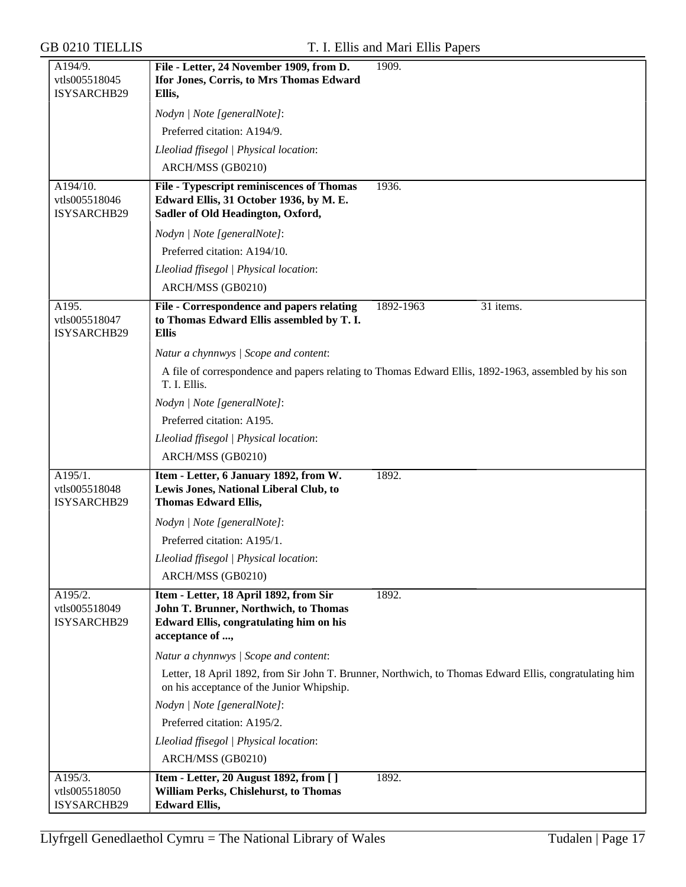| | | | |
|---|---|---|---|
| A194/9.<br>vtls005518045<br>ISYSARCHB29 | **File - Letter, 24 November 1909, from D. Ifor Jones, Corris, to Mrs Thomas Edward Ellis,** | 1909. | |
| | *Nodyn \| Note [generalNote]*:<br>Preferred citation: A194/9.<br>*Lleoliad ffisegol \| Physical location*:<br>ARCH/MSS (GB0210) | | |
| A194/10.<br>vtls005518046<br>ISYSARCHB29 | **File - Typescript reminiscences of Thomas Edward Ellis, 31 October 1936, by M. E. Sadler of Old Headington, Oxford,** | 1936. | |
| | *Nodyn \| Note [generalNote]*:<br>Preferred citation: A194/10.<br>*Lleoliad ffisegol \| Physical location*:<br>ARCH/MSS (GB0210) | | |
| A195.<br>vtls005518047<br>ISYSARCHB29 | **File - Correspondence and papers relating to Thomas Edward Ellis assembled by T. I. Ellis** | 1892-1963 | 31 items. |
| | *Natur a chynnwys \| Scope and content*:<br>A file of correspondence and papers relating to Thomas Edward Ellis, 1892-1963, assembled by his son T. I. Ellis.<br>*Nodyn \| Note [generalNote]*:<br>Preferred citation: A195.<br>*Lleoliad ffisegol \| Physical location*:<br>ARCH/MSS (GB0210) | | |
| A195/1.<br>vtls005518048<br>ISYSARCHB29 | **Item - Letter, 6 January 1892, from W. Lewis Jones, National Liberal Club, to Thomas Edward Ellis,** | 1892. | |
| | *Nodyn \| Note [generalNote]*:<br>Preferred citation: A195/1.<br>*Lleoliad ffisegol \| Physical location*:<br>ARCH/MSS (GB0210) | | |
| A195/2.<br>vtls005518049<br>ISYSARCHB29 | **Item - Letter, 18 April 1892, from Sir John T. Brunner, Northwich, to Thomas Edward Ellis, congratulating him on his acceptance of ...,** | 1892. | |
| | *Natur a chynnwys \| Scope and content*:<br>Letter, 18 April 1892, from Sir John T. Brunner, Northwich, to Thomas Edward Ellis, congratulating him on his acceptance of the Junior Whipship.<br>*Nodyn \| Note [generalNote]*:<br>Preferred citation: A195/2.<br>*Lleoliad ffisegol \| Physical location*:<br>ARCH/MSS (GB0210) | | |
| A195/3.<br>vtls005518050<br>ISYSARCHB29 | **Item - Letter, 20 August 1892, from [ ] William Perks, Chislehurst, to Thomas Edward Ellis,** | 1892. | |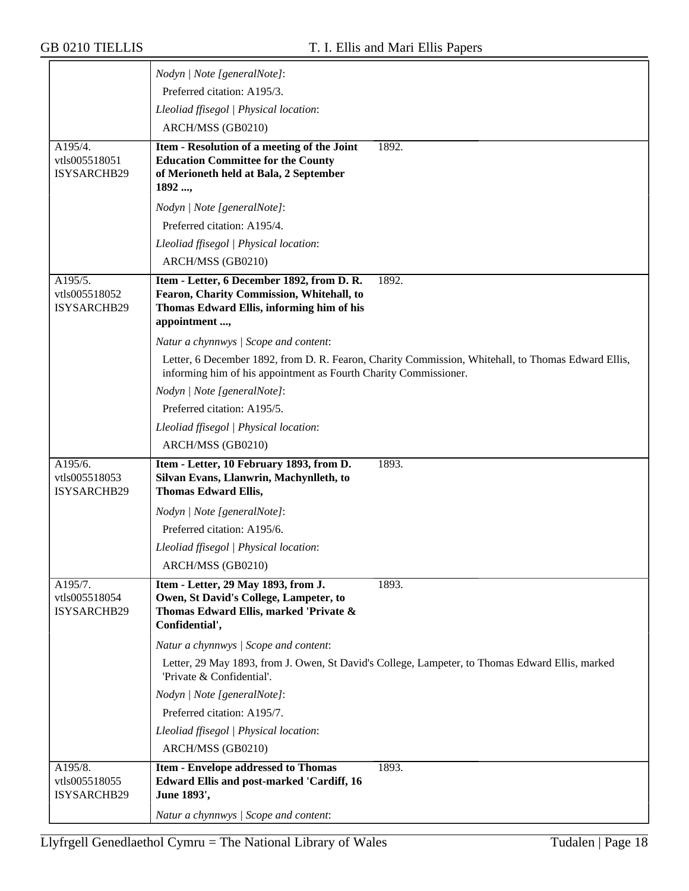| | |
|---|---|
| | *Nodyn \| Note [generalNote]*:<br>Preferred citation: A195/3.<br>*Lleoliad ffisegol \| Physical location*:<br>ARCH/MSS (GB0210) |
| A195/4.<br>vtls005518051<br>ISYSARCHB29 | **Item - Resolution of a meeting of the Joint Education Committee for the County of Merioneth held at Bala, 2 September 1892 ...,** 1892.<br>*Nodyn \| Note [generalNote]*:<br>Preferred citation: A195/4.<br>*Lleoliad ffisegol \| Physical location*:<br>ARCH/MSS (GB0210) |
| A195/5.<br>vtls005518052<br>ISYSARCHB29 | **Item - Letter, 6 December 1892, from D. R. Fearon, Charity Commission, Whitehall, to Thomas Edward Ellis, informing him of his appointment ...,** 1892.<br>*Natur a chynnwys \| Scope and content*:<br>Letter, 6 December 1892, from D. R. Fearon, Charity Commission, Whitehall, to Thomas Edward Ellis, informing him of his appointment as Fourth Charity Commissioner.<br>*Nodyn \| Note [generalNote]*:<br>Preferred citation: A195/5.<br>*Lleoliad ffisegol \| Physical location*:<br>ARCH/MSS (GB0210) |
| A195/6.<br>vtls005518053<br>ISYSARCHB29 | **Item - Letter, 10 February 1893, from D. Silvan Evans, Llanwrin, Machynlleth, to Thomas Edward Ellis,** 1893.<br>*Nodyn \| Note [generalNote]*:<br>Preferred citation: A195/6.<br>*Lleoliad ffisegol \| Physical location*:<br>ARCH/MSS (GB0210) |
| A195/7.<br>vtls005518054<br>ISYSARCHB29 | **Item - Letter, 29 May 1893, from J. Owen, St David's College, Lampeter, to Thomas Edward Ellis, marked 'Private & Confidential',** 1893.<br>*Natur a chynnwys \| Scope and content*:<br>Letter, 29 May 1893, from J. Owen, St David's College, Lampeter, to Thomas Edward Ellis, marked 'Private & Confidential'.<br>*Nodyn \| Note [generalNote]*:<br>Preferred citation: A195/7.<br>*Lleoliad ffisegol \| Physical location*:<br>ARCH/MSS (GB0210) |
| A195/8.<br>vtls005518055<br>ISYSARCHB29 | **Item - Envelope addressed to Thomas Edward Ellis and post-marked 'Cardiff, 16 June 1893',** 1893.<br>*Natur a chynnwys \| Scope and content*: |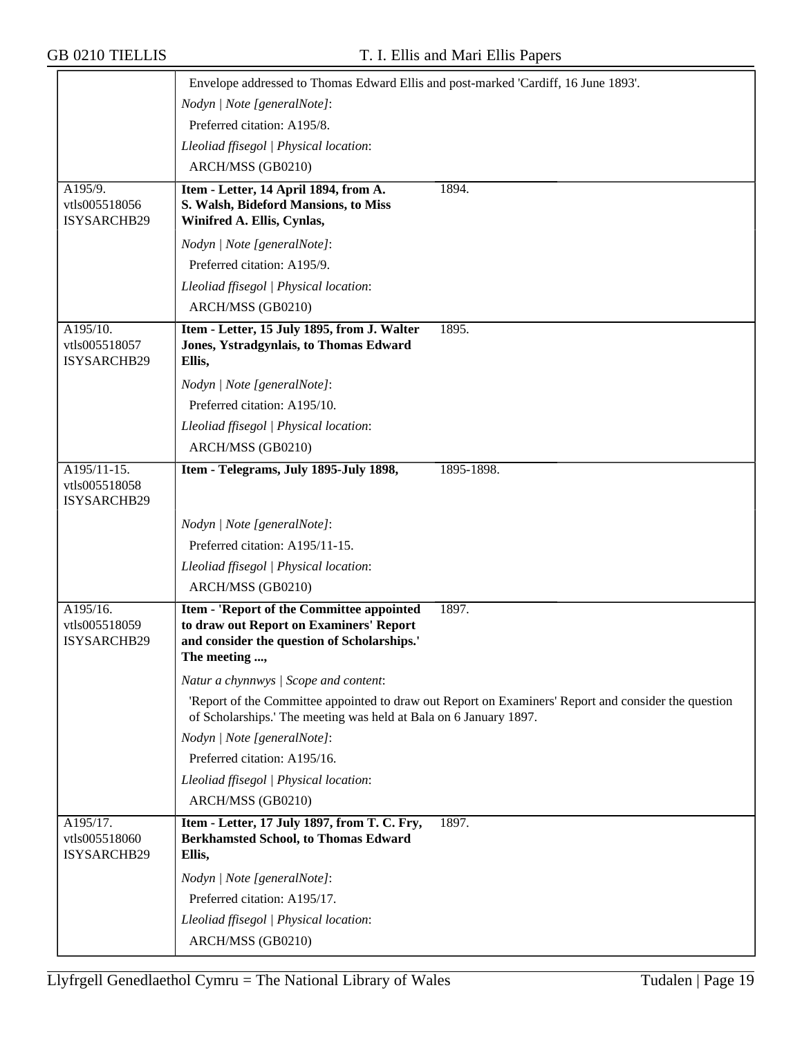| | |
|---|---|
| | Envelope addressed to Thomas Edward Ellis and post-marked 'Cardiff, 16 June 1893'.<br>*Nodyn \| Note [generalNote]*:<br>Preferred citation: A195/8.<br>*Lleoliad ffisegol \| Physical location*:<br>ARCH/MSS (GB0210) |
| A195/9.<br>vtls005518056<br>ISYSARCHB29 | **Item - Letter, 14 April 1894, from A. S. Walsh, Bideford Mansions, to Miss Winifred A. Ellis, Cynlas,** 1894.<br>*Nodyn \| Note [generalNote]*:<br>Preferred citation: A195/9.<br>*Lleoliad ffisegol \| Physical location*:<br>ARCH/MSS (GB0210) |
| A195/10.<br>vtls005518057<br>ISYSARCHB29 | **Item - Letter, 15 July 1895, from J. Walter Jones, Ystradgynlais, to Thomas Edward Ellis,** 1895.<br>*Nodyn \| Note [generalNote]*:<br>Preferred citation: A195/10.<br>*Lleoliad ffisegol \| Physical location*:<br>ARCH/MSS (GB0210) |
| A195/11-15.<br>vtls005518058<br>ISYSARCHB29 | **Item - Telegrams, July 1895-July 1898,** 1895-1898.<br>*Nodyn \| Note [generalNote]*:<br>Preferred citation: A195/11-15.<br>*Lleoliad ffisegol \| Physical location*:<br>ARCH/MSS (GB0210) |
| A195/16.<br>vtls005518059<br>ISYSARCHB29 | **Item - 'Report of the Committee appointed to draw out Report on Examiners' Report and consider the question of Scholarships.' The meeting ...,** 1897.<br>*Natur a chynnwys \| Scope and content*:<br>'Report of the Committee appointed to draw out Report on Examiners' Report and consider the question of Scholarships.' The meeting was held at Bala on 6 January 1897.<br>*Nodyn \| Note [generalNote]*:<br>Preferred citation: A195/16.<br>*Lleoliad ffisegol \| Physical location*:<br>ARCH/MSS (GB0210) |
| A195/17.<br>vtls005518060<br>ISYSARCHB29 | **Item - Letter, 17 July 1897, from T. C. Fry, Berkhamsted School, to Thomas Edward Ellis,** 1897.<br>*Nodyn \| Note [generalNote]*:<br>Preferred citation: A195/17.<br>*Lleoliad ffisegol \| Physical location*:<br>ARCH/MSS (GB0210) |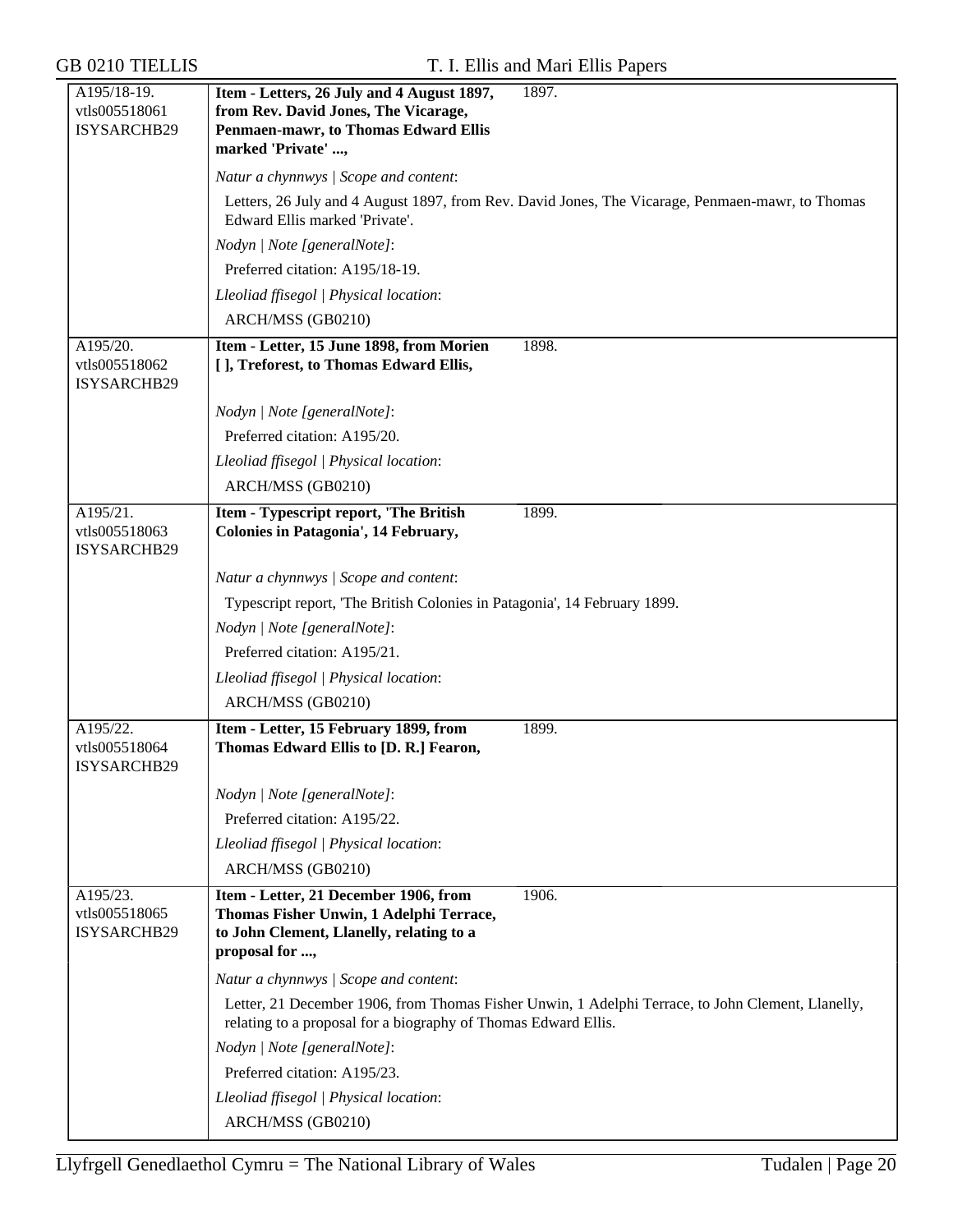| | | |
|---|---|---|
| A195/18-19.<br>vtls005518061<br>ISYSARCHB29 | **Item - Letters, 26 July and 4 August 1897, from Rev. David Jones, The Vicarage, Penmaen-mawr, to Thomas Edward Ellis marked 'Private' ...,**<br><br>*Natur a chynnwys \| Scope and content*:<br>Letters, 26 July and 4 August 1897, from Rev. David Jones, The Vicarage, Penmaen-mawr, to Thomas Edward Ellis marked 'Private'.<br>*Nodyn \| Note [generalNote]*:<br>Preferred citation: A195/18-19.<br>*Lleoliad ffisegol \| Physical location*:<br>ARCH/MSS (GB0210) | 1897. |
| A195/20.<br>vtls005518062<br>ISYSARCHB29 | **Item - Letter, 15 June 1898, from Morien [ ], Treforest, to Thomas Edward Ellis,**<br><br>*Nodyn \| Note [generalNote]*:<br>Preferred citation: A195/20.<br>*Lleoliad ffisegol \| Physical location*:<br>ARCH/MSS (GB0210) | 1898. |
| A195/21.<br>vtls005518063<br>ISYSARCHB29 | **Item - Typescript report, 'The British Colonies in Patagonia', 14 February,**<br><br>*Natur a chynnwys \| Scope and content*:<br>Typescript report, 'The British Colonies in Patagonia', 14 February 1899.<br>*Nodyn \| Note [generalNote]*:<br>Preferred citation: A195/21.<br>*Lleoliad ffisegol \| Physical location*:<br>ARCH/MSS (GB0210) | 1899. |
| A195/22.<br>vtls005518064<br>ISYSARCHB29 | **Item - Letter, 15 February 1899, from Thomas Edward Ellis to [D. R.] Fearon,**<br><br>*Nodyn \| Note [generalNote]*:<br>Preferred citation: A195/22.<br>*Lleoliad ffisegol \| Physical location*:<br>ARCH/MSS (GB0210) | 1899. |
| A195/23.<br>vtls005518065<br>ISYSARCHB29 | **Item - Letter, 21 December 1906, from Thomas Fisher Unwin, 1 Adelphi Terrace, to John Clement, Llanelly, relating to a proposal for ...,**<br><br>*Natur a chynnwys \| Scope and content*:<br>Letter, 21 December 1906, from Thomas Fisher Unwin, 1 Adelphi Terrace, to John Clement, Llanelly, relating to a proposal for a biography of Thomas Edward Ellis.<br>*Nodyn \| Note [generalNote]*:<br>Preferred citation: A195/23.<br>*Lleoliad ffisegol \| Physical location*:<br>ARCH/MSS (GB0210) | 1906. |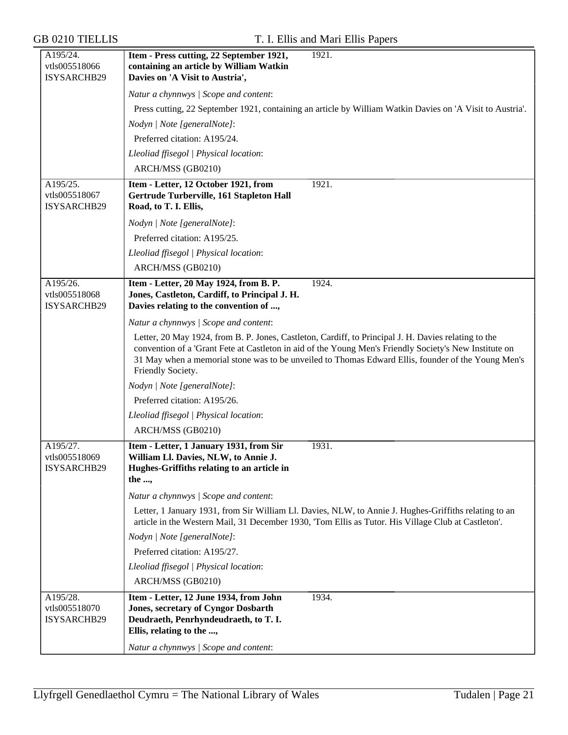| Reference | Title | Date |
|---|---|---|
| A195/24.<br>vtls005518066<br>ISYSARCHB29 | **Item - Press cutting, 22 September 1921, containing an article by William Watkin Davies on 'A Visit to Austria',** | 1921. |

*Natur a chynnwys | Scope and content*:

Press cutting, 22 September 1921, containing an article by William Watkin Davies on 'A Visit to Austria'.

*Nodyn | Note [generalNote]*:

Preferred citation: A195/24.

*Lleoliad ffisegol | Physical location*:

ARCH/MSS (GB0210)

| Reference | Title | Date |
|---|---|---|
| A195/25.<br>vtls005518067<br>ISYSARCHB29 | **Item - Letter, 12 October 1921, from Gertrude Turberville, 161 Stapleton Hall Road, to T. I. Ellis,** | 1921. |

*Nodyn | Note [generalNote]*:

Preferred citation: A195/25.

*Lleoliad ffisegol | Physical location*:

ARCH/MSS (GB0210)

| Reference | Title | Date |
|---|---|---|
| A195/26.<br>vtls005518068<br>ISYSARCHB29 | **Item - Letter, 20 May 1924, from B. P. Jones, Castleton, Cardiff, to Principal J. H. Davies relating to the convention of ...,** | 1924. |

*Natur a chynnwys | Scope and content*:

Letter, 20 May 1924, from B. P. Jones, Castleton, Cardiff, to Principal J. H. Davies relating to the convention of a 'Grant Fete at Castleton in aid of the Young Men's Friendly Society's New Institute on 31 May when a memorial stone was to be unveiled to Thomas Edward Ellis, founder of the Young Men's Friendly Society.

*Nodyn | Note [generalNote]*:

Preferred citation: A195/26.

*Lleoliad ffisegol | Physical location*:

ARCH/MSS (GB0210)

| Reference | Title | Date |
|---|---|---|
| A195/27.<br>vtls005518069<br>ISYSARCHB29 | **Item - Letter, 1 January 1931, from Sir William Ll. Davies, NLW, to Annie J. Hughes-Griffiths relating to an article in the ...,** | 1931. |

*Natur a chynnwys | Scope and content*:

Letter, 1 January 1931, from Sir William Ll. Davies, NLW, to Annie J. Hughes-Griffiths relating to an article in the Western Mail, 31 December 1930, 'Tom Ellis as Tutor. His Village Club at Castleton'.

*Nodyn | Note [generalNote]*:

Preferred citation: A195/27.

*Lleoliad ffisegol | Physical location*:

ARCH/MSS (GB0210)

| Reference | Title | Date |
|---|---|---|
| A195/28.<br>vtls005518070<br>ISYSARCHB29 | **Item - Letter, 12 June 1934, from John Jones, secretary of Cyngor Dosbarth Deudraeth, Penrhyndeudraeth, to T. I. Ellis, relating to the ...,** | 1934. |

*Natur a chynnwys | Scope and content*: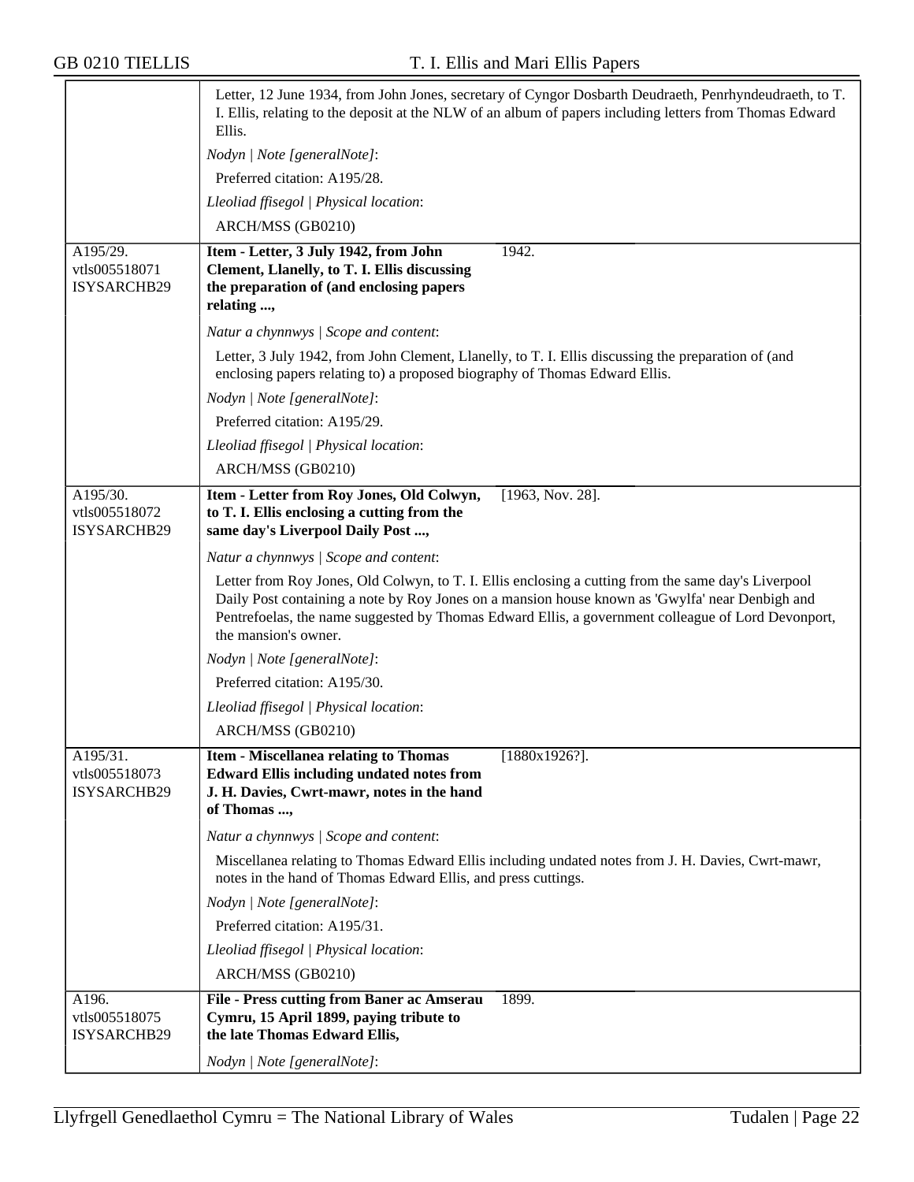Letter, 12 June 1934, from John Jones, secretary of Cyngor Dosbarth Deudraeth, Penrhyndeudraeth, to T. I. Ellis, relating to the deposit at the NLW of an album of papers including letters from Thomas Edward Ellis.

*Nodyn | Note [generalNote]*:

Preferred citation: A195/28.

*Lleoliad ffisegol | Physical location*:

ARCH/MSS (GB0210)

---

A195/29.
vtls005518071
ISYSARCHB29

**Item - Letter, 3 July 1942, from John Clement, Llanelly, to T. I. Ellis discussing the preparation of (and enclosing papers relating ...,** — 1942.

*Natur a chynnwys | Scope and content*:

Letter, 3 July 1942, from John Clement, Llanelly, to T. I. Ellis discussing the preparation of (and enclosing papers relating to) a proposed biography of Thomas Edward Ellis.

*Nodyn | Note [generalNote]*:

Preferred citation: A195/29.

*Lleoliad ffisegol | Physical location*:

ARCH/MSS (GB0210)

---

A195/30.
vtls005518072
ISYSARCHB29

**Item - Letter from Roy Jones, Old Colwyn, to T. I. Ellis enclosing a cutting from the same day's Liverpool Daily Post ...,** — [1963, Nov. 28].

*Natur a chynnwys | Scope and content*:

Letter from Roy Jones, Old Colwyn, to T. I. Ellis enclosing a cutting from the same day's Liverpool Daily Post containing a note by Roy Jones on a mansion house known as 'Gwylfa' near Denbigh and Pentrefoelas, the name suggested by Thomas Edward Ellis, a government colleague of Lord Devonport, the mansion's owner.

*Nodyn | Note [generalNote]*:

Preferred citation: A195/30.

*Lleoliad ffisegol | Physical location*:

ARCH/MSS (GB0210)

---

A195/31.
vtls005518073
ISYSARCHB29

**Item - Miscellanea relating to Thomas Edward Ellis including undated notes from J. H. Davies, Cwrt-mawr, notes in the hand of Thomas ...,** — [1880x1926?].

*Natur a chynnwys | Scope and content*:

Miscellanea relating to Thomas Edward Ellis including undated notes from J. H. Davies, Cwrt-mawr, notes in the hand of Thomas Edward Ellis, and press cuttings.

*Nodyn | Note [generalNote]*:

Preferred citation: A195/31.

*Lleoliad ffisegol | Physical location*:

ARCH/MSS (GB0210)

---

A196.
vtls005518075
ISYSARCHB29

**File - Press cutting from Baner ac Amserau Cymru, 15 April 1899, paying tribute to the late Thomas Edward Ellis,** — 1899.

*Nodyn | Note [generalNote]*: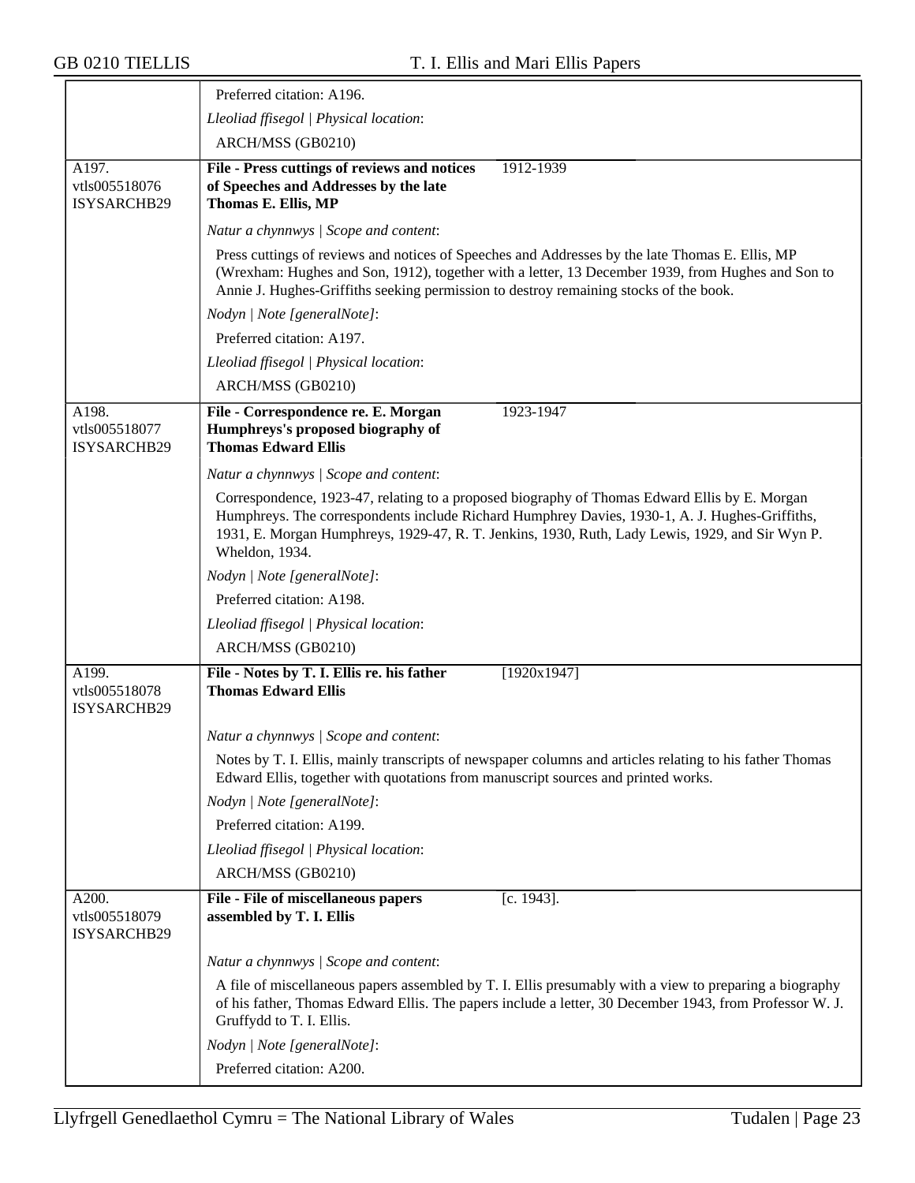Preferred citation: A196.

*Lleoliad ffisegol | Physical location*:

ARCH/MSS (GB0210)

| | |
|---|---|
| A197.<br>vtls005518076<br>ISYSARCHB29 | **File - Press cuttings of reviews and notices of Speeches and Addresses by the late Thomas E. Ellis, MP** — 1912-1939<br><br>*Natur a chynnwys \| Scope and content*:<br><br>Press cuttings of reviews and notices of Speeches and Addresses by the late Thomas E. Ellis, MP (Wrexham: Hughes and Son, 1912), together with a letter, 13 December 1939, from Hughes and Son to Annie J. Hughes-Griffiths seeking permission to destroy remaining stocks of the book.<br><br>*Nodyn \| Note [generalNote]*:<br><br>Preferred citation: A197.<br><br>*Lleoliad ffisegol \| Physical location*:<br><br>ARCH/MSS (GB0210) |
| A198.<br>vtls005518077<br>ISYSARCHB29 | **File - Correspondence re. E. Morgan Humphreys's proposed biography of Thomas Edward Ellis** — 1923-1947<br><br>*Natur a chynnwys \| Scope and content*:<br><br>Correspondence, 1923-47, relating to a proposed biography of Thomas Edward Ellis by E. Morgan Humphreys. The correspondents include Richard Humphrey Davies, 1930-1, A. J. Hughes-Griffiths, 1931, E. Morgan Humphreys, 1929-47, R. T. Jenkins, 1930, Ruth, Lady Lewis, 1929, and Sir Wyn P. Wheldon, 1934.<br><br>*Nodyn \| Note [generalNote]*:<br><br>Preferred citation: A198.<br><br>*Lleoliad ffisegol \| Physical location*:<br><br>ARCH/MSS (GB0210) |
| A199.<br>vtls005518078<br>ISYSARCHB29 | **File - Notes by T. I. Ellis re. his father Thomas Edward Ellis** — [1920x1947]<br><br>*Natur a chynnwys \| Scope and content*:<br><br>Notes by T. I. Ellis, mainly transcripts of newspaper columns and articles relating to his father Thomas Edward Ellis, together with quotations from manuscript sources and printed works.<br><br>*Nodyn \| Note [generalNote]*:<br><br>Preferred citation: A199.<br><br>*Lleoliad ffisegol \| Physical location*:<br><br>ARCH/MSS (GB0210) |
| A200.<br>vtls005518079<br>ISYSARCHB29 | **File - File of miscellaneous papers assembled by T. I. Ellis** — [c. 1943].<br><br>*Natur a chynnwys \| Scope and content*:<br><br>A file of miscellaneous papers assembled by T. I. Ellis presumably with a view to preparing a biography of his father, Thomas Edward Ellis. The papers include a letter, 30 December 1943, from Professor W. J. Gruffydd to T. I. Ellis.<br><br>*Nodyn \| Note [generalNote]*:<br><br>Preferred citation: A200. |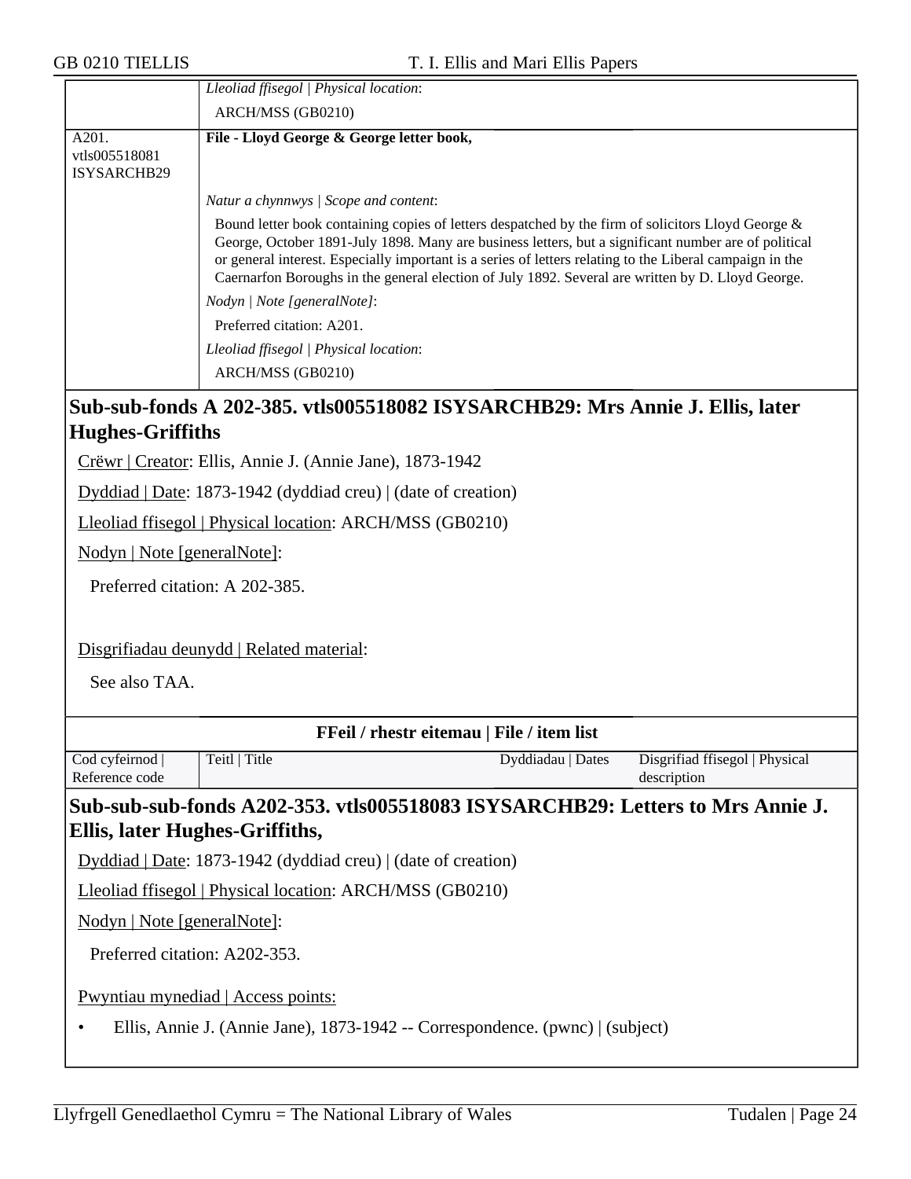| | |
|---|---|
| | *Lleoliad ffisegol \| Physical location*:<br>ARCH/MSS (GB0210) |
| A201.<br>vtls005518081<br>ISYSARCHB29 | **File - Lloyd George & George letter book,**<br><br>*Natur a chynnwys \| Scope and content*:<br>Bound letter book containing copies of letters despatched by the firm of solicitors Lloyd George & George, October 1891-July 1898. Many are business letters, but a significant number are of political or general interest. Especially important is a series of letters relating to the Liberal campaign in the Caernarfon Boroughs in the general election of July 1892. Several are written by D. Lloyd George.<br>*Nodyn \| Note [generalNote]*:<br>Preferred citation: A201.<br>*Lleoliad ffisegol \| Physical location*:<br>ARCH/MSS (GB0210) |

## Sub-sub-fonds A 202-385. vtls005518082 ISYSARCHB29: Mrs Annie J. Ellis, later Hughes-Griffiths

Crëwr | Creator: Ellis, Annie J. (Annie Jane), 1873-1942

Dyddiad | Date: 1873-1942 (dyddiad creu) | (date of creation)

Lleoliad ffisegol | Physical location: ARCH/MSS (GB0210)

Nodyn | Note [generalNote]:

Preferred citation: A 202-385.

Disgrifiadau deunydd | Related material:

See also TAA.

**FFeil / rhestr eitemau | File / item list**

| Cod cyfeirnod \| Reference code | Teitl \| Title | Dyddiadau \| Dates | Disgrifiad ffisegol \| Physical description |
|---|---|---|---|

## Sub-sub-sub-fonds A202-353. vtls005518083 ISYSARCHB29: Letters to Mrs Annie J. Ellis, later Hughes-Griffiths,

Dyddiad | Date: 1873-1942 (dyddiad creu) | (date of creation)

Lleoliad ffisegol | Physical location: ARCH/MSS (GB0210)

Nodyn | Note [generalNote]:

Preferred citation: A202-353.

Pwyntiau mynediad | Access points:

- Ellis, Annie J. (Annie Jane), 1873-1942 -- Correspondence. (pwnc) | (subject)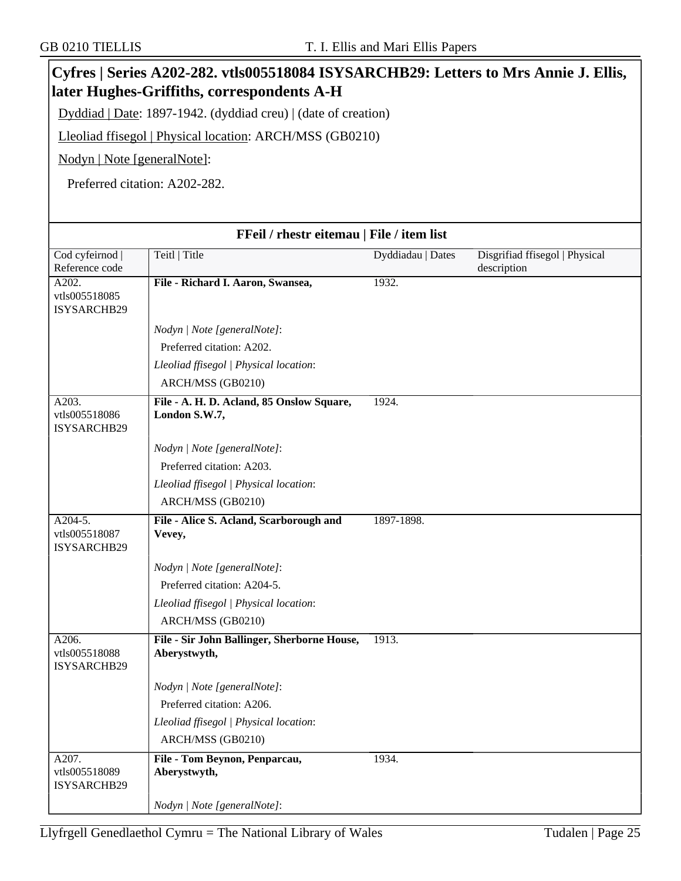## Cyfres | Series A202-282. vtls005518084 ISYSARCHB29: Letters to Mrs Annie J. Ellis, later Hughes-Griffiths, correspondents A-H

Dyddiad | Date: 1897-1942. (dyddiad creu) | (date of creation)

Lleoliad ffisegol | Physical location: ARCH/MSS (GB0210)

Nodyn | Note [generalNote]:

Preferred citation: A202-282.

**FFeil / rhestr eitemau | File / item list**

| Cod cyfeirnod \| Reference code | Teitl \| Title | Dyddiadau \| Dates | Disgrifiad ffisegol \| Physical description |
|---|---|---|---|
| A202. vtls005518085 ISYSARCHB29 | **File - Richard I. Aaron, Swansea,**<br><br>*Nodyn \| Note [generalNote]*:<br>Preferred citation: A202.<br>*Lleoliad ffisegol \| Physical location*:<br>ARCH/MSS (GB0210) | 1932. | |
| A203. vtls005518086 ISYSARCHB29 | **File - A. H. D. Acland, 85 Onslow Square, London S.W.7,**<br><br>*Nodyn \| Note [generalNote]*:<br>Preferred citation: A203.<br>*Lleoliad ffisegol \| Physical location*:<br>ARCH/MSS (GB0210) | 1924. | |
| A204-5. vtls005518087 ISYSARCHB29 | **File - Alice S. Acland, Scarborough and Vevey,**<br><br>*Nodyn \| Note [generalNote]*:<br>Preferred citation: A204-5.<br>*Lleoliad ffisegol \| Physical location*:<br>ARCH/MSS (GB0210) | 1897-1898. | |
| A206. vtls005518088 ISYSARCHB29 | **File - Sir John Ballinger, Sherborne House, Aberystwyth,**<br><br>*Nodyn \| Note [generalNote]*:<br>Preferred citation: A206.<br>*Lleoliad ffisegol \| Physical location*:<br>ARCH/MSS (GB0210) | 1913. | |
| A207. vtls005518089 ISYSARCHB29 | **File - Tom Beynon, Penparcau, Aberystwyth,**<br><br>*Nodyn \| Note [generalNote]*: | 1934. | |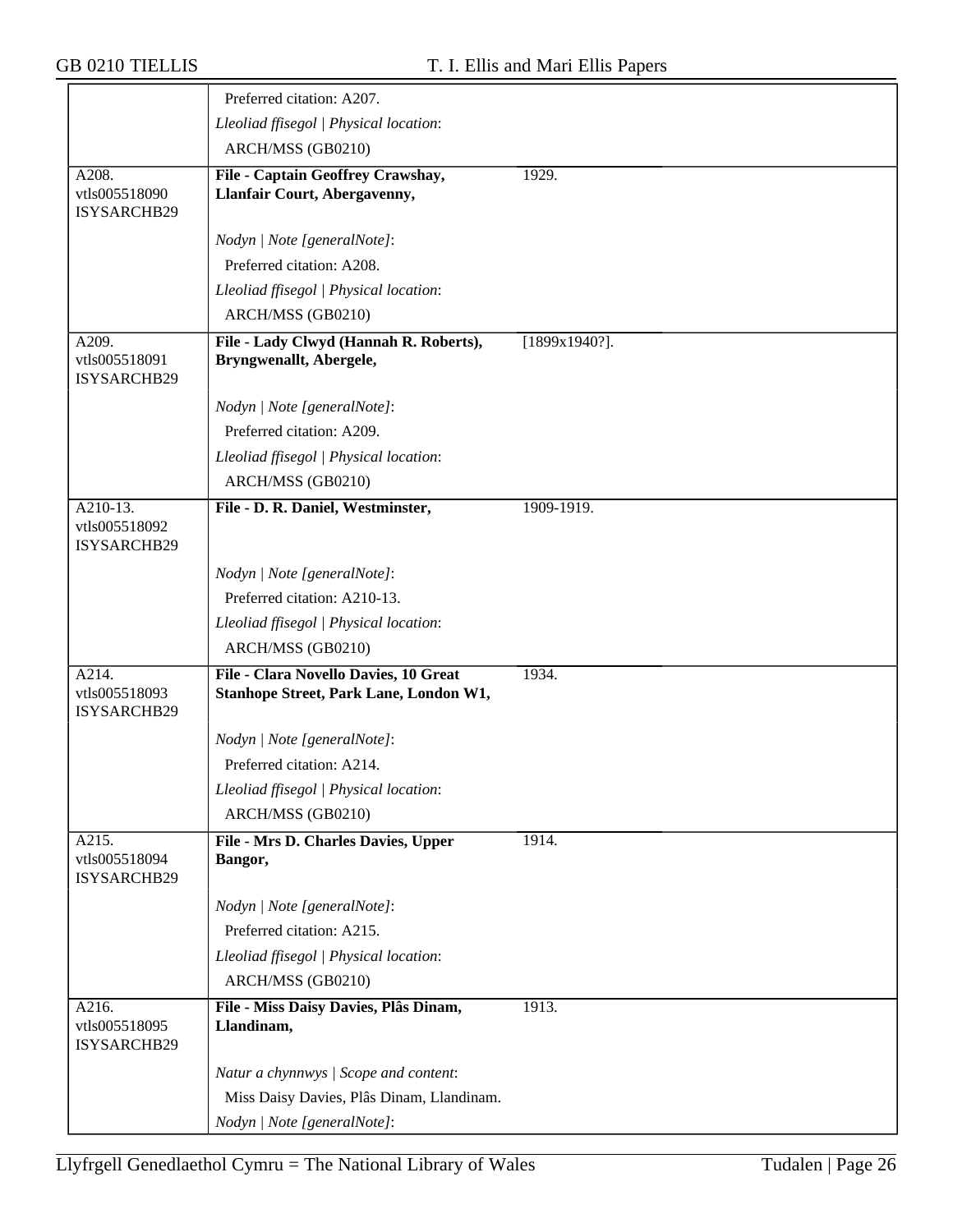| | | |
|---|---|---|
| | Preferred citation: A207. | |
| | *Lleoliad ffisegol \| Physical location*: | |
| | ARCH/MSS (GB0210) | |
| A208. vtls005518090 ISYSARCHB29 | **File - Captain Geoffrey Crawshay, Llanfair Court, Abergavenny,** | 1929. |
| | *Nodyn \| Note [generalNote]*: | |
| | Preferred citation: A208. | |
| | *Lleoliad ffisegol \| Physical location*: | |
| | ARCH/MSS (GB0210) | |
| A209. vtls005518091 ISYSARCHB29 | **File - Lady Clwyd (Hannah R. Roberts), Bryngwenallt, Abergele,** | [1899x1940?]. |
| | *Nodyn \| Note [generalNote]*: | |
| | Preferred citation: A209. | |
| | *Lleoliad ffisegol \| Physical location*: | |
| | ARCH/MSS (GB0210) | |
| A210-13. vtls005518092 ISYSARCHB29 | **File - D. R. Daniel, Westminster,** | 1909-1919. |
| | *Nodyn \| Note [generalNote]*: | |
| | Preferred citation: A210-13. | |
| | *Lleoliad ffisegol \| Physical location*: | |
| | ARCH/MSS (GB0210) | |
| A214. vtls005518093 ISYSARCHB29 | **File - Clara Novello Davies, 10 Great Stanhope Street, Park Lane, London W1,** | 1934. |
| | *Nodyn \| Note [generalNote]*: | |
| | Preferred citation: A214. | |
| | *Lleoliad ffisegol \| Physical location*: | |
| | ARCH/MSS (GB0210) | |
| A215. vtls005518094 ISYSARCHB29 | **File - Mrs D. Charles Davies, Upper Bangor,** | 1914. |
| | *Nodyn \| Note [generalNote]*: | |
| | Preferred citation: A215. | |
| | *Lleoliad ffisegol \| Physical location*: | |
| | ARCH/MSS (GB0210) | |
| A216. vtls005518095 ISYSARCHB29 | **File - Miss Daisy Davies, Plâs Dinam, Llandinam,** | 1913. |
| | *Natur a chynnwys \| Scope and content*: | |
| | Miss Daisy Davies, Plâs Dinam, Llandinam. | |
| | *Nodyn \| Note [generalNote]*: | |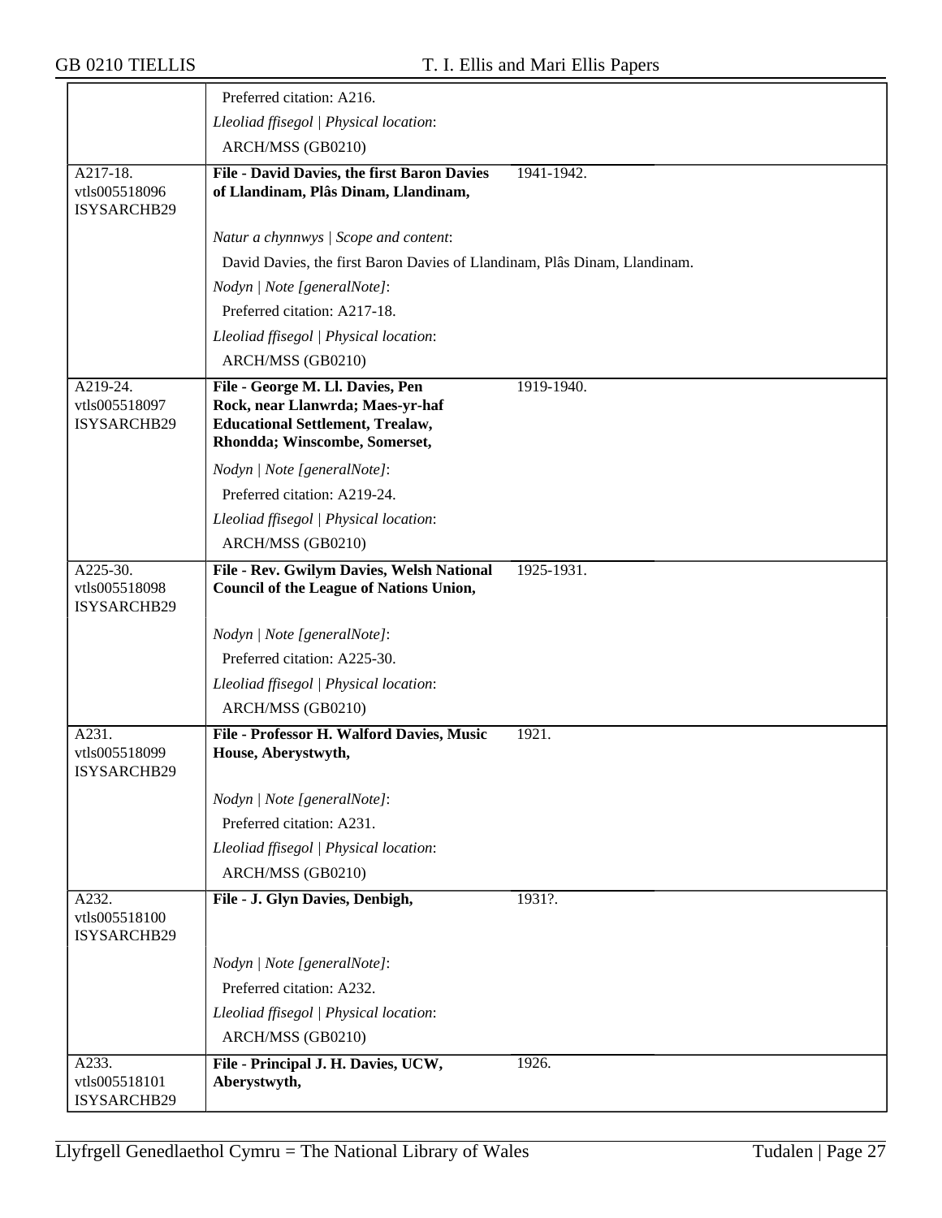Preferred citation: A216.

*Lleoliad ffisegol | Physical location*:

ARCH/MSS (GB0210)

---

A217-18.
vtls005518096
ISYSARCHB29

**File - David Davies, the first Baron Davies of Llandinam, Plâs Dinam, Llandinam,** 1941-1942.

*Natur a chynnwys | Scope and content*:

David Davies, the first Baron Davies of Llandinam, Plâs Dinam, Llandinam.

*Nodyn | Note [generalNote]*:

Preferred citation: A217-18.

*Lleoliad ffisegol | Physical location*:

ARCH/MSS (GB0210)

---

A219-24.
vtls005518097
ISYSARCHB29

**File - George M. Ll. Davies, Pen Rock, near Llanwrda; Maes-yr-haf Educational Settlement, Trealaw, Rhondda; Winscombe, Somerset,** 1919-1940.

*Nodyn | Note [generalNote]*:

Preferred citation: A219-24.

*Lleoliad ffisegol | Physical location*:

ARCH/MSS (GB0210)

---

A225-30.
vtls005518098
ISYSARCHB29

**File - Rev. Gwilym Davies, Welsh National Council of the League of Nations Union,** 1925-1931.

*Nodyn | Note [generalNote]*:

Preferred citation: A225-30.

*Lleoliad ffisegol | Physical location*:

ARCH/MSS (GB0210)

---

A231.
vtls005518099
ISYSARCHB29

**File - Professor H. Walford Davies, Music House, Aberystwyth,** 1921.

*Nodyn | Note [generalNote]*:

Preferred citation: A231.

*Lleoliad ffisegol | Physical location*:

ARCH/MSS (GB0210)

---

A232.
vtls005518100
ISYSARCHB29

**File - J. Glyn Davies, Denbigh,** 1931?.

*Nodyn | Note [generalNote]*:

Preferred citation: A232.

*Lleoliad ffisegol | Physical location*:

ARCH/MSS (GB0210)

---

A233.
vtls005518101
ISYSARCHB29

**File - Principal J. H. Davies, UCW, Aberystwyth,** 1926.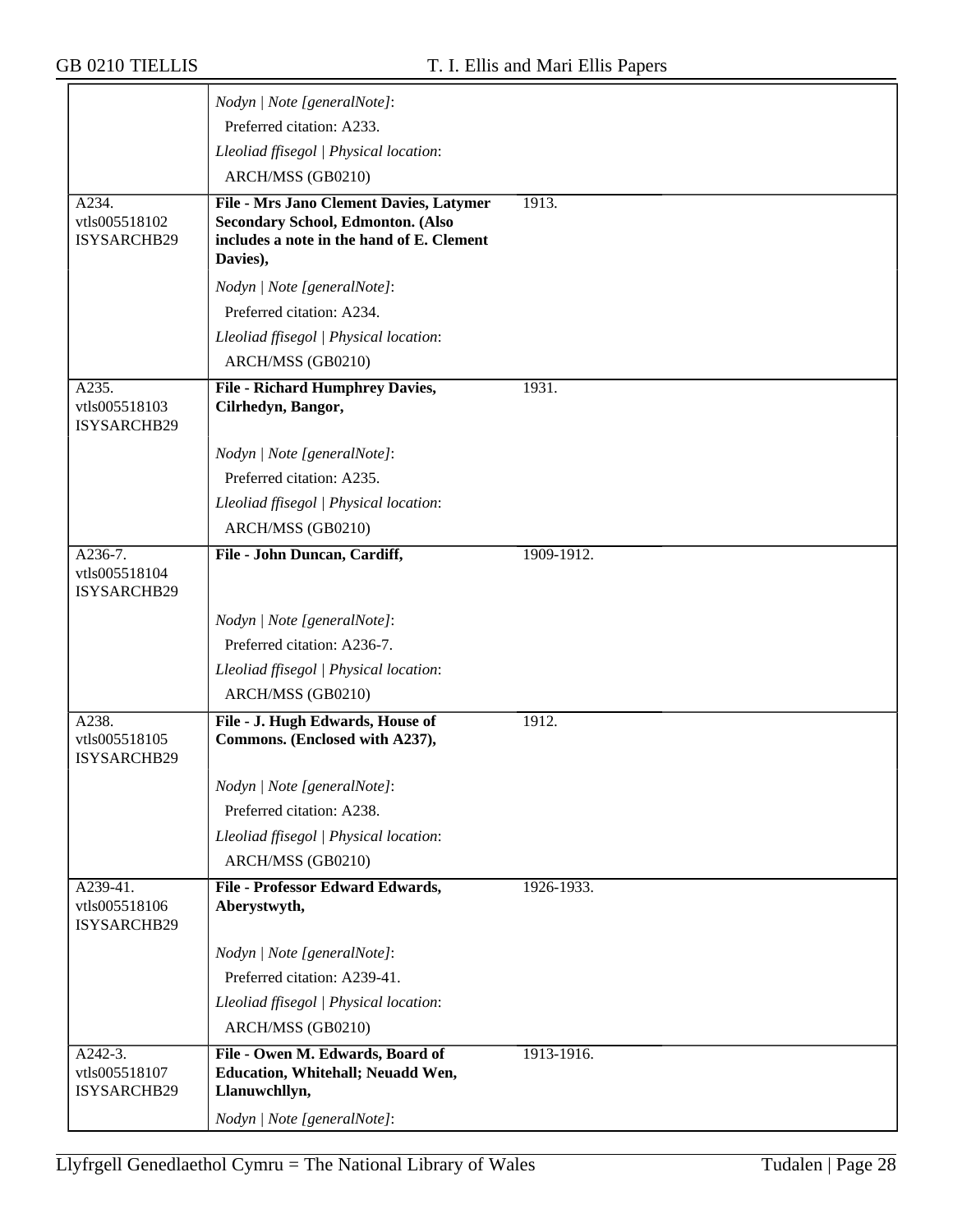| | | |
|---|---|---|
| | *Nodyn \| Note [generalNote]*:<br>Preferred citation: A233.<br>*Lleoliad ffisegol \| Physical location*:<br>ARCH/MSS (GB0210) | |
| A234.<br>vtls005518102<br>ISYSARCHB29 | **File - Mrs Jano Clement Davies, Latymer Secondary School, Edmonton. (Also includes a note in the hand of E. Clement Davies),**<br>*Nodyn \| Note [generalNote]*:<br>Preferred citation: A234.<br>*Lleoliad ffisegol \| Physical location*:<br>ARCH/MSS (GB0210) | 1913. |
| A235.<br>vtls005518103<br>ISYSARCHB29 | **File - Richard Humphrey Davies, Cilrhedyn, Bangor,**<br>*Nodyn \| Note [generalNote]*:<br>Preferred citation: A235.<br>*Lleoliad ffisegol \| Physical location*:<br>ARCH/MSS (GB0210) | 1931. |
| A236-7.<br>vtls005518104<br>ISYSARCHB29 | **File - John Duncan, Cardiff,**<br>*Nodyn \| Note [generalNote]*:<br>Preferred citation: A236-7.<br>*Lleoliad ffisegol \| Physical location*:<br>ARCH/MSS (GB0210) | 1909-1912. |
| A238.<br>vtls005518105<br>ISYSARCHB29 | **File - J. Hugh Edwards, House of Commons. (Enclosed with A237),**<br>*Nodyn \| Note [generalNote]*:<br>Preferred citation: A238.<br>*Lleoliad ffisegol \| Physical location*:<br>ARCH/MSS (GB0210) | 1912. |
| A239-41.<br>vtls005518106<br>ISYSARCHB29 | **File - Professor Edward Edwards, Aberystwyth,**<br>*Nodyn \| Note [generalNote]*:<br>Preferred citation: A239-41.<br>*Lleoliad ffisegol \| Physical location*:<br>ARCH/MSS (GB0210) | 1926-1933. |
| A242-3.<br>vtls005518107<br>ISYSARCHB29 | **File - Owen M. Edwards, Board of Education, Whitehall; Neuadd Wen, Llanuwchllyn,**<br>*Nodyn \| Note [generalNote]*: | 1913-1916. |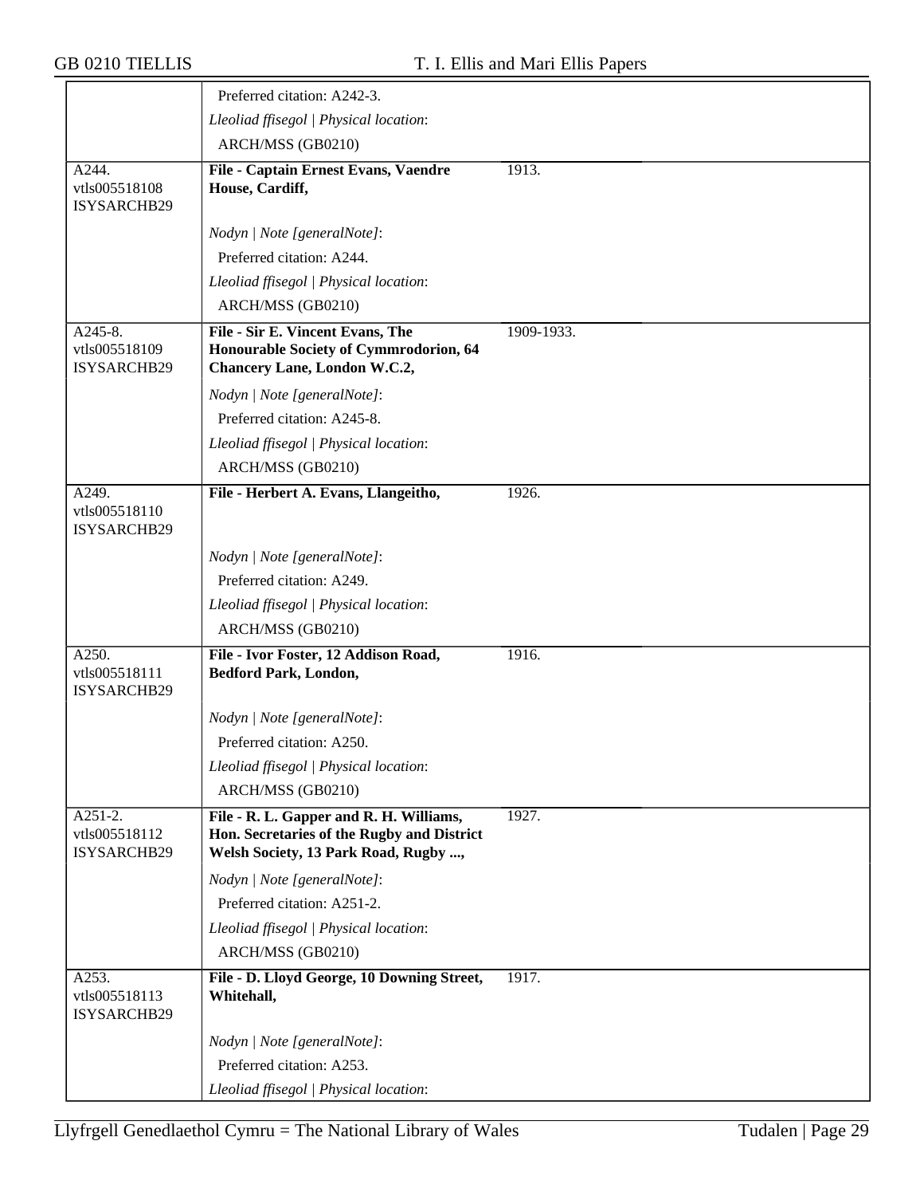| | | |
|---|---|---|
| | Preferred citation: A242-3.<br>*Lleoliad ffisegol \| Physical location*:<br>ARCH/MSS (GB0210) | |
| A244.<br>vtls005518108<br>ISYSARCHB29 | **File - Captain Ernest Evans, Vaendre House, Cardiff,**<br><br>*Nodyn \| Note [generalNote]*:<br>Preferred citation: A244.<br>*Lleoliad ffisegol \| Physical location*:<br>ARCH/MSS (GB0210) | 1913. |
| A245-8.<br>vtls005518109<br>ISYSARCHB29 | **File - Sir E. Vincent Evans, The Honourable Society of Cymmrodorion, 64 Chancery Lane, London W.C.2,**<br><br>*Nodyn \| Note [generalNote]*:<br>Preferred citation: A245-8.<br>*Lleoliad ffisegol \| Physical location*:<br>ARCH/MSS (GB0210) | 1909-1933. |
| A249.<br>vtls005518110<br>ISYSARCHB29 | **File - Herbert A. Evans, Llangeitho,**<br><br>*Nodyn \| Note [generalNote]*:<br>Preferred citation: A249.<br>*Lleoliad ffisegol \| Physical location*:<br>ARCH/MSS (GB0210) | 1926. |
| A250.<br>vtls005518111<br>ISYSARCHB29 | **File - Ivor Foster, 12 Addison Road, Bedford Park, London,**<br><br>*Nodyn \| Note [generalNote]*:<br>Preferred citation: A250.<br>*Lleoliad ffisegol \| Physical location*:<br>ARCH/MSS (GB0210) | 1916. |
| A251-2.<br>vtls005518112<br>ISYSARCHB29 | **File - R. L. Gapper and R. H. Williams, Hon. Secretaries of the Rugby and District Welsh Society, 13 Park Road, Rugby ...,**<br><br>*Nodyn \| Note [generalNote]*:<br>Preferred citation: A251-2.<br>*Lleoliad ffisegol \| Physical location*:<br>ARCH/MSS (GB0210) | 1927. |
| A253.<br>vtls005518113<br>ISYSARCHB29 | **File - D. Lloyd George, 10 Downing Street, Whitehall,**<br><br>*Nodyn \| Note [generalNote]*:<br>Preferred citation: A253.<br>*Lleoliad ffisegol \| Physical location*: | 1917. |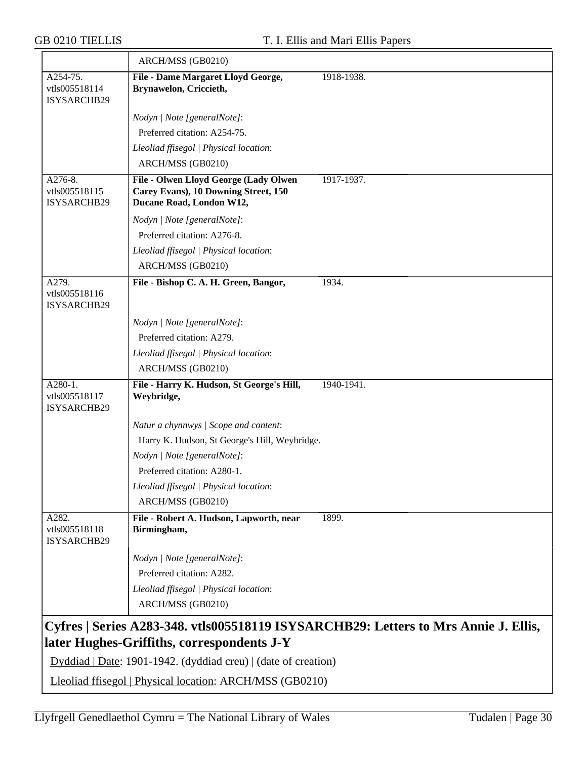| | ARCH/MSS (GB0210) | |
|---|---|---|
| A254-75. vtls005518114 ISYSARCHB29 | **File - Dame Margaret Lloyd George, Brynawelon, Criccieth,** | 1918-1938. |
| | *Nodyn \| Note [generalNote]*: | |
| | Preferred citation: A254-75. | |
| | *Lleoliad ffisegol \| Physical location*: | |
| | ARCH/MSS (GB0210) | |
| A276-8. vtls005518115 ISYSARCHB29 | **File - Olwen Lloyd George (Lady Olwen Carey Evans), 10 Downing Street, 150 Ducane Road, London W12,** | 1917-1937. |
| | *Nodyn \| Note [generalNote]*: | |
| | Preferred citation: A276-8. | |
| | *Lleoliad ffisegol \| Physical location*: | |
| | ARCH/MSS (GB0210) | |
| A279. vtls005518116 ISYSARCHB29 | **File - Bishop C. A. H. Green, Bangor,** | 1934. |
| | *Nodyn \| Note [generalNote]*: | |
| | Preferred citation: A279. | |
| | *Lleoliad ffisegol \| Physical location*: | |
| | ARCH/MSS (GB0210) | |
| A280-1. vtls005518117 ISYSARCHB29 | **File - Harry K. Hudson, St George's Hill, Weybridge,** | 1940-1941. |
| | *Natur a chynnwys \| Scope and content*: | |
| | Harry K. Hudson, St George's Hill, Weybridge. | |
| | *Nodyn \| Note [generalNote]*: | |
| | Preferred citation: A280-1. | |
| | *Lleoliad ffisegol \| Physical location*: | |
| | ARCH/MSS (GB0210) | |
| A282. vtls005518118 ISYSARCHB29 | **File - Robert A. Hudson, Lapworth, near Birmingham,** | 1899. |
| | *Nodyn \| Note [generalNote]*: | |
| | Preferred citation: A282. | |
| | *Lleoliad ffisegol \| Physical location*: | |
| | ARCH/MSS (GB0210) | |

## Cyfres | Series A283-348. vtls005518119 ISYSARCHB29: Letters to Mrs Annie J. Ellis, later Hughes-Griffiths, correspondents J-Y

Dyddiad | Date: 1901-1942. (dyddiad creu) | (date of creation)

Lleoliad ffisegol | Physical location: ARCH/MSS (GB0210)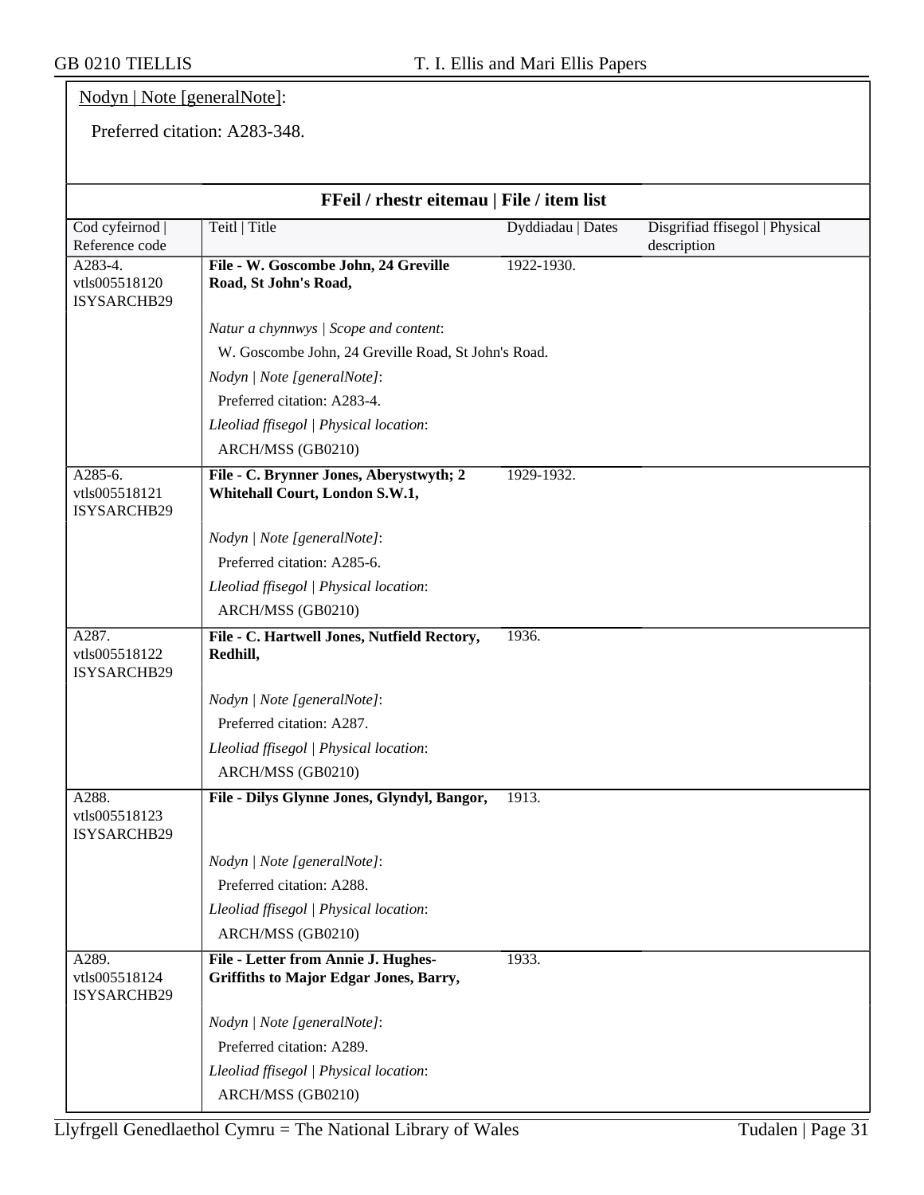Nodyn | Note [generalNote]:

Preferred citation: A283-348.

**FFeil / rhestr eitemau | File / item list**

| Cod cyfeirnod \| Reference code | Teitl \| Title | Dyddiadau \| Dates | Disgrifiad ffisegol \| Physical description |
|---|---|---|---|
| A283-4. vtls005518120 ISYSARCHB29 | **File - W. Goscombe John, 24 Greville Road, St John's Road,** | 1922-1930. | |
| | *Natur a chynnwys \| Scope and content*: W. Goscombe John, 24 Greville Road, St John's Road. *Nodyn \| Note [generalNote]*: Preferred citation: A283-4. *Lleoliad ffisegol \| Physical location*: ARCH/MSS (GB0210) | | |
| A285-6. vtls005518121 ISYSARCHB29 | **File - C. Brynner Jones, Aberystwyth; 2 Whitehall Court, London S.W.1,** | 1929-1932. | |
| | *Nodyn \| Note [generalNote]*: Preferred citation: A285-6. *Lleoliad ffisegol \| Physical location*: ARCH/MSS (GB0210) | | |
| A287. vtls005518122 ISYSARCHB29 | **File - C. Hartwell Jones, Nutfield Rectory, Redhill,** | 1936. | |
| | *Nodyn \| Note [generalNote]*: Preferred citation: A287. *Lleoliad ffisegol \| Physical location*: ARCH/MSS (GB0210) | | |
| A288. vtls005518123 ISYSARCHB29 | **File - Dilys Glynne Jones, Glyndyl, Bangor,** | 1913. | |
| | *Nodyn \| Note [generalNote]*: Preferred citation: A288. *Lleoliad ffisegol \| Physical location*: ARCH/MSS (GB0210) | | |
| A289. vtls005518124 ISYSARCHB29 | **File - Letter from Annie J. Hughes-Griffiths to Major Edgar Jones, Barry,** | 1933. | |
| | *Nodyn \| Note [generalNote]*: Preferred citation: A289. *Lleoliad ffisegol \| Physical location*: ARCH/MSS (GB0210) | | |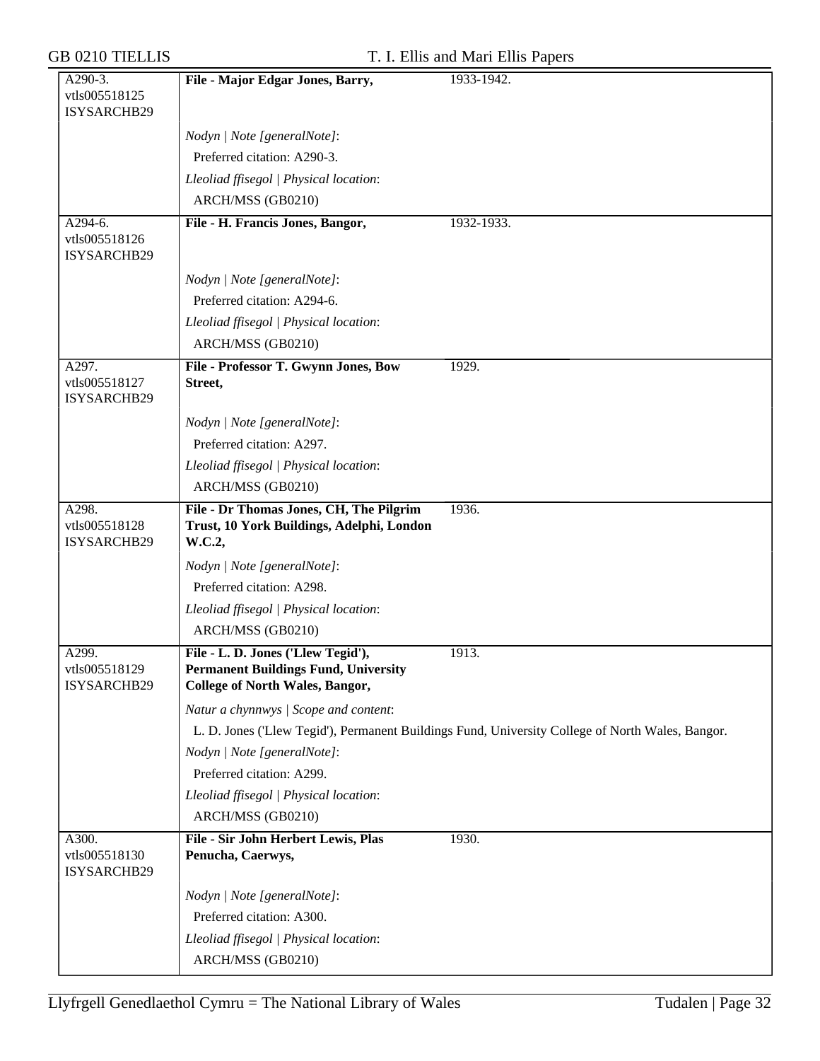| A290-3. vtls005518125 ISYSARCHB29 | **File - Major Edgar Jones, Barry,** | 1933-1942. |
|---|---|---|
| | *Nodyn \| Note [generalNote]*: | |
| | Preferred citation: A290-3. | |
| | *Lleoliad ffisegol \| Physical location*: | |
| | ARCH/MSS (GB0210) | |
| A294-6. vtls005518126 ISYSARCHB29 | **File - H. Francis Jones, Bangor,** | 1932-1933. |
| | *Nodyn \| Note [generalNote]*: | |
| | Preferred citation: A294-6. | |
| | *Lleoliad ffisegol \| Physical location*: | |
| | ARCH/MSS (GB0210) | |
| A297. vtls005518127 ISYSARCHB29 | **File - Professor T. Gwynn Jones, Bow Street,** | 1929. |
| | *Nodyn \| Note [generalNote]*: | |
| | Preferred citation: A297. | |
| | *Lleoliad ffisegol \| Physical location*: | |
| | ARCH/MSS (GB0210) | |
| A298. vtls005518128 ISYSARCHB29 | **File - Dr Thomas Jones, CH, The Pilgrim Trust, 10 York Buildings, Adelphi, London W.C.2,** | 1936. |
| | *Nodyn \| Note [generalNote]*: | |
| | Preferred citation: A298. | |
| | *Lleoliad ffisegol \| Physical location*: | |
| | ARCH/MSS (GB0210) | |
| A299. vtls005518129 ISYSARCHB29 | **File - L. D. Jones ('Llew Tegid'), Permanent Buildings Fund, University College of North Wales, Bangor,** | 1913. |
| | *Natur a chynnwys \| Scope and content*: | |
| | L. D. Jones ('Llew Tegid'), Permanent Buildings Fund, University College of North Wales, Bangor. | |
| | *Nodyn \| Note [generalNote]*: | |
| | Preferred citation: A299. | |
| | *Lleoliad ffisegol \| Physical location*: | |
| | ARCH/MSS (GB0210) | |
| A300. vtls005518130 ISYSARCHB29 | **File - Sir John Herbert Lewis, Plas Penucha, Caerwys,** | 1930. |
| | *Nodyn \| Note [generalNote]*: | |
| | Preferred citation: A300. | |
| | *Lleoliad ffisegol \| Physical location*: | |
| | ARCH/MSS (GB0210) | |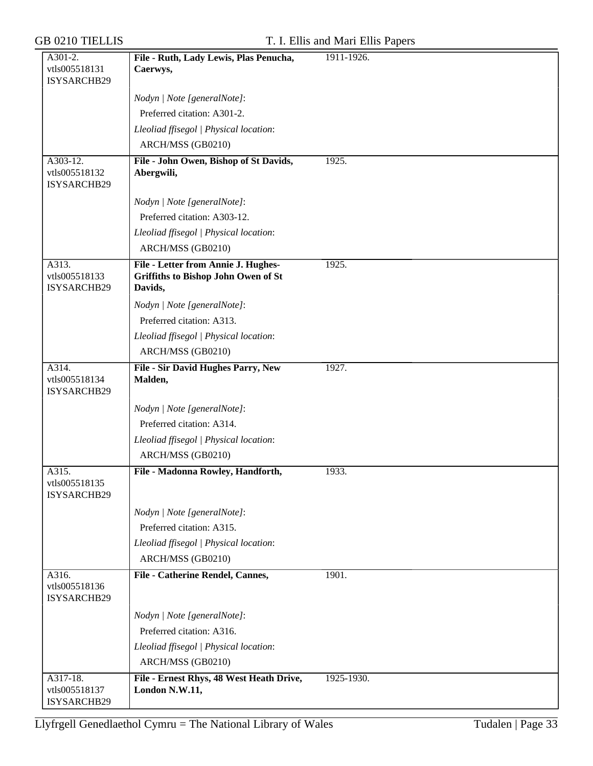| | | |
|---|---|---|
| A301-2.<br>vtls005518131<br>ISYSARCHB29 | **File - Ruth, Lady Lewis, Plas Penucha, Caerwys,** | 1911-1926. |
| | *Nodyn \| Note [generalNote]*:<br>Preferred citation: A301-2.<br>*Lleoliad ffisegol \| Physical location*:<br>ARCH/MSS (GB0210) | |
| A303-12.<br>vtls005518132<br>ISYSARCHB29 | **File - John Owen, Bishop of St Davids, Abergwili,** | 1925. |
| | *Nodyn \| Note [generalNote]*:<br>Preferred citation: A303-12.<br>*Lleoliad ffisegol \| Physical location*:<br>ARCH/MSS (GB0210) | |
| A313.<br>vtls005518133<br>ISYSARCHB29 | **File - Letter from Annie J. Hughes-Griffiths to Bishop John Owen of St Davids,** | 1925. |
| | *Nodyn \| Note [generalNote]*:<br>Preferred citation: A313.<br>*Lleoliad ffisegol \| Physical location*:<br>ARCH/MSS (GB0210) | |
| A314.<br>vtls005518134<br>ISYSARCHB29 | **File - Sir David Hughes Parry, New Malden,** | 1927. |
| | *Nodyn \| Note [generalNote]*:<br>Preferred citation: A314.<br>*Lleoliad ffisegol \| Physical location*:<br>ARCH/MSS (GB0210) | |
| A315.<br>vtls005518135<br>ISYSARCHB29 | **File - Madonna Rowley, Handforth,** | 1933. |
| | *Nodyn \| Note [generalNote]*:<br>Preferred citation: A315.<br>*Lleoliad ffisegol \| Physical location*:<br>ARCH/MSS (GB0210) | |
| A316.<br>vtls005518136<br>ISYSARCHB29 | **File - Catherine Rendel, Cannes,** | 1901. |
| | *Nodyn \| Note [generalNote]*:<br>Preferred citation: A316.<br>*Lleoliad ffisegol \| Physical location*:<br>ARCH/MSS (GB0210) | |
| A317-18.<br>vtls005518137<br>ISYSARCHB29 | **File - Ernest Rhys, 48 West Heath Drive, London N.W.11,** | 1925-1930. |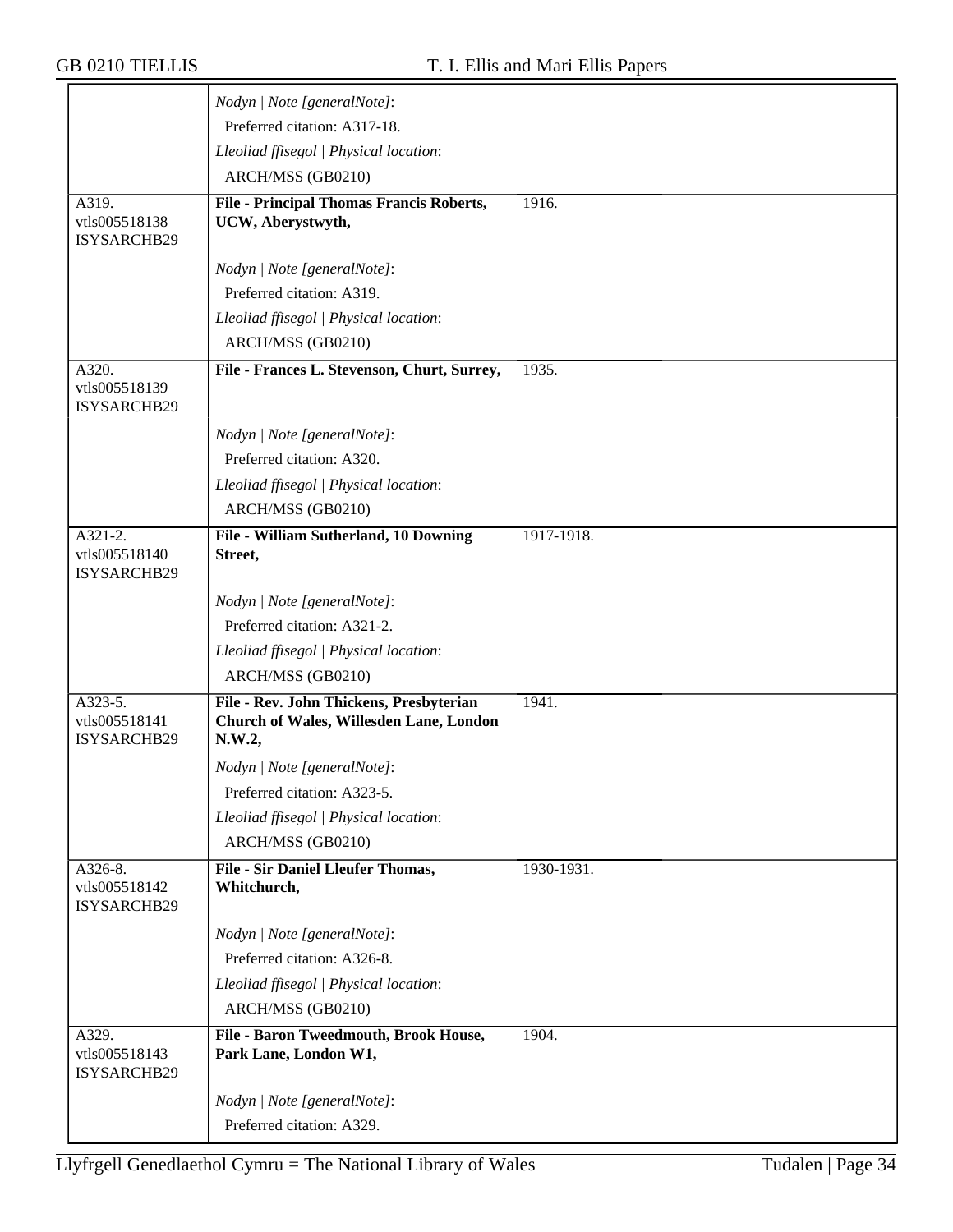| | | |
|---|---|---|
| | *Nodyn \| Note [generalNote]*:<br>Preferred citation: A317-18.<br>*Lleoliad ffisegol \| Physical location*:<br>ARCH/MSS (GB0210) | |
| A319.<br>vtls005518138<br>ISYSARCHB29 | **File - Principal Thomas Francis Roberts, UCW, Aberystwyth,**<br><br>*Nodyn \| Note [generalNote]*:<br>Preferred citation: A319.<br>*Lleoliad ffisegol \| Physical location*:<br>ARCH/MSS (GB0210) | 1916. |
| A320.<br>vtls005518139<br>ISYSARCHB29 | **File - Frances L. Stevenson, Churt, Surrey,**<br><br>*Nodyn \| Note [generalNote]*:<br>Preferred citation: A320.<br>*Lleoliad ffisegol \| Physical location*:<br>ARCH/MSS (GB0210) | 1935. |
| A321-2.<br>vtls005518140<br>ISYSARCHB29 | **File - William Sutherland, 10 Downing Street,**<br><br>*Nodyn \| Note [generalNote]*:<br>Preferred citation: A321-2.<br>*Lleoliad ffisegol \| Physical location*:<br>ARCH/MSS (GB0210) | 1917-1918. |
| A323-5.<br>vtls005518141<br>ISYSARCHB29 | **File - Rev. John Thickens, Presbyterian Church of Wales, Willesden Lane, London N.W.2,**<br><br>*Nodyn \| Note [generalNote]*:<br>Preferred citation: A323-5.<br>*Lleoliad ffisegol \| Physical location*:<br>ARCH/MSS (GB0210) | 1941. |
| A326-8.<br>vtls005518142<br>ISYSARCHB29 | **File - Sir Daniel Lleufer Thomas, Whitchurch,**<br><br>*Nodyn \| Note [generalNote]*:<br>Preferred citation: A326-8.<br>*Lleoliad ffisegol \| Physical location*:<br>ARCH/MSS (GB0210) | 1930-1931. |
| A329.<br>vtls005518143<br>ISYSARCHB29 | **File - Baron Tweedmouth, Brook House, Park Lane, London W1,**<br><br>*Nodyn \| Note [generalNote]*:<br>Preferred citation: A329. | 1904. |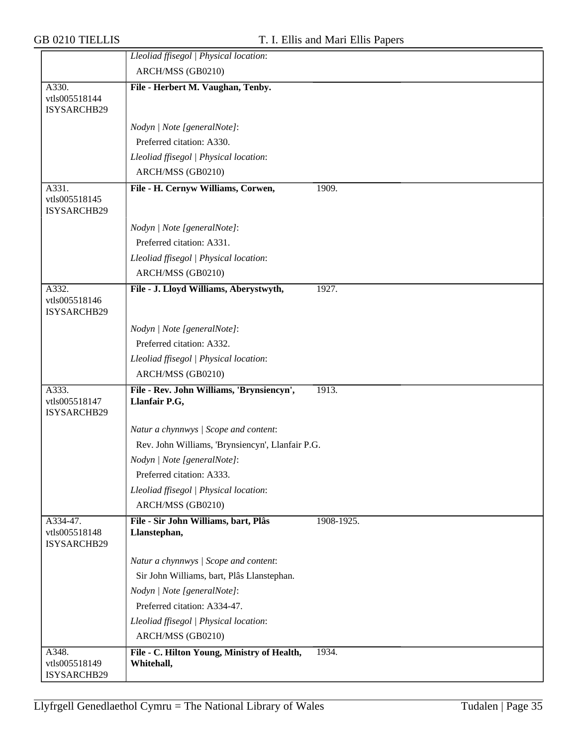| | | |
|---|---|---|
| | *Lleoliad ffisegol \| Physical location*: | |
| | ARCH/MSS (GB0210) | |
| A330. vtls005518144 ISYSARCHB29 | **File - Herbert M. Vaughan, Tenby.** | |
| | *Nodyn \| Note [generalNote]*: | |
| | Preferred citation: A330. | |
| | *Lleoliad ffisegol \| Physical location*: | |
| | ARCH/MSS (GB0210) | |
| A331. vtls005518145 ISYSARCHB29 | **File - H. Cernyw Williams, Corwen,** | 1909. |
| | *Nodyn \| Note [generalNote]*: | |
| | Preferred citation: A331. | |
| | *Lleoliad ffisegol \| Physical location*: | |
| | ARCH/MSS (GB0210) | |
| A332. vtls005518146 ISYSARCHB29 | **File - J. Lloyd Williams, Aberystwyth,** | 1927. |
| | *Nodyn \| Note [generalNote]*: | |
| | Preferred citation: A332. | |
| | *Lleoliad ffisegol \| Physical location*: | |
| | ARCH/MSS (GB0210) | |
| A333. vtls005518147 ISYSARCHB29 | **File - Rev. John Williams, 'Brynsiencyn', Llanfair P.G,** | 1913. |
| | *Natur a chynnwys \| Scope and content*: | |
| | Rev. John Williams, 'Brynsiencyn', Llanfair P.G. | |
| | *Nodyn \| Note [generalNote]*: | |
| | Preferred citation: A333. | |
| | *Lleoliad ffisegol \| Physical location*: | |
| | ARCH/MSS (GB0210) | |
| A334-47. vtls005518148 ISYSARCHB29 | **File - Sir John Williams, bart, Plâs Llanstephan,** | 1908-1925. |
| | *Natur a chynnwys \| Scope and content*: | |
| | Sir John Williams, bart, Plâs Llanstephan. | |
| | *Nodyn \| Note [generalNote]*: | |
| | Preferred citation: A334-47. | |
| | *Lleoliad ffisegol \| Physical location*: | |
| | ARCH/MSS (GB0210) | |
| A348. vtls005518149 ISYSARCHB29 | **File - C. Hilton Young, Ministry of Health, Whitehall,** | 1934. |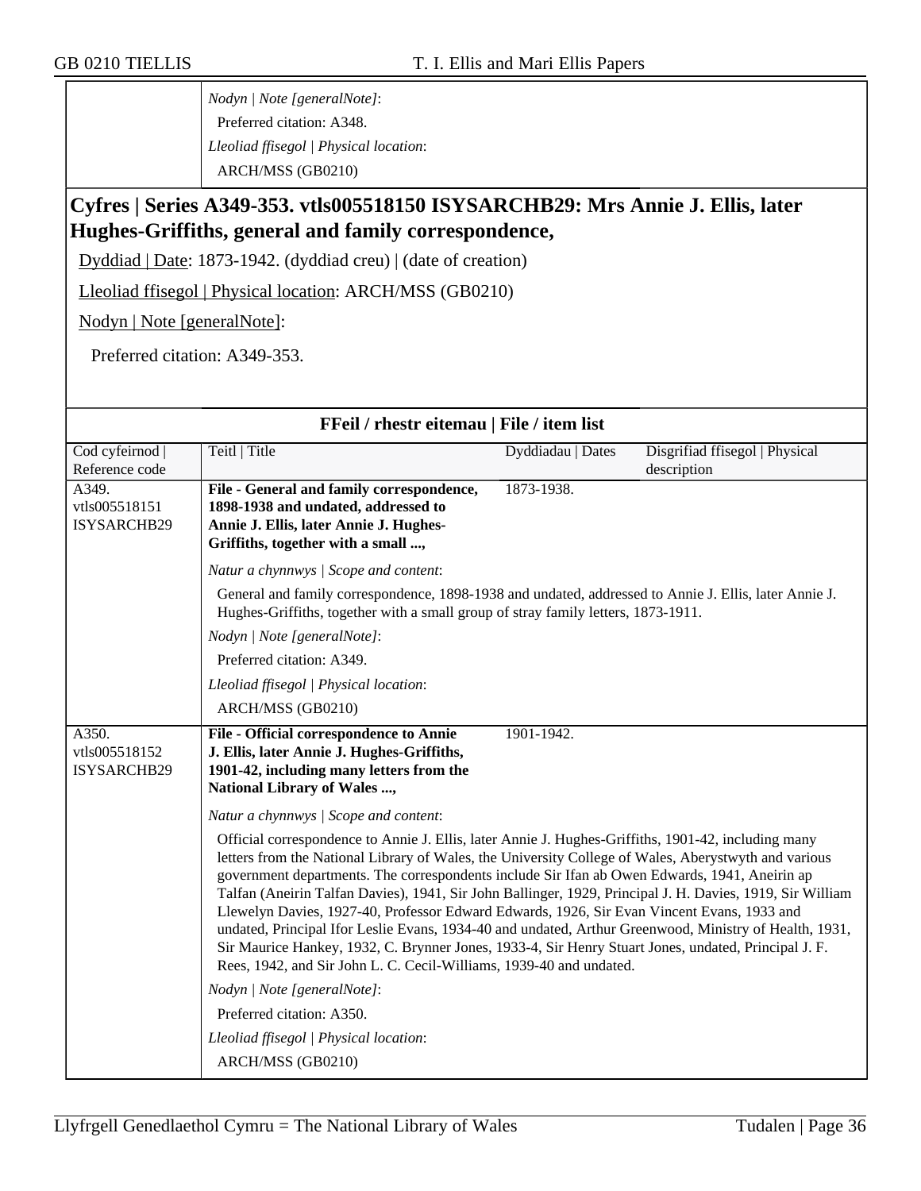*Nodyn | Note [generalNote]*:

Preferred citation: A348.

*Lleoliad ffisegol | Physical location*:

ARCH/MSS (GB0210)

## Cyfres | Series A349-353. vtls005518150 ISYSARCHB29: Mrs Annie J. Ellis, later Hughes-Griffiths, general and family correspondence,

Dyddiad | Date: 1873-1942. (dyddiad creu) | (date of creation)

Lleoliad ffisegol | Physical location: ARCH/MSS (GB0210)

Nodyn | Note [generalNote]:

Preferred citation: A349-353.

### FFeil / rhestr eitemau | File / item list

| Cod cyfeirnod \| Reference code | Teitl \| Title | Dyddiadau \| Dates | Disgrifiad ffisegol \| Physical description |
|---|---|---|---|
| A349. vtls005518151 ISYSARCHB29 | **File - General and family correspondence, 1898-1938 and undated, addressed to Annie J. Ellis, later Annie J. Hughes-Griffiths, together with a small ...,** | 1873-1938. | |

*Natur a chynnwys | Scope and content*:

General and family correspondence, 1898-1938 and undated, addressed to Annie J. Ellis, later Annie J. Hughes-Griffiths, together with a small group of stray family letters, 1873-1911.

*Nodyn | Note [generalNote]*:

Preferred citation: A349.

*Lleoliad ffisegol | Physical location*:

ARCH/MSS (GB0210)

| Cod cyfeirnod \| Reference code | Teitl \| Title | Dyddiadau \| Dates | Disgrifiad ffisegol \| Physical description |
|---|---|---|---|
| A350. vtls005518152 ISYSARCHB29 | **File - Official correspondence to Annie J. Ellis, later Annie J. Hughes-Griffiths, 1901-42, including many letters from the National Library of Wales ...,** | 1901-1942. | |

*Natur a chynnwys | Scope and content*:

Official correspondence to Annie J. Ellis, later Annie J. Hughes-Griffiths, 1901-42, including many letters from the National Library of Wales, the University College of Wales, Aberystwyth and various government departments. The correspondents include Sir Ifan ab Owen Edwards, 1941, Aneirin ap Talfan (Aneirin Talfan Davies), 1941, Sir John Ballinger, 1929, Principal J. H. Davies, 1919, Sir William Llewelyn Davies, 1927-40, Professor Edward Edwards, 1926, Sir Evan Vincent Evans, 1933 and undated, Principal Ifor Leslie Evans, 1934-40 and undated, Arthur Greenwood, Ministry of Health, 1931, Sir Maurice Hankey, 1932, C. Brynner Jones, 1933-4, Sir Henry Stuart Jones, undated, Principal J. F. Rees, 1942, and Sir John L. C. Cecil-Williams, 1939-40 and undated.

*Nodyn | Note [generalNote]*:

Preferred citation: A350.

*Lleoliad ffisegol | Physical location*:

ARCH/MSS (GB0210)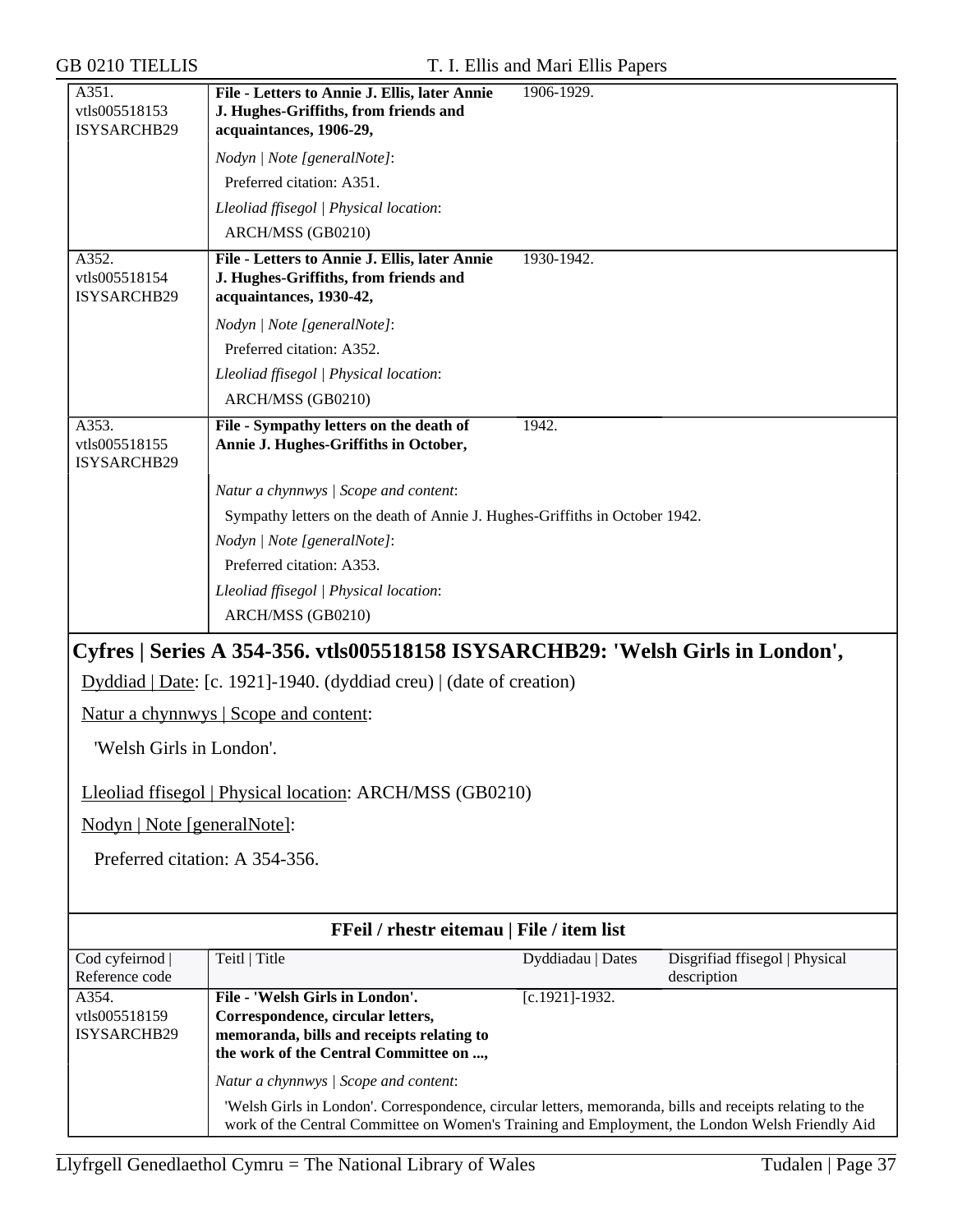| | | |
|---|---|---|
| A351. vtls005518153 ISYSARCHB29 | **File - Letters to Annie J. Ellis, later Annie J. Hughes-Griffiths, from friends and acquaintances, 1906-29,** | 1906-1929. |
| | *Nodyn \| Note [generalNote]*: Preferred citation: A351. *Lleoliad ffisegol \| Physical location*: ARCH/MSS (GB0210) | |
| A352. vtls005518154 ISYSARCHB29 | **File - Letters to Annie J. Ellis, later Annie J. Hughes-Griffiths, from friends and acquaintances, 1930-42,** | 1930-1942. |
| | *Nodyn \| Note [generalNote]*: Preferred citation: A352. *Lleoliad ffisegol \| Physical location*: ARCH/MSS (GB0210) | |
| A353. vtls005518155 ISYSARCHB29 | **File - Sympathy letters on the death of Annie J. Hughes-Griffiths in October,** | 1942. |
| | *Natur a chynnwys \| Scope and content*: Sympathy letters on the death of Annie J. Hughes-Griffiths in October 1942. *Nodyn \| Note [generalNote]*: Preferred citation: A353. *Lleoliad ffisegol \| Physical location*: ARCH/MSS (GB0210) | |

## Cyfres | Series A 354-356. vtls005518158 ISYSARCHB29: 'Welsh Girls in London',

Dyddiad | Date: [c. 1921]-1940. (dyddiad creu) | (date of creation)

Natur a chynnwys | Scope and content:

'Welsh Girls in London'.

Lleoliad ffisegol | Physical location: ARCH/MSS (GB0210)

Nodyn | Note [generalNote]:

Preferred citation: A 354-356.

**FFeil / rhestr eitemau | File / item list**

| Cod cyfeirnod \| Reference code | Teitl \| Title | Dyddiadau \| Dates | Disgrifiad ffisegol \| Physical description |
|---|---|---|---|
| A354. vtls005518159 ISYSARCHB29 | **File - 'Welsh Girls in London'. Correspondence, circular letters, memoranda, bills and receipts relating to the work of the Central Committee on ...,** | [c.1921]-1932. | |
| | *Natur a chynnwys \| Scope and content*: 'Welsh Girls in London'. Correspondence, circular letters, memoranda, bills and receipts relating to the work of the Central Committee on Women's Training and Employment, the London Welsh Friendly Aid | | |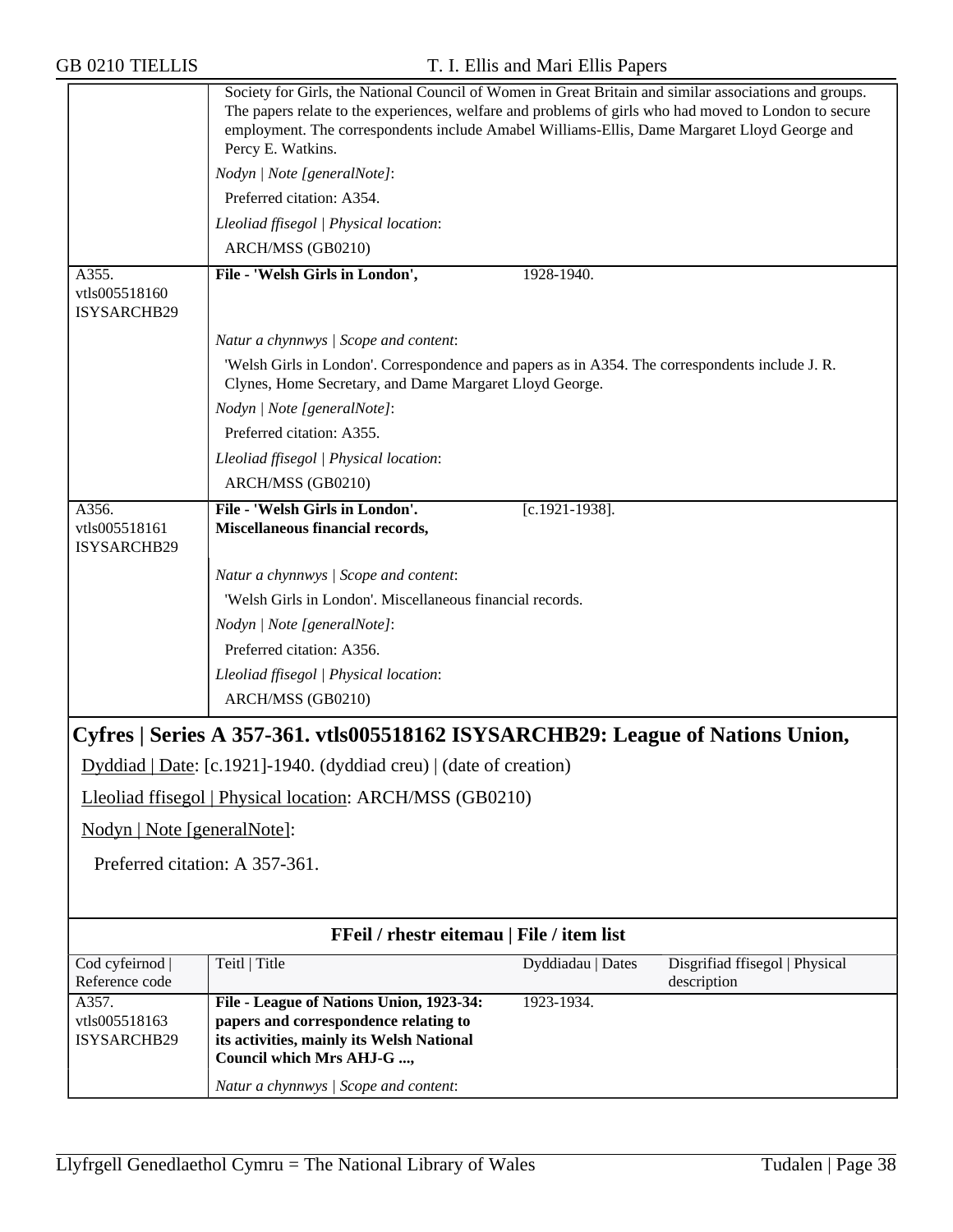| | |
|---|---|
| | Society for Girls, the National Council of Women in Great Britain and similar associations and groups. The papers relate to the experiences, welfare and problems of girls who had moved to London to secure employment. The correspondents include Amabel Williams-Ellis, Dame Margaret Lloyd George and Percy E. Watkins.<br>*Nodyn \| Note [generalNote]*:<br>Preferred citation: A354.<br>*Lleoliad ffisegol \| Physical location*:<br>ARCH/MSS (GB0210) |
| A355.<br>vtls005518160<br>ISYSARCHB29 | **File - 'Welsh Girls in London',** 1928-1940.<br>*Natur a chynnwys \| Scope and content*:<br>'Welsh Girls in London'. Correspondence and papers as in A354. The correspondents include J. R. Clynes, Home Secretary, and Dame Margaret Lloyd George.<br>*Nodyn \| Note [generalNote]*:<br>Preferred citation: A355.<br>*Lleoliad ffisegol \| Physical location*:<br>ARCH/MSS (GB0210) |
| A356.<br>vtls005518161<br>ISYSARCHB29 | **File - 'Welsh Girls in London'. Miscellaneous financial records,** [c.1921-1938].<br>*Natur a chynnwys \| Scope and content*:<br>'Welsh Girls in London'. Miscellaneous financial records.<br>*Nodyn \| Note [generalNote]*:<br>Preferred citation: A356.<br>*Lleoliad ffisegol \| Physical location*:<br>ARCH/MSS (GB0210) |

## Cyfres | Series A 357-361. vtls005518162 ISYSARCHB29: League of Nations Union,

Dyddiad | Date: [c.1921]-1940. (dyddiad creu) | (date of creation)

Lleoliad ffisegol | Physical location: ARCH/MSS (GB0210)

Nodyn | Note [generalNote]:

Preferred citation: A 357-361.

**FFeil / rhestr eitemau | File / item list**

| Cod cyfeirnod \| Reference code | Teitl \| Title | Dyddiadau \| Dates | Disgrifiad ffisegol \| Physical description |
|---|---|---|---|
| A357.<br>vtls005518163<br>ISYSARCHB29 | **File - League of Nations Union, 1923-34: papers and correspondence relating to its activities, mainly its Welsh National Council which Mrs AHJ-G ...,**<br>*Natur a chynnwys \| Scope and content*: | 1923-1934. | |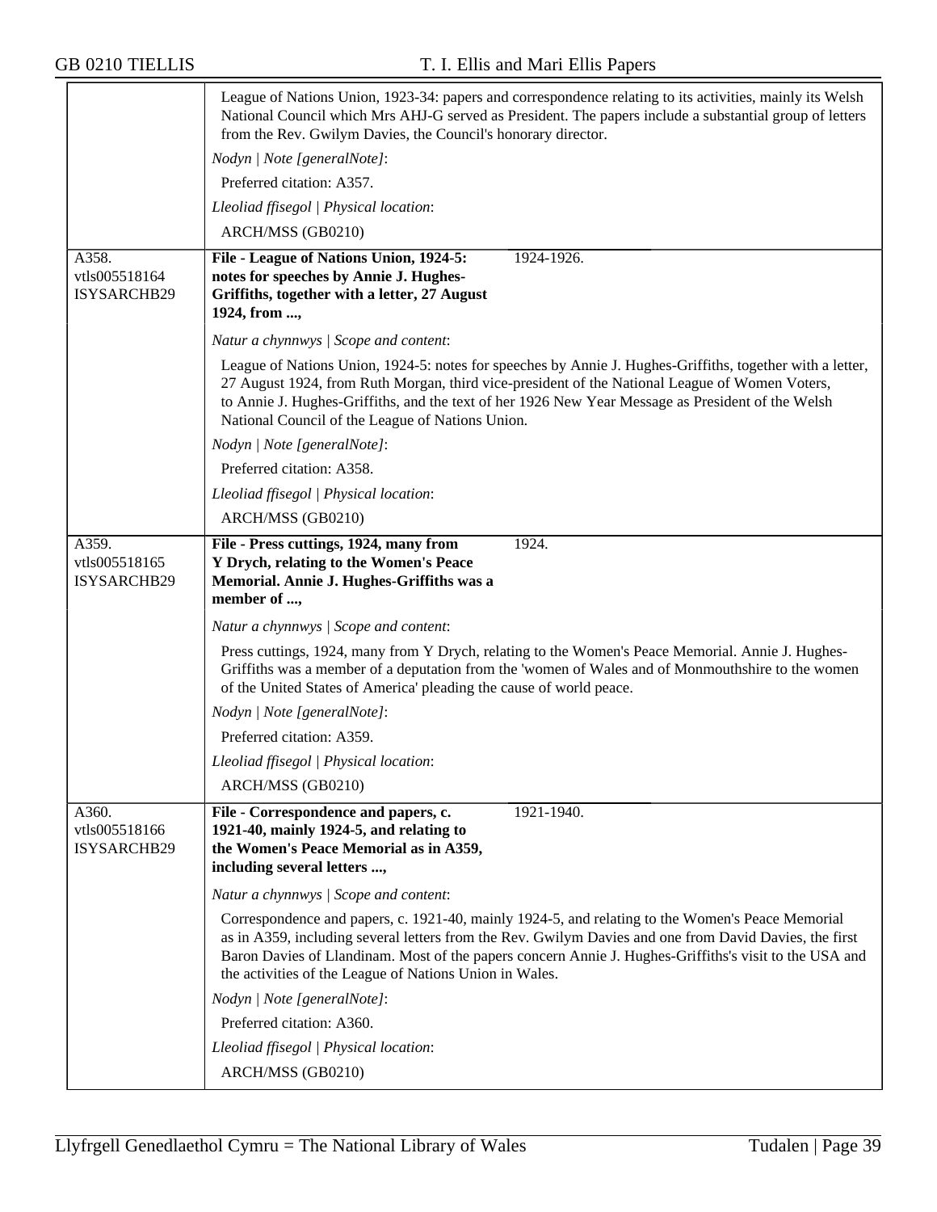League of Nations Union, 1923-34: papers and correspondence relating to its activities, mainly its Welsh National Council which Mrs AHJ-G served as President. The papers include a substantial group of letters from the Rev. Gwilym Davies, the Council's honorary director.

*Nodyn | Note [generalNote]*:

Preferred citation: A357.

*Lleoliad ffisegol | Physical location*:

ARCH/MSS (GB0210)

---

A358.
vtls005518164
ISYSARCHB29

**File - League of Nations Union, 1924-5: notes for speeches by Annie J. Hughes-Griffiths, together with a letter, 27 August 1924, from ...,** 1924-1926.

*Natur a chynnwys | Scope and content*:

League of Nations Union, 1924-5: notes for speeches by Annie J. Hughes-Griffiths, together with a letter, 27 August 1924, from Ruth Morgan, third vice-president of the National League of Women Voters, to Annie J. Hughes-Griffiths, and the text of her 1926 New Year Message as President of the Welsh National Council of the League of Nations Union.

*Nodyn | Note [generalNote]*:

Preferred citation: A358.

*Lleoliad ffisegol | Physical location*:

ARCH/MSS (GB0210)

---

A359.
vtls005518165
ISYSARCHB29

**File - Press cuttings, 1924, many from Y Drych, relating to the Women's Peace Memorial. Annie J. Hughes-Griffiths was a member of ...,** 1924.

*Natur a chynnwys | Scope and content*:

Press cuttings, 1924, many from Y Drych, relating to the Women's Peace Memorial. Annie J. Hughes-Griffiths was a member of a deputation from the 'women of Wales and of Monmouthshire to the women of the United States of America' pleading the cause of world peace.

*Nodyn | Note [generalNote]*:

Preferred citation: A359.

*Lleoliad ffisegol | Physical location*:

ARCH/MSS (GB0210)

---

A360.
vtls005518166
ISYSARCHB29

**File - Correspondence and papers, c. 1921-40, mainly 1924-5, and relating to the Women's Peace Memorial as in A359, including several letters ...,** 1921-1940.

*Natur a chynnwys | Scope and content*:

Correspondence and papers, c. 1921-40, mainly 1924-5, and relating to the Women's Peace Memorial as in A359, including several letters from the Rev. Gwilym Davies and one from David Davies, the first Baron Davies of Llandinam. Most of the papers concern Annie J. Hughes-Griffiths's visit to the USA and the activities of the League of Nations Union in Wales.

*Nodyn | Note [generalNote]*:

Preferred citation: A360.

*Lleoliad ffisegol | Physical location*:

ARCH/MSS (GB0210)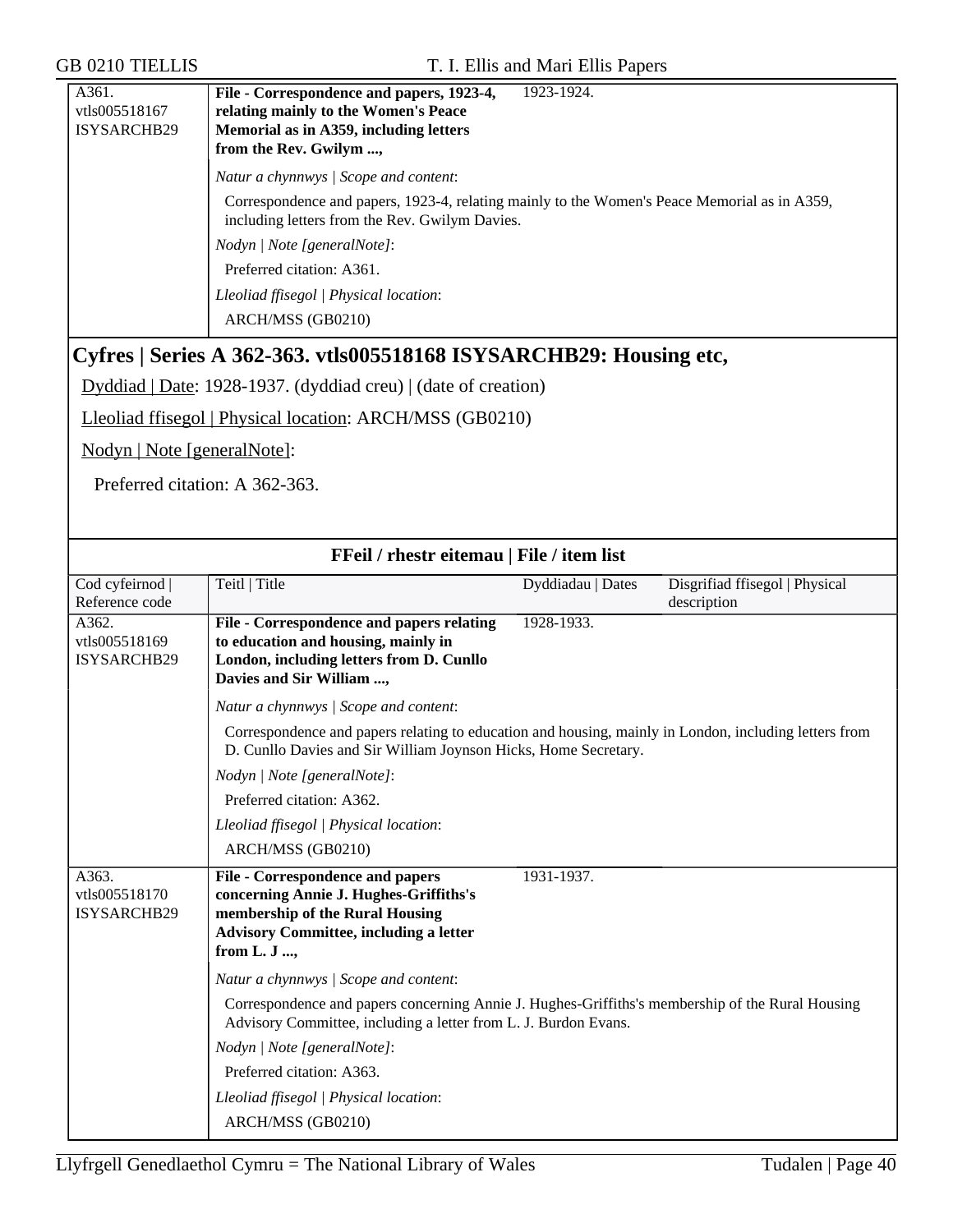| | | |
|---|---|---|
| A361. vtls005518167 ISYSARCHB29 | **File - Correspondence and papers, 1923-4, relating mainly to the Women's Peace Memorial as in A359, including letters from the Rev. Gwilym ...,** | 1923-1924. |

*Natur a chynnwys | Scope and content*:

Correspondence and papers, 1923-4, relating mainly to the Women's Peace Memorial as in A359, including letters from the Rev. Gwilym Davies.

*Nodyn | Note [generalNote]*:

Preferred citation: A361.

*Lleoliad ffisegol | Physical location*:

ARCH/MSS (GB0210)

## Cyfres | Series A 362-363. vtls005518168 ISYSARCHB29: Housing etc,

Dyddiad | Date: 1928-1937. (dyddiad creu) | (date of creation)

Lleoliad ffisegol | Physical location: ARCH/MSS (GB0210)

Nodyn | Note [generalNote]:

Preferred citation: A 362-363.

### FFeil / rhestr eitemau | File / item list

| Cod cyfeirnod \| Reference code | Teitl \| Title | Dyddiadau \| Dates | Disgrifiad ffisegol \| Physical description |
|---|---|---|---|
| A362. vtls005518169 ISYSARCHB29 | **File - Correspondence and papers relating to education and housing, mainly in London, including letters from D. Cunllo Davies and Sir William ...,** | 1928-1933. | |

*Natur a chynnwys | Scope and content*:

Correspondence and papers relating to education and housing, mainly in London, including letters from D. Cunllo Davies and Sir William Joynson Hicks, Home Secretary.

*Nodyn | Note [generalNote]*:

Preferred citation: A362.

*Lleoliad ffisegol | Physical location*:

ARCH/MSS (GB0210)

| | | | |
|---|---|---|---|
| A363. vtls005518170 ISYSARCHB29 | **File - Correspondence and papers concerning Annie J. Hughes-Griffiths's membership of the Rural Housing Advisory Committee, including a letter from L. J ...,** | 1931-1937. | |

*Natur a chynnwys | Scope and content*:

Correspondence and papers concerning Annie J. Hughes-Griffiths's membership of the Rural Housing Advisory Committee, including a letter from L. J. Burdon Evans.

*Nodyn | Note [generalNote]*:

Preferred citation: A363.

*Lleoliad ffisegol | Physical location*:

ARCH/MSS (GB0210)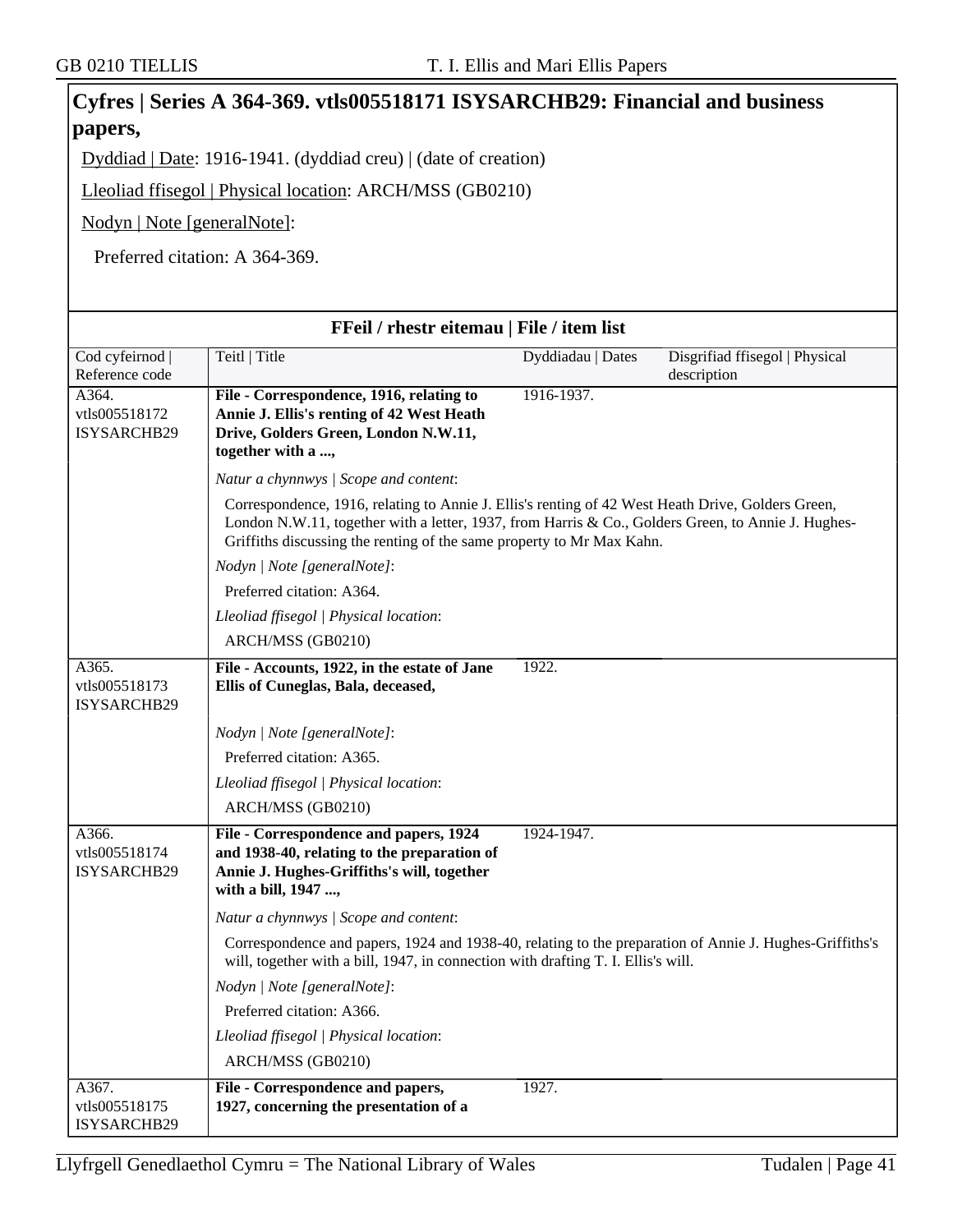## Cyfres | Series A 364-369. vtls005518171 ISYSARCHB29: Financial and business papers,

Dyddiad | Date: 1916-1941. (dyddiad creu) | (date of creation)

Lleoliad ffisegol | Physical location: ARCH/MSS (GB0210)

Nodyn | Note [generalNote]:

Preferred citation: A 364-369.

### FFeil / rhestr eitemau | File / item list

| Cod cyfeirnod \| Reference code | Teitl \| Title | Dyddiadau \| Dates | Disgrifiad ffisegol \| Physical description |
|---|---|---|---|
| A364. vtls005518172 ISYSARCHB29 | **File - Correspondence, 1916, relating to Annie J. Ellis's renting of 42 West Heath Drive, Golders Green, London N.W.11, together with a ...,**<br>*Natur a chynnwys \| Scope and content*:<br>Correspondence, 1916, relating to Annie J. Ellis's renting of 42 West Heath Drive, Golders Green, London N.W.11, together with a letter, 1937, from Harris & Co., Golders Green, to Annie J. Hughes-Griffiths discussing the renting of the same property to Mr Max Kahn.<br>*Nodyn \| Note [generalNote]*:<br>Preferred citation: A364.<br>*Lleoliad ffisegol \| Physical location*:<br>ARCH/MSS (GB0210) | 1916-1937. | |
| A365. vtls005518173 ISYSARCHB29 | **File - Accounts, 1922, in the estate of Jane Ellis of Cuneglas, Bala, deceased,**<br>*Nodyn \| Note [generalNote]*:<br>Preferred citation: A365.<br>*Lleoliad ffisegol \| Physical location*:<br>ARCH/MSS (GB0210) | 1922. | |
| A366. vtls005518174 ISYSARCHB29 | **File - Correspondence and papers, 1924 and 1938-40, relating to the preparation of Annie J. Hughes-Griffiths's will, together with a bill, 1947 ...,**<br>*Natur a chynnwys \| Scope and content*:<br>Correspondence and papers, 1924 and 1938-40, relating to the preparation of Annie J. Hughes-Griffiths's will, together with a bill, 1947, in connection with drafting T. I. Ellis's will.<br>*Nodyn \| Note [generalNote]*:<br>Preferred citation: A366.<br>*Lleoliad ffisegol \| Physical location*:<br>ARCH/MSS (GB0210) | 1924-1947. | |
| A367. vtls005518175 ISYSARCHB29 | **File - Correspondence and papers, 1927, concerning the presentation of a** | 1927. | |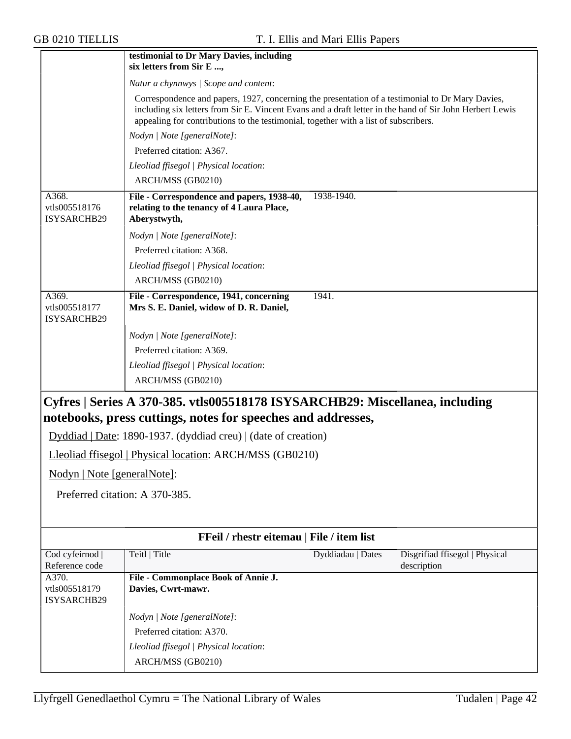| | **testimonial to Dr Mary Davies, including six letters from Sir E ...,** | | |
|---|---|---|---|
| | *Natur a chynnwys \| Scope and content*:<br>Correspondence and papers, 1927, concerning the presentation of a testimonial to Dr Mary Davies, including six letters from Sir E. Vincent Evans and a draft letter in the hand of Sir John Herbert Lewis appealing for contributions to the testimonial, together with a list of subscribers.<br>*Nodyn \| Note [generalNote]*:<br>Preferred citation: A367.<br>*Lleoliad ffisegol \| Physical location*:<br>ARCH/MSS (GB0210) | | |
| A368. vtls005518176 ISYSARCHB29 | **File - Correspondence and papers, 1938-40, relating to the tenancy of 4 Laura Place, Aberystwyth,**<br>*Nodyn \| Note [generalNote]*:<br>Preferred citation: A368.<br>*Lleoliad ffisegol \| Physical location*:<br>ARCH/MSS (GB0210) | 1938-1940. | |
| A369. vtls005518177 ISYSARCHB29 | **File - Correspondence, 1941, concerning Mrs S. E. Daniel, widow of D. R. Daniel,**<br>*Nodyn \| Note [generalNote]*:<br>Preferred citation: A369.<br>*Lleoliad ffisegol \| Physical location*:<br>ARCH/MSS (GB0210) | 1941. | |

## Cyfres | Series A 370-385. vtls005518178 ISYSARCHB29: Miscellanea, including notebooks, press cuttings, notes for speeches and addresses,

Dyddiad | Date: 1890-1937. (dyddiad creu) | (date of creation)

Lleoliad ffisegol | Physical location: ARCH/MSS (GB0210)

Nodyn | Note [generalNote]:

Preferred citation: A 370-385.

**FFeil / rhestr eitemau | File / item list**

| Cod cyfeirnod \| Reference code | Teitl \| Title | Dyddiadau \| Dates | Disgrifiad ffisegol \| Physical description |
|---|---|---|---|
| A370. vtls005518179 ISYSARCHB29 | **File - Commonplace Book of Annie J. Davies, Cwrt-mawr.**<br>*Nodyn \| Note [generalNote]*:<br>Preferred citation: A370.<br>*Lleoliad ffisegol \| Physical location*:<br>ARCH/MSS (GB0210) | | |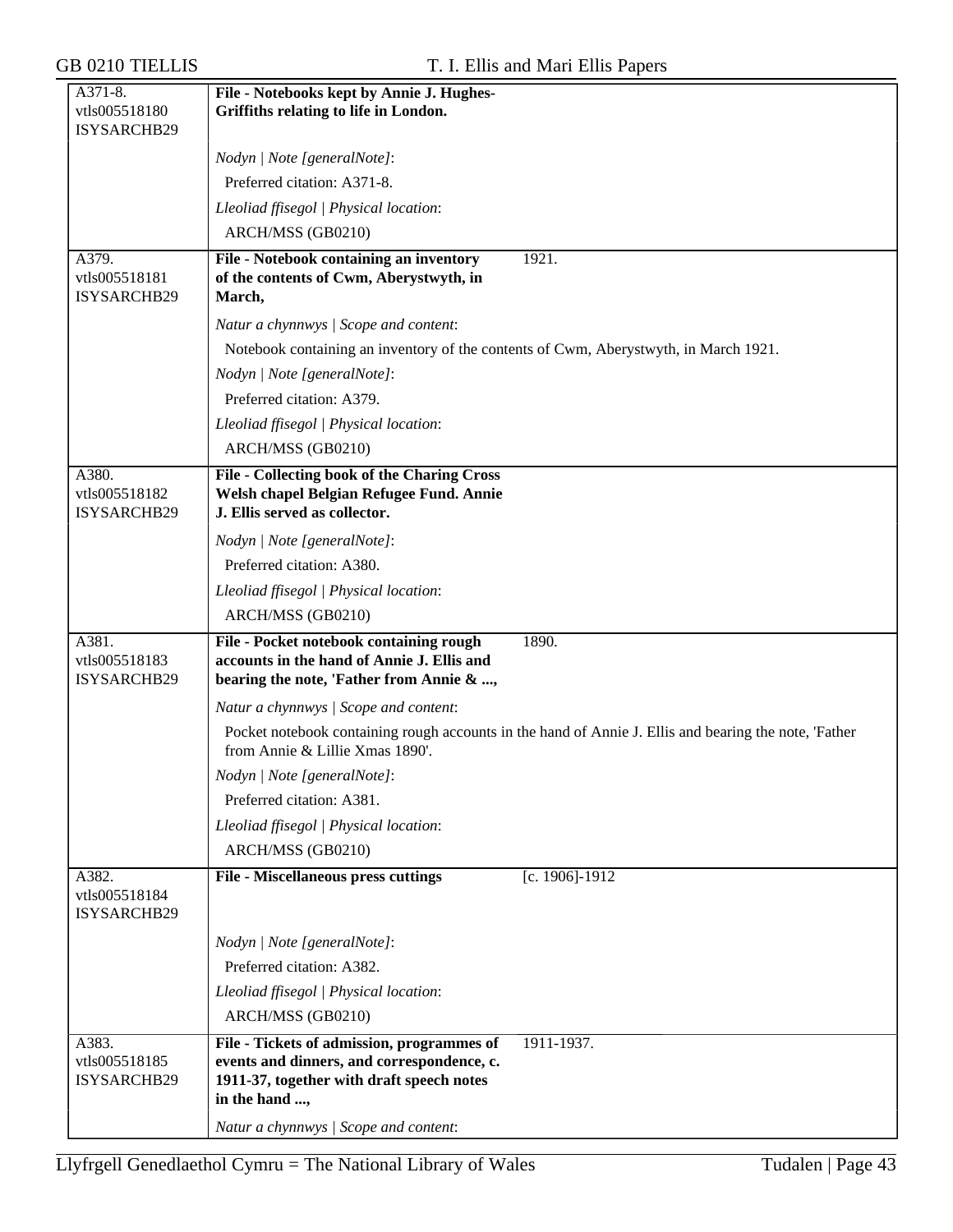| | | |
|---|---|---|
| A371-8.<br>vtls005518180<br>ISYSARCHB29 | **File - Notebooks kept by Annie J. Hughes-Griffiths relating to life in London.**<br><br>*Nodyn \| Note [generalNote]*:<br>Preferred citation: A371-8.<br>*Lleoliad ffisegol \| Physical location*:<br>ARCH/MSS (GB0210) | |
| A379.<br>vtls005518181<br>ISYSARCHB29 | **File - Notebook containing an inventory of the contents of Cwm, Aberystwyth, in March,**<br><br>*Natur a chynnwys \| Scope and content*:<br>Notebook containing an inventory of the contents of Cwm, Aberystwyth, in March 1921.<br>*Nodyn \| Note [generalNote]*:<br>Preferred citation: A379.<br>*Lleoliad ffisegol \| Physical location*:<br>ARCH/MSS (GB0210) | 1921. |
| A380.<br>vtls005518182<br>ISYSARCHB29 | **File - Collecting book of the Charing Cross Welsh chapel Belgian Refugee Fund. Annie J. Ellis served as collector.**<br><br>*Nodyn \| Note [generalNote]*:<br>Preferred citation: A380.<br>*Lleoliad ffisegol \| Physical location*:<br>ARCH/MSS (GB0210) | |
| A381.<br>vtls005518183<br>ISYSARCHB29 | **File - Pocket notebook containing rough accounts in the hand of Annie J. Ellis and bearing the note, 'Father from Annie & ...,**<br><br>*Natur a chynnwys \| Scope and content*:<br>Pocket notebook containing rough accounts in the hand of Annie J. Ellis and bearing the note, 'Father from Annie & Lillie Xmas 1890'.<br>*Nodyn \| Note [generalNote]*:<br>Preferred citation: A381.<br>*Lleoliad ffisegol \| Physical location*:<br>ARCH/MSS (GB0210) | 1890. |
| A382.<br>vtls005518184<br>ISYSARCHB29 | **File - Miscellaneous press cuttings**<br><br>*Nodyn \| Note [generalNote]*:<br>Preferred citation: A382.<br>*Lleoliad ffisegol \| Physical location*:<br>ARCH/MSS (GB0210) | [c. 1906]-1912 |
| A383.<br>vtls005518185<br>ISYSARCHB29 | **File - Tickets of admission, programmes of events and dinners, and correspondence, c. 1911-37, together with draft speech notes in the hand ...,**<br><br>*Natur a chynnwys \| Scope and content*: | 1911-1937. |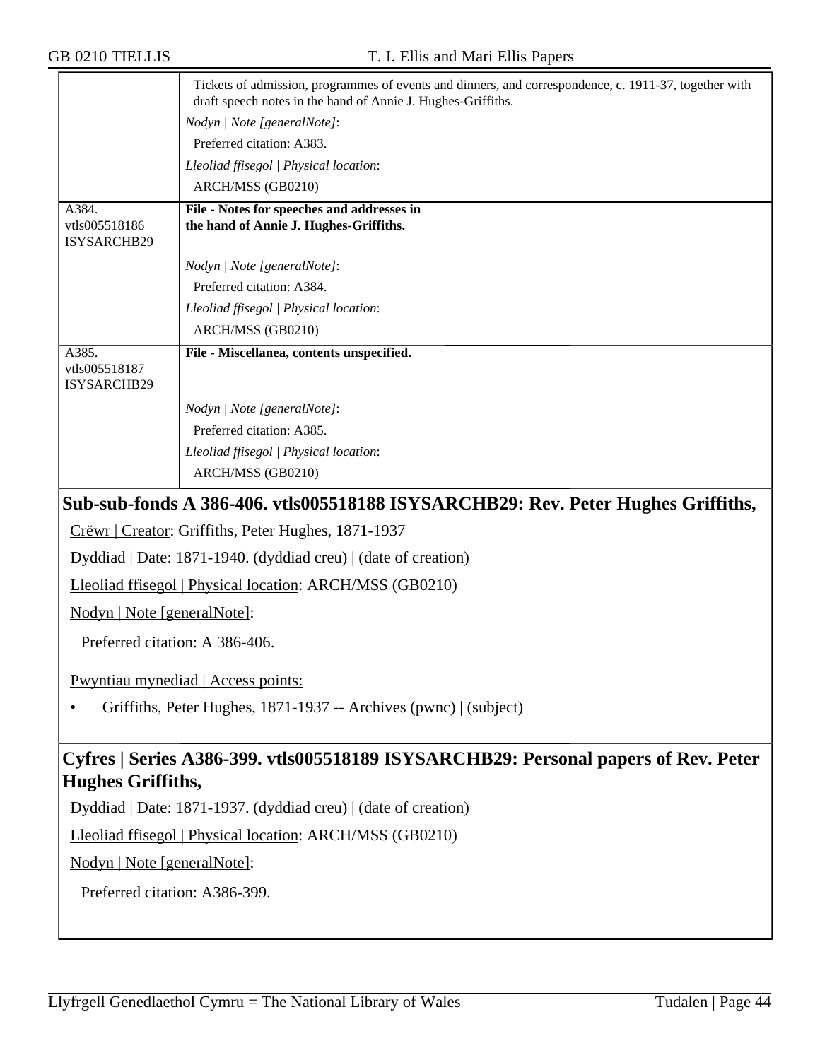| | |
|---|---|
| | Tickets of admission, programmes of events and dinners, and correspondence, c. 1911-37, together with draft speech notes in the hand of Annie J. Hughes-Griffiths.<br>*Nodyn \| Note [generalNote]*:<br>Preferred citation: A383.<br>*Lleoliad ffisegol \| Physical location*:<br>ARCH/MSS (GB0210) |
| A384.<br>vtls005518186<br>ISYSARCHB29 | **File - Notes for speeches and addresses in the hand of Annie J. Hughes-Griffiths.**<br>*Nodyn \| Note [generalNote]*:<br>Preferred citation: A384.<br>*Lleoliad ffisegol \| Physical location*:<br>ARCH/MSS (GB0210) |
| A385.<br>vtls005518187<br>ISYSARCHB29 | **File - Miscellanea, contents unspecified.**<br>*Nodyn \| Note [generalNote]*:<br>Preferred citation: A385.<br>*Lleoliad ffisegol \| Physical location*:<br>ARCH/MSS (GB0210) |

## Sub-sub-fonds A 386-406. vtls005518188 ISYSARCHB29: Rev. Peter Hughes Griffiths,

Crëwr | Creator: Griffiths, Peter Hughes, 1871-1937

Dyddiad | Date: 1871-1940. (dyddiad creu) | (date of creation)

Lleoliad ffisegol | Physical location: ARCH/MSS (GB0210)

Nodyn | Note [generalNote]:

Preferred citation: A 386-406.

Pwyntiau mynediad | Access points:

- Griffiths, Peter Hughes, 1871-1937 -- Archives (pwnc) | (subject)

## Cyfres | Series A386-399. vtls005518189 ISYSARCHB29: Personal papers of Rev. Peter Hughes Griffiths,

Dyddiad | Date: 1871-1937. (dyddiad creu) | (date of creation)

Lleoliad ffisegol | Physical location: ARCH/MSS (GB0210)

Nodyn | Note [generalNote]:

Preferred citation: A386-399.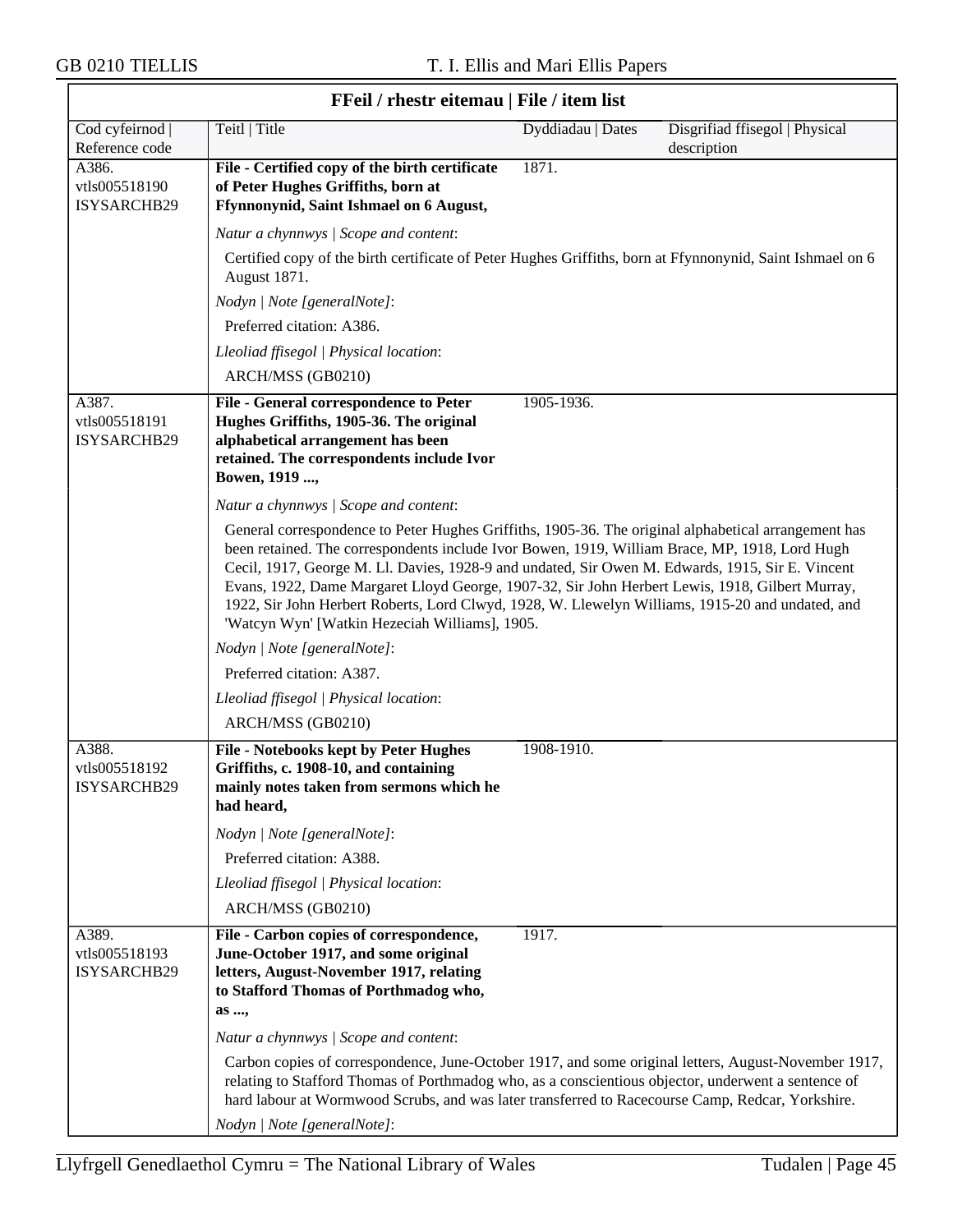## FFeil / rhestr eitemau | File / item list

| Cod cyfeirnod \| Reference code | Teitl \| Title | Dyddiadau \| Dates | Disgrifiad ffisegol \| Physical description |
|---|---|---|---|
| A386. vtls005518190 ISYSARCHB29 | **File - Certified copy of the birth certificate of Peter Hughes Griffiths, born at Ffynnonynid, Saint Ishmael on 6 August,** | 1871. | |

*Natur a chynnwys | Scope and content*:

Certified copy of the birth certificate of Peter Hughes Griffiths, born at Ffynnonynid, Saint Ishmael on 6 August 1871.

*Nodyn | Note [generalNote]*:

Preferred citation: A386.

*Lleoliad ffisegol | Physical location*:

ARCH/MSS (GB0210)

| Cod cyfeirnod \| Reference code | Teitl \| Title | Dyddiadau \| Dates | Disgrifiad ffisegol \| Physical description |
|---|---|---|---|
| A387. vtls005518191 ISYSARCHB29 | **File - General correspondence to Peter Hughes Griffiths, 1905-36. The original alphabetical arrangement has been retained. The correspondents include Ivor Bowen, 1919 ...,** | 1905-1936. | |

*Natur a chynnwys | Scope and content*:

General correspondence to Peter Hughes Griffiths, 1905-36. The original alphabetical arrangement has been retained. The correspondents include Ivor Bowen, 1919, William Brace, MP, 1918, Lord Hugh Cecil, 1917, George M. Ll. Davies, 1928-9 and undated, Sir Owen M. Edwards, 1915, Sir E. Vincent Evans, 1922, Dame Margaret Lloyd George, 1907-32, Sir John Herbert Lewis, 1918, Gilbert Murray, 1922, Sir John Herbert Roberts, Lord Clwyd, 1928, W. Llewelyn Williams, 1915-20 and undated, and 'Watcyn Wyn' [Watkin Hezeciah Williams], 1905.

*Nodyn | Note [generalNote]*:

Preferred citation: A387.

*Lleoliad ffisegol | Physical location*:

ARCH/MSS (GB0210)

| Cod cyfeirnod \| Reference code | Teitl \| Title | Dyddiadau \| Dates | Disgrifiad ffisegol \| Physical description |
|---|---|---|---|
| A388. vtls005518192 ISYSARCHB29 | **File - Notebooks kept by Peter Hughes Griffiths, c. 1908-10, and containing mainly notes taken from sermons which he had heard,** | 1908-1910. | |

*Nodyn | Note [generalNote]*:

Preferred citation: A388.

*Lleoliad ffisegol | Physical location*:

ARCH/MSS (GB0210)

| Cod cyfeirnod \| Reference code | Teitl \| Title | Dyddiadau \| Dates | Disgrifiad ffisegol \| Physical description |
|---|---|---|---|
| A389. vtls005518193 ISYSARCHB29 | **File - Carbon copies of correspondence, June-October 1917, and some original letters, August-November 1917, relating to Stafford Thomas of Porthmadog who, as ...,** | 1917. | |

*Natur a chynnwys | Scope and content*:

Carbon copies of correspondence, June-October 1917, and some original letters, August-November 1917, relating to Stafford Thomas of Porthmadog who, as a conscientious objector, underwent a sentence of hard labour at Wormwood Scrubs, and was later transferred to Racecourse Camp, Redcar, Yorkshire.

*Nodyn | Note [generalNote]*: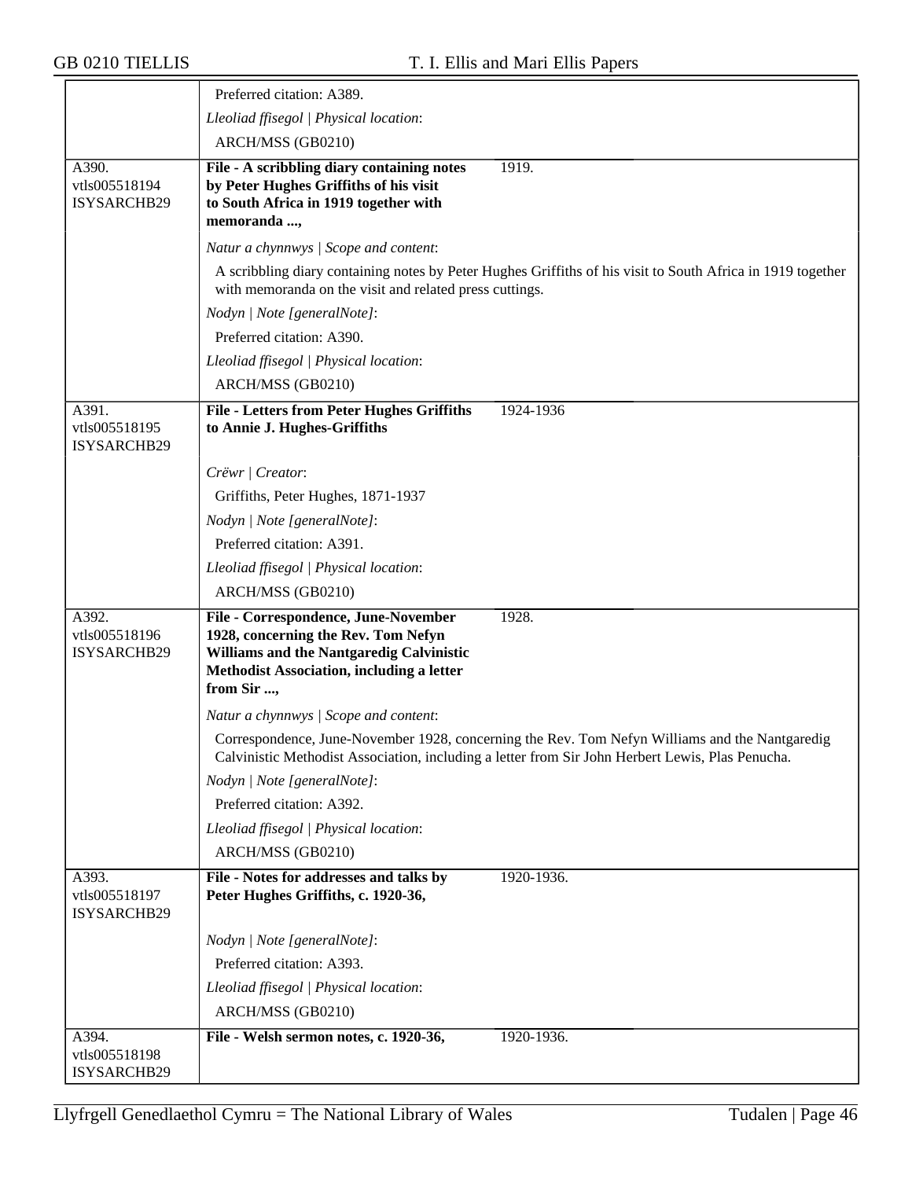Preferred citation: A389.

*Lleoliad ffisegol | Physical location*:

ARCH/MSS (GB0210)

---

A390.
vtls005518194
ISYSARCHB29

**File - A scribbling diary containing notes by Peter Hughes Griffiths of his visit to South Africa in 1919 together with memoranda ...,** — 1919.

*Natur a chynnwys | Scope and content*:

A scribbling diary containing notes by Peter Hughes Griffiths of his visit to South Africa in 1919 together with memoranda on the visit and related press cuttings.

*Nodyn | Note [generalNote]*:

Preferred citation: A390.

*Lleoliad ffisegol | Physical location*:

ARCH/MSS (GB0210)

---

A391.
vtls005518195
ISYSARCHB29

**File - Letters from Peter Hughes Griffiths to Annie J. Hughes-Griffiths** — 1924-1936

*Crëwr | Creator*:

Griffiths, Peter Hughes, 1871-1937

*Nodyn | Note [generalNote]*:

Preferred citation: A391.

*Lleoliad ffisegol | Physical location*:

ARCH/MSS (GB0210)

---

A392.
vtls005518196
ISYSARCHB29

**File - Correspondence, June-November 1928, concerning the Rev. Tom Nefyn Williams and the Nantgaredig Calvinistic Methodist Association, including a letter from Sir ...,** — 1928.

*Natur a chynnwys | Scope and content*:

Correspondence, June-November 1928, concerning the Rev. Tom Nefyn Williams and the Nantgaredig Calvinistic Methodist Association, including a letter from Sir John Herbert Lewis, Plas Penucha.

*Nodyn | Note [generalNote]*:

Preferred citation: A392.

*Lleoliad ffisegol | Physical location*:

ARCH/MSS (GB0210)

---

A393.
vtls005518197
ISYSARCHB29

**File - Notes for addresses and talks by Peter Hughes Griffiths, c. 1920-36,** — 1920-1936.

*Nodyn | Note [generalNote]*:

Preferred citation: A393.

*Lleoliad ffisegol | Physical location*:

ARCH/MSS (GB0210)

---

A394.
vtls005518198
ISYSARCHB29

**File - Welsh sermon notes, c. 1920-36,** — 1920-1936.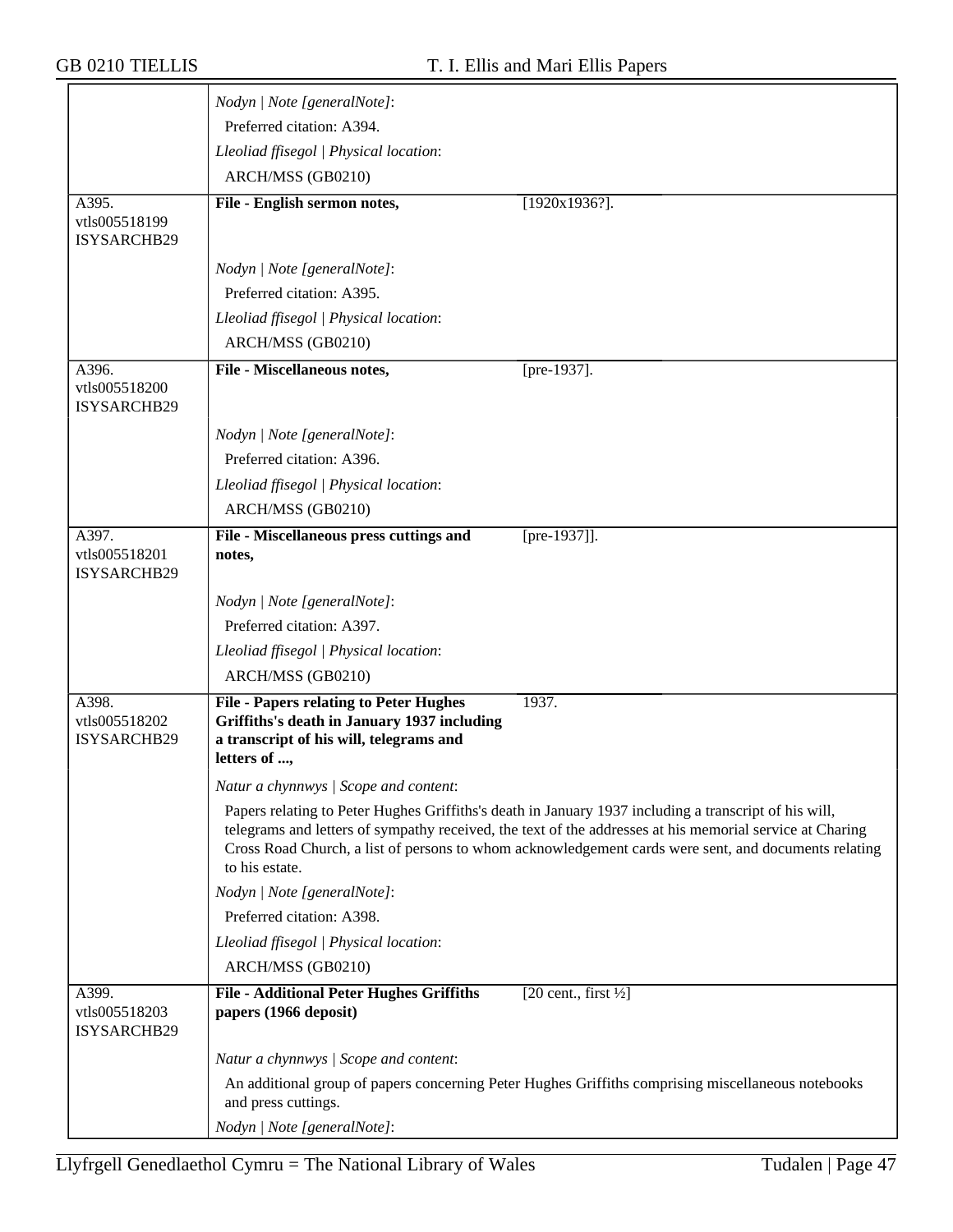| | | |
|---|---|---|
| | *Nodyn \| Note [generalNote]*: | |
| | Preferred citation: A394. | |
| | *Lleoliad ffisegol \| Physical location*: | |
| | ARCH/MSS (GB0210) | |
| A395. vtls005518199 ISYSARCHB29 | **File - English sermon notes,** | [1920x1936?]. |
| | *Nodyn \| Note [generalNote]*: | |
| | Preferred citation: A395. | |
| | *Lleoliad ffisegol \| Physical location*: | |
| | ARCH/MSS (GB0210) | |
| A396. vtls005518200 ISYSARCHB29 | **File - Miscellaneous notes,** | [pre-1937]. |
| | *Nodyn \| Note [generalNote]*: | |
| | Preferred citation: A396. | |
| | *Lleoliad ffisegol \| Physical location*: | |
| | ARCH/MSS (GB0210) | |
| A397. vtls005518201 ISYSARCHB29 | **File - Miscellaneous press cuttings and notes,** | [pre-1937]]. |
| | *Nodyn \| Note [generalNote]*: | |
| | Preferred citation: A397. | |
| | *Lleoliad ffisegol \| Physical location*: | |
| | ARCH/MSS (GB0210) | |
| A398. vtls005518202 ISYSARCHB29 | **File - Papers relating to Peter Hughes Griffiths's death in January 1937 including a transcript of his will, telegrams and letters of ...,** | 1937. |
| | *Natur a chynnwys \| Scope and content*: | |
| | Papers relating to Peter Hughes Griffiths's death in January 1937 including a transcript of his will, telegrams and letters of sympathy received, the text of the addresses at his memorial service at Charing Cross Road Church, a list of persons to whom acknowledgement cards were sent, and documents relating to his estate. | |
| | *Nodyn \| Note [generalNote]*: | |
| | Preferred citation: A398. | |
| | *Lleoliad ffisegol \| Physical location*: | |
| | ARCH/MSS (GB0210) | |
| A399. vtls005518203 ISYSARCHB29 | **File - Additional Peter Hughes Griffiths papers (1966 deposit)** | [20 cent., first ½] |
| | *Natur a chynnwys \| Scope and content*: | |
| | An additional group of papers concerning Peter Hughes Griffiths comprising miscellaneous notebooks and press cuttings. | |
| | *Nodyn \| Note [generalNote]*: | |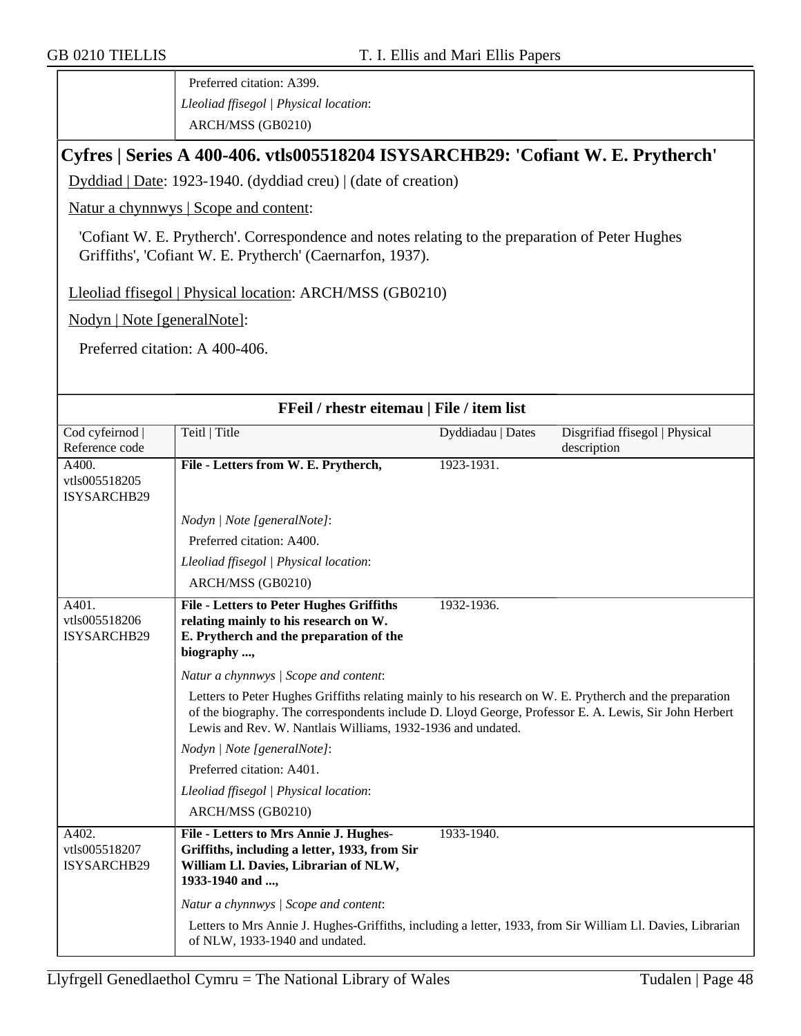| | Preferred citation: A399.<br>*Lleoliad ffisegol \| Physical location*:<br>ARCH/MSS (GB0210) |
|---|---|

## Cyfres | Series A 400-406. vtls005518204 ISYSARCHB29: 'Cofiant W. E. Prytherch'

Dyddiad | Date: 1923-1940. (dyddiad creu) | (date of creation)

Natur a chynnwys | Scope and content:

'Cofiant W. E. Prytherch'. Correspondence and notes relating to the preparation of Peter Hughes Griffiths', 'Cofiant W. E. Prytherch' (Caernarfon, 1937).

Lleoliad ffisegol | Physical location: ARCH/MSS (GB0210)

Nodyn | Note [generalNote]:

Preferred citation: A 400-406.

### FFeil / rhestr eitemau | File / item list

| Cod cyfeirnod \| Reference code | Teitl \| Title | Dyddiadau \| Dates | Disgrifiad ffisegol \| Physical description |
|---|---|---|---|
| A400. vtls005518205 ISYSARCHB29 | **File - Letters from W. E. Prytherch,** | 1923-1931. | |
| | *Nodyn \| Note [generalNote]*:<br>Preferred citation: A400.<br>*Lleoliad ffisegol \| Physical location*:<br>ARCH/MSS (GB0210) | | |
| A401. vtls005518206 ISYSARCHB29 | **File - Letters to Peter Hughes Griffiths relating mainly to his research on W. E. Prytherch and the preparation of the biography ...,** | 1932-1936. | |
| | *Natur a chynnwys \| Scope and content*:<br>Letters to Peter Hughes Griffiths relating mainly to his research on W. E. Prytherch and the preparation of the biography. The correspondents include D. Lloyd George, Professor E. A. Lewis, Sir John Herbert Lewis and Rev. W. Nantlais Williams, 1932-1936 and undated.<br>*Nodyn \| Note [generalNote]*:<br>Preferred citation: A401.<br>*Lleoliad ffisegol \| Physical location*:<br>ARCH/MSS (GB0210) | | |
| A402. vtls005518207 ISYSARCHB29 | **File - Letters to Mrs Annie J. Hughes-Griffiths, including a letter, 1933, from Sir William Ll. Davies, Librarian of NLW, 1933-1940 and ...,** | 1933-1940. | |
| | *Natur a chynnwys \| Scope and content*:<br>Letters to Mrs Annie J. Hughes-Griffiths, including a letter, 1933, from Sir William Ll. Davies, Librarian of NLW, 1933-1940 and undated. | | |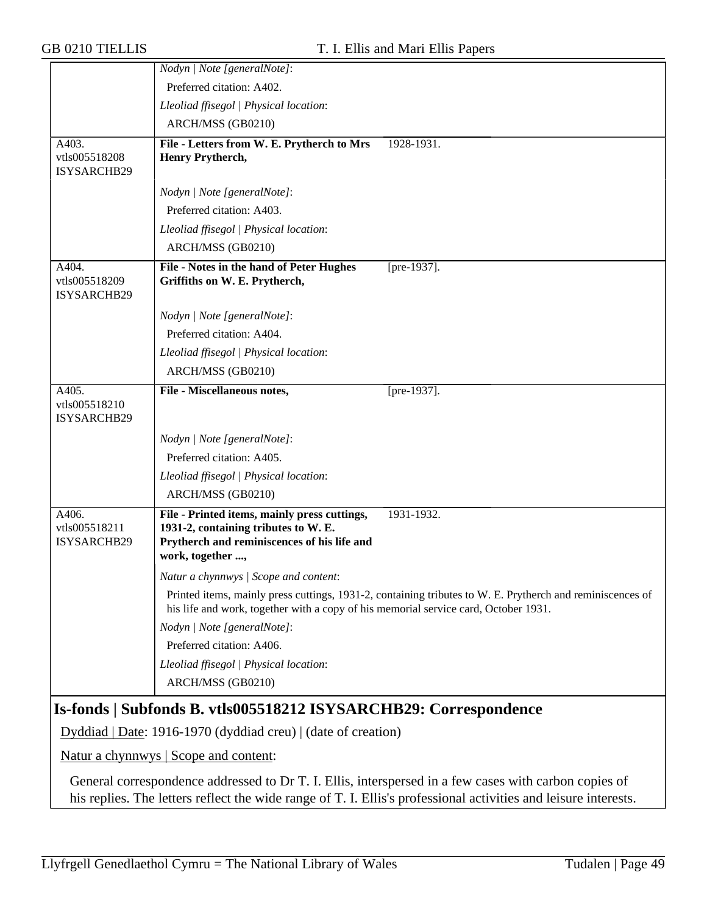*Nodyn | Note [generalNote]*:

Preferred citation: A402.

*Lleoliad ffisegol | Physical location*:

ARCH/MSS (GB0210)

| | | |
|---|---|---|
| A403. vtls005518208 ISYSARCHB29 | **File - Letters from W. E. Prytherch to Mrs Henry Prytherch,** | 1928-1931. |

*Nodyn | Note [generalNote]*:

Preferred citation: A403.

*Lleoliad ffisegol | Physical location*:

ARCH/MSS (GB0210)

| | | |
|---|---|---|
| A404. vtls005518209 ISYSARCHB29 | **File - Notes in the hand of Peter Hughes Griffiths on W. E. Prytherch,** | [pre-1937]. |

*Nodyn | Note [generalNote]*:

Preferred citation: A404.

*Lleoliad ffisegol | Physical location*:

ARCH/MSS (GB0210)

| | | |
|---|---|---|
| A405. vtls005518210 ISYSARCHB29 | **File - Miscellaneous notes,** | [pre-1937]. |

*Nodyn | Note [generalNote]*:

Preferred citation: A405.

*Lleoliad ffisegol | Physical location*:

ARCH/MSS (GB0210)

| | | |
|---|---|---|
| A406. vtls005518211 ISYSARCHB29 | **File - Printed items, mainly press cuttings, 1931-2, containing tributes to W. E. Prytherch and reminiscences of his life and work, together ...,** | 1931-1932. |

*Natur a chynnwys | Scope and content*:

Printed items, mainly press cuttings, 1931-2, containing tributes to W. E. Prytherch and reminiscences of his life and work, together with a copy of his memorial service card, October 1931.

*Nodyn | Note [generalNote]*:

Preferred citation: A406.

*Lleoliad ffisegol | Physical location*:

ARCH/MSS (GB0210)

## Is-fonds | Subfonds B. vtls005518212 ISYSARCHB29: Correspondence

Dyddiad | Date: 1916-1970 (dyddiad creu) | (date of creation)

Natur a chynnwys | Scope and content:

General correspondence addressed to Dr T. I. Ellis, interspersed in a few cases with carbon copies of his replies. The letters reflect the wide range of T. I. Ellis's professional activities and leisure interests.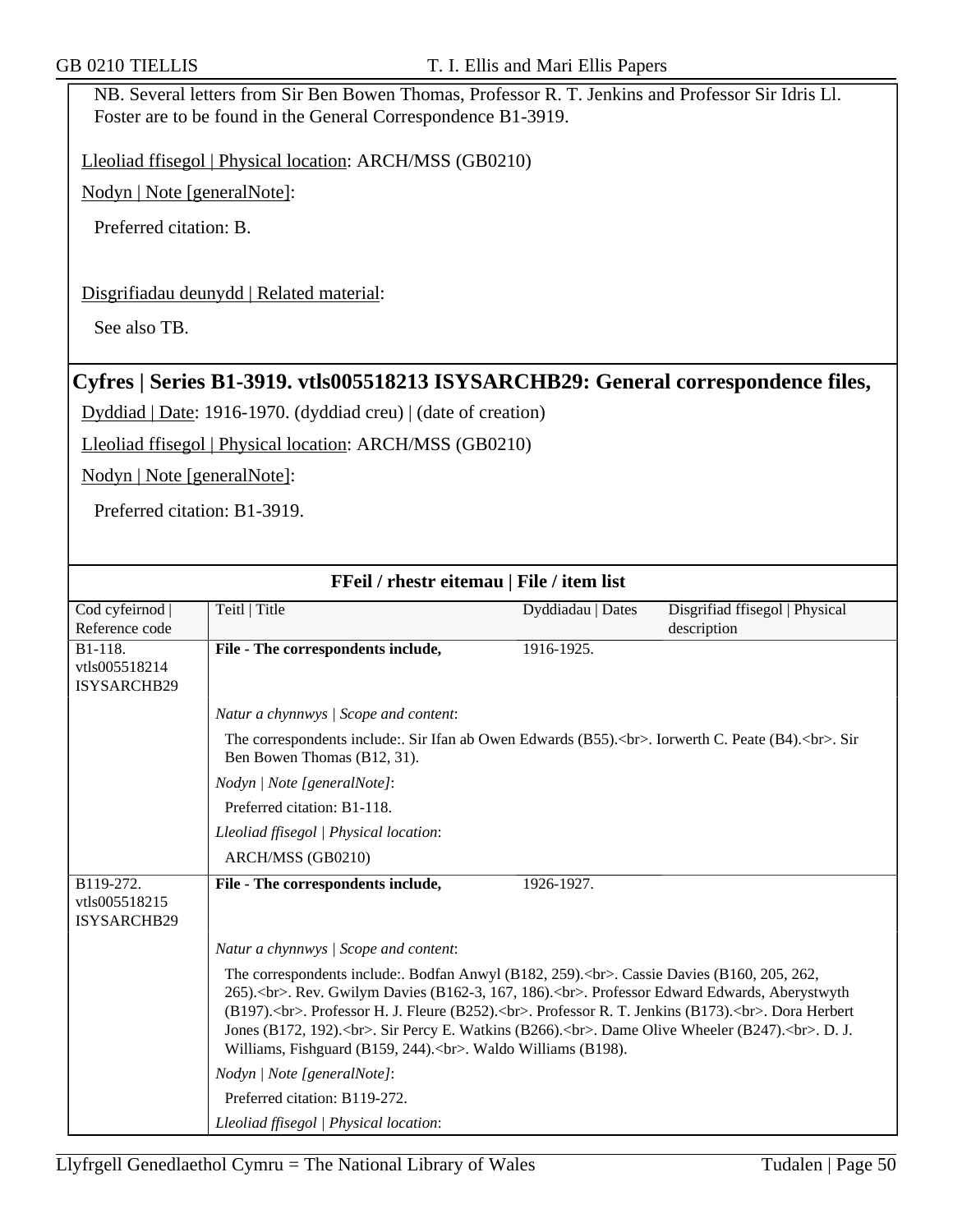NB. Several letters from Sir Ben Bowen Thomas, Professor R. T. Jenkins and Professor Sir Idris Ll. Foster are to be found in the General Correspondence B1-3919.

Lleoliad ffisegol | Physical location: ARCH/MSS (GB0210)

Nodyn | Note [generalNote]:

Preferred citation: B.

Disgrifiadau deunydd | Related material:

See also TB.

## Cyfres | Series B1-3919. vtls005518213 ISYSARCHB29: General correspondence files,

Dyddiad | Date: 1916-1970. (dyddiad creu) | (date of creation)

Lleoliad ffisegol | Physical location: ARCH/MSS (GB0210)

Nodyn | Note [generalNote]:

Preferred citation: B1-3919.

### FFeil / rhestr eitemau | File / item list

| Cod cyfeirnod \| Reference code | Teitl \| Title | Dyddiadau \| Dates | Disgrifiad ffisegol \| Physical description |
|---|---|---|---|
| B1-118. vtls005518214 ISYSARCHB29 | **File - The correspondents include,** | 1916-1925. | |
| | *Natur a chynnwys \| Scope and content*: The correspondents include:. Sir Ifan ab Owen Edwards (B55).<br>. Iorwerth C. Peate (B4).<br>. Sir Ben Bowen Thomas (B12, 31). *Nodyn \| Note [generalNote]*: Preferred citation: B1-118. *Lleoliad ffisegol \| Physical location*: ARCH/MSS (GB0210) | | |
| B119-272. vtls005518215 ISYSARCHB29 | **File - The correspondents include,** | 1926-1927. | |
| | *Natur a chynnwys \| Scope and content*: The correspondents include:. Bodfan Anwyl (B182, 259).<br>. Cassie Davies (B160, 205, 262, 265).<br>. Rev. Gwilym Davies (B162-3, 167, 186).<br>. Professor Edward Edwards, Aberystwyth (B197).<br>. Professor H. J. Fleure (B252).<br>. Professor R. T. Jenkins (B173).<br>. Dora Herbert Jones (B172, 192).<br>. Sir Percy E. Watkins (B266).<br>. Dame Olive Wheeler (B247).<br>. D. J. Williams, Fishguard (B159, 244).<br>. Waldo Williams (B198). *Nodyn \| Note [generalNote]*: Preferred citation: B119-272. *Lleoliad ffisegol \| Physical location*: | | |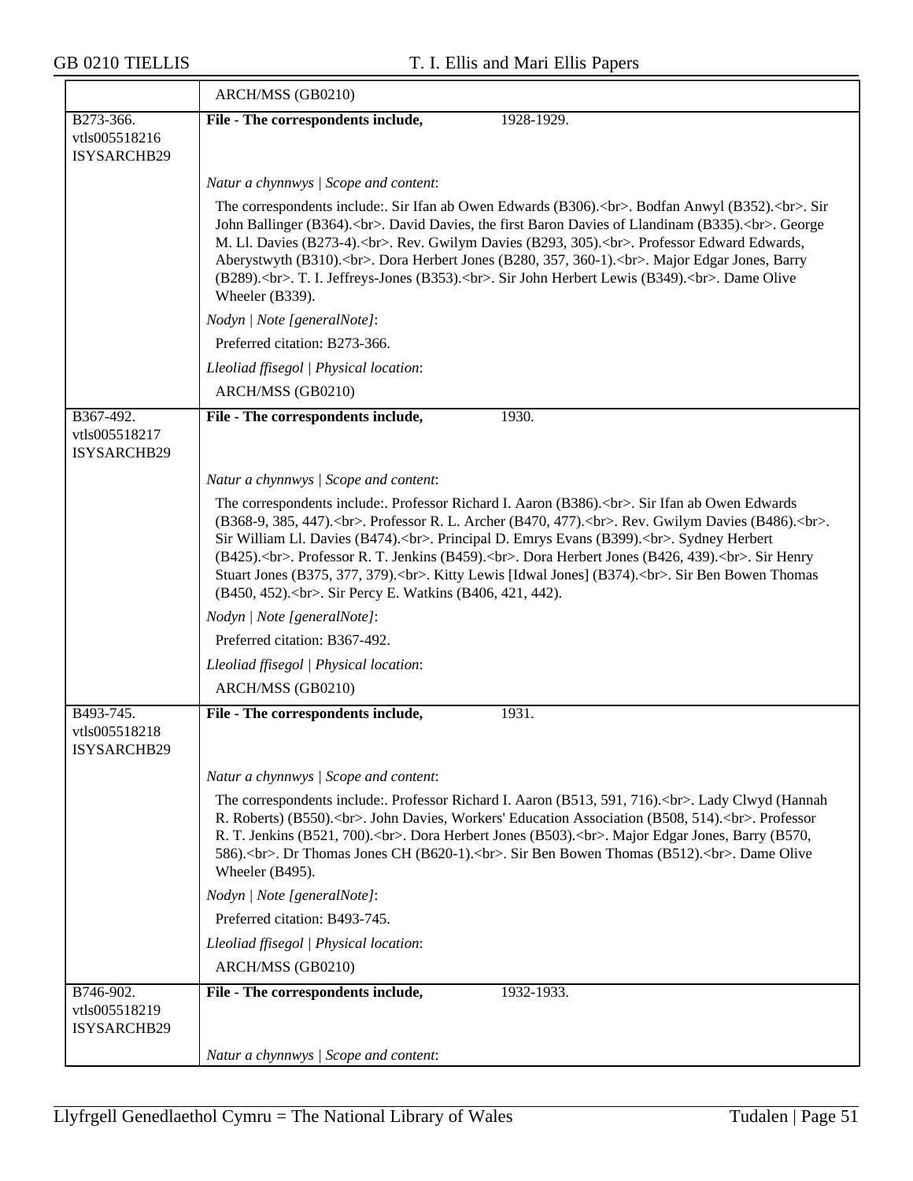| | |
|---|---|
| | ARCH/MSS (GB0210) |
| B273-366.<br>vtls005518216<br>ISYSARCHB29 | **File - The correspondents include,** 1928-1929.<br><br>*Natur a chynnwys \| Scope and content*:<br><br>The correspondents include:. Sir Ifan ab Owen Edwards (B306).<br>. Bodfan Anwyl (B352).<br>. Sir John Ballinger (B364).<br>. David Davies, the first Baron Davies of Llandinam (B335).<br>. George M. Ll. Davies (B273-4).<br>. Rev. Gwilym Davies (B293, 305).<br>. Professor Edward Edwards, Aberystwyth (B310).<br>. Dora Herbert Jones (B280, 357, 360-1).<br>. Major Edgar Jones, Barry (B289).<br>. T. I. Jeffreys-Jones (B353).<br>. Sir John Herbert Lewis (B349).<br>. Dame Olive Wheeler (B339).<br><br>*Nodyn \| Note [generalNote]*:<br><br>Preferred citation: B273-366.<br><br>*Lleoliad ffisegol \| Physical location*:<br><br>ARCH/MSS (GB0210) |
| B367-492.<br>vtls005518217<br>ISYSARCHB29 | **File - The correspondents include,** 1930.<br><br>*Natur a chynnwys \| Scope and content*:<br><br>The correspondents include:. Professor Richard I. Aaron (B386).<br>. Sir Ifan ab Owen Edwards (B368-9, 385, 447).<br>. Professor R. L. Archer (B470, 477).<br>. Rev. Gwilym Davies (B486).<br>. Sir William Ll. Davies (B474).<br>. Principal D. Emrys Evans (B399).<br>. Sydney Herbert (B425).<br>. Professor R. T. Jenkins (B459).<br>. Dora Herbert Jones (B426, 439).<br>. Sir Henry Stuart Jones (B375, 377, 379).<br>. Kitty Lewis [Idwal Jones] (B374).<br>. Sir Ben Bowen Thomas (B450, 452).<br>. Sir Percy E. Watkins (B406, 421, 442).<br><br>*Nodyn \| Note [generalNote]*:<br><br>Preferred citation: B367-492.<br><br>*Lleoliad ffisegol \| Physical location*:<br><br>ARCH/MSS (GB0210) |
| B493-745.<br>vtls005518218<br>ISYSARCHB29 | **File - The correspondents include,** 1931.<br><br>*Natur a chynnwys \| Scope and content*:<br><br>The correspondents include:. Professor Richard I. Aaron (B513, 591, 716).<br>. Lady Clwyd (Hannah R. Roberts) (B550).<br>. John Davies, Workers' Education Association (B508, 514).<br>. Professor R. T. Jenkins (B521, 700).<br>. Dora Herbert Jones (B503).<br>. Major Edgar Jones, Barry (B570, 586).<br>. Dr Thomas Jones CH (B620-1).<br>. Sir Ben Bowen Thomas (B512).<br>. Dame Olive Wheeler (B495).<br><br>*Nodyn \| Note [generalNote]*:<br><br>Preferred citation: B493-745.<br><br>*Lleoliad ffisegol \| Physical location*:<br><br>ARCH/MSS (GB0210) |
| B746-902.<br>vtls005518219<br>ISYSARCHB29 | **File - The correspondents include,** 1932-1933.<br><br>*Natur a chynnwys \| Scope and content*: |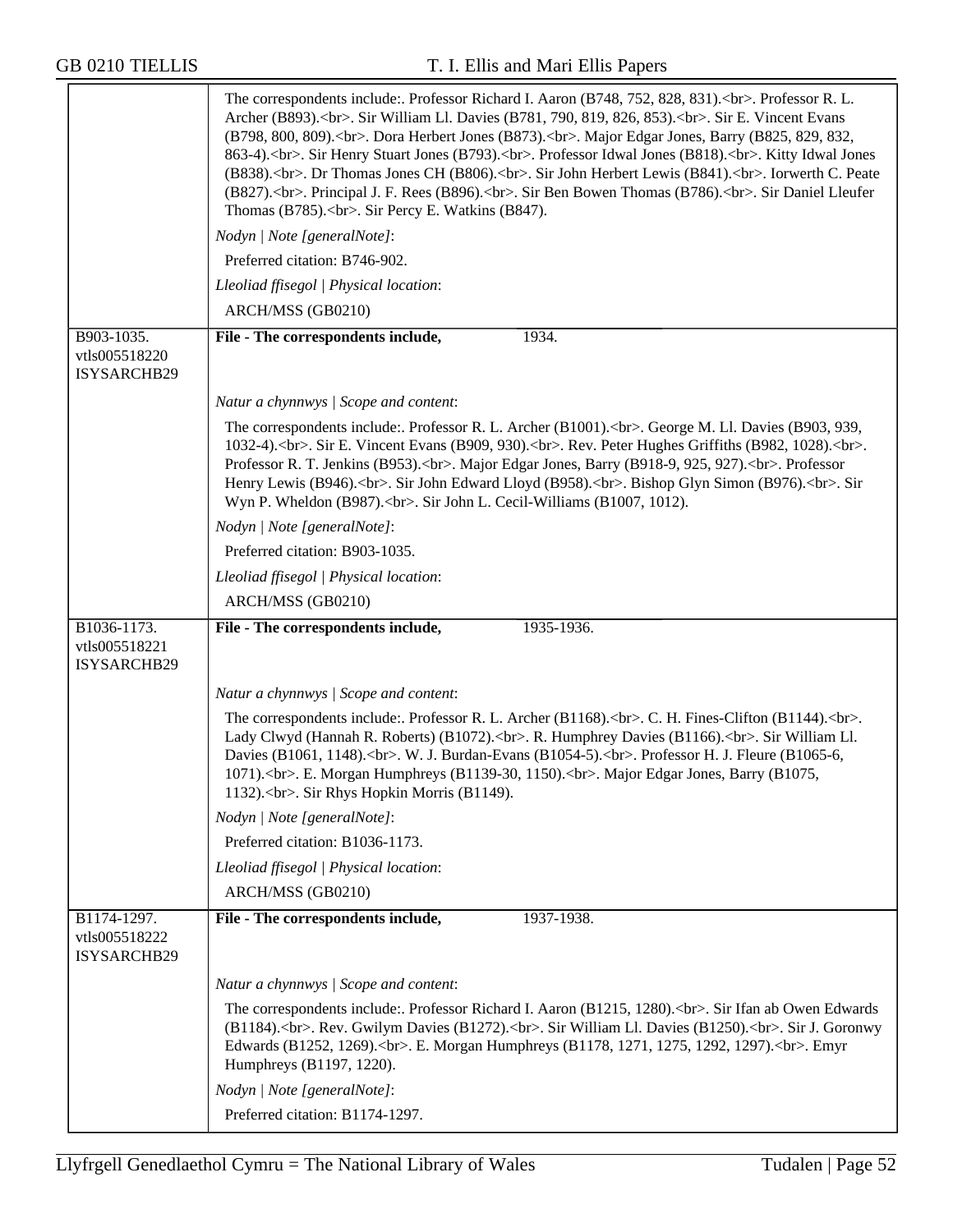| | |
|---|---|
| | The correspondents include:. Professor Richard I. Aaron (B748, 752, 828, 831).<br>. Professor R. L. Archer (B893).<br>. Sir William Ll. Davies (B781, 790, 819, 826, 853).<br>. Sir E. Vincent Evans (B798, 800, 809).<br>. Dora Herbert Jones (B873).<br>. Major Edgar Jones, Barry (B825, 829, 832, 863-4).<br>. Sir Henry Stuart Jones (B793).<br>. Professor Idwal Jones (B818).<br>. Kitty Idwal Jones (B838).<br>. Dr Thomas Jones CH (B806).<br>. Sir John Herbert Lewis (B841).<br>. Iorwerth C. Peate (B827).<br>. Principal J. F. Rees (B896).<br>. Sir Ben Bowen Thomas (B786).<br>. Sir Daniel Lleufer Thomas (B785).<br>. Sir Percy E. Watkins (B847).<br><br>*Nodyn \| Note [generalNote]*:<br>Preferred citation: B746-902.<br><br>*Lleoliad ffisegol \| Physical location*:<br>ARCH/MSS (GB0210) |
| B903-1035.<br>vtls005518220<br>ISYSARCHB29 | **File - The correspondents include,** 1934.<br><br>*Natur a chynnwys \| Scope and content*:<br>The correspondents include:. Professor R. L. Archer (B1001).<br>. George M. Ll. Davies (B903, 939, 1032-4).<br>. Sir E. Vincent Evans (B909, 930).<br>. Rev. Peter Hughes Griffiths (B982, 1028).<br>. Professor R. T. Jenkins (B953).<br>. Major Edgar Jones, Barry (B918-9, 925, 927).<br>. Professor Henry Lewis (B946).<br>. Sir John Edward Lloyd (B958).<br>. Bishop Glyn Simon (B976).<br>. Sir Wyn P. Wheldon (B987).<br>. Sir John L. Cecil-Williams (B1007, 1012).<br><br>*Nodyn \| Note [generalNote]*:<br>Preferred citation: B903-1035.<br><br>*Lleoliad ffisegol \| Physical location*:<br>ARCH/MSS (GB0210) |
| B1036-1173.<br>vtls005518221<br>ISYSARCHB29 | **File - The correspondents include,** 1935-1936.<br><br>*Natur a chynnwys \| Scope and content*:<br>The correspondents include:. Professor R. L. Archer (B1168).<br>. C. H. Fines-Clifton (B1144).<br>. Lady Clwyd (Hannah R. Roberts) (B1072).<br>. R. Humphrey Davies (B1166).<br>. Sir William Ll. Davies (B1061, 1148).<br>. W. J. Burdan-Evans (B1054-5).<br>. Professor H. J. Fleure (B1065-6, 1071).<br>. E. Morgan Humphreys (B1139-30, 1150).<br>. Major Edgar Jones, Barry (B1075, 1132).<br>. Sir Rhys Hopkin Morris (B1149).<br><br>*Nodyn \| Note [generalNote]*:<br>Preferred citation: B1036-1173.<br><br>*Lleoliad ffisegol \| Physical location*:<br>ARCH/MSS (GB0210) |
| B1174-1297.<br>vtls005518222<br>ISYSARCHB29 | **File - The correspondents include,** 1937-1938.<br><br>*Natur a chynnwys \| Scope and content*:<br>The correspondents include:. Professor Richard I. Aaron (B1215, 1280).<br>. Sir Ifan ab Owen Edwards (B1184).<br>. Rev. Gwilym Davies (B1272).<br>. Sir William Ll. Davies (B1250).<br>. Sir J. Goronwy Edwards (B1252, 1269).<br>. E. Morgan Humphreys (B1178, 1271, 1275, 1292, 1297).<br>. Emyr Humphreys (B1197, 1220).<br><br>*Nodyn \| Note [generalNote]*:<br>Preferred citation: B1174-1297. |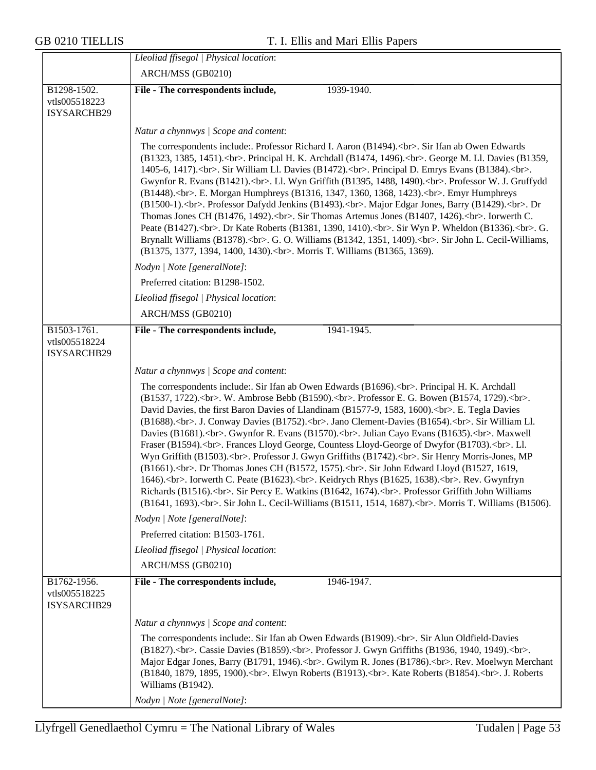| | |
|---|---|
| | *Lleoliad ffisegol \| Physical location*:<br>ARCH/MSS (GB0210) |
| B1298-1502.<br>vtls005518223<br>ISYSARCHB29 | **File - The correspondents include,** 1939-1940.<br><br>*Natur a chynnwys \| Scope and content*:<br>The correspondents include:. Professor Richard I. Aaron (B1494).<br>. Sir Ifan ab Owen Edwards (B1323, 1385, 1451).<br>. Principal H. K. Archdall (B1474, 1496).<br>. George M. Ll. Davies (B1359, 1405-6, 1417).<br>. Sir William Ll. Davies (B1472).<br>. Principal D. Emrys Evans (B1384).<br>. Gwynfor R. Evans (B1421).<br>. Ll. Wyn Griffith (B1395, 1488, 1490).<br>. Professor W. J. Gruffydd (B1448).<br>. E. Morgan Humphreys (B1316, 1347, 1360, 1368, 1423).<br>. Emyr Humphreys (B1500-1).<br>. Professor Dafydd Jenkins (B1493).<br>. Major Edgar Jones, Barry (B1429).<br>. Dr Thomas Jones CH (B1476, 1492).<br>. Sir Thomas Artemus Jones (B1407, 1426).<br>. Iorwerth C. Peate (B1427).<br>. Dr Kate Roberts (B1381, 1390, 1410).<br>. Sir Wyn P. Wheldon (B1336).<br>. G. Brynallt Williams (B1378).<br>. G. O. Williams (B1342, 1351, 1409).<br>. Sir John L. Cecil-Williams, (B1375, 1377, 1394, 1400, 1430).<br>. Morris T. Williams (B1365, 1369).<br><br>*Nodyn \| Note [generalNote]*:<br>Preferred citation: B1298-1502.<br><br>*Lleoliad ffisegol \| Physical location*:<br>ARCH/MSS (GB0210) |
| B1503-1761.<br>vtls005518224<br>ISYSARCHB29 | **File - The correspondents include,** 1941-1945.<br><br>*Natur a chynnwys \| Scope and content*:<br>The correspondents include:. Sir Ifan ab Owen Edwards (B1696).<br>. Principal H. K. Archdall (B1537, 1722).<br>. W. Ambrose Bebb (B1590).<br>. Professor E. G. Bowen (B1574, 1729).<br>. David Davies, the first Baron Davies of Llandinam (B1577-9, 1583, 1600).<br>. E. Tegla Davies (B1688).<br>. J. Conway Davies (B1752).<br>. Jano Clement-Davies (B1654).<br>. Sir William Ll. Davies (B1681).<br>. Gwynfor R. Evans (B1570).<br>. Julian Cayo Evans (B1635).<br>. Maxwell Fraser (B1594).<br>. Frances Lloyd George, Countess Lloyd-George of Dwyfor (B1703).<br>. Ll. Wyn Griffith (B1503).<br>. Professor J. Gwyn Griffiths (B1742).<br>. Sir Henry Morris-Jones, MP (B1661).<br>. Dr Thomas Jones CH (B1572, 1575).<br>. Sir John Edward Lloyd (B1527, 1619, 1646).<br>. Iorwerth C. Peate (B1623).<br>. Keidrych Rhys (B1625, 1638).<br>. Rev. Gwynfryn Richards (B1516).<br>. Sir Percy E. Watkins (B1642, 1674).<br>. Professor Griffith John Williams (B1641, 1693).<br>. Sir John L. Cecil-Williams (B1511, 1514, 1687).<br>. Morris T. Williams (B1506).<br><br>*Nodyn \| Note [generalNote]*:<br>Preferred citation: B1503-1761.<br><br>*Lleoliad ffisegol \| Physical location*:<br>ARCH/MSS (GB0210) |
| B1762-1956.<br>vtls005518225<br>ISYSARCHB29 | **File - The correspondents include,** 1946-1947.<br><br>*Natur a chynnwys \| Scope and content*:<br>The correspondents include:. Sir Ifan ab Owen Edwards (B1909).<br>. Sir Alun Oldfield-Davies (B1827).<br>. Cassie Davies (B1859).<br>. Professor J. Gwyn Griffiths (B1936, 1940, 1949).<br>. Major Edgar Jones, Barry (B1791, 1946).<br>. Gwilym R. Jones (B1786).<br>. Rev. Moelwyn Merchant (B1840, 1879, 1895, 1900).<br>. Elwyn Roberts (B1913).<br>. Kate Roberts (B1854).<br>. J. Roberts Williams (B1942).<br><br>*Nodyn \| Note [generalNote]*: |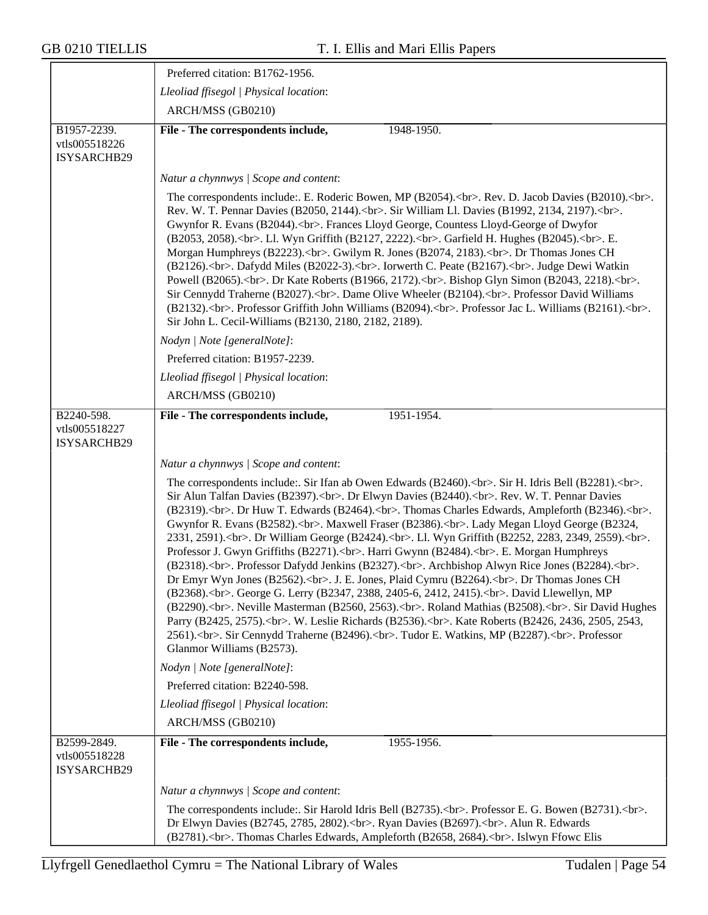Preferred citation: B1762-1956.

*Lleoliad ffisegol | Physical location*:

ARCH/MSS (GB0210)

| | |
|---|---|
| B1957-2239. vtls005518226 ISYSARCHB29 | **File - The correspondents include,** 1948-1950. |
| | *Natur a chynnwys \| Scope and content*: |
| | The correspondents include:. E. Roderic Bowen, MP (B2054).<br>. Rev. D. Jacob Davies (B2010).<br>. Rev. W. T. Pennar Davies (B2050, 2144).<br>. Sir William Ll. Davies (B1992, 2134, 2197).<br>. Gwynfor R. Evans (B2044).<br>. Frances Lloyd George, Countess Lloyd-George of Dwyfor (B2053, 2058).<br>. Ll. Wyn Griffith (B2127, 2222).<br>. Garfield H. Hughes (B2045).<br>. E. Morgan Humphreys (B2223).<br>. Gwilym R. Jones (B2074, 2183).<br>. Dr Thomas Jones CH (B2126).<br>. Dafydd Miles (B2022-3).<br>. Iorwerth C. Peate (B2167).<br>. Judge Dewi Watkin Powell (B2065).<br>. Dr Kate Roberts (B1966, 2172).<br>. Bishop Glyn Simon (B2043, 2218).<br>. Sir Cennydd Traherne (B2027).<br>. Dame Olive Wheeler (B2104).<br>. Professor David Williams (B2132).<br>. Professor Griffith John Williams (B2094).<br>. Professor Jac L. Williams (B2161).<br>. Sir John L. Cecil-Williams (B2130, 2180, 2182, 2189). |
| | *Nodyn \| Note [generalNote]*: |
| | Preferred citation: B1957-2239. |
| | *Lleoliad ffisegol \| Physical location*: |
| | ARCH/MSS (GB0210) |
| B2240-598. vtls005518227 ISYSARCHB29 | **File - The correspondents include,** 1951-1954. |
| | *Natur a chynnwys \| Scope and content*: |
| | The correspondents include:. Sir Ifan ab Owen Edwards (B2460).<br>. Sir H. Idris Bell (B2281).<br>. Sir Alun Talfan Davies (B2397).<br>. Dr Elwyn Davies (B2440).<br>. Rev. W. T. Pennar Davies (B2319).<br>. Dr Huw T. Edwards (B2464).<br>. Thomas Charles Edwards, Ampleforth (B2346).<br>. Gwynfor R. Evans (B2582).<br>. Maxwell Fraser (B2386).<br>. Lady Megan Lloyd George (B2324, 2331, 2591).<br>. Dr William George (B2424).<br>. Ll. Wyn Griffith (B2252, 2283, 2349, 2559).<br>. Professor J. Gwyn Griffiths (B2271).<br>. Harri Gwynn (B2484).<br>. E. Morgan Humphreys (B2318).<br>. Professor Dafydd Jenkins (B2327).<br>. Archbishop Alwyn Rice Jones (B2284).<br>. Dr Emyr Wyn Jones (B2562).<br>. J. E. Jones, Plaid Cymru (B2264).<br>. Dr Thomas Jones CH (B2368).<br>. George G. Lerry (B2347, 2388, 2405-6, 2412, 2415).<br>. David Llewellyn, MP (B2290).<br>. Neville Masterman (B2560, 2563).<br>. Roland Mathias (B2508).<br>. Sir David Hughes Parry (B2425, 2575).<br>. W. Leslie Richards (B2536).<br>. Kate Roberts (B2426, 2436, 2505, 2543, 2561).<br>. Sir Cennydd Traherne (B2496).<br>. Tudor E. Watkins, MP (B2287).<br>. Professor Glanmor Williams (B2573). |
| | *Nodyn \| Note [generalNote]*: |
| | Preferred citation: B2240-598. |
| | *Lleoliad ffisegol \| Physical location*: |
| | ARCH/MSS (GB0210) |
| B2599-2849. vtls005518228 ISYSARCHB29 | **File - The correspondents include,** 1955-1956. |
| | *Natur a chynnwys \| Scope and content*: |
| | The correspondents include:. Sir Harold Idris Bell (B2735).<br>. Professor E. G. Bowen (B2731).<br>. Dr Elwyn Davies (B2745, 2785, 2802).<br>. Ryan Davies (B2697).<br>. Alun R. Edwards (B2781).<br>. Thomas Charles Edwards, Ampleforth (B2658, 2684).<br>. Islwyn Ffowc Elis |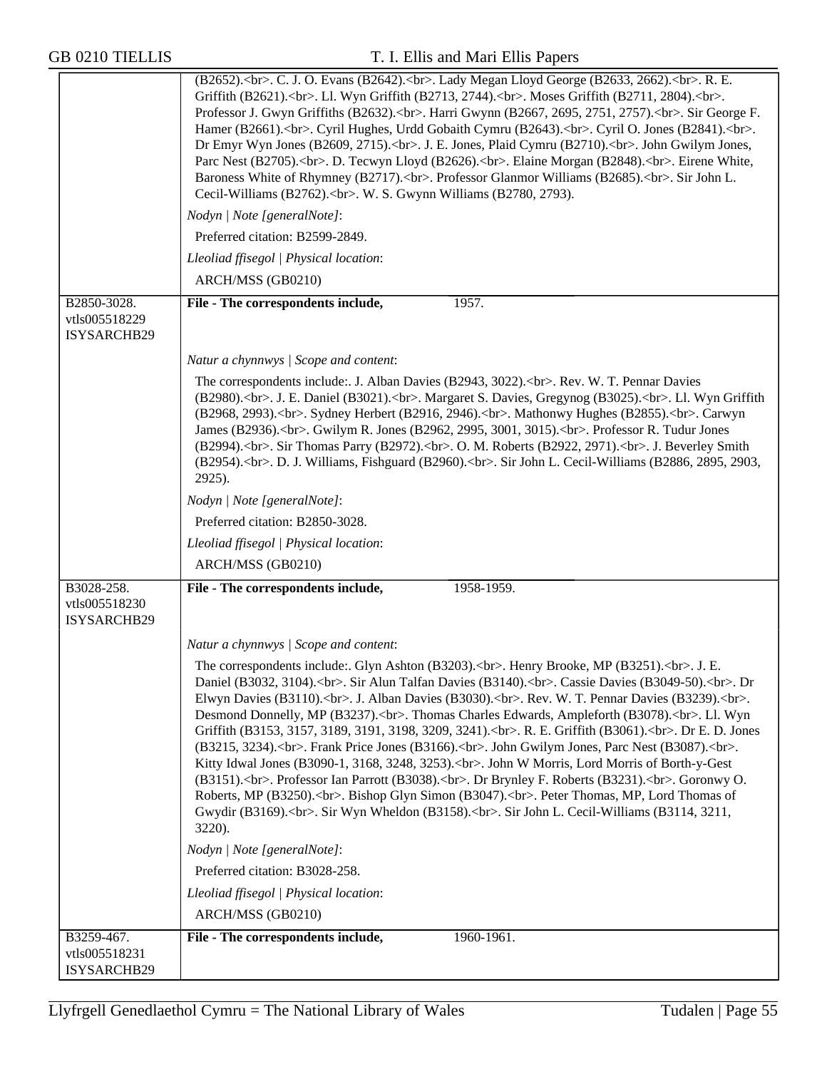| | |
|---|---|
| | (B2652).<br>. C. J. O. Evans (B2642).<br>. Lady Megan Lloyd George (B2633, 2662).<br>. R. E. Griffith (B2621).<br>. Ll. Wyn Griffith (B2713, 2744).<br>. Moses Griffith (B2711, 2804).<br>. Professor J. Gwyn Griffiths (B2632).<br>. Harri Gwynn (B2667, 2695, 2751, 2757).<br>. Sir George F. Hamer (B2661).<br>. Cyril Hughes, Urdd Gobaith Cymru (B2643).<br>. Cyril O. Jones (B2841).<br>. Dr Emyr Wyn Jones (B2609, 2715).<br>. J. E. Jones, Plaid Cymru (B2710).<br>. John Gwilym Jones, Parc Nest (B2705).<br>. D. Tecwyn Lloyd (B2626).<br>. Elaine Morgan (B2848).<br>. Eirene White, Baroness White of Rhymney (B2717).<br>. Professor Glanmor Williams (B2685).<br>. Sir John L. Cecil-Williams (B2762).<br>. W. S. Gwynn Williams (B2780, 2793).<br><br>*Nodyn \| Note [generalNote]*:<br>Preferred citation: B2599-2849.<br><br>*Lleoliad ffisegol \| Physical location*:<br>ARCH/MSS (GB0210) |
| B2850-3028.<br>vtls005518229<br>ISYSARCHB29 | **File - The correspondents include,** 1957.<br><br>*Natur a chynnwys \| Scope and content*:<br>The correspondents include:. J. Alban Davies (B2943, 3022).<br>. Rev. W. T. Pennar Davies (B2980).<br>. J. E. Daniel (B3021).<br>. Margaret S. Davies, Gregynog (B3025).<br>. Ll. Wyn Griffith (B2968, 2993).<br>. Sydney Herbert (B2916, 2946).<br>. Mathonwy Hughes (B2855).<br>. Carwyn James (B2936).<br>. Gwilym R. Jones (B2962, 2995, 3001, 3015).<br>. Professor R. Tudur Jones (B2994).<br>. Sir Thomas Parry (B2972).<br>. O. M. Roberts (B2922, 2971).<br>. J. Beverley Smith (B2954).<br>. D. J. Williams, Fishguard (B2960).<br>. Sir John L. Cecil-Williams (B2886, 2895, 2903, 2925).<br><br>*Nodyn \| Note [generalNote]*:<br>Preferred citation: B2850-3028.<br><br>*Lleoliad ffisegol \| Physical location*:<br>ARCH/MSS (GB0210) |
| B3028-258.<br>vtls005518230<br>ISYSARCHB29 | **File - The correspondents include,** 1958-1959.<br><br>*Natur a chynnwys \| Scope and content*:<br>The correspondents include:. Glyn Ashton (B3203).<br>. Henry Brooke, MP (B3251).<br>. J. E. Daniel (B3032, 3104).<br>. Sir Alun Talfan Davies (B3140).<br>. Cassie Davies (B3049-50).<br>. Dr Elwyn Davies (B3110).<br>. J. Alban Davies (B3030).<br>. Rev. W. T. Pennar Davies (B3239).<br>. Desmond Donnelly, MP (B3237).<br>. Thomas Charles Edwards, Ampleforth (B3078).<br>. Ll. Wyn Griffith (B3153, 3157, 3189, 3191, 3198, 3209, 3241).<br>. R. E. Griffith (B3061).<br>. Dr E. D. Jones (B3215, 3234).<br>. Frank Price Jones (B3166).<br>. John Gwilym Jones, Parc Nest (B3087).<br>. Kitty Idwal Jones (B3090-1, 3168, 3248, 3253).<br>. John W Morris, Lord Morris of Borth-y-Gest (B3151).<br>. Professor Ian Parrott (B3038).<br>. Dr Brynley F. Roberts (B3231).<br>. Goronwy O. Roberts, MP (B3250).<br>. Bishop Glyn Simon (B3047).<br>. Peter Thomas, MP, Lord Thomas of Gwydir (B3169).<br>. Sir Wyn Wheldon (B3158).<br>. Sir John L. Cecil-Williams (B3114, 3211, 3220).<br><br>*Nodyn \| Note [generalNote]*:<br>Preferred citation: B3028-258.<br><br>*Lleoliad ffisegol \| Physical location*:<br>ARCH/MSS (GB0210) |
| B3259-467.<br>vtls005518231<br>ISYSARCHB29 | **File - The correspondents include,** 1960-1961. |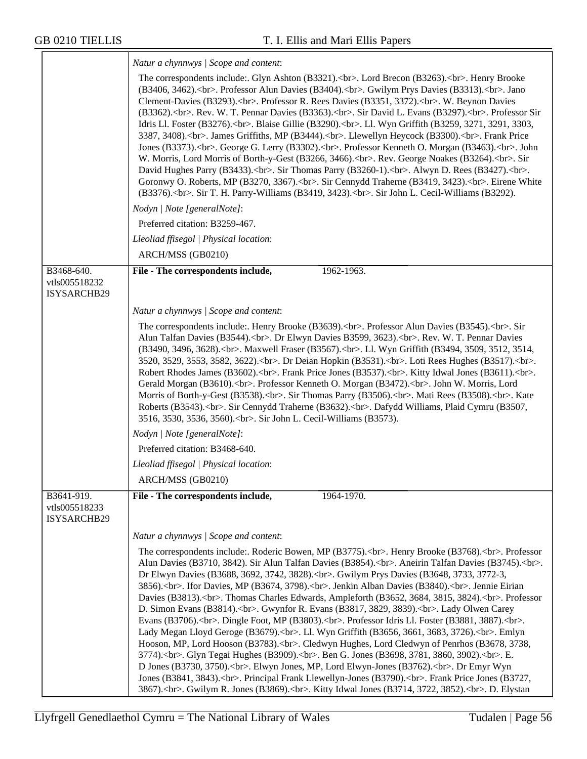| | |
|---|---|
| | *Natur a chynnwys \| Scope and content*: |
| | The correspondents include:. Glyn Ashton (B3321).<br>. Lord Brecon (B3263).<br>. Henry Brooke (B3406, 3462).<br>. Professor Alun Davies (B3404).<br>. Gwilym Prys Davies (B3313).<br>. Jano Clement-Davies (B3293).<br>. Professor R. Rees Davies (B3351, 3372).<br>. W. Beynon Davies (B3362).<br>. Rev. W. T. Pennar Davies (B3363).<br>. Sir David L. Evans (B3297).<br>. Professor Sir Idris Ll. Foster (B3276).<br>. Blaise Gillie (B3290).<br>. Ll. Wyn Griffith (B3259, 3271, 3291, 3303, 3387, 3408).<br>. James Griffiths, MP (B3444).<br>. Llewellyn Heycock (B3300).<br>. Frank Price Jones (B3373).<br>. George G. Lerry (B3302).<br>. Professor Kenneth O. Morgan (B3463).<br>. John W. Morris, Lord Morris of Borth-y-Gest (B3266, 3466).<br>. Rev. George Noakes (B3264).<br>. Sir David Hughes Parry (B3433).<br>. Sir Thomas Parry (B3260-1).<br>. Alwyn D. Rees (B3427).<br>. Goronwy O. Roberts, MP (B3270, 3367).<br>. Sir Cennydd Traherne (B3419, 3423).<br>. Eirene White (B3376).<br>. Sir T. H. Parry-Williams (B3419, 3423).<br>. Sir John L. Cecil-Williams (B3292). |
| | *Nodyn \| Note [generalNote]*: |
| | Preferred citation: B3259-467. |
| | *Lleoliad ffisegol \| Physical location*: |
| | ARCH/MSS (GB0210) |
| B3468-640. vtls005518232 ISYSARCHB29 | **File - The correspondents include,** 1962-1963. |
| | *Natur a chynnwys \| Scope and content*: |
| | The correspondents include:. Henry Brooke (B3639).<br>. Professor Alun Davies (B3545).<br>. Sir Alun Talfan Davies (B3544).<br>. Dr Elwyn Davies B3599, 3623).<br>. Rev. W. T. Pennar Davies (B3490, 3496, 3628).<br>. Maxwell Fraser (B3567).<br>. Ll. Wyn Griffith (B3494, 3509, 3512, 3514, 3520, 3529, 3553, 3582, 3622).<br>. Dr Deian Hopkin (B3531).<br>. Loti Rees Hughes (B3517).<br>. Robert Rhodes James (B3602).<br>. Frank Price Jones (B3537).<br>. Kitty Idwal Jones (B3611).<br>. Gerald Morgan (B3610).<br>. Professor Kenneth O. Morgan (B3472).<br>. John W. Morris, Lord Morris of Borth-y-Gest (B3538).<br>. Sir Thomas Parry (B3506).<br>. Mati Rees (B3508).<br>. Kate Roberts (B3543).<br>. Sir Cennydd Traherne (B3632).<br>. Dafydd Williams, Plaid Cymru (B3507, 3516, 3530, 3536, 3560).<br>. Sir John L. Cecil-Williams (B3573). |
| | *Nodyn \| Note [generalNote]*: |
| | Preferred citation: B3468-640. |
| | *Lleoliad ffisegol \| Physical location*: |
| | ARCH/MSS (GB0210) |
| B3641-919. vtls005518233 ISYSARCHB29 | **File - The correspondents include,** 1964-1970. |
| | *Natur a chynnwys \| Scope and content*: |
| | The correspondents include:. Roderic Bowen, MP (B3775).<br>. Henry Brooke (B3768).<br>. Professor Alun Davies (B3710, 3842). Sir Alun Talfan Davies (B3854).<br>. Aneirin Talfan Davies (B3745).<br>. Dr Elwyn Davies (B3688, 3692, 3742, 3828).<br>. Gwilym Prys Davies (B3648, 3733, 3772-3, 3856).<br>. Ifor Davies, MP (B3674, 3798).<br>. Jenkin Alban Davies (B3840).<br>. Jennie Eirian Davies (B3813).<br>. Thomas Charles Edwards, Ampleforth (B3652, 3684, 3815, 3824).<br>. Professor D. Simon Evans (B3814).<br>. Gwynfor R. Evans (B3817, 3829, 3839).<br>. Lady Olwen Carey Evans (B3706).<br>. Dingle Foot, MP (B3803).<br>. Professor Idris Ll. Foster (B3881, 3887).<br>. Lady Megan Lloyd Geroge (B3679).<br>. Ll. Wyn Griffith (B3656, 3661, 3683, 3726).<br>. Emlyn Hooson, MP, Lord Hooson (B3783).<br>. Cledwyn Hughes, Lord Cledwyn of Penrhos (B3678, 3738, 3774).<br>. Glyn Tegai Hughes (B3909).<br>. Ben G. Jones (B3698, 3781, 3860, 3902).<br>. E. D Jones (B3730, 3750).<br>. Elwyn Jones, MP, Lord Elwyn-Jones (B3762).<br>. Dr Emyr Wyn Jones (B3841, 3843).<br>. Principal Frank Llewellyn-Jones (B3790).<br>. Frank Price Jones (B3727, 3867).<br>. Gwilym R. Jones (B3869).<br>. Kitty Idwal Jones (B3714, 3722, 3852).<br>. D. Elystan |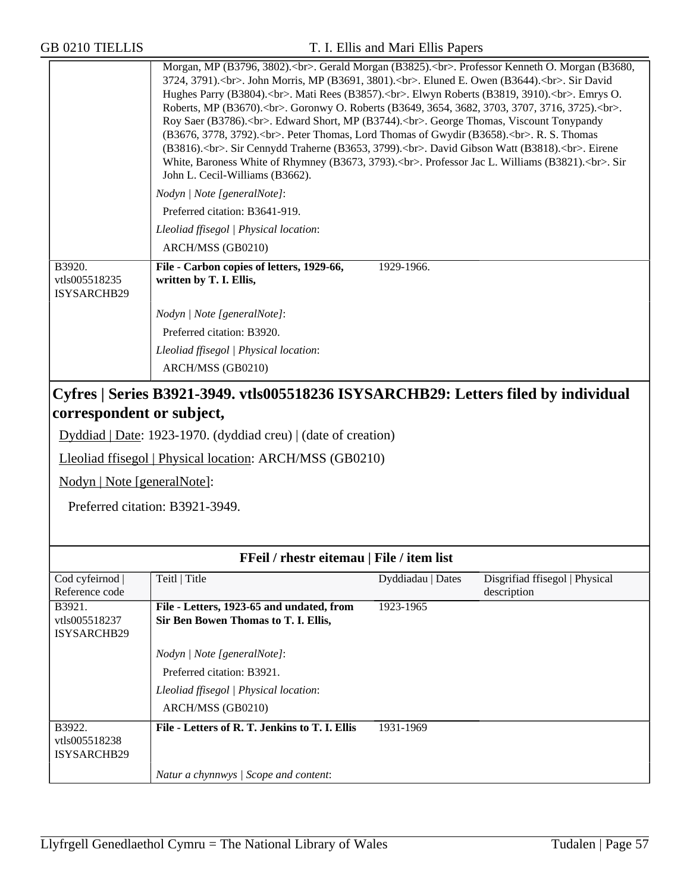| | Morgan, MP (B3796, 3802).<br>. Gerald Morgan (B3825).<br>. Professor Kenneth O. Morgan (B3680, 3724, 3791).<br>. John Morris, MP (B3691, 3801).<br>. Eluned E. Owen (B3644).<br>. Sir David Hughes Parry (B3804).<br>. Mati Rees (B3857).<br>. Elwyn Roberts (B3819, 3910).<br>. Emrys O. Roberts, MP (B3670).<br>. Goronwy O. Roberts (B3649, 3654, 3682, 3703, 3707, 3716, 3725).<br>. Roy Saer (B3786).<br>. Edward Short, MP (B3744).<br>. George Thomas, Viscount Tonypandy (B3676, 3778, 3792).<br>. Peter Thomas, Lord Thomas of Gwydir (B3658).<br>. R. S. Thomas (B3816).<br>. Sir Cennydd Traherne (B3653, 3799).<br>. David Gibson Watt (B3818).<br>. Eirene White, Baroness White of Rhymney (B3673, 3793).<br>. Professor Jac L. Williams (B3821).<br>. Sir John L. Cecil-Williams (B3662).<br><br>*Nodyn \| Note [generalNote]*:<br>Preferred citation: B3641-919.<br>*Lleoliad ffisegol \| Physical location*:<br>ARCH/MSS (GB0210) | | |
|---|---|---|---|
| B3920.<br>vtls005518235<br>ISYSARCHB29 | **File - Carbon copies of letters, 1929-66, written by T. I. Ellis,**<br><br>*Nodyn \| Note [generalNote]*:<br>Preferred citation: B3920.<br>*Lleoliad ffisegol \| Physical location*:<br>ARCH/MSS (GB0210) | 1929-1966. | |

## Cyfres | Series B3921-3949. vtls005518236 ISYSARCHB29: Letters filed by individual correspondent or subject,

Dyddiad | Date: 1923-1970. (dyddiad creu) | (date of creation)

Lleoliad ffisegol | Physical location: ARCH/MSS (GB0210)

Nodyn | Note [generalNote]:

Preferred citation: B3921-3949.

**FFeil / rhestr eitemau | File / item list**

| Cod cyfeirnod \| Reference code | Teitl \| Title | Dyddiadau \| Dates | Disgrifiad ffisegol \| Physical description |
|---|---|---|---|
| B3921.<br>vtls005518237<br>ISYSARCHB29 | **File - Letters, 1923-65 and undated, from Sir Ben Bowen Thomas to T. I. Ellis,**<br><br>*Nodyn \| Note [generalNote]*:<br>Preferred citation: B3921.<br>*Lleoliad ffisegol \| Physical location*:<br>ARCH/MSS (GB0210) | 1923-1965 | |
| B3922.<br>vtls005518238<br>ISYSARCHB29 | **File - Letters of R. T. Jenkins to T. I. Ellis**<br><br>*Natur a chynnwys \| Scope and content*: | 1931-1969 | |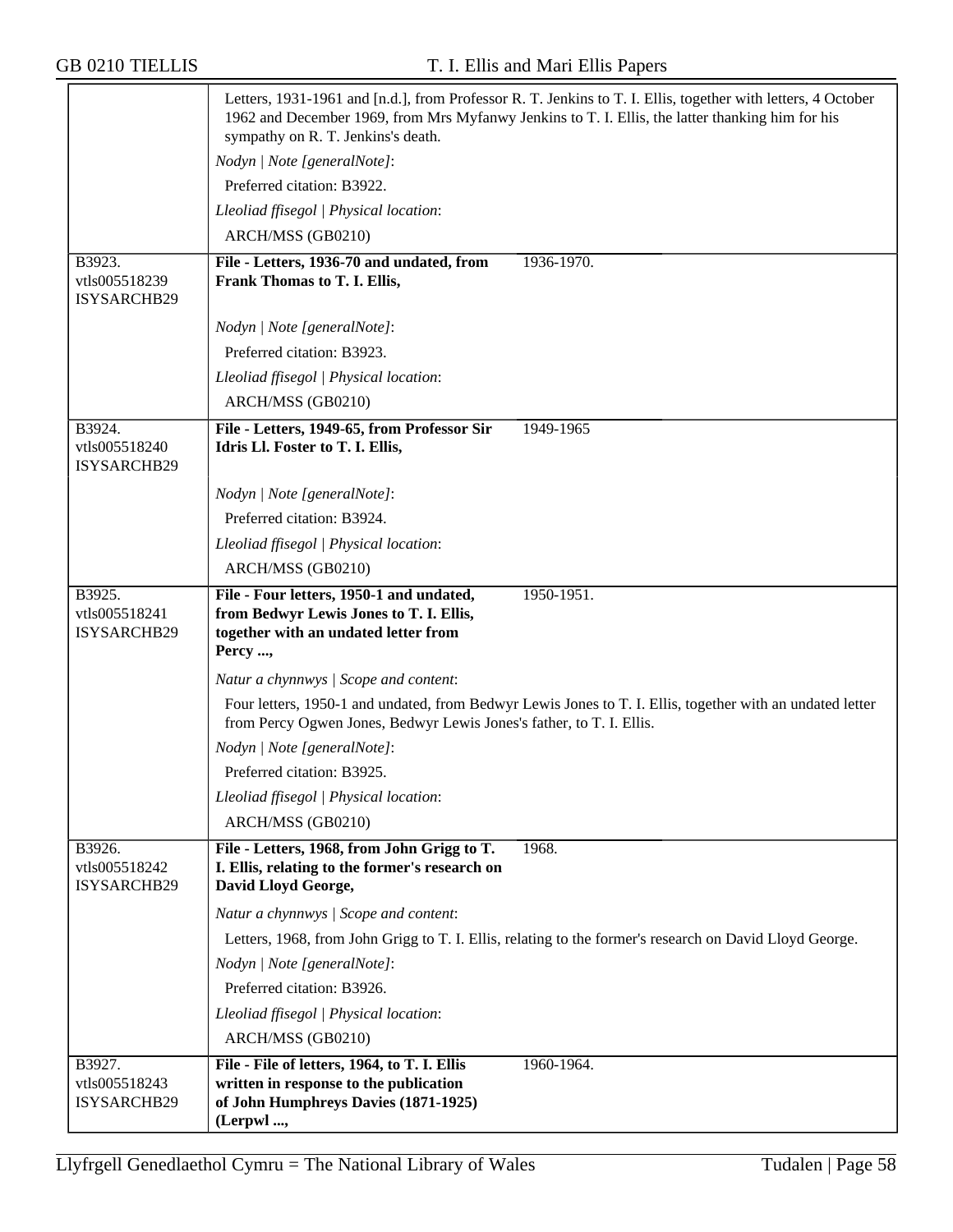| | |
|---|---|
| | Letters, 1931-1961 and [n.d.], from Professor R. T. Jenkins to T. I. Ellis, together with letters, 4 October 1962 and December 1969, from Mrs Myfanwy Jenkins to T. I. Ellis, the latter thanking him for his sympathy on R. T. Jenkins's death.<br>*Nodyn \| Note [generalNote]*:<br>Preferred citation: B3922.<br>*Lleoliad ffisegol \| Physical location*:<br>ARCH/MSS (GB0210) |
| B3923.<br>vtls005518239<br>ISYSARCHB29 | **File - Letters, 1936-70 and undated, from Frank Thomas to T. I. Ellis,** 1936-1970.<br>*Nodyn \| Note [generalNote]*:<br>Preferred citation: B3923.<br>*Lleoliad ffisegol \| Physical location*:<br>ARCH/MSS (GB0210) |
| B3924.<br>vtls005518240<br>ISYSARCHB29 | **File - Letters, 1949-65, from Professor Sir Idris Ll. Foster to T. I. Ellis,** 1949-1965<br>*Nodyn \| Note [generalNote]*:<br>Preferred citation: B3924.<br>*Lleoliad ffisegol \| Physical location*:<br>ARCH/MSS (GB0210) |
| B3925.<br>vtls005518241<br>ISYSARCHB29 | **File - Four letters, 1950-1 and undated, from Bedwyr Lewis Jones to T. I. Ellis, together with an undated letter from Percy ...,** 1950-1951.<br>*Natur a chynnwys \| Scope and content*:<br>Four letters, 1950-1 and undated, from Bedwyr Lewis Jones to T. I. Ellis, together with an undated letter from Percy Ogwen Jones, Bedwyr Lewis Jones's father, to T. I. Ellis.<br>*Nodyn \| Note [generalNote]*:<br>Preferred citation: B3925.<br>*Lleoliad ffisegol \| Physical location*:<br>ARCH/MSS (GB0210) |
| B3926.<br>vtls005518242<br>ISYSARCHB29 | **File - Letters, 1968, from John Grigg to T. I. Ellis, relating to the former's research on David Lloyd George,** 1968.<br>*Natur a chynnwys \| Scope and content*:<br>Letters, 1968, from John Grigg to T. I. Ellis, relating to the former's research on David Lloyd George.<br>*Nodyn \| Note [generalNote]*:<br>Preferred citation: B3926.<br>*Lleoliad ffisegol \| Physical location*:<br>ARCH/MSS (GB0210) |
| B3927.<br>vtls005518243<br>ISYSARCHB29 | **File - File of letters, 1964, to T. I. Ellis written in response to the publication of John Humphreys Davies (1871-1925) (Lerpwl ...,** 1960-1964. |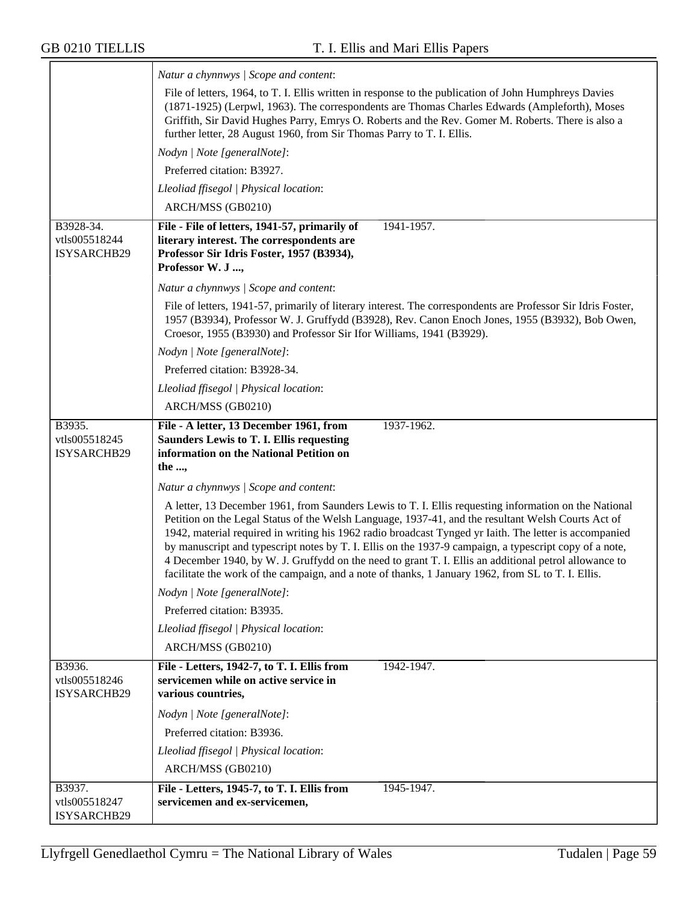*Natur a chynnwys | Scope and content*:

File of letters, 1964, to T. I. Ellis written in response to the publication of John Humphreys Davies (1871-1925) (Lerpwl, 1963). The correspondents are Thomas Charles Edwards (Ampleforth), Moses Griffith, Sir David Hughes Parry, Emrys O. Roberts and the Rev. Gomer M. Roberts. There is also a further letter, 28 August 1960, from Sir Thomas Parry to T. I. Ellis.

*Nodyn | Note [generalNote]*:

Preferred citation: B3927.

*Lleoliad ffisegol | Physical location*:

ARCH/MSS (GB0210)

---

B3928-34.
vtls005518244
ISYSARCHB29

**File - File of letters, 1941-57, primarily of literary interest. The correspondents are Professor Sir Idris Foster, 1957 (B3934), Professor W. J ...,** 1941-1957.

*Natur a chynnwys | Scope and content*:

File of letters, 1941-57, primarily of literary interest. The correspondents are Professor Sir Idris Foster, 1957 (B3934), Professor W. J. Gruffydd (B3928), Rev. Canon Enoch Jones, 1955 (B3932), Bob Owen, Croesor, 1955 (B3930) and Professor Sir Ifor Williams, 1941 (B3929).

*Nodyn | Note [generalNote]*:

Preferred citation: B3928-34.

*Lleoliad ffisegol | Physical location*:

ARCH/MSS (GB0210)

---

B3935.
vtls005518245
ISYSARCHB29

**File - A letter, 13 December 1961, from Saunders Lewis to T. I. Ellis requesting information on the National Petition on the ...,** 1937-1962.

*Natur a chynnwys | Scope and content*:

A letter, 13 December 1961, from Saunders Lewis to T. I. Ellis requesting information on the National Petition on the Legal Status of the Welsh Language, 1937-41, and the resultant Welsh Courts Act of 1942, material required in writing his 1962 radio broadcast Tynged yr Iaith. The letter is accompanied by manuscript and typescript notes by T. I. Ellis on the 1937-9 campaign, a typescript copy of a note, 4 December 1940, by W. J. Gruffydd on the need to grant T. I. Ellis an additional petrol allowance to facilitate the work of the campaign, and a note of thanks, 1 January 1962, from SL to T. I. Ellis.

*Nodyn | Note [generalNote]*:

Preferred citation: B3935.

*Lleoliad ffisegol | Physical location*:

ARCH/MSS (GB0210)

---

B3936.
vtls005518246
ISYSARCHB29

**File - Letters, 1942-7, to T. I. Ellis from servicemen while on active service in various countries,** 1942-1947.

*Nodyn | Note [generalNote]*:

Preferred citation: B3936.

*Lleoliad ffisegol | Physical location*:

ARCH/MSS (GB0210)

---

B3937.
vtls005518247
ISYSARCHB29

**File - Letters, 1945-7, to T. I. Ellis from servicemen and ex-servicemen,** 1945-1947.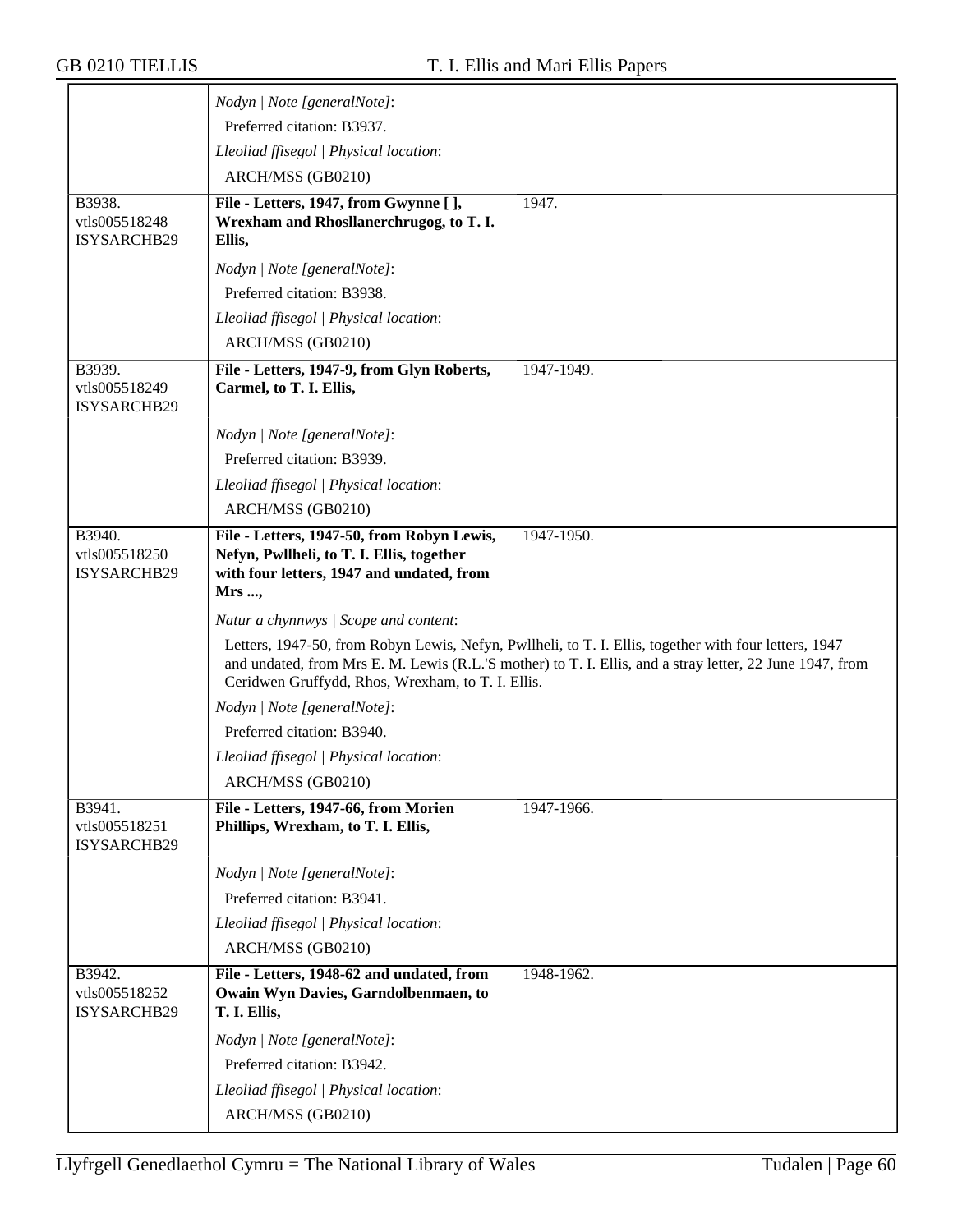*Nodyn | Note [generalNote]*:

Preferred citation: B3937.

*Lleoliad ffisegol | Physical location*:

ARCH/MSS (GB0210)

---

B3938.
vtls005518248
ISYSARCHB29

**File - Letters, 1947, from Gwynne [ ], Wrexham and Rhosllanerchrugog, to T. I. Ellis,** 1947.

*Nodyn | Note [generalNote]*:

Preferred citation: B3938.

*Lleoliad ffisegol | Physical location*:

ARCH/MSS (GB0210)

---

B3939.
vtls005518249
ISYSARCHB29

**File - Letters, 1947-9, from Glyn Roberts, Carmel, to T. I. Ellis,** 1947-1949.

*Nodyn | Note [generalNote]*:

Preferred citation: B3939.

*Lleoliad ffisegol | Physical location*:

ARCH/MSS (GB0210)

---

B3940.
vtls005518250
ISYSARCHB29

**File - Letters, 1947-50, from Robyn Lewis, Nefyn, Pwllheli, to T. I. Ellis, together with four letters, 1947 and undated, from Mrs ...,** 1947-1950.

*Natur a chynnwys | Scope and content*:

Letters, 1947-50, from Robyn Lewis, Nefyn, Pwllheli, to T. I. Ellis, together with four letters, 1947 and undated, from Mrs E. M. Lewis (R.L.'S mother) to T. I. Ellis, and a stray letter, 22 June 1947, from Ceridwen Gruffydd, Rhos, Wrexham, to T. I. Ellis.

*Nodyn | Note [generalNote]*:

Preferred citation: B3940.

*Lleoliad ffisegol | Physical location*:

ARCH/MSS (GB0210)

---

B3941.
vtls005518251
ISYSARCHB29

**File - Letters, 1947-66, from Morien Phillips, Wrexham, to T. I. Ellis,** 1947-1966.

*Nodyn | Note [generalNote]*:

Preferred citation: B3941.

*Lleoliad ffisegol | Physical location*:

ARCH/MSS (GB0210)

---

B3942.
vtls005518252
ISYSARCHB29

**File - Letters, 1948-62 and undated, from Owain Wyn Davies, Garndolbenmaen, to T. I. Ellis,** 1948-1962.

*Nodyn | Note [generalNote]*:

Preferred citation: B3942.

*Lleoliad ffisegol | Physical location*:

ARCH/MSS (GB0210)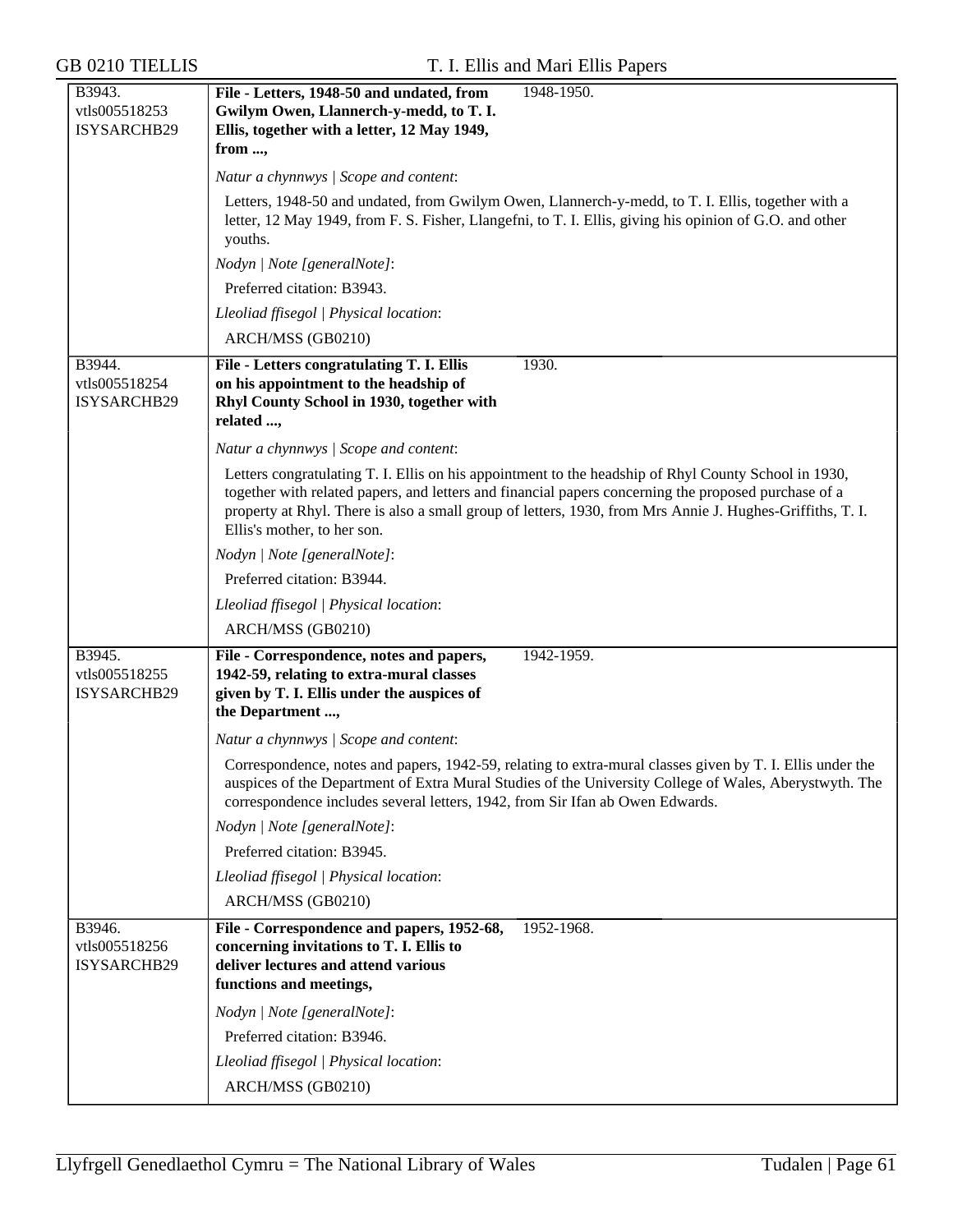B3943.
vtls005518253
ISYSARCHB29

**File - Letters, 1948-50 and undated, from Gwilym Owen, Llannerch-y-medd, to T. I. Ellis, together with a letter, 12 May 1949, from ...,**

1948-1950.

*Natur a chynnwys | Scope and content*:

Letters, 1948-50 and undated, from Gwilym Owen, Llannerch-y-medd, to T. I. Ellis, together with a letter, 12 May 1949, from F. S. Fisher, Llangefni, to T. I. Ellis, giving his opinion of G.O. and other youths.

*Nodyn | Note [generalNote]*:

Preferred citation: B3943.

*Lleoliad ffisegol | Physical location*:

ARCH/MSS (GB0210)

---

B3944.
vtls005518254
ISYSARCHB29

**File - Letters congratulating T. I. Ellis on his appointment to the headship of Rhyl County School in 1930, together with related ...,**

1930.

*Natur a chynnwys | Scope and content*:

Letters congratulating T. I. Ellis on his appointment to the headship of Rhyl County School in 1930, together with related papers, and letters and financial papers concerning the proposed purchase of a property at Rhyl. There is also a small group of letters, 1930, from Mrs Annie J. Hughes-Griffiths, T. I. Ellis's mother, to her son.

*Nodyn | Note [generalNote]*:

Preferred citation: B3944.

*Lleoliad ffisegol | Physical location*:

ARCH/MSS (GB0210)

---

B3945.
vtls005518255
ISYSARCHB29

**File - Correspondence, notes and papers, 1942-59, relating to extra-mural classes given by T. I. Ellis under the auspices of the Department ...,**

1942-1959.

*Natur a chynnwys | Scope and content*:

Correspondence, notes and papers, 1942-59, relating to extra-mural classes given by T. I. Ellis under the auspices of the Department of Extra Mural Studies of the University College of Wales, Aberystwyth. The correspondence includes several letters, 1942, from Sir Ifan ab Owen Edwards.

*Nodyn | Note [generalNote]*:

Preferred citation: B3945.

*Lleoliad ffisegol | Physical location*:

ARCH/MSS (GB0210)

---

B3946.
vtls005518256
ISYSARCHB29

**File - Correspondence and papers, 1952-68, concerning invitations to T. I. Ellis to deliver lectures and attend various functions and meetings,**

1952-1968.

*Nodyn | Note [generalNote]*:

Preferred citation: B3946.

*Lleoliad ffisegol | Physical location*:

ARCH/MSS (GB0210)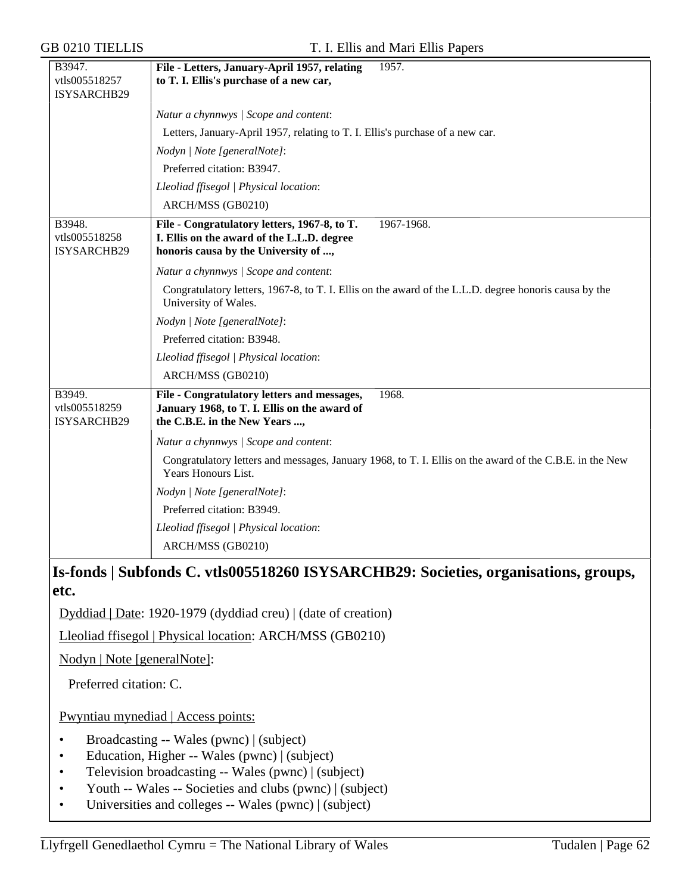| | | |
|---|---|---|
| B3947.<br>vtls005518257<br>ISYSARCHB29 | **File - Letters, January-April 1957, relating to T. I. Ellis's purchase of a new car,** | 1957. |
| | *Natur a chynnwys \| Scope and content*:<br>Letters, January-April 1957, relating to T. I. Ellis's purchase of a new car.<br>*Nodyn \| Note [generalNote]*:<br>Preferred citation: B3947.<br>*Lleoliad ffisegol \| Physical location*:<br>ARCH/MSS (GB0210) | |
| B3948.<br>vtls005518258<br>ISYSARCHB29 | **File - Congratulatory letters, 1967-8, to T. I. Ellis on the award of the L.L.D. degree honoris causa by the University of ...,** | 1967-1968. |
| | *Natur a chynnwys \| Scope and content*:<br>Congratulatory letters, 1967-8, to T. I. Ellis on the award of the L.L.D. degree honoris causa by the University of Wales.<br>*Nodyn \| Note [generalNote]*:<br>Preferred citation: B3948.<br>*Lleoliad ffisegol \| Physical location*:<br>ARCH/MSS (GB0210) | |
| B3949.<br>vtls005518259<br>ISYSARCHB29 | **File - Congratulatory letters and messages, January 1968, to T. I. Ellis on the award of the C.B.E. in the New Years ...,** | 1968. |
| | *Natur a chynnwys \| Scope and content*:<br>Congratulatory letters and messages, January 1968, to T. I. Ellis on the award of the C.B.E. in the New Years Honours List.<br>*Nodyn \| Note [generalNote]*:<br>Preferred citation: B3949.<br>*Lleoliad ffisegol \| Physical location*:<br>ARCH/MSS (GB0210) | |

## Is-fonds | Subfonds C. vtls005518260 ISYSARCHB29: Societies, organisations, groups, etc.

Dyddiad | Date: 1920-1979 (dyddiad creu) | (date of creation)

Lleoliad ffisegol | Physical location: ARCH/MSS (GB0210)

Nodyn | Note [generalNote]:

Preferred citation: C.

Pwyntiau mynediad | Access points:

- Broadcasting -- Wales (pwnc) | (subject)
- Education, Higher -- Wales (pwnc) | (subject)
- Television broadcasting -- Wales (pwnc) | (subject)
- Youth -- Wales -- Societies and clubs (pwnc) | (subject)
- Universities and colleges -- Wales (pwnc) | (subject)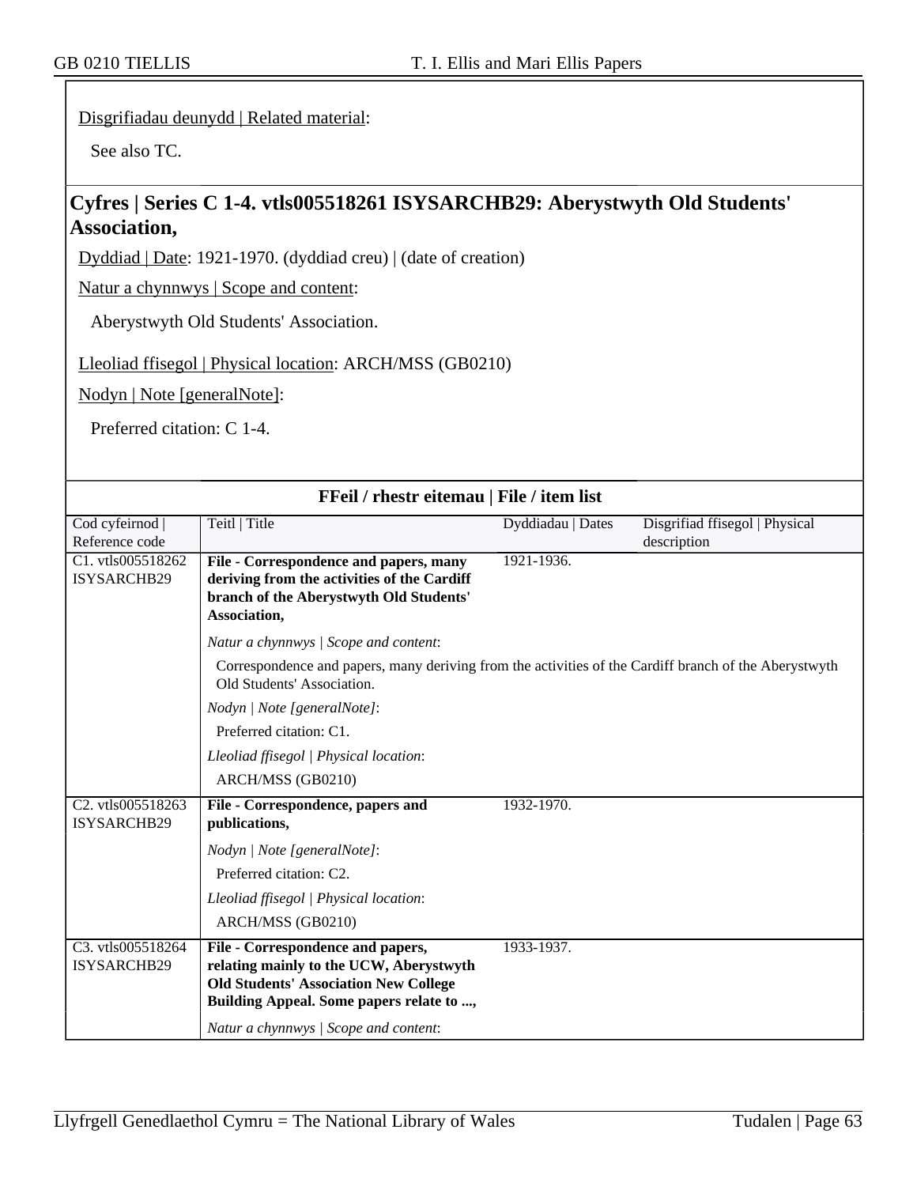Disgrifiadau deunydd | Related material:

See also TC.

## Cyfres | Series C 1-4. vtls005518261 ISYSARCHB29: Aberystwyth Old Students' Association,

Dyddiad | Date: 1921-1970. (dyddiad creu) | (date of creation)

Natur a chynnwys | Scope and content:

Aberystwyth Old Students' Association.

Lleoliad ffisegol | Physical location: ARCH/MSS (GB0210)

Nodyn | Note [generalNote]:

Preferred citation: C 1-4.

### FFeil / rhestr eitemau | File / item list

| Cod cyfeirnod \| Reference code | Teitl \| Title | Dyddiadau \| Dates | Disgrifiad ffisegol \| Physical description |
|---|---|---|---|
| C1. vtls005518262 ISYSARCHB29 | **File - Correspondence and papers, many deriving from the activities of the Cardiff branch of the Aberystwyth Old Students' Association,**<br>*Natur a chynnwys \| Scope and content*:<br>Correspondence and papers, many deriving from the activities of the Cardiff branch of the Aberystwyth Old Students' Association.<br>*Nodyn \| Note [generalNote]*:<br>Preferred citation: C1.<br>*Lleoliad ffisegol \| Physical location*:<br>ARCH/MSS (GB0210) | 1921-1936. | |
| C2. vtls005518263 ISYSARCHB29 | **File - Correspondence, papers and publications,**<br>*Nodyn \| Note [generalNote]*:<br>Preferred citation: C2.<br>*Lleoliad ffisegol \| Physical location*:<br>ARCH/MSS (GB0210) | 1932-1970. | |
| C3. vtls005518264 ISYSARCHB29 | **File - Correspondence and papers, relating mainly to the UCW, Aberystwyth Old Students' Association New College Building Appeal. Some papers relate to ...,**<br>*Natur a chynnwys \| Scope and content*: | 1933-1937. | |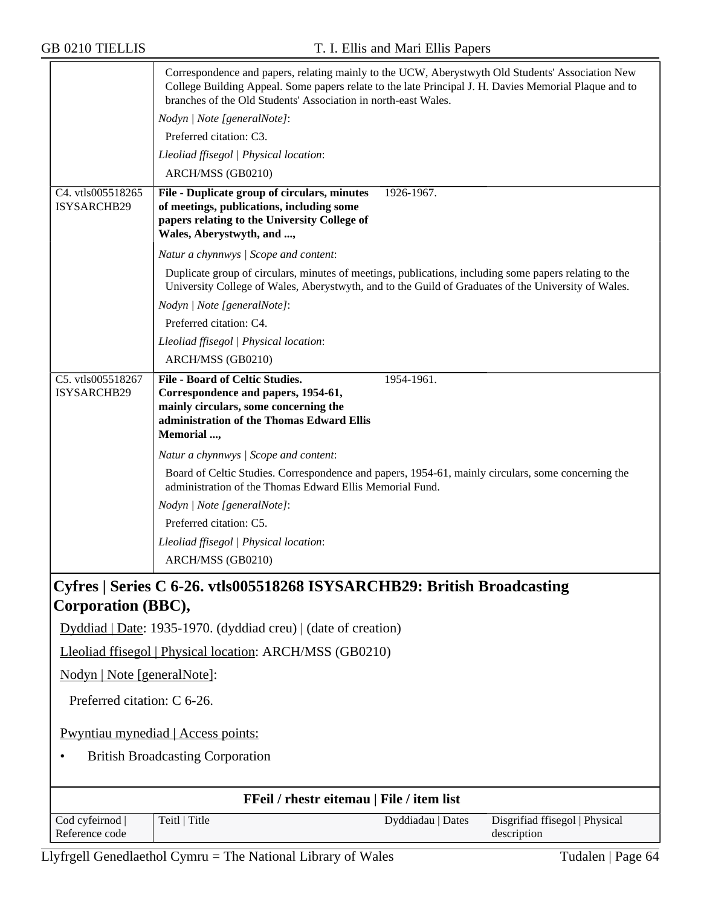| | |
|---|---|
| | Correspondence and papers, relating mainly to the UCW, Aberystwyth Old Students' Association New College Building Appeal. Some papers relate to the late Principal J. H. Davies Memorial Plaque and to branches of the Old Students' Association in north-east Wales.<br>*Nodyn \| Note [generalNote]*:<br>Preferred citation: C3.<br>*Lleoliad ffisegol \| Physical location*:<br>ARCH/MSS (GB0210) |

| Cod cyfeirnod \| Reference code | Teitl \| Title | Dyddiadau \| Dates | Disgrifiad ffisegol \| Physical description |
|---|---|---|---|
| C4. vtls005518265 ISYSARCHB29 | **File - Duplicate group of circulars, minutes of meetings, publications, including some papers relating to the University College of Wales, Aberystwyth, and ...,** | 1926-1967. | |
| | *Natur a chynnwys \| Scope and content*:<br>Duplicate group of circulars, minutes of meetings, publications, including some papers relating to the University College of Wales, Aberystwyth, and to the Guild of Graduates of the University of Wales.<br>*Nodyn \| Note [generalNote]*:<br>Preferred citation: C4.<br>*Lleoliad ffisegol \| Physical location*:<br>ARCH/MSS (GB0210) | | |
| C5. vtls005518267 ISYSARCHB29 | **File - Board of Celtic Studies. Correspondence and papers, 1954-61, mainly circulars, some concerning the administration of the Thomas Edward Ellis Memorial ...,** | 1954-1961. | |
| | *Natur a chynnwys \| Scope and content*:<br>Board of Celtic Studies. Correspondence and papers, 1954-61, mainly circulars, some concerning the administration of the Thomas Edward Ellis Memorial Fund.<br>*Nodyn \| Note [generalNote]*:<br>Preferred citation: C5.<br>*Lleoliad ffisegol \| Physical location*:<br>ARCH/MSS (GB0210) | | |

## Cyfres | Series C 6-26. vtls005518268 ISYSARCHB29: British Broadcasting Corporation (BBC),

Dyddiad | Date: 1935-1970. (dyddiad creu) | (date of creation)

Lleoliad ffisegol | Physical location: ARCH/MSS (GB0210)

Nodyn | Note [generalNote]:

Preferred citation: C 6-26.

Pwyntiau mynediad | Access points:

- British Broadcasting Corporation

**FFeil / rhestr eitemau | File / item list**

| Cod cyfeirnod \| Reference code | Teitl \| Title | Dyddiadau \| Dates | Disgrifiad ffisegol \| Physical description |
|---|---|---|---|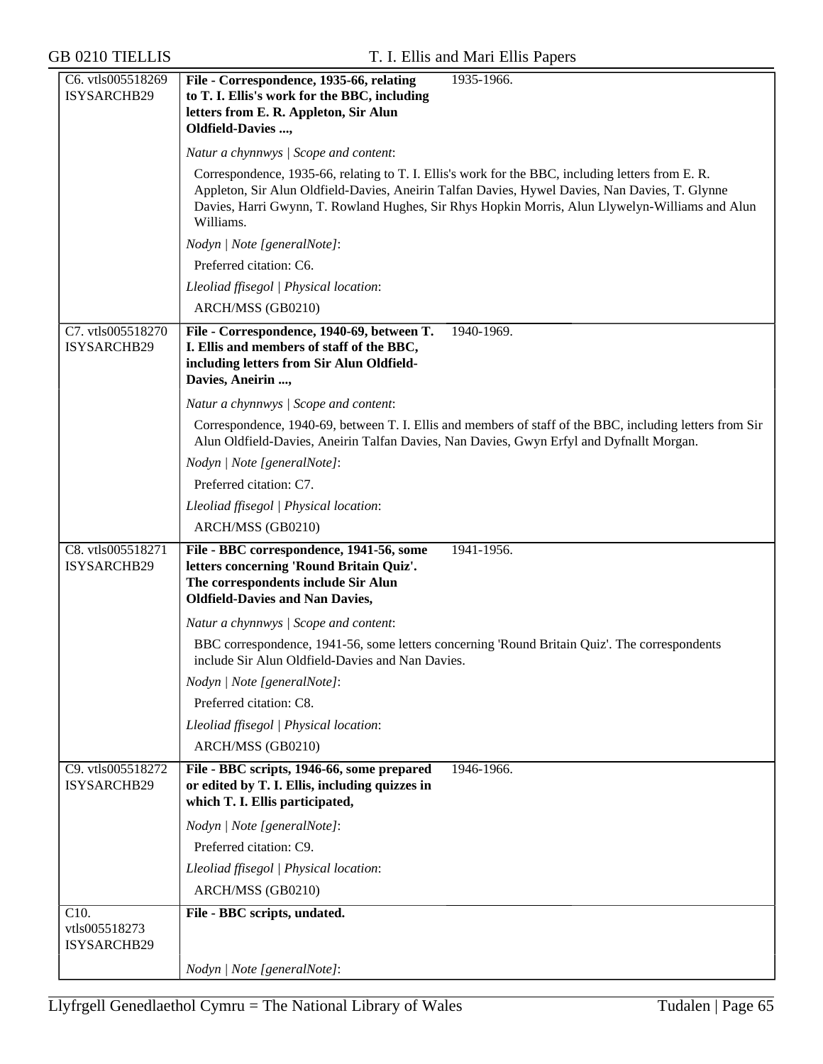| | | |
|---|---|---|
| C6. vtls005518269 ISYSARCHB29 | **File - Correspondence, 1935-66, relating to T. I. Ellis's work for the BBC, including letters from E. R. Appleton, Sir Alun Oldfield-Davies ...,** | 1935-1966. |
| | *Natur a chynnwys \| Scope and content*:<br><br>Correspondence, 1935-66, relating to T. I. Ellis's work for the BBC, including letters from E. R. Appleton, Sir Alun Oldfield-Davies, Aneirin Talfan Davies, Hywel Davies, Nan Davies, T. Glynne Davies, Harri Gwynn, T. Rowland Hughes, Sir Rhys Hopkin Morris, Alun Llywelyn-Williams and Alun Williams.<br><br>*Nodyn \| Note [generalNote]*:<br><br>Preferred citation: C6.<br><br>*Lleoliad ffisegol \| Physical location*:<br><br>ARCH/MSS (GB0210) | |
| C7. vtls005518270 ISYSARCHB29 | **File - Correspondence, 1940-69, between T. I. Ellis and members of staff of the BBC, including letters from Sir Alun Oldfield-Davies, Aneirin ...,** | 1940-1969. |
| | *Natur a chynnwys \| Scope and content*:<br><br>Correspondence, 1940-69, between T. I. Ellis and members of staff of the BBC, including letters from Sir Alun Oldfield-Davies, Aneirin Talfan Davies, Nan Davies, Gwyn Erfyl and Dyfnallt Morgan.<br><br>*Nodyn \| Note [generalNote]*:<br><br>Preferred citation: C7.<br><br>*Lleoliad ffisegol \| Physical location*:<br><br>ARCH/MSS (GB0210) | |
| C8. vtls005518271 ISYSARCHB29 | **File - BBC correspondence, 1941-56, some letters concerning 'Round Britain Quiz'. The correspondents include Sir Alun Oldfield-Davies and Nan Davies,** | 1941-1956. |
| | *Natur a chynnwys \| Scope and content*:<br><br>BBC correspondence, 1941-56, some letters concerning 'Round Britain Quiz'. The correspondents include Sir Alun Oldfield-Davies and Nan Davies.<br><br>*Nodyn \| Note [generalNote]*:<br><br>Preferred citation: C8.<br><br>*Lleoliad ffisegol \| Physical location*:<br><br>ARCH/MSS (GB0210) | |
| C9. vtls005518272 ISYSARCHB29 | **File - BBC scripts, 1946-66, some prepared or edited by T. I. Ellis, including quizzes in which T. I. Ellis participated,** | 1946-1966. |
| | *Nodyn \| Note [generalNote]*:<br><br>Preferred citation: C9.<br><br>*Lleoliad ffisegol \| Physical location*:<br><br>ARCH/MSS (GB0210) | |
| C10. vtls005518273 ISYSARCHB29 | **File - BBC scripts, undated.** | |
| | *Nodyn \| Note [generalNote]*: | |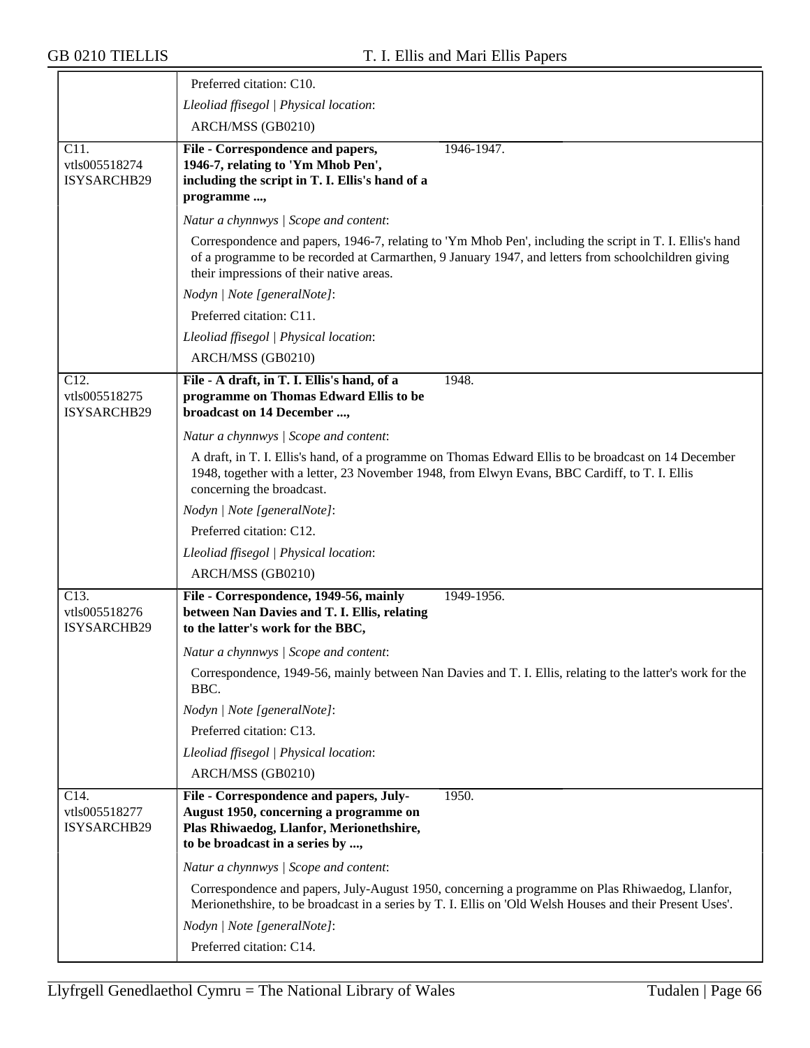Preferred citation: C10.

*Lleoliad ffisegol | Physical location*:

ARCH/MSS (GB0210)

| | | |
|---|---|---|
| C11. vtls005518274 ISYSARCHB29 | **File - Correspondence and papers, 1946-7, relating to 'Ym Mhob Pen', including the script in T. I. Ellis's hand of a programme ...,** | 1946-1947. |

*Natur a chynnwys | Scope and content*:

Correspondence and papers, 1946-7, relating to 'Ym Mhob Pen', including the script in T. I. Ellis's hand of a programme to be recorded at Carmarthen, 9 January 1947, and letters from schoolchildren giving their impressions of their native areas.

*Nodyn | Note [generalNote]*:

Preferred citation: C11.

*Lleoliad ffisegol | Physical location*:

ARCH/MSS (GB0210)

| | | |
|---|---|---|
| C12. vtls005518275 ISYSARCHB29 | **File - A draft, in T. I. Ellis's hand, of a programme on Thomas Edward Ellis to be broadcast on 14 December ...,** | 1948. |

*Natur a chynnwys | Scope and content*:

A draft, in T. I. Ellis's hand, of a programme on Thomas Edward Ellis to be broadcast on 14 December 1948, together with a letter, 23 November 1948, from Elwyn Evans, BBC Cardiff, to T. I. Ellis concerning the broadcast.

*Nodyn | Note [generalNote]*:

Preferred citation: C12.

*Lleoliad ffisegol | Physical location*:

ARCH/MSS (GB0210)

| | | |
|---|---|---|
| C13. vtls005518276 ISYSARCHB29 | **File - Correspondence, 1949-56, mainly between Nan Davies and T. I. Ellis, relating to the latter's work for the BBC,** | 1949-1956. |

*Natur a chynnwys | Scope and content*:

Correspondence, 1949-56, mainly between Nan Davies and T. I. Ellis, relating to the latter's work for the BBC.

*Nodyn | Note [generalNote]*:

Preferred citation: C13.

*Lleoliad ffisegol | Physical location*:

ARCH/MSS (GB0210)

| | | |
|---|---|---|
| C14. vtls005518277 ISYSARCHB29 | **File - Correspondence and papers, July-August 1950, concerning a programme on Plas Rhiwaedog, Llanfor, Merionethshire, to be broadcast in a series by ...,** | 1950. |

*Natur a chynnwys | Scope and content*:

Correspondence and papers, July-August 1950, concerning a programme on Plas Rhiwaedog, Llanfor, Merionethshire, to be broadcast in a series by T. I. Ellis on 'Old Welsh Houses and their Present Uses'.

*Nodyn | Note [generalNote]*:

Preferred citation: C14.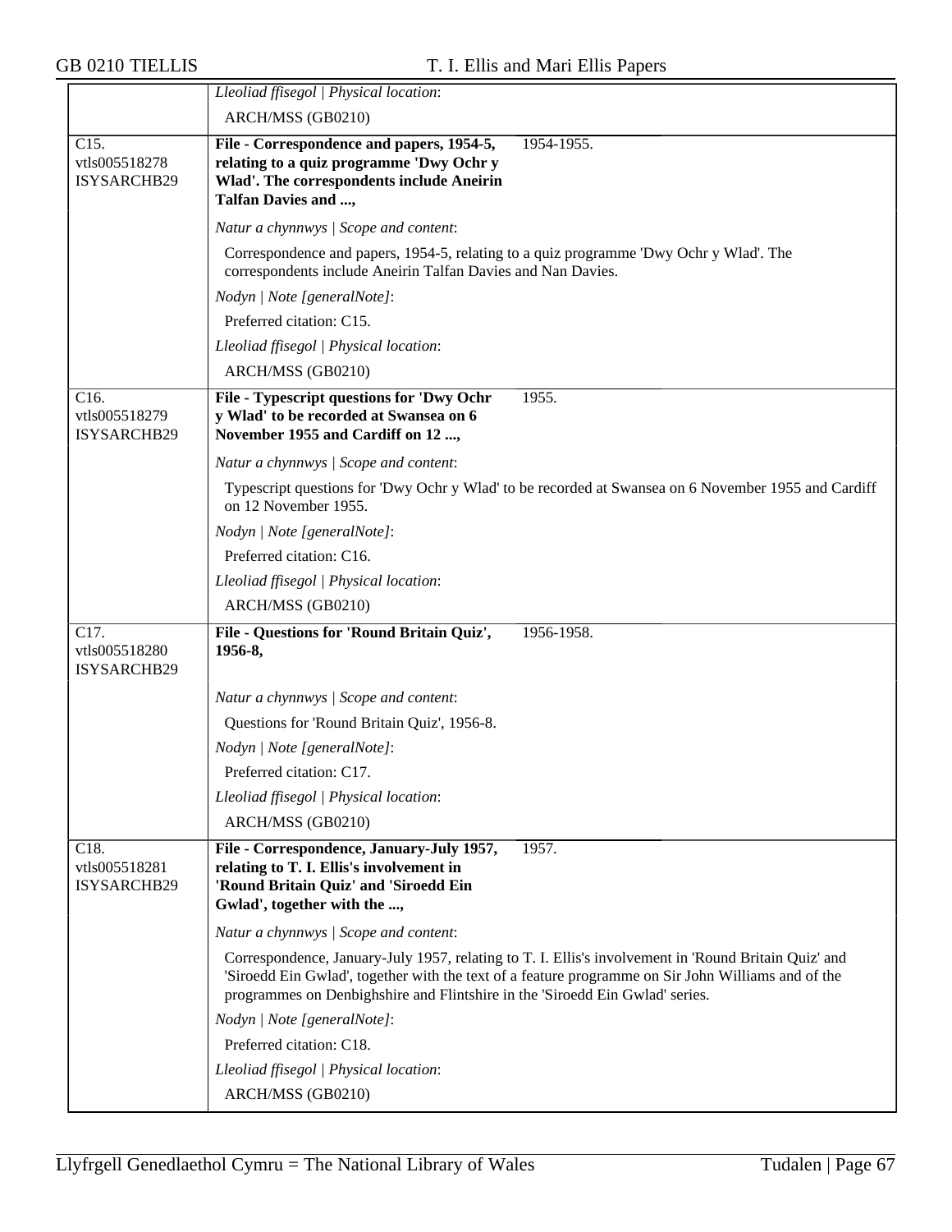| | |
|---|---|
| | *Lleoliad ffisegol \| Physical location*: |
| | ARCH/MSS (GB0210) |
| C15.<br>vtls005518278<br>ISYSARCHB29 | **File - Correspondence and papers, 1954-5, relating to a quiz programme 'Dwy Ochr y Wlad'. The correspondents include Aneirin Talfan Davies and ...,** 1954-1955. |
| | *Natur a chynnwys \| Scope and content*: |
| | Correspondence and papers, 1954-5, relating to a quiz programme 'Dwy Ochr y Wlad'. The correspondents include Aneirin Talfan Davies and Nan Davies. |
| | *Nodyn \| Note [generalNote]*: |
| | Preferred citation: C15. |
| | *Lleoliad ffisegol \| Physical location*: |
| | ARCH/MSS (GB0210) |
| C16.<br>vtls005518279<br>ISYSARCHB29 | **File - Typescript questions for 'Dwy Ochr y Wlad' to be recorded at Swansea on 6 November 1955 and Cardiff on 12 ...,** 1955. |
| | *Natur a chynnwys \| Scope and content*: |
| | Typescript questions for 'Dwy Ochr y Wlad' to be recorded at Swansea on 6 November 1955 and Cardiff on 12 November 1955. |
| | *Nodyn \| Note [generalNote]*: |
| | Preferred citation: C16. |
| | *Lleoliad ffisegol \| Physical location*: |
| | ARCH/MSS (GB0210) |
| C17.<br>vtls005518280<br>ISYSARCHB29 | **File - Questions for 'Round Britain Quiz', 1956-8,** 1956-1958. |
| | *Natur a chynnwys \| Scope and content*: |
| | Questions for 'Round Britain Quiz', 1956-8. |
| | *Nodyn \| Note [generalNote]*: |
| | Preferred citation: C17. |
| | *Lleoliad ffisegol \| Physical location*: |
| | ARCH/MSS (GB0210) |
| C18.<br>vtls005518281<br>ISYSARCHB29 | **File - Correspondence, January-July 1957, relating to T. I. Ellis's involvement in 'Round Britain Quiz' and 'Siroedd Ein Gwlad', together with the ...,** 1957. |
| | *Natur a chynnwys \| Scope and content*: |
| | Correspondence, January-July 1957, relating to T. I. Ellis's involvement in 'Round Britain Quiz' and 'Siroedd Ein Gwlad', together with the text of a feature programme on Sir John Williams and of the programmes on Denbighshire and Flintshire in the 'Siroedd Ein Gwlad' series. |
| | *Nodyn \| Note [generalNote]*: |
| | Preferred citation: C18. |
| | *Lleoliad ffisegol \| Physical location*: |
| | ARCH/MSS (GB0210) |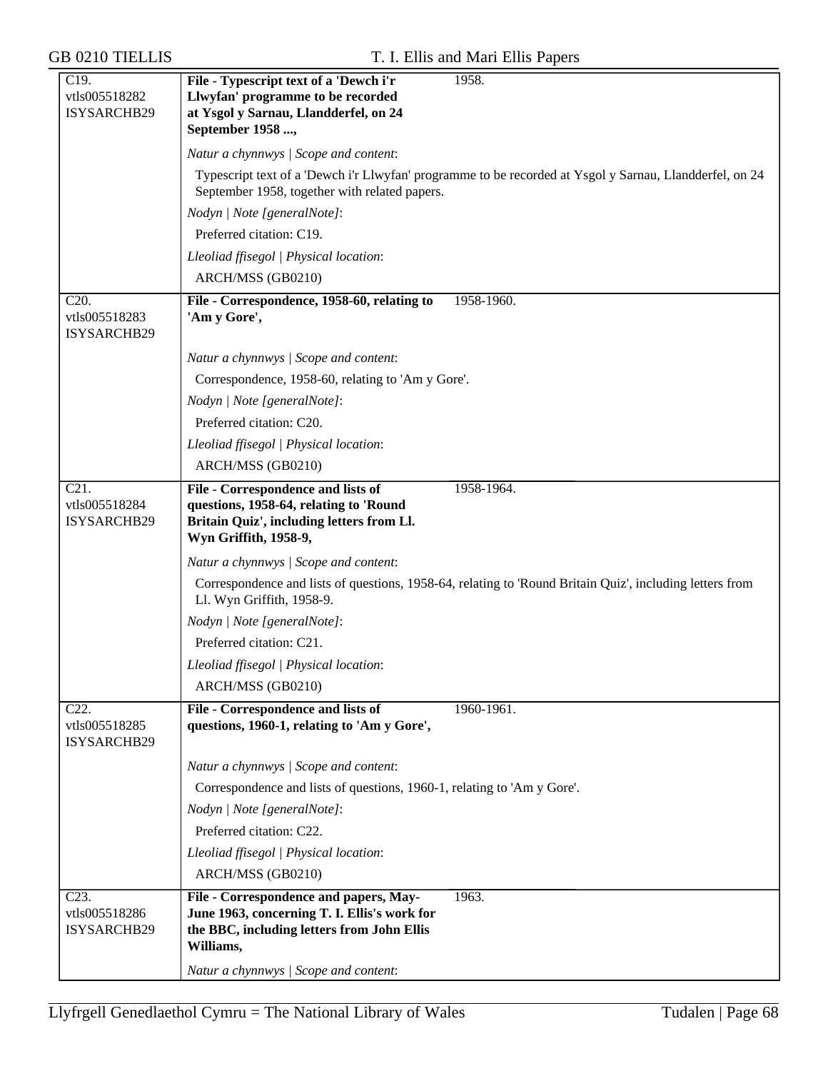| | | |
|---|---|---|
| C19.<br>vtls005518282<br>ISYSARCHB29 | **File - Typescript text of a 'Dewch i'r Llwyfan' programme to be recorded at Ysgol y Sarnau, Llandderfel, on 24 September 1958 ...,**<br><br>*Natur a chynnwys \| Scope and content*:<br>Typescript text of a 'Dewch i'r Llwyfan' programme to be recorded at Ysgol y Sarnau, Llandderfel, on 24 September 1958, together with related papers.<br>*Nodyn \| Note [generalNote]*:<br>Preferred citation: C19.<br>*Lleoliad ffisegol \| Physical location*:<br>ARCH/MSS (GB0210) | 1958. |
| C20.<br>vtls005518283<br>ISYSARCHB29 | **File - Correspondence, 1958-60, relating to 'Am y Gore',**<br><br>*Natur a chynnwys \| Scope and content*:<br>Correspondence, 1958-60, relating to 'Am y Gore'.<br>*Nodyn \| Note [generalNote]*:<br>Preferred citation: C20.<br>*Lleoliad ffisegol \| Physical location*:<br>ARCH/MSS (GB0210) | 1958-1960. |
| C21.<br>vtls005518284<br>ISYSARCHB29 | **File - Correspondence and lists of questions, 1958-64, relating to 'Round Britain Quiz', including letters from Ll. Wyn Griffith, 1958-9,**<br><br>*Natur a chynnwys \| Scope and content*:<br>Correspondence and lists of questions, 1958-64, relating to 'Round Britain Quiz', including letters from Ll. Wyn Griffith, 1958-9.<br>*Nodyn \| Note [generalNote]*:<br>Preferred citation: C21.<br>*Lleoliad ffisegol \| Physical location*:<br>ARCH/MSS (GB0210) | 1958-1964. |
| C22.<br>vtls005518285<br>ISYSARCHB29 | **File - Correspondence and lists of questions, 1960-1, relating to 'Am y Gore',**<br><br>*Natur a chynnwys \| Scope and content*:<br>Correspondence and lists of questions, 1960-1, relating to 'Am y Gore'.<br>*Nodyn \| Note [generalNote]*:<br>Preferred citation: C22.<br>*Lleoliad ffisegol \| Physical location*:<br>ARCH/MSS (GB0210) | 1960-1961. |
| C23.<br>vtls005518286<br>ISYSARCHB29 | **File - Correspondence and papers, May-June 1963, concerning T. I. Ellis's work for the BBC, including letters from John Ellis Williams,**<br><br>*Natur a chynnwys \| Scope and content*: | 1963. |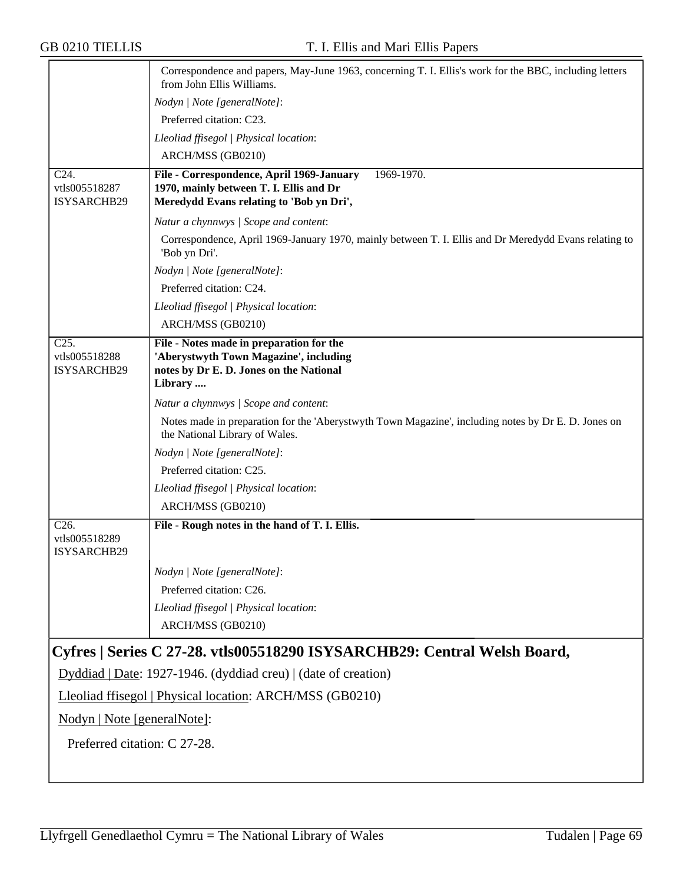| | |
|---|---|
| | Correspondence and papers, May-June 1963, concerning T. I. Ellis's work for the BBC, including letters from John Ellis Williams. |
| | *Nodyn \| Note [generalNote]*: |
| | Preferred citation: C23. |
| | *Lleoliad ffisegol \| Physical location*: |
| | ARCH/MSS (GB0210) |
| C24. vtls005518287 ISYSARCHB29 | **File - Correspondence, April 1969-January 1970, mainly between T. I. Ellis and Dr Meredydd Evans relating to 'Bob yn Dri',** 1969-1970. |
| | *Natur a chynnwys \| Scope and content*: |
| | Correspondence, April 1969-January 1970, mainly between T. I. Ellis and Dr Meredydd Evans relating to 'Bob yn Dri'. |
| | *Nodyn \| Note [generalNote]*: |
| | Preferred citation: C24. |
| | *Lleoliad ffisegol \| Physical location*: |
| | ARCH/MSS (GB0210) |
| C25. vtls005518288 ISYSARCHB29 | **File - Notes made in preparation for the 'Aberystwyth Town Magazine', including notes by Dr E. D. Jones on the National Library ....** |
| | *Natur a chynnwys \| Scope and content*: |
| | Notes made in preparation for the 'Aberystwyth Town Magazine', including notes by Dr E. D. Jones on the National Library of Wales. |
| | *Nodyn \| Note [generalNote]*: |
| | Preferred citation: C25. |
| | *Lleoliad ffisegol \| Physical location*: |
| | ARCH/MSS (GB0210) |
| C26. vtls005518289 ISYSARCHB29 | **File - Rough notes in the hand of T. I. Ellis.** |
| | *Nodyn \| Note [generalNote]*: |
| | Preferred citation: C26. |
| | *Lleoliad ffisegol \| Physical location*: |
| | ARCH/MSS (GB0210) |

## Cyfres | Series C 27-28. vtls005518290 ISYSARCHB29: Central Welsh Board,

Dyddiad | Date: 1927-1946. (dyddiad creu) | (date of creation)

Lleoliad ffisegol | Physical location: ARCH/MSS (GB0210)

Nodyn | Note [generalNote]:

Preferred citation: C 27-28.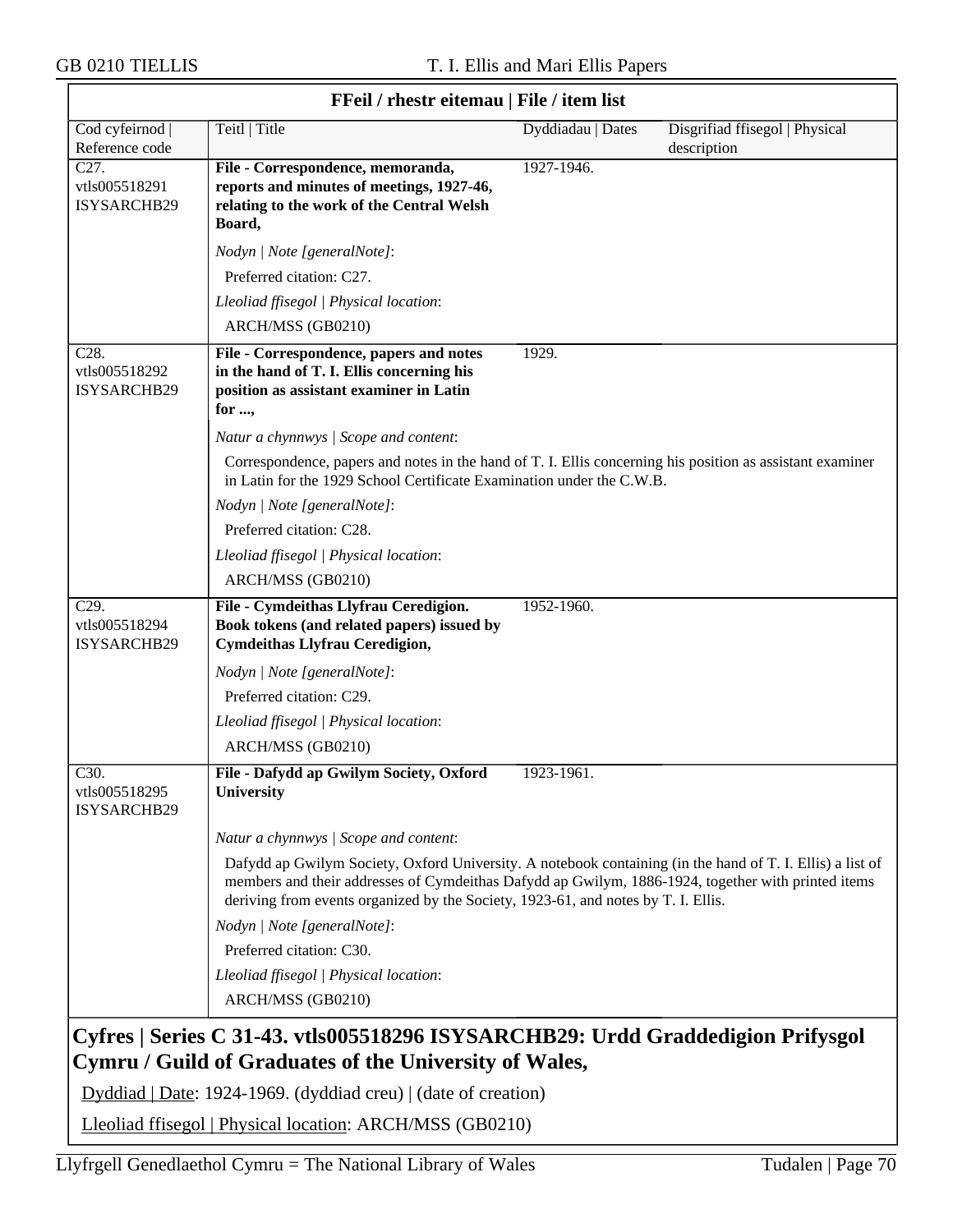**FFeil / rhestr eitemau | File / item list**

| Cod cyfeirnod \| Reference code | Teitl \| Title | Dyddiadau \| Dates | Disgrifiad ffisegol \| Physical description |
|---|---|---|---|
| C27. vtls005518291 ISYSARCHB29 | **File - Correspondence, memoranda, reports and minutes of meetings, 1927-46, relating to the work of the Central Welsh Board,** <br> *Nodyn \| Note [generalNote]*: <br> Preferred citation: C27. <br> *Lleoliad ffisegol \| Physical location*: <br> ARCH/MSS (GB0210) | 1927-1946. | |
| C28. vtls005518292 ISYSARCHB29 | **File - Correspondence, papers and notes in the hand of T. I. Ellis concerning his position as assistant examiner in Latin for ...,** <br> *Natur a chynnwys \| Scope and content*: <br> Correspondence, papers and notes in the hand of T. I. Ellis concerning his position as assistant examiner in Latin for the 1929 School Certificate Examination under the C.W.B. <br> *Nodyn \| Note [generalNote]*: <br> Preferred citation: C28. <br> *Lleoliad ffisegol \| Physical location*: <br> ARCH/MSS (GB0210) | 1929. | |
| C29. vtls005518294 ISYSARCHB29 | **File - Cymdeithas Llyfrau Ceredigion. Book tokens (and related papers) issued by Cymdeithas Llyfrau Ceredigion,** <br> *Nodyn \| Note [generalNote]*: <br> Preferred citation: C29. <br> *Lleoliad ffisegol \| Physical location*: <br> ARCH/MSS (GB0210) | 1952-1960. | |
| C30. vtls005518295 ISYSARCHB29 | **File - Dafydd ap Gwilym Society, Oxford University** <br> *Natur a chynnwys \| Scope and content*: <br> Dafydd ap Gwilym Society, Oxford University. A notebook containing (in the hand of T. I. Ellis) a list of members and their addresses of Cymdeithas Dafydd ap Gwilym, 1886-1924, together with printed items deriving from events organized by the Society, 1923-61, and notes by T. I. Ellis. <br> *Nodyn \| Note [generalNote]*: <br> Preferred citation: C30. <br> *Lleoliad ffisegol \| Physical location*: <br> ARCH/MSS (GB0210) | 1923-1961. | |

## Cyfres | Series C 31-43. vtls005518296 ISYSARCHB29: Urdd Graddedigion Prifysgol Cymru / Guild of Graduates of the University of Wales,

Dyddiad | Date: 1924-1969. (dyddiad creu) | (date of creation)

Lleoliad ffisegol | Physical location: ARCH/MSS (GB0210)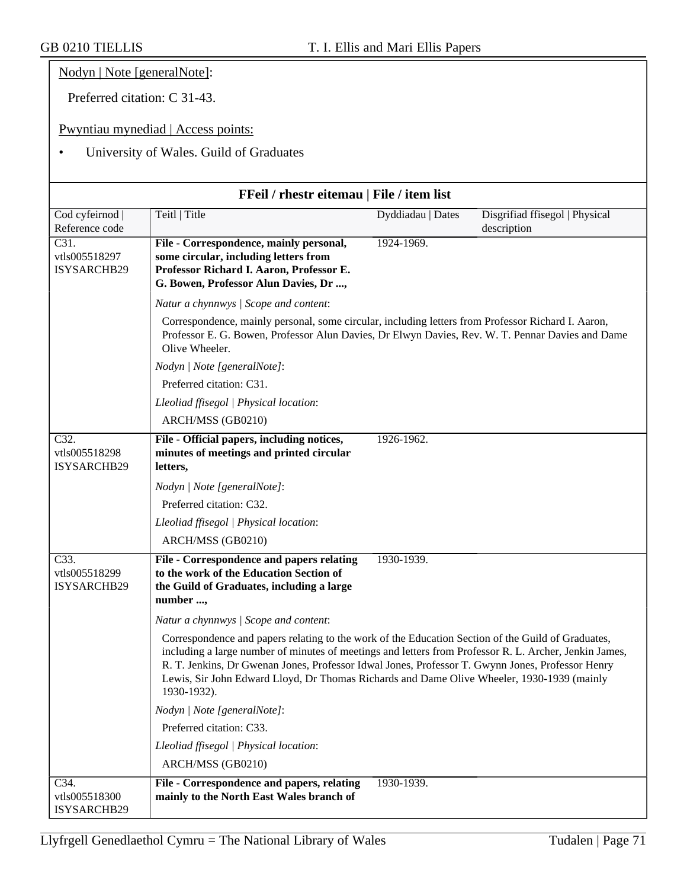Nodyn | Note [generalNote]:

Preferred citation: C 31-43.

Pwyntiau mynediad | Access points:

- University of Wales. Guild of Graduates

## FFeil / rhestr eitemau | File / item list

| Cod cyfeirnod \| Reference code | Teitl \| Title | Dyddiadau \| Dates | Disgrifiad ffisegol \| Physical description |
|---|---|---|---|
| C31. vtls005518297 ISYSARCHB29 | **File - Correspondence, mainly personal, some circular, including letters from Professor Richard I. Aaron, Professor E. G. Bowen, Professor Alun Davies, Dr ...,** | 1924-1969. | |
| | *Natur a chynnwys \| Scope and content*: Correspondence, mainly personal, some circular, including letters from Professor Richard I. Aaron, Professor E. G. Bowen, Professor Alun Davies, Dr Elwyn Davies, Rev. W. T. Pennar Davies and Dame Olive Wheeler. *Nodyn \| Note [generalNote]*: Preferred citation: C31. *Lleoliad ffisegol \| Physical location*: ARCH/MSS (GB0210) | | |
| C32. vtls005518298 ISYSARCHB29 | **File - Official papers, including notices, minutes of meetings and printed circular letters,** | 1926-1962. | |
| | *Nodyn \| Note [generalNote]*: Preferred citation: C32. *Lleoliad ffisegol \| Physical location*: ARCH/MSS (GB0210) | | |
| C33. vtls005518299 ISYSARCHB29 | **File - Correspondence and papers relating to the work of the Education Section of the Guild of Graduates, including a large number ...,** | 1930-1939. | |
| | *Natur a chynnwys \| Scope and content*: Correspondence and papers relating to the work of the Education Section of the Guild of Graduates, including a large number of minutes of meetings and letters from Professor R. L. Archer, Jenkin James, R. T. Jenkins, Dr Gwenan Jones, Professor Idwal Jones, Professor T. Gwynn Jones, Professor Henry Lewis, Sir John Edward Lloyd, Dr Thomas Richards and Dame Olive Wheeler, 1930-1939 (mainly 1930-1932). *Nodyn \| Note [generalNote]*: Preferred citation: C33. *Lleoliad ffisegol \| Physical location*: ARCH/MSS (GB0210) | | |
| C34. vtls005518300 ISYSARCHB29 | **File - Correspondence and papers, relating mainly to the North East Wales branch of** | 1930-1939. | |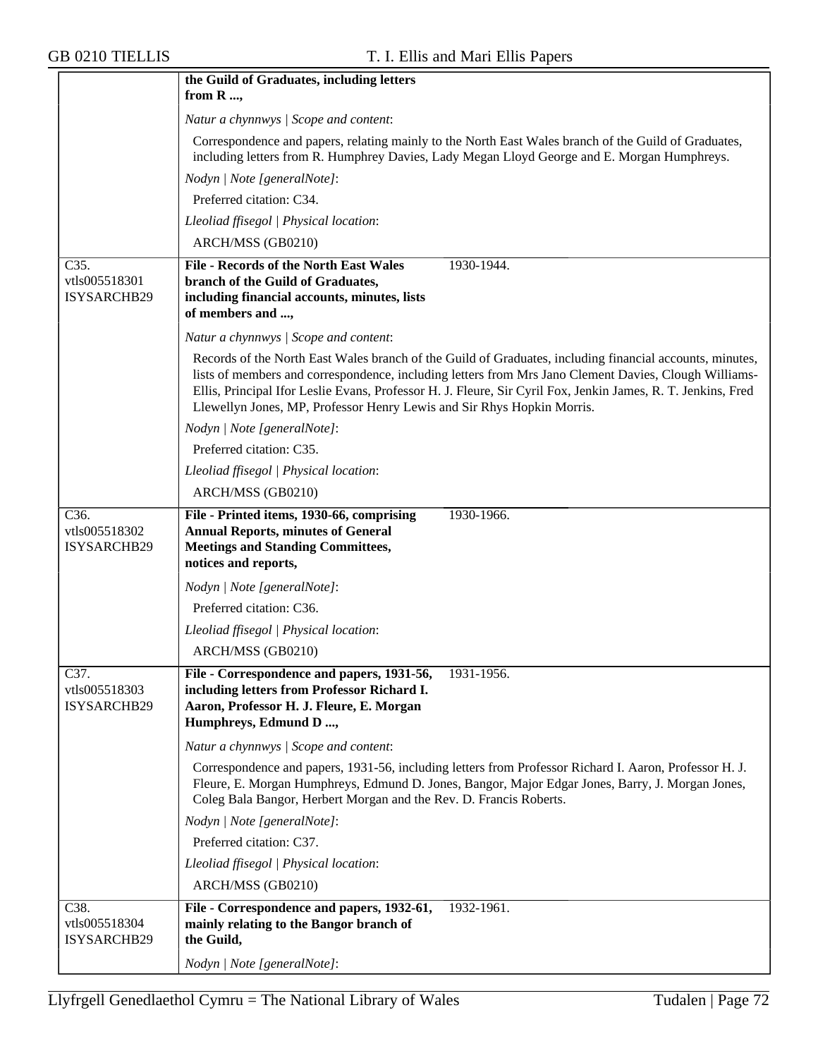| | |
|---|---|
| | **the Guild of Graduates, including letters from R ...,**<br><br>*Natur a chynnwys \| Scope and content*:<br><br>Correspondence and papers, relating mainly to the North East Wales branch of the Guild of Graduates, including letters from R. Humphrey Davies, Lady Megan Lloyd George and E. Morgan Humphreys.<br><br>*Nodyn \| Note [generalNote]*:<br><br>Preferred citation: C34.<br><br>*Lleoliad ffisegol \| Physical location*:<br><br>ARCH/MSS (GB0210) |
| C35.<br>vtls005518301<br>ISYSARCHB29 | **File - Records of the North East Wales branch of the Guild of Graduates, including financial accounts, minutes, lists of members and ...,** 1930-1944.<br><br>*Natur a chynnwys \| Scope and content*:<br><br>Records of the North East Wales branch of the Guild of Graduates, including financial accounts, minutes, lists of members and correspondence, including letters from Mrs Jano Clement Davies, Clough Williams-Ellis, Principal Ifor Leslie Evans, Professor H. J. Fleure, Sir Cyril Fox, Jenkin James, R. T. Jenkins, Fred Llewellyn Jones, MP, Professor Henry Lewis and Sir Rhys Hopkin Morris.<br><br>*Nodyn \| Note [generalNote]*:<br><br>Preferred citation: C35.<br><br>*Lleoliad ffisegol \| Physical location*:<br><br>ARCH/MSS (GB0210) |
| C36.<br>vtls005518302<br>ISYSARCHB29 | **File - Printed items, 1930-66, comprising Annual Reports, minutes of General Meetings and Standing Committees, notices and reports,** 1930-1966.<br><br>*Nodyn \| Note [generalNote]*:<br><br>Preferred citation: C36.<br><br>*Lleoliad ffisegol \| Physical location*:<br><br>ARCH/MSS (GB0210) |
| C37.<br>vtls005518303<br>ISYSARCHB29 | **File - Correspondence and papers, 1931-56, including letters from Professor Richard I. Aaron, Professor H. J. Fleure, E. Morgan Humphreys, Edmund D ...,** 1931-1956.<br><br>*Natur a chynnwys \| Scope and content*:<br><br>Correspondence and papers, 1931-56, including letters from Professor Richard I. Aaron, Professor H. J. Fleure, E. Morgan Humphreys, Edmund D. Jones, Bangor, Major Edgar Jones, Barry, J. Morgan Jones, Coleg Bala Bangor, Herbert Morgan and the Rev. D. Francis Roberts.<br><br>*Nodyn \| Note [generalNote]*:<br><br>Preferred citation: C37.<br><br>*Lleoliad ffisegol \| Physical location*:<br><br>ARCH/MSS (GB0210) |
| C38.<br>vtls005518304<br>ISYSARCHB29 | **File - Correspondence and papers, 1932-61, mainly relating to the Bangor branch of the Guild,** 1932-1961.<br><br>*Nodyn \| Note [generalNote]*: |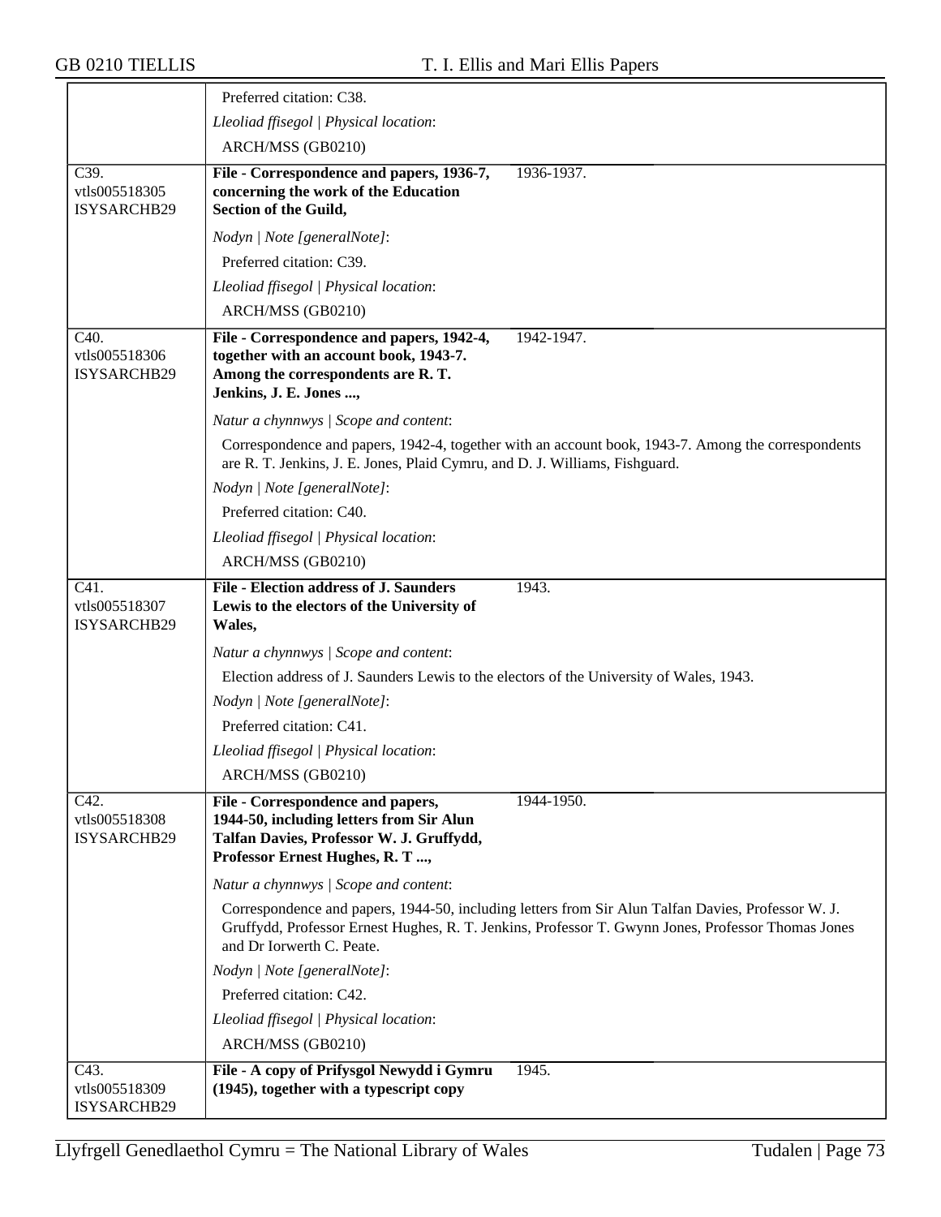Preferred citation: C38.

*Lleoliad ffisegol | Physical location*:

ARCH/MSS (GB0210)

---

C39.
vtls005518305
ISYSARCHB29

**File - Correspondence and papers, 1936-7, concerning the work of the Education Section of the Guild,** 1936-1937.

*Nodyn | Note [generalNote]*:

Preferred citation: C39.

*Lleoliad ffisegol | Physical location*:

ARCH/MSS (GB0210)

---

C40.
vtls005518306
ISYSARCHB29

**File - Correspondence and papers, 1942-4, together with an account book, 1943-7. Among the correspondents are R. T. Jenkins, J. E. Jones ...,** 1942-1947.

*Natur a chynnwys | Scope and content*:

Correspondence and papers, 1942-4, together with an account book, 1943-7. Among the correspondents are R. T. Jenkins, J. E. Jones, Plaid Cymru, and D. J. Williams, Fishguard.

*Nodyn | Note [generalNote]*:

Preferred citation: C40.

*Lleoliad ffisegol | Physical location*:

ARCH/MSS (GB0210)

---

C41.
vtls005518307
ISYSARCHB29

**File - Election address of J. Saunders Lewis to the electors of the University of Wales,** 1943.

*Natur a chynnwys | Scope and content*:

Election address of J. Saunders Lewis to the electors of the University of Wales, 1943.

*Nodyn | Note [generalNote]*:

Preferred citation: C41.

*Lleoliad ffisegol | Physical location*:

ARCH/MSS (GB0210)

---

C42.
vtls005518308
ISYSARCHB29

**File - Correspondence and papers, 1944-50, including letters from Sir Alun Talfan Davies, Professor W. J. Gruffydd, Professor Ernest Hughes, R. T ...,** 1944-1950.

*Natur a chynnwys | Scope and content*:

Correspondence and papers, 1944-50, including letters from Sir Alun Talfan Davies, Professor W. J. Gruffydd, Professor Ernest Hughes, R. T. Jenkins, Professor T. Gwynn Jones, Professor Thomas Jones and Dr Iorwerth C. Peate.

*Nodyn | Note [generalNote]*:

Preferred citation: C42.

*Lleoliad ffisegol | Physical location*:

ARCH/MSS (GB0210)

---

C43.
vtls005518309
ISYSARCHB29

**File - A copy of Prifysgol Newydd i Gymru (1945), together with a typescript copy** 1945.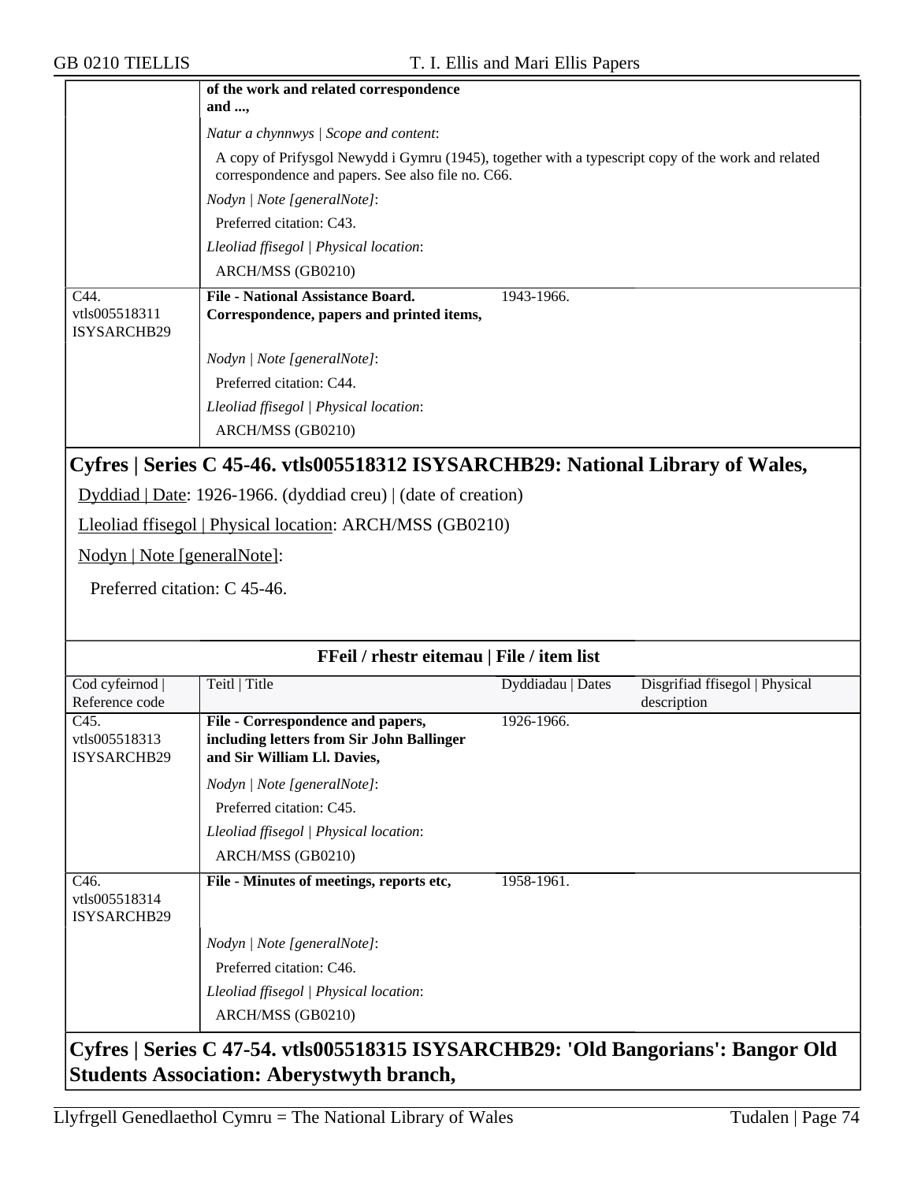| | **of the work and related correspondence and ...,** | | |
|---|---|---|---|
| | *Natur a chynnwys \| Scope and content*: A copy of Prifysgol Newydd i Gymru (1945), together with a typescript copy of the work and related correspondence and papers. See also file no. C66. | | |
| | *Nodyn \| Note [generalNote]*: Preferred citation: C43. | | |
| | *Lleoliad ffisegol \| Physical location*: ARCH/MSS (GB0210) | | |
| C44. vtls005518311 ISYSARCHB29 | **File - National Assistance Board. Correspondence, papers and printed items,** | 1943-1966. | |
| | *Nodyn \| Note [generalNote]*: Preferred citation: C44. | | |
| | *Lleoliad ffisegol \| Physical location*: ARCH/MSS (GB0210) | | |

## Cyfres | Series C 45-46. vtls005518312 ISYSARCHB29: National Library of Wales,

Dyddiad | Date: 1926-1966. (dyddiad creu) | (date of creation)

Lleoliad ffisegol | Physical location: ARCH/MSS (GB0210)

Nodyn | Note [generalNote]:

Preferred citation: C 45-46.

**FFeil / rhestr eitemau | File / item list**

| Cod cyfeirnod \| Reference code | Teitl \| Title | Dyddiadau \| Dates | Disgrifiad ffisegol \| Physical description |
|---|---|---|---|
| C45. vtls005518313 ISYSARCHB29 | **File - Correspondence and papers, including letters from Sir John Ballinger and Sir William Ll. Davies,** | 1926-1966. | |
| | *Nodyn \| Note [generalNote]*: Preferred citation: C45. | | |
| | *Lleoliad ffisegol \| Physical location*: ARCH/MSS (GB0210) | | |
| C46. vtls005518314 ISYSARCHB29 | **File - Minutes of meetings, reports etc,** | 1958-1961. | |
| | *Nodyn \| Note [generalNote]*: Preferred citation: C46. | | |
| | *Lleoliad ffisegol \| Physical location*: ARCH/MSS (GB0210) | | |

## Cyfres | Series C 47-54. vtls005518315 ISYSARCHB29: 'Old Bangorians': Bangor Old Students Association: Aberystwyth branch,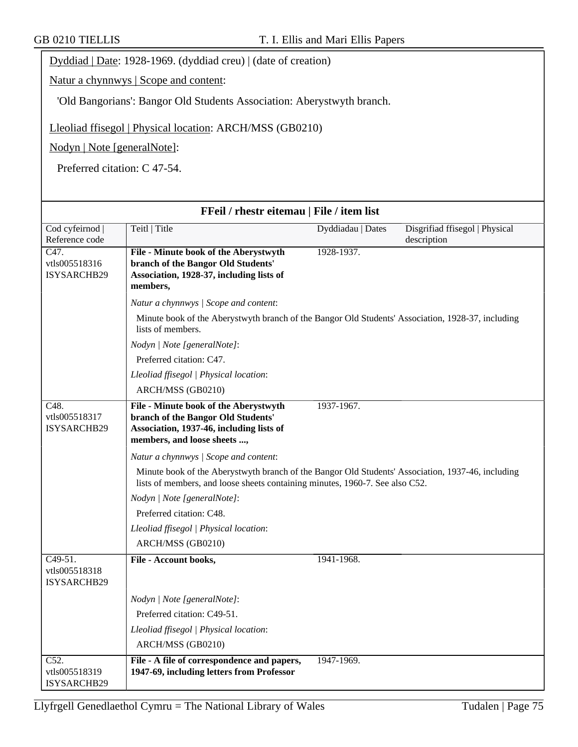Dyddiad | Date: 1928-1969. (dyddiad creu) | (date of creation)

Natur a chynnwys | Scope and content:

'Old Bangorians': Bangor Old Students Association: Aberystwyth branch.

Lleoliad ffisegol | Physical location: ARCH/MSS (GB0210)

Nodyn | Note [generalNote]:

Preferred citation: C 47-54.

## FFeil / rhestr eitemau | File / item list

| Cod cyfeirnod \| Reference code | Teitl \| Title | Dyddiadau \| Dates | Disgrifiad ffisegol \| Physical description |
|---|---|---|---|
| C47. vtls005518316 ISYSARCHB29 | **File - Minute book of the Aberystwyth branch of the Bangor Old Students' Association, 1928-37, including lists of members,** | 1928-1937. | |
| | *Natur a chynnwys \| Scope and content*: Minute book of the Aberystwyth branch of the Bangor Old Students' Association, 1928-37, including lists of members. *Nodyn \| Note [generalNote]*: Preferred citation: C47. *Lleoliad ffisegol \| Physical location*: ARCH/MSS (GB0210) | | |
| C48. vtls005518317 ISYSARCHB29 | **File - Minute book of the Aberystwyth branch of the Bangor Old Students' Association, 1937-46, including lists of members, and loose sheets ...,** | 1937-1967. | |
| | *Natur a chynnwys \| Scope and content*: Minute book of the Aberystwyth branch of the Bangor Old Students' Association, 1937-46, including lists of members, and loose sheets containing minutes, 1960-7. See also C52. *Nodyn \| Note [generalNote]*: Preferred citation: C48. *Lleoliad ffisegol \| Physical location*: ARCH/MSS (GB0210) | | |
| C49-51. vtls005518318 ISYSARCHB29 | **File - Account books,** | 1941-1968. | |
| | *Nodyn \| Note [generalNote]*: Preferred citation: C49-51. *Lleoliad ffisegol \| Physical location*: ARCH/MSS (GB0210) | | |
| C52. vtls005518319 ISYSARCHB29 | **File - A file of correspondence and papers, 1947-69, including letters from Professor** | 1947-1969. | |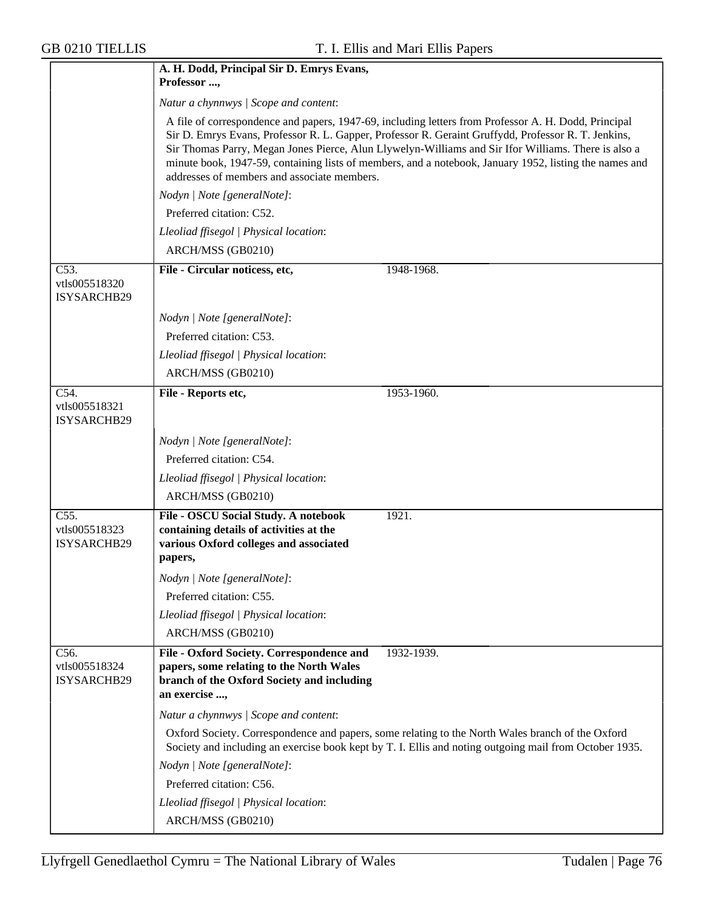**A. H. Dodd, Principal Sir D. Emrys Evans, Professor ...,**

*Natur a chynnwys | Scope and content*:

A file of correspondence and papers, 1947-69, including letters from Professor A. H. Dodd, Principal Sir D. Emrys Evans, Professor R. L. Gapper, Professor R. Geraint Gruffydd, Professor R. T. Jenkins, Sir Thomas Parry, Megan Jones Pierce, Alun Llywelyn-Williams and Sir Ifor Williams. There is also a minute book, 1947-59, containing lists of members, and a notebook, January 1952, listing the names and addresses of members and associate members.

*Nodyn | Note [generalNote]*:

Preferred citation: C52.

*Lleoliad ffisegol | Physical location*:

ARCH/MSS (GB0210)

---

C53.
vtls005518320
ISYSARCHB29

**File - Circular noticess, etc,** 1948-1968.

*Nodyn | Note [generalNote]*:

Preferred citation: C53.

*Lleoliad ffisegol | Physical location*:

ARCH/MSS (GB0210)

---

C54.
vtls005518321
ISYSARCHB29

**File - Reports etc,** 1953-1960.

*Nodyn | Note [generalNote]*:

Preferred citation: C54.

*Lleoliad ffisegol | Physical location*:

ARCH/MSS (GB0210)

---

C55.
vtls005518323
ISYSARCHB29

**File - OSCU Social Study. A notebook containing details of activities at the various Oxford colleges and associated papers,** 1921.

*Nodyn | Note [generalNote]*:

Preferred citation: C55.

*Lleoliad ffisegol | Physical location*:

ARCH/MSS (GB0210)

---

C56.
vtls005518324
ISYSARCHB29

**File - Oxford Society. Correspondence and papers, some relating to the North Wales branch of the Oxford Society and including an exercise ...,** 1932-1939.

*Natur a chynnwys | Scope and content*:

Oxford Society. Correspondence and papers, some relating to the North Wales branch of the Oxford Society and including an exercise book kept by T. I. Ellis and noting outgoing mail from October 1935.

*Nodyn | Note [generalNote]*:

Preferred citation: C56.

*Lleoliad ffisegol | Physical location*:

ARCH/MSS (GB0210)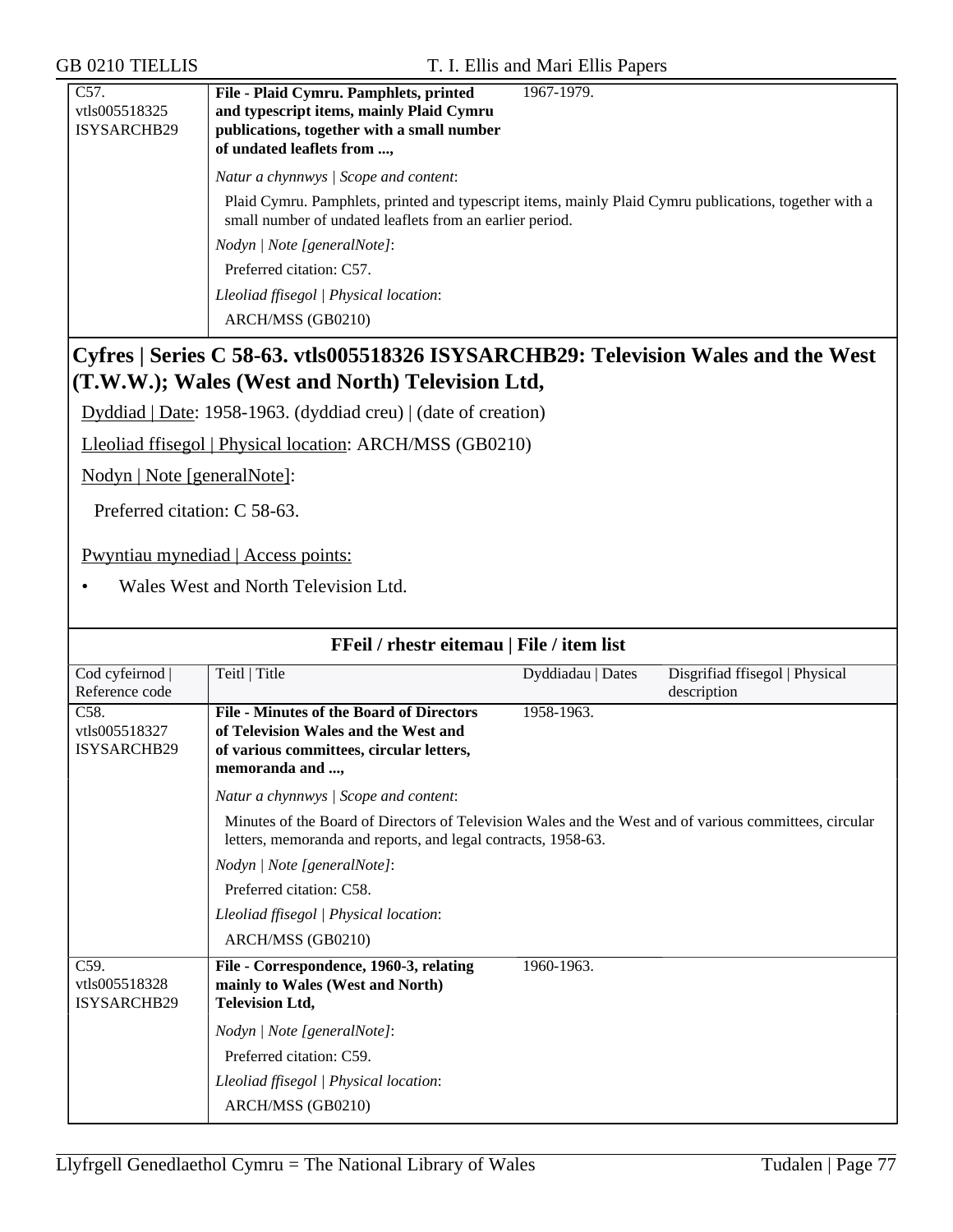| | | |
|---|---|---|
| C57.<br>vtls005518325<br>ISYSARCHB29 | **File - Plaid Cymru. Pamphlets, printed and typescript items, mainly Plaid Cymru publications, together with a small number of undated leaflets from ...,** | 1967-1979. |
| | *Natur a chynnwys \| Scope and content*:<br>Plaid Cymru. Pamphlets, printed and typescript items, mainly Plaid Cymru publications, together with a small number of undated leaflets from an earlier period.<br>*Nodyn \| Note [generalNote]*:<br>Preferred citation: C57.<br>*Lleoliad ffisegol \| Physical location*:<br>ARCH/MSS (GB0210) | |

## Cyfres | Series C 58-63. vtls005518326 ISYSARCHB29: Television Wales and the West (T.W.W.); Wales (West and North) Television Ltd,

Dyddiad | Date: 1958-1963. (dyddiad creu) | (date of creation)

Lleoliad ffisegol | Physical location: ARCH/MSS (GB0210)

Nodyn | Note [generalNote]:

Preferred citation: C 58-63.

Pwyntiau mynediad | Access points:

- Wales West and North Television Ltd.

**FFeil / rhestr eitemau | File / item list**

| Cod cyfeirnod \| Reference code | Teitl \| Title | Dyddiadau \| Dates | Disgrifiad ffisegol \| Physical description |
|---|---|---|---|
| C58.<br>vtls005518327<br>ISYSARCHB29 | **File - Minutes of the Board of Directors of Television Wales and the West and of various committees, circular letters, memoranda and ...,** | 1958-1963. | |
| | *Natur a chynnwys \| Scope and content*:<br>Minutes of the Board of Directors of Television Wales and the West and of various committees, circular letters, memoranda and reports, and legal contracts, 1958-63.<br>*Nodyn \| Note [generalNote]*:<br>Preferred citation: C58.<br>*Lleoliad ffisegol \| Physical location*:<br>ARCH/MSS (GB0210) | | |
| C59.<br>vtls005518328<br>ISYSARCHB29 | **File - Correspondence, 1960-3, relating mainly to Wales (West and North) Television Ltd,** | 1960-1963. | |
| | *Nodyn \| Note [generalNote]*:<br>Preferred citation: C59.<br>*Lleoliad ffisegol \| Physical location*:<br>ARCH/MSS (GB0210) | | |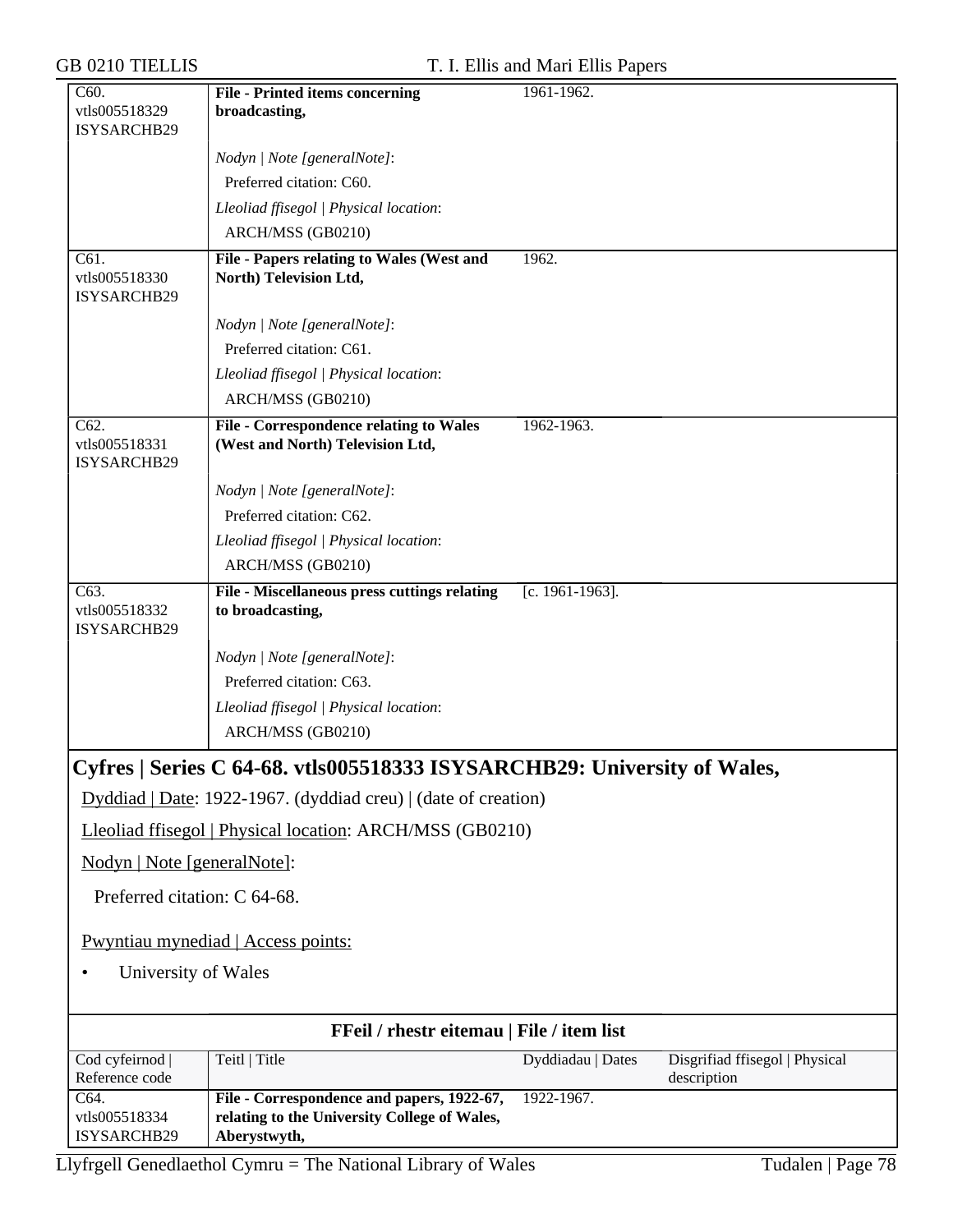| | | | |
|---|---|---|---|
| C60. vtls005518329 ISYSARCHB29 | **File - Printed items concerning broadcasting,** | 1961-1962. | |
| | *Nodyn \| Note [generalNote]*: Preferred citation: C60. *Lleoliad ffisegol \| Physical location*: ARCH/MSS (GB0210) | | |
| C61. vtls005518330 ISYSARCHB29 | **File - Papers relating to Wales (West and North) Television Ltd,** | 1962. | |
| | *Nodyn \| Note [generalNote]*: Preferred citation: C61. *Lleoliad ffisegol \| Physical location*: ARCH/MSS (GB0210) | | |
| C62. vtls005518331 ISYSARCHB29 | **File - Correspondence relating to Wales (West and North) Television Ltd,** | 1962-1963. | |
| | *Nodyn \| Note [generalNote]*: Preferred citation: C62. *Lleoliad ffisegol \| Physical location*: ARCH/MSS (GB0210) | | |
| C63. vtls005518332 ISYSARCHB29 | **File - Miscellaneous press cuttings relating to broadcasting,** | [c. 1961-1963]. | |
| | *Nodyn \| Note [generalNote]*: Preferred citation: C63. *Lleoliad ffisegol \| Physical location*: ARCH/MSS (GB0210) | | |

## Cyfres | Series C 64-68. vtls005518333 ISYSARCHB29: University of Wales,

Dyddiad | Date: 1922-1967. (dyddiad creu) | (date of creation)

Lleoliad ffisegol | Physical location: ARCH/MSS (GB0210)

Nodyn | Note [generalNote]:

Preferred citation: C 64-68.

Pwyntiau mynediad | Access points:

- University of Wales

**FFeil / rhestr eitemau | File / item list**

| Cod cyfeirnod \| Reference code | Teitl \| Title | Dyddiadau \| Dates | Disgrifiad ffisegol \| Physical description |
|---|---|---|---|
| C64. vtls005518334 ISYSARCHB29 | **File - Correspondence and papers, 1922-67, relating to the University College of Wales, Aberystwyth,** | 1922-1967. | |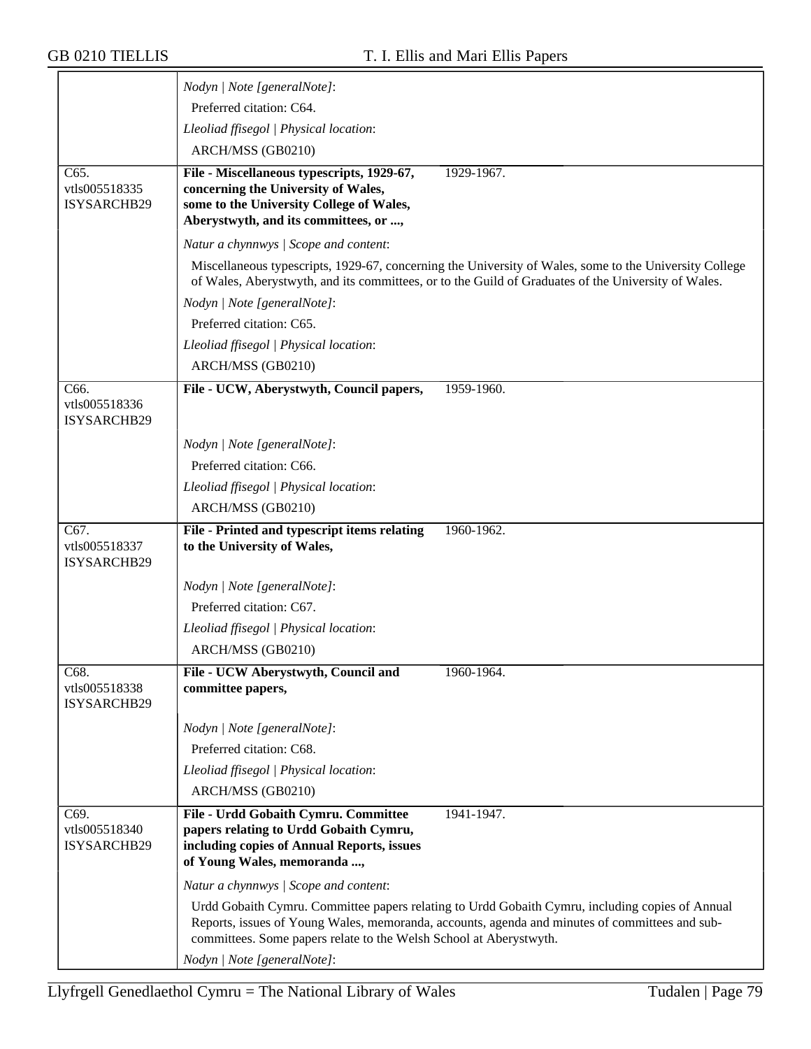| | |
|---|---|
| | *Nodyn \| Note [generalNote]*:<br>Preferred citation: C64.<br>*Lleoliad ffisegol \| Physical location*:<br>ARCH/MSS (GB0210) |
| C65.<br>vtls005518335<br>ISYSARCHB29 | **File - Miscellaneous typescripts, 1929-67, concerning the University of Wales, some to the University College of Wales, Aberystwyth, and its committees, or ...,** 1929-1967. |
| | *Natur a chynnwys \| Scope and content*:<br>Miscellaneous typescripts, 1929-67, concerning the University of Wales, some to the University College of Wales, Aberystwyth, and its committees, or to the Guild of Graduates of the University of Wales.<br>*Nodyn \| Note [generalNote]*:<br>Preferred citation: C65.<br>*Lleoliad ffisegol \| Physical location*:<br>ARCH/MSS (GB0210) |
| C66.<br>vtls005518336<br>ISYSARCHB29 | **File - UCW, Aberystwyth, Council papers,** 1959-1960. |
| | *Nodyn \| Note [generalNote]*:<br>Preferred citation: C66.<br>*Lleoliad ffisegol \| Physical location*:<br>ARCH/MSS (GB0210) |
| C67.<br>vtls005518337<br>ISYSARCHB29 | **File - Printed and typescript items relating to the University of Wales,** 1960-1962. |
| | *Nodyn \| Note [generalNote]*:<br>Preferred citation: C67.<br>*Lleoliad ffisegol \| Physical location*:<br>ARCH/MSS (GB0210) |
| C68.<br>vtls005518338<br>ISYSARCHB29 | **File - UCW Aberystwyth, Council and committee papers,** 1960-1964. |
| | *Nodyn \| Note [generalNote]*:<br>Preferred citation: C68.<br>*Lleoliad ffisegol \| Physical location*:<br>ARCH/MSS (GB0210) |
| C69.<br>vtls005518340<br>ISYSARCHB29 | **File - Urdd Gobaith Cymru. Committee papers relating to Urdd Gobaith Cymru, including copies of Annual Reports, issues of Young Wales, memoranda ...,** 1941-1947. |
| | *Natur a chynnwys \| Scope and content*:<br>Urdd Gobaith Cymru. Committee papers relating to Urdd Gobaith Cymru, including copies of Annual Reports, issues of Young Wales, memoranda, accounts, agenda and minutes of committees and sub-committees. Some papers relate to the Welsh School at Aberystwyth.<br>*Nodyn \| Note [generalNote]*: |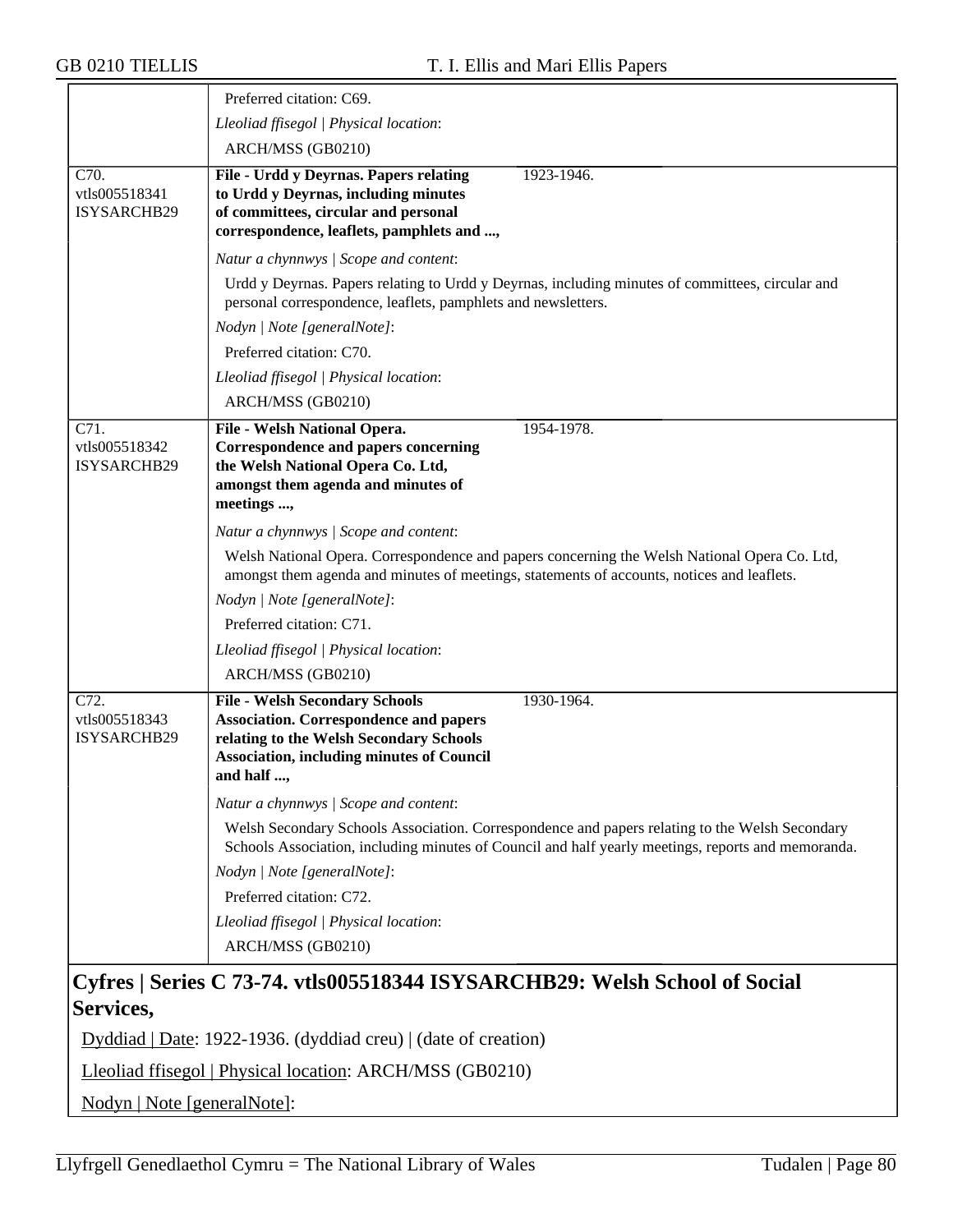| | |
|---|---|
| | Preferred citation: C69.<br>*Lleoliad ffisegol \| Physical location*:<br>ARCH/MSS (GB0210) |
| C70.<br>vtls005518341<br>ISYSARCHB29 | **File - Urdd y Deyrnas. Papers relating to Urdd y Deyrnas, including minutes of committees, circular and personal correspondence, leaflets, pamphlets and ...,** 1923-1946.<br>*Natur a chynnwys \| Scope and content*:<br>Urdd y Deyrnas. Papers relating to Urdd y Deyrnas, including minutes of committees, circular and personal correspondence, leaflets, pamphlets and newsletters.<br>*Nodyn \| Note [generalNote]*:<br>Preferred citation: C70.<br>*Lleoliad ffisegol \| Physical location*:<br>ARCH/MSS (GB0210) |
| C71.<br>vtls005518342<br>ISYSARCHB29 | **File - Welsh National Opera. Correspondence and papers concerning the Welsh National Opera Co. Ltd, amongst them agenda and minutes of meetings ...,** 1954-1978.<br>*Natur a chynnwys \| Scope and content*:<br>Welsh National Opera. Correspondence and papers concerning the Welsh National Opera Co. Ltd, amongst them agenda and minutes of meetings, statements of accounts, notices and leaflets.<br>*Nodyn \| Note [generalNote]*:<br>Preferred citation: C71.<br>*Lleoliad ffisegol \| Physical location*:<br>ARCH/MSS (GB0210) |
| C72.<br>vtls005518343<br>ISYSARCHB29 | **File - Welsh Secondary Schools Association. Correspondence and papers relating to the Welsh Secondary Schools Association, including minutes of Council and half ...,** 1930-1964.<br>*Natur a chynnwys \| Scope and content*:<br>Welsh Secondary Schools Association. Correspondence and papers relating to the Welsh Secondary Schools Association, including minutes of Council and half yearly meetings, reports and memoranda.<br>*Nodyn \| Note [generalNote]*:<br>Preferred citation: C72.<br>*Lleoliad ffisegol \| Physical location*:<br>ARCH/MSS (GB0210) |

## Cyfres | Series C 73-74. vtls005518344 ISYSARCHB29: Welsh School of Social Services,

Dyddiad | Date: 1922-1936. (dyddiad creu) | (date of creation)

Lleoliad ffisegol | Physical location: ARCH/MSS (GB0210)

Nodyn | Note [generalNote]: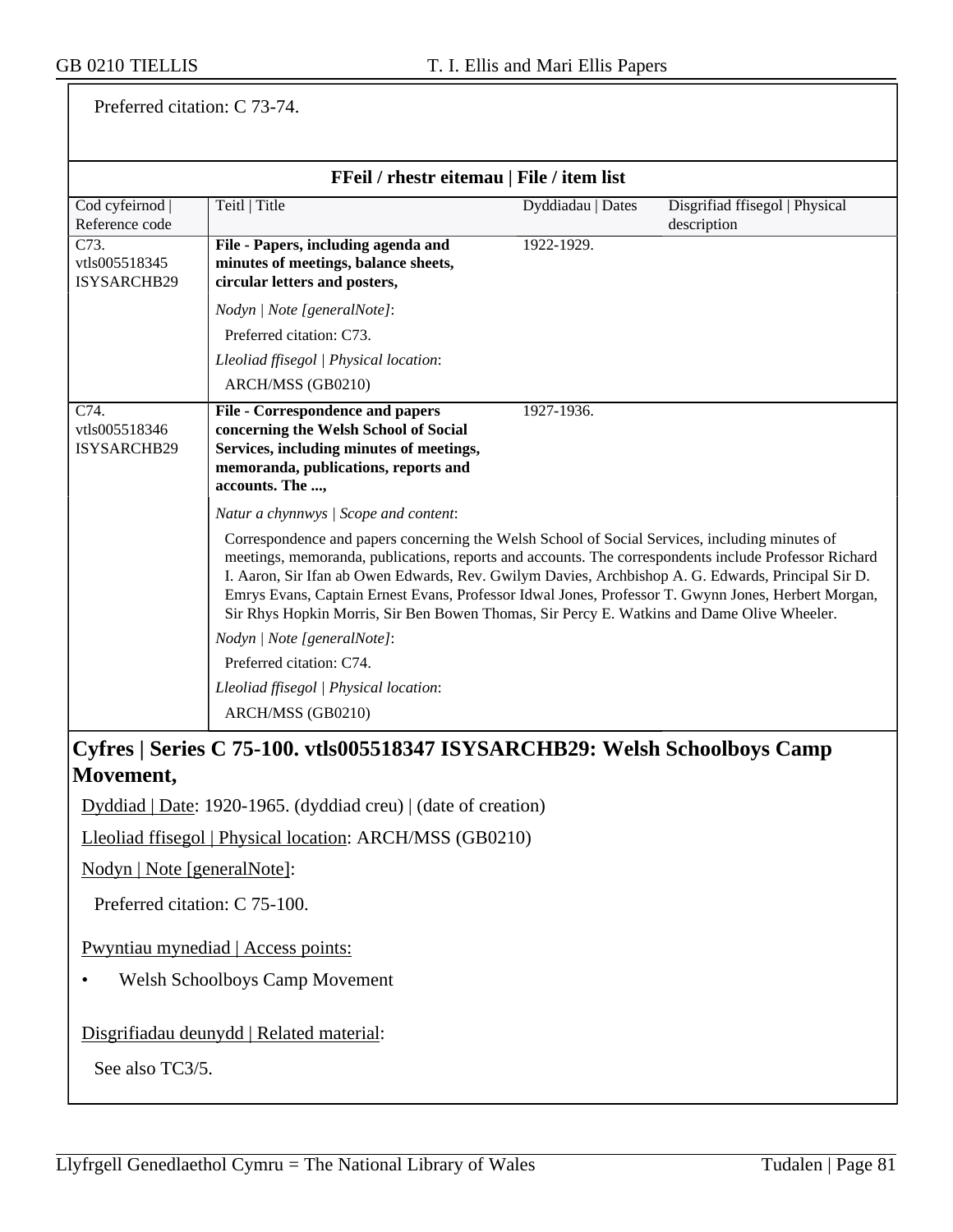Preferred citation: C 73-74.

**FFeil / rhestr eitemau | File / item list**

| Cod cyfeirnod \| Reference code | Teitl \| Title | Dyddiadau \| Dates | Disgrifiad ffisegol \| Physical description |
|---|---|---|---|
| C73. vtls005518345 ISYSARCHB29 | **File - Papers, including agenda and minutes of meetings, balance sheets, circular letters and posters,** | 1922-1929. | |
| | *Nodyn \| Note [generalNote]*: Preferred citation: C73. *Lleoliad ffisegol \| Physical location*: ARCH/MSS (GB0210) | | |
| C74. vtls005518346 ISYSARCHB29 | **File - Correspondence and papers concerning the Welsh School of Social Services, including minutes of meetings, memoranda, publications, reports and accounts. The ...,** | 1927-1936. | |
| | *Natur a chynnwys \| Scope and content*: Correspondence and papers concerning the Welsh School of Social Services, including minutes of meetings, memoranda, publications, reports and accounts. The correspondents include Professor Richard I. Aaron, Sir Ifan ab Owen Edwards, Rev. Gwilym Davies, Archbishop A. G. Edwards, Principal Sir D. Emrys Evans, Captain Ernest Evans, Professor Idwal Jones, Professor T. Gwynn Jones, Herbert Morgan, Sir Rhys Hopkin Morris, Sir Ben Bowen Thomas, Sir Percy E. Watkins and Dame Olive Wheeler. *Nodyn \| Note [generalNote]*: Preferred citation: C74. *Lleoliad ffisegol \| Physical location*: ARCH/MSS (GB0210) | | |

## Cyfres | Series C 75-100. vtls005518347 ISYSARCHB29: Welsh Schoolboys Camp Movement,

Dyddiad | Date: 1920-1965. (dyddiad creu) | (date of creation)

Lleoliad ffisegol | Physical location: ARCH/MSS (GB0210)

Nodyn | Note [generalNote]:

Preferred citation: C 75-100.

Pwyntiau mynediad | Access points:

- Welsh Schoolboys Camp Movement

Disgrifiadau deunydd | Related material:

See also TC3/5.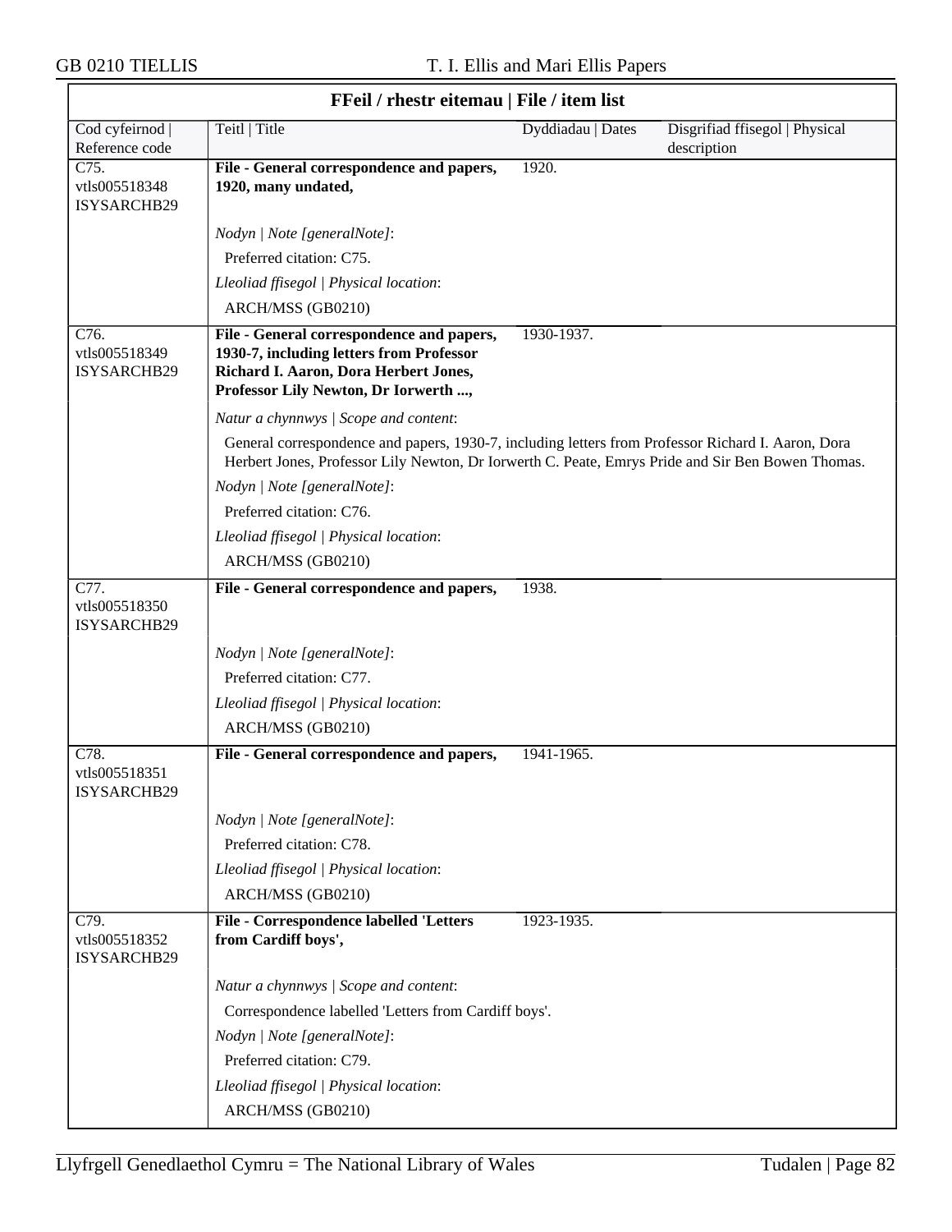## FFeil / rhestr eitemau | File / item list

| Cod cyfeirnod \| Reference code | Teitl \| Title | Dyddiadau \| Dates | Disgrifiad ffisegol \| Physical description |
|---|---|---|---|
| C75. vtls005518348 ISYSARCHB29 | **File - General correspondence and papers, 1920, many undated,** | 1920. | |
| | *Nodyn \| Note [generalNote]*: Preferred citation: C75. *Lleoliad ffisegol \| Physical location*: ARCH/MSS (GB0210) | | |
| C76. vtls005518349 ISYSARCHB29 | **File - General correspondence and papers, 1930-7, including letters from Professor Richard I. Aaron, Dora Herbert Jones, Professor Lily Newton, Dr Iorwerth ...,** | 1930-1937. | |
| | *Natur a chynnwys \| Scope and content*: General correspondence and papers, 1930-7, including letters from Professor Richard I. Aaron, Dora Herbert Jones, Professor Lily Newton, Dr Iorwerth C. Peate, Emrys Pride and Sir Ben Bowen Thomas. *Nodyn \| Note [generalNote]*: Preferred citation: C76. *Lleoliad ffisegol \| Physical location*: ARCH/MSS (GB0210) | | |
| C77. vtls005518350 ISYSARCHB29 | **File - General correspondence and papers,** | 1938. | |
| | *Nodyn \| Note [generalNote]*: Preferred citation: C77. *Lleoliad ffisegol \| Physical location*: ARCH/MSS (GB0210) | | |
| C78. vtls005518351 ISYSARCHB29 | **File - General correspondence and papers,** | 1941-1965. | |
| | *Nodyn \| Note [generalNote]*: Preferred citation: C78. *Lleoliad ffisegol \| Physical location*: ARCH/MSS (GB0210) | | |
| C79. vtls005518352 ISYSARCHB29 | **File - Correspondence labelled 'Letters from Cardiff boys',** | 1923-1935. | |
| | *Natur a chynnwys \| Scope and content*: Correspondence labelled 'Letters from Cardiff boys'. *Nodyn \| Note [generalNote]*: Preferred citation: C79. *Lleoliad ffisegol \| Physical location*: ARCH/MSS (GB0210) | | |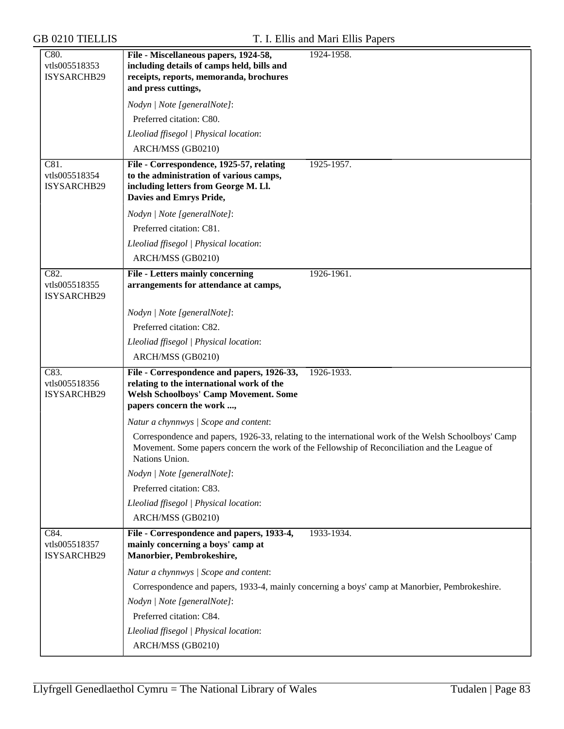| | | |
|---|---|---|
| C80.<br>vtls005518353<br>ISYSARCHB29 | **File - Miscellaneous papers, 1924-58, including details of camps held, bills and receipts, reports, memoranda, brochures and press cuttings,** | 1924-1958. |
| | *Nodyn \| Note [generalNote]*:<br>Preferred citation: C80.<br>*Lleoliad ffisegol \| Physical location*:<br>ARCH/MSS (GB0210) | |
| C81.<br>vtls005518354<br>ISYSARCHB29 | **File - Correspondence, 1925-57, relating to the administration of various camps, including letters from George M. Ll. Davies and Emrys Pride,** | 1925-1957. |
| | *Nodyn \| Note [generalNote]*:<br>Preferred citation: C81.<br>*Lleoliad ffisegol \| Physical location*:<br>ARCH/MSS (GB0210) | |
| C82.<br>vtls005518355<br>ISYSARCHB29 | **File - Letters mainly concerning arrangements for attendance at camps,** | 1926-1961. |
| | *Nodyn \| Note [generalNote]*:<br>Preferred citation: C82.<br>*Lleoliad ffisegol \| Physical location*:<br>ARCH/MSS (GB0210) | |
| C83.<br>vtls005518356<br>ISYSARCHB29 | **File - Correspondence and papers, 1926-33, relating to the international work of the Welsh Schoolboys' Camp Movement. Some papers concern the work ...,** | 1926-1933. |
| | *Natur a chynnwys \| Scope and content*:<br>Correspondence and papers, 1926-33, relating to the international work of the Welsh Schoolboys' Camp Movement. Some papers concern the work of the Fellowship of Reconciliation and the League of Nations Union.<br>*Nodyn \| Note [generalNote]*:<br>Preferred citation: C83.<br>*Lleoliad ffisegol \| Physical location*:<br>ARCH/MSS (GB0210) | |
| C84.<br>vtls005518357<br>ISYSARCHB29 | **File - Correspondence and papers, 1933-4, mainly concerning a boys' camp at Manorbier, Pembrokeshire,** | 1933-1934. |
| | *Natur a chynnwys \| Scope and content*:<br>Correspondence and papers, 1933-4, mainly concerning a boys' camp at Manorbier, Pembrokeshire.<br>*Nodyn \| Note [generalNote]*:<br>Preferred citation: C84.<br>*Lleoliad ffisegol \| Physical location*:<br>ARCH/MSS (GB0210) | |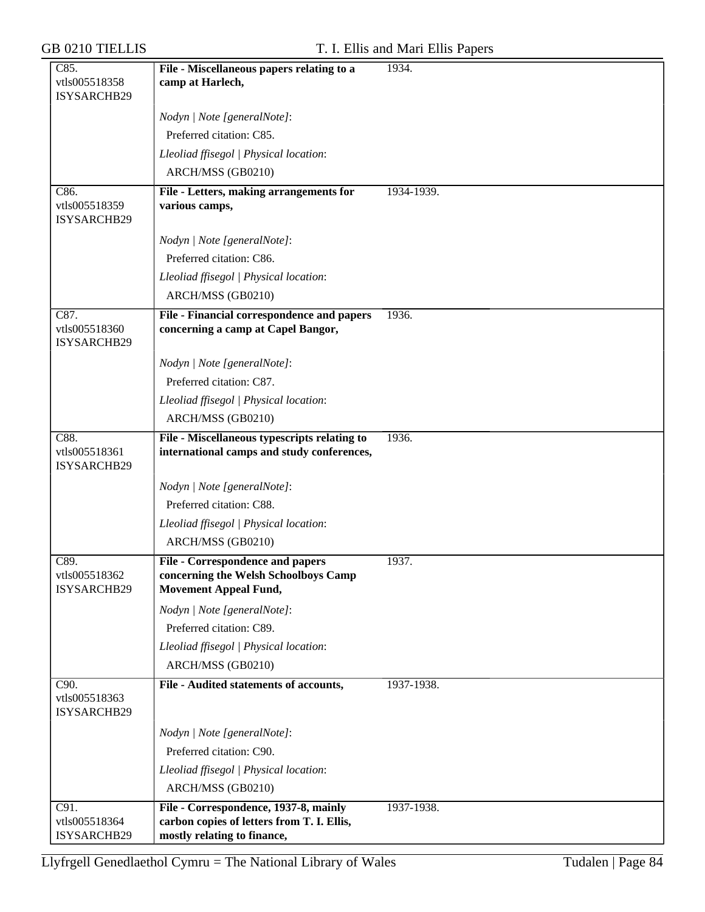| | | |
|---|---|---|
| C85.<br>vtls005518358<br>ISYSARCHB29 | **File - Miscellaneous papers relating to a camp at Harlech,** | 1934. |
| | *Nodyn \| Note [generalNote]*:<br>Preferred citation: C85.<br>*Lleoliad ffisegol \| Physical location*:<br>ARCH/MSS (GB0210) | |
| C86.<br>vtls005518359<br>ISYSARCHB29 | **File - Letters, making arrangements for various camps,** | 1934-1939. |
| | *Nodyn \| Note [generalNote]*:<br>Preferred citation: C86.<br>*Lleoliad ffisegol \| Physical location*:<br>ARCH/MSS (GB0210) | |
| C87.<br>vtls005518360<br>ISYSARCHB29 | **File - Financial correspondence and papers concerning a camp at Capel Bangor,** | 1936. |
| | *Nodyn \| Note [generalNote]*:<br>Preferred citation: C87.<br>*Lleoliad ffisegol \| Physical location*:<br>ARCH/MSS (GB0210) | |
| C88.<br>vtls005518361<br>ISYSARCHB29 | **File - Miscellaneous typescripts relating to international camps and study conferences,** | 1936. |
| | *Nodyn \| Note [generalNote]*:<br>Preferred citation: C88.<br>*Lleoliad ffisegol \| Physical location*:<br>ARCH/MSS (GB0210) | |
| C89.<br>vtls005518362<br>ISYSARCHB29 | **File - Correspondence and papers concerning the Welsh Schoolboys Camp Movement Appeal Fund,** | 1937. |
| | *Nodyn \| Note [generalNote]*:<br>Preferred citation: C89.<br>*Lleoliad ffisegol \| Physical location*:<br>ARCH/MSS (GB0210) | |
| C90.<br>vtls005518363<br>ISYSARCHB29 | **File - Audited statements of accounts,** | 1937-1938. |
| | *Nodyn \| Note [generalNote]*:<br>Preferred citation: C90.<br>*Lleoliad ffisegol \| Physical location*:<br>ARCH/MSS (GB0210) | |
| C91.<br>vtls005518364<br>ISYSARCHB29 | **File - Correspondence, 1937-8, mainly carbon copies of letters from T. I. Ellis, mostly relating to finance,** | 1937-1938. |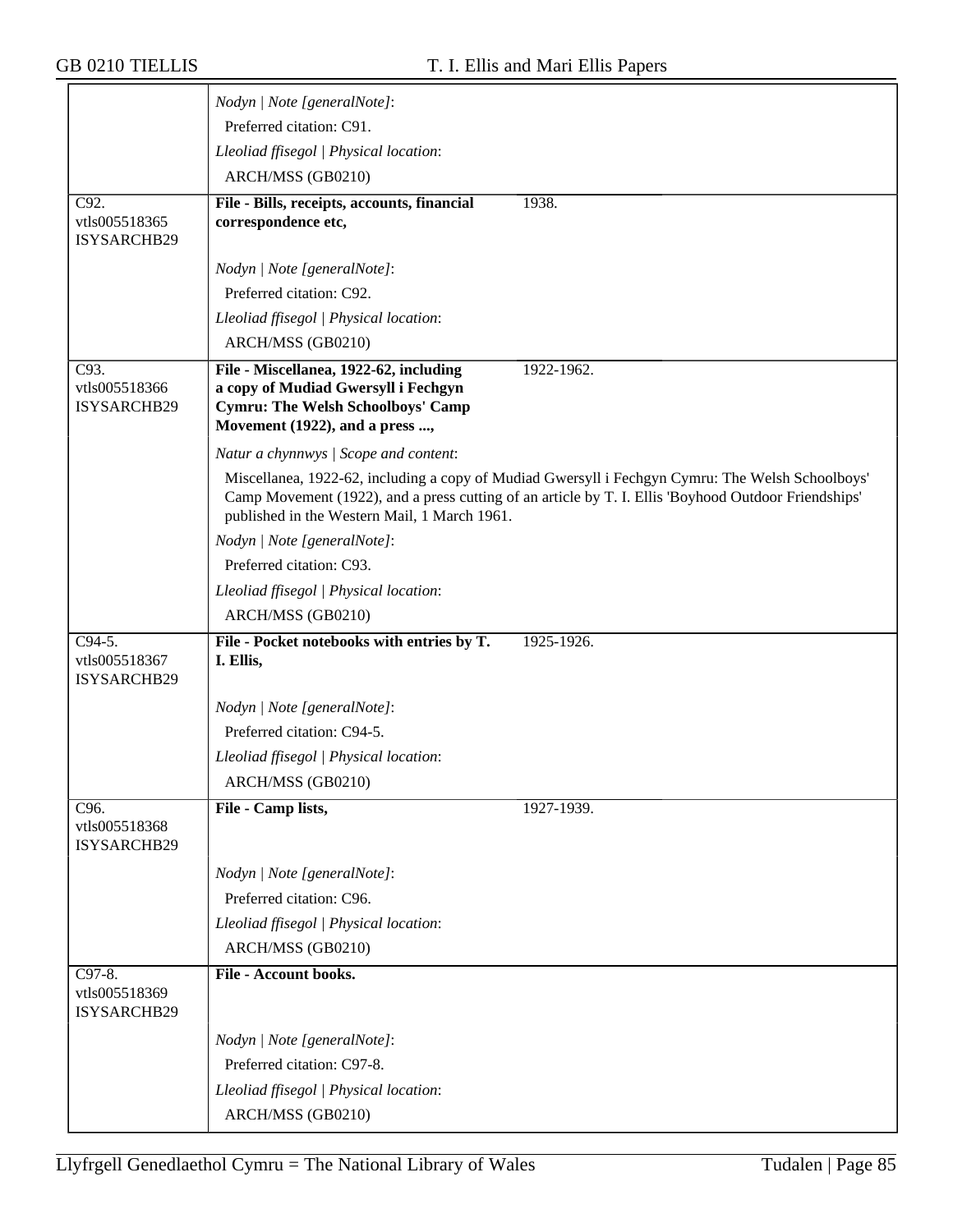| | |
|---|---|
| | *Nodyn \| Note [generalNote]*:<br>Preferred citation: C91.<br>*Lleoliad ffisegol \| Physical location*:<br>ARCH/MSS (GB0210) |
| C92.<br>vtls005518365<br>ISYSARCHB29 | **File - Bills, receipts, accounts, financial correspondence etc,** 1938.<br><br>*Nodyn \| Note [generalNote]*:<br>Preferred citation: C92.<br>*Lleoliad ffisegol \| Physical location*:<br>ARCH/MSS (GB0210) |
| C93.<br>vtls005518366<br>ISYSARCHB29 | **File - Miscellanea, 1922-62, including a copy of Mudiad Gwersyll i Fechgyn Cymru: The Welsh Schoolboys' Camp Movement (1922), and a press ...,** 1922-1962.<br><br>*Natur a chynnwys \| Scope and content*:<br>Miscellanea, 1922-62, including a copy of Mudiad Gwersyll i Fechgyn Cymru: The Welsh Schoolboys' Camp Movement (1922), and a press cutting of an article by T. I. Ellis 'Boyhood Outdoor Friendships' published in the Western Mail, 1 March 1961.<br>*Nodyn \| Note [generalNote]*:<br>Preferred citation: C93.<br>*Lleoliad ffisegol \| Physical location*:<br>ARCH/MSS (GB0210) |
| C94-5.<br>vtls005518367<br>ISYSARCHB29 | **File - Pocket notebooks with entries by T. I. Ellis,** 1925-1926.<br><br>*Nodyn \| Note [generalNote]*:<br>Preferred citation: C94-5.<br>*Lleoliad ffisegol \| Physical location*:<br>ARCH/MSS (GB0210) |
| C96.<br>vtls005518368<br>ISYSARCHB29 | **File - Camp lists,** 1927-1939.<br><br>*Nodyn \| Note [generalNote]*:<br>Preferred citation: C96.<br>*Lleoliad ffisegol \| Physical location*:<br>ARCH/MSS (GB0210) |
| C97-8.<br>vtls005518369<br>ISYSARCHB29 | **File - Account books.**<br><br>*Nodyn \| Note [generalNote]*:<br>Preferred citation: C97-8.<br>*Lleoliad ffisegol \| Physical location*:<br>ARCH/MSS (GB0210) |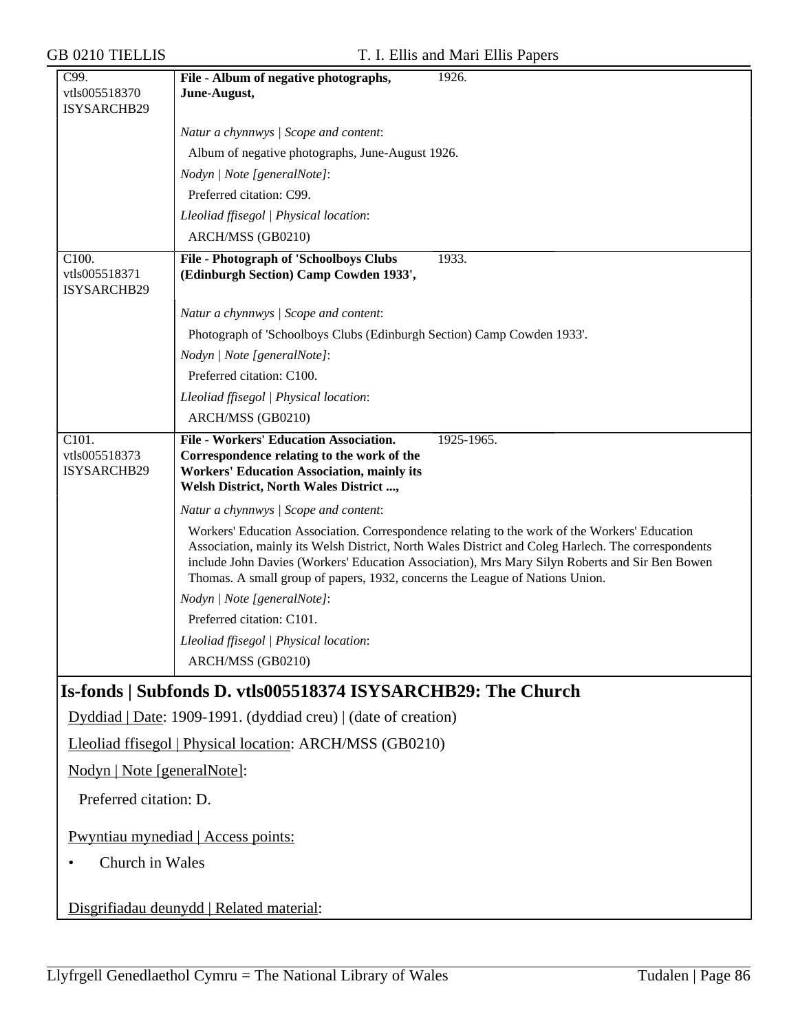| C99. vtls005518370 ISYSARCHB29 | **File - Album of negative photographs, June-August,** | 1926. |
|---|---|---|

*Natur a chynnwys | Scope and content*:

Album of negative photographs, June-August 1926.

*Nodyn | Note [generalNote]*:

Preferred citation: C99.

*Lleoliad ffisegol | Physical location*:

ARCH/MSS (GB0210)

| C100. vtls005518371 ISYSARCHB29 | **File - Photograph of 'Schoolboys Clubs (Edinburgh Section) Camp Cowden 1933',** | 1933. |
|---|---|---|

*Natur a chynnwys | Scope and content*:

Photograph of 'Schoolboys Clubs (Edinburgh Section) Camp Cowden 1933'.

*Nodyn | Note [generalNote]*:

Preferred citation: C100.

*Lleoliad ffisegol | Physical location*:

ARCH/MSS (GB0210)

| C101. vtls005518373 ISYSARCHB29 | **File - Workers' Education Association. Correspondence relating to the work of the Workers' Education Association, mainly its Welsh District, North Wales District ...,** | 1925-1965. |
|---|---|---|

*Natur a chynnwys | Scope and content*:

Workers' Education Association. Correspondence relating to the work of the Workers' Education Association, mainly its Welsh District, North Wales District and Coleg Harlech. The correspondents include John Davies (Workers' Education Association), Mrs Mary Silyn Roberts and Sir Ben Bowen Thomas. A small group of papers, 1932, concerns the League of Nations Union.

*Nodyn | Note [generalNote]*:

Preferred citation: C101.

*Lleoliad ffisegol | Physical location*:

ARCH/MSS (GB0210)

## Is-fonds | Subfonds D. vtls005518374 ISYSARCHB29: The Church

Dyddiad | Date: 1909-1991. (dyddiad creu) | (date of creation)

Lleoliad ffisegol | Physical location: ARCH/MSS (GB0210)

Nodyn | Note [generalNote]:

Preferred citation: D.

Pwyntiau mynediad | Access points:

- Church in Wales

Disgrifiadau deunydd | Related material: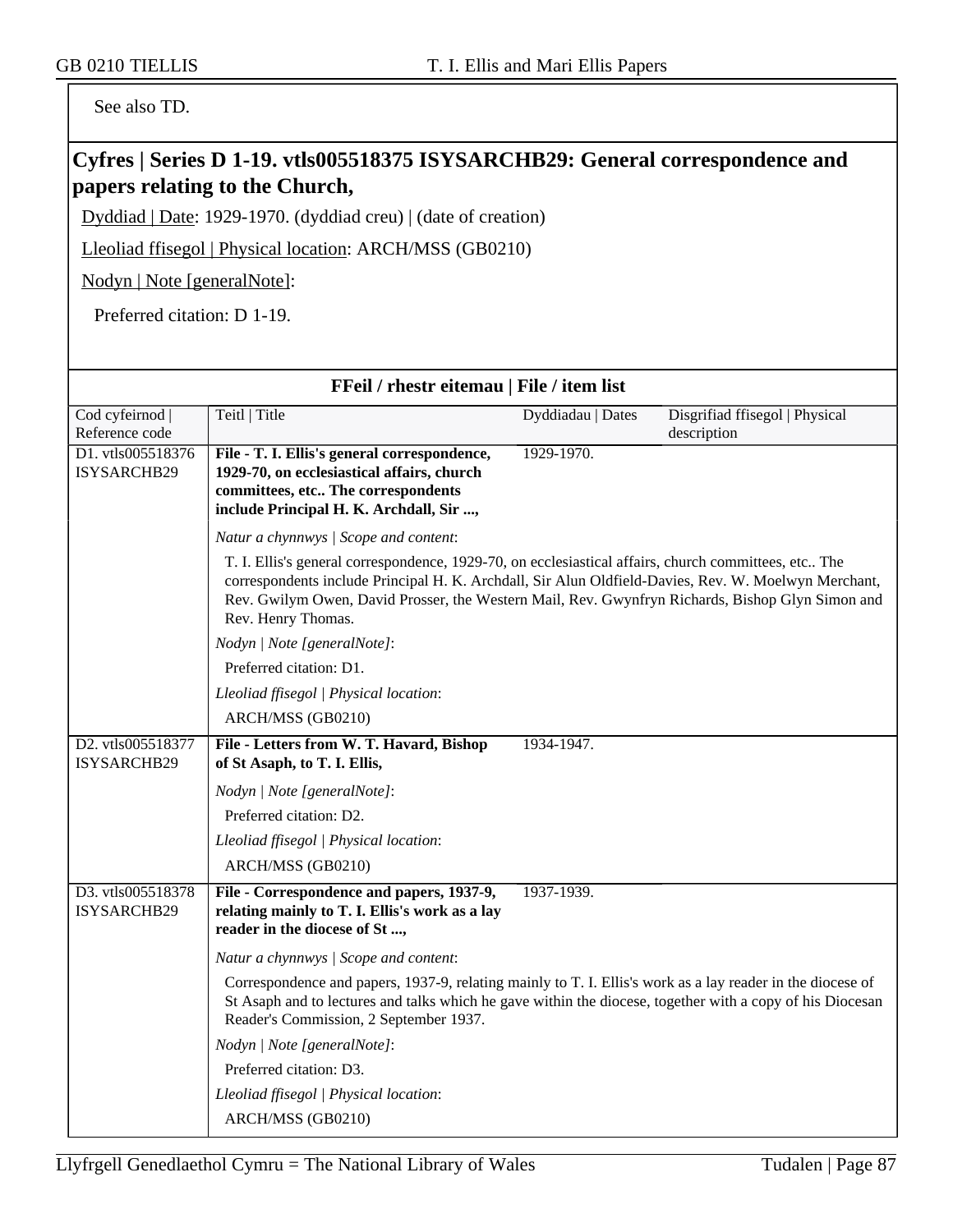See also TD.

## Cyfres | Series D 1-19. vtls005518375 ISYSARCHB29: General correspondence and papers relating to the Church,

Dyddiad | Date: 1929-1970. (dyddiad creu) | (date of creation)

Lleoliad ffisegol | Physical location: ARCH/MSS (GB0210)

Nodyn | Note [generalNote]:

Preferred citation: D 1-19.

### FFeil / rhestr eitemau | File / item list

| Cod cyfeirnod \| Reference code | Teitl \| Title | Dyddiadau \| Dates | Disgrifiad ffisegol \| Physical description |
|---|---|---|---|
| D1. vtls005518376 ISYSARCHB29 | **File - T. I. Ellis's general correspondence, 1929-70, on ecclesiastical affairs, church committees, etc.. The correspondents include Principal H. K. Archdall, Sir ...,** | 1929-1970. | |
| | *Natur a chynnwys \| Scope and content*: T. I. Ellis's general correspondence, 1929-70, on ecclesiastical affairs, church committees, etc.. The correspondents include Principal H. K. Archdall, Sir Alun Oldfield-Davies, Rev. W. Moelwyn Merchant, Rev. Gwilym Owen, David Prosser, the Western Mail, Rev. Gwynfryn Richards, Bishop Glyn Simon and Rev. Henry Thomas. *Nodyn \| Note [generalNote]*: Preferred citation: D1. *Lleoliad ffisegol \| Physical location*: ARCH/MSS (GB0210) | | |
| D2. vtls005518377 ISYSARCHB29 | **File - Letters from W. T. Havard, Bishop of St Asaph, to T. I. Ellis,** | 1934-1947. | |
| | *Nodyn \| Note [generalNote]*: Preferred citation: D2. *Lleoliad ffisegol \| Physical location*: ARCH/MSS (GB0210) | | |
| D3. vtls005518378 ISYSARCHB29 | **File - Correspondence and papers, 1937-9, relating mainly to T. I. Ellis's work as a lay reader in the diocese of St ...,** | 1937-1939. | |
| | *Natur a chynnwys \| Scope and content*: Correspondence and papers, 1937-9, relating mainly to T. I. Ellis's work as a lay reader in the diocese of St Asaph and to lectures and talks which he gave within the diocese, together with a copy of his Diocesan Reader's Commission, 2 September 1937. *Nodyn \| Note [generalNote]*: Preferred citation: D3. *Lleoliad ffisegol \| Physical location*: ARCH/MSS (GB0210) | | |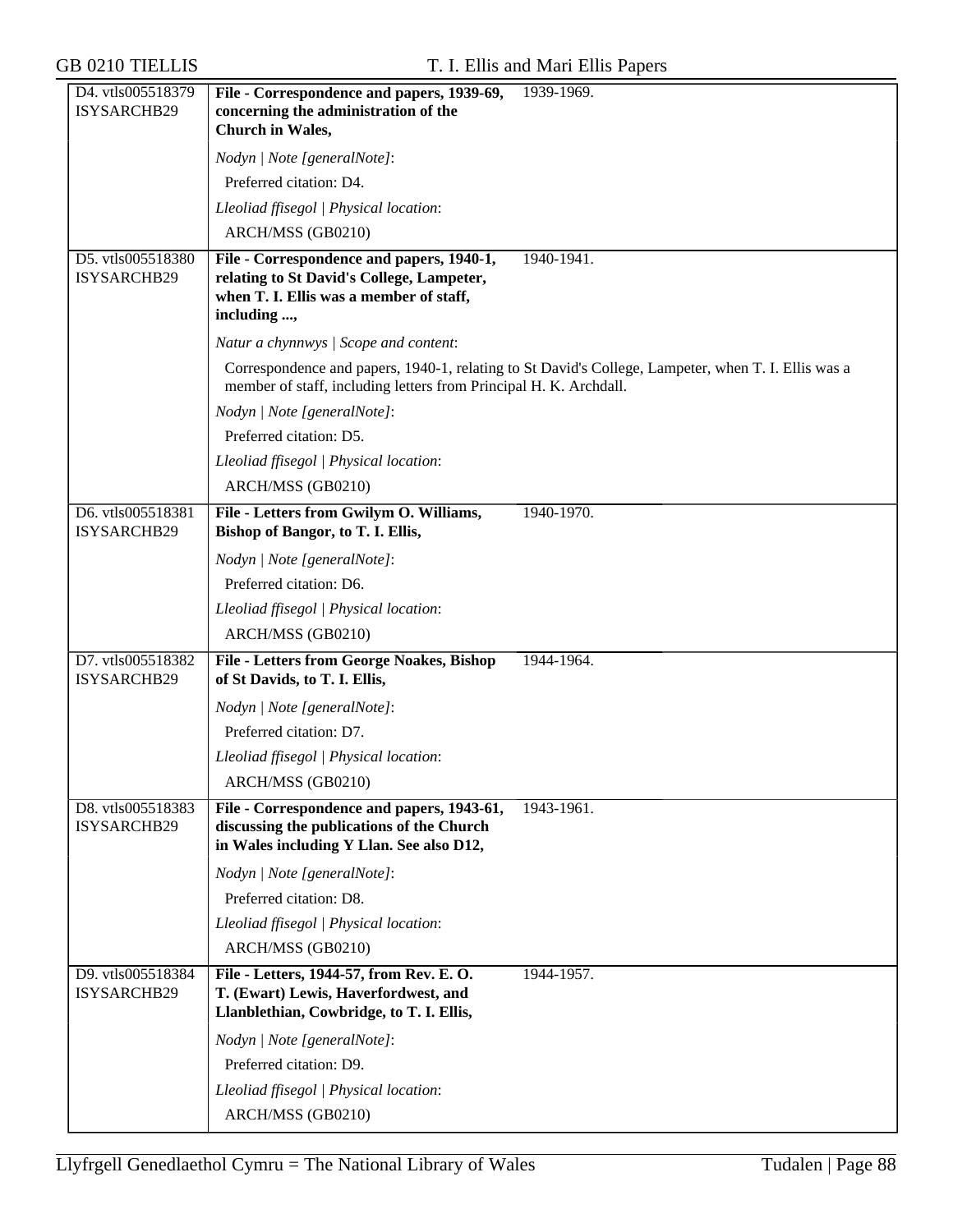| | | |
|---|---|---|
| D4. vtls005518379 ISYSARCHB29 | **File - Correspondence and papers, 1939-69, concerning the administration of the Church in Wales,** | 1939-1969. |
| | *Nodyn \| Note [generalNote]*:<br>Preferred citation: D4.<br>*Lleoliad ffisegol \| Physical location*:<br>ARCH/MSS (GB0210) | |
| D5. vtls005518380 ISYSARCHB29 | **File - Correspondence and papers, 1940-1, relating to St David's College, Lampeter, when T. I. Ellis was a member of staff, including ...,** | 1940-1941. |
| | *Natur a chynnwys \| Scope and content*:<br>Correspondence and papers, 1940-1, relating to St David's College, Lampeter, when T. I. Ellis was a member of staff, including letters from Principal H. K. Archdall.<br>*Nodyn \| Note [generalNote]*:<br>Preferred citation: D5.<br>*Lleoliad ffisegol \| Physical location*:<br>ARCH/MSS (GB0210) | |
| D6. vtls005518381 ISYSARCHB29 | **File - Letters from Gwilym O. Williams, Bishop of Bangor, to T. I. Ellis,** | 1940-1970. |
| | *Nodyn \| Note [generalNote]*:<br>Preferred citation: D6.<br>*Lleoliad ffisegol \| Physical location*:<br>ARCH/MSS (GB0210) | |
| D7. vtls005518382 ISYSARCHB29 | **File - Letters from George Noakes, Bishop of St Davids, to T. I. Ellis,** | 1944-1964. |
| | *Nodyn \| Note [generalNote]*:<br>Preferred citation: D7.<br>*Lleoliad ffisegol \| Physical location*:<br>ARCH/MSS (GB0210) | |
| D8. vtls005518383 ISYSARCHB29 | **File - Correspondence and papers, 1943-61, discussing the publications of the Church in Wales including Y Llan. See also D12,** | 1943-1961. |
| | *Nodyn \| Note [generalNote]*:<br>Preferred citation: D8.<br>*Lleoliad ffisegol \| Physical location*:<br>ARCH/MSS (GB0210) | |
| D9. vtls005518384 ISYSARCHB29 | **File - Letters, 1944-57, from Rev. E. O. T. (Ewart) Lewis, Haverfordwest, and Llanblethian, Cowbridge, to T. I. Ellis,** | 1944-1957. |
| | *Nodyn \| Note [generalNote]*:<br>Preferred citation: D9.<br>*Lleoliad ffisegol \| Physical location*:<br>ARCH/MSS (GB0210) | |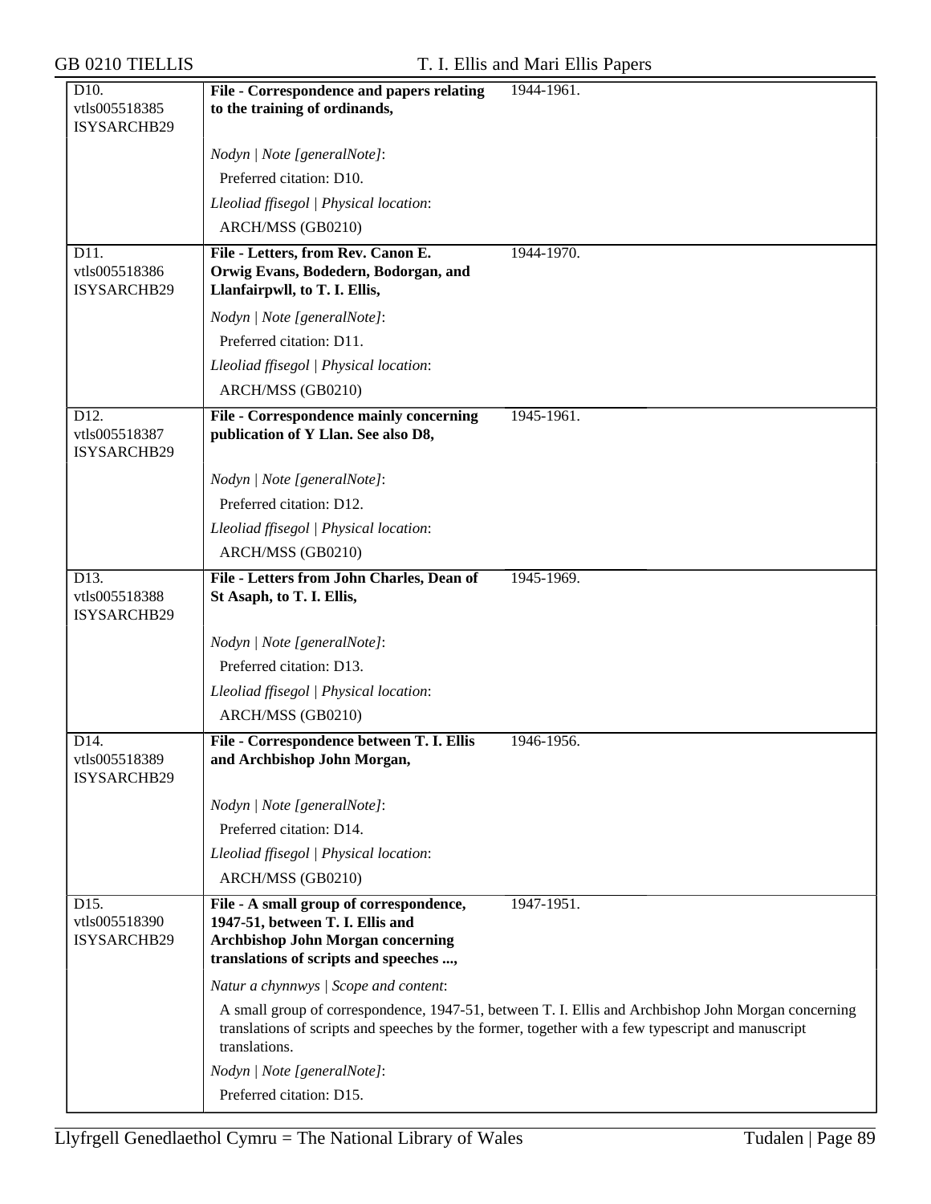| | | |
|---|---|---|
| D10.<br>vtls005518385<br>ISYSARCHB29 | **File - Correspondence and papers relating to the training of ordinands,** | 1944-1961. |
| | *Nodyn \| Note [generalNote]*:<br>Preferred citation: D10.<br>*Lleoliad ffisegol \| Physical location*:<br>ARCH/MSS (GB0210) | |
| D11.<br>vtls005518386<br>ISYSARCHB29 | **File - Letters, from Rev. Canon E. Orwig Evans, Bodedern, Bodorgan, and Llanfairpwll, to T. I. Ellis,** | 1944-1970. |
| | *Nodyn \| Note [generalNote]*:<br>Preferred citation: D11.<br>*Lleoliad ffisegol \| Physical location*:<br>ARCH/MSS (GB0210) | |
| D12.<br>vtls005518387<br>ISYSARCHB29 | **File - Correspondence mainly concerning publication of Y Llan. See also D8,** | 1945-1961. |
| | *Nodyn \| Note [generalNote]*:<br>Preferred citation: D12.<br>*Lleoliad ffisegol \| Physical location*:<br>ARCH/MSS (GB0210) | |
| D13.<br>vtls005518388<br>ISYSARCHB29 | **File - Letters from John Charles, Dean of St Asaph, to T. I. Ellis,** | 1945-1969. |
| | *Nodyn \| Note [generalNote]*:<br>Preferred citation: D13.<br>*Lleoliad ffisegol \| Physical location*:<br>ARCH/MSS (GB0210) | |
| D14.<br>vtls005518389<br>ISYSARCHB29 | **File - Correspondence between T. I. Ellis and Archbishop John Morgan,** | 1946-1956. |
| | *Nodyn \| Note [generalNote]*:<br>Preferred citation: D14.<br>*Lleoliad ffisegol \| Physical location*:<br>ARCH/MSS (GB0210) | |
| D15.<br>vtls005518390<br>ISYSARCHB29 | **File - A small group of correspondence, 1947-51, between T. I. Ellis and Archbishop John Morgan concerning translations of scripts and speeches ...,** | 1947-1951. |
| | *Natur a chynnwys \| Scope and content*:<br>A small group of correspondence, 1947-51, between T. I. Ellis and Archbishop John Morgan concerning translations of scripts and speeches by the former, together with a few typescript and manuscript translations.<br>*Nodyn \| Note [generalNote]*:<br>Preferred citation: D15. | |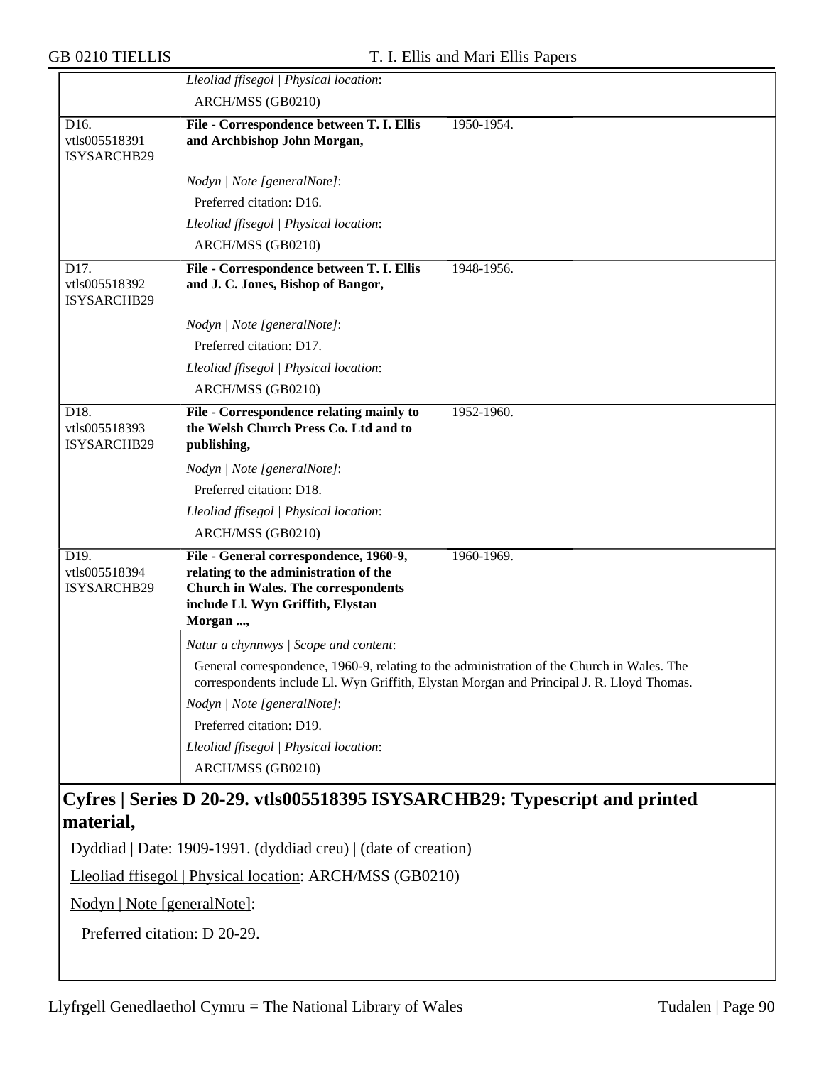| | | |
|---|---|---|
| | *Lleoliad ffisegol \| Physical location*: ARCH/MSS (GB0210) | |
| D16. vtls005518391 ISYSARCHB29 | **File - Correspondence between T. I. Ellis and Archbishop John Morgan,** | 1950-1954. |
| | *Nodyn \| Note [generalNote]*: Preferred citation: D16. | |
| | *Lleoliad ffisegol \| Physical location*: ARCH/MSS (GB0210) | |
| D17. vtls005518392 ISYSARCHB29 | **File - Correspondence between T. I. Ellis and J. C. Jones, Bishop of Bangor,** | 1948-1956. |
| | *Nodyn \| Note [generalNote]*: Preferred citation: D17. | |
| | *Lleoliad ffisegol \| Physical location*: ARCH/MSS (GB0210) | |
| D18. vtls005518393 ISYSARCHB29 | **File - Correspondence relating mainly to the Welsh Church Press Co. Ltd and to publishing,** | 1952-1960. |
| | *Nodyn \| Note [generalNote]*: Preferred citation: D18. | |
| | *Lleoliad ffisegol \| Physical location*: ARCH/MSS (GB0210) | |
| D19. vtls005518394 ISYSARCHB29 | **File - General correspondence, 1960-9, relating to the administration of the Church in Wales. The correspondents include Ll. Wyn Griffith, Elystan Morgan ...,** | 1960-1969. |
| | *Natur a chynnwys \| Scope and content*: General correspondence, 1960-9, relating to the administration of the Church in Wales. The correspondents include Ll. Wyn Griffith, Elystan Morgan and Principal J. R. Lloyd Thomas. | |
| | *Nodyn \| Note [generalNote]*: Preferred citation: D19. | |
| | *Lleoliad ffisegol \| Physical location*: ARCH/MSS (GB0210) | |

## Cyfres | Series D 20-29. vtls005518395 ISYSARCHB29: Typescript and printed material,

Dyddiad | Date: 1909-1991. (dyddiad creu) | (date of creation)

Lleoliad ffisegol | Physical location: ARCH/MSS (GB0210)

Nodyn | Note [generalNote]:

Preferred citation: D 20-29.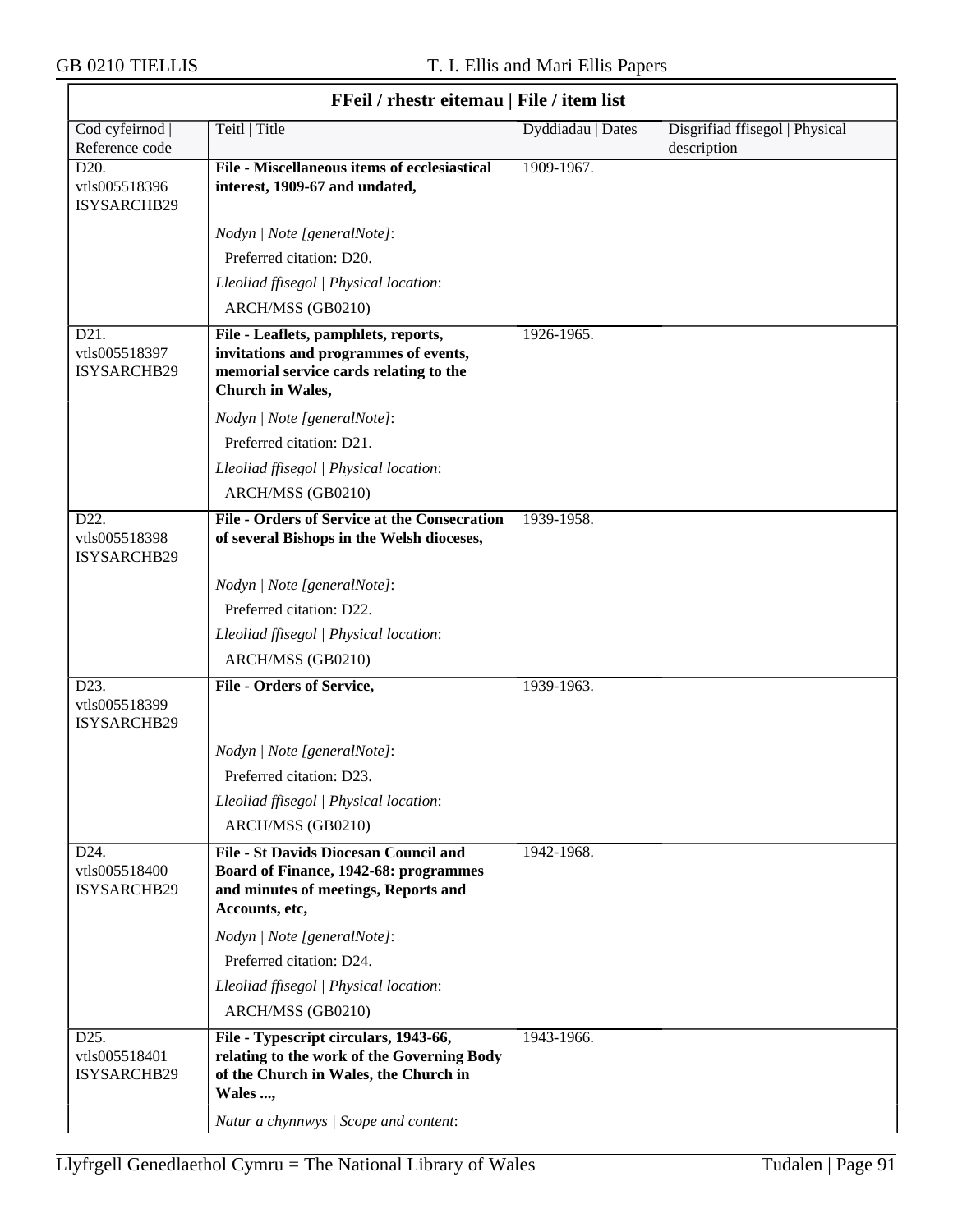| FFeil / rhestr eitemau \| File / item list | | | |
|---|---|---|---|
| Cod cyfeirnod \| Reference code | Teitl \| Title | Dyddiadau \| Dates | Disgrifiad ffisegol \| Physical description |
| D20. vtls005518396 ISYSARCHB29 | **File - Miscellaneous items of ecclesiastical interest, 1909-67 and undated,**<br><br>*Nodyn \| Note [generalNote]*:<br>Preferred citation: D20.<br>*Lleoliad ffisegol \| Physical location*:<br>ARCH/MSS (GB0210) | 1909-1967. | |
| D21. vtls005518397 ISYSARCHB29 | **File - Leaflets, pamphlets, reports, invitations and programmes of events, memorial service cards relating to the Church in Wales,**<br><br>*Nodyn \| Note [generalNote]*:<br>Preferred citation: D21.<br>*Lleoliad ffisegol \| Physical location*:<br>ARCH/MSS (GB0210) | 1926-1965. | |
| D22. vtls005518398 ISYSARCHB29 | **File - Orders of Service at the Consecration of several Bishops in the Welsh dioceses,**<br><br>*Nodyn \| Note [generalNote]*:<br>Preferred citation: D22.<br>*Lleoliad ffisegol \| Physical location*:<br>ARCH/MSS (GB0210) | 1939-1958. | |
| D23. vtls005518399 ISYSARCHB29 | **File - Orders of Service,**<br><br>*Nodyn \| Note [generalNote]*:<br>Preferred citation: D23.<br>*Lleoliad ffisegol \| Physical location*:<br>ARCH/MSS (GB0210) | 1939-1963. | |
| D24. vtls005518400 ISYSARCHB29 | **File - St Davids Diocesan Council and Board of Finance, 1942-68: programmes and minutes of meetings, Reports and Accounts, etc,**<br><br>*Nodyn \| Note [generalNote]*:<br>Preferred citation: D24.<br>*Lleoliad ffisegol \| Physical location*:<br>ARCH/MSS (GB0210) | 1942-1968. | |
| D25. vtls005518401 ISYSARCHB29 | **File - Typescript circulars, 1943-66, relating to the work of the Governing Body of the Church in Wales, the Church in Wales ...,**<br><br>*Natur a chynnwys \| Scope and content*: | 1943-1966. | |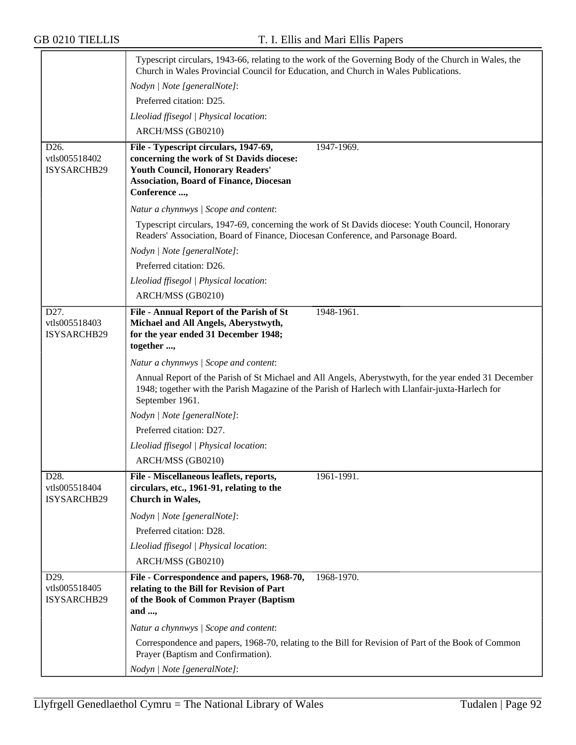| | |
|---|---|
| | Typescript circulars, 1943-66, relating to the work of the Governing Body of the Church in Wales, the Church in Wales Provincial Council for Education, and Church in Wales Publications.<br>*Nodyn \| Note [generalNote]*:<br>Preferred citation: D25.<br>*Lleoliad ffisegol \| Physical location*:<br>ARCH/MSS (GB0210) |
| D26.<br>vtls005518402<br>ISYSARCHB29 | **File - Typescript circulars, 1947-69, concerning the work of St Davids diocese: Youth Council, Honorary Readers' Association, Board of Finance, Diocesan Conference ...,** 1947-1969.<br>*Natur a chynnwys \| Scope and content*:<br>Typescript circulars, 1947-69, concerning the work of St Davids diocese: Youth Council, Honorary Readers' Association, Board of Finance, Diocesan Conference, and Parsonage Board.<br>*Nodyn \| Note [generalNote]*:<br>Preferred citation: D26.<br>*Lleoliad ffisegol \| Physical location*:<br>ARCH/MSS (GB0210) |
| D27.<br>vtls005518403<br>ISYSARCHB29 | **File - Annual Report of the Parish of St Michael and All Angels, Aberystwyth, for the year ended 31 December 1948; together ...,** 1948-1961.<br>*Natur a chynnwys \| Scope and content*:<br>Annual Report of the Parish of St Michael and All Angels, Aberystwyth, for the year ended 31 December 1948; together with the Parish Magazine of the Parish of Harlech with Llanfair-juxta-Harlech for September 1961.<br>*Nodyn \| Note [generalNote]*:<br>Preferred citation: D27.<br>*Lleoliad ffisegol \| Physical location*:<br>ARCH/MSS (GB0210) |
| D28.<br>vtls005518404<br>ISYSARCHB29 | **File - Miscellaneous leaflets, reports, circulars, etc., 1961-91, relating to the Church in Wales,** 1961-1991.<br>*Nodyn \| Note [generalNote]*:<br>Preferred citation: D28.<br>*Lleoliad ffisegol \| Physical location*:<br>ARCH/MSS (GB0210) |
| D29.<br>vtls005518405<br>ISYSARCHB29 | **File - Correspondence and papers, 1968-70, relating to the Bill for Revision of Part of the Book of Common Prayer (Baptism and ...,** 1968-1970.<br>*Natur a chynnwys \| Scope and content*:<br>Correspondence and papers, 1968-70, relating to the Bill for Revision of Part of the Book of Common Prayer (Baptism and Confirmation).<br>*Nodyn \| Note [generalNote]*: |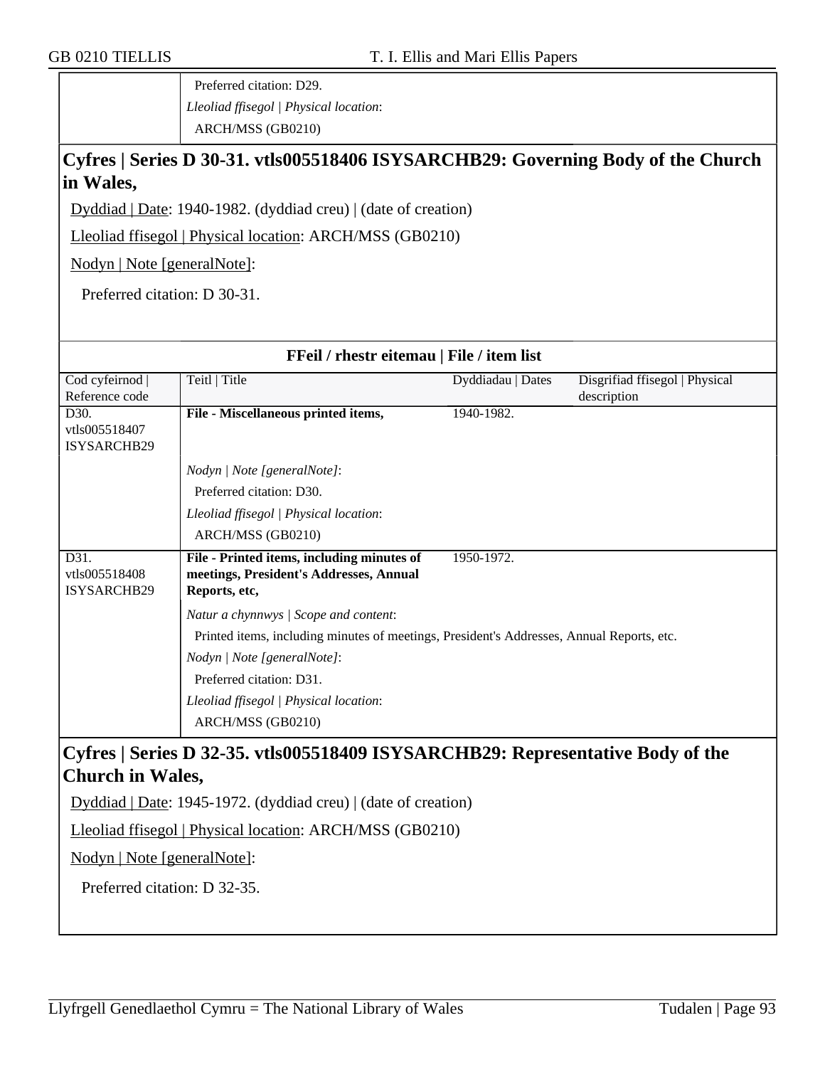Preferred citation: D29.

*Lleoliad ffisegol | Physical location*:

ARCH/MSS (GB0210)

## Cyfres | Series D 30-31. vtls005518406 ISYSARCHB29: Governing Body of the Church in Wales,

Dyddiad | Date: 1940-1982. (dyddiad creu) | (date of creation)

Lleoliad ffisegol | Physical location: ARCH/MSS (GB0210)

Nodyn | Note [generalNote]:

Preferred citation: D 30-31.

### FFeil / rhestr eitemau | File / item list

| Cod cyfeirnod \| Reference code | Teitl \| Title | Dyddiadau \| Dates | Disgrifiad ffisegol \| Physical description |
|---|---|---|---|
| D30. vtls005518407 ISYSARCHB29 | **File - Miscellaneous printed items,** | 1940-1982. | |
| | *Nodyn \| Note [generalNote]*: Preferred citation: D30. *Lleoliad ffisegol \| Physical location*: ARCH/MSS (GB0210) | | |
| D31. vtls005518408 ISYSARCHB29 | **File - Printed items, including minutes of meetings, President's Addresses, Annual Reports, etc,** | 1950-1972. | |
| | *Natur a chynnwys \| Scope and content*: Printed items, including minutes of meetings, President's Addresses, Annual Reports, etc. *Nodyn \| Note [generalNote]*: Preferred citation: D31. *Lleoliad ffisegol \| Physical location*: ARCH/MSS (GB0210) | | |

## Cyfres | Series D 32-35. vtls005518409 ISYSARCHB29: Representative Body of the Church in Wales,

Dyddiad | Date: 1945-1972. (dyddiad creu) | (date of creation)

Lleoliad ffisegol | Physical location: ARCH/MSS (GB0210)

Nodyn | Note [generalNote]:

Preferred citation: D 32-35.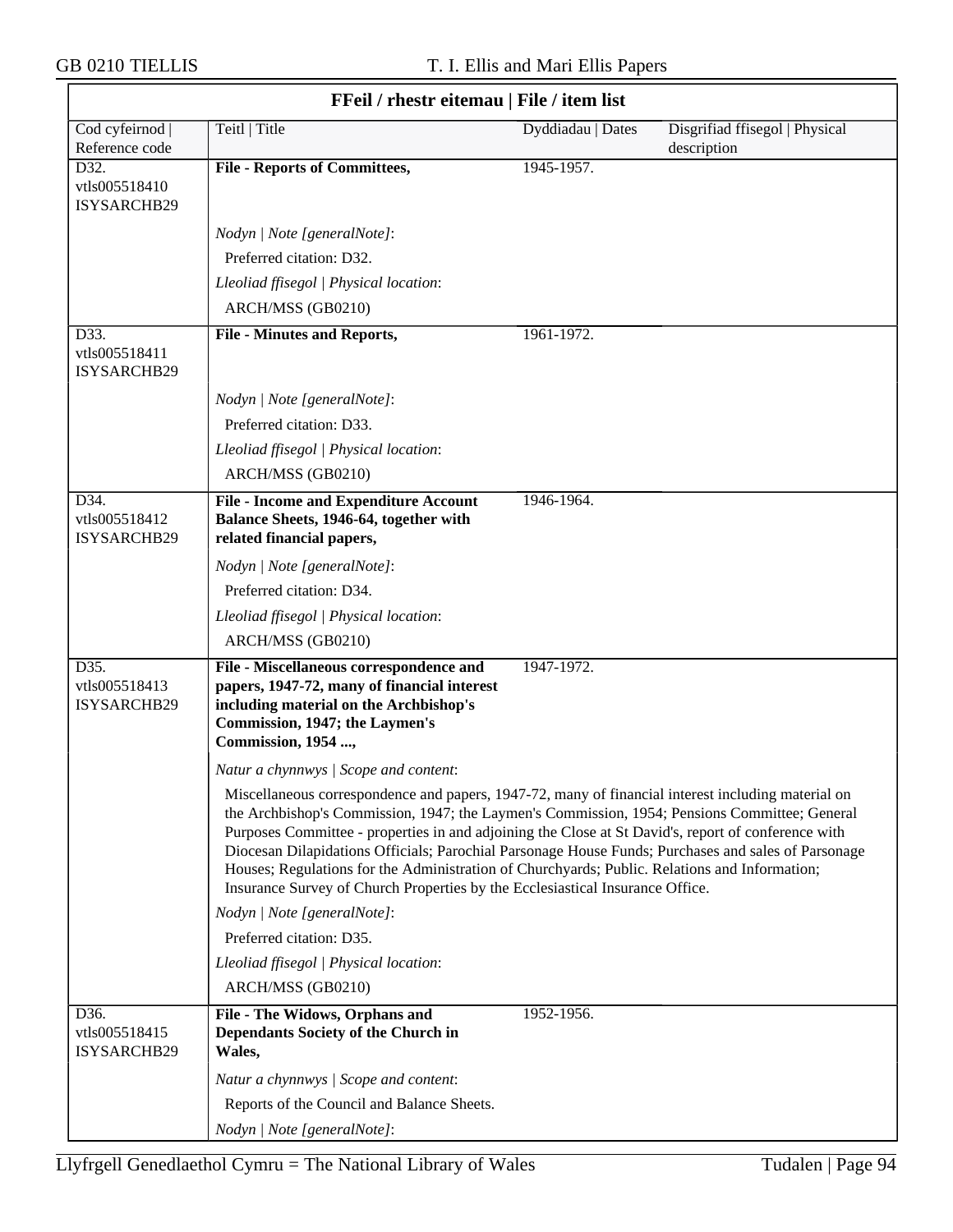## FFeil / rhestr eitemau | File / item list

| Cod cyfeirnod \| Reference code | Teitl \| Title | Dyddiadau \| Dates | Disgrifiad ffisegol \| Physical description |
|---|---|---|---|
| D32. vtls005518410 ISYSARCHB29 | **File - Reports of Committees,** | 1945-1957. | |
| | *Nodyn \| Note [generalNote]*: Preferred citation: D32. *Lleoliad ffisegol \| Physical location*: ARCH/MSS (GB0210) | | |
| D33. vtls005518411 ISYSARCHB29 | **File - Minutes and Reports,** | 1961-1972. | |
| | *Nodyn \| Note [generalNote]*: Preferred citation: D33. *Lleoliad ffisegol \| Physical location*: ARCH/MSS (GB0210) | | |
| D34. vtls005518412 ISYSARCHB29 | **File - Income and Expenditure Account Balance Sheets, 1946-64, together with related financial papers,** | 1946-1964. | |
| | *Nodyn \| Note [generalNote]*: Preferred citation: D34. *Lleoliad ffisegol \| Physical location*: ARCH/MSS (GB0210) | | |
| D35. vtls005518413 ISYSARCHB29 | **File - Miscellaneous correspondence and papers, 1947-72, many of financial interest including material on the Archbishop's Commission, 1947; the Laymen's Commission, 1954 ...,** | 1947-1972. | |
| | *Natur a chynnwys \| Scope and content*: Miscellaneous correspondence and papers, 1947-72, many of financial interest including material on the Archbishop's Commission, 1947; the Laymen's Commission, 1954; Pensions Committee; General Purposes Committee - properties in and adjoining the Close at St David's, report of conference with Diocesan Dilapidations Officials; Parochial Parsonage House Funds; Purchases and sales of Parsonage Houses; Regulations for the Administration of Churchyards; Public. Relations and Information; Insurance Survey of Church Properties by the Ecclesiastical Insurance Office. *Nodyn \| Note [generalNote]*: Preferred citation: D35. *Lleoliad ffisegol \| Physical location*: ARCH/MSS (GB0210) | | |
| D36. vtls005518415 ISYSARCHB29 | **File - The Widows, Orphans and Dependants Society of the Church in Wales,** | 1952-1956. | |
| | *Natur a chynnwys \| Scope and content*: Reports of the Council and Balance Sheets. *Nodyn \| Note [generalNote]*: | | |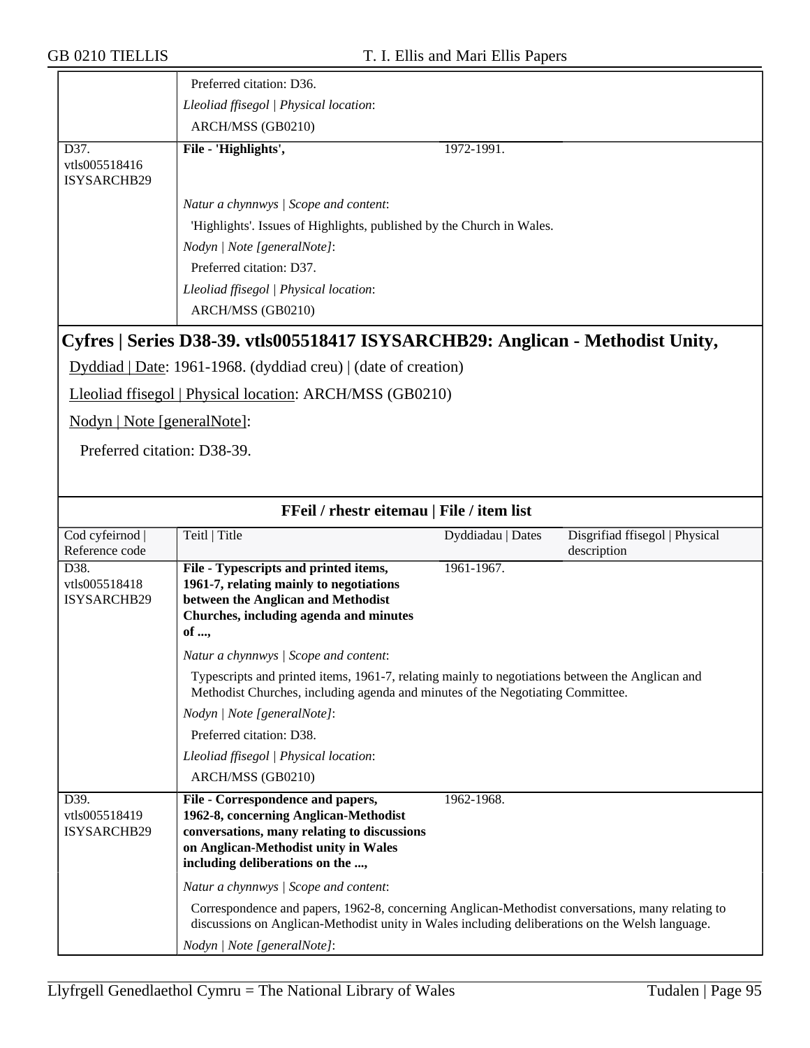| | Preferred citation: D36. | | |
|---|---|---|---|
| | *Lleoliad ffisegol \| Physical location*: | | |
| | ARCH/MSS (GB0210) | | |
| D37. vtls005518416 ISYSARCHB29 | **File - 'Highlights',** | 1972-1991. | |
| | *Natur a chynnwys \| Scope and content*: | | |
| | 'Highlights'. Issues of Highlights, published by the Church in Wales. | | |
| | *Nodyn \| Note [generalNote]*: | | |
| | Preferred citation: D37. | | |
| | *Lleoliad ffisegol \| Physical location*: | | |
| | ARCH/MSS (GB0210) | | |

## Cyfres | Series D38-39. vtls005518417 ISYSARCHB29: Anglican - Methodist Unity,

Dyddiad | Date: 1961-1968. (dyddiad creu) | (date of creation)

Lleoliad ffisegol | Physical location: ARCH/MSS (GB0210)

Nodyn | Note [generalNote]:

Preferred citation: D38-39.

**FFeil / rhestr eitemau | File / item list**

| Cod cyfeirnod \| Reference code | Teitl \| Title | Dyddiadau \| Dates | Disgrifiad ffisegol \| Physical description |
|---|---|---|---|
| D38. vtls005518418 ISYSARCHB29 | **File - Typescripts and printed items, 1961-7, relating mainly to negotiations between the Anglican and Methodist Churches, including agenda and minutes of ...,** | 1961-1967. | |
| | *Natur a chynnwys \| Scope and content*: | | |
| | Typescripts and printed items, 1961-7, relating mainly to negotiations between the Anglican and Methodist Churches, including agenda and minutes of the Negotiating Committee. | | |
| | *Nodyn \| Note [generalNote]*: | | |
| | Preferred citation: D38. | | |
| | *Lleoliad ffisegol \| Physical location*: | | |
| | ARCH/MSS (GB0210) | | |
| D39. vtls005518419 ISYSARCHB29 | **File - Correspondence and papers, 1962-8, concerning Anglican-Methodist conversations, many relating to discussions on Anglican-Methodist unity in Wales including deliberations on the ...,** | 1962-1968. | |
| | *Natur a chynnwys \| Scope and content*: | | |
| | Correspondence and papers, 1962-8, concerning Anglican-Methodist conversations, many relating to discussions on Anglican-Methodist unity in Wales including deliberations on the Welsh language. | | |
| | *Nodyn \| Note [generalNote]*: | | |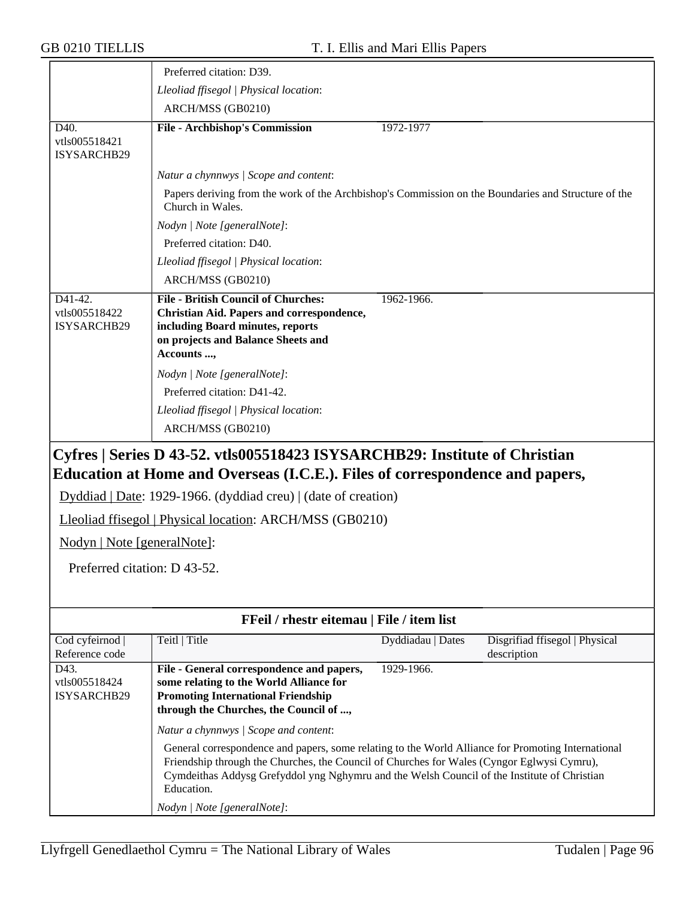| | | | |
|---|---|---|---|
| | Preferred citation: D39. | | |
| | *Lleoliad ffisegol \| Physical location*: | | |
| | ARCH/MSS (GB0210) | | |
| D40. vtls005518421 ISYSARCHB29 | **File - Archbishop's Commission** | 1972-1977 | |
| | *Natur a chynnwys \| Scope and content*: | | |
| | Papers deriving from the work of the Archbishop's Commission on the Boundaries and Structure of the Church in Wales. | | |
| | *Nodyn \| Note [generalNote]*: | | |
| | Preferred citation: D40. | | |
| | *Lleoliad ffisegol \| Physical location*: | | |
| | ARCH/MSS (GB0210) | | |
| D41-42. vtls005518422 ISYSARCHB29 | **File - British Council of Churches: Christian Aid. Papers and correspondence, including Board minutes, reports on projects and Balance Sheets and Accounts ...,** | 1962-1966. | |
| | *Nodyn \| Note [generalNote]*: | | |
| | Preferred citation: D41-42. | | |
| | *Lleoliad ffisegol \| Physical location*: | | |
| | ARCH/MSS (GB0210) | | |

## Cyfres | Series D 43-52. vtls005518423 ISYSARCHB29: Institute of Christian Education at Home and Overseas (I.C.E.). Files of correspondence and papers,

Dyddiad | Date: 1929-1966. (dyddiad creu) | (date of creation)

Lleoliad ffisegol | Physical location: ARCH/MSS (GB0210)

Nodyn | Note [generalNote]:

Preferred citation: D 43-52.

**FFeil / rhestr eitemau | File / item list**

| Cod cyfeirnod \| Reference code | Teitl \| Title | Dyddiadau \| Dates | Disgrifiad ffisegol \| Physical description |
|---|---|---|---|
| D43. vtls005518424 ISYSARCHB29 | **File - General correspondence and papers, some relating to the World Alliance for Promoting International Friendship through the Churches, the Council of ...,** | 1929-1966. | |
| | *Natur a chynnwys \| Scope and content*: | | |
| | General correspondence and papers, some relating to the World Alliance for Promoting International Friendship through the Churches, the Council of Churches for Wales (Cyngor Eglwysi Cymru), Cymdeithas Addysg Grefyddol yng Nghymru and the Welsh Council of the Institute of Christian Education. | | |
| | *Nodyn \| Note [generalNote]*: | | |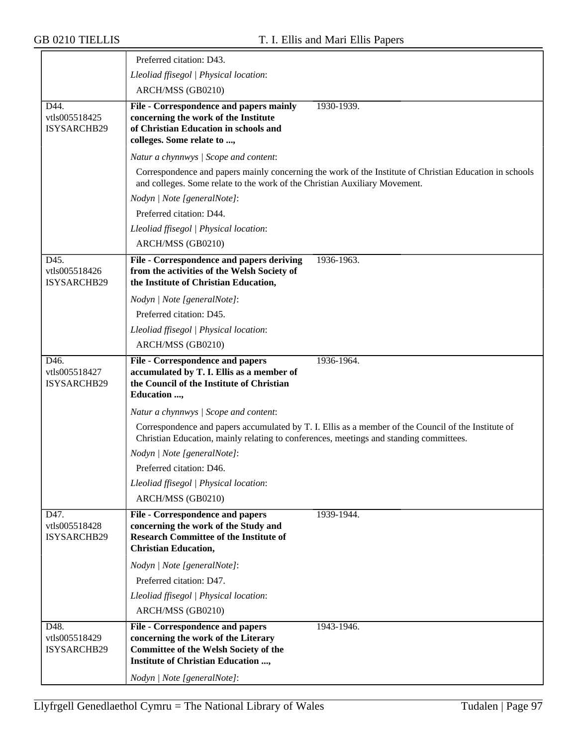| | |
|---|---|
| | Preferred citation: D43. |
| | *Lleoliad ffisegol \| Physical location*: |
| | ARCH/MSS (GB0210) |
| D44. vtls005518425 ISYSARCHB29 | **File - Correspondence and papers mainly concerning the work of the Institute of Christian Education in schools and colleges. Some relate to ...,** 1930-1939. |
| | *Natur a chynnwys \| Scope and content*: |
| | Correspondence and papers mainly concerning the work of the Institute of Christian Education in schools and colleges. Some relate to the work of the Christian Auxiliary Movement. |
| | *Nodyn \| Note [generalNote]*: |
| | Preferred citation: D44. |
| | *Lleoliad ffisegol \| Physical location*: |
| | ARCH/MSS (GB0210) |
| D45. vtls005518426 ISYSARCHB29 | **File - Correspondence and papers deriving from the activities of the Welsh Society of the Institute of Christian Education,** 1936-1963. |
| | *Nodyn \| Note [generalNote]*: |
| | Preferred citation: D45. |
| | *Lleoliad ffisegol \| Physical location*: |
| | ARCH/MSS (GB0210) |
| D46. vtls005518427 ISYSARCHB29 | **File - Correspondence and papers accumulated by T. I. Ellis as a member of the Council of the Institute of Christian Education ...,** 1936-1964. |
| | *Natur a chynnwys \| Scope and content*: |
| | Correspondence and papers accumulated by T. I. Ellis as a member of the Council of the Institute of Christian Education, mainly relating to conferences, meetings and standing committees. |
| | *Nodyn \| Note [generalNote]*: |
| | Preferred citation: D46. |
| | *Lleoliad ffisegol \| Physical location*: |
| | ARCH/MSS (GB0210) |
| D47. vtls005518428 ISYSARCHB29 | **File - Correspondence and papers concerning the work of the Study and Research Committee of the Institute of Christian Education,** 1939-1944. |
| | *Nodyn \| Note [generalNote]*: |
| | Preferred citation: D47. |
| | *Lleoliad ffisegol \| Physical location*: |
| | ARCH/MSS (GB0210) |
| D48. vtls005518429 ISYSARCHB29 | **File - Correspondence and papers concerning the work of the Literary Committee of the Welsh Society of the Institute of Christian Education ...,** 1943-1946. |
| | *Nodyn \| Note [generalNote]*: |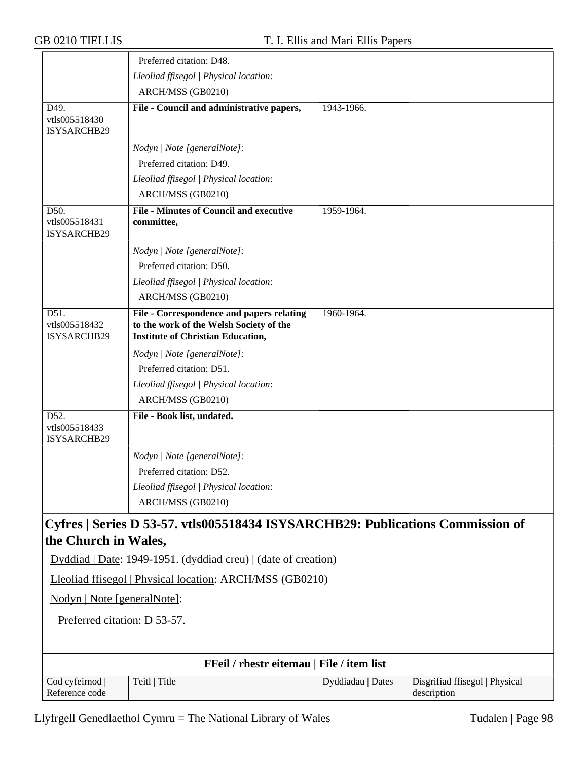| | | | |
|---|---|---|---|
| | Preferred citation: D48. | | |
| | *Lleoliad ffisegol \| Physical location*: | | |
| | ARCH/MSS (GB0210) | | |
| D49. vtls005518430 ISYSARCHB29 | **File - Council and administrative papers,** | 1943-1966. | |
| | *Nodyn \| Note [generalNote]*: | | |
| | Preferred citation: D49. | | |
| | *Lleoliad ffisegol \| Physical location*: | | |
| | ARCH/MSS (GB0210) | | |
| D50. vtls005518431 ISYSARCHB29 | **File - Minutes of Council and executive committee,** | 1959-1964. | |
| | *Nodyn \| Note [generalNote]*: | | |
| | Preferred citation: D50. | | |
| | *Lleoliad ffisegol \| Physical location*: | | |
| | ARCH/MSS (GB0210) | | |
| D51. vtls005518432 ISYSARCHB29 | **File - Correspondence and papers relating to the work of the Welsh Society of the Institute of Christian Education,** | 1960-1964. | |
| | *Nodyn \| Note [generalNote]*: | | |
| | Preferred citation: D51. | | |
| | *Lleoliad ffisegol \| Physical location*: | | |
| | ARCH/MSS (GB0210) | | |
| D52. vtls005518433 ISYSARCHB29 | **File - Book list, undated.** | | |
| | *Nodyn \| Note [generalNote]*: | | |
| | Preferred citation: D52. | | |
| | *Lleoliad ffisegol \| Physical location*: | | |
| | ARCH/MSS (GB0210) | | |

## Cyfres | Series D 53-57. vtls005518434 ISYSARCHB29: Publications Commission of the Church in Wales,

Dyddiad | Date: 1949-1951. (dyddiad creu) | (date of creation)

Lleoliad ffisegol | Physical location: ARCH/MSS (GB0210)

Nodyn | Note [generalNote]:

Preferred citation: D 53-57.

**FFeil / rhestr eitemau | File / item list**

| Cod cyfeirnod \| Reference code | Teitl \| Title | Dyddiadau \| Dates | Disgrifiad ffisegol \| Physical description |
|---|---|---|---|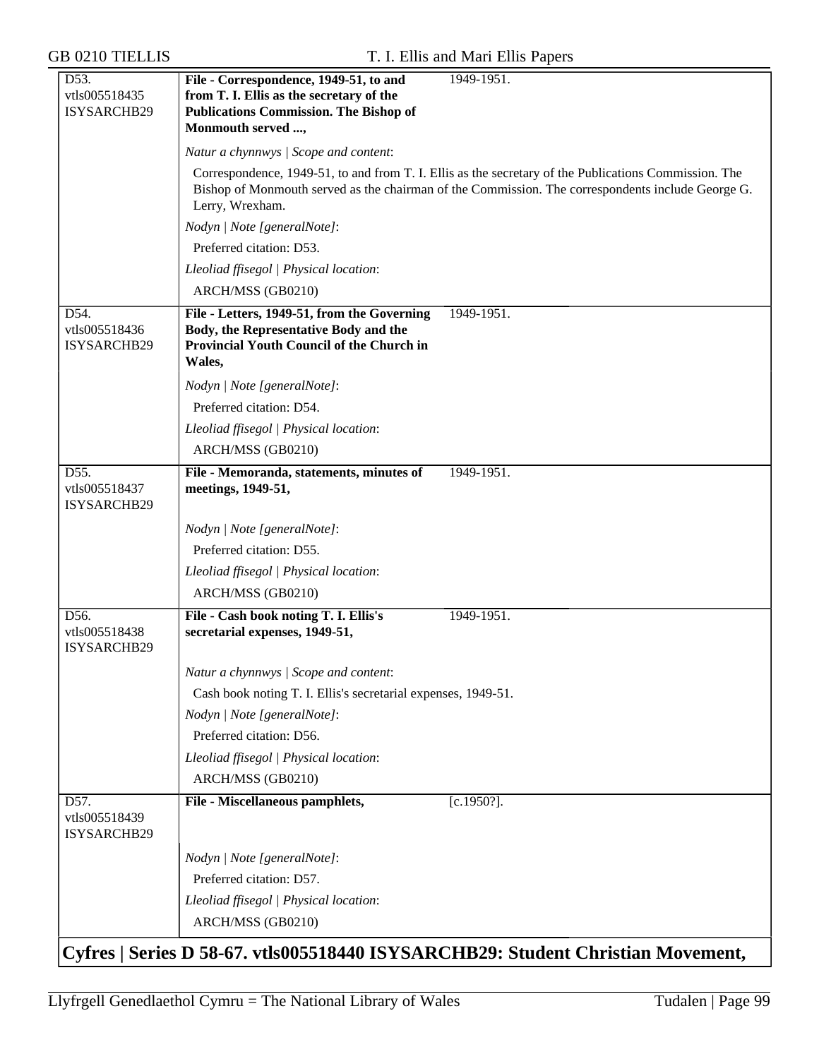D53.
vtls005518435
ISYSARCHB29

**File - Correspondence, 1949-51, to and from T. I. Ellis as the secretary of the Publications Commission. The Bishop of Monmouth served ...,** 1949-1951.

*Natur a chynnwys | Scope and content*:

Correspondence, 1949-51, to and from T. I. Ellis as the secretary of the Publications Commission. The Bishop of Monmouth served as the chairman of the Commission. The correspondents include George G. Lerry, Wrexham.

*Nodyn | Note [generalNote]*:

Preferred citation: D53.

*Lleoliad ffisegol | Physical location*:

ARCH/MSS (GB0210)

---

D54.
vtls005518436
ISYSARCHB29

**File - Letters, 1949-51, from the Governing Body, the Representative Body and the Provincial Youth Council of the Church in Wales,** 1949-1951.

*Nodyn | Note [generalNote]*:

Preferred citation: D54.

*Lleoliad ffisegol | Physical location*:

ARCH/MSS (GB0210)

---

D55.
vtls005518437
ISYSARCHB29

**File - Memoranda, statements, minutes of meetings, 1949-51,** 1949-1951.

*Nodyn | Note [generalNote]*:

Preferred citation: D55.

*Lleoliad ffisegol | Physical location*:

ARCH/MSS (GB0210)

---

D56.
vtls005518438
ISYSARCHB29

**File - Cash book noting T. I. Ellis's secretarial expenses, 1949-51,** 1949-1951.

*Natur a chynnwys | Scope and content*:

Cash book noting T. I. Ellis's secretarial expenses, 1949-51.

*Nodyn | Note [generalNote]*:

Preferred citation: D56.

*Lleoliad ffisegol | Physical location*:

ARCH/MSS (GB0210)

---

D57.
vtls005518439
ISYSARCHB29

**File - Miscellaneous pamphlets,** [c.1950?].

*Nodyn | Note [generalNote]*:

Preferred citation: D57.

*Lleoliad ffisegol | Physical location*:

ARCH/MSS (GB0210)

## Cyfres | Series D 58-67. vtls005518440 ISYSARCHB29: Student Christian Movement,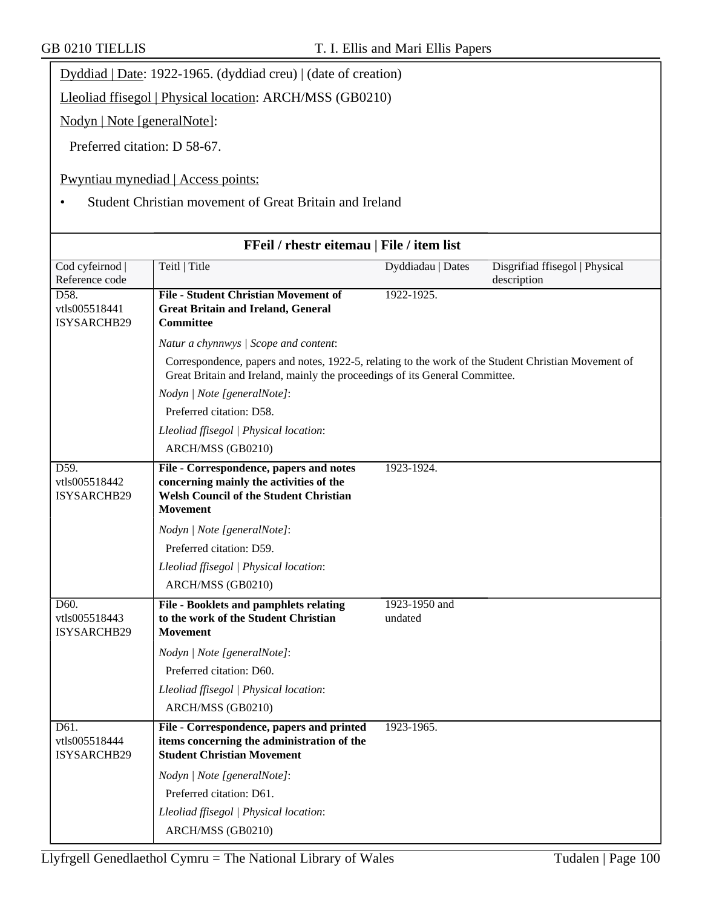Dyddiad | Date: 1922-1965. (dyddiad creu) | (date of creation)

Lleoliad ffisegol | Physical location: ARCH/MSS (GB0210)

Nodyn | Note [generalNote]:

Preferred citation: D 58-67.

Pwyntiau mynediad | Access points:

- Student Christian movement of Great Britain and Ireland

**FFeil / rhestr eitemau | File / item list**

| Cod cyfeirnod \| Reference code | Teitl \| Title | Dyddiadau \| Dates | Disgrifiad ffisegol \| Physical description |
|---|---|---|---|
| D58. vtls005518441 ISYSARCHB29 | **File - Student Christian Movement of Great Britain and Ireland, General Committee** | 1922-1925. | |
| | *Natur a chynnwys \| Scope and content*: Correspondence, papers and notes, 1922-5, relating to the work of the Student Christian Movement of Great Britain and Ireland, mainly the proceedings of its General Committee. *Nodyn \| Note [generalNote]*: Preferred citation: D58. *Lleoliad ffisegol \| Physical location*: ARCH/MSS (GB0210) | | |
| D59. vtls005518442 ISYSARCHB29 | **File - Correspondence, papers and notes concerning mainly the activities of the Welsh Council of the Student Christian Movement** | 1923-1924. | |
| | *Nodyn \| Note [generalNote]*: Preferred citation: D59. *Lleoliad ffisegol \| Physical location*: ARCH/MSS (GB0210) | | |
| D60. vtls005518443 ISYSARCHB29 | **File - Booklets and pamphlets relating to the work of the Student Christian Movement** | 1923-1950 and undated | |
| | *Nodyn \| Note [generalNote]*: Preferred citation: D60. *Lleoliad ffisegol \| Physical location*: ARCH/MSS (GB0210) | | |
| D61. vtls005518444 ISYSARCHB29 | **File - Correspondence, papers and printed items concerning the administration of the Student Christian Movement** | 1923-1965. | |
| | *Nodyn \| Note [generalNote]*: Preferred citation: D61. *Lleoliad ffisegol \| Physical location*: ARCH/MSS (GB0210) | | |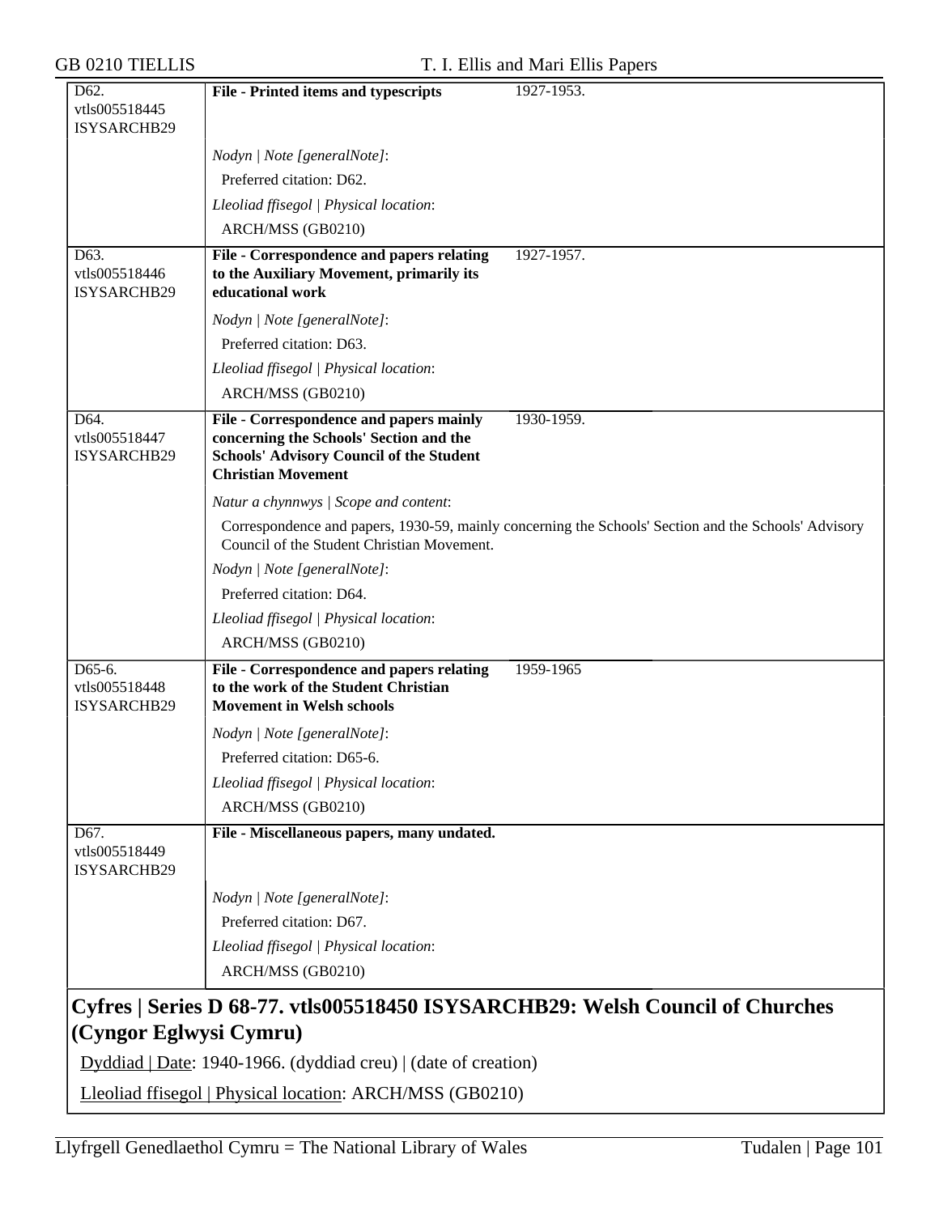| | | |
|---|---|---|
| D62.<br>vtls005518445<br>ISYSARCHB29 | **File - Printed items and typescripts** | 1927-1953. |
| | *Nodyn \| Note [generalNote]*:<br>Preferred citation: D62.<br>*Lleoliad ffisegol \| Physical location*:<br>ARCH/MSS (GB0210) | |
| D63.<br>vtls005518446<br>ISYSARCHB29 | **File - Correspondence and papers relating to the Auxiliary Movement, primarily its educational work** | 1927-1957. |
| | *Nodyn \| Note [generalNote]*:<br>Preferred citation: D63.<br>*Lleoliad ffisegol \| Physical location*:<br>ARCH/MSS (GB0210) | |
| D64.<br>vtls005518447<br>ISYSARCHB29 | **File - Correspondence and papers mainly concerning the Schools' Section and the Schools' Advisory Council of the Student Christian Movement** | 1930-1959. |
| | *Natur a chynnwys \| Scope and content*:<br>Correspondence and papers, 1930-59, mainly concerning the Schools' Section and the Schools' Advisory Council of the Student Christian Movement.<br>*Nodyn \| Note [generalNote]*:<br>Preferred citation: D64.<br>*Lleoliad ffisegol \| Physical location*:<br>ARCH/MSS (GB0210) | |
| D65-6.<br>vtls005518448<br>ISYSARCHB29 | **File - Correspondence and papers relating to the work of the Student Christian Movement in Welsh schools** | 1959-1965 |
| | *Nodyn \| Note [generalNote]*:<br>Preferred citation: D65-6.<br>*Lleoliad ffisegol \| Physical location*:<br>ARCH/MSS (GB0210) | |
| D67.<br>vtls005518449<br>ISYSARCHB29 | **File - Miscellaneous papers, many undated.** | |
| | *Nodyn \| Note [generalNote]*:<br>Preferred citation: D67.<br>*Lleoliad ffisegol \| Physical location*:<br>ARCH/MSS (GB0210) | |

## Cyfres | Series D 68-77. vtls005518450 ISYSARCHB29: Welsh Council of Churches (Cyngor Eglwysi Cymru)

Dyddiad | Date: 1940-1966. (dyddiad creu) | (date of creation)

Lleoliad ffisegol | Physical location: ARCH/MSS (GB0210)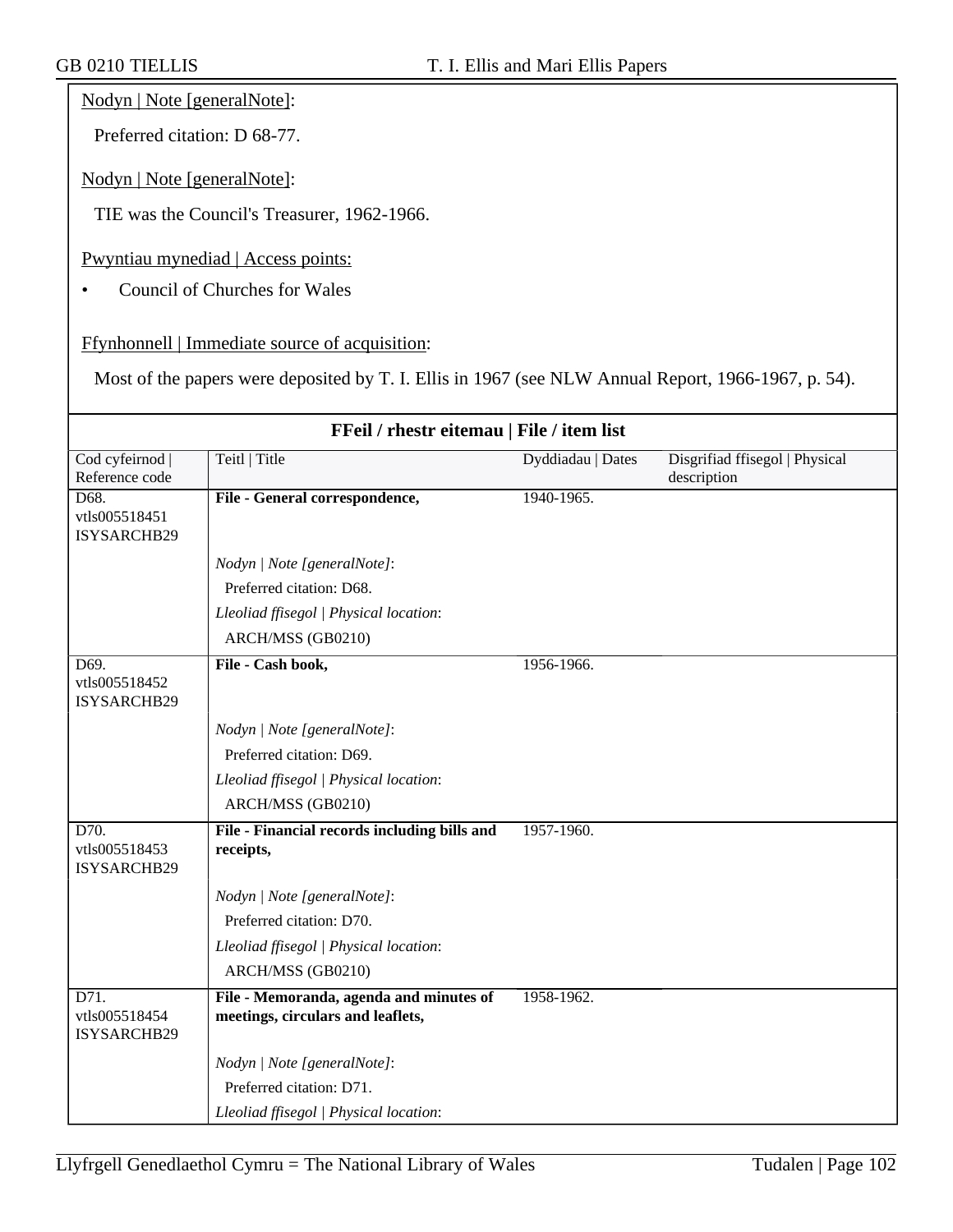Nodyn | Note [generalNote]:

Preferred citation: D 68-77.

Nodyn | Note [generalNote]:

TIE was the Council's Treasurer, 1962-1966.

Pwyntiau mynediad | Access points:

- Council of Churches for Wales

Ffynhonnell | Immediate source of acquisition:

Most of the papers were deposited by T. I. Ellis in 1967 (see NLW Annual Report, 1966-1967, p. 54).

**FFeil / rhestr eitemau | File / item list**

| Cod cyfeirnod \| Reference code | Teitl \| Title | Dyddiadau \| Dates | Disgrifiad ffisegol \| Physical description |
|---|---|---|---|
| D68. vtls005518451 ISYSARCHB29 | **File - General correspondence,**<br>*Nodyn \| Note [generalNote]*:<br>Preferred citation: D68.<br>*Lleoliad ffisegol \| Physical location*:<br>ARCH/MSS (GB0210) | 1940-1965. | |
| D69. vtls005518452 ISYSARCHB29 | **File - Cash book,**<br>*Nodyn \| Note [generalNote]*:<br>Preferred citation: D69.<br>*Lleoliad ffisegol \| Physical location*:<br>ARCH/MSS (GB0210) | 1956-1966. | |
| D70. vtls005518453 ISYSARCHB29 | **File - Financial records including bills and receipts,**<br>*Nodyn \| Note [generalNote]*:<br>Preferred citation: D70.<br>*Lleoliad ffisegol \| Physical location*:<br>ARCH/MSS (GB0210) | 1957-1960. | |
| D71. vtls005518454 ISYSARCHB29 | **File - Memoranda, agenda and minutes of meetings, circulars and leaflets,**<br>*Nodyn \| Note [generalNote]*:<br>Preferred citation: D71.<br>*Lleoliad ffisegol \| Physical location*: | 1958-1962. | |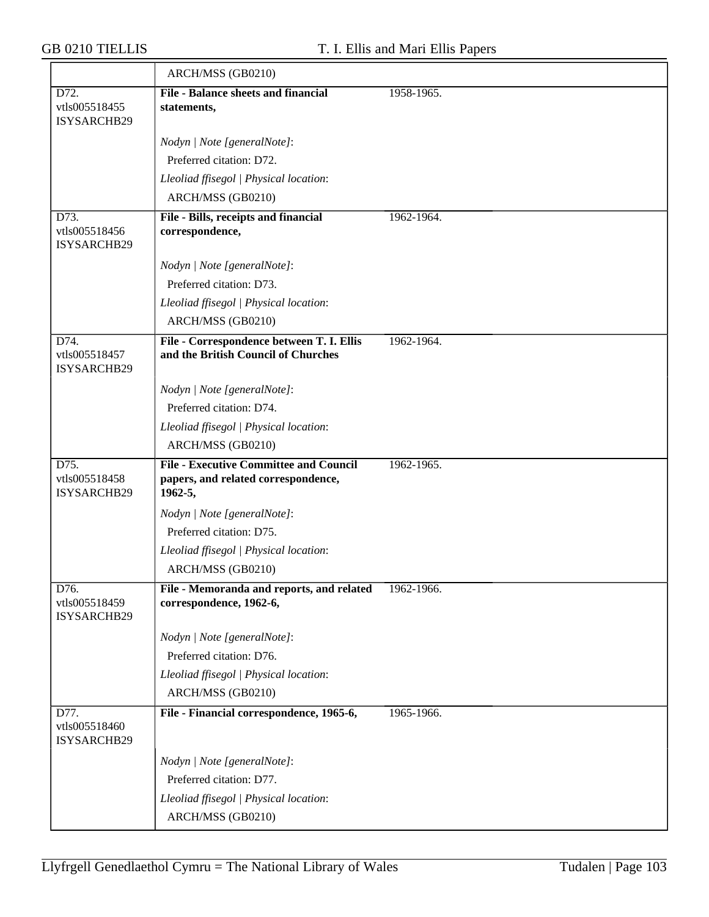| | | |
|---|---|---|
| | ARCH/MSS (GB0210) | |
| D72.<br>vtls005518455<br>ISYSARCHB29 | **File - Balance sheets and financial statements,**<br><br>*Nodyn \| Note [generalNote]*:<br>Preferred citation: D72.<br>*Lleoliad ffisegol \| Physical location*:<br>ARCH/MSS (GB0210) | 1958-1965. |
| D73.<br>vtls005518456<br>ISYSARCHB29 | **File - Bills, receipts and financial correspondence,**<br><br>*Nodyn \| Note [generalNote]*:<br>Preferred citation: D73.<br>*Lleoliad ffisegol \| Physical location*:<br>ARCH/MSS (GB0210) | 1962-1964. |
| D74.<br>vtls005518457<br>ISYSARCHB29 | **File - Correspondence between T. I. Ellis and the British Council of Churches**<br><br>*Nodyn \| Note [generalNote]*:<br>Preferred citation: D74.<br>*Lleoliad ffisegol \| Physical location*:<br>ARCH/MSS (GB0210) | 1962-1964. |
| D75.<br>vtls005518458<br>ISYSARCHB29 | **File - Executive Committee and Council papers, and related correspondence, 1962-5,**<br><br>*Nodyn \| Note [generalNote]*:<br>Preferred citation: D75.<br>*Lleoliad ffisegol \| Physical location*:<br>ARCH/MSS (GB0210) | 1962-1965. |
| D76.<br>vtls005518459<br>ISYSARCHB29 | **File - Memoranda and reports, and related correspondence, 1962-6,**<br><br>*Nodyn \| Note [generalNote]*:<br>Preferred citation: D76.<br>*Lleoliad ffisegol \| Physical location*:<br>ARCH/MSS (GB0210) | 1962-1966. |
| D77.<br>vtls005518460<br>ISYSARCHB29 | **File - Financial correspondence, 1965-6,**<br><br>*Nodyn \| Note [generalNote]*:<br>Preferred citation: D77.<br>*Lleoliad ffisegol \| Physical location*:<br>ARCH/MSS (GB0210) | 1965-1966. |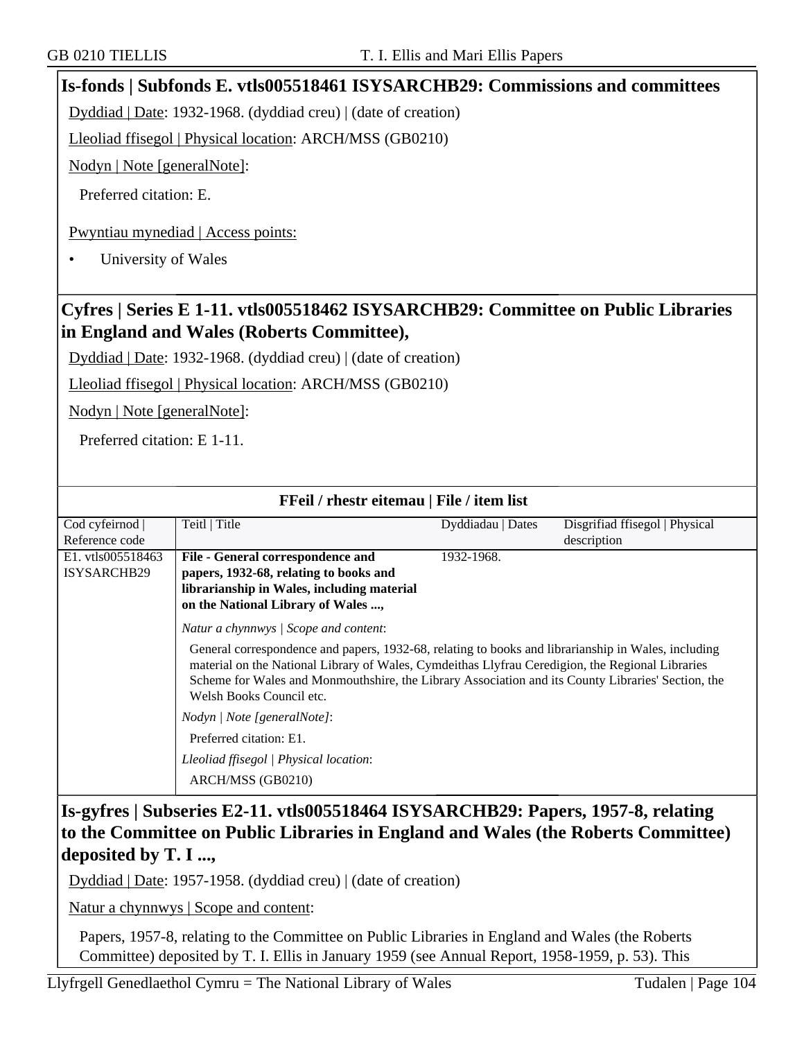## Is-fonds | Subfonds E. vtls005518461 ISYSARCHB29: Commissions and committees

Dyddiad | Date: 1932-1968. (dyddiad creu) | (date of creation)

Lleoliad ffisegol | Physical location: ARCH/MSS (GB0210)

Nodyn | Note [generalNote]:

Preferred citation: E.

Pwyntiau mynediad | Access points:

- University of Wales

## Cyfres | Series E 1-11. vtls005518462 ISYSARCHB29: Committee on Public Libraries in England and Wales (Roberts Committee),

Dyddiad | Date: 1932-1968. (dyddiad creu) | (date of creation)

Lleoliad ffisegol | Physical location: ARCH/MSS (GB0210)

Nodyn | Note [generalNote]:

Preferred citation: E 1-11.

**FFeil / rhestr eitemau | File / item list**

| Cod cyfeirnod \| Reference code | Teitl \| Title | Dyddiadau \| Dates | Disgrifiad ffisegol \| Physical description |
|---|---|---|---|
| E1. vtls005518463 ISYSARCHB29 | **File - General correspondence and papers, 1932-68, relating to books and librarianship in Wales, including material on the National Library of Wales ...,** | 1932-1968. | |

*Natur a chynnwys | Scope and content*:

General correspondence and papers, 1932-68, relating to books and librarianship in Wales, including material on the National Library of Wales, Cymdeithas Llyfrau Ceredigion, the Regional Libraries Scheme for Wales and Monmouthshire, the Library Association and its County Libraries' Section, the Welsh Books Council etc.

*Nodyn | Note [generalNote]*:

Preferred citation: E1.

*Lleoliad ffisegol | Physical location*:

ARCH/MSS (GB0210)

## Is-gyfres | Subseries E2-11. vtls005518464 ISYSARCHB29: Papers, 1957-8, relating to the Committee on Public Libraries in England and Wales (the Roberts Committee) deposited by T. I ...,

Dyddiad | Date: 1957-1958. (dyddiad creu) | (date of creation)

Natur a chynnwys | Scope and content:

Papers, 1957-8, relating to the Committee on Public Libraries in England and Wales (the Roberts Committee) deposited by T. I. Ellis in January 1959 (see Annual Report, 1958-1959, p. 53). This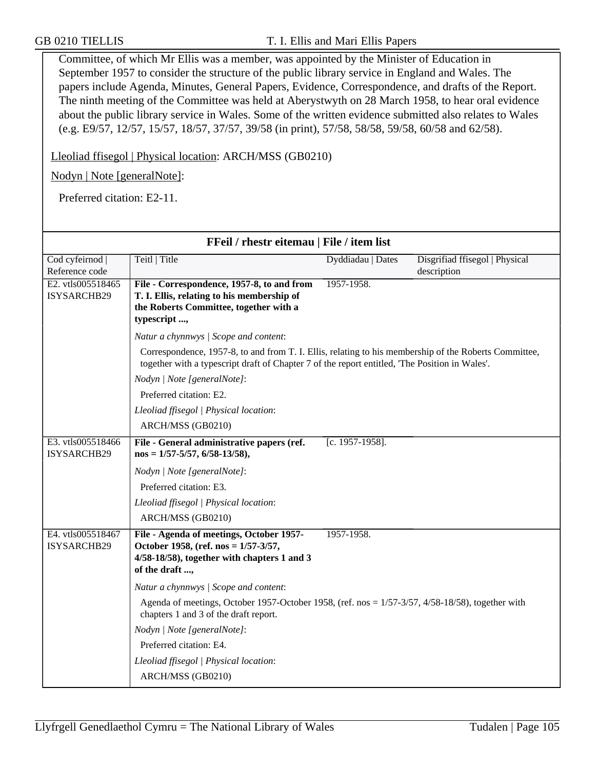Committee, of which Mr Ellis was a member, was appointed by the Minister of Education in September 1957 to consider the structure of the public library service in England and Wales. The papers include Agenda, Minutes, General Papers, Evidence, Correspondence, and drafts of the Report. The ninth meeting of the Committee was held at Aberystwyth on 28 March 1958, to hear oral evidence about the public library service in Wales. Some of the written evidence submitted also relates to Wales (e.g. E9/57, 12/57, 15/57, 18/57, 37/57, 39/58 (in print), 57/58, 58/58, 59/58, 60/58 and 62/58).

Lleoliad ffisegol | Physical location: ARCH/MSS (GB0210)

Nodyn | Note [generalNote]:

Preferred citation: E2-11.

## FFeil / rhestr eitemau | File / item list

| Cod cyfeirnod \| Reference code | Teitl \| Title | Dyddiadau \| Dates | Disgrifiad ffisegol \| Physical description |
|---|---|---|---|
| E2. vtls005518465 ISYSARCHB29 | **File - Correspondence, 1957-8, to and from T. I. Ellis, relating to his membership of the Roberts Committee, together with a typescript ...,** | 1957-1958. | |
| | *Natur a chynnwys \| Scope and content*: Correspondence, 1957-8, to and from T. I. Ellis, relating to his membership of the Roberts Committee, together with a typescript draft of Chapter 7 of the report entitled, 'The Position in Wales'. *Nodyn \| Note [generalNote]*: Preferred citation: E2. *Lleoliad ffisegol \| Physical location*: ARCH/MSS (GB0210) | | |
| E3. vtls005518466 ISYSARCHB29 | **File - General administrative papers (ref. nos = 1/57-5/57, 6/58-13/58),** | [c. 1957-1958]. | |
| | *Nodyn \| Note [generalNote]*: Preferred citation: E3. *Lleoliad ffisegol \| Physical location*: ARCH/MSS (GB0210) | | |
| E4. vtls005518467 ISYSARCHB29 | **File - Agenda of meetings, October 1957-October 1958, (ref. nos = 1/57-3/57, 4/58-18/58), together with chapters 1 and 3 of the draft ...,** | 1957-1958. | |
| | *Natur a chynnwys \| Scope and content*: Agenda of meetings, October 1957-October 1958, (ref. nos = 1/57-3/57, 4/58-18/58), together with chapters 1 and 3 of the draft report. *Nodyn \| Note [generalNote]*: Preferred citation: E4. *Lleoliad ffisegol \| Physical location*: ARCH/MSS (GB0210) | | |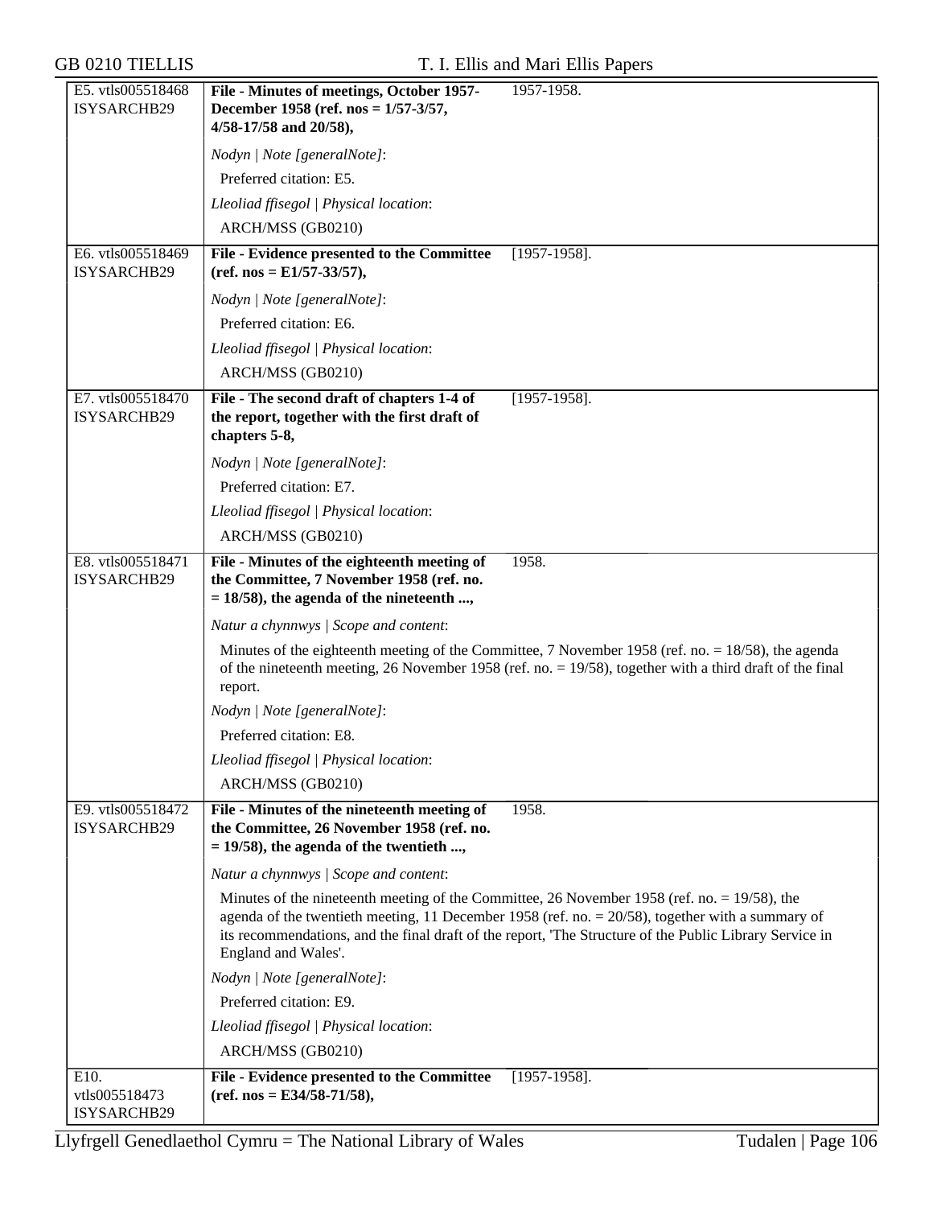| | | |
|---|---|---|
| E5. vtls005518468 ISYSARCHB29 | **File - Minutes of meetings, October 1957-December 1958 (ref. nos = 1/57-3/57, 4/58-17/58 and 20/58),** | 1957-1958. |
| | *Nodyn \| Note [generalNote]*: | |
| | Preferred citation: E5. | |
| | *Lleoliad ffisegol \| Physical location*: | |
| | ARCH/MSS (GB0210) | |
| E6. vtls005518469 ISYSARCHB29 | **File - Evidence presented to the Committee (ref. nos = E1/57-33/57),** | [1957-1958]. |
| | *Nodyn \| Note [generalNote]*: | |
| | Preferred citation: E6. | |
| | *Lleoliad ffisegol \| Physical location*: | |
| | ARCH/MSS (GB0210) | |
| E7. vtls005518470 ISYSARCHB29 | **File - The second draft of chapters 1-4 of the report, together with the first draft of chapters 5-8,** | [1957-1958]. |
| | *Nodyn \| Note [generalNote]*: | |
| | Preferred citation: E7. | |
| | *Lleoliad ffisegol \| Physical location*: | |
| | ARCH/MSS (GB0210) | |
| E8. vtls005518471 ISYSARCHB29 | **File - Minutes of the eighteenth meeting of the Committee, 7 November 1958 (ref. no. = 18/58), the agenda of the nineteenth ...,** | 1958. |
| | *Natur a chynnwys \| Scope and content*: | |
| | Minutes of the eighteenth meeting of the Committee, 7 November 1958 (ref. no. = 18/58), the agenda of the nineteenth meeting, 26 November 1958 (ref. no. = 19/58), together with a third draft of the final report. | |
| | *Nodyn \| Note [generalNote]*: | |
| | Preferred citation: E8. | |
| | *Lleoliad ffisegol \| Physical location*: | |
| | ARCH/MSS (GB0210) | |
| E9. vtls005518472 ISYSARCHB29 | **File - Minutes of the nineteenth meeting of the Committee, 26 November 1958 (ref. no. = 19/58), the agenda of the twentieth ...,** | 1958. |
| | *Natur a chynnwys \| Scope and content*: | |
| | Minutes of the nineteenth meeting of the Committee, 26 November 1958 (ref. no. = 19/58), the agenda of the twentieth meeting, 11 December 1958 (ref. no. = 20/58), together with a summary of its recommendations, and the final draft of the report, 'The Structure of the Public Library Service in England and Wales'. | |
| | *Nodyn \| Note [generalNote]*: | |
| | Preferred citation: E9. | |
| | *Lleoliad ffisegol \| Physical location*: | |
| | ARCH/MSS (GB0210) | |
| E10. vtls005518473 ISYSARCHB29 | **File - Evidence presented to the Committee (ref. nos = E34/58-71/58),** | [1957-1958]. |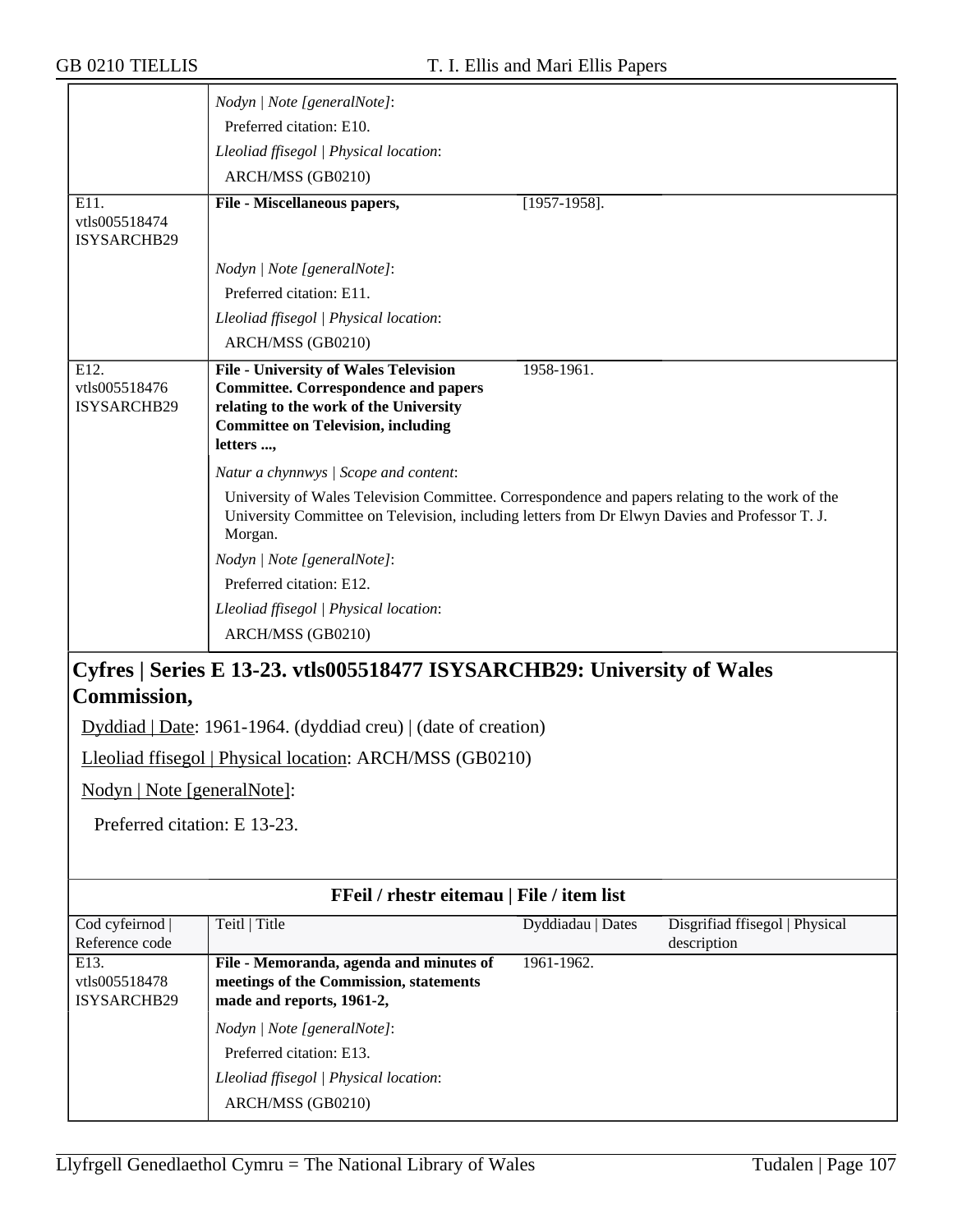| | | | |
|---|---|---|---|
| | *Nodyn \| Note [generalNote]*: Preferred citation: E10. *Lleoliad ffisegol \| Physical location*: ARCH/MSS (GB0210) | | |
| E11. vtls005518474 ISYSARCHB29 | **File - Miscellaneous papers,** *Nodyn \| Note [generalNote]*: Preferred citation: E11. *Lleoliad ffisegol \| Physical location*: ARCH/MSS (GB0210) | [1957-1958]. | |
| E12. vtls005518476 ISYSARCHB29 | **File - University of Wales Television Committee. Correspondence and papers relating to the work of the University Committee on Television, including letters ...,** *Natur a chynnwys \| Scope and content*: University of Wales Television Committee. Correspondence and papers relating to the work of the University Committee on Television, including letters from Dr Elwyn Davies and Professor T. J. Morgan. *Nodyn \| Note [generalNote]*: Preferred citation: E12. *Lleoliad ffisegol \| Physical location*: ARCH/MSS (GB0210) | 1958-1961. | |

## Cyfres | Series E 13-23. vtls005518477 ISYSARCHB29: University of Wales Commission,

Dyddiad | Date: 1961-1964. (dyddiad creu) | (date of creation)

Lleoliad ffisegol | Physical location: ARCH/MSS (GB0210)

Nodyn | Note [generalNote]:

Preferred citation: E 13-23.

**FFeil / rhestr eitemau | File / item list**

| Cod cyfeirnod \| Reference code | Teitl \| Title | Dyddiadau \| Dates | Disgrifiad ffisegol \| Physical description |
|---|---|---|---|
| E13. vtls005518478 ISYSARCHB29 | **File - Memoranda, agenda and minutes of meetings of the Commission, statements made and reports, 1961-2,** *Nodyn \| Note [generalNote]*: Preferred citation: E13. *Lleoliad ffisegol \| Physical location*: ARCH/MSS (GB0210) | 1961-1962. | |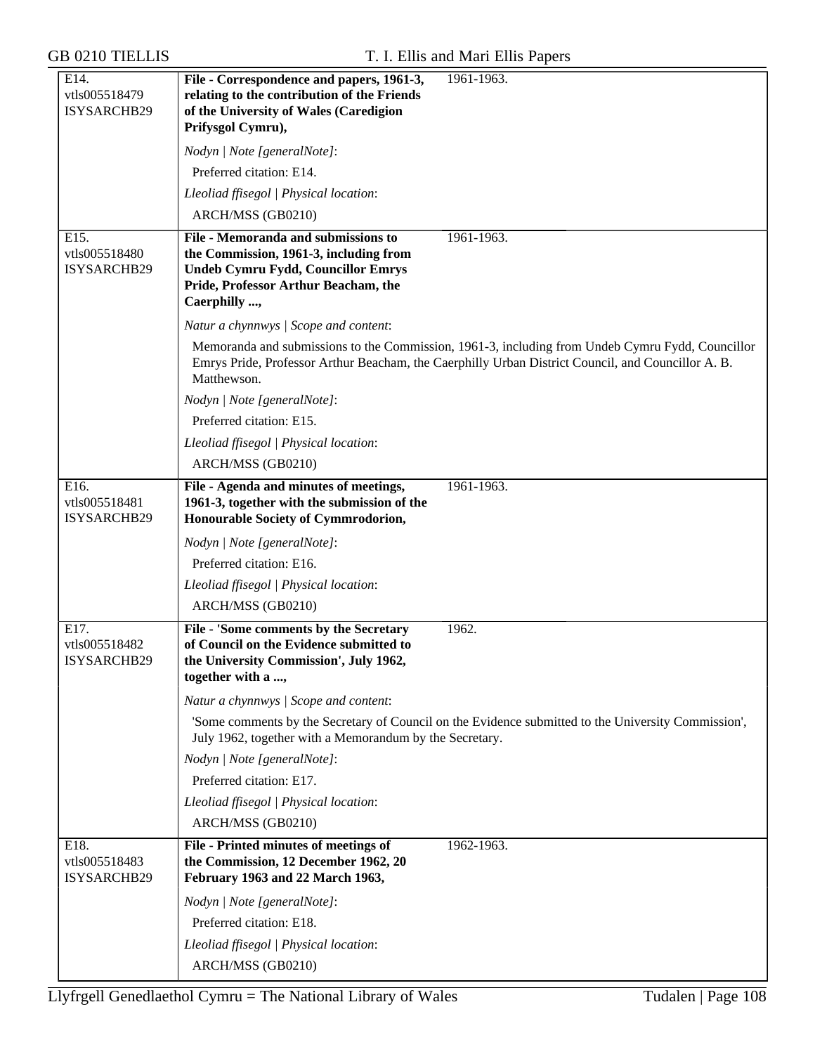| | | |
|---|---|---|
| E14.<br>vtls005518479<br>ISYSARCHB29 | **File - Correspondence and papers, 1961-3, relating to the contribution of the Friends of the University of Wales (Caredigion Prifysgol Cymru),**<br><br>*Nodyn \| Note [generalNote]*:<br>Preferred citation: E14.<br><br>*Lleoliad ffisegol \| Physical location*:<br>ARCH/MSS (GB0210) | 1961-1963. |
| E15.<br>vtls005518480<br>ISYSARCHB29 | **File - Memoranda and submissions to the Commission, 1961-3, including from Undeb Cymru Fydd, Councillor Emrys Pride, Professor Arthur Beacham, the Caerphilly ...,**<br><br>*Natur a chynnwys \| Scope and content*:<br>Memoranda and submissions to the Commission, 1961-3, including from Undeb Cymru Fydd, Councillor Emrys Pride, Professor Arthur Beacham, the Caerphilly Urban District Council, and Councillor A. B. Matthewson.<br><br>*Nodyn \| Note [generalNote]*:<br>Preferred citation: E15.<br><br>*Lleoliad ffisegol \| Physical location*:<br>ARCH/MSS (GB0210) | 1961-1963. |
| E16.<br>vtls005518481<br>ISYSARCHB29 | **File - Agenda and minutes of meetings, 1961-3, together with the submission of the Honourable Society of Cymmrodorion,**<br><br>*Nodyn \| Note [generalNote]*:<br>Preferred citation: E16.<br><br>*Lleoliad ffisegol \| Physical location*:<br>ARCH/MSS (GB0210) | 1961-1963. |
| E17.<br>vtls005518482<br>ISYSARCHB29 | **File - 'Some comments by the Secretary of Council on the Evidence submitted to the University Commission', July 1962, together with a ...,**<br><br>*Natur a chynnwys \| Scope and content*:<br>'Some comments by the Secretary of Council on the Evidence submitted to the University Commission', July 1962, together with a Memorandum by the Secretary.<br><br>*Nodyn \| Note [generalNote]*:<br>Preferred citation: E17.<br><br>*Lleoliad ffisegol \| Physical location*:<br>ARCH/MSS (GB0210) | 1962. |
| E18.<br>vtls005518483<br>ISYSARCHB29 | **File - Printed minutes of meetings of the Commission, 12 December 1962, 20 February 1963 and 22 March 1963,**<br><br>*Nodyn \| Note [generalNote]*:<br>Preferred citation: E18.<br><br>*Lleoliad ffisegol \| Physical location*:<br>ARCH/MSS (GB0210) | 1962-1963. |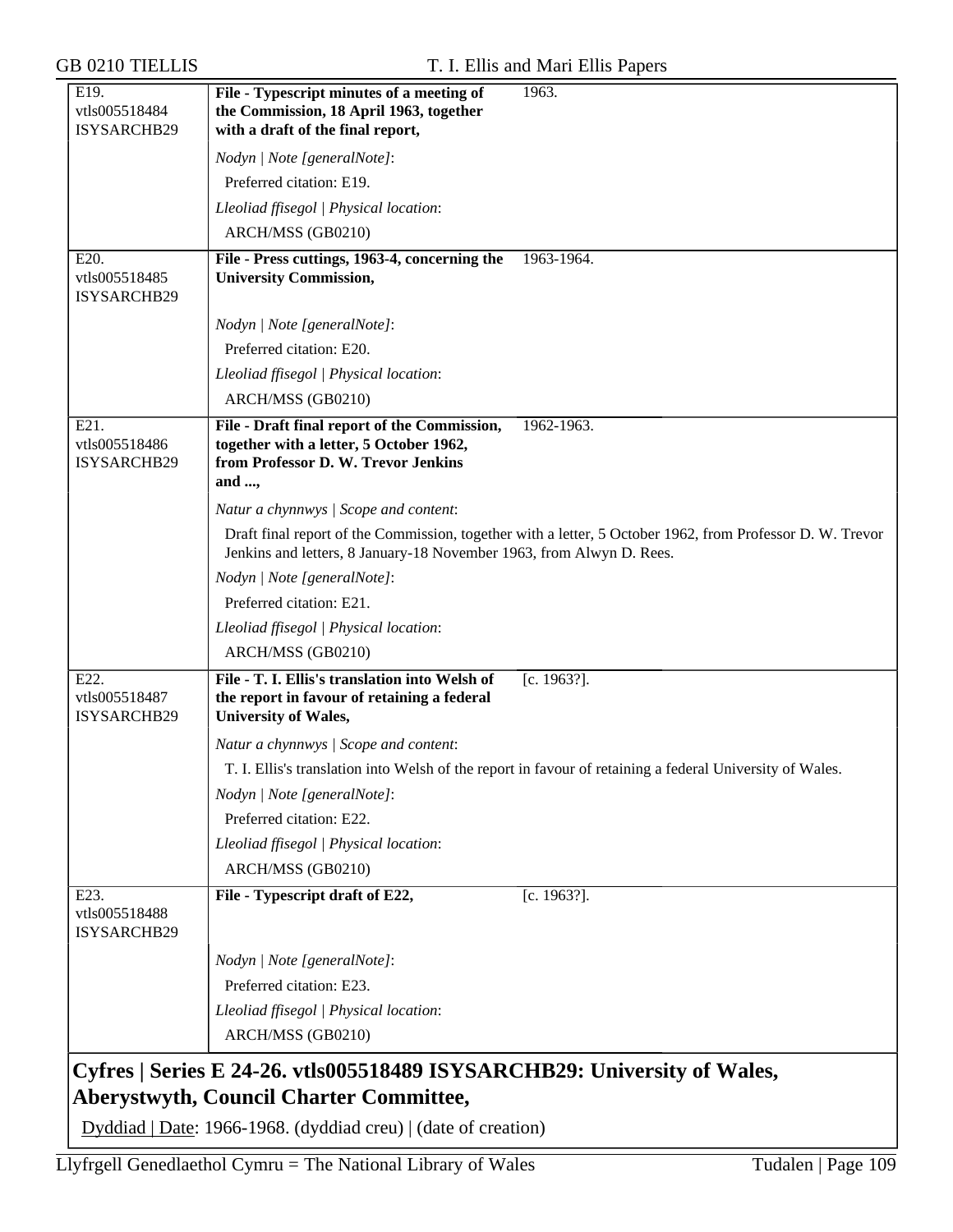| | | |
|---|---|---|
| E19.<br>vtls005518484<br>ISYSARCHB29 | **File - Typescript minutes of a meeting of the Commission, 18 April 1963, together with a draft of the final report,** | 1963. |
| | *Nodyn \| Note [generalNote]*:<br>Preferred citation: E19.<br>*Lleoliad ffisegol \| Physical location*:<br>ARCH/MSS (GB0210) | |
| E20.<br>vtls005518485<br>ISYSARCHB29 | **File - Press cuttings, 1963-4, concerning the University Commission,** | 1963-1964. |
| | *Nodyn \| Note [generalNote]*:<br>Preferred citation: E20.<br>*Lleoliad ffisegol \| Physical location*:<br>ARCH/MSS (GB0210) | |
| E21.<br>vtls005518486<br>ISYSARCHB29 | **File - Draft final report of the Commission, together with a letter, 5 October 1962, from Professor D. W. Trevor Jenkins and ...,** | 1962-1963. |
| | *Natur a chynnwys \| Scope and content*:<br>Draft final report of the Commission, together with a letter, 5 October 1962, from Professor D. W. Trevor Jenkins and letters, 8 January-18 November 1963, from Alwyn D. Rees.<br>*Nodyn \| Note [generalNote]*:<br>Preferred citation: E21.<br>*Lleoliad ffisegol \| Physical location*:<br>ARCH/MSS (GB0210) | |
| E22.<br>vtls005518487<br>ISYSARCHB29 | **File - T. I. Ellis's translation into Welsh of the report in favour of retaining a federal University of Wales,** | [c. 1963?]. |
| | *Natur a chynnwys \| Scope and content*:<br>T. I. Ellis's translation into Welsh of the report in favour of retaining a federal University of Wales.<br>*Nodyn \| Note [generalNote]*:<br>Preferred citation: E22.<br>*Lleoliad ffisegol \| Physical location*:<br>ARCH/MSS (GB0210) | |
| E23.<br>vtls005518488<br>ISYSARCHB29 | **File - Typescript draft of E22,** | [c. 1963?]. |
| | *Nodyn \| Note [generalNote]*:<br>Preferred citation: E23.<br>*Lleoliad ffisegol \| Physical location*:<br>ARCH/MSS (GB0210) | |

## Cyfres | Series E 24-26. vtls005518489 ISYSARCHB29: University of Wales, Aberystwyth, Council Charter Committee,

Dyddiad | Date: 1966-1968. (dyddiad creu) | (date of creation)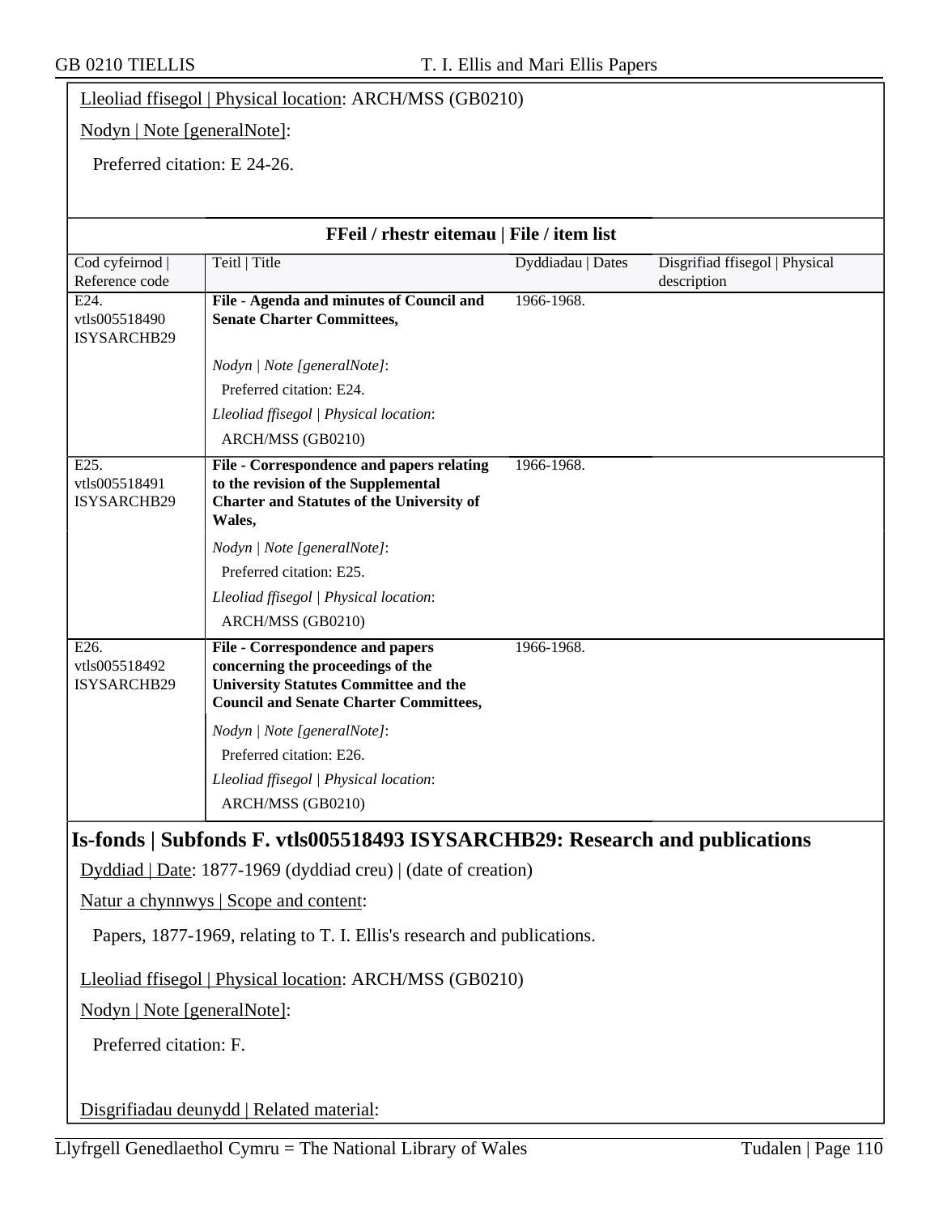Lleoliad ffisegol | Physical location: ARCH/MSS (GB0210)

Nodyn | Note [generalNote]:

Preferred citation: E 24-26.

**FFeil / rhestr eitemau | File / item list**

| Cod cyfeirnod \| Reference code | Teitl \| Title | Dyddiadau \| Dates | Disgrifiad ffisegol \| Physical description |
|---|---|---|---|
| E24. vtls005518490 ISYSARCHB29 | **File - Agenda and minutes of Council and Senate Charter Committees,**<br>*Nodyn \| Note [generalNote]*:<br>Preferred citation: E24.<br>*Lleoliad ffisegol \| Physical location*:<br>ARCH/MSS (GB0210) | 1966-1968. | |
| E25. vtls005518491 ISYSARCHB29 | **File - Correspondence and papers relating to the revision of the Supplemental Charter and Statutes of the University of Wales,**<br>*Nodyn \| Note [generalNote]*:<br>Preferred citation: E25.<br>*Lleoliad ffisegol \| Physical location*:<br>ARCH/MSS (GB0210) | 1966-1968. | |
| E26. vtls005518492 ISYSARCHB29 | **File - Correspondence and papers concerning the proceedings of the University Statutes Committee and the Council and Senate Charter Committees,**<br>*Nodyn \| Note [generalNote]*:<br>Preferred citation: E26.<br>*Lleoliad ffisegol \| Physical location*:<br>ARCH/MSS (GB0210) | 1966-1968. | |

## Is-fonds | Subfonds F. vtls005518493 ISYSARCHB29: Research and publications

Dyddiad | Date: 1877-1969 (dyddiad creu) | (date of creation)

Natur a chynnwys | Scope and content:

Papers, 1877-1969, relating to T. I. Ellis's research and publications.

Lleoliad ffisegol | Physical location: ARCH/MSS (GB0210)

Nodyn | Note [generalNote]:

Preferred citation: F.

Disgrifiadau deunydd | Related material: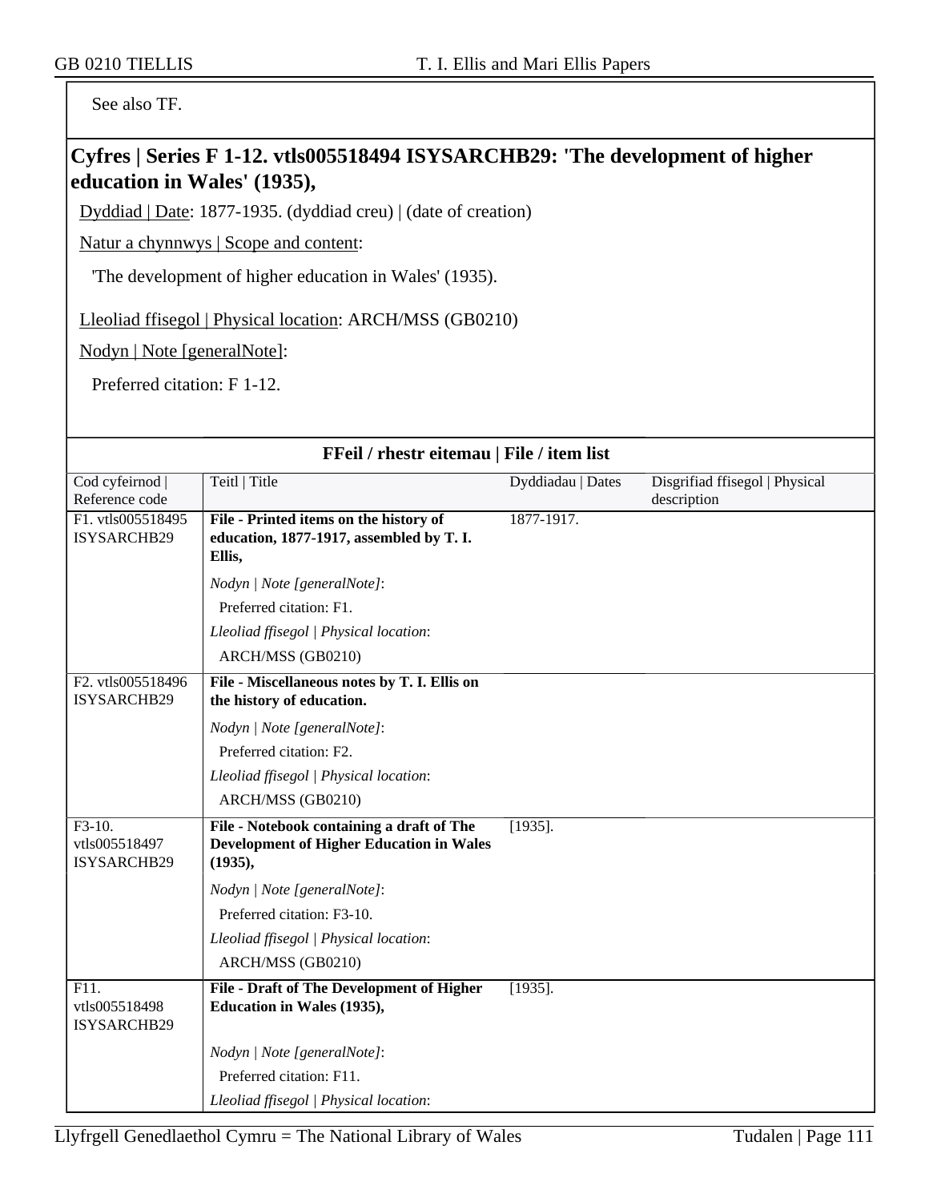See also TF.

## Cyfres | Series F 1-12. vtls005518494 ISYSARCHB29: 'The development of higher education in Wales' (1935),

Dyddiad | Date: 1877-1935. (dyddiad creu) | (date of creation)

Natur a chynnwys | Scope and content:

'The development of higher education in Wales' (1935).

Lleoliad ffisegol | Physical location: ARCH/MSS (GB0210)

Nodyn | Note [generalNote]:

Preferred citation: F 1-12.

### FFeil / rhestr eitemau | File / item list

| Cod cyfeirnod \| Reference code | Teitl \| Title | Dyddiadau \| Dates | Disgrifiad ffisegol \| Physical description |
|---|---|---|---|
| F1. vtls005518495 ISYSARCHB29 | **File - Printed items on the history of education, 1877-1917, assembled by T. I. Ellis,**<br>*Nodyn \| Note [generalNote]*:<br>Preferred citation: F1.<br>*Lleoliad ffisegol \| Physical location*:<br>ARCH/MSS (GB0210) | 1877-1917. | |
| F2. vtls005518496 ISYSARCHB29 | **File - Miscellaneous notes by T. I. Ellis on the history of education.**<br>*Nodyn \| Note [generalNote]*:<br>Preferred citation: F2.<br>*Lleoliad ffisegol \| Physical location*:<br>ARCH/MSS (GB0210) | | |
| F3-10. vtls005518497 ISYSARCHB29 | **File - Notebook containing a draft of The Development of Higher Education in Wales (1935),**<br>*Nodyn \| Note [generalNote]*:<br>Preferred citation: F3-10.<br>*Lleoliad ffisegol \| Physical location*:<br>ARCH/MSS (GB0210) | [1935]. | |
| F11. vtls005518498 ISYSARCHB29 | **File - Draft of The Development of Higher Education in Wales (1935),**<br>*Nodyn \| Note [generalNote]*:<br>Preferred citation: F11.<br>*Lleoliad ffisegol \| Physical location*: | [1935]. | |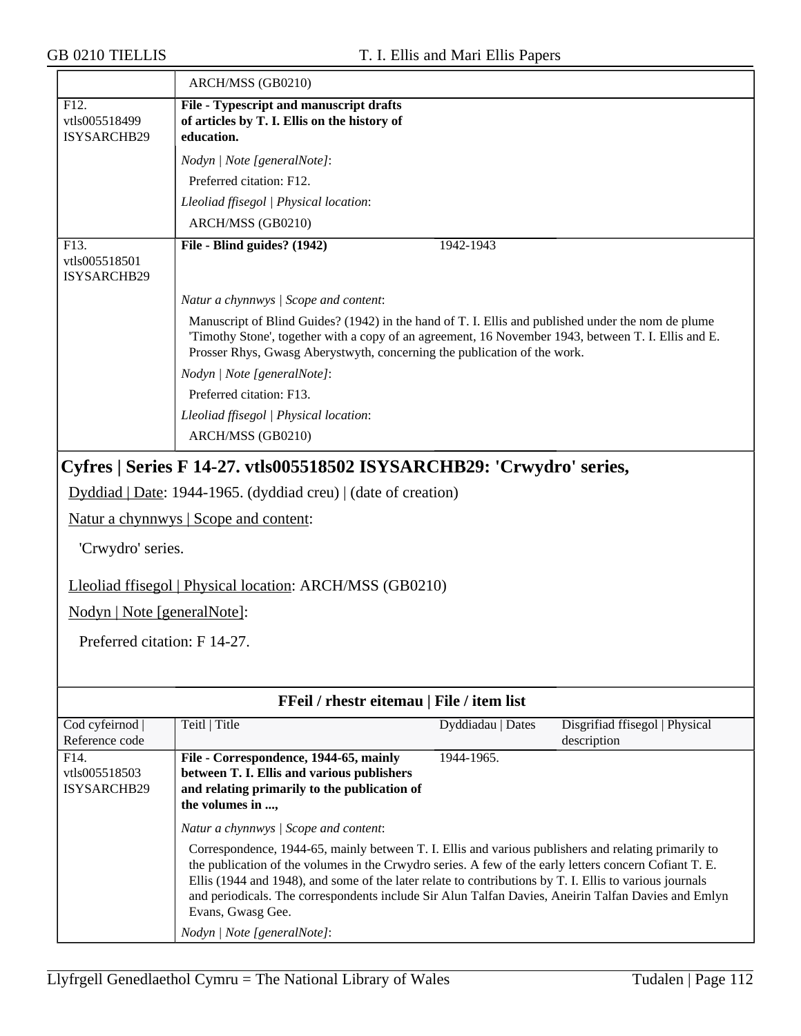| | ARCH/MSS (GB0210) | | |
|---|---|---|---|
| F12. vtls005518499 ISYSARCHB29 | **File - Typescript and manuscript drafts of articles by T. I. Ellis on the history of education.** | | |
| | *Nodyn \| Note [generalNote]*: | | |
| | Preferred citation: F12. | | |
| | *Lleoliad ffisegol \| Physical location*: | | |
| | ARCH/MSS (GB0210) | | |
| F13. vtls005518501 ISYSARCHB29 | **File - Blind guides? (1942)** | 1942-1943 | |
| | *Natur a chynnwys \| Scope and content*: | | |
| | Manuscript of Blind Guides? (1942) in the hand of T. I. Ellis and published under the nom de plume 'Timothy Stone', together with a copy of an agreement, 16 November 1943, between T. I. Ellis and E. Prosser Rhys, Gwasg Aberystwyth, concerning the publication of the work. | | |
| | *Nodyn \| Note [generalNote]*: | | |
| | Preferred citation: F13. | | |
| | *Lleoliad ffisegol \| Physical location*: | | |
| | ARCH/MSS (GB0210) | | |

## Cyfres | Series F 14-27. vtls005518502 ISYSARCHB29: 'Crwydro' series,

Dyddiad | Date: 1944-1965. (dyddiad creu) | (date of creation)

Natur a chynnwys | Scope and content:

'Crwydro' series.

Lleoliad ffisegol | Physical location: ARCH/MSS (GB0210)

Nodyn | Note [generalNote]:

Preferred citation: F 14-27.

### FFeil / rhestr eitemau | File / item list

| Cod cyfeirnod \| Reference code | Teitl \| Title | Dyddiadau \| Dates | Disgrifiad ffisegol \| Physical description |
|---|---|---|---|
| F14. vtls005518503 ISYSARCHB29 | **File - Correspondence, 1944-65, mainly between T. I. Ellis and various publishers and relating primarily to the publication of the volumes in ...,** | 1944-1965. | |
| | *Natur a chynnwys \| Scope and content*: | | |
| | Correspondence, 1944-65, mainly between T. I. Ellis and various publishers and relating primarily to the publication of the volumes in the Crwydro series. A few of the early letters concern Cofiant T. E. Ellis (1944 and 1948), and some of the later relate to contributions by T. I. Ellis to various journals and periodicals. The correspondents include Sir Alun Talfan Davies, Aneirin Talfan Davies and Emlyn Evans, Gwasg Gee. | | |
| | *Nodyn \| Note [generalNote]*: | | |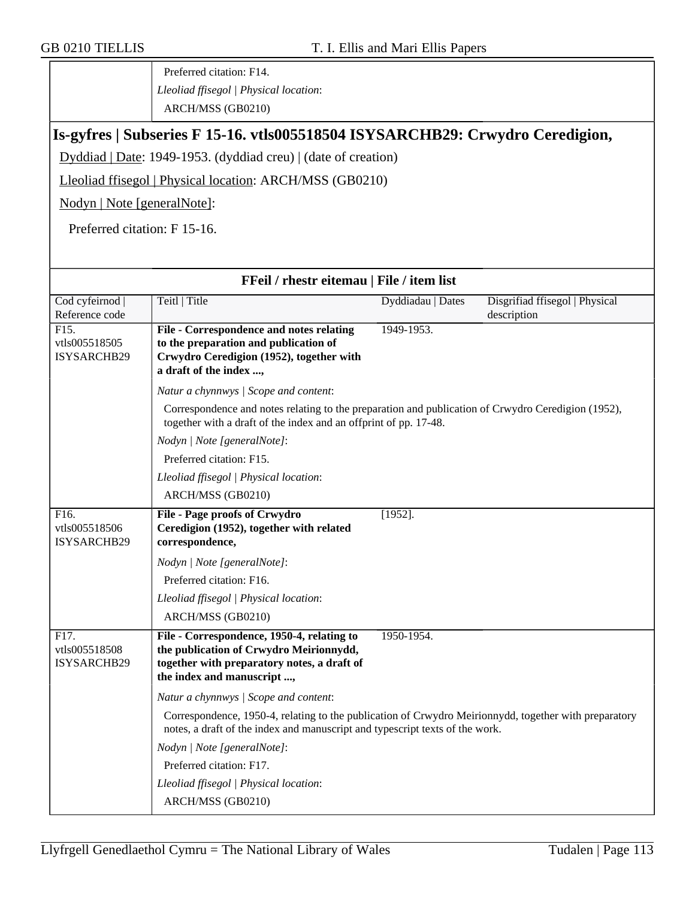Preferred citation: F14.

*Lleoliad ffisegol | Physical location*:

ARCH/MSS (GB0210)

## Is-gyfres | Subseries F 15-16. vtls005518504 ISYSARCHB29: Crwydro Ceredigion,

Dyddiad | Date: 1949-1953. (dyddiad creu) | (date of creation)

Lleoliad ffisegol | Physical location: ARCH/MSS (GB0210)

Nodyn | Note [generalNote]:

Preferred citation: F 15-16.

### FFeil / rhestr eitemau | File / item list

| Cod cyfeirnod \| Reference code | Teitl \| Title | Dyddiadau \| Dates | Disgrifiad ffisegol \| Physical description |
|---|---|---|---|
| F15. vtls005518505 ISYSARCHB29 | **File - Correspondence and notes relating to the preparation and publication of Crwydro Ceredigion (1952), together with a draft of the index ...,** | 1949-1953. | |
| | *Natur a chynnwys \| Scope and content*: Correspondence and notes relating to the preparation and publication of Crwydro Ceredigion (1952), together with a draft of the index and an offprint of pp. 17-48. *Nodyn \| Note [generalNote]*: Preferred citation: F15. *Lleoliad ffisegol \| Physical location*: ARCH/MSS (GB0210) | | |
| F16. vtls005518506 ISYSARCHB29 | **File - Page proofs of Crwydro Ceredigion (1952), together with related correspondence,** | [1952]. | |
| | *Nodyn \| Note [generalNote]*: Preferred citation: F16. *Lleoliad ffisegol \| Physical location*: ARCH/MSS (GB0210) | | |
| F17. vtls005518508 ISYSARCHB29 | **File - Correspondence, 1950-4, relating to the publication of Crwydro Meirionnydd, together with preparatory notes, a draft of the index and manuscript ...,** | 1950-1954. | |
| | *Natur a chynnwys \| Scope and content*: Correspondence, 1950-4, relating to the publication of Crwydro Meirionnydd, together with preparatory notes, a draft of the index and manuscript and typescript texts of the work. *Nodyn \| Note [generalNote]*: Preferred citation: F17. *Lleoliad ffisegol \| Physical location*: ARCH/MSS (GB0210) | | |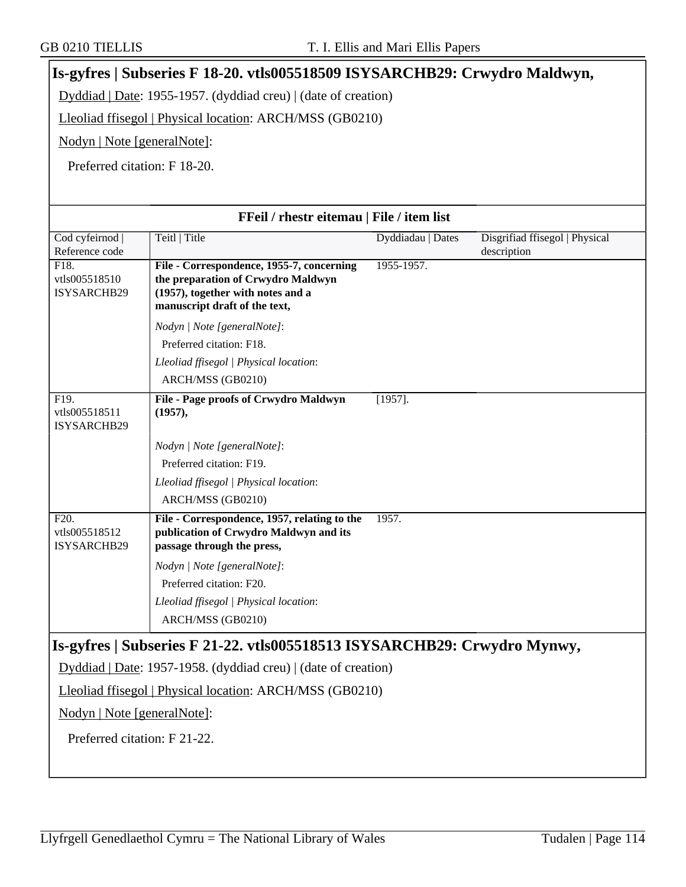## Is-gyfres | Subseries F 18-20. vtls005518509 ISYSARCHB29: Crwydro Maldwyn,

Dyddiad | Date: 1955-1957. (dyddiad creu) | (date of creation)

Lleoliad ffisegol | Physical location: ARCH/MSS (GB0210)

Nodyn | Note [generalNote]:

Preferred citation: F 18-20.

**FFeil / rhestr eitemau | File / item list**

| Cod cyfeirnod \| Reference code | Teitl \| Title | Dyddiadau \| Dates | Disgrifiad ffisegol \| Physical description |
|---|---|---|---|
| F18. vtls005518510 ISYSARCHB29 | **File - Correspondence, 1955-7, concerning the preparation of Crwydro Maldwyn (1957), together with notes and a manuscript draft of the text,**<br>*Nodyn \| Note [generalNote]*:<br>Preferred citation: F18.<br>*Lleoliad ffisegol \| Physical location*:<br>ARCH/MSS (GB0210) | 1955-1957. | |
| F19. vtls005518511 ISYSARCHB29 | **File - Page proofs of Crwydro Maldwyn (1957),**<br>*Nodyn \| Note [generalNote]*:<br>Preferred citation: F19.<br>*Lleoliad ffisegol \| Physical location*:<br>ARCH/MSS (GB0210) | [1957]. | |
| F20. vtls005518512 ISYSARCHB29 | **File - Correspondence, 1957, relating to the publication of Crwydro Maldwyn and its passage through the press,**<br>*Nodyn \| Note [generalNote]*:<br>Preferred citation: F20.<br>*Lleoliad ffisegol \| Physical location*:<br>ARCH/MSS (GB0210) | 1957. | |

## Is-gyfres | Subseries F 21-22. vtls005518513 ISYSARCHB29: Crwydro Mynwy,

Dyddiad | Date: 1957-1958. (dyddiad creu) | (date of creation)

Lleoliad ffisegol | Physical location: ARCH/MSS (GB0210)

Nodyn | Note [generalNote]:

Preferred citation: F 21-22.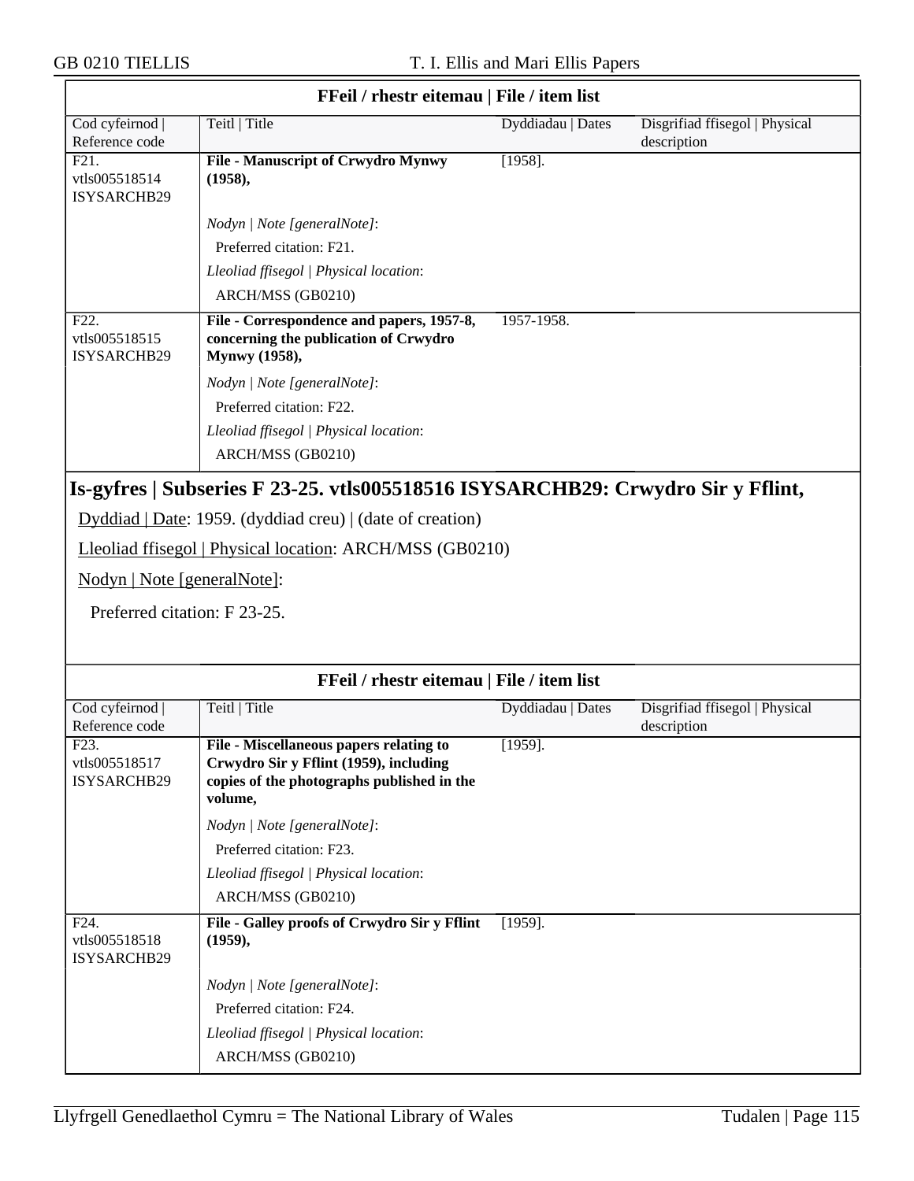**FFeil / rhestr eitemau | File / item list**

| Cod cyfeirnod \| Reference code | Teitl \| Title | Dyddiadau \| Dates | Disgrifiad ffisegol \| Physical description |
|---|---|---|---|
| F21. vtls005518514 ISYSARCHB29 | **File - Manuscript of Crwydro Mynwy (1958),** *Nodyn \| Note [generalNote]*: Preferred citation: F21. *Lleoliad ffisegol \| Physical location*: ARCH/MSS (GB0210) | [1958]. | |
| F22. vtls005518515 ISYSARCHB29 | **File - Correspondence and papers, 1957-8, concerning the publication of Crwydro Mynwy (1958),** *Nodyn \| Note [generalNote]*: Preferred citation: F22. *Lleoliad ffisegol \| Physical location*: ARCH/MSS (GB0210) | 1957-1958. | |

## Is-gyfres | Subseries F 23-25. vtls005518516 ISYSARCHB29: Crwydro Sir y Fflint,

Dyddiad | Date: 1959. (dyddiad creu) | (date of creation)

Lleoliad ffisegol | Physical location: ARCH/MSS (GB0210)

Nodyn | Note [generalNote]:

Preferred citation: F 23-25.

**FFeil / rhestr eitemau | File / item list**

| Cod cyfeirnod \| Reference code | Teitl \| Title | Dyddiadau \| Dates | Disgrifiad ffisegol \| Physical description |
|---|---|---|---|
| F23. vtls005518517 ISYSARCHB29 | **File - Miscellaneous papers relating to Crwydro Sir y Fflint (1959), including copies of the photographs published in the volume,** *Nodyn \| Note [generalNote]*: Preferred citation: F23. *Lleoliad ffisegol \| Physical location*: ARCH/MSS (GB0210) | [1959]. | |
| F24. vtls005518518 ISYSARCHB29 | **File - Galley proofs of Crwydro Sir y Fflint (1959),** *Nodyn \| Note [generalNote]*: Preferred citation: F24. *Lleoliad ffisegol \| Physical location*: ARCH/MSS (GB0210) | [1959]. | |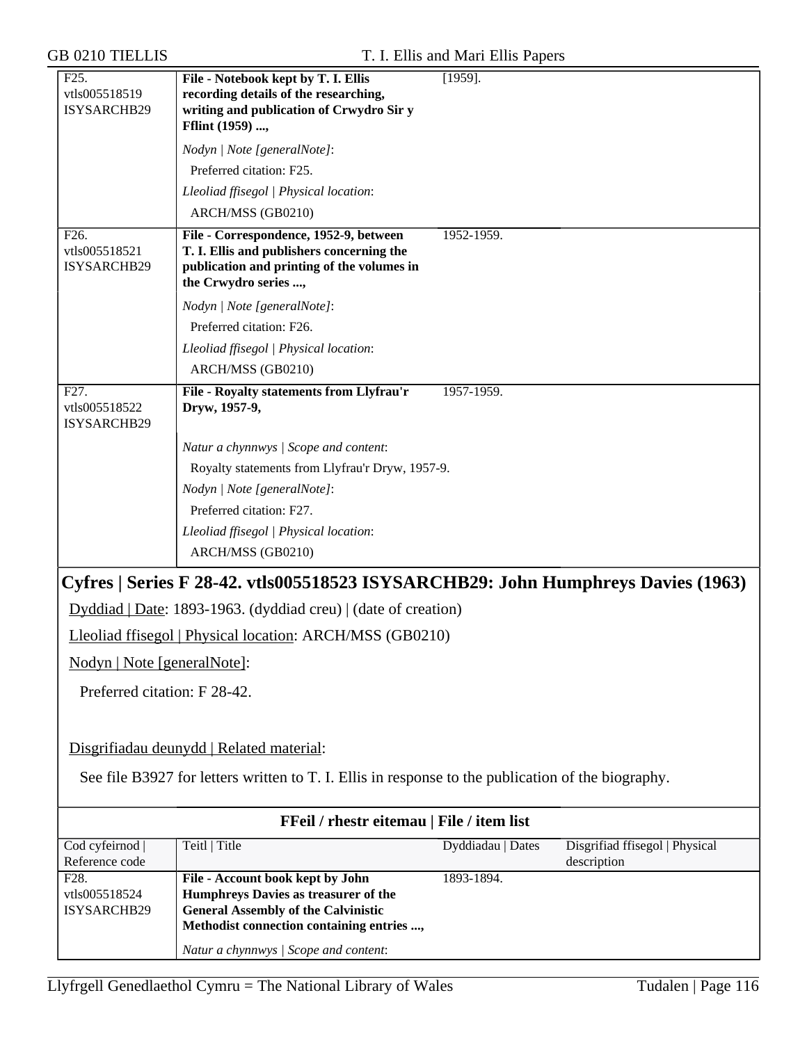| | | | |
|---|---|---|---|
| F25. vtls005518519 ISYSARCHB29 | **File - Notebook kept by T. I. Ellis recording details of the researching, writing and publication of Crwydro Sir y Fflint (1959) ...,**<br><br>*Nodyn \| Note [generalNote]*:<br>Preferred citation: F25.<br>*Lleoliad ffisegol \| Physical location*:<br>ARCH/MSS (GB0210) | [1959]. | |
| F26. vtls005518521 ISYSARCHB29 | **File - Correspondence, 1952-9, between T. I. Ellis and publishers concerning the publication and printing of the volumes in the Crwydro series ...,**<br><br>*Nodyn \| Note [generalNote]*:<br>Preferred citation: F26.<br>*Lleoliad ffisegol \| Physical location*:<br>ARCH/MSS (GB0210) | 1952-1959. | |
| F27. vtls005518522 ISYSARCHB29 | **File - Royalty statements from Llyfrau'r Dryw, 1957-9,**<br><br>*Natur a chynnwys \| Scope and content*:<br>Royalty statements from Llyfrau'r Dryw, 1957-9.<br>*Nodyn \| Note [generalNote]*:<br>Preferred citation: F27.<br>*Lleoliad ffisegol \| Physical location*:<br>ARCH/MSS (GB0210) | 1957-1959. | |

## Cyfres | Series F 28-42. vtls005518523 ISYSARCHB29: John Humphreys Davies (1963)

Dyddiad | Date: 1893-1963. (dyddiad creu) | (date of creation)

Lleoliad ffisegol | Physical location: ARCH/MSS (GB0210)

Nodyn | Note [generalNote]:

Preferred citation: F 28-42.

Disgrifiadau deunydd | Related material:

See file B3927 for letters written to T. I. Ellis in response to the publication of the biography.

**FFeil / rhestr eitemau | File / item list**

| Cod cyfeirnod \| Reference code | Teitl \| Title | Dyddiadau \| Dates | Disgrifiad ffisegol \| Physical description |
|---|---|---|---|
| F28. vtls005518524 ISYSARCHB29 | **File - Account book kept by John Humphreys Davies as treasurer of the General Assembly of the Calvinistic Methodist connection containing entries ...,**<br><br>*Natur a chynnwys \| Scope and content*: | 1893-1894. | |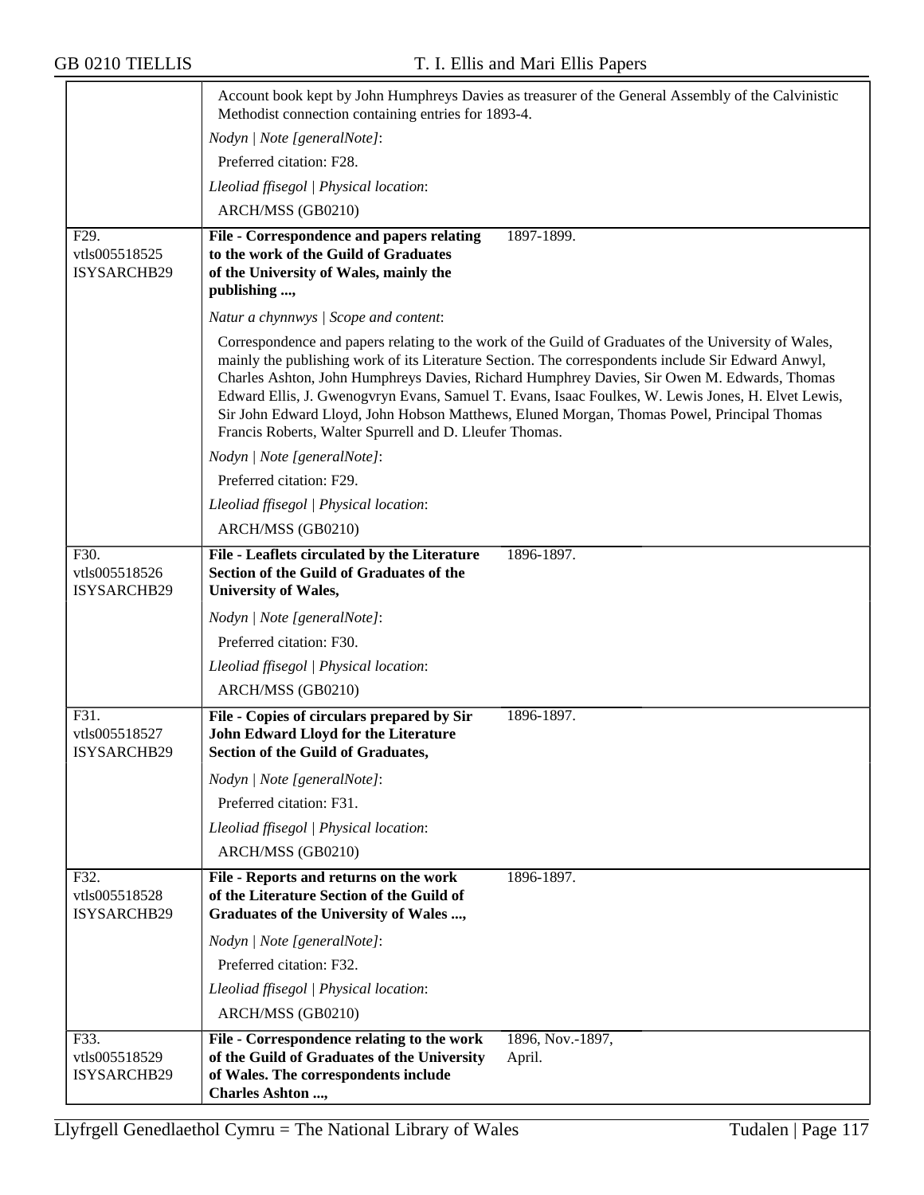Account book kept by John Humphreys Davies as treasurer of the General Assembly of the Calvinistic Methodist connection containing entries for 1893-4.

*Nodyn | Note [generalNote]*:

Preferred citation: F28.

*Lleoliad ffisegol | Physical location*:

ARCH/MSS (GB0210)

---

F29.
vtls005518525
ISYSARCHB29

**File - Correspondence and papers relating to the work of the Guild of Graduates of the University of Wales, mainly the publishing ...,** 1897-1899.

*Natur a chynnwys | Scope and content*:

Correspondence and papers relating to the work of the Guild of Graduates of the University of Wales, mainly the publishing work of its Literature Section. The correspondents include Sir Edward Anwyl, Charles Ashton, John Humphreys Davies, Richard Humphrey Davies, Sir Owen M. Edwards, Thomas Edward Ellis, J. Gwenogvryn Evans, Samuel T. Evans, Isaac Foulkes, W. Lewis Jones, H. Elvet Lewis, Sir John Edward Lloyd, John Hobson Matthews, Eluned Morgan, Thomas Powel, Principal Thomas Francis Roberts, Walter Spurrell and D. Lleufer Thomas.

*Nodyn | Note [generalNote]*:

Preferred citation: F29.

*Lleoliad ffisegol | Physical location*:

ARCH/MSS (GB0210)

---

F30.
vtls005518526
ISYSARCHB29

**File - Leaflets circulated by the Literature Section of the Guild of Graduates of the University of Wales,** 1896-1897.

*Nodyn | Note [generalNote]*:

Preferred citation: F30.

*Lleoliad ffisegol | Physical location*:

ARCH/MSS (GB0210)

---

F31.
vtls005518527
ISYSARCHB29

**File - Copies of circulars prepared by Sir John Edward Lloyd for the Literature Section of the Guild of Graduates,** 1896-1897.

*Nodyn | Note [generalNote]*:

Preferred citation: F31.

*Lleoliad ffisegol | Physical location*:

ARCH/MSS (GB0210)

---

F32.
vtls005518528
ISYSARCHB29

**File - Reports and returns on the work of the Literature Section of the Guild of Graduates of the University of Wales ...,** 1896-1897.

*Nodyn | Note [generalNote]*:

Preferred citation: F32.

*Lleoliad ffisegol | Physical location*:

ARCH/MSS (GB0210)

---

F33.
vtls005518529
ISYSARCHB29

**File - Correspondence relating to the work of the Guild of Graduates of the University of Wales. The correspondents include Charles Ashton ...,** 1896, Nov.-1897, April.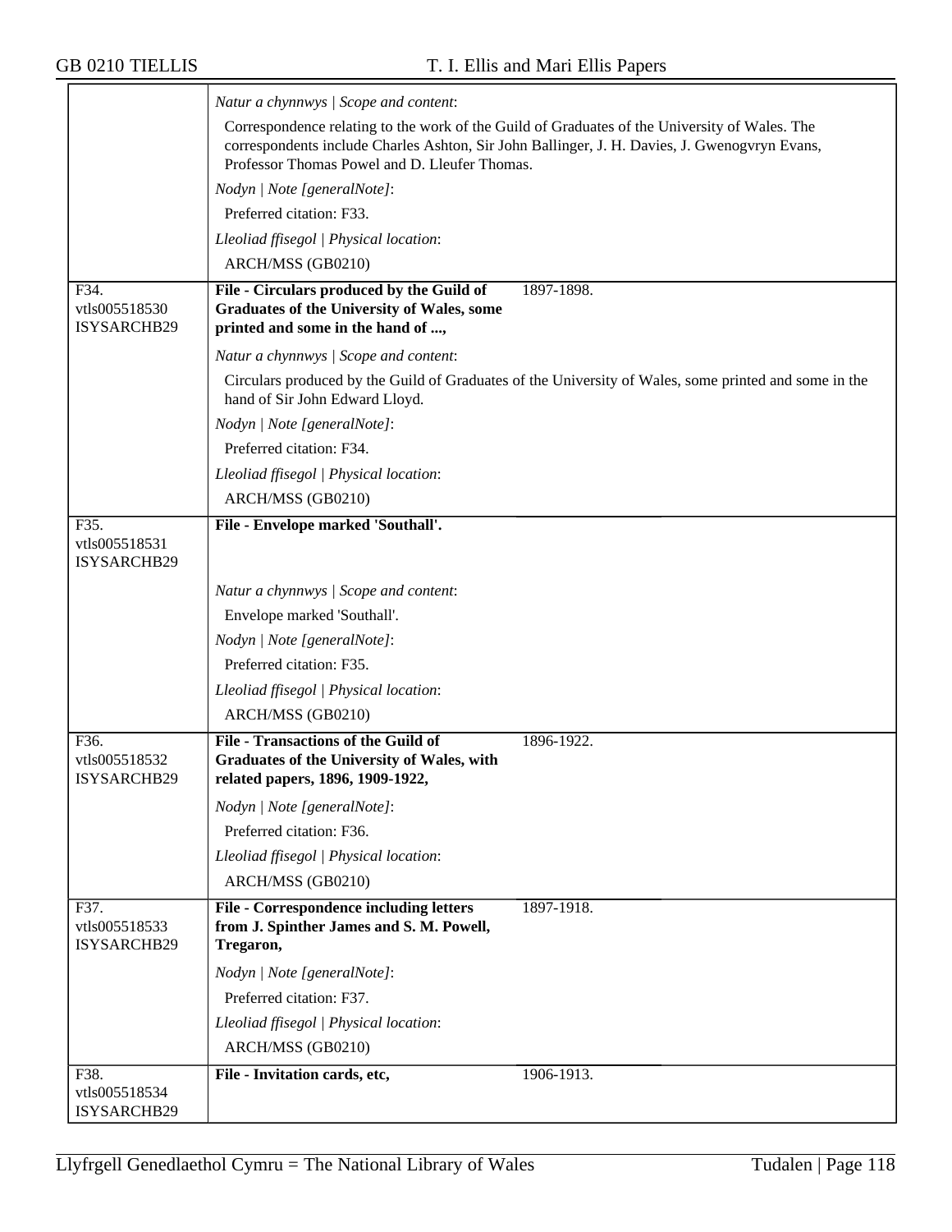*Natur a chynnwys | Scope and content*:

Correspondence relating to the work of the Guild of Graduates of the University of Wales. The correspondents include Charles Ashton, Sir John Ballinger, J. H. Davies, J. Gwenogvryn Evans, Professor Thomas Powel and D. Lleufer Thomas.

*Nodyn | Note [generalNote]*:

Preferred citation: F33.

*Lleoliad ffisegol | Physical location*:

ARCH/MSS (GB0210)

---

F34.
vtls005518530
ISYSARCHB29

**File - Circulars produced by the Guild of Graduates of the University of Wales, some printed and some in the hand of ...,** 1897-1898.

*Natur a chynnwys | Scope and content*:

Circulars produced by the Guild of Graduates of the University of Wales, some printed and some in the hand of Sir John Edward Lloyd.

*Nodyn | Note [generalNote]*:

Preferred citation: F34.

*Lleoliad ffisegol | Physical location*:

ARCH/MSS (GB0210)

---

F35.
vtls005518531
ISYSARCHB29

**File - Envelope marked 'Southall'.**

*Natur a chynnwys | Scope and content*:

Envelope marked 'Southall'.

*Nodyn | Note [generalNote]*:

Preferred citation: F35.

*Lleoliad ffisegol | Physical location*:

ARCH/MSS (GB0210)

---

F36.
vtls005518532
ISYSARCHB29

**File - Transactions of the Guild of Graduates of the University of Wales, with related papers, 1896, 1909-1922,** 1896-1922.

*Nodyn | Note [generalNote]*:

Preferred citation: F36.

*Lleoliad ffisegol | Physical location*:

ARCH/MSS (GB0210)

---

F37.
vtls005518533
ISYSARCHB29

**File - Correspondence including letters from J. Spinther James and S. M. Powell, Tregaron,** 1897-1918.

*Nodyn | Note [generalNote]*:

Preferred citation: F37.

*Lleoliad ffisegol | Physical location*:

ARCH/MSS (GB0210)

---

F38.
vtls005518534
ISYSARCHB29

**File - Invitation cards, etc,** 1906-1913.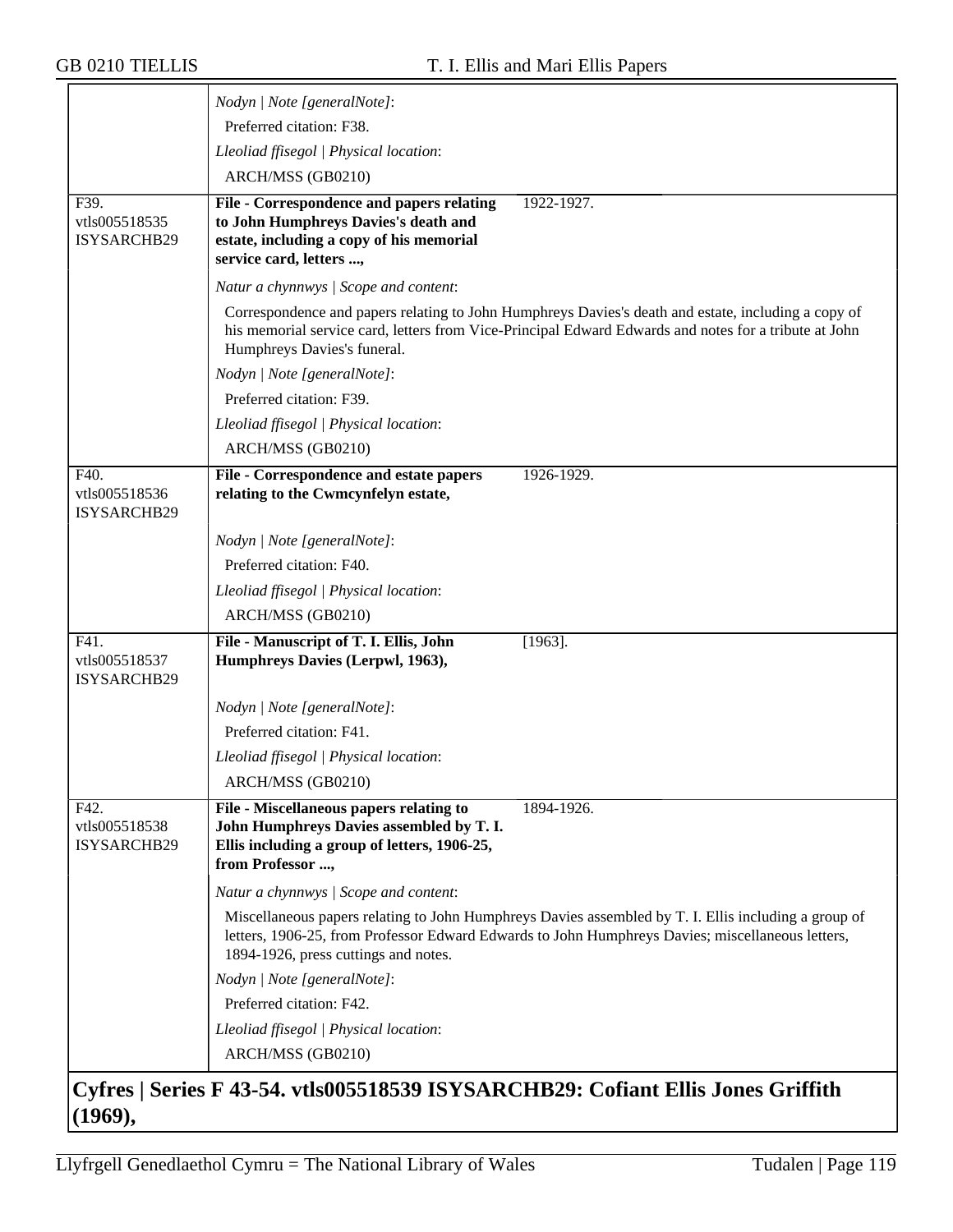*Nodyn | Note [generalNote]*:

Preferred citation: F38.

*Lleoliad ffisegol | Physical location*:

ARCH/MSS (GB0210)

---

F39. vtls005518535 ISYSARCHB29

**File - Correspondence and papers relating to John Humphreys Davies's death and estate, including a copy of his memorial service card, letters ...,** 1922-1927.

*Natur a chynnwys | Scope and content*:

Correspondence and papers relating to John Humphreys Davies's death and estate, including a copy of his memorial service card, letters from Vice-Principal Edward Edwards and notes for a tribute at John Humphreys Davies's funeral.

*Nodyn | Note [generalNote]*:

Preferred citation: F39.

*Lleoliad ffisegol | Physical location*:

ARCH/MSS (GB0210)

---

F40. vtls005518536 ISYSARCHB29

**File - Correspondence and estate papers relating to the Cwmcynfelyn estate,** 1926-1929.

*Nodyn | Note [generalNote]*:

Preferred citation: F40.

*Lleoliad ffisegol | Physical location*:

ARCH/MSS (GB0210)

---

F41. vtls005518537 ISYSARCHB29

**File - Manuscript of T. I. Ellis, John Humphreys Davies (Lerpwl, 1963),** [1963].

*Nodyn | Note [generalNote]*:

Preferred citation: F41.

*Lleoliad ffisegol | Physical location*:

ARCH/MSS (GB0210)

---

F42. vtls005518538 ISYSARCHB29

**File - Miscellaneous papers relating to John Humphreys Davies assembled by T. I. Ellis including a group of letters, 1906-25, from Professor ...,** 1894-1926.

*Natur a chynnwys | Scope and content*:

Miscellaneous papers relating to John Humphreys Davies assembled by T. I. Ellis including a group of letters, 1906-25, from Professor Edward Edwards to John Humphreys Davies; miscellaneous letters, 1894-1926, press cuttings and notes.

*Nodyn | Note [generalNote]*:

Preferred citation: F42.

*Lleoliad ffisegol | Physical location*:

ARCH/MSS (GB0210)

## Cyfres | Series F 43-54. vtls005518539 ISYSARCHB29: Cofiant Ellis Jones Griffith (1969),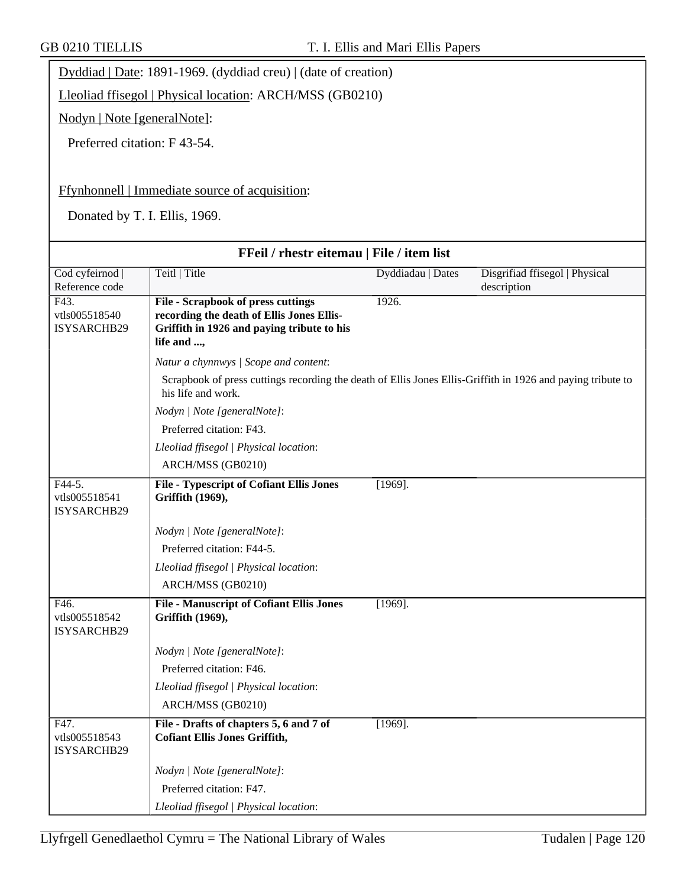Dyddiad | Date: 1891-1969. (dyddiad creu) | (date of creation)

Lleoliad ffisegol | Physical location: ARCH/MSS (GB0210)

Nodyn | Note [generalNote]:

Preferred citation: F 43-54.

Ffynhonnell | Immediate source of acquisition:

Donated by T. I. Ellis, 1969.

**FFeil / rhestr eitemau | File / item list**

| Cod cyfeirnod \| Reference code | Teitl \| Title | Dyddiadau \| Dates | Disgrifiad ffisegol \| Physical description |
|---|---|---|---|
| F43. vtls005518540 ISYSARCHB29 | **File - Scrapbook of press cuttings recording the death of Ellis Jones Ellis-Griffith in 1926 and paying tribute to his life and ...,** | 1926. | |
| | *Natur a chynnwys \| Scope and content*: Scrapbook of press cuttings recording the death of Ellis Jones Ellis-Griffith in 1926 and paying tribute to his life and work. *Nodyn \| Note [generalNote]*: Preferred citation: F43. *Lleoliad ffisegol \| Physical location*: ARCH/MSS (GB0210) | | |
| F44-5. vtls005518541 ISYSARCHB29 | **File - Typescript of Cofiant Ellis Jones Griffith (1969),** | [1969]. | |
| | *Nodyn \| Note [generalNote]*: Preferred citation: F44-5. *Lleoliad ffisegol \| Physical location*: ARCH/MSS (GB0210) | | |
| F46. vtls005518542 ISYSARCHB29 | **File - Manuscript of Cofiant Ellis Jones Griffith (1969),** | [1969]. | |
| | *Nodyn \| Note [generalNote]*: Preferred citation: F46. *Lleoliad ffisegol \| Physical location*: ARCH/MSS (GB0210) | | |
| F47. vtls005518543 ISYSARCHB29 | **File - Drafts of chapters 5, 6 and 7 of Cofiant Ellis Jones Griffith,** | [1969]. | |
| | *Nodyn \| Note [generalNote]*: Preferred citation: F47. *Lleoliad ffisegol \| Physical location*: | | |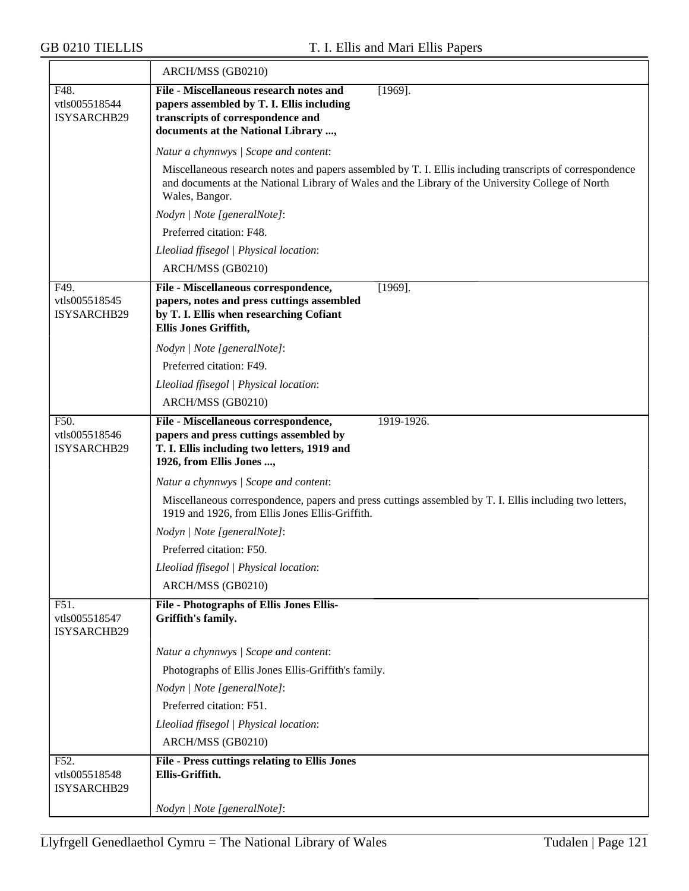| | |
|---|---|
| | ARCH/MSS (GB0210) |
| F48.<br>vtls005518544<br>ISYSARCHB29 | **File - Miscellaneous research notes and papers assembled by T. I. Ellis including transcripts of correspondence and documents at the National Library ...,** [1969].<br><br>*Natur a chynnwys \| Scope and content*:<br>Miscellaneous research notes and papers assembled by T. I. Ellis including transcripts of correspondence and documents at the National Library of Wales and the Library of the University College of North Wales, Bangor.<br><br>*Nodyn \| Note [generalNote]*:<br>Preferred citation: F48.<br><br>*Lleoliad ffisegol \| Physical location*:<br>ARCH/MSS (GB0210) |
| F49.<br>vtls005518545<br>ISYSARCHB29 | **File - Miscellaneous correspondence, papers, notes and press cuttings assembled by T. I. Ellis when researching Cofiant Ellis Jones Griffith,** [1969].<br><br>*Nodyn \| Note [generalNote]*:<br>Preferred citation: F49.<br><br>*Lleoliad ffisegol \| Physical location*:<br>ARCH/MSS (GB0210) |
| F50.<br>vtls005518546<br>ISYSARCHB29 | **File - Miscellaneous correspondence, papers and press cuttings assembled by T. I. Ellis including two letters, 1919 and 1926, from Ellis Jones ...,** 1919-1926.<br><br>*Natur a chynnwys \| Scope and content*:<br>Miscellaneous correspondence, papers and press cuttings assembled by T. I. Ellis including two letters, 1919 and 1926, from Ellis Jones Ellis-Griffith.<br><br>*Nodyn \| Note [generalNote]*:<br>Preferred citation: F50.<br><br>*Lleoliad ffisegol \| Physical location*:<br>ARCH/MSS (GB0210) |
| F51.<br>vtls005518547<br>ISYSARCHB29 | **File - Photographs of Ellis Jones Ellis-Griffith's family.**<br><br>*Natur a chynnwys \| Scope and content*:<br>Photographs of Ellis Jones Ellis-Griffith's family.<br><br>*Nodyn \| Note [generalNote]*:<br>Preferred citation: F51.<br><br>*Lleoliad ffisegol \| Physical location*:<br>ARCH/MSS (GB0210) |
| F52.<br>vtls005518548<br>ISYSARCHB29 | **File - Press cuttings relating to Ellis Jones Ellis-Griffith.**<br><br>*Nodyn \| Note [generalNote]*: |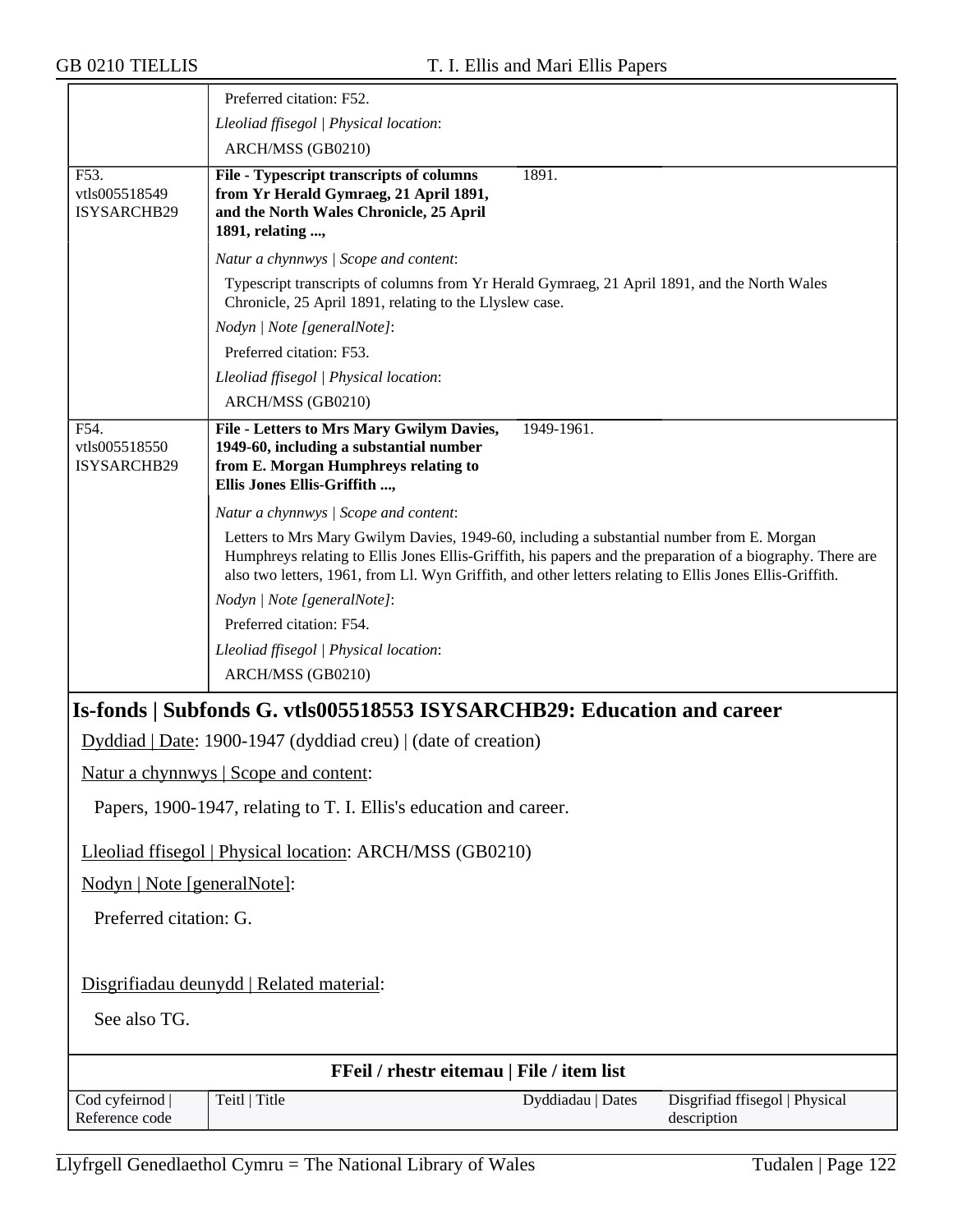| | |
|---|---|
| | Preferred citation: F52.<br>*Lleoliad ffisegol \| Physical location*:<br>ARCH/MSS (GB0210) |
| F53.<br>vtls005518549<br>ISYSARCHB29 | **File - Typescript transcripts of columns from Yr Herald Gymraeg, 21 April 1891, and the North Wales Chronicle, 25 April 1891, relating ...,** 1891.<br>*Natur a chynnwys \| Scope and content*:<br>Typescript transcripts of columns from Yr Herald Gymraeg, 21 April 1891, and the North Wales Chronicle, 25 April 1891, relating to the Llyslew case.<br>*Nodyn \| Note [generalNote]*:<br>Preferred citation: F53.<br>*Lleoliad ffisegol \| Physical location*:<br>ARCH/MSS (GB0210) |
| F54.<br>vtls005518550<br>ISYSARCHB29 | **File - Letters to Mrs Mary Gwilym Davies, 1949-60, including a substantial number from E. Morgan Humphreys relating to Ellis Jones Ellis-Griffith ...,** 1949-1961.<br>*Natur a chynnwys \| Scope and content*:<br>Letters to Mrs Mary Gwilym Davies, 1949-60, including a substantial number from E. Morgan Humphreys relating to Ellis Jones Ellis-Griffith, his papers and the preparation of a biography. There are also two letters, 1961, from Ll. Wyn Griffith, and other letters relating to Ellis Jones Ellis-Griffith.<br>*Nodyn \| Note [generalNote]*:<br>Preferred citation: F54.<br>*Lleoliad ffisegol \| Physical location*:<br>ARCH/MSS (GB0210) |

## Is-fonds | Subfonds G. vtls005518553 ISYSARCHB29: Education and career

Dyddiad | Date: 1900-1947 (dyddiad creu) | (date of creation)

Natur a chynnwys | Scope and content:

Papers, 1900-1947, relating to T. I. Ellis's education and career.

Lleoliad ffisegol | Physical location: ARCH/MSS (GB0210)

Nodyn | Note [generalNote]:

Preferred citation: G.

Disgrifiadau deunydd | Related material:

See also TG.

**FFeil / rhestr eitemau | File / item list**

| Cod cyfeirnod \| Reference code | Teitl \| Title | Dyddiadau \| Dates | Disgrifiad ffisegol \| Physical description |
|---|---|---|---|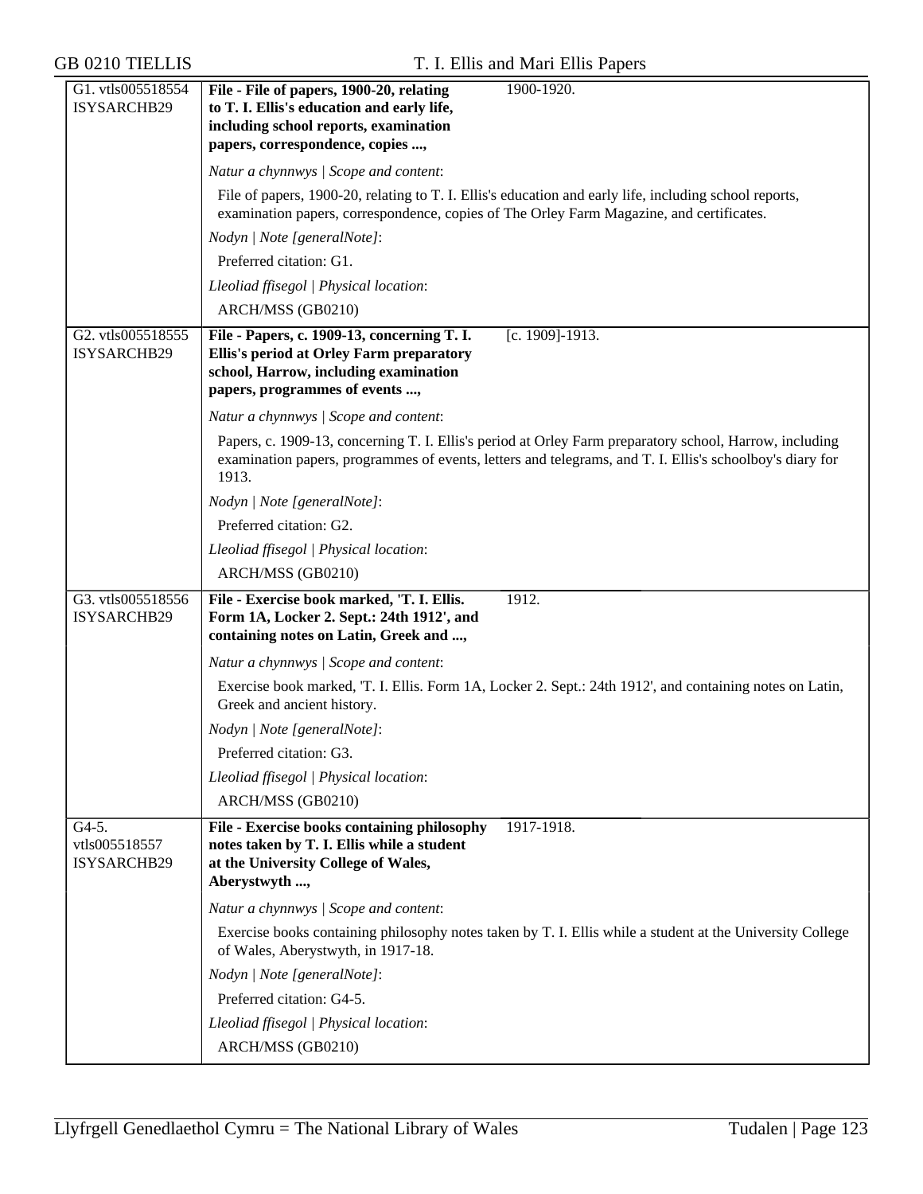| G1. vtls005518554 ISYSARCHB29 | **File - File of papers, 1900-20, relating to T. I. Ellis's education and early life, including school reports, examination papers, correspondence, copies ...,** | 1900-1920. |
|---|---|---|

*Natur a chynnwys | Scope and content*:

File of papers, 1900-20, relating to T. I. Ellis's education and early life, including school reports, examination papers, correspondence, copies of The Orley Farm Magazine, and certificates.

*Nodyn | Note [generalNote]*:

Preferred citation: G1.

*Lleoliad ffisegol | Physical location*:

ARCH/MSS (GB0210)

| G2. vtls005518555 ISYSARCHB29 | **File - Papers, c. 1909-13, concerning T. I. Ellis's period at Orley Farm preparatory school, Harrow, including examination papers, programmes of events ...,** | [c. 1909]-1913. |
|---|---|---|

*Natur a chynnwys | Scope and content*:

Papers, c. 1909-13, concerning T. I. Ellis's period at Orley Farm preparatory school, Harrow, including examination papers, programmes of events, letters and telegrams, and T. I. Ellis's schoolboy's diary for 1913.

*Nodyn | Note [generalNote]*:

Preferred citation: G2.

*Lleoliad ffisegol | Physical location*:

ARCH/MSS (GB0210)

| G3. vtls005518556 ISYSARCHB29 | **File - Exercise book marked, 'T. I. Ellis. Form 1A, Locker 2. Sept.: 24th 1912', and containing notes on Latin, Greek and ...,** | 1912. |
|---|---|---|

*Natur a chynnwys | Scope and content*:

Exercise book marked, 'T. I. Ellis. Form 1A, Locker 2. Sept.: 24th 1912', and containing notes on Latin, Greek and ancient history.

*Nodyn | Note [generalNote]*:

Preferred citation: G3.

*Lleoliad ffisegol | Physical location*:

ARCH/MSS (GB0210)

| G4-5. vtls005518557 ISYSARCHB29 | **File - Exercise books containing philosophy notes taken by T. I. Ellis while a student at the University College of Wales, Aberystwyth ...,** | 1917-1918. |
|---|---|---|

*Natur a chynnwys | Scope and content*:

Exercise books containing philosophy notes taken by T. I. Ellis while a student at the University College of Wales, Aberystwyth, in 1917-18.

*Nodyn | Note [generalNote]*:

Preferred citation: G4-5.

*Lleoliad ffisegol | Physical location*:

ARCH/MSS (GB0210)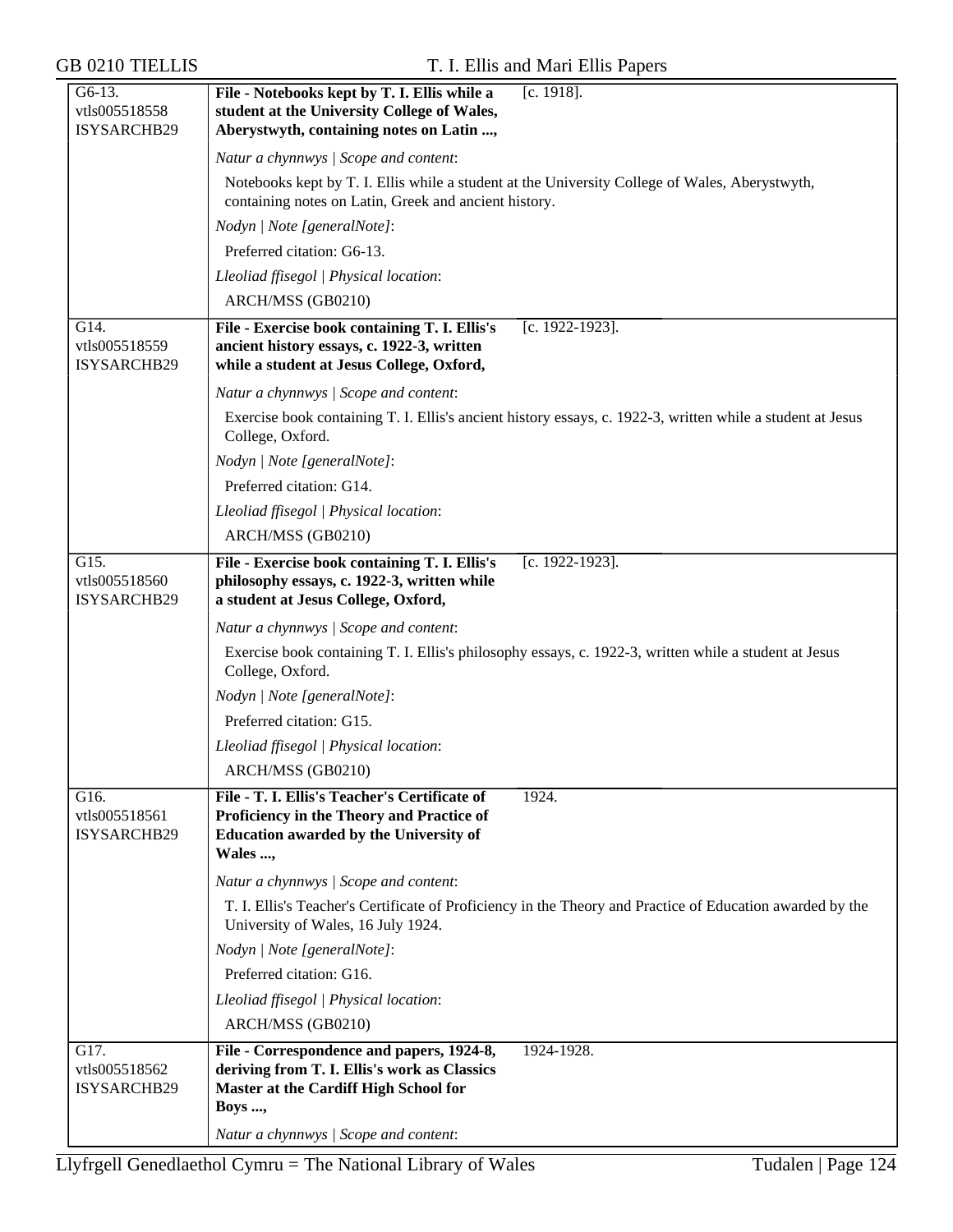| | | |
|---|---|---|
| G6-13.<br>vtls005518558<br>ISYSARCHB29 | **File - Notebooks kept by T. I. Ellis while a student at the University College of Wales, Aberystwyth, containing notes on Latin ...,** | [c. 1918]. |
| | *Natur a chynnwys \| Scope and content*:<br>Notebooks kept by T. I. Ellis while a student at the University College of Wales, Aberystwyth, containing notes on Latin, Greek and ancient history.<br>*Nodyn \| Note [generalNote]*:<br>Preferred citation: G6-13.<br>*Lleoliad ffisegol \| Physical location*:<br>ARCH/MSS (GB0210) | |
| G14.<br>vtls005518559<br>ISYSARCHB29 | **File - Exercise book containing T. I. Ellis's ancient history essays, c. 1922-3, written while a student at Jesus College, Oxford,** | [c. 1922-1923]. |
| | *Natur a chynnwys \| Scope and content*:<br>Exercise book containing T. I. Ellis's ancient history essays, c. 1922-3, written while a student at Jesus College, Oxford.<br>*Nodyn \| Note [generalNote]*:<br>Preferred citation: G14.<br>*Lleoliad ffisegol \| Physical location*:<br>ARCH/MSS (GB0210) | |
| G15.<br>vtls005518560<br>ISYSARCHB29 | **File - Exercise book containing T. I. Ellis's philosophy essays, c. 1922-3, written while a student at Jesus College, Oxford,** | [c. 1922-1923]. |
| | *Natur a chynnwys \| Scope and content*:<br>Exercise book containing T. I. Ellis's philosophy essays, c. 1922-3, written while a student at Jesus College, Oxford.<br>*Nodyn \| Note [generalNote]*:<br>Preferred citation: G15.<br>*Lleoliad ffisegol \| Physical location*:<br>ARCH/MSS (GB0210) | |
| G16.<br>vtls005518561<br>ISYSARCHB29 | **File - T. I. Ellis's Teacher's Certificate of Proficiency in the Theory and Practice of Education awarded by the University of Wales ...,** | 1924. |
| | *Natur a chynnwys \| Scope and content*:<br>T. I. Ellis's Teacher's Certificate of Proficiency in the Theory and Practice of Education awarded by the University of Wales, 16 July 1924.<br>*Nodyn \| Note [generalNote]*:<br>Preferred citation: G16.<br>*Lleoliad ffisegol \| Physical location*:<br>ARCH/MSS (GB0210) | |
| G17.<br>vtls005518562<br>ISYSARCHB29 | **File - Correspondence and papers, 1924-8, deriving from T. I. Ellis's work as Classics Master at the Cardiff High School for Boys ...,** | 1924-1928. |
| | *Natur a chynnwys \| Scope and content*: | |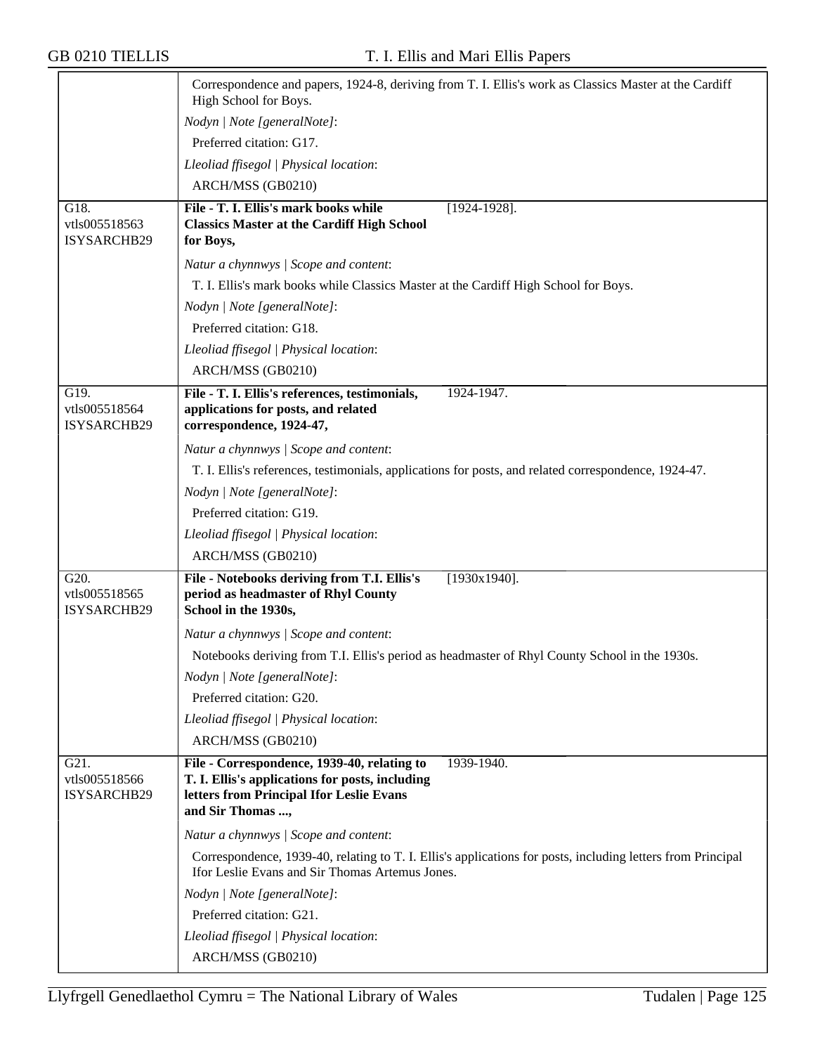Correspondence and papers, 1924-8, deriving from T. I. Ellis's work as Classics Master at the Cardiff High School for Boys.

*Nodyn | Note [generalNote]*:

Preferred citation: G17.

*Lleoliad ffisegol | Physical location*:

ARCH/MSS (GB0210)

---

G18.
vtls005518563
ISYSARCHB29

**File - T. I. Ellis's mark books while Classics Master at the Cardiff High School for Boys,** [1924-1928].

*Natur a chynnwys | Scope and content*:

T. I. Ellis's mark books while Classics Master at the Cardiff High School for Boys.

*Nodyn | Note [generalNote]*:

Preferred citation: G18.

*Lleoliad ffisegol | Physical location*:

ARCH/MSS (GB0210)

---

G19.
vtls005518564
ISYSARCHB29

**File - T. I. Ellis's references, testimonials, applications for posts, and related correspondence, 1924-47,** 1924-1947.

*Natur a chynnwys | Scope and content*:

T. I. Ellis's references, testimonials, applications for posts, and related correspondence, 1924-47.

*Nodyn | Note [generalNote]*:

Preferred citation: G19.

*Lleoliad ffisegol | Physical location*:

ARCH/MSS (GB0210)

---

G20.
vtls005518565
ISYSARCHB29

**File - Notebooks deriving from T.I. Ellis's period as headmaster of Rhyl County School in the 1930s,** [1930x1940].

*Natur a chynnwys | Scope and content*:

Notebooks deriving from T.I. Ellis's period as headmaster of Rhyl County School in the 1930s.

*Nodyn | Note [generalNote]*:

Preferred citation: G20.

*Lleoliad ffisegol | Physical location*:

ARCH/MSS (GB0210)

---

G21.
vtls005518566
ISYSARCHB29

**File - Correspondence, 1939-40, relating to T. I. Ellis's applications for posts, including letters from Principal Ifor Leslie Evans and Sir Thomas ...,** 1939-1940.

*Natur a chynnwys | Scope and content*:

Correspondence, 1939-40, relating to T. I. Ellis's applications for posts, including letters from Principal Ifor Leslie Evans and Sir Thomas Artemus Jones.

*Nodyn | Note [generalNote]*:

Preferred citation: G21.

*Lleoliad ffisegol | Physical location*:

ARCH/MSS (GB0210)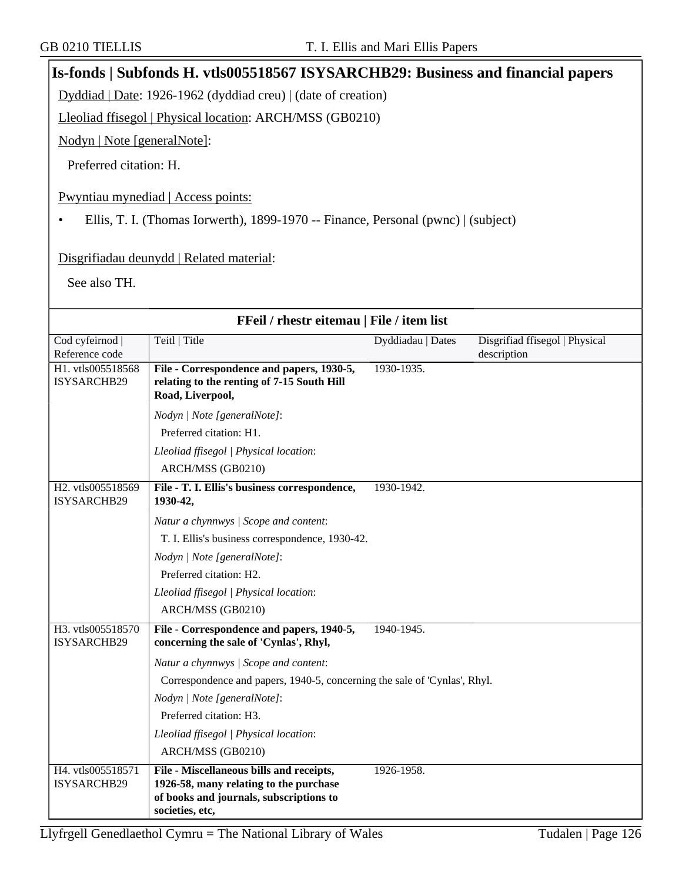## Is-fonds | Subfonds H. vtls005518567 ISYSARCHB29: Business and financial papers

Dyddiad | Date: 1926-1962 (dyddiad creu) | (date of creation)

Lleoliad ffisegol | Physical location: ARCH/MSS (GB0210)

Nodyn | Note [generalNote]:

Preferred citation: H.

Pwyntiau mynediad | Access points:

- Ellis, T. I. (Thomas Iorwerth), 1899-1970 -- Finance, Personal (pwnc) | (subject)

Disgrifiadau deunydd | Related material:

See also TH.

**FFeil / rhestr eitemau | File / item list**

| Cod cyfeirnod \| Reference code | Teitl \| Title | Dyddiadau \| Dates | Disgrifiad ffisegol \| Physical description |
|---|---|---|---|
| H1. vtls005518568 ISYSARCHB29 | **File - Correspondence and papers, 1930-5, relating to the renting of 7-15 South Hill Road, Liverpool,**<br>*Nodyn \| Note [generalNote]*:<br>Preferred citation: H1.<br>*Lleoliad ffisegol \| Physical location*:<br>ARCH/MSS (GB0210) | 1930-1935. | |
| H2. vtls005518569 ISYSARCHB29 | **File - T. I. Ellis's business correspondence, 1930-42,**<br>*Natur a chynnwys \| Scope and content*:<br>T. I. Ellis's business correspondence, 1930-42.<br>*Nodyn \| Note [generalNote]*:<br>Preferred citation: H2.<br>*Lleoliad ffisegol \| Physical location*:<br>ARCH/MSS (GB0210) | 1930-1942. | |
| H3. vtls005518570 ISYSARCHB29 | **File - Correspondence and papers, 1940-5, concerning the sale of 'Cynlas', Rhyl,**<br>*Natur a chynnwys \| Scope and content*:<br>Correspondence and papers, 1940-5, concerning the sale of 'Cynlas', Rhyl.<br>*Nodyn \| Note [generalNote]*:<br>Preferred citation: H3.<br>*Lleoliad ffisegol \| Physical location*:<br>ARCH/MSS (GB0210) | 1940-1945. | |
| H4. vtls005518571 ISYSARCHB29 | **File - Miscellaneous bills and receipts, 1926-58, many relating to the purchase of books and journals, subscriptions to societies, etc,** | 1926-1958. | |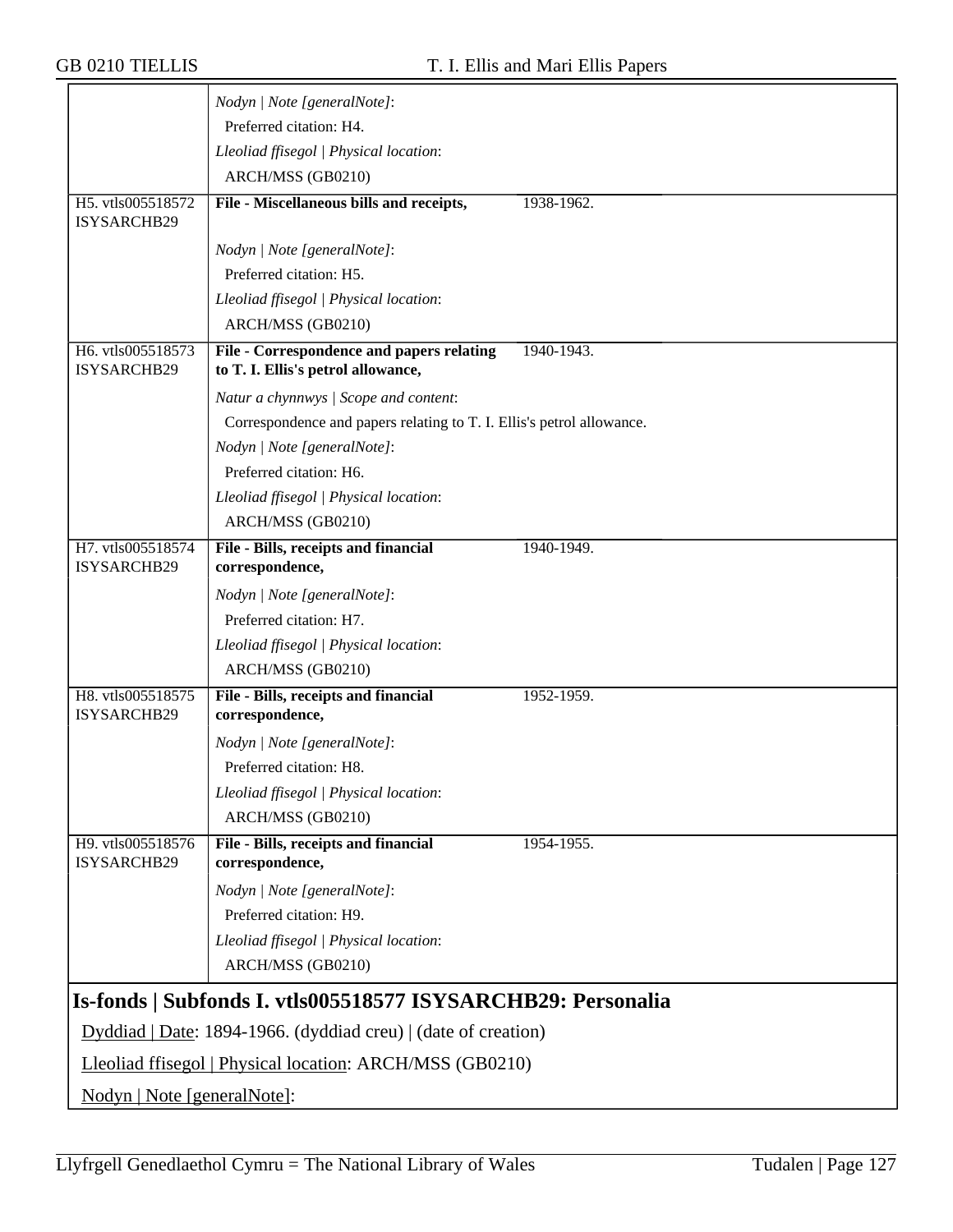| | |
|---|---|
| | *Nodyn \| Note [generalNote]*:<br>Preferred citation: H4.<br>*Lleoliad ffisegol \| Physical location*:<br>ARCH/MSS (GB0210) |
| H5. vtls005518572 ISYSARCHB29 | **File - Miscellaneous bills and receipts,** 1938-1962.<br>*Nodyn \| Note [generalNote]*:<br>Preferred citation: H5.<br>*Lleoliad ffisegol \| Physical location*:<br>ARCH/MSS (GB0210) |
| H6. vtls005518573 ISYSARCHB29 | **File - Correspondence and papers relating to T. I. Ellis's petrol allowance,** 1940-1943.<br>*Natur a chynnwys \| Scope and content*:<br>Correspondence and papers relating to T. I. Ellis's petrol allowance.<br>*Nodyn \| Note [generalNote]*:<br>Preferred citation: H6.<br>*Lleoliad ffisegol \| Physical location*:<br>ARCH/MSS (GB0210) |
| H7. vtls005518574 ISYSARCHB29 | **File - Bills, receipts and financial correspondence,** 1940-1949.<br>*Nodyn \| Note [generalNote]*:<br>Preferred citation: H7.<br>*Lleoliad ffisegol \| Physical location*:<br>ARCH/MSS (GB0210) |
| H8. vtls005518575 ISYSARCHB29 | **File - Bills, receipts and financial correspondence,** 1952-1959.<br>*Nodyn \| Note [generalNote]*:<br>Preferred citation: H8.<br>*Lleoliad ffisegol \| Physical location*:<br>ARCH/MSS (GB0210) |
| H9. vtls005518576 ISYSARCHB29 | **File - Bills, receipts and financial correspondence,** 1954-1955.<br>*Nodyn \| Note [generalNote]*:<br>Preferred citation: H9.<br>*Lleoliad ffisegol \| Physical location*:<br>ARCH/MSS (GB0210) |

## Is-fonds | Subfonds I. vtls005518577 ISYSARCHB29: Personalia

Dyddiad | Date: 1894-1966. (dyddiad creu) | (date of creation)

Lleoliad ffisegol | Physical location: ARCH/MSS (GB0210)

Nodyn | Note [generalNote]: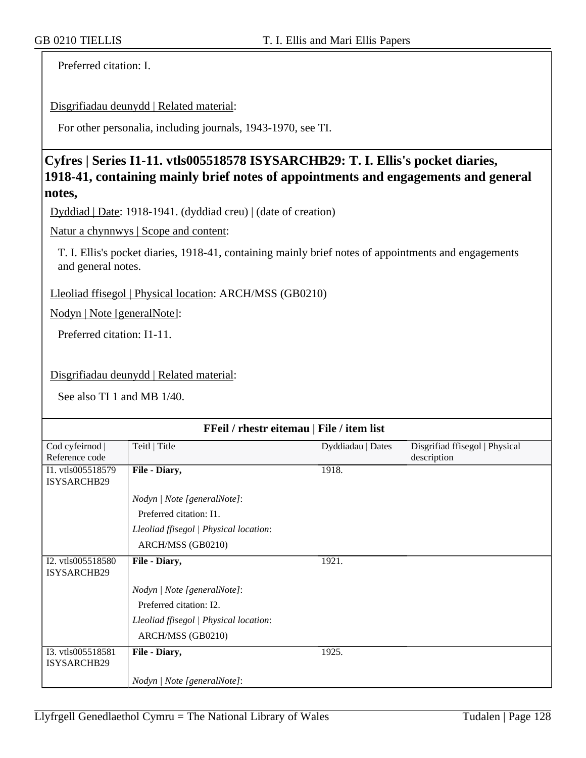Preferred citation: I.

Disgrifiadau deunydd | Related material:

For other personalia, including journals, 1943-1970, see TI.

## Cyfres | Series I1-11. vtls005518578 ISYSARCHB29: T. I. Ellis's pocket diaries, 1918-41, containing mainly brief notes of appointments and engagements and general notes,

Dyddiad | Date: 1918-1941. (dyddiad creu) | (date of creation)

Natur a chynnwys | Scope and content:

T. I. Ellis's pocket diaries, 1918-41, containing mainly brief notes of appointments and engagements and general notes.

Lleoliad ffisegol | Physical location: ARCH/MSS (GB0210)

Nodyn | Note [generalNote]:

Preferred citation: I1-11.

Disgrifiadau deunydd | Related material:

See also TI 1 and MB 1/40.

**FFeil / rhestr eitemau | File / item list**

| Cod cyfeirnod \| Reference code | Teitl \| Title | Dyddiadau \| Dates | Disgrifiad ffisegol \| Physical description |
|---|---|---|---|
| I1. vtls005518579 ISYSARCHB29 | **File - Diary,**<br>*Nodyn \| Note [generalNote]*:<br>Preferred citation: I1.<br>*Lleoliad ffisegol \| Physical location*:<br>ARCH/MSS (GB0210) | 1918. | |
| I2. vtls005518580 ISYSARCHB29 | **File - Diary,**<br>*Nodyn \| Note [generalNote]*:<br>Preferred citation: I2.<br>*Lleoliad ffisegol \| Physical location*:<br>ARCH/MSS (GB0210) | 1921. | |
| I3. vtls005518581 ISYSARCHB29 | **File - Diary,**<br>*Nodyn \| Note [generalNote]*: | 1925. | |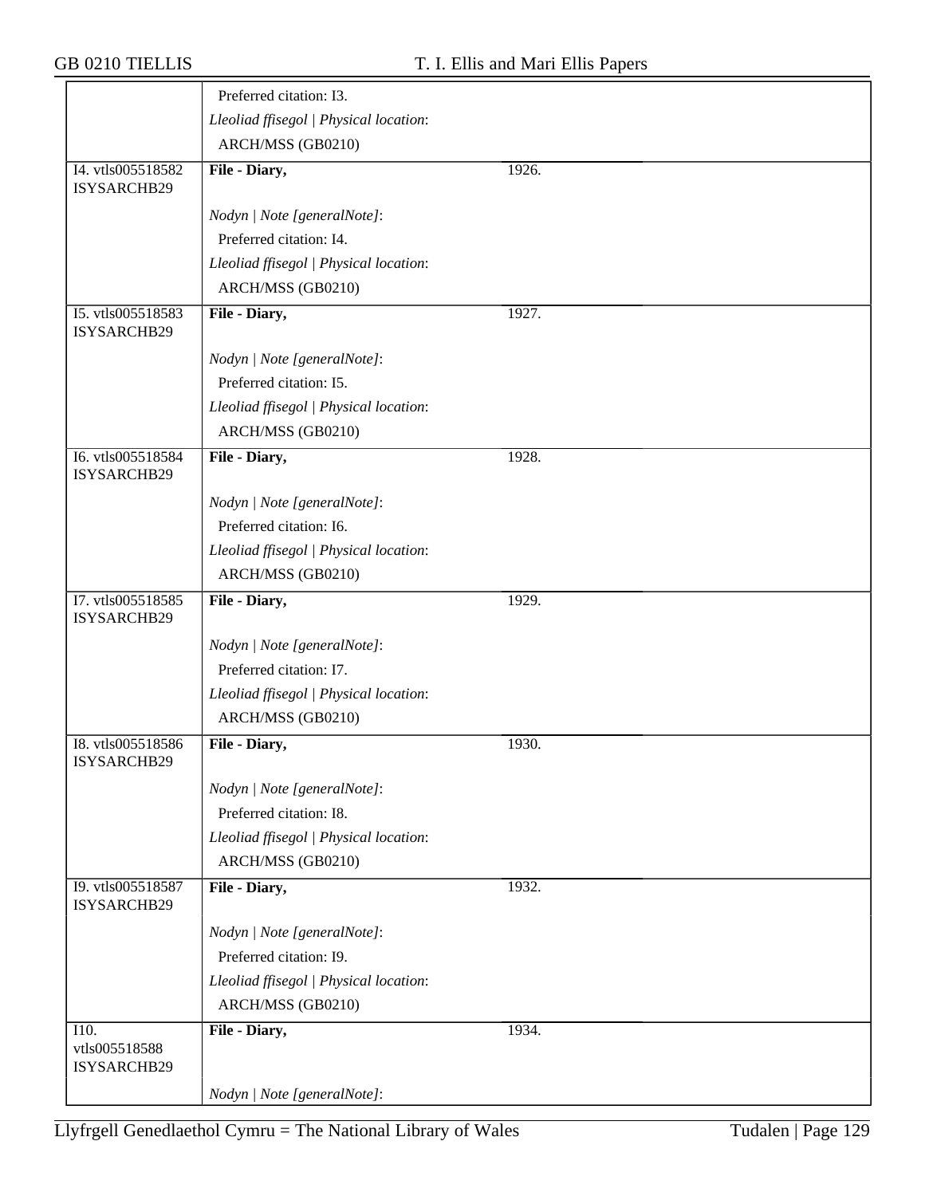| | | |
|---|---|---|
| | Preferred citation: I3. | |
| | *Lleoliad ffisegol \| Physical location*: | |
| | ARCH/MSS (GB0210) | |
| I4. vtls005518582 ISYSARCHB29 | **File - Diary,** | 1926. |
| | *Nodyn \| Note [generalNote]*: | |
| | Preferred citation: I4. | |
| | *Lleoliad ffisegol \| Physical location*: | |
| | ARCH/MSS (GB0210) | |
| I5. vtls005518583 ISYSARCHB29 | **File - Diary,** | 1927. |
| | *Nodyn \| Note [generalNote]*: | |
| | Preferred citation: I5. | |
| | *Lleoliad ffisegol \| Physical location*: | |
| | ARCH/MSS (GB0210) | |
| I6. vtls005518584 ISYSARCHB29 | **File - Diary,** | 1928. |
| | *Nodyn \| Note [generalNote]*: | |
| | Preferred citation: I6. | |
| | *Lleoliad ffisegol \| Physical location*: | |
| | ARCH/MSS (GB0210) | |
| I7. vtls005518585 ISYSARCHB29 | **File - Diary,** | 1929. |
| | *Nodyn \| Note [generalNote]*: | |
| | Preferred citation: I7. | |
| | *Lleoliad ffisegol \| Physical location*: | |
| | ARCH/MSS (GB0210) | |
| I8. vtls005518586 ISYSARCHB29 | **File - Diary,** | 1930. |
| | *Nodyn \| Note [generalNote]*: | |
| | Preferred citation: I8. | |
| | *Lleoliad ffisegol \| Physical location*: | |
| | ARCH/MSS (GB0210) | |
| I9. vtls005518587 ISYSARCHB29 | **File - Diary,** | 1932. |
| | *Nodyn \| Note [generalNote]*: | |
| | Preferred citation: I9. | |
| | *Lleoliad ffisegol \| Physical location*: | |
| | ARCH/MSS (GB0210) | |
| I10. vtls005518588 ISYSARCHB29 | **File - Diary,** | 1934. |
| | *Nodyn \| Note [generalNote]*: | |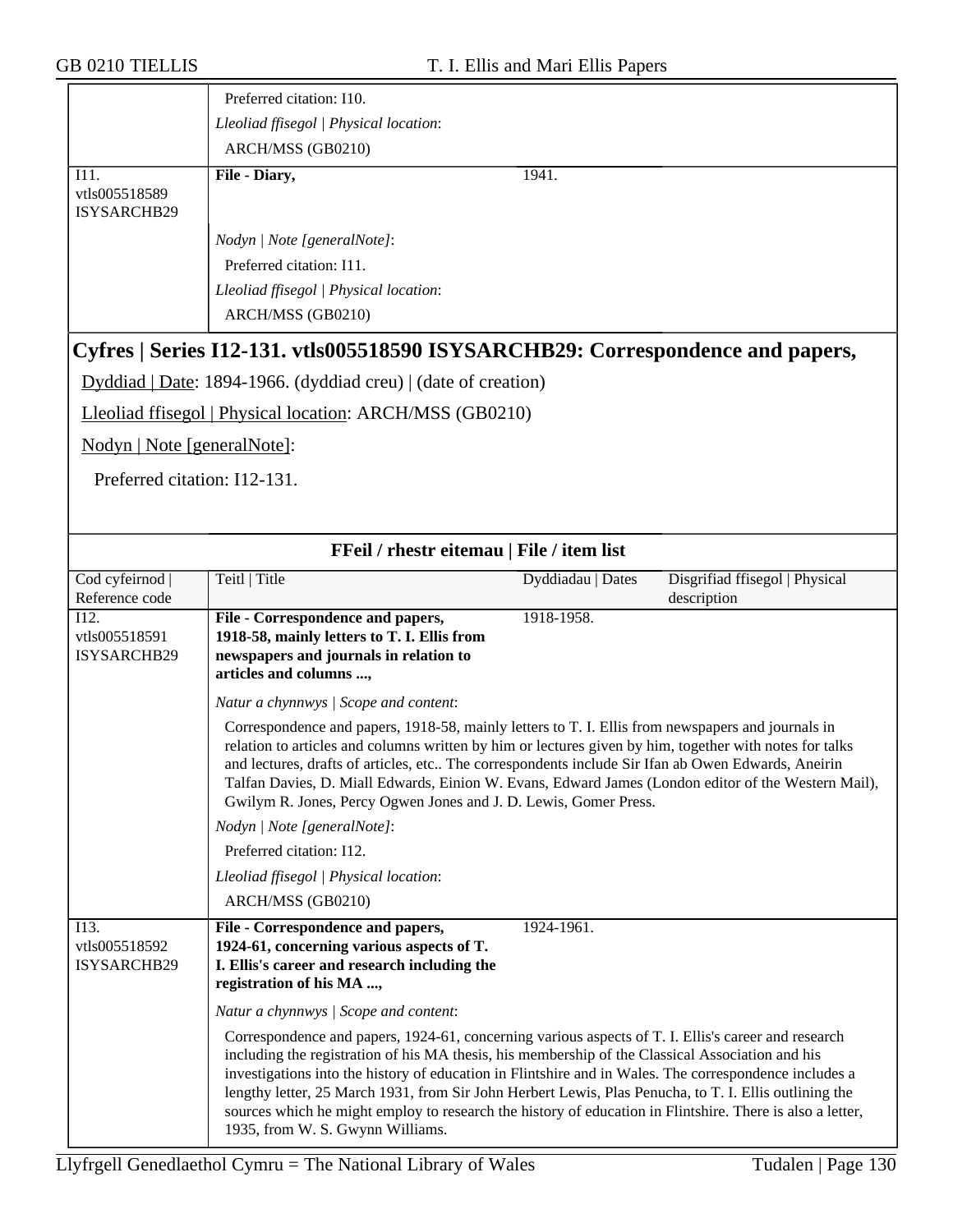| | |
|---|---|
| | Preferred citation: I10. |
| | *Lleoliad ffisegol \| Physical location*: |
| | ARCH/MSS (GB0210) |
| I11. vtls005518589 ISYSARCHB29 | **File - Diary,** 1941. |
| | *Nodyn \| Note [generalNote]*: |
| | Preferred citation: I11. |
| | *Lleoliad ffisegol \| Physical location*: |
| | ARCH/MSS (GB0210) |

## Cyfres | Series I12-131. vtls005518590 ISYSARCHB29: Correspondence and papers,

Dyddiad | Date: 1894-1966. (dyddiad creu) | (date of creation)

Lleoliad ffisegol | Physical location: ARCH/MSS (GB0210)

Nodyn | Note [generalNote]:

Preferred citation: I12-131.

### FFeil / rhestr eitemau | File / item list

| Cod cyfeirnod \| Reference code | Teitl \| Title | Dyddiadau \| Dates | Disgrifiad ffisegol \| Physical description |
|---|---|---|---|
| I12. vtls005518591 ISYSARCHB29 | **File - Correspondence and papers, 1918-58, mainly letters to T. I. Ellis from newspapers and journals in relation to articles and columns ...,** | 1918-1958. | |
| | *Natur a chynnwys \| Scope and content*: Correspondence and papers, 1918-58, mainly letters to T. I. Ellis from newspapers and journals in relation to articles and columns written by him or lectures given by him, together with notes for talks and lectures, drafts of articles, etc.. The correspondents include Sir Ifan ab Owen Edwards, Aneirin Talfan Davies, D. Miall Edwards, Einion W. Evans, Edward James (London editor of the Western Mail), Gwilym R. Jones, Percy Ogwen Jones and J. D. Lewis, Gomer Press. | | |
| | *Nodyn \| Note [generalNote]*: Preferred citation: I12. | | |
| | *Lleoliad ffisegol \| Physical location*: ARCH/MSS (GB0210) | | |
| I13. vtls005518592 ISYSARCHB29 | **File - Correspondence and papers, 1924-61, concerning various aspects of T. I. Ellis's career and research including the registration of his MA ...,** | 1924-1961. | |
| | *Natur a chynnwys \| Scope and content*: Correspondence and papers, 1924-61, concerning various aspects of T. I. Ellis's career and research including the registration of his MA thesis, his membership of the Classical Association and his investigations into the history of education in Flintshire and in Wales. The correspondence includes a lengthy letter, 25 March 1931, from Sir John Herbert Lewis, Plas Penucha, to T. I. Ellis outlining the sources which he might employ to research the history of education in Flintshire. There is also a letter, 1935, from W. S. Gwynn Williams. | | |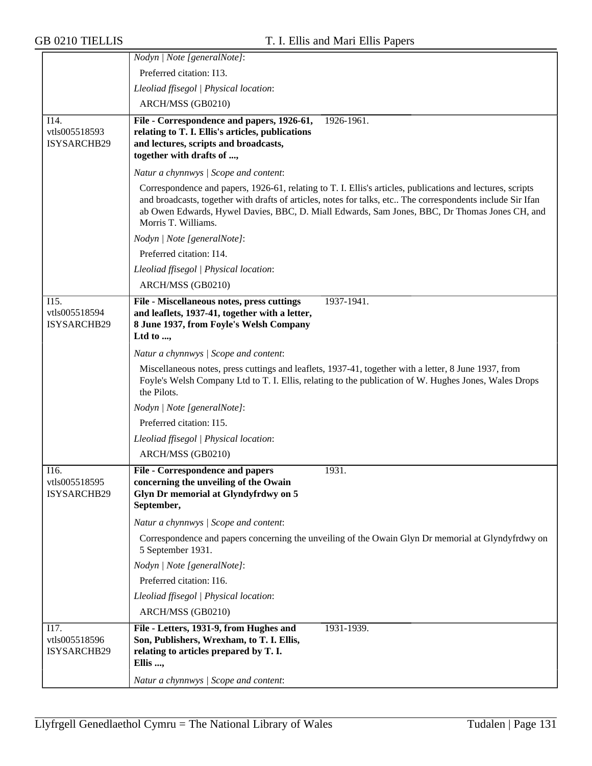| | |
|---|---|
| | *Nodyn \| Note [generalNote]*:<br>Preferred citation: I13.<br>*Lleoliad ffisegol \| Physical location*:<br>ARCH/MSS (GB0210) |
| I14.<br>vtls005518593<br>ISYSARCHB29 | **File - Correspondence and papers, 1926-61, relating to T. I. Ellis's articles, publications and lectures, scripts and broadcasts, together with drafts of ...,** 1926-1961.<br>*Natur a chynnwys \| Scope and content*:<br>Correspondence and papers, 1926-61, relating to T. I. Ellis's articles, publications and lectures, scripts and broadcasts, together with drafts of articles, notes for talks, etc.. The correspondents include Sir Ifan ab Owen Edwards, Hywel Davies, BBC, D. Miall Edwards, Sam Jones, BBC, Dr Thomas Jones CH, and Morris T. Williams.<br>*Nodyn \| Note [generalNote]*:<br>Preferred citation: I14.<br>*Lleoliad ffisegol \| Physical location*:<br>ARCH/MSS (GB0210) |
| I15.<br>vtls005518594<br>ISYSARCHB29 | **File - Miscellaneous notes, press cuttings and leaflets, 1937-41, together with a letter, 8 June 1937, from Foyle's Welsh Company Ltd to ...,** 1937-1941.<br>*Natur a chynnwys \| Scope and content*:<br>Miscellaneous notes, press cuttings and leaflets, 1937-41, together with a letter, 8 June 1937, from Foyle's Welsh Company Ltd to T. I. Ellis, relating to the publication of W. Hughes Jones, Wales Drops the Pilots.<br>*Nodyn \| Note [generalNote]*:<br>Preferred citation: I15.<br>*Lleoliad ffisegol \| Physical location*:<br>ARCH/MSS (GB0210) |
| I16.<br>vtls005518595<br>ISYSARCHB29 | **File - Correspondence and papers concerning the unveiling of the Owain Glyn Dr memorial at Glyndyfrdwy on 5 September,** 1931.<br>*Natur a chynnwys \| Scope and content*:<br>Correspondence and papers concerning the unveiling of the Owain Glyn Dr memorial at Glyndyfrdwy on 5 September 1931.<br>*Nodyn \| Note [generalNote]*:<br>Preferred citation: I16.<br>*Lleoliad ffisegol \| Physical location*:<br>ARCH/MSS (GB0210) |
| I17.<br>vtls005518596<br>ISYSARCHB29 | **File - Letters, 1931-9, from Hughes and Son, Publishers, Wrexham, to T. I. Ellis, relating to articles prepared by T. I. Ellis ...,** 1931-1939.<br>*Natur a chynnwys \| Scope and content*: |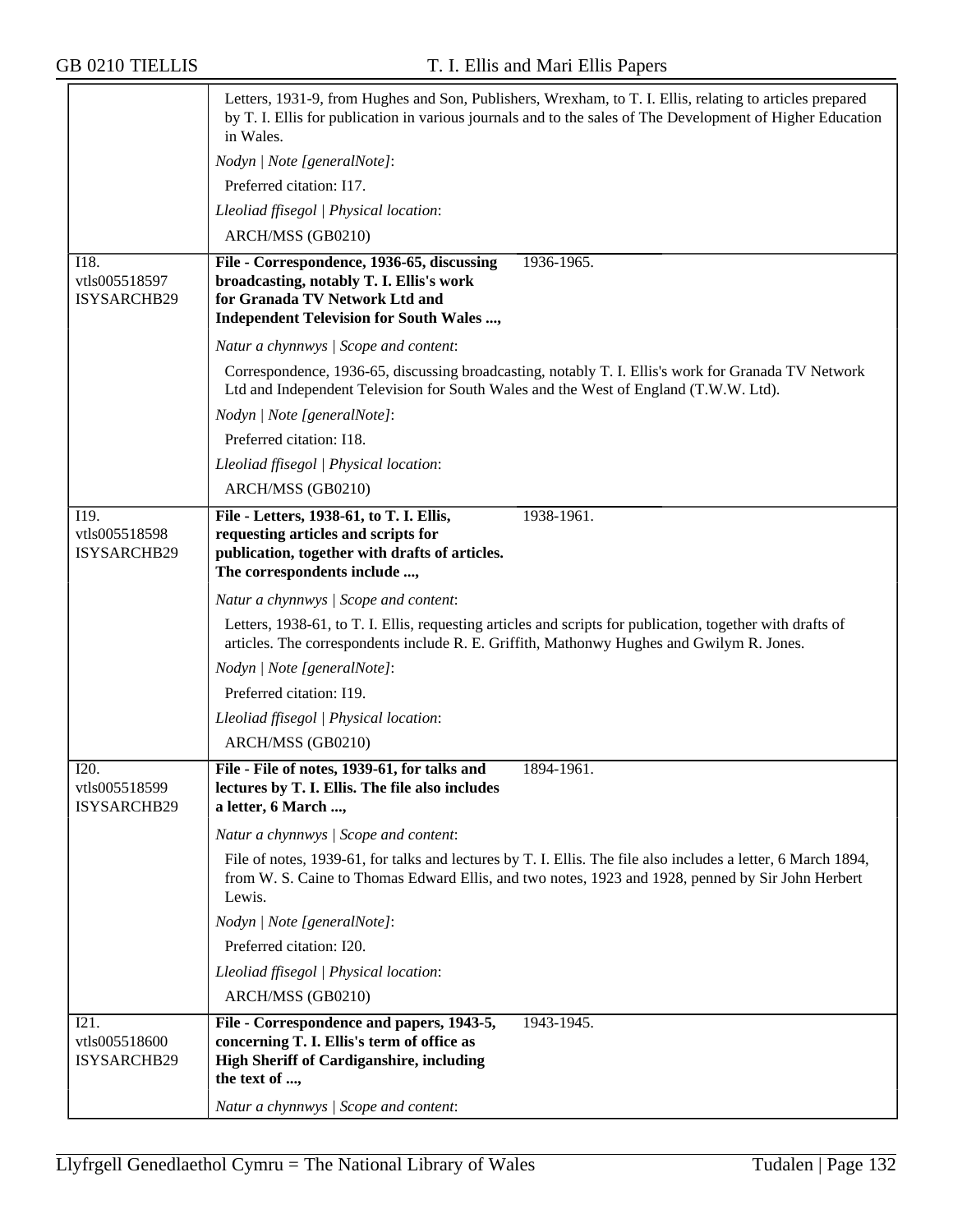Letters, 1931-9, from Hughes and Son, Publishers, Wrexham, to T. I. Ellis, relating to articles prepared by T. I. Ellis for publication in various journals and to the sales of The Development of Higher Education in Wales.

*Nodyn | Note [generalNote]*:

Preferred citation: I17.

*Lleoliad ffisegol | Physical location*:

ARCH/MSS (GB0210)

---

I18.
vtls005518597
ISYSARCHB29

**File - Correspondence, 1936-65, discussing broadcasting, notably T. I. Ellis's work for Granada TV Network Ltd and Independent Television for South Wales ...,** 1936-1965.

*Natur a chynnwys | Scope and content*:

Correspondence, 1936-65, discussing broadcasting, notably T. I. Ellis's work for Granada TV Network Ltd and Independent Television for South Wales and the West of England (T.W.W. Ltd).

*Nodyn | Note [generalNote]*:

Preferred citation: I18.

*Lleoliad ffisegol | Physical location*:

ARCH/MSS (GB0210)

---

I19.
vtls005518598
ISYSARCHB29

**File - Letters, 1938-61, to T. I. Ellis, requesting articles and scripts for publication, together with drafts of articles. The correspondents include ...,** 1938-1961.

*Natur a chynnwys | Scope and content*:

Letters, 1938-61, to T. I. Ellis, requesting articles and scripts for publication, together with drafts of articles. The correspondents include R. E. Griffith, Mathonwy Hughes and Gwilym R. Jones.

*Nodyn | Note [generalNote]*:

Preferred citation: I19.

*Lleoliad ffisegol | Physical location*:

ARCH/MSS (GB0210)

---

I20.
vtls005518599
ISYSARCHB29

**File - File of notes, 1939-61, for talks and lectures by T. I. Ellis. The file also includes a letter, 6 March ...,** 1894-1961.

*Natur a chynnwys | Scope and content*:

File of notes, 1939-61, for talks and lectures by T. I. Ellis. The file also includes a letter, 6 March 1894, from W. S. Caine to Thomas Edward Ellis, and two notes, 1923 and 1928, penned by Sir John Herbert Lewis.

*Nodyn | Note [generalNote]*:

Preferred citation: I20.

*Lleoliad ffisegol | Physical location*:

ARCH/MSS (GB0210)

---

I21.
vtls005518600
ISYSARCHB29

**File - Correspondence and papers, 1943-5, concerning T. I. Ellis's term of office as High Sheriff of Cardiganshire, including the text of ...,** 1943-1945.

*Natur a chynnwys | Scope and content*: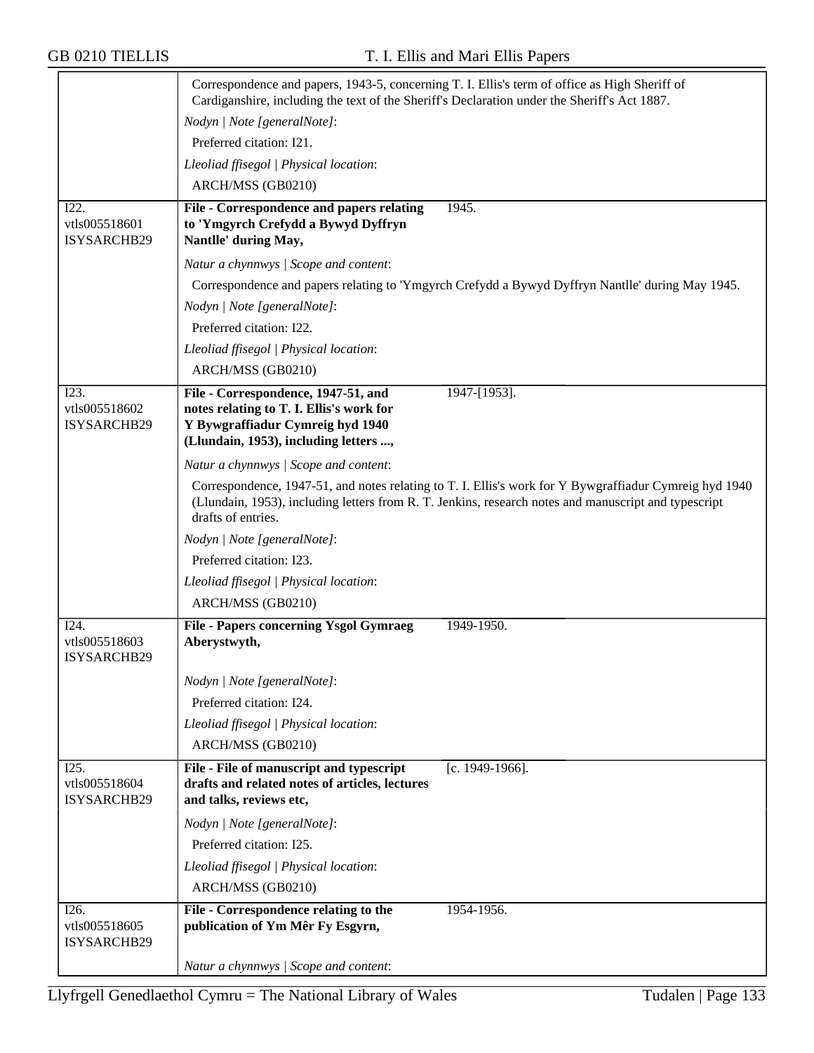Correspondence and papers, 1943-5, concerning T. I. Ellis's term of office as High Sheriff of Cardiganshire, including the text of the Sheriff's Declaration under the Sheriff's Act 1887.

*Nodyn | Note [generalNote]*:

Preferred citation: I21.

*Lleoliad ffisegol | Physical location*:

ARCH/MSS (GB0210)

---

I22.
vtls005518601
ISYSARCHB29

**File - Correspondence and papers relating to 'Ymgyrch Crefydd a Bywyd Dyffryn Nantlle' during May,** 1945.

*Natur a chynnwys | Scope and content*:

Correspondence and papers relating to 'Ymgyrch Crefydd a Bywyd Dyffryn Nantlle' during May 1945.

*Nodyn | Note [generalNote]*:

Preferred citation: I22.

*Lleoliad ffisegol | Physical location*:

ARCH/MSS (GB0210)

---

I23.
vtls005518602
ISYSARCHB29

**File - Correspondence, 1947-51, and notes relating to T. I. Ellis's work for Y Bywgraffiadur Cymreig hyd 1940 (Llundain, 1953), including letters ...,** 1947-[1953].

*Natur a chynnwys | Scope and content*:

Correspondence, 1947-51, and notes relating to T. I. Ellis's work for Y Bywgraffiadur Cymreig hyd 1940 (Llundain, 1953), including letters from R. T. Jenkins, research notes and manuscript and typescript drafts of entries.

*Nodyn | Note [generalNote]*:

Preferred citation: I23.

*Lleoliad ffisegol | Physical location*:

ARCH/MSS (GB0210)

---

I24.
vtls005518603
ISYSARCHB29

**File - Papers concerning Ysgol Gymraeg Aberystwyth,** 1949-1950.

*Nodyn | Note [generalNote]*:

Preferred citation: I24.

*Lleoliad ffisegol | Physical location*:

ARCH/MSS (GB0210)

---

I25.
vtls005518604
ISYSARCHB29

**File - File of manuscript and typescript drafts and related notes of articles, lectures and talks, reviews etc,** [c. 1949-1966].

*Nodyn | Note [generalNote]*:

Preferred citation: I25.

*Lleoliad ffisegol | Physical location*:

ARCH/MSS (GB0210)

---

I26.
vtls005518605
ISYSARCHB29

**File - Correspondence relating to the publication of Ym Mêr Fy Esgyrn,** 1954-1956.

*Natur a chynnwys | Scope and content*: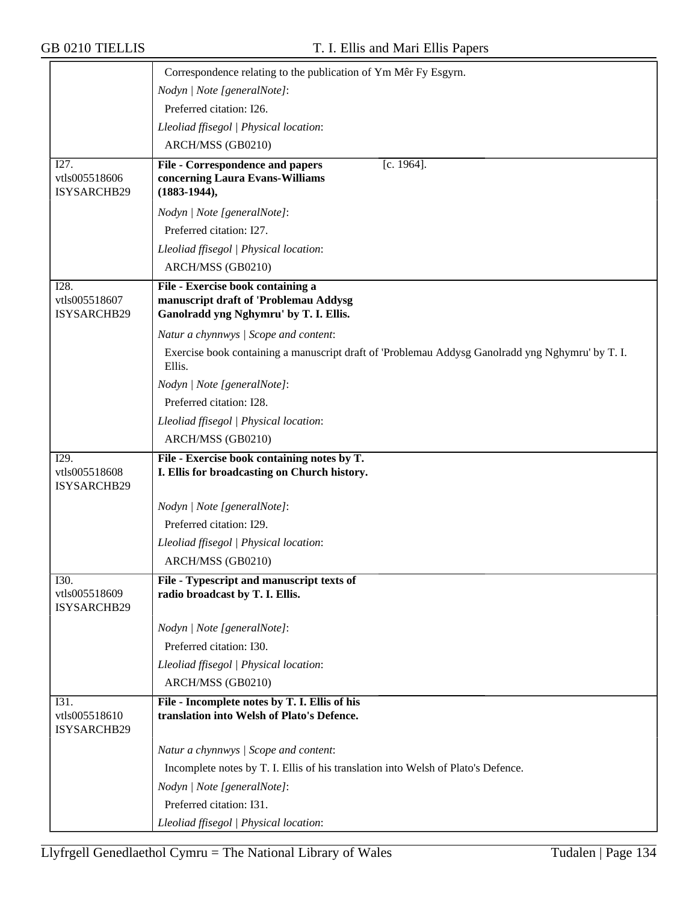Correspondence relating to the publication of Ym Mêr Fy Esgyrn.

*Nodyn | Note [generalNote]*:

Preferred citation: I26.

*Lleoliad ffisegol | Physical location*:

ARCH/MSS (GB0210)

---

I27.
vtls005518606
ISYSARCHB29

**File - Correspondence and papers concerning Laura Evans-Williams (1883-1944),** [c. 1964].

*Nodyn | Note [generalNote]*:

Preferred citation: I27.

*Lleoliad ffisegol | Physical location*:

ARCH/MSS (GB0210)

---

I28.
vtls005518607
ISYSARCHB29

**File - Exercise book containing a manuscript draft of 'Problemau Addysg Ganolradd yng Nghymru' by T. I. Ellis.**

*Natur a chynnwys | Scope and content*:

Exercise book containing a manuscript draft of 'Problemau Addysg Ganolradd yng Nghymru' by T. I. Ellis.

*Nodyn | Note [generalNote]*:

Preferred citation: I28.

*Lleoliad ffisegol | Physical location*:

ARCH/MSS (GB0210)

---

I29.
vtls005518608
ISYSARCHB29

**File - Exercise book containing notes by T. I. Ellis for broadcasting on Church history.**

*Nodyn | Note [generalNote]*:

Preferred citation: I29.

*Lleoliad ffisegol | Physical location*:

ARCH/MSS (GB0210)

---

I30.
vtls005518609
ISYSARCHB29

**File - Typescript and manuscript texts of radio broadcast by T. I. Ellis.**

*Nodyn | Note [generalNote]*:

Preferred citation: I30.

*Lleoliad ffisegol | Physical location*:

ARCH/MSS (GB0210)

---

I31.
vtls005518610
ISYSARCHB29

**File - Incomplete notes by T. I. Ellis of his translation into Welsh of Plato's Defence.**

*Natur a chynnwys | Scope and content*:

Incomplete notes by T. I. Ellis of his translation into Welsh of Plato's Defence.

*Nodyn | Note [generalNote]*:

Preferred citation: I31.

*Lleoliad ffisegol | Physical location*: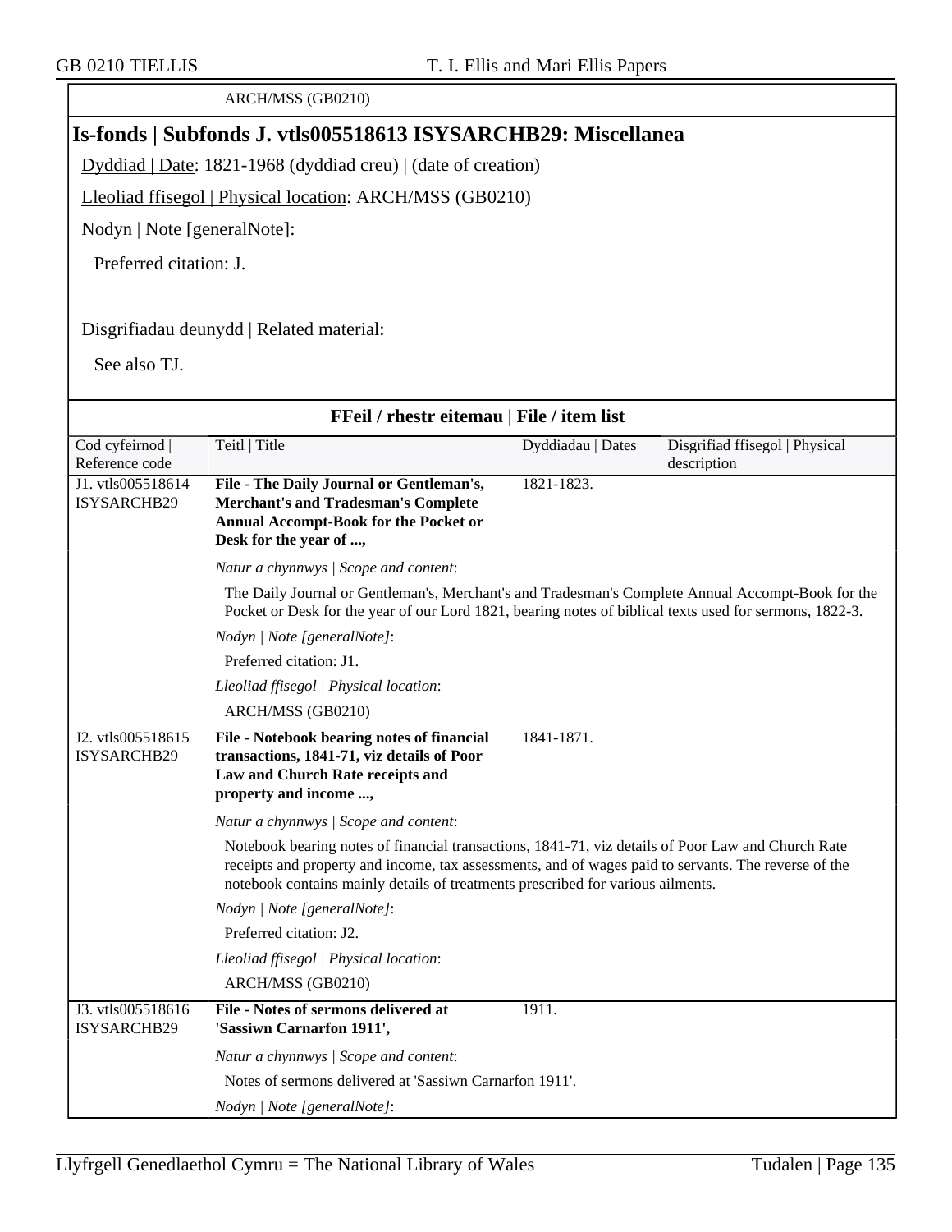| | ARCH/MSS (GB0210) |
|---|---|

## Is-fonds | Subfonds J. vtls005518613 ISYSARCHB29: Miscellanea

Dyddiad | Date: 1821-1968 (dyddiad creu) | (date of creation)

Lleoliad ffisegol | Physical location: ARCH/MSS (GB0210)

Nodyn | Note [generalNote]:

Preferred citation: J.

Disgrifiadau deunydd | Related material:

See also TJ.

### FFeil / rhestr eitemau | File / item list

| Cod cyfeirnod \| Reference code | Teitl \| Title | Dyddiadau \| Dates | Disgrifiad ffisegol \| Physical description |
|---|---|---|---|
| J1. vtls005518614 ISYSARCHB29 | **File - The Daily Journal or Gentleman's, Merchant's and Tradesman's Complete Annual Accompt-Book for the Pocket or Desk for the year of ...,** | 1821-1823. | |
| | *Natur a chynnwys \| Scope and content*: The Daily Journal or Gentleman's, Merchant's and Tradesman's Complete Annual Accompt-Book for the Pocket or Desk for the year of our Lord 1821, bearing notes of biblical texts used for sermons, 1822-3. *Nodyn \| Note [generalNote]*: Preferred citation: J1. *Lleoliad ffisegol \| Physical location*: ARCH/MSS (GB0210) | | |
| J2. vtls005518615 ISYSARCHB29 | **File - Notebook bearing notes of financial transactions, 1841-71, viz details of Poor Law and Church Rate receipts and property and income ...,** | 1841-1871. | |
| | *Natur a chynnwys \| Scope and content*: Notebook bearing notes of financial transactions, 1841-71, viz details of Poor Law and Church Rate receipts and property and income, tax assessments, and of wages paid to servants. The reverse of the notebook contains mainly details of treatments prescribed for various ailments. *Nodyn \| Note [generalNote]*: Preferred citation: J2. *Lleoliad ffisegol \| Physical location*: ARCH/MSS (GB0210) | | |
| J3. vtls005518616 ISYSARCHB29 | **File - Notes of sermons delivered at 'Sassiwn Carnarfon 1911',** | 1911. | |
| | *Natur a chynnwys \| Scope and content*: Notes of sermons delivered at 'Sassiwn Carnarfon 1911'. *Nodyn \| Note [generalNote]*: | | |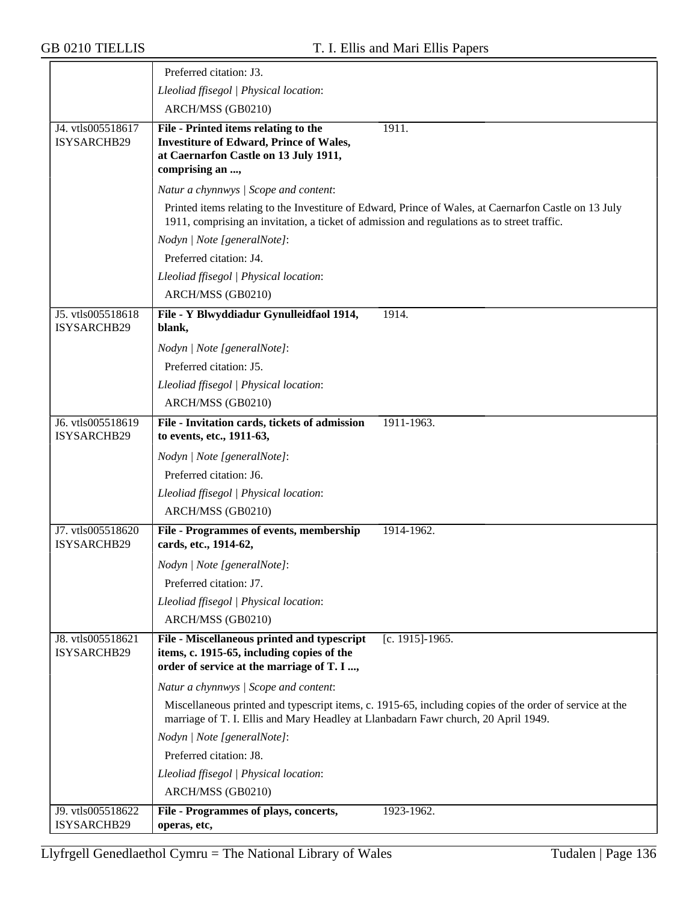Preferred citation: J3.

*Lleoliad ffisegol | Physical location*:

ARCH/MSS (GB0210)

---

J4. vtls005518617 ISYSARCHB29

**File - Printed items relating to the Investiture of Edward, Prince of Wales, at Caernarfon Castle on 13 July 1911, comprising an ...,** 1911.

*Natur a chynnwys | Scope and content*:

Printed items relating to the Investiture of Edward, Prince of Wales, at Caernarfon Castle on 13 July 1911, comprising an invitation, a ticket of admission and regulations as to street traffic.

*Nodyn | Note [generalNote]*:

Preferred citation: J4.

*Lleoliad ffisegol | Physical location*:

ARCH/MSS (GB0210)

---

J5. vtls005518618 ISYSARCHB29

**File - Y Blwyddiadur Gynulleidfaol 1914, blank,** 1914.

*Nodyn | Note [generalNote]*:

Preferred citation: J5.

*Lleoliad ffisegol | Physical location*:

ARCH/MSS (GB0210)

---

J6. vtls005518619 ISYSARCHB29

**File - Invitation cards, tickets of admission to events, etc., 1911-63,** 1911-1963.

*Nodyn | Note [generalNote]*:

Preferred citation: J6.

*Lleoliad ffisegol | Physical location*:

ARCH/MSS (GB0210)

---

J7. vtls005518620 ISYSARCHB29

**File - Programmes of events, membership cards, etc., 1914-62,** 1914-1962.

*Nodyn | Note [generalNote]*:

Preferred citation: J7.

*Lleoliad ffisegol | Physical location*:

ARCH/MSS (GB0210)

---

J8. vtls005518621 ISYSARCHB29

**File - Miscellaneous printed and typescript items, c. 1915-65, including copies of the order of service at the marriage of T. I ...,** [c. 1915]-1965.

*Natur a chynnwys | Scope and content*:

Miscellaneous printed and typescript items, c. 1915-65, including copies of the order of service at the marriage of T. I. Ellis and Mary Headley at Llanbadarn Fawr church, 20 April 1949.

*Nodyn | Note [generalNote]*:

Preferred citation: J8.

*Lleoliad ffisegol | Physical location*:

ARCH/MSS (GB0210)

---

J9. vtls005518622 ISYSARCHB29

**File - Programmes of plays, concerts, operas, etc,** 1923-1962.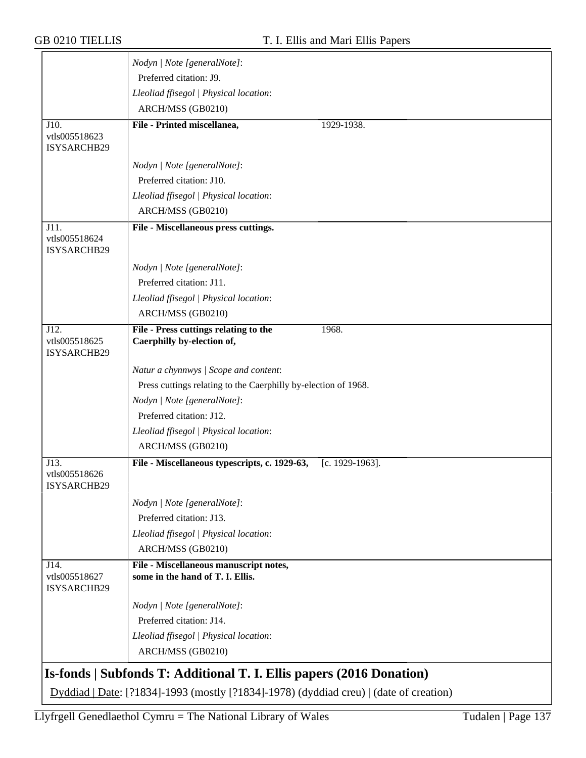*Nodyn | Note [generalNote]*:

Preferred citation: J9.

*Lleoliad ffisegol | Physical location*:

ARCH/MSS (GB0210)

J10.
vtls005518623
ISYSARCHB29

**File - Printed miscellanea,** 1929-1938.

*Nodyn | Note [generalNote]*:

Preferred citation: J10.

*Lleoliad ffisegol | Physical location*:

ARCH/MSS (GB0210)

J11.
vtls005518624
ISYSARCHB29

**File - Miscellaneous press cuttings.**

*Nodyn | Note [generalNote]*:

Preferred citation: J11.

*Lleoliad ffisegol | Physical location*:

ARCH/MSS (GB0210)

J12.
vtls005518625
ISYSARCHB29

**File - Press cuttings relating to the Caerphilly by-election of,** 1968.

*Natur a chynnwys | Scope and content*:

Press cuttings relating to the Caerphilly by-election of 1968.

*Nodyn | Note [generalNote]*:

Preferred citation: J12.

*Lleoliad ffisegol | Physical location*:

ARCH/MSS (GB0210)

J13.
vtls005518626
ISYSARCHB29

**File - Miscellaneous typescripts, c. 1929-63,** [c. 1929-1963].

*Nodyn | Note [generalNote]*:

Preferred citation: J13.

*Lleoliad ffisegol | Physical location*:

ARCH/MSS (GB0210)

J14.
vtls005518627
ISYSARCHB29

**File - Miscellaneous manuscript notes, some in the hand of T. I. Ellis.**

*Nodyn | Note [generalNote]*:

Preferred citation: J14.

*Lleoliad ffisegol | Physical location*:

ARCH/MSS (GB0210)

## Is-fonds | Subfonds T: Additional T. I. Ellis papers (2016 Donation)

Dyddiad | Date: [?1834]-1993 (mostly [?1834]-1978) (dyddiad creu) | (date of creation)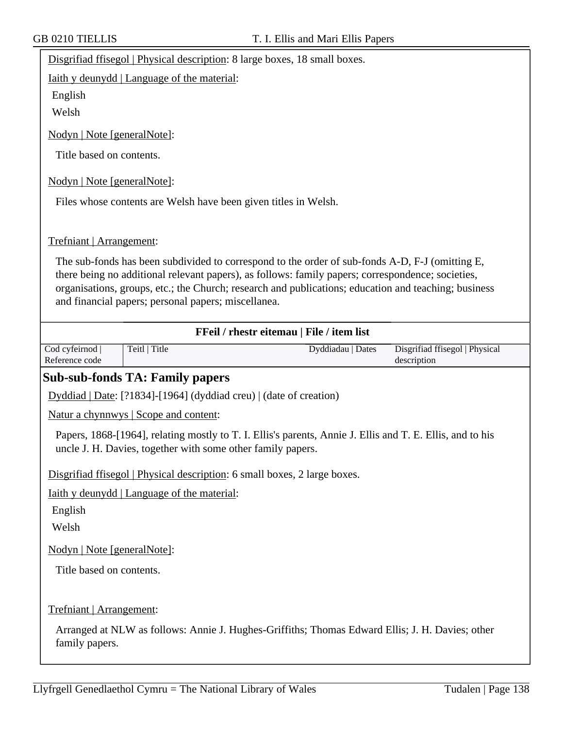Disgrifiad ffisegol | Physical description: 8 large boxes, 18 small boxes.

Iaith y deunydd | Language of the material:

English

Welsh

Nodyn | Note [generalNote]:

Title based on contents.

Nodyn | Note [generalNote]:

Files whose contents are Welsh have been given titles in Welsh.

Trefniant | Arrangement:

The sub-fonds has been subdivided to correspond to the order of sub-fonds A-D, F-J (omitting E, there being no additional relevant papers), as follows: family papers; correspondence; societies, organisations, groups, etc.; the Church; research and publications; education and teaching; business and financial papers; personal papers; miscellanea.

**FFeil / rhestr eitemau | File / item list**

| Cod cyfeirnod \| Reference code | Teitl \| Title | Dyddiadau \| Dates | Disgrifiad ffisegol \| Physical description |
|---|---|---|---|

## Sub-sub-fonds TA: Family papers

Dyddiad | Date: [?1834]-[1964] (dyddiad creu) | (date of creation)

Natur a chynnwys | Scope and content:

Papers, 1868-[1964], relating mostly to T. I. Ellis's parents, Annie J. Ellis and T. E. Ellis, and to his uncle J. H. Davies, together with some other family papers.

Disgrifiad ffisegol | Physical description: 6 small boxes, 2 large boxes.

Iaith y deunydd | Language of the material:

English

Welsh

Nodyn | Note [generalNote]:

Title based on contents.

Trefniant | Arrangement:

Arranged at NLW as follows: Annie J. Hughes-Griffiths; Thomas Edward Ellis; J. H. Davies; other family papers.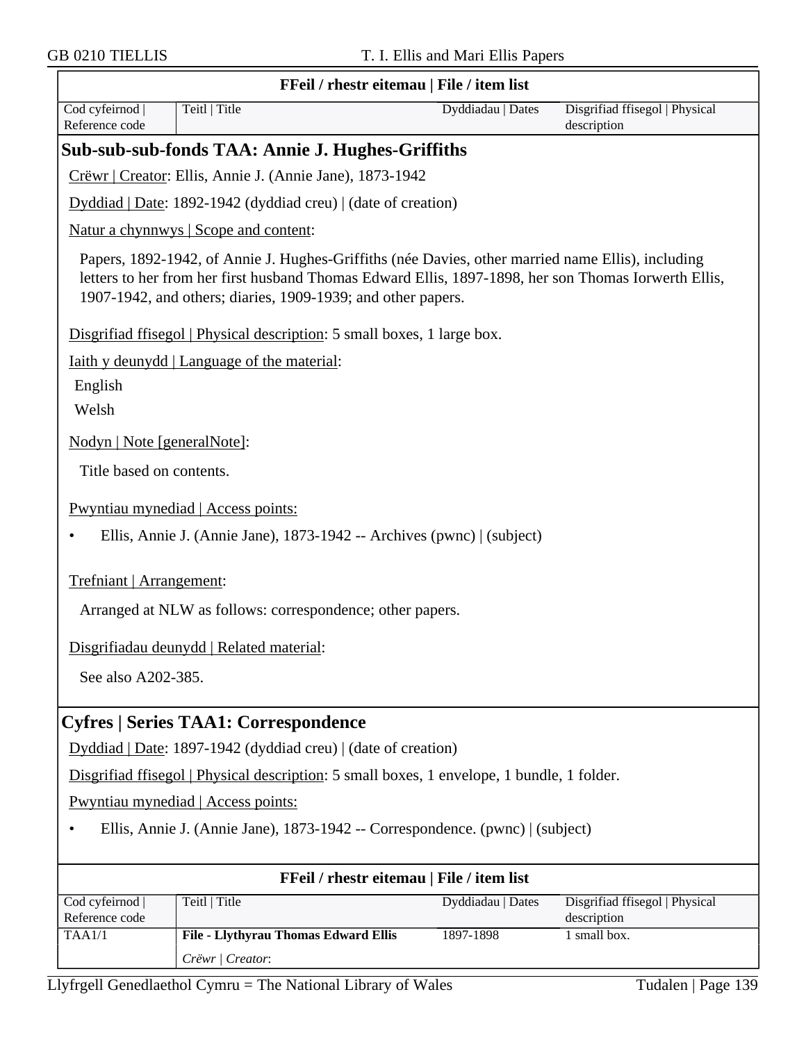| FFeil / rhestr eitemau \| File / item list | | | |
|---|---|---|---|
| Cod cyfeirnod \| Reference code | Teitl \| Title | Dyddiadau \| Dates | Disgrifiad ffisegol \| Physical description |

## Sub-sub-sub-fonds TAA: Annie J. Hughes-Griffiths

Crëwr | Creator: Ellis, Annie J. (Annie Jane), 1873-1942

Dyddiad | Date: 1892-1942 (dyddiad creu) | (date of creation)

Natur a chynnwys | Scope and content:

Papers, 1892-1942, of Annie J. Hughes-Griffiths (née Davies, other married name Ellis), including letters to her from her first husband Thomas Edward Ellis, 1897-1898, her son Thomas Iorwerth Ellis, 1907-1942, and others; diaries, 1909-1939; and other papers.

Disgrifiad ffisegol | Physical description: 5 small boxes, 1 large box.

Iaith y deunydd | Language of the material:

English

Welsh

Nodyn | Note [generalNote]:

Title based on contents.

Pwyntiau mynediad | Access points:

- Ellis, Annie J. (Annie Jane), 1873-1942 -- Archives (pwnc) | (subject)

Trefniant | Arrangement:

Arranged at NLW as follows: correspondence; other papers.

Disgrifiadau deunydd | Related material:

See also A202-385.

## Cyfres | Series TAA1: Correspondence

Dyddiad | Date: 1897-1942 (dyddiad creu) | (date of creation)

Disgrifiad ffisegol | Physical description: 5 small boxes, 1 envelope, 1 bundle, 1 folder.

Pwyntiau mynediad | Access points:

- Ellis, Annie J. (Annie Jane), 1873-1942 -- Correspondence. (pwnc) | (subject)

| FFeil / rhestr eitemau \| File / item list | | | |
|---|---|---|---|
| Cod cyfeirnod \| Reference code | Teitl \| Title | Dyddiadau \| Dates | Disgrifiad ffisegol \| Physical description |
| TAA1/1 | **File - Llythyrau Thomas Edward Ellis**<br>*Crëwr \| Creator*: | 1897-1898 | 1 small box. |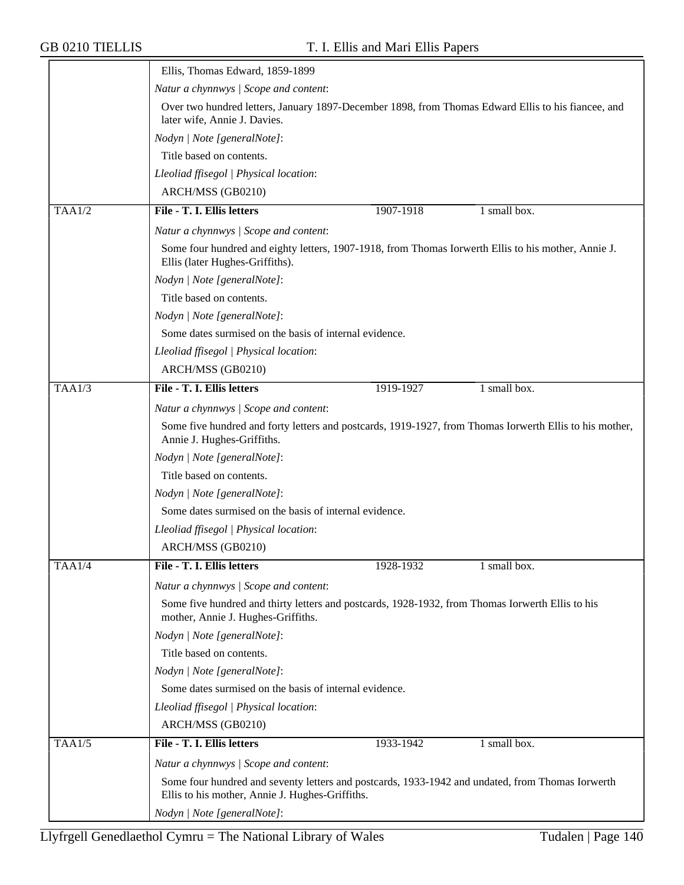Ellis, Thomas Edward, 1859-1899

*Natur a chynnwys | Scope and content*:

Over two hundred letters, January 1897-December 1898, from Thomas Edward Ellis to his fiancee, and later wife, Annie J. Davies.

*Nodyn | Note [generalNote]*:

Title based on contents.

*Lleoliad ffisegol | Physical location*:

ARCH/MSS (GB0210)

| TAA1/2 | **File - T. I. Ellis letters** | 1907-1918 | 1 small box. |
|---|---|---|---|

*Natur a chynnwys | Scope and content*:

Some four hundred and eighty letters, 1907-1918, from Thomas Iorwerth Ellis to his mother, Annie J. Ellis (later Hughes-Griffiths).

*Nodyn | Note [generalNote]*:

Title based on contents.

*Nodyn | Note [generalNote]*:

Some dates surmised on the basis of internal evidence.

*Lleoliad ffisegol | Physical location*:

ARCH/MSS (GB0210)

| TAA1/3 | **File - T. I. Ellis letters** | 1919-1927 | 1 small box. |
|---|---|---|---|

*Natur a chynnwys | Scope and content*:

Some five hundred and forty letters and postcards, 1919-1927, from Thomas Iorwerth Ellis to his mother, Annie J. Hughes-Griffiths.

*Nodyn | Note [generalNote]*:

Title based on contents.

*Nodyn | Note [generalNote]*:

Some dates surmised on the basis of internal evidence.

*Lleoliad ffisegol | Physical location*:

ARCH/MSS (GB0210)

| TAA1/4 | **File - T. I. Ellis letters** | 1928-1932 | 1 small box. |
|---|---|---|---|

*Natur a chynnwys | Scope and content*:

Some five hundred and thirty letters and postcards, 1928-1932, from Thomas Iorwerth Ellis to his mother, Annie J. Hughes-Griffiths.

*Nodyn | Note [generalNote]*:

Title based on contents.

*Nodyn | Note [generalNote]*:

Some dates surmised on the basis of internal evidence.

*Lleoliad ffisegol | Physical location*:

ARCH/MSS (GB0210)

| TAA1/5 | **File - T. I. Ellis letters** | 1933-1942 | 1 small box. |
|---|---|---|---|

*Natur a chynnwys | Scope and content*:

Some four hundred and seventy letters and postcards, 1933-1942 and undated, from Thomas Iorwerth Ellis to his mother, Annie J. Hughes-Griffiths.

*Nodyn | Note [generalNote]*: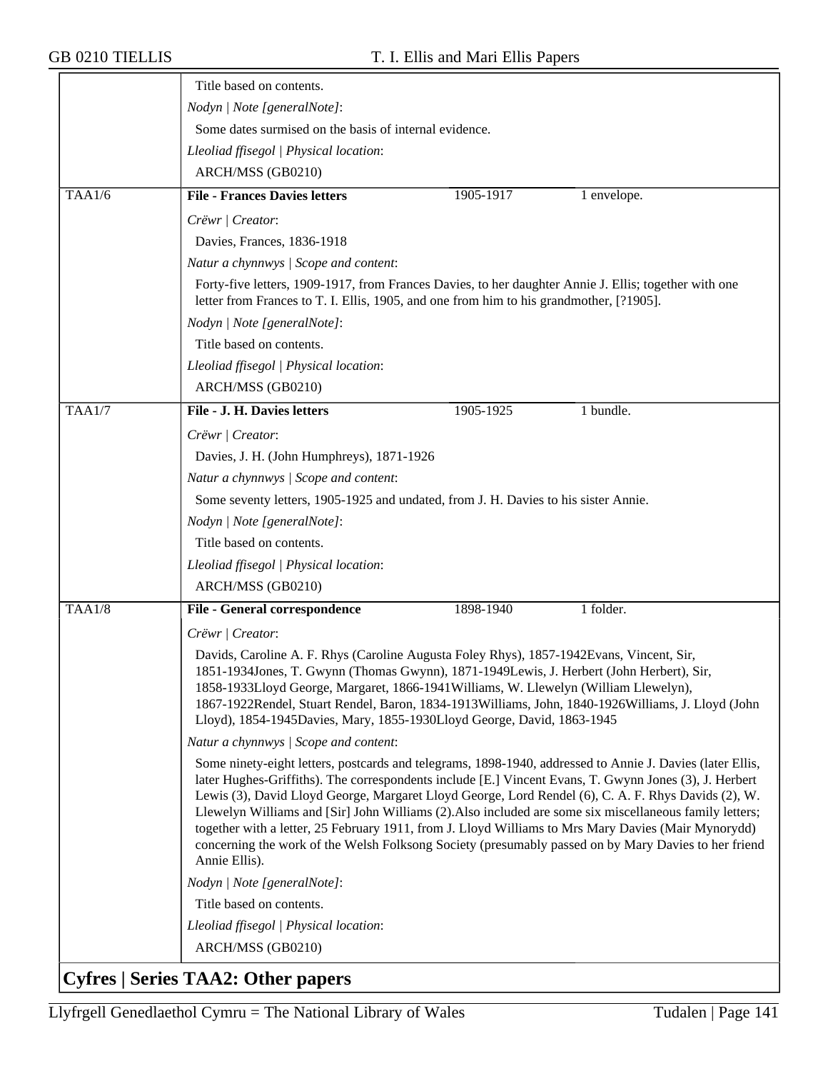Title based on contents.

*Nodyn | Note [generalNote]*:

Some dates surmised on the basis of internal evidence.

*Lleoliad ffisegol | Physical location*:

ARCH/MSS (GB0210)

| TAA1/6 | **File - Frances Davies letters** | 1905-1917 | 1 envelope. |
|---|---|---|---|

*Crëwr | Creator*:

Davies, Frances, 1836-1918

*Natur a chynnwys | Scope and content*:

Forty-five letters, 1909-1917, from Frances Davies, to her daughter Annie J. Ellis; together with one letter from Frances to T. I. Ellis, 1905, and one from him to his grandmother, [?1905].

*Nodyn | Note [generalNote]*:

Title based on contents.

*Lleoliad ffisegol | Physical location*:

ARCH/MSS (GB0210)

| TAA1/7 | **File - J. H. Davies letters** | 1905-1925 | 1 bundle. |
|---|---|---|---|

*Crëwr | Creator*:

Davies, J. H. (John Humphreys), 1871-1926

*Natur a chynnwys | Scope and content*:

Some seventy letters, 1905-1925 and undated, from J. H. Davies to his sister Annie.

*Nodyn | Note [generalNote]*:

Title based on contents.

*Lleoliad ffisegol | Physical location*:

ARCH/MSS (GB0210)

| TAA1/8 | **File - General correspondence** | 1898-1940 | 1 folder. |
|---|---|---|---|

*Crëwr | Creator*:

Davids, Caroline A. F. Rhys (Caroline Augusta Foley Rhys), 1857-1942Evans, Vincent, Sir, 1851-1934Jones, T. Gwynn (Thomas Gwynn), 1871-1949Lewis, J. Herbert (John Herbert), Sir, 1858-1933Lloyd George, Margaret, 1866-1941Williams, W. Llewelyn (William Llewelyn), 1867-1922Rendel, Stuart Rendel, Baron, 1834-1913Williams, John, 1840-1926Williams, J. Lloyd (John Lloyd), 1854-1945Davies, Mary, 1855-1930Lloyd George, David, 1863-1945

*Natur a chynnwys | Scope and content*:

Some ninety-eight letters, postcards and telegrams, 1898-1940, addressed to Annie J. Davies (later Ellis, later Hughes-Griffiths). The correspondents include [E.] Vincent Evans, T. Gwynn Jones (3), J. Herbert Lewis (3), David Lloyd George, Margaret Lloyd George, Lord Rendel (6), C. A. F. Rhys Davids (2), W. Llewelyn Williams and [Sir] John Williams (2).Also included are some six miscellaneous family letters; together with a letter, 25 February 1911, from J. Lloyd Williams to Mrs Mary Davies (Mair Mynorydd) concerning the work of the Welsh Folksong Society (presumably passed on by Mary Davies to her friend Annie Ellis).

*Nodyn | Note [generalNote]*:

Title based on contents.

*Lleoliad ffisegol | Physical location*:

ARCH/MSS (GB0210)

## Cyfres | Series TAA2: Other papers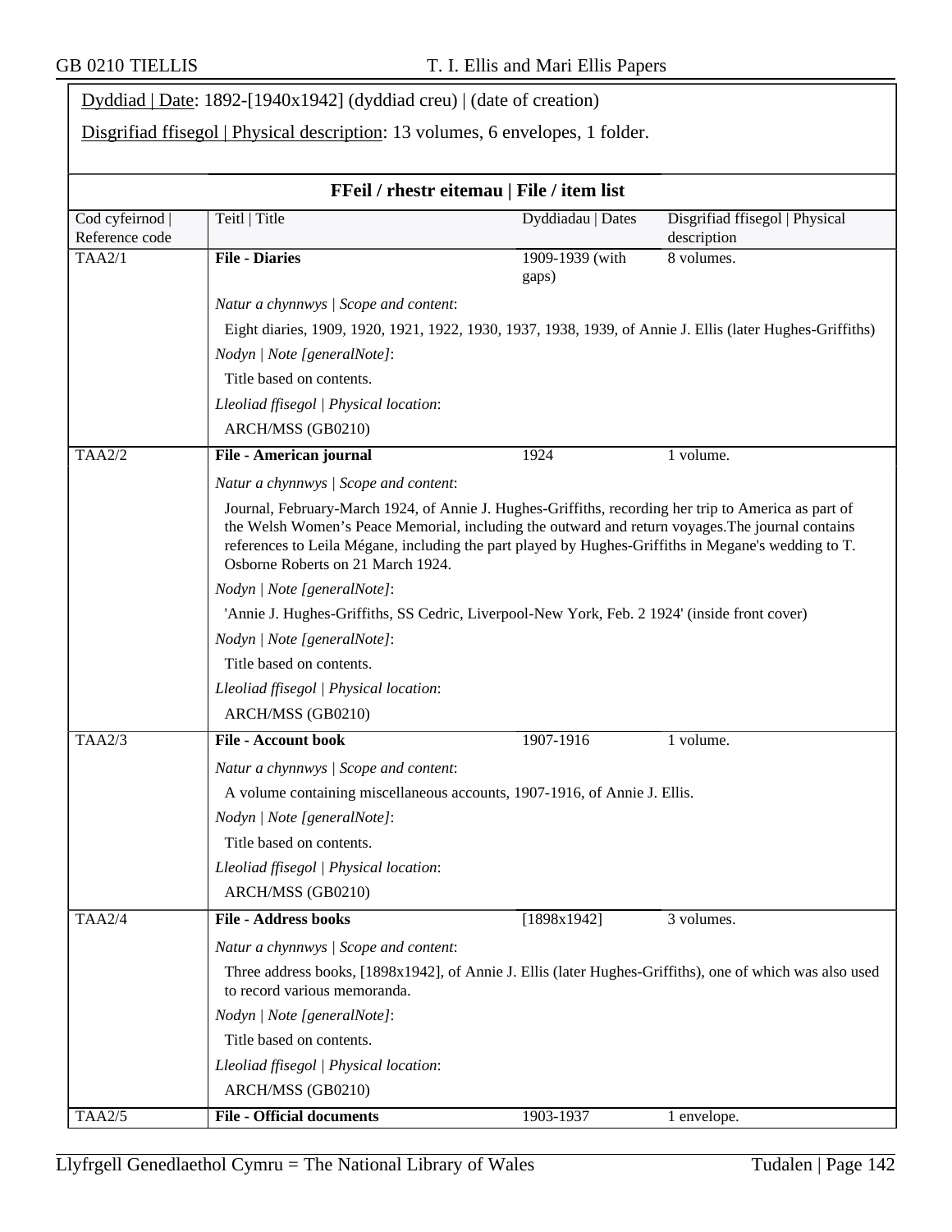Dyddiad | Date: 1892-[1940x1942] (dyddiad creu) | (date of creation)

Disgrifiad ffisegol | Physical description: 13 volumes, 6 envelopes, 1 folder.

**FFeil / rhestr eitemau | File / item list**

| Cod cyfeirnod \| Reference code | Teitl \| Title | Dyddiadau \| Dates | Disgrifiad ffisegol \| Physical description |
|---|---|---|---|
| TAA2/1 | **File - Diaries** | 1909-1939 (with gaps) | 8 volumes. |

*Natur a chynnwys | Scope and content*:

Eight diaries, 1909, 1920, 1921, 1922, 1930, 1937, 1938, 1939, of Annie J. Ellis (later Hughes-Griffiths)

*Nodyn | Note [generalNote]*:

Title based on contents.

*Lleoliad ffisegol | Physical location*:

ARCH/MSS (GB0210)

| Cod cyfeirnod \| Reference code | Teitl \| Title | Dyddiadau \| Dates | Disgrifiad ffisegol \| Physical description |
|---|---|---|---|
| TAA2/2 | **File - American journal** | 1924 | 1 volume. |

*Natur a chynnwys | Scope and content*:

Journal, February-March 1924, of Annie J. Hughes-Griffiths, recording her trip to America as part of the Welsh Women's Peace Memorial, including the outward and return voyages.The journal contains references to Leila Mégane, including the part played by Hughes-Griffiths in Megane's wedding to T. Osborne Roberts on 21 March 1924.

*Nodyn | Note [generalNote]*:

'Annie J. Hughes-Griffiths, SS Cedric, Liverpool-New York, Feb. 2 1924' (inside front cover)

*Nodyn | Note [generalNote]*:

Title based on contents.

*Lleoliad ffisegol | Physical location*:

ARCH/MSS (GB0210)

| Cod cyfeirnod \| Reference code | Teitl \| Title | Dyddiadau \| Dates | Disgrifiad ffisegol \| Physical description |
|---|---|---|---|
| TAA2/3 | **File - Account book** | 1907-1916 | 1 volume. |

*Natur a chynnwys | Scope and content*:

A volume containing miscellaneous accounts, 1907-1916, of Annie J. Ellis.

*Nodyn | Note [generalNote]*:

Title based on contents.

*Lleoliad ffisegol | Physical location*:

ARCH/MSS (GB0210)

| Cod cyfeirnod \| Reference code | Teitl \| Title | Dyddiadau \| Dates | Disgrifiad ffisegol \| Physical description |
|---|---|---|---|
| TAA2/4 | **File - Address books** | [1898x1942] | 3 volumes. |

*Natur a chynnwys | Scope and content*:

Three address books, [1898x1942], of Annie J. Ellis (later Hughes-Griffiths), one of which was also used to record various memoranda.

*Nodyn | Note [generalNote]*:

Title based on contents.

*Lleoliad ffisegol | Physical location*:

ARCH/MSS (GB0210)

| Cod cyfeirnod \| Reference code | Teitl \| Title | Dyddiadau \| Dates | Disgrifiad ffisegol \| Physical description |
|---|---|---|---|
| TAA2/5 | **File - Official documents** | 1903-1937 | 1 envelope. |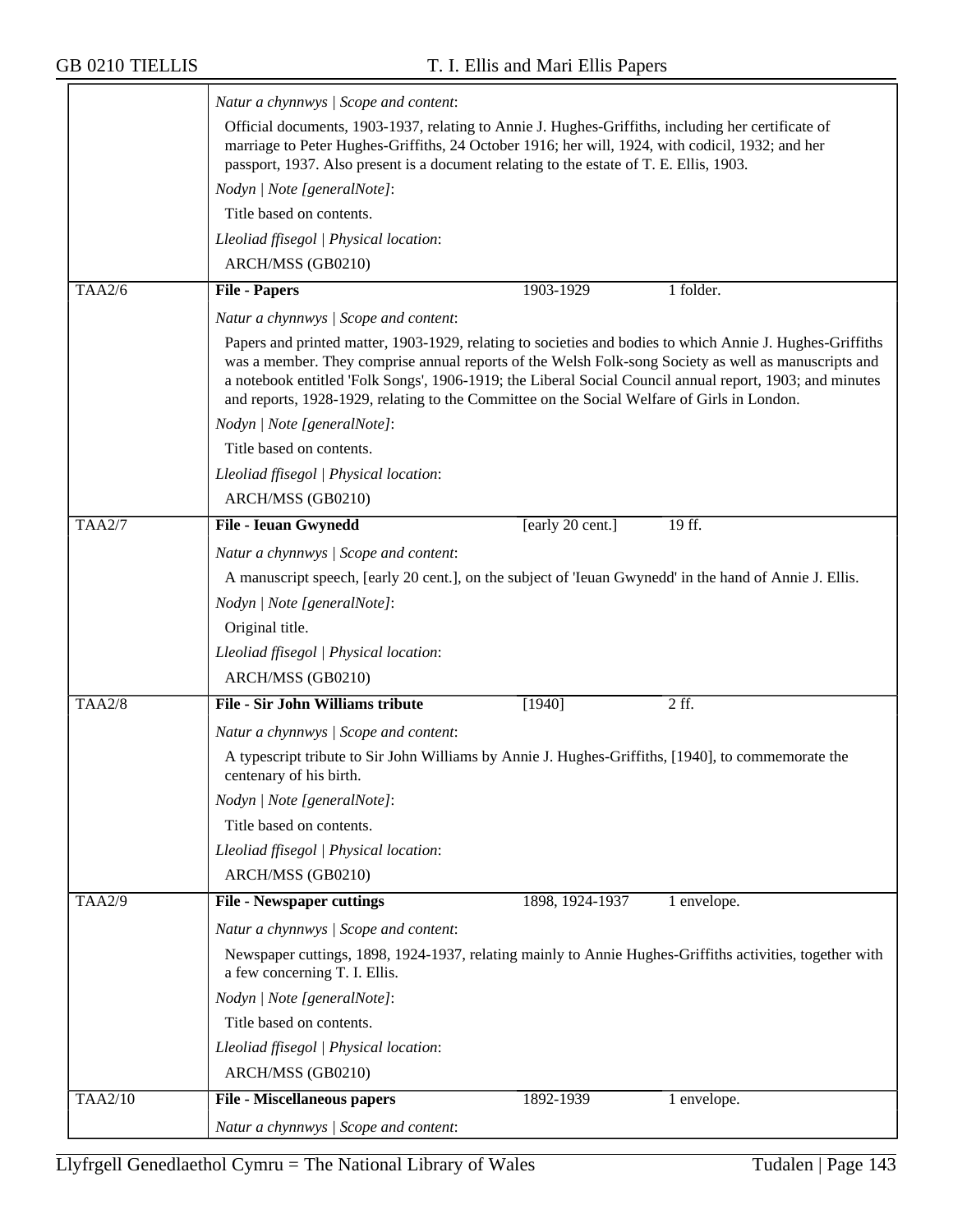*Natur a chynnwys | Scope and content*:

Official documents, 1903-1937, relating to Annie J. Hughes-Griffiths, including her certificate of marriage to Peter Hughes-Griffiths, 24 October 1916; her will, 1924, with codicil, 1932; and her passport, 1937. Also present is a document relating to the estate of T. E. Ellis, 1903.

*Nodyn | Note [generalNote]*:

Title based on contents.

*Lleoliad ffisegol | Physical location*:

ARCH/MSS (GB0210)

| TAA2/6 | **File - Papers** | 1903-1929 | 1 folder. |
|---|---|---|---|

*Natur a chynnwys | Scope and content*:

Papers and printed matter, 1903-1929, relating to societies and bodies to which Annie J. Hughes-Griffiths was a member. They comprise annual reports of the Welsh Folk-song Society as well as manuscripts and a notebook entitled 'Folk Songs', 1906-1919; the Liberal Social Council annual report, 1903; and minutes and reports, 1928-1929, relating to the Committee on the Social Welfare of Girls in London.

*Nodyn | Note [generalNote]*:

Title based on contents.

*Lleoliad ffisegol | Physical location*:

ARCH/MSS (GB0210)

| TAA2/7 | **File - Ieuan Gwynedd** | [early 20 cent.] | 19 ff. |
|---|---|---|---|

*Natur a chynnwys | Scope and content*:

A manuscript speech, [early 20 cent.], on the subject of 'Ieuan Gwynedd' in the hand of Annie J. Ellis.

*Nodyn | Note [generalNote]*:

Original title.

*Lleoliad ffisegol | Physical location*:

ARCH/MSS (GB0210)

| TAA2/8 | **File - Sir John Williams tribute** | [1940] | 2 ff. |
|---|---|---|---|

*Natur a chynnwys | Scope and content*:

A typescript tribute to Sir John Williams by Annie J. Hughes-Griffiths, [1940], to commemorate the centenary of his birth.

*Nodyn | Note [generalNote]*:

Title based on contents.

*Lleoliad ffisegol | Physical location*:

ARCH/MSS (GB0210)

| TAA2/9 | **File - Newspaper cuttings** | 1898, 1924-1937 | 1 envelope. |
|---|---|---|---|

*Natur a chynnwys | Scope and content*:

Newspaper cuttings, 1898, 1924-1937, relating mainly to Annie Hughes-Griffiths activities, together with a few concerning T. I. Ellis.

*Nodyn | Note [generalNote]*:

Title based on contents.

*Lleoliad ffisegol | Physical location*:

ARCH/MSS (GB0210)

| TAA2/10 | **File - Miscellaneous papers** | 1892-1939 | 1 envelope. |
|---|---|---|---|

*Natur a chynnwys | Scope and content*: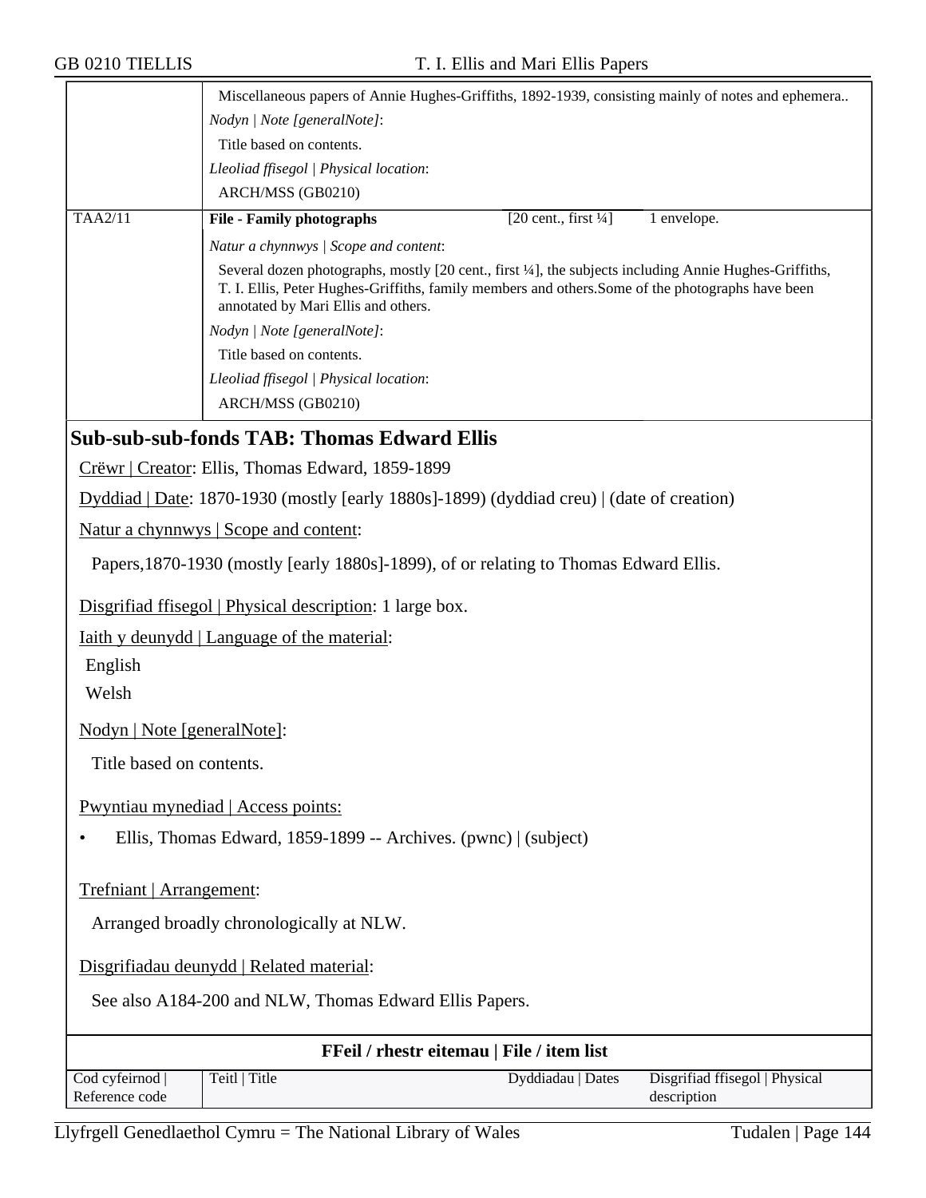| | Miscellaneous papers of Annie Hughes-Griffiths, 1892-1939, consisting mainly of notes and ephemera.. | | |
|---|---|---|---|
| | *Nodyn \| Note [generalNote]*: | | |
| | Title based on contents. | | |
| | *Lleoliad ffisegol \| Physical location*: | | |
| | ARCH/MSS (GB0210) | | |
| TAA2/11 | **File - Family photographs** | [20 cent., first ¼] | 1 envelope. |
| | *Natur a chynnwys \| Scope and content*: | | |
| | Several dozen photographs, mostly [20 cent., first ¼], the subjects including Annie Hughes-Griffiths, T. I. Ellis, Peter Hughes-Griffiths, family members and others.Some of the photographs have been annotated by Mari Ellis and others. | | |
| | *Nodyn \| Note [generalNote]*: | | |
| | Title based on contents. | | |
| | *Lleoliad ffisegol \| Physical location*: | | |
| | ARCH/MSS (GB0210) | | |

## Sub-sub-sub-fonds TAB: Thomas Edward Ellis

Crëwr | Creator: Ellis, Thomas Edward, 1859-1899

Dyddiad | Date: 1870-1930 (mostly [early 1880s]-1899) (dyddiad creu) | (date of creation)

Natur a chynnwys | Scope and content:

Papers,1870-1930 (mostly [early 1880s]-1899), of or relating to Thomas Edward Ellis.

Disgrifiad ffisegol | Physical description: 1 large box.

Iaith y deunydd | Language of the material:

English

Welsh

Nodyn | Note [generalNote]:

Title based on contents.

Pwyntiau mynediad | Access points:

- Ellis, Thomas Edward, 1859-1899 -- Archives. (pwnc) | (subject)

Trefniant | Arrangement:

Arranged broadly chronologically at NLW.

Disgrifiadau deunydd | Related material:

See also A184-200 and NLW, Thomas Edward Ellis Papers.

**FFeil / rhestr eitemau | File / item list**

| Cod cyfeirnod \| Reference code | Teitl \| Title | Dyddiadau \| Dates | Disgrifiad ffisegol \| Physical description |
|---|---|---|---|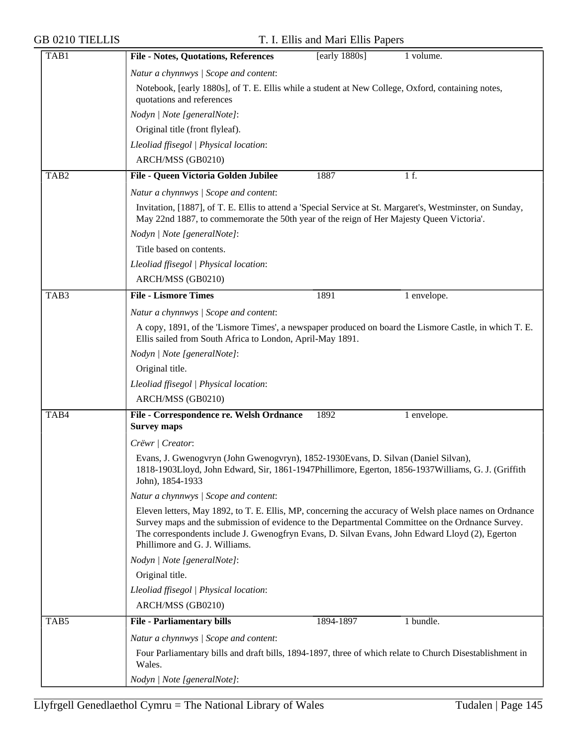| TAB1 | **File - Notes, Quotations, References** | [early 1880s] | 1 volume. |
|---|---|---|---|

*Natur a chynnwys | Scope and content*:

Notebook, [early 1880s], of T. E. Ellis while a student at New College, Oxford, containing notes, quotations and references

*Nodyn | Note [generalNote]*:

Original title (front flyleaf).

*Lleoliad ffisegol | Physical location*:

ARCH/MSS (GB0210)

| TAB2 | **File - Queen Victoria Golden Jubilee** | 1887 | 1 f. |
|---|---|---|---|

*Natur a chynnwys | Scope and content*:

Invitation, [1887], of T. E. Ellis to attend a 'Special Service at St. Margaret's, Westminster, on Sunday, May 22nd 1887, to commemorate the 50th year of the reign of Her Majesty Queen Victoria'.

*Nodyn | Note [generalNote]*:

Title based on contents.

*Lleoliad ffisegol | Physical location*:

ARCH/MSS (GB0210)

| TAB3 | **File - Lismore Times** | 1891 | 1 envelope. |
|---|---|---|---|

*Natur a chynnwys | Scope and content*:

A copy, 1891, of the 'Lismore Times', a newspaper produced on board the Lismore Castle, in which T. E. Ellis sailed from South Africa to London, April-May 1891.

*Nodyn | Note [generalNote]*:

Original title.

*Lleoliad ffisegol | Physical location*:

ARCH/MSS (GB0210)

| TAB4 | **File - Correspondence re. Welsh Ordnance Survey maps** | 1892 | 1 envelope. |
|---|---|---|---|

*Crëwr | Creator*:

Evans, J. Gwenogvryn (John Gwenogvryn), 1852-1930Evans, D. Silvan (Daniel Silvan), 1818-1903Lloyd, John Edward, Sir, 1861-1947Phillimore, Egerton, 1856-1937Williams, G. J. (Griffith John), 1854-1933

*Natur a chynnwys | Scope and content*:

Eleven letters, May 1892, to T. E. Ellis, MP, concerning the accuracy of Welsh place names on Ordnance Survey maps and the submission of evidence to the Departmental Committee on the Ordnance Survey. The correspondents include J. Gwenogfryn Evans, D. Silvan Evans, John Edward Lloyd (2), Egerton Phillimore and G. J. Williams.

*Nodyn | Note [generalNote]*:

Original title.

*Lleoliad ffisegol | Physical location*:

ARCH/MSS (GB0210)

| TAB5 | **File - Parliamentary bills** | 1894-1897 | 1 bundle. |
|---|---|---|---|

*Natur a chynnwys | Scope and content*:

Four Parliamentary bills and draft bills, 1894-1897, three of which relate to Church Disestablishment in Wales.

*Nodyn | Note [generalNote]*: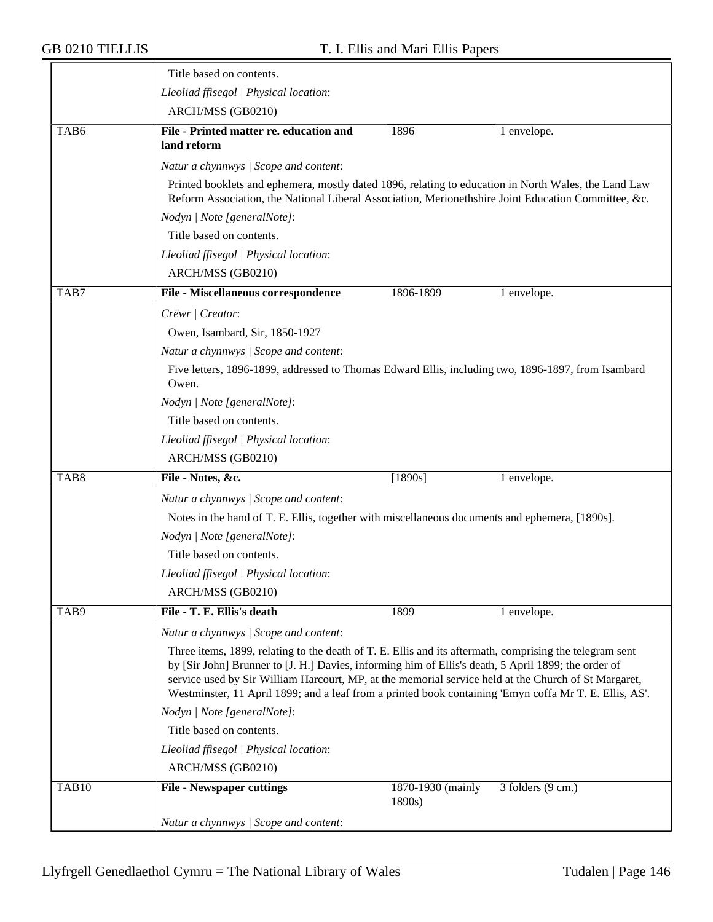Title based on contents.

*Lleoliad ffisegol | Physical location*:

ARCH/MSS (GB0210)

| TAB6 | **File - Printed matter re. education and land reform** | 1896 | 1 envelope. |
|---|---|---|---|

*Natur a chynnwys | Scope and content*:

Printed booklets and ephemera, mostly dated 1896, relating to education in North Wales, the Land Law Reform Association, the National Liberal Association, Merionethshire Joint Education Committee, &c.

*Nodyn | Note [generalNote]*:

Title based on contents.

*Lleoliad ffisegol | Physical location*:

ARCH/MSS (GB0210)

| TAB7 | **File - Miscellaneous correspondence** | 1896-1899 | 1 envelope. |
|---|---|---|---|

*Crëwr | Creator*:

Owen, Isambard, Sir, 1850-1927

*Natur a chynnwys | Scope and content*:

Five letters, 1896-1899, addressed to Thomas Edward Ellis, including two, 1896-1897, from Isambard Owen.

*Nodyn | Note [generalNote]*:

Title based on contents.

*Lleoliad ffisegol | Physical location*:

ARCH/MSS (GB0210)

| TAB8 | **File - Notes, &c.** | [1890s] | 1 envelope. |
|---|---|---|---|

*Natur a chynnwys | Scope and content*:

Notes in the hand of T. E. Ellis, together with miscellaneous documents and ephemera, [1890s].

*Nodyn | Note [generalNote]*:

Title based on contents.

*Lleoliad ffisegol | Physical location*:

ARCH/MSS (GB0210)

| TAB9 | **File - T. E. Ellis's death** | 1899 | 1 envelope. |
|---|---|---|---|

*Natur a chynnwys | Scope and content*:

Three items, 1899, relating to the death of T. E. Ellis and its aftermath, comprising the telegram sent by [Sir John] Brunner to [J. H.] Davies, informing him of Ellis's death, 5 April 1899; the order of service used by Sir William Harcourt, MP, at the memorial service held at the Church of St Margaret, Westminster, 11 April 1899; and a leaf from a printed book containing 'Emyn coffa Mr T. E. Ellis, AS'.

*Nodyn | Note [generalNote]*:

Title based on contents.

*Lleoliad ffisegol | Physical location*:

ARCH/MSS (GB0210)

| TAB10 | **File - Newspaper cuttings** | 1870-1930 (mainly 1890s) | 3 folders (9 cm.) |
|---|---|---|---|

*Natur a chynnwys | Scope and content*: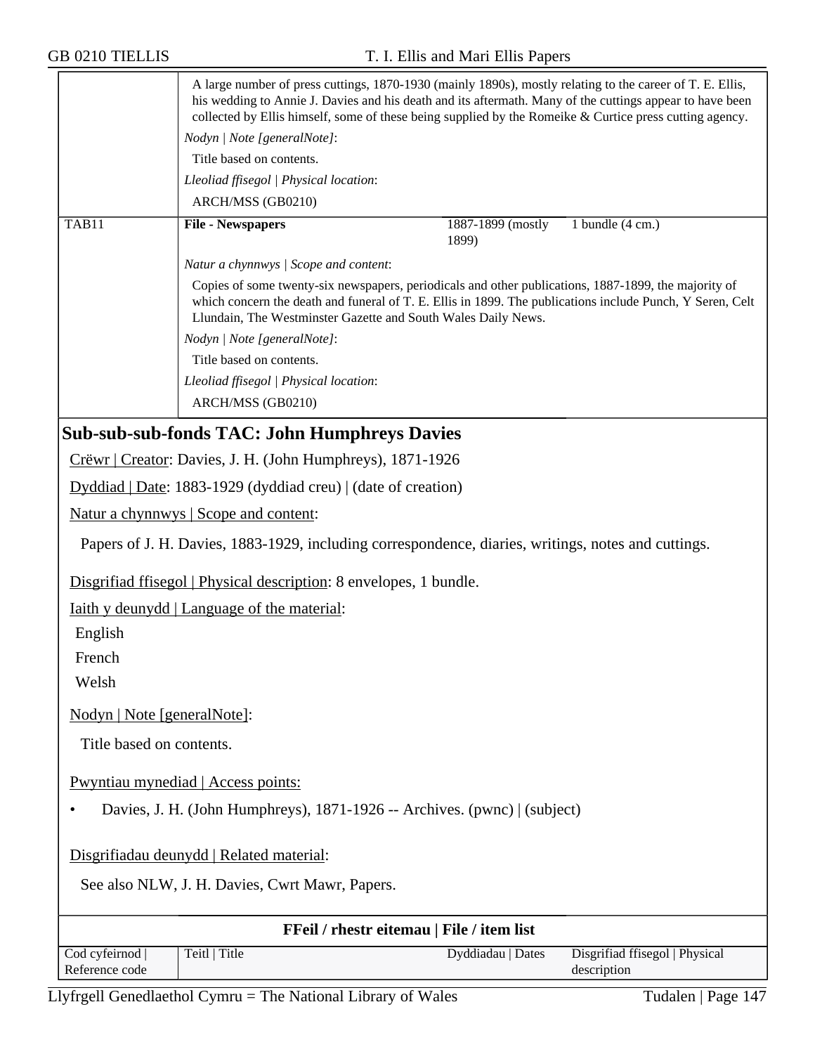| | | | |
|---|---|---|---|
| | A large number of press cuttings, 1870-1930 (mainly 1890s), mostly relating to the career of T. E. Ellis, his wedding to Annie J. Davies and his death and its aftermath. Many of the cuttings appear to have been collected by Ellis himself, some of these being supplied by the Romeike & Curtice press cutting agency.<br>*Nodyn \| Note [generalNote]*:<br>Title based on contents.<br>*Lleoliad ffisegol \| Physical location*:<br>ARCH/MSS (GB0210) | | |
| TAB11 | **File - Newspapers** | 1887-1899 (mostly 1899) | 1 bundle (4 cm.) |
| | *Natur a chynnwys \| Scope and content*:<br>Copies of some twenty-six newspapers, periodicals and other publications, 1887-1899, the majority of which concern the death and funeral of T. E. Ellis in 1899. The publications include Punch, Y Seren, Celt Llundain, The Westminster Gazette and South Wales Daily News.<br>*Nodyn \| Note [generalNote]*:<br>Title based on contents.<br>*Lleoliad ffisegol \| Physical location*:<br>ARCH/MSS (GB0210) | | |

## Sub-sub-sub-fonds TAC: John Humphreys Davies

Crëwr | Creator: Davies, J. H. (John Humphreys), 1871-1926

Dyddiad | Date: 1883-1929 (dyddiad creu) | (date of creation)

Natur a chynnwys | Scope and content:

Papers of J. H. Davies, 1883-1929, including correspondence, diaries, writings, notes and cuttings.

Disgrifiad ffisegol | Physical description: 8 envelopes, 1 bundle.

Iaith y deunydd | Language of the material:

English

French

Welsh

Nodyn | Note [generalNote]:

Title based on contents.

Pwyntiau mynediad | Access points:

- Davies, J. H. (John Humphreys), 1871-1926 -- Archives. (pwnc) | (subject)

Disgrifiadau deunydd | Related material:

See also NLW, J. H. Davies, Cwrt Mawr, Papers.

**FFeil / rhestr eitemau | File / item list**

| Cod cyfeirnod \| Reference code | Teitl \| Title | Dyddiadau \| Dates | Disgrifiad ffisegol \| Physical description |
|---|---|---|---|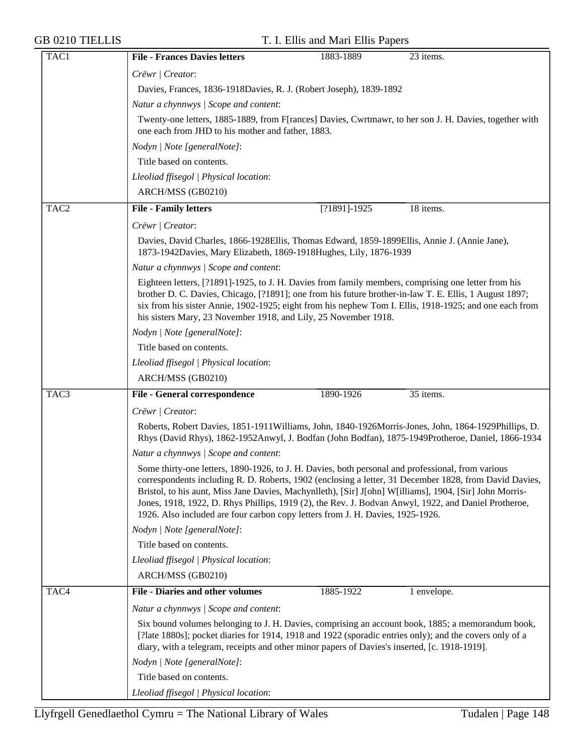## TAC1 — File - Frances Davies letters — 1883-1889 — 23 items.

*Crëwr | Creator*:

Davies, Frances, 1836-1918Davies, R. J. (Robert Joseph), 1839-1892

*Natur a chynnwys | Scope and content*:

Twenty-one letters, 1885-1889, from F[rances] Davies, Cwrtmawr, to her son J. H. Davies, together with one each from JHD to his mother and father, 1883.

*Nodyn | Note [generalNote]*:

Title based on contents.

*Lleoliad ffisegol | Physical location*:

ARCH/MSS (GB0210)

## TAC2 — File - Family letters — [?1891]-1925 — 18 items.

*Crëwr | Creator*:

Davies, David Charles, 1866-1928Ellis, Thomas Edward, 1859-1899Ellis, Annie J. (Annie Jane), 1873-1942Davies, Mary Elizabeth, 1869-1918Hughes, Lily, 1876-1939

*Natur a chynnwys | Scope and content*:

Eighteen letters, [?1891]-1925, to J. H. Davies from family members, comprising one letter from his brother D. C. Davies, Chicago, [?1891]; one from his future brother-in-law T. E. Ellis, 1 August 1897; six from his sister Annie, 1902-1925; eight from his nephew Tom I. Ellis, 1918-1925; and one each from his sisters Mary, 23 November 1918, and Lily, 25 November 1918.

*Nodyn | Note [generalNote]*:

Title based on contents.

*Lleoliad ffisegol | Physical location*:

ARCH/MSS (GB0210)

## TAC3 — File - General correspondence — 1890-1926 — 35 items.

*Crëwr | Creator*:

Roberts, Robert Davies, 1851-1911Williams, John, 1840-1926Morris-Jones, John, 1864-1929Phillips, D. Rhys (David Rhys), 1862-1952Anwyl, J. Bodfan (John Bodfan), 1875-1949Protheroe, Daniel, 1866-1934

*Natur a chynnwys | Scope and content*:

Some thirty-one letters, 1890-1926, to J. H. Davies, both personal and professional, from various correspondents including R. D. Roberts, 1902 (enclosing a letter, 31 December 1828, from David Davies, Bristol, to his aunt, Miss Jane Davies, Machynlleth), [Sir] J[ohn] W[illiams], 1904, [Sir] John Morris-Jones, 1918, 1922, D. Rhys Phillips, 1919 (2), the Rev. J. Bodvan Anwyl, 1922, and Daniel Protheroe, 1926. Also included are four carbon copy letters from J. H. Davies, 1925-1926.

*Nodyn | Note [generalNote]*:

Title based on contents.

*Lleoliad ffisegol | Physical location*:

ARCH/MSS (GB0210)

## TAC4 — File - Diaries and other volumes — 1885-1922 — 1 envelope.

*Natur a chynnwys | Scope and content*:

Six bound volumes belonging to J. H. Davies, comprising an account book, 1885; a memorandum book, [?late 1880s]; pocket diaries for 1914, 1918 and 1922 (sporadic entries only); and the covers only of a diary, with a telegram, receipts and other minor papers of Davies's inserted, [c. 1918-1919].

*Nodyn | Note [generalNote]*:

Title based on contents.

*Lleoliad ffisegol | Physical location*: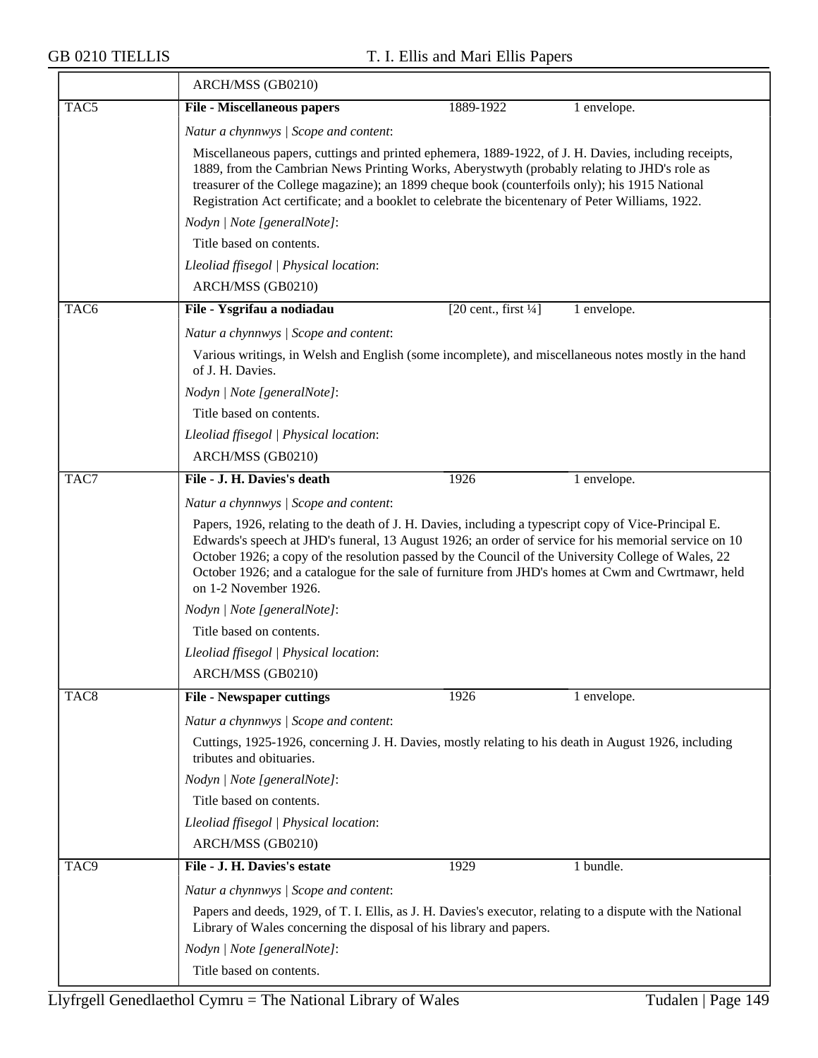ARCH/MSS (GB0210)

| | | | |
|---|---|---|---|
| TAC5 | **File - Miscellaneous papers** | 1889-1922 | 1 envelope. |

*Natur a chynnwys | Scope and content*:

Miscellaneous papers, cuttings and printed ephemera, 1889-1922, of J. H. Davies, including receipts, 1889, from the Cambrian News Printing Works, Aberystwyth (probably relating to JHD's role as treasurer of the College magazine); an 1899 cheque book (counterfoils only); his 1915 National Registration Act certificate; and a booklet to celebrate the bicentenary of Peter Williams, 1922.

*Nodyn | Note [generalNote]*:

Title based on contents.

*Lleoliad ffisegol | Physical location*:

ARCH/MSS (GB0210)

| | | | |
|---|---|---|---|
| TAC6 | **File - Ysgrifau a nodiadau** | [20 cent., first ¼] | 1 envelope. |

*Natur a chynnwys | Scope and content*:

Various writings, in Welsh and English (some incomplete), and miscellaneous notes mostly in the hand of J. H. Davies.

*Nodyn | Note [generalNote]*:

Title based on contents.

*Lleoliad ffisegol | Physical location*:

ARCH/MSS (GB0210)

| | | | |
|---|---|---|---|
| TAC7 | **File - J. H. Davies's death** | 1926 | 1 envelope. |

*Natur a chynnwys | Scope and content*:

Papers, 1926, relating to the death of J. H. Davies, including a typescript copy of Vice-Principal E. Edwards's speech at JHD's funeral, 13 August 1926; an order of service for his memorial service on 10 October 1926; a copy of the resolution passed by the Council of the University College of Wales, 22 October 1926; and a catalogue for the sale of furniture from JHD's homes at Cwm and Cwrtmawr, held on 1-2 November 1926.

*Nodyn | Note [generalNote]*:

Title based on contents.

*Lleoliad ffisegol | Physical location*:

ARCH/MSS (GB0210)

| | | | |
|---|---|---|---|
| TAC8 | **File - Newspaper cuttings** | 1926 | 1 envelope. |

*Natur a chynnwys | Scope and content*:

Cuttings, 1925-1926, concerning J. H. Davies, mostly relating to his death in August 1926, including tributes and obituaries.

*Nodyn | Note [generalNote]*:

Title based on contents.

*Lleoliad ffisegol | Physical location*:

ARCH/MSS (GB0210)

| | | | |
|---|---|---|---|
| TAC9 | **File - J. H. Davies's estate** | 1929 | 1 bundle. |

*Natur a chynnwys | Scope and content*:

Papers and deeds, 1929, of T. I. Ellis, as J. H. Davies's executor, relating to a dispute with the National Library of Wales concerning the disposal of his library and papers.

*Nodyn | Note [generalNote]*:

Title based on contents.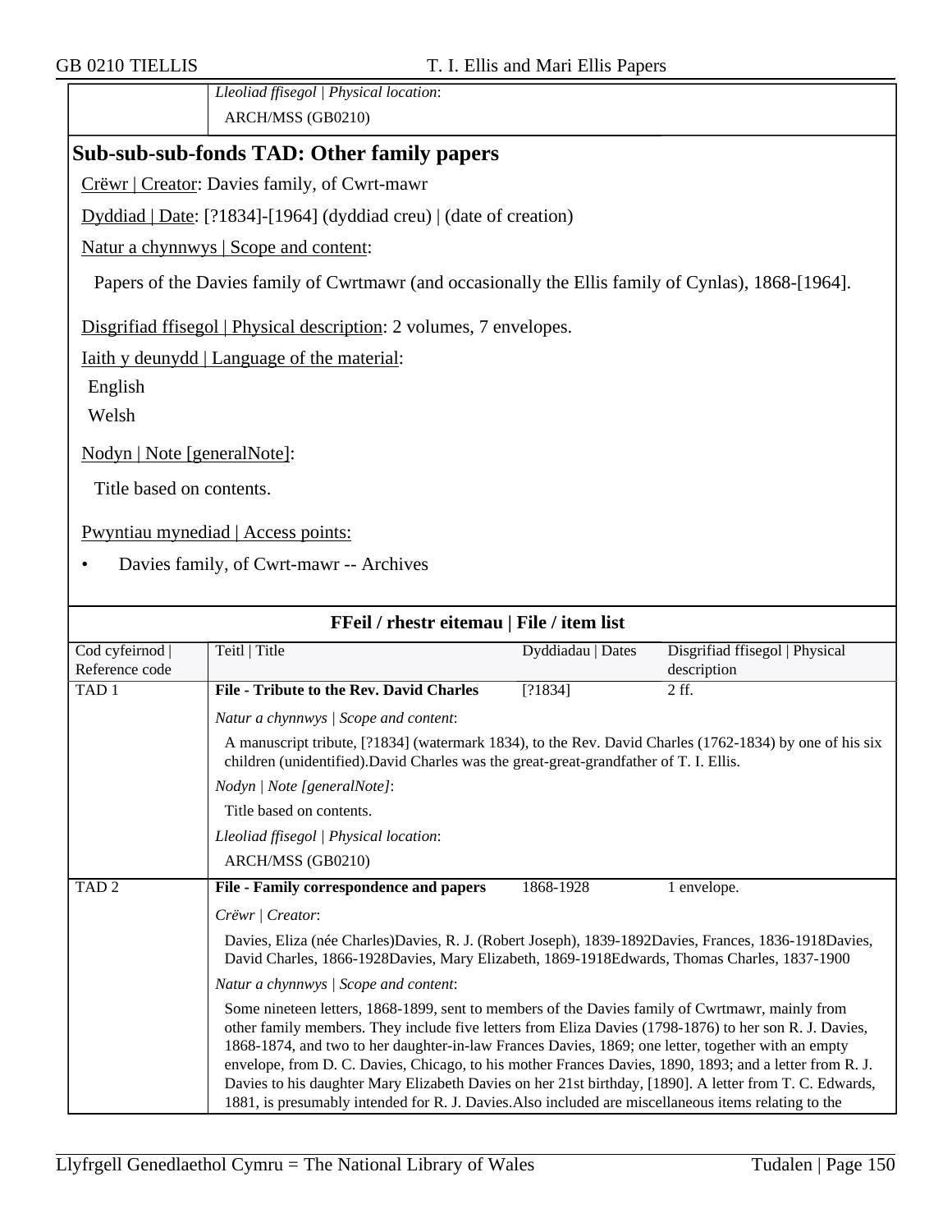| | *Lleoliad ffisegol \| Physical location*: |
|---|---|
| | ARCH/MSS (GB0210) |

## Sub-sub-sub-fonds TAD: Other family papers

Crëwr | Creator: Davies family, of Cwrt-mawr

Dyddiad | Date: [?1834]-[1964] (dyddiad creu) | (date of creation)

Natur a chynnwys | Scope and content:

Papers of the Davies family of Cwrtmawr (and occasionally the Ellis family of Cynlas), 1868-[1964].

Disgrifiad ffisegol | Physical description: 2 volumes, 7 envelopes.

Iaith y deunydd | Language of the material:

English

Welsh

Nodyn | Note [generalNote]:

Title based on contents.

Pwyntiau mynediad | Access points:

- Davies family, of Cwrt-mawr -- Archives

### FFeil / rhestr eitemau | File / item list

| Cod cyfeirnod \| Reference code | Teitl \| Title | Dyddiadau \| Dates | Disgrifiad ffisegol \| Physical description |
|---|---|---|---|
| TAD 1 | **File - Tribute to the Rev. David Charles** | [?1834] | 2 ff. |
| | *Natur a chynnwys \| Scope and content*: A manuscript tribute, [?1834] (watermark 1834), to the Rev. David Charles (1762-1834) by one of his six children (unidentified).David Charles was the great-great-grandfather of T. I. Ellis. | | |
| | *Nodyn \| Note [generalNote]*: Title based on contents. | | |
| | *Lleoliad ffisegol \| Physical location*: ARCH/MSS (GB0210) | | |
| TAD 2 | **File - Family correspondence and papers** | 1868-1928 | 1 envelope. |
| | *Crëwr \| Creator*: Davies, Eliza (née Charles)Davies, R. J. (Robert Joseph), 1839-1892Davies, Frances, 1836-1918Davies, David Charles, 1866-1928Davies, Mary Elizabeth, 1869-1918Edwards, Thomas Charles, 1837-1900 | | |
| | *Natur a chynnwys \| Scope and content*: Some nineteen letters, 1868-1899, sent to members of the Davies family of Cwrtmawr, mainly from other family members. They include five letters from Eliza Davies (1798-1876) to her son R. J. Davies, 1868-1874, and two to her daughter-in-law Frances Davies, 1869; one letter, together with an empty envelope, from D. C. Davies, Chicago, to his mother Frances Davies, 1890, 1893; and a letter from R. J. Davies to his daughter Mary Elizabeth Davies on her 21st birthday, [1890]. A letter from T. C. Edwards, 1881, is presumably intended for R. J. Davies.Also included are miscellaneous items relating to the | | |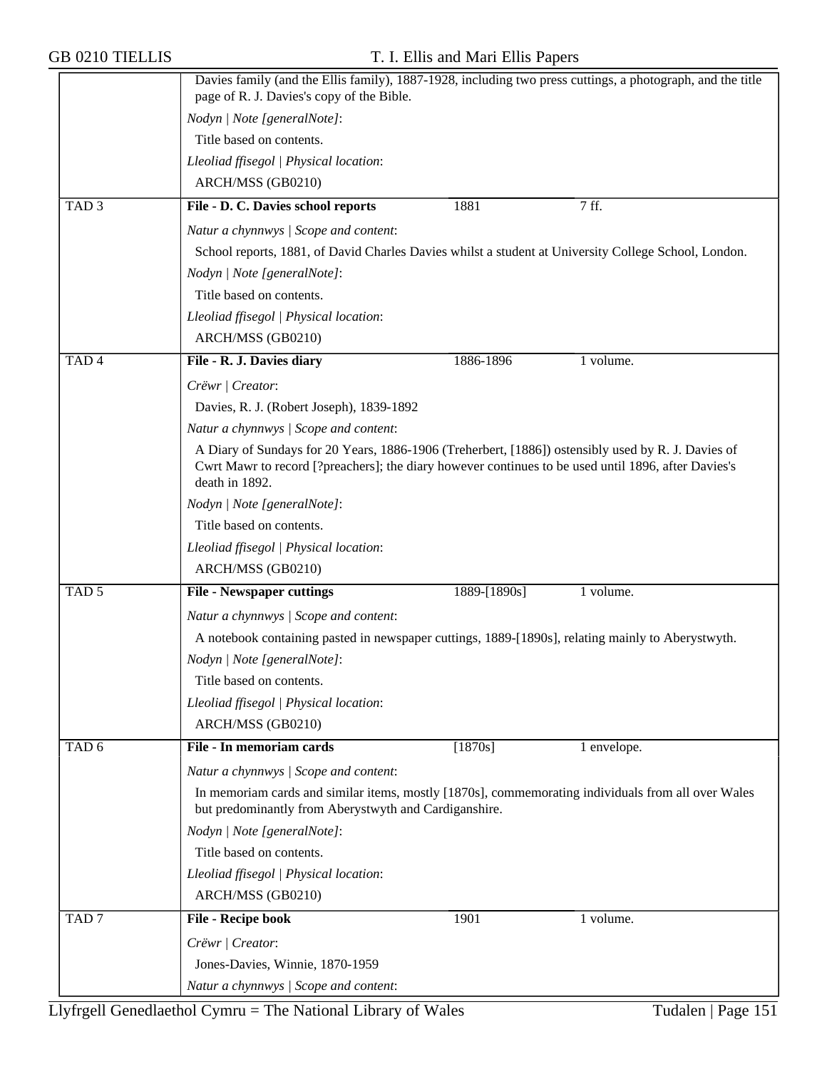Davies family (and the Ellis family), 1887-1928, including two press cuttings, a photograph, and the title page of R. J. Davies's copy of the Bible.

*Nodyn | Note [generalNote]*:

Title based on contents.

*Lleoliad ffisegol | Physical location*:

ARCH/MSS (GB0210)

| TAD 3 | **File - D. C. Davies school reports** | 1881 | 7 ff. |
|---|---|---|---|

*Natur a chynnwys | Scope and content*:

School reports, 1881, of David Charles Davies whilst a student at University College School, London.

*Nodyn | Note [generalNote]*:

Title based on contents.

*Lleoliad ffisegol | Physical location*:

ARCH/MSS (GB0210)

| TAD 4 | **File - R. J. Davies diary** | 1886-1896 | 1 volume. |
|---|---|---|---|

*Crëwr | Creator*:

Davies, R. J. (Robert Joseph), 1839-1892

*Natur a chynnwys | Scope and content*:

A Diary of Sundays for 20 Years, 1886-1906 (Treherbert, [1886]) ostensibly used by R. J. Davies of Cwrt Mawr to record [?preachers]; the diary however continues to be used until 1896, after Davies's death in 1892.

*Nodyn | Note [generalNote]*:

Title based on contents.

*Lleoliad ffisegol | Physical location*:

ARCH/MSS (GB0210)

| TAD 5 | **File - Newspaper cuttings** | 1889-[1890s] | 1 volume. |
|---|---|---|---|

*Natur a chynnwys | Scope and content*:

A notebook containing pasted in newspaper cuttings, 1889-[1890s], relating mainly to Aberystwyth.

*Nodyn | Note [generalNote]*:

Title based on contents.

*Lleoliad ffisegol | Physical location*:

ARCH/MSS (GB0210)

| TAD 6 | **File - In memoriam cards** | [1870s] | 1 envelope. |
|---|---|---|---|

*Natur a chynnwys | Scope and content*:

In memoriam cards and similar items, mostly [1870s], commemorating individuals from all over Wales but predominantly from Aberystwyth and Cardiganshire.

*Nodyn | Note [generalNote]*:

Title based on contents.

*Lleoliad ffisegol | Physical location*:

ARCH/MSS (GB0210)

| TAD 7 | **File - Recipe book** | 1901 | 1 volume. |
|---|---|---|---|

*Crëwr | Creator*:

Jones-Davies, Winnie, 1870-1959

*Natur a chynnwys | Scope and content*: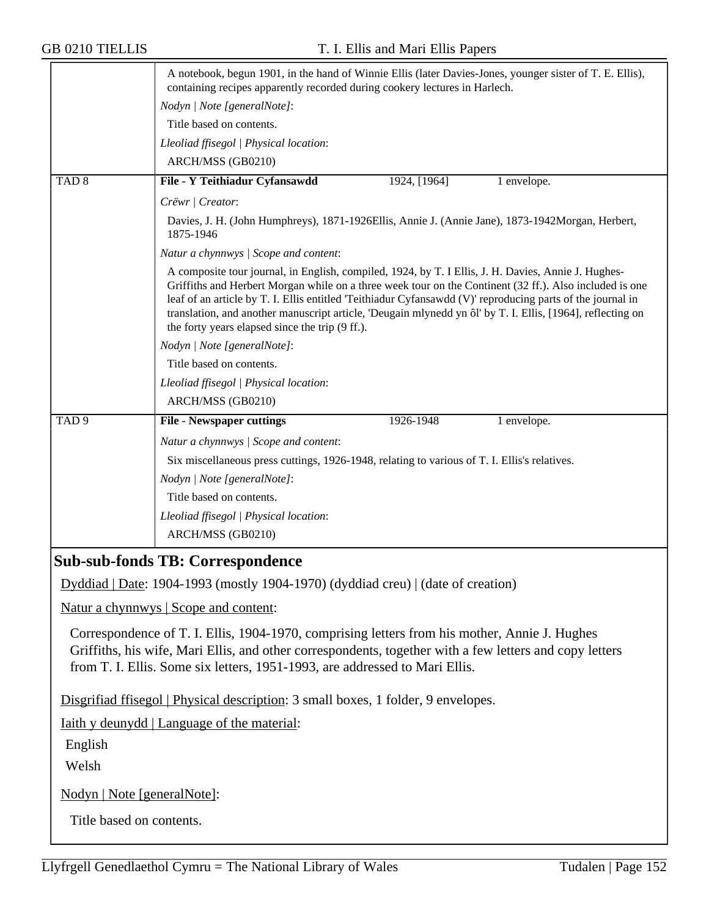A notebook, begun 1901, in the hand of Winnie Ellis (later Davies-Jones, younger sister of T. E. Ellis), containing recipes apparently recorded during cookery lectures in Harlech.

*Nodyn | Note [generalNote]*:

Title based on contents.

*Lleoliad ffisegol | Physical location*:

ARCH/MSS (GB0210)

| TAD 8 | **File - Y Teithiadur Cyfansawdd** | 1924, [1964] | 1 envelope. |
|---|---|---|---|

*Crëwr | Creator*:

Davies, J. H. (John Humphreys), 1871-1926Ellis, Annie J. (Annie Jane), 1873-1942Morgan, Herbert, 1875-1946

*Natur a chynnwys | Scope and content*:

A composite tour journal, in English, compiled, 1924, by T. I Ellis, J. H. Davies, Annie J. Hughes-Griffiths and Herbert Morgan while on a three week tour on the Continent (32 ff.). Also included is one leaf of an article by T. I. Ellis entitled 'Teithiadur Cyfansawdd (V)' reproducing parts of the journal in translation, and another manuscript article, 'Deugain mlynedd yn ôl' by T. I. Ellis, [1964], reflecting on the forty years elapsed since the trip (9 ff.).

*Nodyn | Note [generalNote]*:

Title based on contents.

*Lleoliad ffisegol | Physical location*:

ARCH/MSS (GB0210)

| TAD 9 | **File - Newspaper cuttings** | 1926-1948 | 1 envelope. |
|---|---|---|---|

*Natur a chynnwys | Scope and content*:

Six miscellaneous press cuttings, 1926-1948, relating to various of T. I. Ellis's relatives.

*Nodyn | Note [generalNote]*:

Title based on contents.

*Lleoliad ffisegol | Physical location*:

ARCH/MSS (GB0210)

## Sub-sub-fonds TB: Correspondence

Dyddiad | Date: 1904-1993 (mostly 1904-1970) (dyddiad creu) | (date of creation)

Natur a chynnwys | Scope and content:

Correspondence of T. I. Ellis, 1904-1970, comprising letters from his mother, Annie J. Hughes Griffiths, his wife, Mari Ellis, and other correspondents, together with a few letters and copy letters from T. I. Ellis. Some six letters, 1951-1993, are addressed to Mari Ellis.

Disgrifiad ffisegol | Physical description: 3 small boxes, 1 folder, 9 envelopes.

Iaith y deunydd | Language of the material:

English

Welsh

Nodyn | Note [generalNote]:

Title based on contents.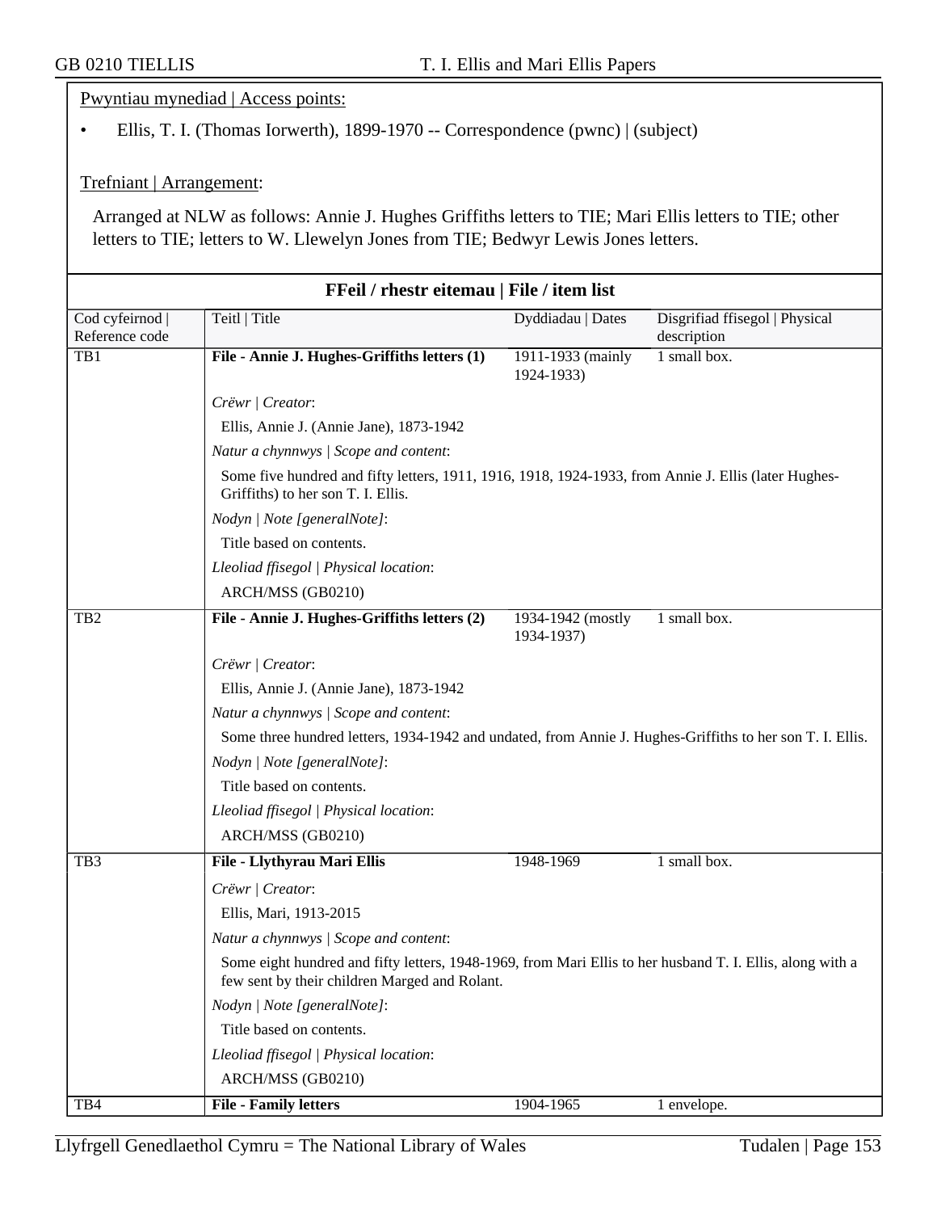Pwyntiau mynediad | Access points:

- Ellis, T. I. (Thomas Iorwerth), 1899-1970 -- Correspondence (pwnc) | (subject)

Trefniant | Arrangement:

Arranged at NLW as follows: Annie J. Hughes Griffiths letters to TIE; Mari Ellis letters to TIE; other letters to TIE; letters to W. Llewelyn Jones from TIE; Bedwyr Lewis Jones letters.

## FFeil / rhestr eitemau | File / item list

| Cod cyfeirnod \| Reference code | Teitl \| Title | Dyddiadau \| Dates | Disgrifiad ffisegol \| Physical description |
|---|---|---|---|
| TB1 | **File - Annie J. Hughes-Griffiths letters (1)** | 1911-1933 (mainly 1924-1933) | 1 small box. |

*Crëwr | Creator*:

Ellis, Annie J. (Annie Jane), 1873-1942

*Natur a chynnwys | Scope and content*:

Some five hundred and fifty letters, 1911, 1916, 1918, 1924-1933, from Annie J. Ellis (later Hughes-Griffiths) to her son T. I. Ellis.

*Nodyn | Note [generalNote]*:

Title based on contents.

*Lleoliad ffisegol | Physical location*:

ARCH/MSS (GB0210)

| Cod cyfeirnod \| Reference code | Teitl \| Title | Dyddiadau \| Dates | Disgrifiad ffisegol \| Physical description |
|---|---|---|---|
| TB2 | **File - Annie J. Hughes-Griffiths letters (2)** | 1934-1942 (mostly 1934-1937) | 1 small box. |

*Crëwr | Creator*:

Ellis, Annie J. (Annie Jane), 1873-1942

*Natur a chynnwys | Scope and content*:

Some three hundred letters, 1934-1942 and undated, from Annie J. Hughes-Griffiths to her son T. I. Ellis.

*Nodyn | Note [generalNote]*:

Title based on contents.

*Lleoliad ffisegol | Physical location*:

ARCH/MSS (GB0210)

| Cod cyfeirnod \| Reference code | Teitl \| Title | Dyddiadau \| Dates | Disgrifiad ffisegol \| Physical description |
|---|---|---|---|
| TB3 | **File - Llythyrau Mari Ellis** | 1948-1969 | 1 small box. |

*Crëwr | Creator*:

Ellis, Mari, 1913-2015

*Natur a chynnwys | Scope and content*:

Some eight hundred and fifty letters, 1948-1969, from Mari Ellis to her husband T. I. Ellis, along with a few sent by their children Marged and Rolant.

*Nodyn | Note [generalNote]*:

Title based on contents.

*Lleoliad ffisegol | Physical location*:

ARCH/MSS (GB0210)

| Cod cyfeirnod \| Reference code | Teitl \| Title | Dyddiadau \| Dates | Disgrifiad ffisegol \| Physical description |
|---|---|---|---|
| TB4 | **File - Family letters** | 1904-1965 | 1 envelope. |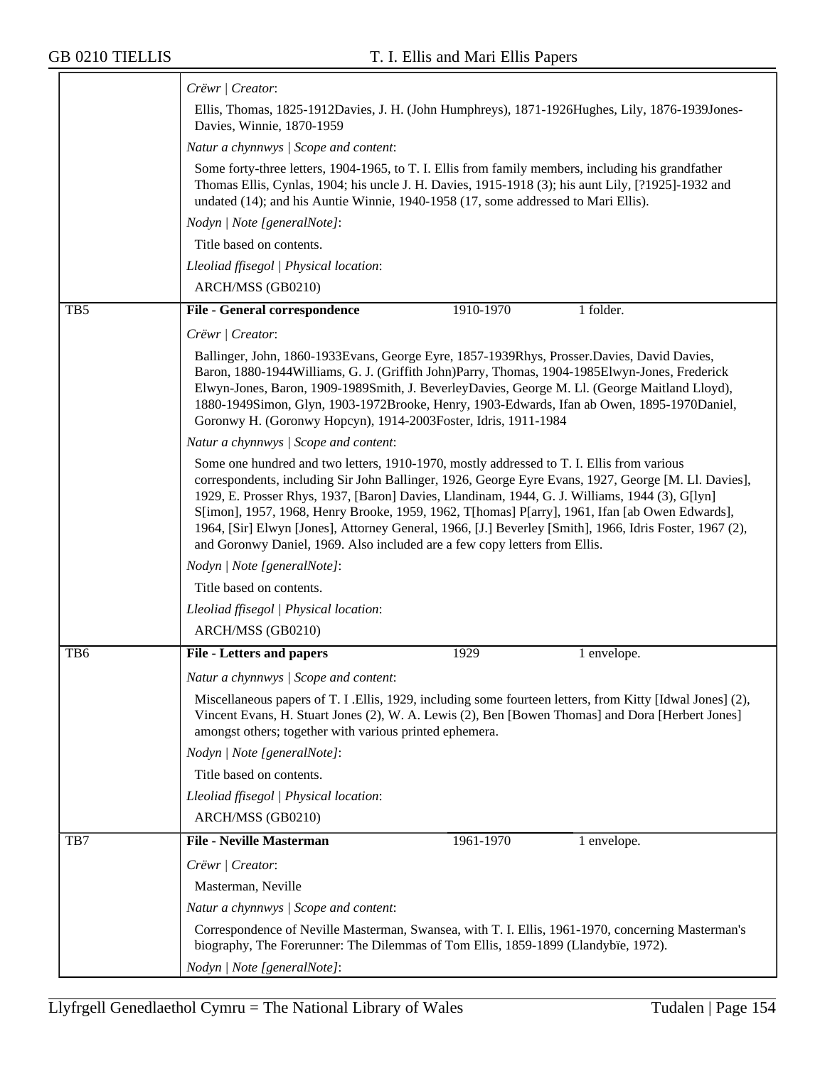*Crëwr | Creator*:

Ellis, Thomas, 1825-1912Davies, J. H. (John Humphreys), 1871-1926Hughes, Lily, 1876-1939Jones-Davies, Winnie, 1870-1959

*Natur a chynnwys | Scope and content*:

Some forty-three letters, 1904-1965, to T. I. Ellis from family members, including his grandfather Thomas Ellis, Cynlas, 1904; his uncle J. H. Davies, 1915-1918 (3); his aunt Lily, [?1925]-1932 and undated (14); and his Auntie Winnie, 1940-1958 (17, some addressed to Mari Ellis).

*Nodyn | Note [generalNote]*:

Title based on contents.

*Lleoliad ffisegol | Physical location*:

ARCH/MSS (GB0210)

---

TB5 — **File - General correspondence** — 1910-1970 — 1 folder.

*Crëwr | Creator*:

Ballinger, John, 1860-1933Evans, George Eyre, 1857-1939Rhys, Prosser.Davies, David Davies, Baron, 1880-1944Williams, G. J. (Griffith John)Parry, Thomas, 1904-1985Elwyn-Jones, Frederick Elwyn-Jones, Baron, 1909-1989Smith, J. BeverleyDavies, George M. Ll. (George Maitland Lloyd), 1880-1949Simon, Glyn, 1903-1972Brooke, Henry, 1903-Edwards, Ifan ab Owen, 1895-1970Daniel, Goronwy H. (Goronwy Hopcyn), 1914-2003Foster, Idris, 1911-1984

*Natur a chynnwys | Scope and content*:

Some one hundred and two letters, 1910-1970, mostly addressed to T. I. Ellis from various correspondents, including Sir John Ballinger, 1926, George Eyre Evans, 1927, George [M. Ll. Davies], 1929, E. Prosser Rhys, 1937, [Baron] Davies, Llandinam, 1944, G. J. Williams, 1944 (3), G[lyn] S[imon], 1957, 1968, Henry Brooke, 1959, 1962, T[homas] P[arry], 1961, Ifan [ab Owen Edwards], 1964, [Sir] Elwyn [Jones], Attorney General, 1966, [J.] Beverley [Smith], 1966, Idris Foster, 1967 (2), and Goronwy Daniel, 1969. Also included are a few copy letters from Ellis.

*Nodyn | Note [generalNote]*:

Title based on contents.

*Lleoliad ffisegol | Physical location*:

ARCH/MSS (GB0210)

---

TB6 — **File - Letters and papers** — 1929 — 1 envelope.

*Natur a chynnwys | Scope and content*:

Miscellaneous papers of T. I .Ellis, 1929, including some fourteen letters, from Kitty [Idwal Jones] (2), Vincent Evans, H. Stuart Jones (2), W. A. Lewis (2), Ben [Bowen Thomas] and Dora [Herbert Jones] amongst others; together with various printed ephemera.

*Nodyn | Note [generalNote]*:

Title based on contents.

*Lleoliad ffisegol | Physical location*:

ARCH/MSS (GB0210)

---

TB7 — **File - Neville Masterman** — 1961-1970 — 1 envelope.

*Crëwr | Creator*:

Masterman, Neville

*Natur a chynnwys | Scope and content*:

Correspondence of Neville Masterman, Swansea, with T. I. Ellis, 1961-1970, concerning Masterman's biography, The Forerunner: The Dilemmas of Tom Ellis, 1859-1899 (Llandybïe, 1972).

*Nodyn | Note [generalNote]*: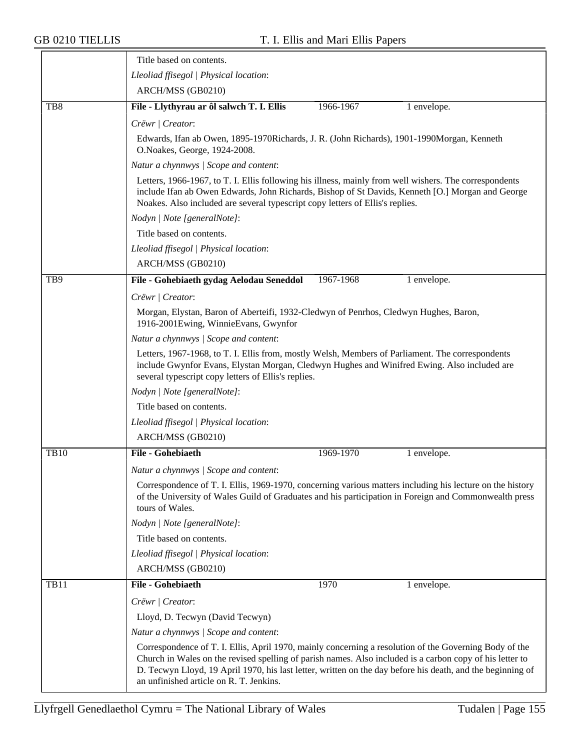Title based on contents.

*Lleoliad ffisegol | Physical location*:

ARCH/MSS (GB0210)

---

**TB8** — **File - Llythyrau ar ôl salwch T. I. Ellis** — 1966-1967 — 1 envelope.

*Crëwr | Creator*:

Edwards, Ifan ab Owen, 1895-1970Richards, J. R. (John Richards), 1901-1990Morgan, Kenneth O.Noakes, George, 1924-2008.

*Natur a chynnwys | Scope and content*:

Letters, 1966-1967, to T. I. Ellis following his illness, mainly from well wishers. The correspondents include Ifan ab Owen Edwards, John Richards, Bishop of St Davids, Kenneth [O.] Morgan and George Noakes. Also included are several typescript copy letters of Ellis's replies.

*Nodyn | Note [generalNote]*:

Title based on contents.

*Lleoliad ffisegol | Physical location*:

ARCH/MSS (GB0210)

---

**TB9** — **File - Gohebiaeth gydag Aelodau Seneddol** — 1967-1968 — 1 envelope.

*Crëwr | Creator*:

Morgan, Elystan, Baron of Aberteifi, 1932-Cledwyn of Penrhos, Cledwyn Hughes, Baron, 1916-2001Ewing, WinnieEvans, Gwynfor

*Natur a chynnwys | Scope and content*:

Letters, 1967-1968, to T. I. Ellis from, mostly Welsh, Members of Parliament. The correspondents include Gwynfor Evans, Elystan Morgan, Cledwyn Hughes and Winifred Ewing. Also included are several typescript copy letters of Ellis's replies.

*Nodyn | Note [generalNote]*:

Title based on contents.

*Lleoliad ffisegol | Physical location*:

ARCH/MSS (GB0210)

---

**TB10** — **File - Gohebiaeth** — 1969-1970 — 1 envelope.

*Natur a chynnwys | Scope and content*:

Correspondence of T. I. Ellis, 1969-1970, concerning various matters including his lecture on the history of the University of Wales Guild of Graduates and his participation in Foreign and Commonwealth press tours of Wales.

*Nodyn | Note [generalNote]*:

Title based on contents.

*Lleoliad ffisegol | Physical location*:

ARCH/MSS (GB0210)

---

**TB11** — **File - Gohebiaeth** — 1970 — 1 envelope.

*Crëwr | Creator*:

Lloyd, D. Tecwyn (David Tecwyn)

*Natur a chynnwys | Scope and content*:

Correspondence of T. I. Ellis, April 1970, mainly concerning a resolution of the Governing Body of the Church in Wales on the revised spelling of parish names. Also included is a carbon copy of his letter to D. Tecwyn Lloyd, 19 April 1970, his last letter, written on the day before his death, and the beginning of an unfinished article on R. T. Jenkins.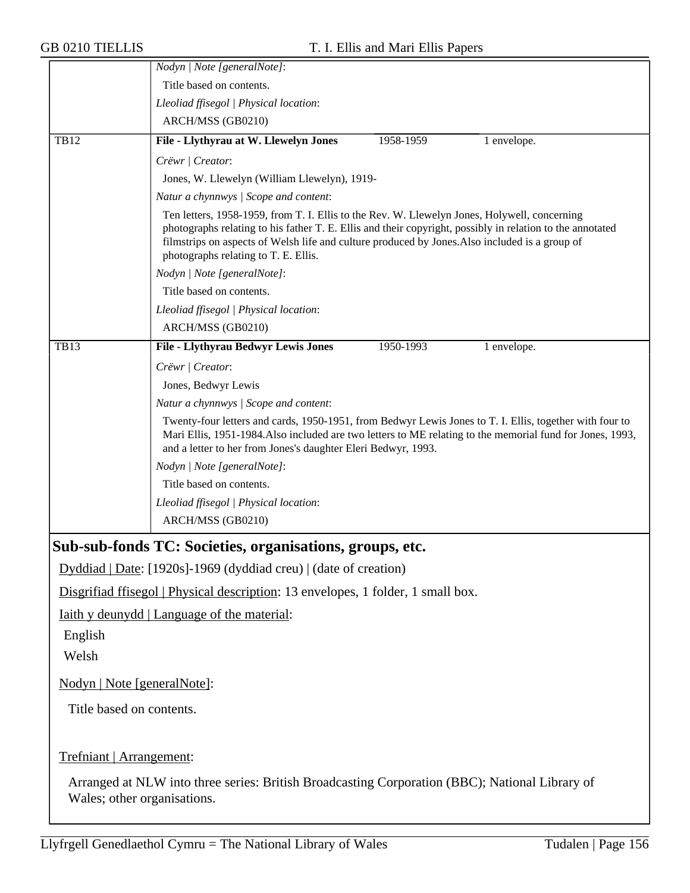*Nodyn | Note [generalNote]*:

Title based on contents.

*Lleoliad ffisegol | Physical location*:

ARCH/MSS (GB0210)

| TB12 | **File - Llythyrau at W. Llewelyn Jones** | 1958-1959 | 1 envelope. |
|---|---|---|---|

*Crëwr | Creator*:

Jones, W. Llewelyn (William Llewelyn), 1919-

*Natur a chynnwys | Scope and content*:

Ten letters, 1958-1959, from T. I. Ellis to the Rev. W. Llewelyn Jones, Holywell, concerning photographs relating to his father T. E. Ellis and their copyright, possibly in relation to the annotated filmstrips on aspects of Welsh life and culture produced by Jones.Also included is a group of photographs relating to T. E. Ellis.

*Nodyn | Note [generalNote]*:

Title based on contents.

*Lleoliad ffisegol | Physical location*:

ARCH/MSS (GB0210)

| TB13 | **File - Llythyrau Bedwyr Lewis Jones** | 1950-1993 | 1 envelope. |
|---|---|---|---|

*Crëwr | Creator*:

Jones, Bedwyr Lewis

*Natur a chynnwys | Scope and content*:

Twenty-four letters and cards, 1950-1951, from Bedwyr Lewis Jones to T. I. Ellis, together with four to Mari Ellis, 1951-1984.Also included are two letters to ME relating to the memorial fund for Jones, 1993, and a letter to her from Jones's daughter Eleri Bedwyr, 1993.

*Nodyn | Note [generalNote]*:

Title based on contents.

*Lleoliad ffisegol | Physical location*:

ARCH/MSS (GB0210)

## Sub-sub-fonds TC: Societies, organisations, groups, etc.

Dyddiad | Date: [1920s]-1969 (dyddiad creu) | (date of creation)

Disgrifiad ffisegol | Physical description: 13 envelopes, 1 folder, 1 small box.

Iaith y deunydd | Language of the material:

English

Welsh

Nodyn | Note [generalNote]:

Title based on contents.

Trefniant | Arrangement:

Arranged at NLW into three series: British Broadcasting Corporation (BBC); National Library of Wales; other organisations.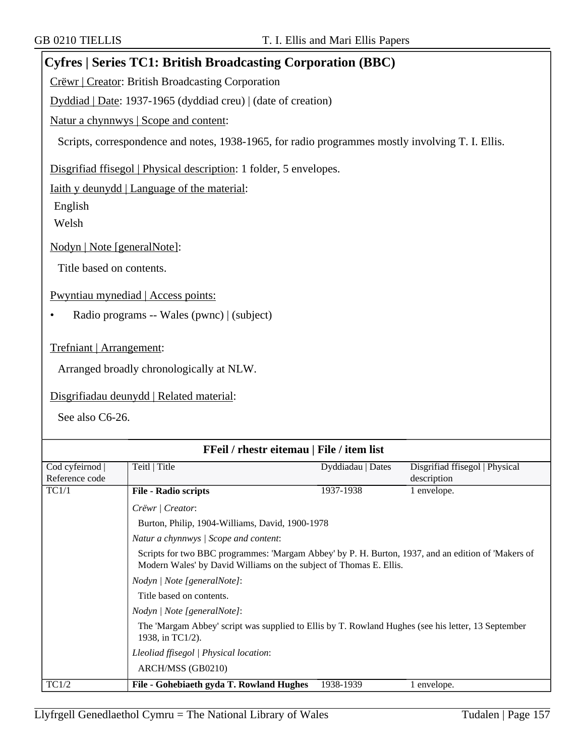## Cyfres | Series TC1: British Broadcasting Corporation (BBC)

Crëwr | Creator: British Broadcasting Corporation

Dyddiad | Date: 1937-1965 (dyddiad creu) | (date of creation)

Natur a chynnwys | Scope and content:

Scripts, correspondence and notes, 1938-1965, for radio programmes mostly involving T. I. Ellis.

Disgrifiad ffisegol | Physical description: 1 folder, 5 envelopes.

Iaith y deunydd | Language of the material:

English

Welsh

Nodyn | Note [generalNote]:

Title based on contents.

Pwyntiau mynediad | Access points:

- Radio programs -- Wales (pwnc) | (subject)

Trefniant | Arrangement:

Arranged broadly chronologically at NLW.

Disgrifiadau deunydd | Related material:

See also C6-26.

### FFeil / rhestr eitemau | File / item list

| Cod cyfeirnod \| Reference code | Teitl \| Title | Dyddiadau \| Dates | Disgrifiad ffisegol \| Physical description |
|---|---|---|---|
| TC1/1 | **File - Radio scripts** | 1937-1938 | 1 envelope. |
| | *Crëwr \| Creator*: Burton, Philip, 1904-Williams, David, 1900-1978<br>*Natur a chynnwys \| Scope and content*: Scripts for two BBC programmes: 'Margam Abbey' by P. H. Burton, 1937, and an edition of 'Makers of Modern Wales' by David Williams on the subject of Thomas E. Ellis.<br>*Nodyn \| Note [generalNote]*: Title based on contents.<br>*Nodyn \| Note [generalNote]*: The 'Margam Abbey' script was supplied to Ellis by T. Rowland Hughes (see his letter, 13 September 1938, in TC1/2).<br>*Lleoliad ffisegol \| Physical location*: ARCH/MSS (GB0210) | | |
| TC1/2 | **File - Gohebiaeth gyda T. Rowland Hughes** | 1938-1939 | 1 envelope. |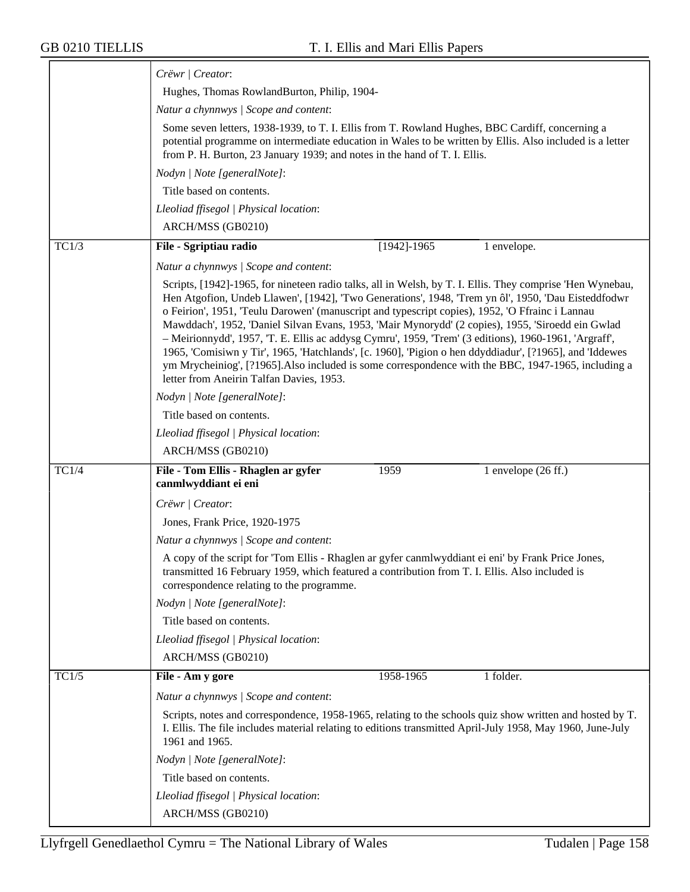*Crëwr | Creator*:

Hughes, Thomas RowlandBurton, Philip, 1904-

*Natur a chynnwys | Scope and content*:

Some seven letters, 1938-1939, to T. I. Ellis from T. Rowland Hughes, BBC Cardiff, concerning a potential programme on intermediate education in Wales to be written by Ellis. Also included is a letter from P. H. Burton, 23 January 1939; and notes in the hand of T. I. Ellis.

*Nodyn | Note [generalNote]*:

Title based on contents.

*Lleoliad ffisegol | Physical location*:

ARCH/MSS (GB0210)

---

**TC1/3** | **File - Sgriptiau radio** | [1942]-1965 | 1 envelope.

*Natur a chynnwys | Scope and content*:

Scripts, [1942]-1965, for nineteen radio talks, all in Welsh, by T. I. Ellis. They comprise 'Hen Wynebau, Hen Atgofion, Undeb Llawen', [1942], 'Two Generations', 1948, 'Trem yn ôl', 1950, 'Dau Eisteddfodwr o Feirion', 1951, 'Teulu Darowen' (manuscript and typescript copies), 1952, 'O Ffrainc i Lannau Mawddach', 1952, 'Daniel Silvan Evans, 1953, 'Mair Mynorydd' (2 copies), 1955, 'Siroedd ein Gwlad – Meirionnydd', 1957, 'T. E. Ellis ac addysg Cymru', 1959, 'Trem' (3 editions), 1960-1961, 'Argraff', 1965, 'Comisiwn y Tir', 1965, 'Hatchlands', [c. 1960], 'Pigion o hen ddyddiadur', [?1965], and 'Iddewes ym Mrycheiniog', [?1965].Also included is some correspondence with the BBC, 1947-1965, including a letter from Aneirin Talfan Davies, 1953.

*Nodyn | Note [generalNote]*:

Title based on contents.

*Lleoliad ffisegol | Physical location*:

ARCH/MSS (GB0210)

---

**TC1/4** | **File - Tom Ellis - Rhaglen ar gyfer canmlwyddiant ei eni** | 1959 | 1 envelope (26 ff.)

*Crëwr | Creator*:

Jones, Frank Price, 1920-1975

*Natur a chynnwys | Scope and content*:

A copy of the script for 'Tom Ellis - Rhaglen ar gyfer canmlwyddiant ei eni' by Frank Price Jones, transmitted 16 February 1959, which featured a contribution from T. I. Ellis. Also included is correspondence relating to the programme.

*Nodyn | Note [generalNote]*:

Title based on contents.

*Lleoliad ffisegol | Physical location*:

ARCH/MSS (GB0210)

---

**TC1/5** | **File - Am y gore** | 1958-1965 | 1 folder.

*Natur a chynnwys | Scope and content*:

Scripts, notes and correspondence, 1958-1965, relating to the schools quiz show written and hosted by T. I. Ellis. The file includes material relating to editions transmitted April-July 1958, May 1960, June-July 1961 and 1965.

*Nodyn | Note [generalNote]*:

Title based on contents.

*Lleoliad ffisegol | Physical location*:

ARCH/MSS (GB0210)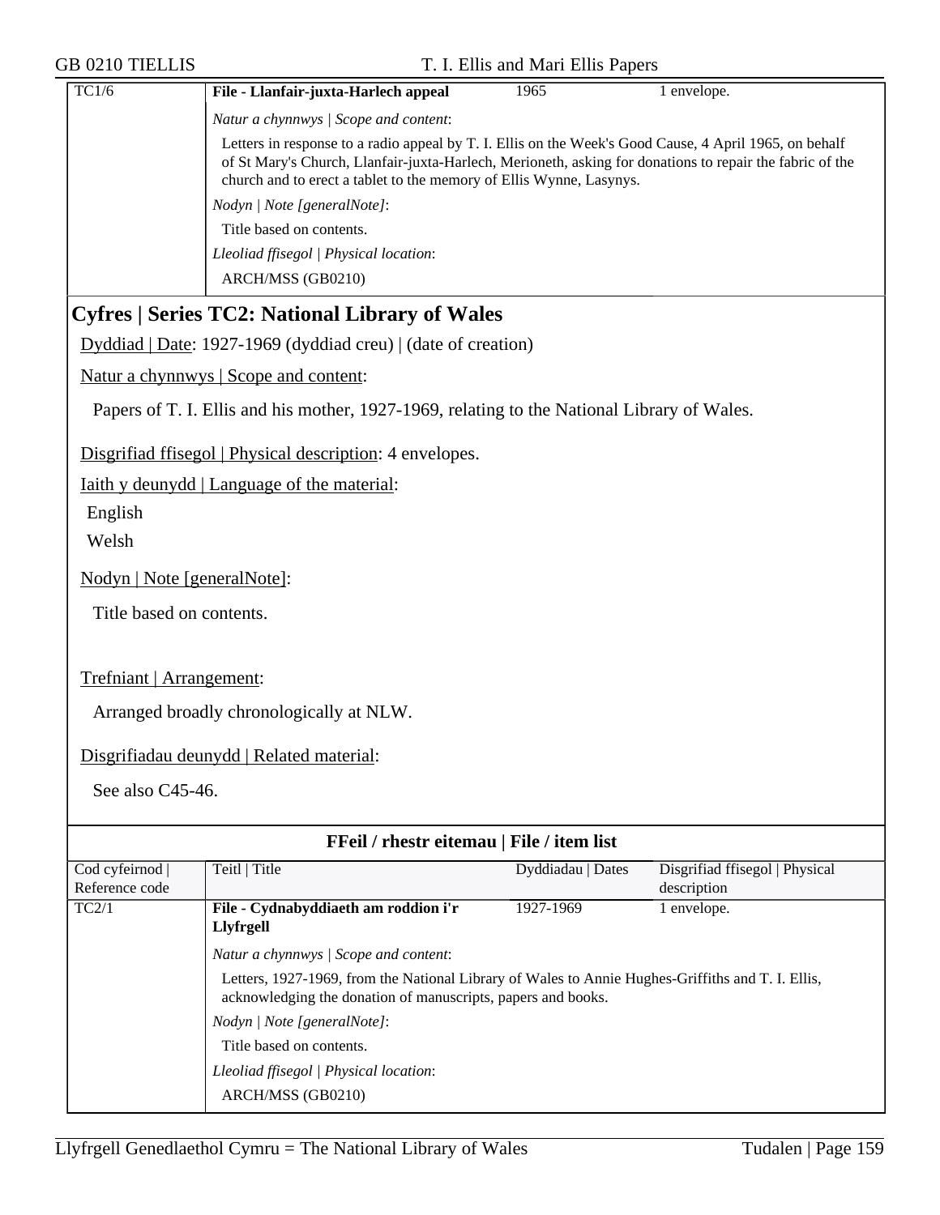| TC1/6 | **File - Llanfair-juxta-Harlech appeal** | 1965 | 1 envelope. |
|---|---|---|---|

*Natur a chynnwys | Scope and content*:

Letters in response to a radio appeal by T. I. Ellis on the Week's Good Cause, 4 April 1965, on behalf of St Mary's Church, Llanfair-juxta-Harlech, Merioneth, asking for donations to repair the fabric of the church and to erect a tablet to the memory of Ellis Wynne, Lasynys.

*Nodyn | Note [generalNote]*:

Title based on contents.

*Lleoliad ffisegol | Physical location*:

ARCH/MSS (GB0210)

## Cyfres | Series TC2: National Library of Wales

Dyddiad | Date: 1927-1969 (dyddiad creu) | (date of creation)

Natur a chynnwys | Scope and content:

Papers of T. I. Ellis and his mother, 1927-1969, relating to the National Library of Wales.

Disgrifiad ffisegol | Physical description: 4 envelopes.

Iaith y deunydd | Language of the material:

English

Welsh

Nodyn | Note [generalNote]:

Title based on contents.

Trefniant | Arrangement:

Arranged broadly chronologically at NLW.

Disgrifiadau deunydd | Related material:

See also C45-46.

### FFeil / rhestr eitemau | File / item list

| Cod cyfeirnod \| Reference code | Teitl \| Title | Dyddiadau \| Dates | Disgrifiad ffisegol \| Physical description |
|---|---|---|---|
| TC2/1 | **File - Cydnabyddiaeth am roddion i'r Llyfrgell** | 1927-1969 | 1 envelope. |

*Natur a chynnwys | Scope and content*:

Letters, 1927-1969, from the National Library of Wales to Annie Hughes-Griffiths and T. I. Ellis, acknowledging the donation of manuscripts, papers and books.

*Nodyn | Note [generalNote]*:

Title based on contents.

*Lleoliad ffisegol | Physical location*:

ARCH/MSS (GB0210)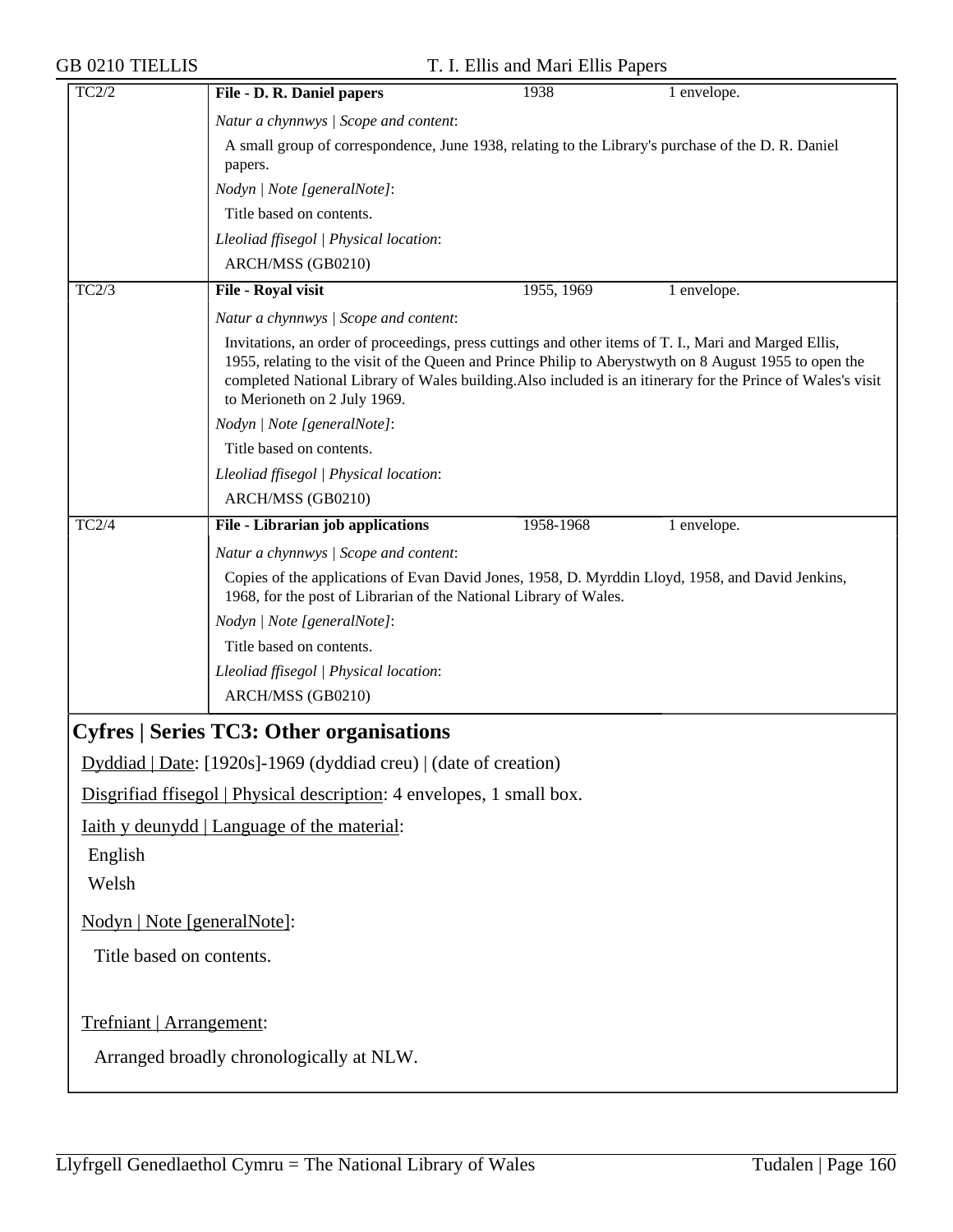**TC2/2** | **File - D. R. Daniel papers** | 1938 | 1 envelope.

*Natur a chynnwys | Scope and content*:

A small group of correspondence, June 1938, relating to the Library's purchase of the D. R. Daniel papers.

*Nodyn | Note [generalNote]*:

Title based on contents.

*Lleoliad ffisegol | Physical location*:

ARCH/MSS (GB0210)

**TC2/3** | **File - Royal visit** | 1955, 1969 | 1 envelope.

*Natur a chynnwys | Scope and content*:

Invitations, an order of proceedings, press cuttings and other items of T. I., Mari and Marged Ellis, 1955, relating to the visit of the Queen and Prince Philip to Aberystwyth on 8 August 1955 to open the completed National Library of Wales building.Also included is an itinerary for the Prince of Wales's visit to Merioneth on 2 July 1969.

*Nodyn | Note [generalNote]*:

Title based on contents.

*Lleoliad ffisegol | Physical location*:

ARCH/MSS (GB0210)

**TC2/4** | **File - Librarian job applications** | 1958-1968 | 1 envelope.

*Natur a chynnwys | Scope and content*:

Copies of the applications of Evan David Jones, 1958, D. Myrddin Lloyd, 1958, and David Jenkins, 1968, for the post of Librarian of the National Library of Wales.

*Nodyn | Note [generalNote]*:

Title based on contents.

*Lleoliad ffisegol | Physical location*:

ARCH/MSS (GB0210)

## Cyfres | Series TC3: Other organisations

Dyddiad | Date: [1920s]-1969 (dyddiad creu) | (date of creation)

Disgrifiad ffisegol | Physical description: 4 envelopes, 1 small box.

Iaith y deunydd | Language of the material:

English

Welsh

Nodyn | Note [generalNote]:

Title based on contents.

Trefniant | Arrangement:

Arranged broadly chronologically at NLW.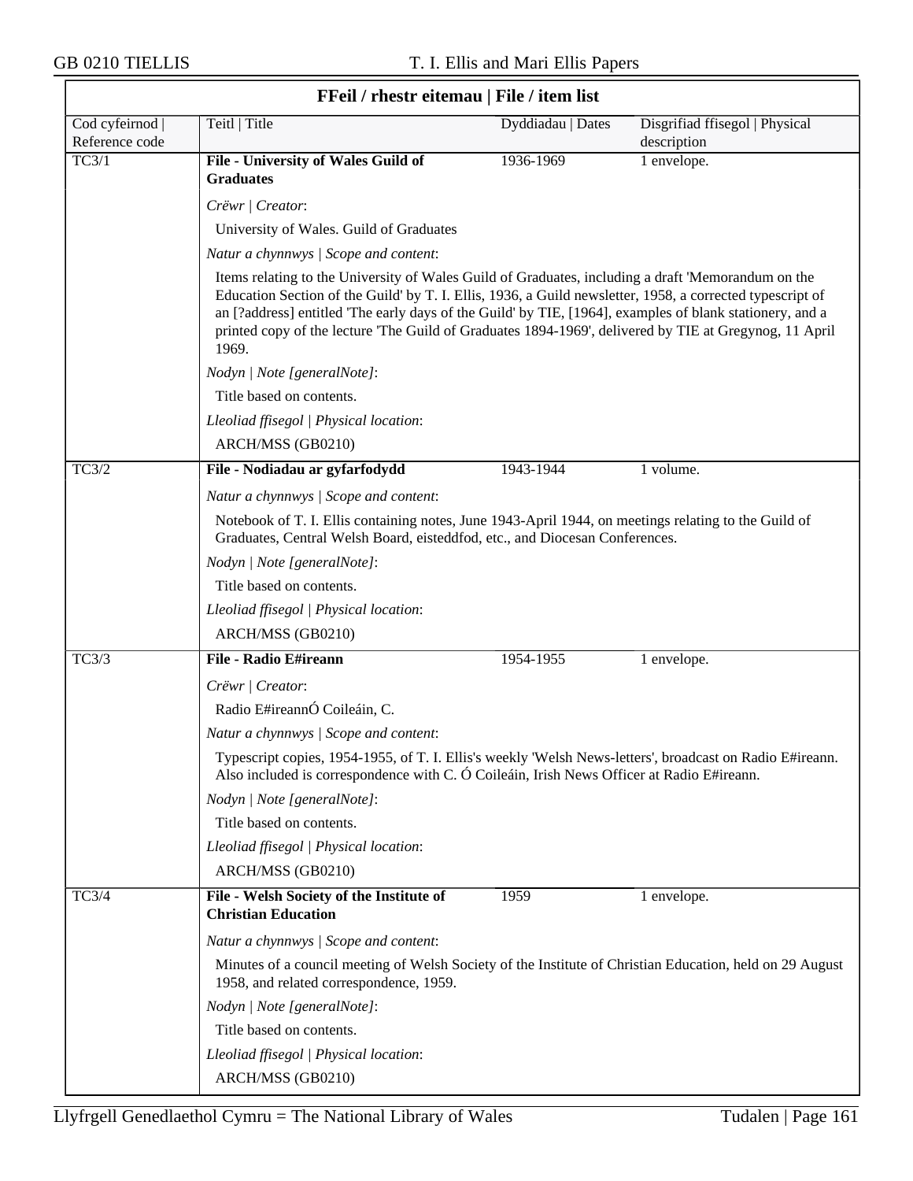## FFeil / rhestr eitemau | File / item list

| Cod cyfeirnod \| Reference code | Teitl \| Title | Dyddiadau \| Dates | Disgrifiad ffisegol \| Physical description |
|---|---|---|---|
| TC3/1 | **File - University of Wales Guild of Graduates** | 1936-1969 | 1 envelope. |

*Crëwr | Creator*:

University of Wales. Guild of Graduates

*Natur a chynnwys | Scope and content*:

Items relating to the University of Wales Guild of Graduates, including a draft 'Memorandum on the Education Section of the Guild' by T. I. Ellis, 1936, a Guild newsletter, 1958, a corrected typescript of an [?address] entitled 'The early days of the Guild' by TIE, [1964], examples of blank stationery, and a printed copy of the lecture 'The Guild of Graduates 1894-1969', delivered by TIE at Gregynog, 11 April 1969.

*Nodyn | Note [generalNote]*:

Title based on contents.

*Lleoliad ffisegol | Physical location*:

ARCH/MSS (GB0210)

| Cod cyfeirnod \| Reference code | Teitl \| Title | Dyddiadau \| Dates | Disgrifiad ffisegol \| Physical description |
|---|---|---|---|
| TC3/2 | **File - Nodiadau ar gyfarfodydd** | 1943-1944 | 1 volume. |

*Natur a chynnwys | Scope and content*:

Notebook of T. I. Ellis containing notes, June 1943-April 1944, on meetings relating to the Guild of Graduates, Central Welsh Board, eisteddfod, etc., and Diocesan Conferences.

*Nodyn | Note [generalNote]*:

Title based on contents.

*Lleoliad ffisegol | Physical location*:

ARCH/MSS (GB0210)

| Cod cyfeirnod \| Reference code | Teitl \| Title | Dyddiadau \| Dates | Disgrifiad ffisegol \| Physical description |
|---|---|---|---|
| TC3/3 | **File - Radio E#ireann** | 1954-1955 | 1 envelope. |

*Crëwr | Creator*:

Radio E#ireannÓ Coileáin, C.

*Natur a chynnwys | Scope and content*:

Typescript copies, 1954-1955, of T. I. Ellis's weekly 'Welsh News-letters', broadcast on Radio E#ireann. Also included is correspondence with C. Ó Coileáin, Irish News Officer at Radio E#ireann.

*Nodyn | Note [generalNote]*:

Title based on contents.

*Lleoliad ffisegol | Physical location*:

ARCH/MSS (GB0210)

| Cod cyfeirnod \| Reference code | Teitl \| Title | Dyddiadau \| Dates | Disgrifiad ffisegol \| Physical description |
|---|---|---|---|
| TC3/4 | **File - Welsh Society of the Institute of Christian Education** | 1959 | 1 envelope. |

*Natur a chynnwys | Scope and content*:

Minutes of a council meeting of Welsh Society of the Institute of Christian Education, held on 29 August 1958, and related correspondence, 1959.

*Nodyn | Note [generalNote]*:

Title based on contents.

*Lleoliad ffisegol | Physical location*:

ARCH/MSS (GB0210)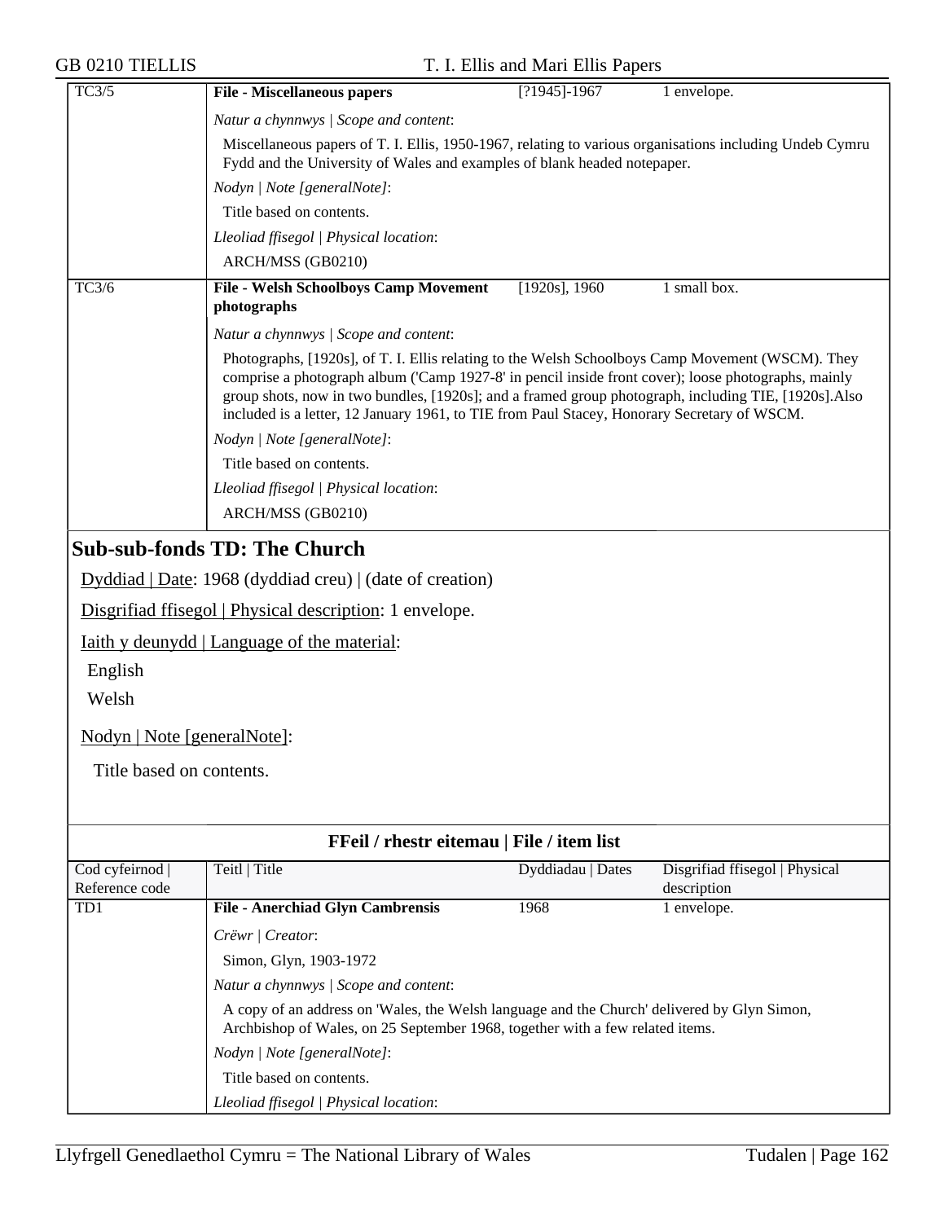| | | | |
|---|---|---|---|
| TC3/5 | **File - Miscellaneous papers** | [?1945]-1967 | 1 envelope. |
| | *Natur a chynnwys \| Scope and content*: Miscellaneous papers of T. I. Ellis, 1950-1967, relating to various organisations including Undeb Cymru Fydd and the University of Wales and examples of blank headed notepaper. *Nodyn \| Note [generalNote]*: Title based on contents. *Lleoliad ffisegol \| Physical location*: ARCH/MSS (GB0210) | | |
| TC3/6 | **File - Welsh Schoolboys Camp Movement photographs** | [1920s], 1960 | 1 small box. |
| | *Natur a chynnwys \| Scope and content*: Photographs, [1920s], of T. I. Ellis relating to the Welsh Schoolboys Camp Movement (WSCM). They comprise a photograph album ('Camp 1927-8' in pencil inside front cover); loose photographs, mainly group shots, now in two bundles, [1920s]; and a framed group photograph, including TIE, [1920s].Also included is a letter, 12 January 1961, to TIE from Paul Stacey, Honorary Secretary of WSCM. *Nodyn \| Note [generalNote]*: Title based on contents. *Lleoliad ffisegol \| Physical location*: ARCH/MSS (GB0210) | | |

## Sub-sub-fonds TD: The Church

Dyddiad | Date: 1968 (dyddiad creu) | (date of creation)

Disgrifiad ffisegol | Physical description: 1 envelope.

Iaith y deunydd | Language of the material:

English

Welsh

Nodyn | Note [generalNote]:

Title based on contents.

**FFeil / rhestr eitemau | File / item list**

| Cod cyfeirnod \| Reference code | Teitl \| Title | Dyddiadau \| Dates | Disgrifiad ffisegol \| Physical description |
|---|---|---|---|
| TD1 | **File - Anerchiad Glyn Cambrensis** | 1968 | 1 envelope. |
| | *Crëwr \| Creator*: Simon, Glyn, 1903-1972 *Natur a chynnwys \| Scope and content*: A copy of an address on 'Wales, the Welsh language and the Church' delivered by Glyn Simon, Archbishop of Wales, on 25 September 1968, together with a few related items. *Nodyn \| Note [generalNote]*: Title based on contents. *Lleoliad ffisegol \| Physical location*: | | |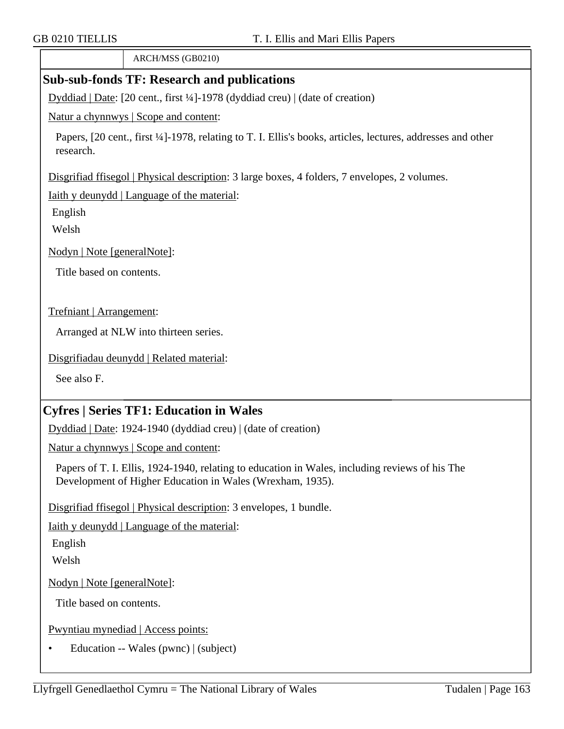ARCH/MSS (GB0210)

## Sub-sub-fonds TF: Research and publications

Dyddiad | Date: [20 cent., first ¼]-1978 (dyddiad creu) | (date of creation)

Natur a chynnwys | Scope and content:

Papers, [20 cent., first ¼]-1978, relating to T. I. Ellis's books, articles, lectures, addresses and other research.

Disgrifiad ffisegol | Physical description: 3 large boxes, 4 folders, 7 envelopes, 2 volumes.

Iaith y deunydd | Language of the material:

English

Welsh

Nodyn | Note [generalNote]:

Title based on contents.

Trefniant | Arrangement:

Arranged at NLW into thirteen series.

Disgrifiadau deunydd | Related material:

See also F.

## Cyfres | Series TF1: Education in Wales

Dyddiad | Date: 1924-1940 (dyddiad creu) | (date of creation)

Natur a chynnwys | Scope and content:

Papers of T. I. Ellis, 1924-1940, relating to education in Wales, including reviews of his The Development of Higher Education in Wales (Wrexham, 1935).

Disgrifiad ffisegol | Physical description: 3 envelopes, 1 bundle.

Iaith y deunydd | Language of the material:

English

Welsh

Nodyn | Note [generalNote]:

Title based on contents.

Pwyntiau mynediad | Access points:

- Education -- Wales (pwnc) | (subject)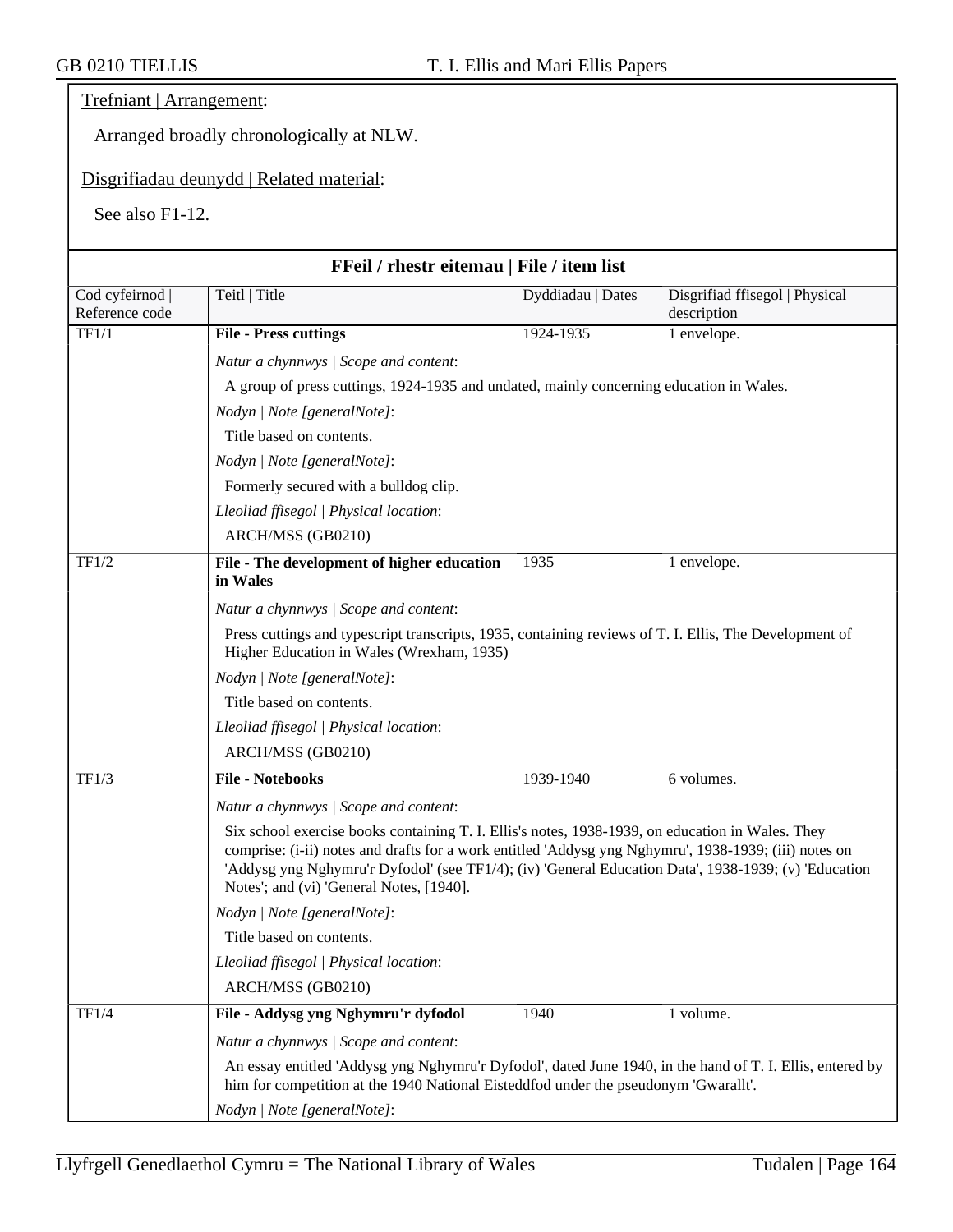Trefniant | Arrangement:

Arranged broadly chronologically at NLW.

Disgrifiadau deunydd | Related material:

See also F1-12.

**FFeil / rhestr eitemau | File / item list**

| Cod cyfeirnod \| Reference code | Teitl \| Title | Dyddiadau \| Dates | Disgrifiad ffisegol \| Physical description |
|---|---|---|---|
| TF1/1 | **File - Press cuttings** | 1924-1935 | 1 envelope. |

*Natur a chynnwys | Scope and content*:

A group of press cuttings, 1924-1935 and undated, mainly concerning education in Wales.

*Nodyn | Note [generalNote]*:

Title based on contents.

*Nodyn | Note [generalNote]*:

Formerly secured with a bulldog clip.

*Lleoliad ffisegol | Physical location*:

ARCH/MSS (GB0210)

| Cod cyfeirnod \| Reference code | Teitl \| Title | Dyddiadau \| Dates | Disgrifiad ffisegol \| Physical description |
|---|---|---|---|
| TF1/2 | **File - The development of higher education in Wales** | 1935 | 1 envelope. |

*Natur a chynnwys | Scope and content*:

Press cuttings and typescript transcripts, 1935, containing reviews of T. I. Ellis, The Development of Higher Education in Wales (Wrexham, 1935)

*Nodyn | Note [generalNote]*:

Title based on contents.

*Lleoliad ffisegol | Physical location*:

ARCH/MSS (GB0210)

| Cod cyfeirnod \| Reference code | Teitl \| Title | Dyddiadau \| Dates | Disgrifiad ffisegol \| Physical description |
|---|---|---|---|
| TF1/3 | **File - Notebooks** | 1939-1940 | 6 volumes. |

*Natur a chynnwys | Scope and content*:

Six school exercise books containing T. I. Ellis's notes, 1938-1939, on education in Wales. They comprise: (i-ii) notes and drafts for a work entitled 'Addysg yng Nghymru', 1938-1939; (iii) notes on 'Addysg yng Nghymru'r Dyfodol' (see TF1/4); (iv) 'General Education Data', 1938-1939; (v) 'Education Notes'; and (vi) 'General Notes, [1940].

*Nodyn | Note [generalNote]*:

Title based on contents.

*Lleoliad ffisegol | Physical location*:

ARCH/MSS (GB0210)

| Cod cyfeirnod \| Reference code | Teitl \| Title | Dyddiadau \| Dates | Disgrifiad ffisegol \| Physical description |
|---|---|---|---|
| TF1/4 | **File - Addysg yng Nghymru'r dyfodol** | 1940 | 1 volume. |

*Natur a chynnwys | Scope and content*:

An essay entitled 'Addysg yng Nghymru'r Dyfodol', dated June 1940, in the hand of T. I. Ellis, entered by him for competition at the 1940 National Eisteddfod under the pseudonym 'Gwarallt'.

*Nodyn | Note [generalNote]*: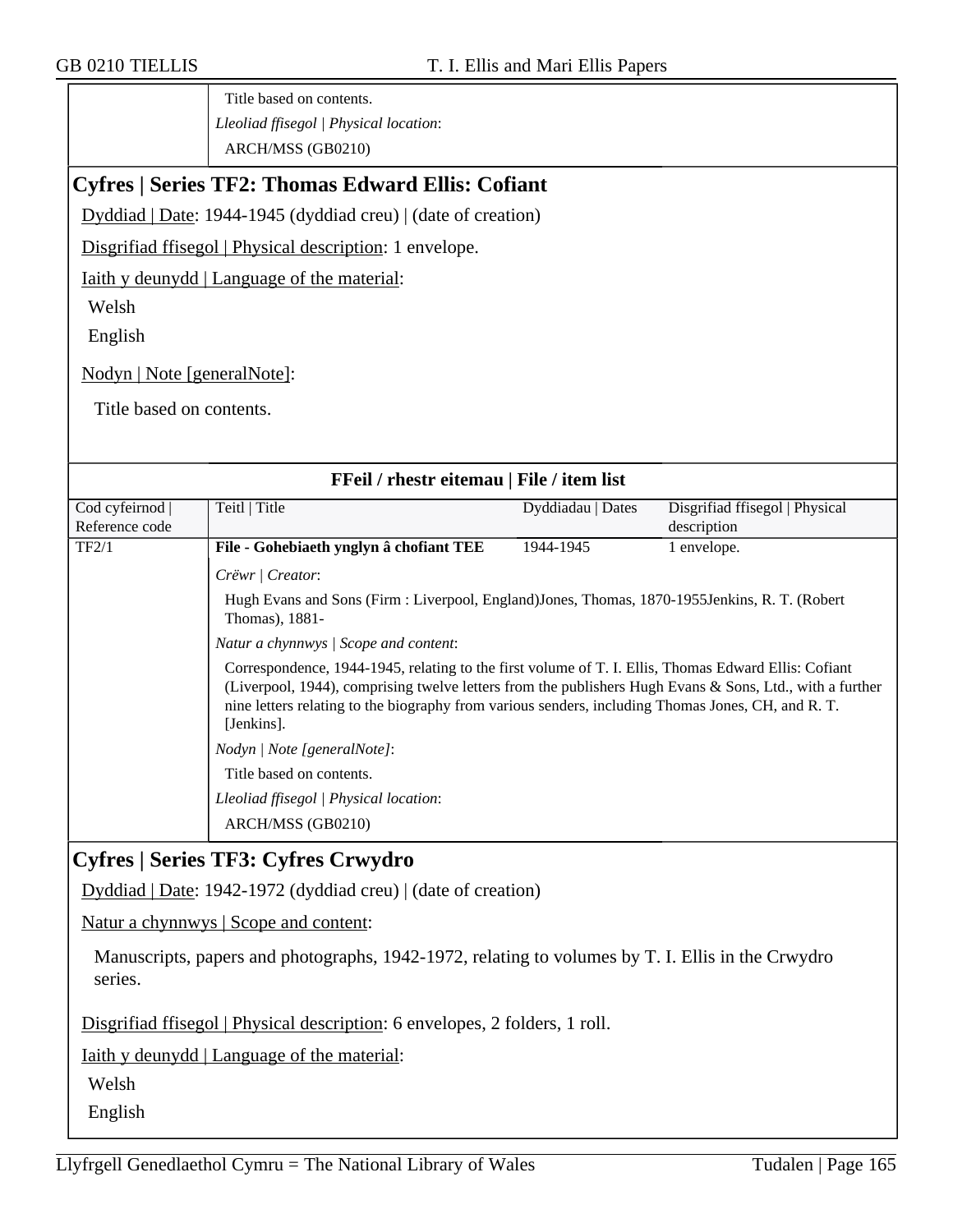Title based on contents.

*Lleoliad ffisegol | Physical location*:

ARCH/MSS (GB0210)

## Cyfres | Series TF2: Thomas Edward Ellis: Cofiant

Dyddiad | Date: 1944-1945 (dyddiad creu) | (date of creation)

Disgrifiad ffisegol | Physical description: 1 envelope.

Iaith y deunydd | Language of the material:

Welsh

English

Nodyn | Note [generalNote]:

Title based on contents.

### FFeil / rhestr eitemau | File / item list

| Cod cyfeirnod \| Reference code | Teitl \| Title | Dyddiadau \| Dates | Disgrifiad ffisegol \| Physical description |
|---|---|---|---|
| TF2/1 | **File - Gohebiaeth ynglyn â chofiant TEE** | 1944-1945 | 1 envelope. |

*Crëwr | Creator*:

Hugh Evans and Sons (Firm : Liverpool, England)Jones, Thomas, 1870-1955Jenkins, R. T. (Robert Thomas), 1881-

*Natur a chynnwys | Scope and content*:

Correspondence, 1944-1945, relating to the first volume of T. I. Ellis, Thomas Edward Ellis: Cofiant (Liverpool, 1944), comprising twelve letters from the publishers Hugh Evans & Sons, Ltd., with a further nine letters relating to the biography from various senders, including Thomas Jones, CH, and R. T. [Jenkins].

*Nodyn | Note [generalNote]*:

Title based on contents.

*Lleoliad ffisegol | Physical location*:

ARCH/MSS (GB0210)

## Cyfres | Series TF3: Cyfres Crwydro

Dyddiad | Date: 1942-1972 (dyddiad creu) | (date of creation)

Natur a chynnwys | Scope and content:

Manuscripts, papers and photographs, 1942-1972, relating to volumes by T. I. Ellis in the Crwydro series.

Disgrifiad ffisegol | Physical description: 6 envelopes, 2 folders, 1 roll.

Iaith y deunydd | Language of the material:

Welsh

English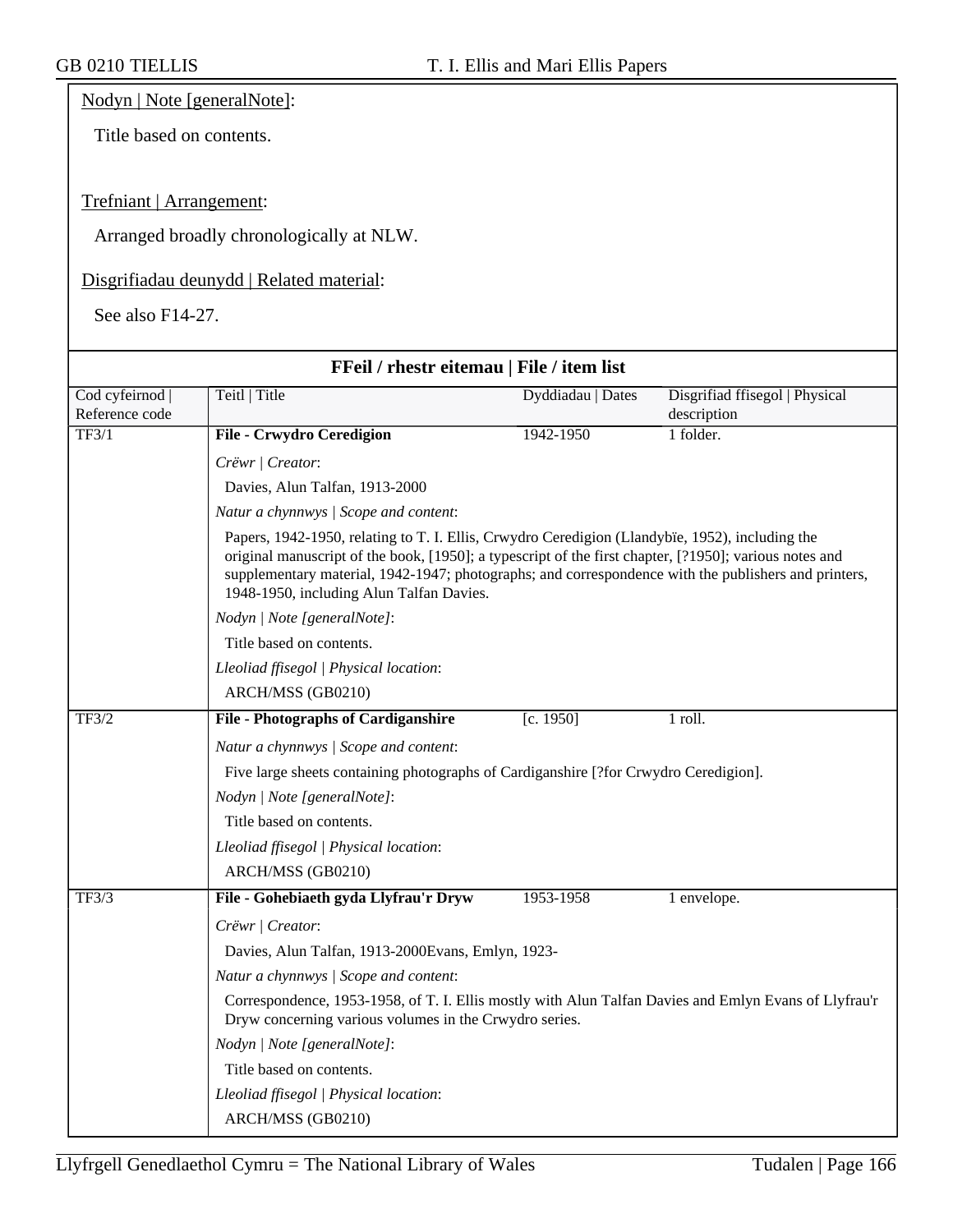Nodyn | Note [generalNote]:

Title based on contents.

Trefniant | Arrangement:

Arranged broadly chronologically at NLW.

Disgrifiadau deunydd | Related material:

See also F14-27.

**FFeil / rhestr eitemau | File / item list**

| Cod cyfeirnod \| Reference code | Teitl \| Title | Dyddiadau \| Dates | Disgrifiad ffisegol \| Physical description |
|---|---|---|---|
| TF3/1 | **File - Crwydro Ceredigion** | 1942-1950 | 1 folder. |

*Crëwr | Creator*:

Davies, Alun Talfan, 1913-2000

*Natur a chynnwys | Scope and content*:

Papers, 1942-1950, relating to T. I. Ellis, Crwydro Ceredigion (Llandybïe, 1952), including the original manuscript of the book, [1950]; a typescript of the first chapter, [?1950]; various notes and supplementary material, 1942-1947; photographs; and correspondence with the publishers and printers, 1948-1950, including Alun Talfan Davies.

*Nodyn | Note [generalNote]*:

Title based on contents.

*Lleoliad ffisegol | Physical location*:

ARCH/MSS (GB0210)

| Cod cyfeirnod \| Reference code | Teitl \| Title | Dyddiadau \| Dates | Disgrifiad ffisegol \| Physical description |
|---|---|---|---|
| TF3/2 | **File - Photographs of Cardiganshire** | [c. 1950] | 1 roll. |

*Natur a chynnwys | Scope and content*:

Five large sheets containing photographs of Cardiganshire [?for Crwydro Ceredigion].

*Nodyn | Note [generalNote]*:

Title based on contents.

*Lleoliad ffisegol | Physical location*:

ARCH/MSS (GB0210)

| Cod cyfeirnod \| Reference code | Teitl \| Title | Dyddiadau \| Dates | Disgrifiad ffisegol \| Physical description |
|---|---|---|---|
| TF3/3 | **File - Gohebiaeth gyda Llyfrau'r Dryw** | 1953-1958 | 1 envelope. |

*Crëwr | Creator*:

Davies, Alun Talfan, 1913-2000Evans, Emlyn, 1923-

*Natur a chynnwys | Scope and content*:

Correspondence, 1953-1958, of T. I. Ellis mostly with Alun Talfan Davies and Emlyn Evans of Llyfrau'r Dryw concerning various volumes in the Crwydro series.

*Nodyn | Note [generalNote]*:

Title based on contents.

*Lleoliad ffisegol | Physical location*:

ARCH/MSS (GB0210)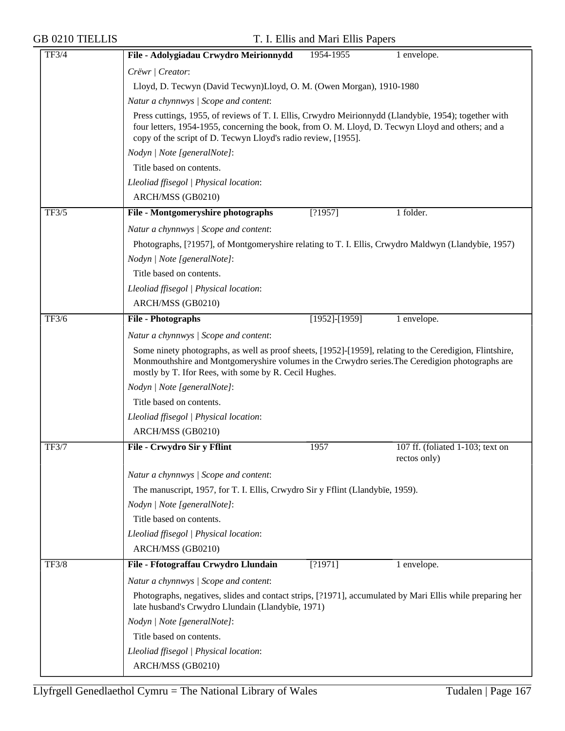| | | | |
|---|---|---|---|
| TF3/4 | **File - Adolygiadau Crwydro Meirionnydd** | 1954-1955 | 1 envelope. |

*Crëwr | Creator*:

Lloyd, D. Tecwyn (David Tecwyn)Lloyd, O. M. (Owen Morgan), 1910-1980

*Natur a chynnwys | Scope and content*:

Press cuttings, 1955, of reviews of T. I. Ellis, Crwydro Meirionnydd (Llandybïe, 1954); together with four letters, 1954-1955, concerning the book, from O. M. Lloyd, D. Tecwyn Lloyd and others; and a copy of the script of D. Tecwyn Lloyd's radio review, [1955].

*Nodyn | Note [generalNote]*:

Title based on contents.

*Lleoliad ffisegol | Physical location*:

ARCH/MSS (GB0210)

| | | | |
|---|---|---|---|
| TF3/5 | **File - Montgomeryshire photographs** | [?1957] | 1 folder. |

*Natur a chynnwys | Scope and content*:

Photographs, [?1957], of Montgomeryshire relating to T. I. Ellis, Crwydro Maldwyn (Llandybïe, 1957)

*Nodyn | Note [generalNote]*:

Title based on contents.

*Lleoliad ffisegol | Physical location*:

ARCH/MSS (GB0210)

| | | | |
|---|---|---|---|
| TF3/6 | **File - Photographs** | [1952]-[1959] | 1 envelope. |

*Natur a chynnwys | Scope and content*:

Some ninety photographs, as well as proof sheets, [1952]-[1959], relating to the Ceredigion, Flintshire, Monmouthshire and Montgomeryshire volumes in the Crwydro series.The Ceredigion photographs are mostly by T. Ifor Rees, with some by R. Cecil Hughes.

*Nodyn | Note [generalNote]*:

Title based on contents.

*Lleoliad ffisegol | Physical location*:

ARCH/MSS (GB0210)

| | | | |
|---|---|---|---|
| TF3/7 | **File - Crwydro Sir y Fflint** | 1957 | 107 ff. (foliated 1-103; text on rectos only) |

*Natur a chynnwys | Scope and content*:

The manuscript, 1957, for T. I. Ellis, Crwydro Sir y Fflint (Llandybïe, 1959).

*Nodyn | Note [generalNote]*:

Title based on contents.

*Lleoliad ffisegol | Physical location*:

ARCH/MSS (GB0210)

| | | | |
|---|---|---|---|
| TF3/8 | **File - Ffotograffau Crwydro Llundain** | [?1971] | 1 envelope. |

*Natur a chynnwys | Scope and content*:

Photographs, negatives, slides and contact strips, [?1971], accumulated by Mari Ellis while preparing her late husband's Crwydro Llundain (Llandybïe, 1971)

*Nodyn | Note [generalNote]*:

Title based on contents.

*Lleoliad ffisegol | Physical location*:

ARCH/MSS (GB0210)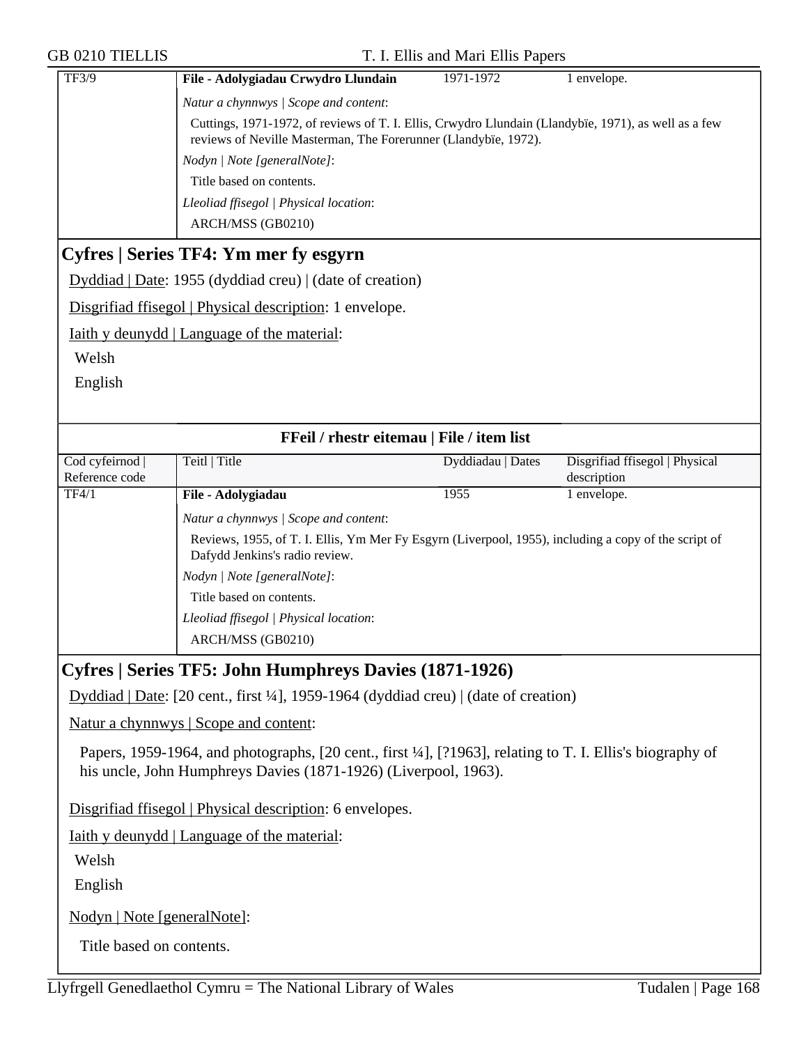| TF3/9 | **File - Adolygiadau Crwydro Llundain** | 1971-1972 | 1 envelope. |
|---|---|---|---|

*Natur a chynnwys | Scope and content*:

Cuttings, 1971-1972, of reviews of T. I. Ellis, Crwydro Llundain (Llandybïe, 1971), as well as a few reviews of Neville Masterman, The Forerunner (Llandybïe, 1972).

*Nodyn | Note [generalNote]*:

Title based on contents.

*Lleoliad ffisegol | Physical location*:

ARCH/MSS (GB0210)

## Cyfres | Series TF4: Ym mer fy esgyrn

Dyddiad | Date: 1955 (dyddiad creu) | (date of creation)

Disgrifiad ffisegol | Physical description: 1 envelope.

Iaith y deunydd | Language of the material:

Welsh

English

### FFeil / rhestr eitemau | File / item list

| Cod cyfeirnod \| Reference code | Teitl \| Title | Dyddiadau \| Dates | Disgrifiad ffisegol \| Physical description |
|---|---|---|---|
| TF4/1 | **File - Adolygiadau** | 1955 | 1 envelope. |

*Natur a chynnwys | Scope and content*:

Reviews, 1955, of T. I. Ellis, Ym Mer Fy Esgyrn (Liverpool, 1955), including a copy of the script of Dafydd Jenkins's radio review.

*Nodyn | Note [generalNote]*:

Title based on contents.

*Lleoliad ffisegol | Physical location*:

ARCH/MSS (GB0210)

## Cyfres | Series TF5: John Humphreys Davies (1871-1926)

Dyddiad | Date: [20 cent., first ¼], 1959-1964 (dyddiad creu) | (date of creation)

Natur a chynnwys | Scope and content:

Papers, 1959-1964, and photographs, [20 cent., first ¼], [?1963], relating to T. I. Ellis's biography of his uncle, John Humphreys Davies (1871-1926) (Liverpool, 1963).

Disgrifiad ffisegol | Physical description: 6 envelopes.

Iaith y deunydd | Language of the material:

Welsh

English

Nodyn | Note [generalNote]:

Title based on contents.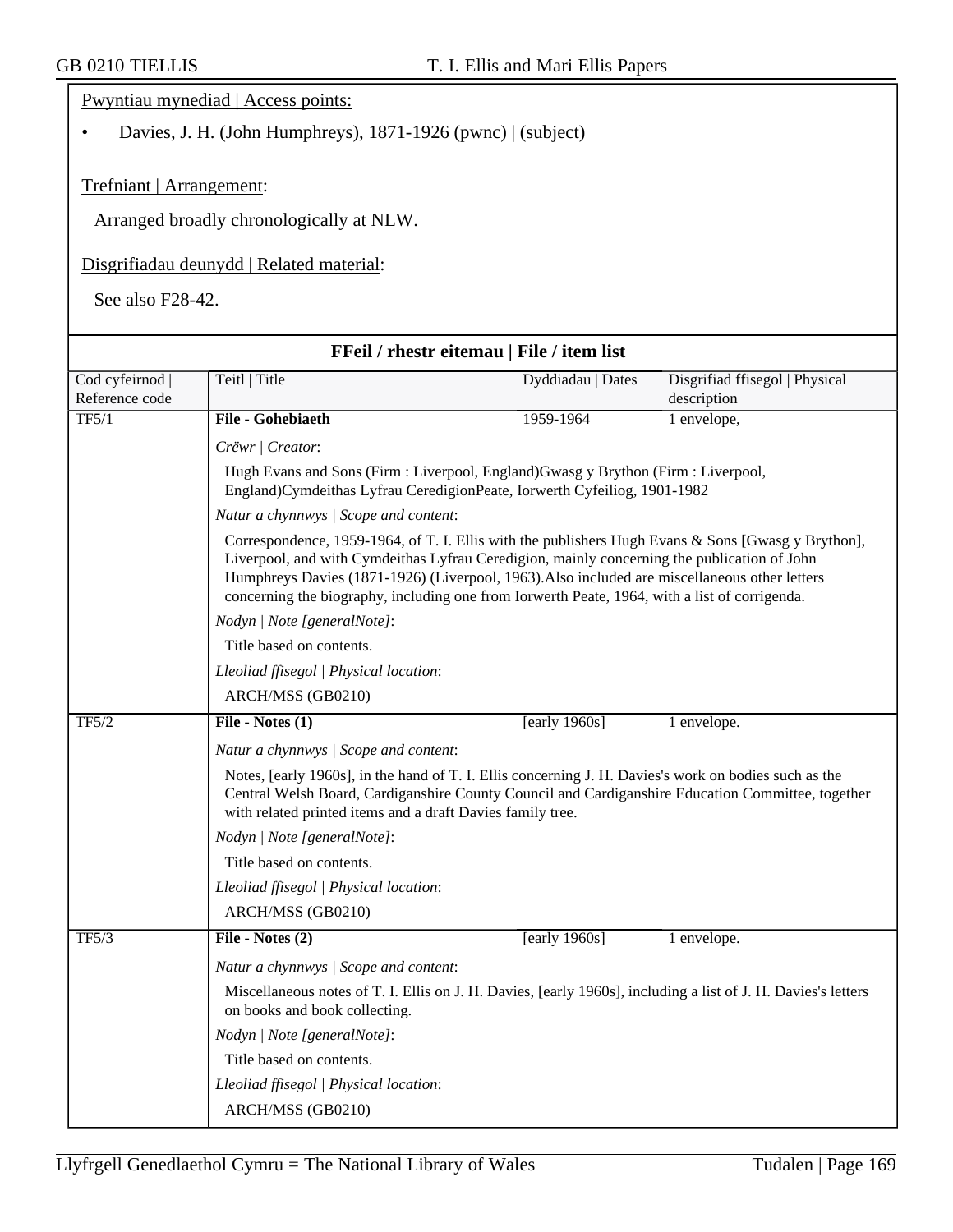Pwyntiau mynediad | Access points:

- Davies, J. H. (John Humphreys), 1871-1926 (pwnc) | (subject)

Trefniant | Arrangement:

Arranged broadly chronologically at NLW.

Disgrifiadau deunydd | Related material:

See also F28-42.

## FFeil / rhestr eitemau | File / item list

| Cod cyfeirnod \| Reference code | Teitl \| Title | Dyddiadau \| Dates | Disgrifiad ffisegol \| Physical description |
|---|---|---|---|
| TF5/1 | **File - Gohebiaeth** | 1959-1964 | 1 envelope, |

*Crëwr | Creator*:

Hugh Evans and Sons (Firm : Liverpool, England)Gwasg y Brython (Firm : Liverpool, England)Cymdeithas Lyfrau CeredigionPeate, Iorwerth Cyfeiliog, 1901-1982

*Natur a chynnwys | Scope and content*:

Correspondence, 1959-1964, of T. I. Ellis with the publishers Hugh Evans & Sons [Gwasg y Brython], Liverpool, and with Cymdeithas Lyfrau Ceredigion, mainly concerning the publication of John Humphreys Davies (1871-1926) (Liverpool, 1963).Also included are miscellaneous other letters concerning the biography, including one from Iorwerth Peate, 1964, with a list of corrigenda.

*Nodyn | Note [generalNote]*:

Title based on contents.

*Lleoliad ffisegol | Physical location*:

ARCH/MSS (GB0210)

| Cod cyfeirnod \| Reference code | Teitl \| Title | Dyddiadau \| Dates | Disgrifiad ffisegol \| Physical description |
|---|---|---|---|
| TF5/2 | **File - Notes (1)** | [early 1960s] | 1 envelope. |

*Natur a chynnwys | Scope and content*:

Notes, [early 1960s], in the hand of T. I. Ellis concerning J. H. Davies's work on bodies such as the Central Welsh Board, Cardiganshire County Council and Cardiganshire Education Committee, together with related printed items and a draft Davies family tree.

*Nodyn | Note [generalNote]*:

Title based on contents.

*Lleoliad ffisegol | Physical location*:

ARCH/MSS (GB0210)

| Cod cyfeirnod \| Reference code | Teitl \| Title | Dyddiadau \| Dates | Disgrifiad ffisegol \| Physical description |
|---|---|---|---|
| TF5/3 | **File - Notes (2)** | [early 1960s] | 1 envelope. |

*Natur a chynnwys | Scope and content*:

Miscellaneous notes of T. I. Ellis on J. H. Davies, [early 1960s], including a list of J. H. Davies's letters on books and book collecting.

*Nodyn | Note [generalNote]*:

Title based on contents.

*Lleoliad ffisegol | Physical location*:

ARCH/MSS (GB0210)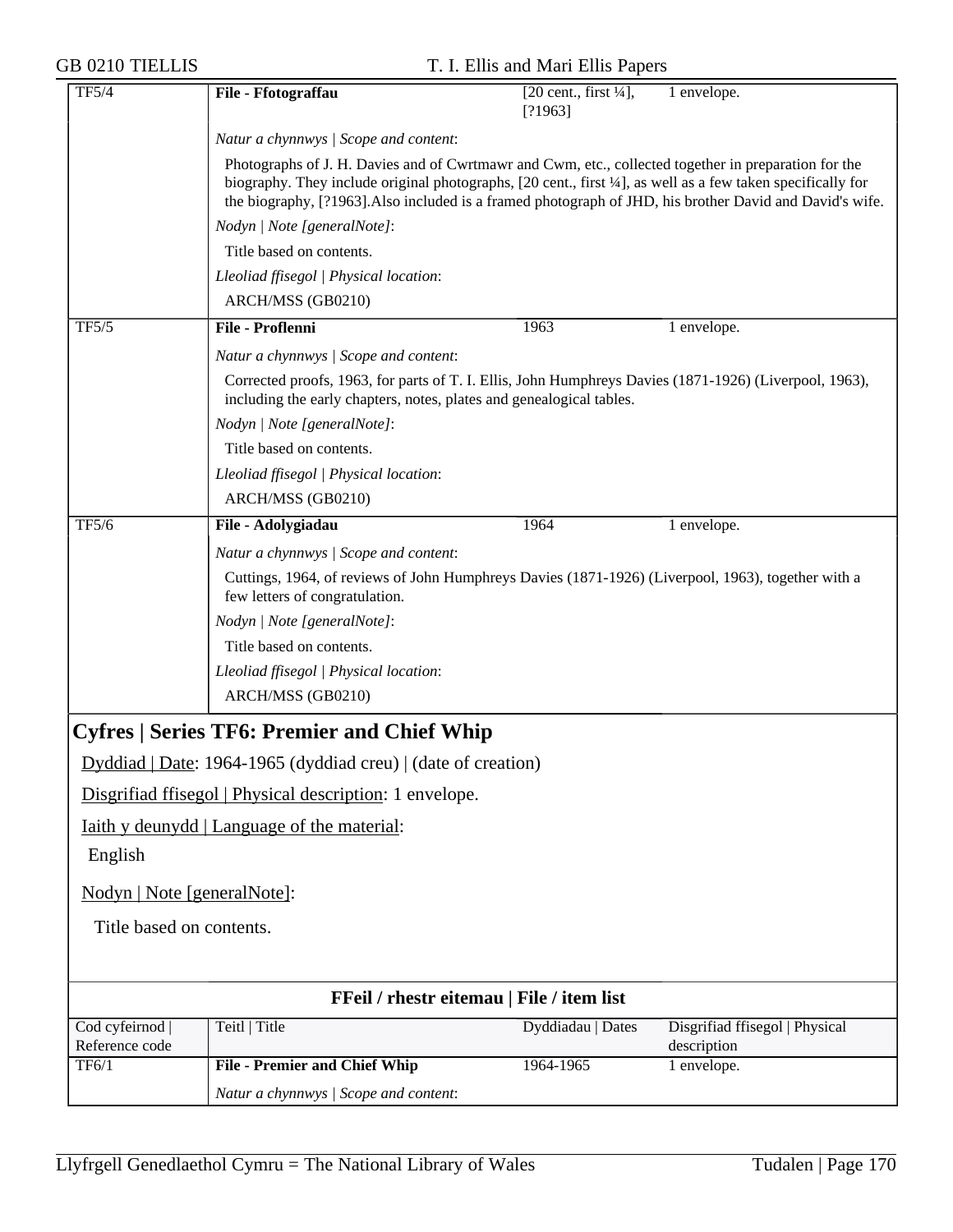| TF5/4 | **File - Ffotograffau** | [20 cent., first ¼], [?1963] | 1 envelope. |
|---|---|---|---|

*Natur a chynnwys | Scope and content*:

Photographs of J. H. Davies and of Cwrtmawr and Cwm, etc., collected together in preparation for the biography. They include original photographs, [20 cent., first ¼], as well as a few taken specifically for the biography, [?1963].Also included is a framed photograph of JHD, his brother David and David's wife.

*Nodyn | Note [generalNote]*:

Title based on contents.

*Lleoliad ffisegol | Physical location*:

ARCH/MSS (GB0210)

| TF5/5 | **File - Proflenni** | 1963 | 1 envelope. |
|---|---|---|---|

*Natur a chynnwys | Scope and content*:

Corrected proofs, 1963, for parts of T. I. Ellis, John Humphreys Davies (1871-1926) (Liverpool, 1963), including the early chapters, notes, plates and genealogical tables.

*Nodyn | Note [generalNote]*:

Title based on contents.

*Lleoliad ffisegol | Physical location*:

ARCH/MSS (GB0210)

| TF5/6 | **File - Adolygiadau** | 1964 | 1 envelope. |
|---|---|---|---|

*Natur a chynnwys | Scope and content*:

Cuttings, 1964, of reviews of John Humphreys Davies (1871-1926) (Liverpool, 1963), together with a few letters of congratulation.

*Nodyn | Note [generalNote]*:

Title based on contents.

*Lleoliad ffisegol | Physical location*:

ARCH/MSS (GB0210)

## Cyfres | Series TF6: Premier and Chief Whip

Dyddiad | Date: 1964-1965 (dyddiad creu) | (date of creation)

Disgrifiad ffisegol | Physical description: 1 envelope.

Iaith y deunydd | Language of the material:

English

Nodyn | Note [generalNote]:

Title based on contents.

**FFeil / rhestr eitemau | File / item list**

| Cod cyfeirnod \| Reference code | Teitl \| Title | Dyddiadau \| Dates | Disgrifiad ffisegol \| Physical description |
|---|---|---|---|
| TF6/1 | **File - Premier and Chief Whip** | 1964-1965 | 1 envelope. |

*Natur a chynnwys | Scope and content*: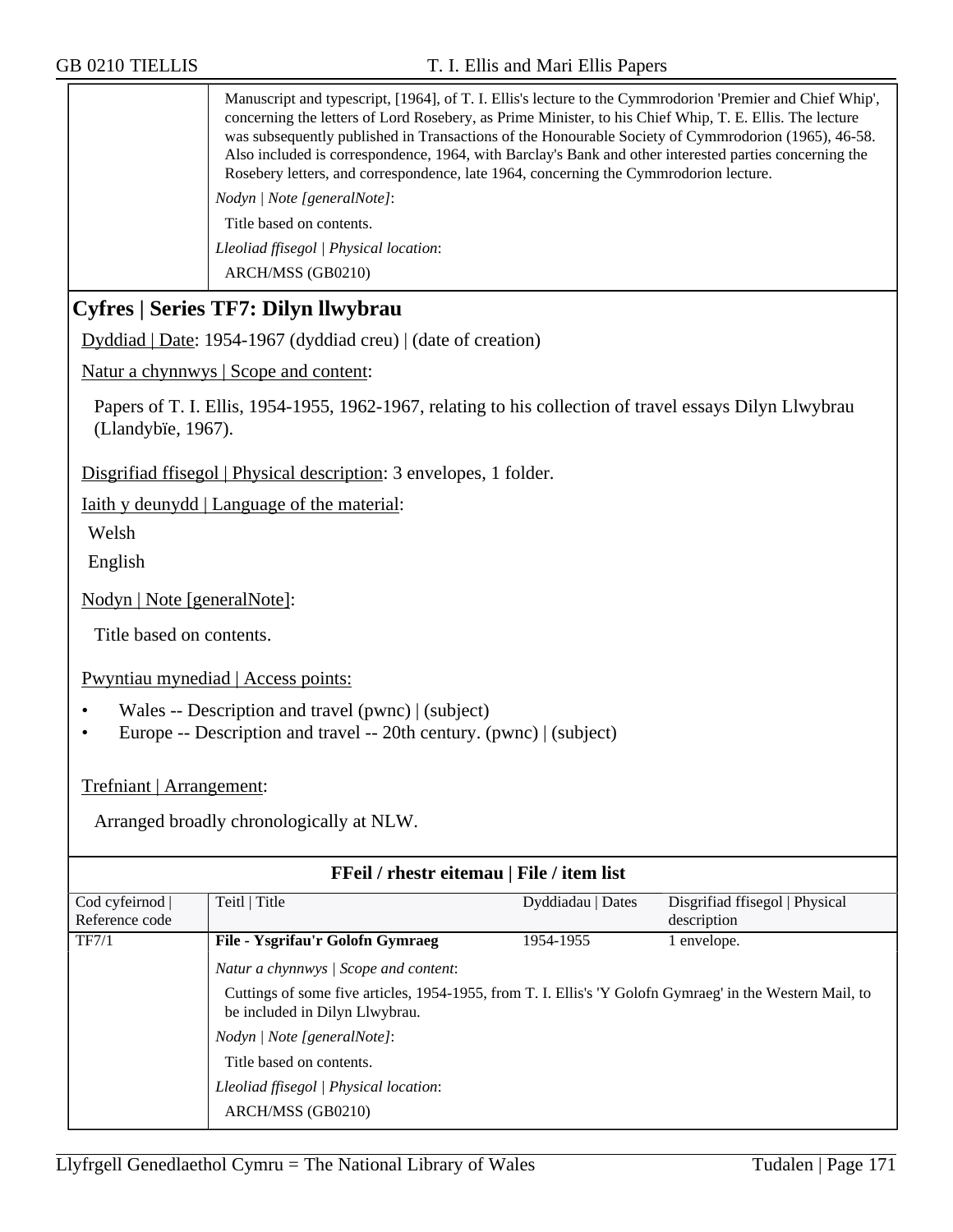Manuscript and typescript, [1964], of T. I. Ellis's lecture to the Cymmrodorion 'Premier and Chief Whip', concerning the letters of Lord Rosebery, as Prime Minister, to his Chief Whip, T. E. Ellis. The lecture was subsequently published in Transactions of the Honourable Society of Cymmrodorion (1965), 46-58. Also included is correspondence, 1964, with Barclay's Bank and other interested parties concerning the Rosebery letters, and correspondence, late 1964, concerning the Cymmrodorion lecture.

*Nodyn | Note [generalNote]*:

Title based on contents.

*Lleoliad ffisegol | Physical location*:

ARCH/MSS (GB0210)

## Cyfres | Series TF7: Dilyn llwybrau

Dyddiad | Date: 1954-1967 (dyddiad creu) | (date of creation)

Natur a chynnwys | Scope and content:

Papers of T. I. Ellis, 1954-1955, 1962-1967, relating to his collection of travel essays Dilyn Llwybrau (Llandybïe, 1967).

Disgrifiad ffisegol | Physical description: 3 envelopes, 1 folder.

Iaith y deunydd | Language of the material:

Welsh

English

Nodyn | Note [generalNote]:

Title based on contents.

Pwyntiau mynediad | Access points:

- Wales -- Description and travel (pwnc) | (subject)
- Europe -- Description and travel -- 20th century. (pwnc) | (subject)

Trefniant | Arrangement:

Arranged broadly chronologically at NLW.

### FFeil / rhestr eitemau | File / item list

| Cod cyfeirnod \| Reference code | Teitl \| Title | Dyddiadau \| Dates | Disgrifiad ffisegol \| Physical description |
|---|---|---|---|
| TF7/1 | **File - Ysgrifau'r Golofn Gymraeg** | 1954-1955 | 1 envelope. |

*Natur a chynnwys | Scope and content*:

Cuttings of some five articles, 1954-1955, from T. I. Ellis's 'Y Golofn Gymraeg' in the Western Mail, to be included in Dilyn Llwybrau.

*Nodyn | Note [generalNote]*:

Title based on contents.

*Lleoliad ffisegol | Physical location*:

ARCH/MSS (GB0210)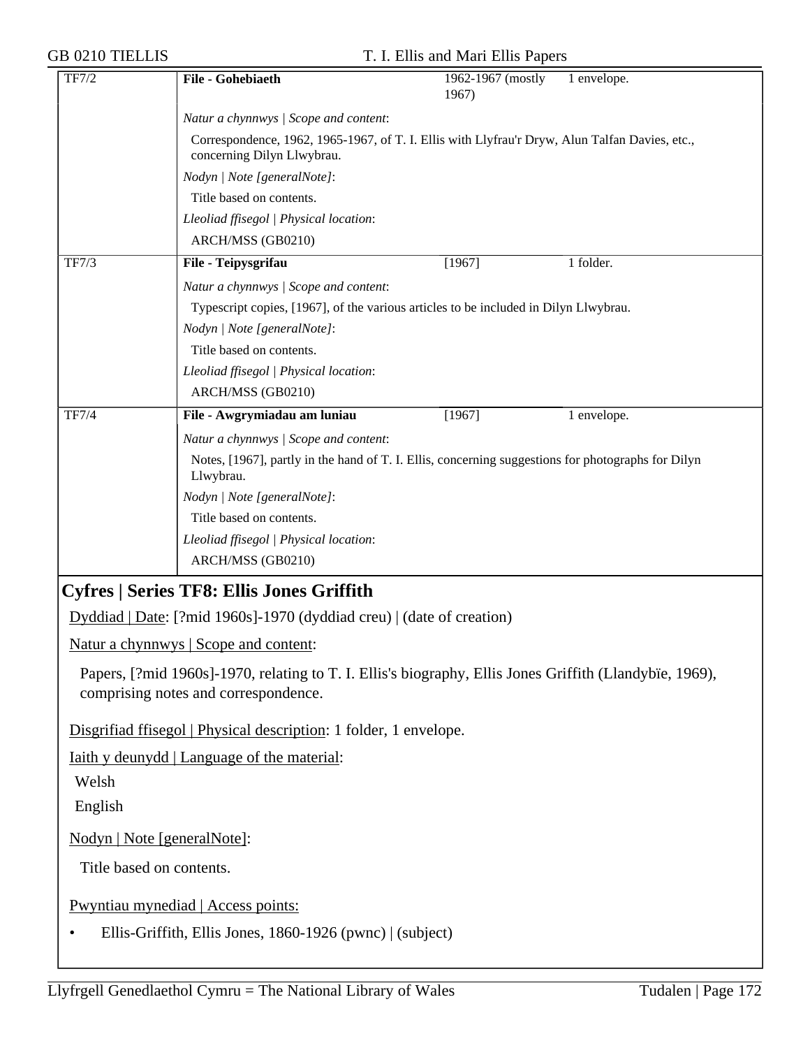| TF7/2 | **File - Gohebiaeth** | 1962-1967 (mostly 1967) | 1 envelope. |
|---|---|---|---|

*Natur a chynnwys | Scope and content*:

Correspondence, 1962, 1965-1967, of T. I. Ellis with Llyfrau'r Dryw, Alun Talfan Davies, etc., concerning Dilyn Llwybrau.

*Nodyn | Note [generalNote]*:

Title based on contents.

*Lleoliad ffisegol | Physical location*:

ARCH/MSS (GB0210)

| TF7/3 | **File - Teipysgrifau** | [1967] | 1 folder. |
|---|---|---|---|

*Natur a chynnwys | Scope and content*:

Typescript copies, [1967], of the various articles to be included in Dilyn Llwybrau.

*Nodyn | Note [generalNote]*:

Title based on contents.

*Lleoliad ffisegol | Physical location*:

ARCH/MSS (GB0210)

| TF7/4 | **File - Awgrymiadau am luniau** | [1967] | 1 envelope. |
|---|---|---|---|

*Natur a chynnwys | Scope and content*:

Notes, [1967], partly in the hand of T. I. Ellis, concerning suggestions for photographs for Dilyn Llwbrau.

*Nodyn | Note [generalNote]*:

Title based on contents.

*Lleoliad ffisegol | Physical location*:

ARCH/MSS (GB0210)

## Cyfres | Series TF8: Ellis Jones Griffith

Dyddiad | Date: [?mid 1960s]-1970 (dyddiad creu) | (date of creation)

Natur a chynnwys | Scope and content:

Papers, [?mid 1960s]-1970, relating to T. I. Ellis's biography, Ellis Jones Griffith (Llandybïe, 1969), comprising notes and correspondence.

Disgrifiad ffisegol | Physical description: 1 folder, 1 envelope.

Iaith y deunydd | Language of the material:

Welsh

English

Nodyn | Note [generalNote]:

Title based on contents.

Pwyntiau mynediad | Access points:

- Ellis-Griffith, Ellis Jones, 1860-1926 (pwnc) | (subject)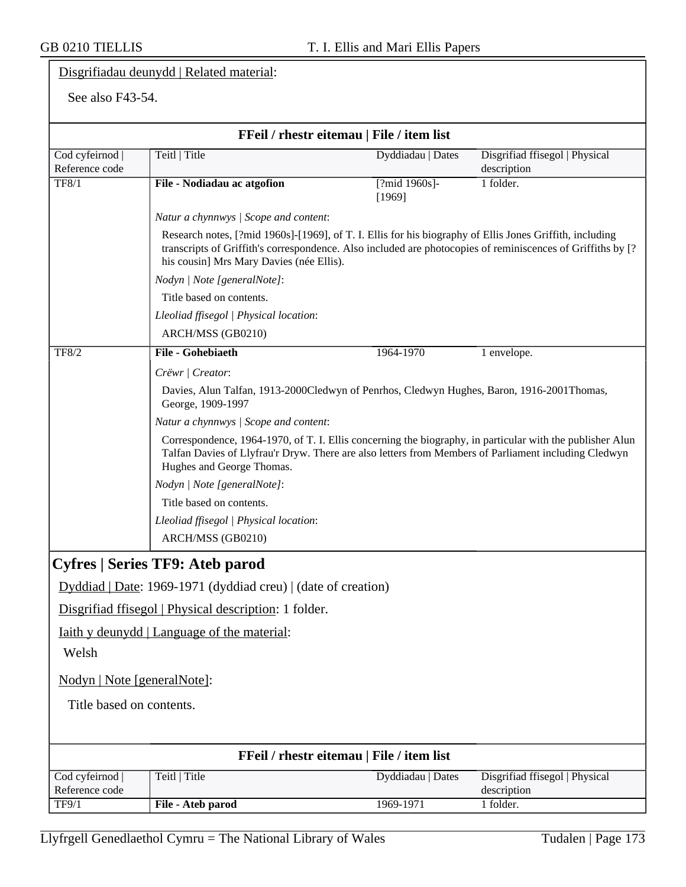Disgrifiadau deunydd | Related material:

See also F43-54.

**FFeil / rhestr eitemau | File / item list**

| Cod cyfeirnod \| Reference code | Teitl \| Title | Dyddiadau \| Dates | Disgrifiad ffisegol \| Physical description |
|---|---|---|---|
| TF8/1 | **File - Nodiadau ac atgofion** | [?mid 1960s]-[1969] | 1 folder. |

*Natur a chynnwys | Scope and content*:

Research notes, [?mid 1960s]-[1969], of T. I. Ellis for his biography of Ellis Jones Griffith, including transcripts of Griffith's correspondence. Also included are photocopies of reminiscences of Griffiths by [?his cousin] Mrs Mary Davies (née Ellis).

*Nodyn | Note [generalNote]*:

Title based on contents.

*Lleoliad ffisegol | Physical location*:

ARCH/MSS (GB0210)

| Cod cyfeirnod \| Reference code | Teitl \| Title | Dyddiadau \| Dates | Disgrifiad ffisegol \| Physical description |
|---|---|---|---|
| TF8/2 | **File - Gohebiaeth** | 1964-1970 | 1 envelope. |

*Crëwr | Creator*:

Davies, Alun Talfan, 1913-2000Cledwyn of Penrhos, Cledwyn Hughes, Baron, 1916-2001Thomas, George, 1909-1997

*Natur a chynnwys | Scope and content*:

Correspondence, 1964-1970, of T. I. Ellis concerning the biography, in particular with the publisher Alun Talfan Davies of Llyfrau'r Dryw. There are also letters from Members of Parliament including Cledwyn Hughes and George Thomas.

*Nodyn | Note [generalNote]*:

Title based on contents.

*Lleoliad ffisegol | Physical location*:

ARCH/MSS (GB0210)

## Cyfres | Series TF9: Ateb parod

Dyddiad | Date: 1969-1971 (dyddiad creu) | (date of creation)

Disgrifiad ffisegol | Physical description: 1 folder.

Iaith y deunydd | Language of the material:

Welsh

Nodyn | Note [generalNote]:

Title based on contents.

**FFeil / rhestr eitemau | File / item list**

| Cod cyfeirnod \| Reference code | Teitl \| Title | Dyddiadau \| Dates | Disgrifiad ffisegol \| Physical description |
|---|---|---|---|
| TF9/1 | **File - Ateb parod** | 1969-1971 | 1 folder. |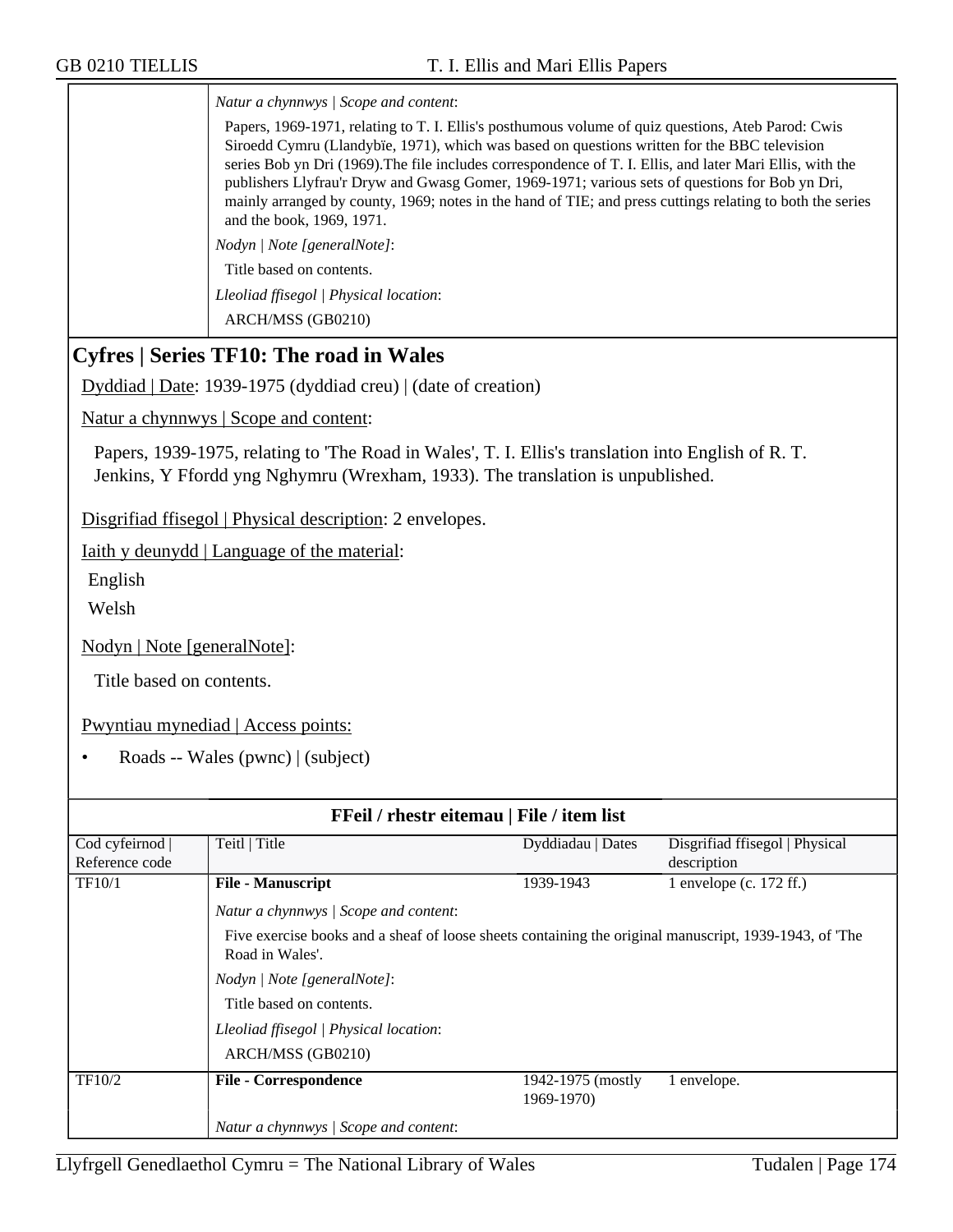*Natur a chynnwys | Scope and content*:

Papers, 1969-1971, relating to T. I. Ellis's posthumous volume of quiz questions, Ateb Parod: Cwis Siroedd Cymru (Llandybïe, 1971), which was based on questions written for the BBC television series Bob yn Dri (1969).The file includes correspondence of T. I. Ellis, and later Mari Ellis, with the publishers Llyfrau'r Dryw and Gwasg Gomer, 1969-1971; various sets of questions for Bob yn Dri, mainly arranged by county, 1969; notes in the hand of TIE; and press cuttings relating to both the series and the book, 1969, 1971.

*Nodyn | Note [generalNote]*:

Title based on contents.

*Lleoliad ffisegol | Physical location*:

ARCH/MSS (GB0210)

## Cyfres | Series TF10: The road in Wales

Dyddiad | Date: 1939-1975 (dyddiad creu) | (date of creation)

Natur a chynnwys | Scope and content:

Papers, 1939-1975, relating to 'The Road in Wales', T. I. Ellis's translation into English of R. T. Jenkins, Y Ffordd yng Nghymru (Wrexham, 1933). The translation is unpublished.

Disgrifiad ffisegol | Physical description: 2 envelopes.

Iaith y deunydd | Language of the material:

English

Welsh

Nodyn | Note [generalNote]:

Title based on contents.

Pwyntiau mynediad | Access points:

- Roads -- Wales (pwnc) | (subject)

**FFeil / rhestr eitemau | File / item list**

| Cod cyfeirnod \| Reference code | Teitl \| Title | Dyddiadau \| Dates | Disgrifiad ffisegol \| Physical description |
|---|---|---|---|
| TF10/1 | **File - Manuscript** | 1939-1943 | 1 envelope (c. 172 ff.) |
| | *Natur a chynnwys \| Scope and content*: Five exercise books and a sheaf of loose sheets containing the original manuscript, 1939-1943, of 'The Road in Wales'. *Nodyn \| Note [generalNote]*: Title based on contents. *Lleoliad ffisegol \| Physical location*: ARCH/MSS (GB0210) | | |
| TF10/2 | **File - Correspondence** | 1942-1975 (mostly 1969-1970) | 1 envelope. |
| | *Natur a chynnwys \| Scope and content*: | | |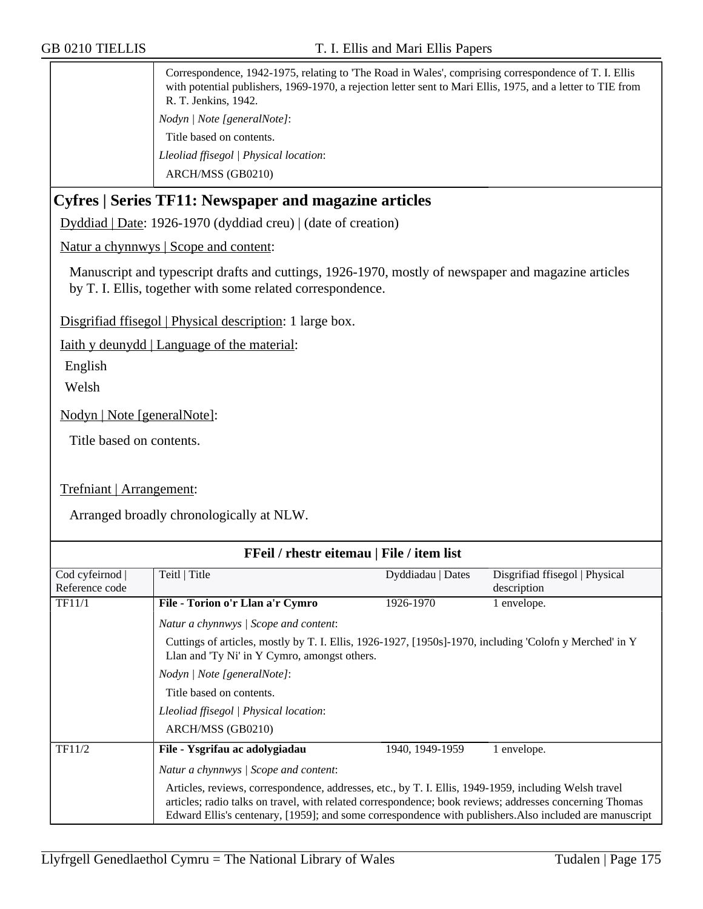Correspondence, 1942-1975, relating to 'The Road in Wales', comprising correspondence of T. I. Ellis with potential publishers, 1969-1970, a rejection letter sent to Mari Ellis, 1975, and a letter to TIE from R. T. Jenkins, 1942.

*Nodyn | Note [generalNote]*:

Title based on contents.

*Lleoliad ffisegol | Physical location*:

ARCH/MSS (GB0210)

## Cyfres | Series TF11: Newspaper and magazine articles

Dyddiad | Date: 1926-1970 (dyddiad creu) | (date of creation)

Natur a chynnwys | Scope and content:

Manuscript and typescript drafts and cuttings, 1926-1970, mostly of newspaper and magazine articles by T. I. Ellis, together with some related correspondence.

Disgrifiad ffisegol | Physical description: 1 large box.

Iaith y deunydd | Language of the material:

English

Welsh

Nodyn | Note [generalNote]:

Title based on contents.

Trefniant | Arrangement:

Arranged broadly chronologically at NLW.

**FFeil / rhestr eitemau | File / item list**

| Cod cyfeirnod \| Reference code | Teitl \| Title | Dyddiadau \| Dates | Disgrifiad ffisegol \| Physical description |
|---|---|---|---|
| TF11/1 | **File - Torion o'r Llan a'r Cymro** | 1926-1970 | 1 envelope. |

*Natur a chynnwys | Scope and content*:

Cuttings of articles, mostly by T. I. Ellis, 1926-1927, [1950s]-1970, including 'Colofn y Merched' in Y Llan and 'Ty Ni' in Y Cymro, amongst others.

*Nodyn | Note [generalNote]*:

Title based on contents.

*Lleoliad ffisegol | Physical location*:

ARCH/MSS (GB0210)

| Cod cyfeirnod \| Reference code | Teitl \| Title | Dyddiadau \| Dates | Disgrifiad ffisegol \| Physical description |
|---|---|---|---|
| TF11/2 | **File - Ysgrifau ac adolygiadau** | 1940, 1949-1959 | 1 envelope. |

*Natur a chynnwys | Scope and content*:

Articles, reviews, correspondence, addresses, etc., by T. I. Ellis, 1949-1959, including Welsh travel articles; radio talks on travel, with related correspondence; book reviews; addresses concerning Thomas Edward Ellis's centenary, [1959]; and some correspondence with publishers.Also included are manuscript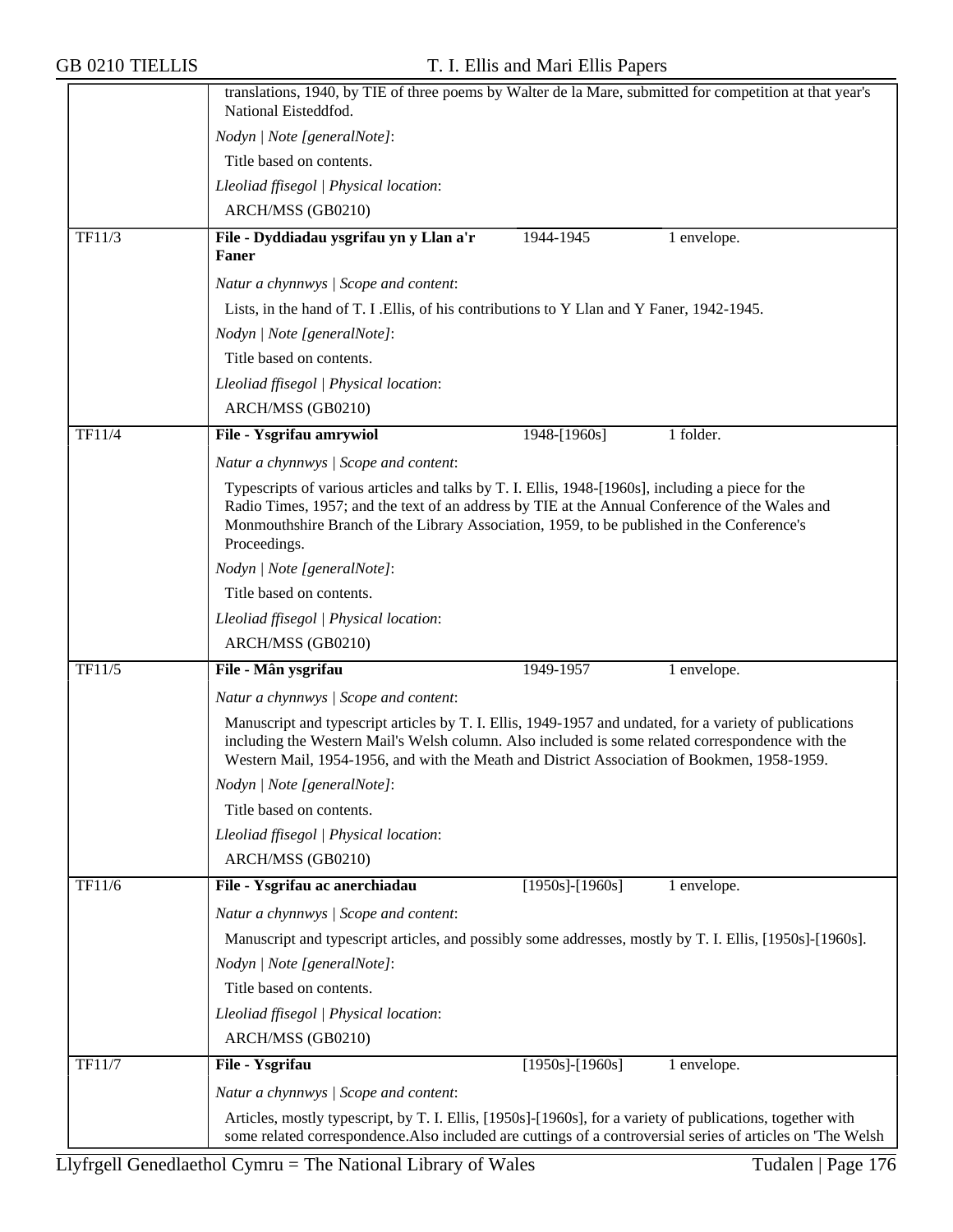translations, 1940, by TIE of three poems by Walter de la Mare, submitted for competition at that year's National Eisteddfod.

*Nodyn | Note [generalNote]*:

Title based on contents.

*Lleoliad ffisegol | Physical location*:

ARCH/MSS (GB0210)

---

TF11/3 | **File - Dyddiadau ysgrifau yn y Llan a'r Faner** | 1944-1945 | 1 envelope.

*Natur a chynnwys | Scope and content*:

Lists, in the hand of T. I .Ellis, of his contributions to Y Llan and Y Faner, 1942-1945.

*Nodyn | Note [generalNote]*:

Title based on contents.

*Lleoliad ffisegol | Physical location*:

ARCH/MSS (GB0210)

---

TF11/4 | **File - Ysgrifau amrywiol** | 1948-[1960s] | 1 folder.

*Natur a chynnwys | Scope and content*:

Typescripts of various articles and talks by T. I. Ellis, 1948-[1960s], including a piece for the Radio Times, 1957; and the text of an address by TIE at the Annual Conference of the Wales and Monmouthshire Branch of the Library Association, 1959, to be published in the Conference's Proceedings.

*Nodyn | Note [generalNote]*:

Title based on contents.

*Lleoliad ffisegol | Physical location*:

ARCH/MSS (GB0210)

---

TF11/5 | **File - Mân ysgrifau** | 1949-1957 | 1 envelope.

*Natur a chynnwys | Scope and content*:

Manuscript and typescript articles by T. I. Ellis, 1949-1957 and undated, for a variety of publications including the Western Mail's Welsh column. Also included is some related correspondence with the Western Mail, 1954-1956, and with the Meath and District Association of Bookmen, 1958-1959.

*Nodyn | Note [generalNote]*:

Title based on contents.

*Lleoliad ffisegol | Physical location*:

ARCH/MSS (GB0210)

---

TF11/6 | **File - Ysgrifau ac anerchiadau** | [1950s]-[1960s] | 1 envelope.

*Natur a chynnwys | Scope and content*:

Manuscript and typescript articles, and possibly some addresses, mostly by T. I. Ellis, [1950s]-[1960s].

*Nodyn | Note [generalNote]*:

Title based on contents.

*Lleoliad ffisegol | Physical location*:

ARCH/MSS (GB0210)

---

TF11/7 | **File - Ysgrifau** | [1950s]-[1960s] | 1 envelope.

*Natur a chynnwys | Scope and content*:

Articles, mostly typescript, by T. I. Ellis, [1950s]-[1960s], for a variety of publications, together with some related correspondence.Also included are cuttings of a controversial series of articles on 'The Welsh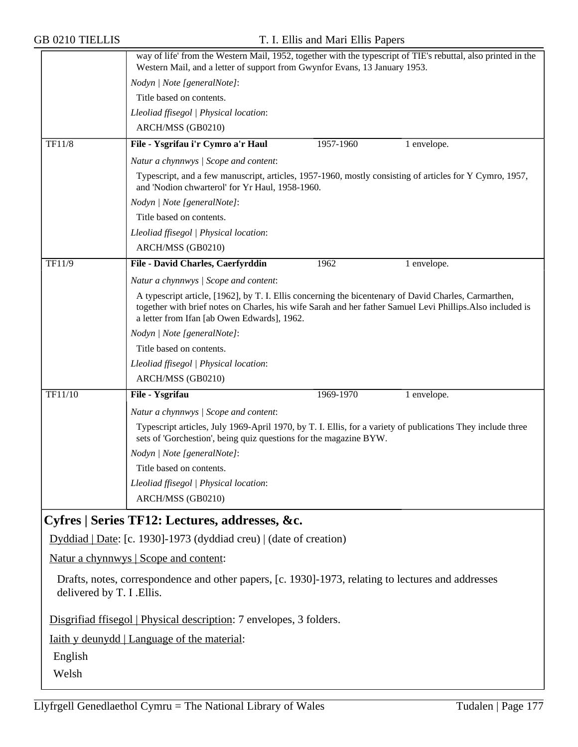way of life' from the Western Mail, 1952, together with the typescript of TIE's rebuttal, also printed in the Western Mail, and a letter of support from Gwynfor Evans, 13 January 1953.

*Nodyn | Note [generalNote]*:

Title based on contents.

*Lleoliad ffisegol | Physical location*:

ARCH/MSS (GB0210)

| TF11/8 | **File - Ysgrifau i'r Cymro a'r Haul** | 1957-1960 | 1 envelope. |
|---|---|---|---|

*Natur a chynnwys | Scope and content*:

Typescript, and a few manuscript, articles, 1957-1960, mostly consisting of articles for Y Cymro, 1957, and 'Nodion chwarterol' for Yr Haul, 1958-1960.

*Nodyn | Note [generalNote]*:

Title based on contents.

*Lleoliad ffisegol | Physical location*:

ARCH/MSS (GB0210)

| TF11/9 | **File - David Charles, Caerfyrddin** | 1962 | 1 envelope. |
|---|---|---|---|

*Natur a chynnwys | Scope and content*:

A typescript article, [1962], by T. I. Ellis concerning the bicentenary of David Charles, Carmarthen, together with brief notes on Charles, his wife Sarah and her father Samuel Levi Phillips.Also included is a letter from Ifan [ab Owen Edwards], 1962.

*Nodyn | Note [generalNote]*:

Title based on contents.

*Lleoliad ffisegol | Physical location*:

ARCH/MSS (GB0210)

| TF11/10 | **File - Ysgrifau** | 1969-1970 | 1 envelope. |
|---|---|---|---|

*Natur a chynnwys | Scope and content*:

Typescript articles, July 1969-April 1970, by T. I. Ellis, for a variety of publications They include three sets of 'Gorchestion', being quiz questions for the magazine BYW.

*Nodyn | Note [generalNote]*:

Title based on contents.

*Lleoliad ffisegol | Physical location*:

ARCH/MSS (GB0210)

## Cyfres | Series TF12: Lectures, addresses, &c.

Dyddiad | Date: [c. 1930]-1973 (dyddiad creu) | (date of creation)

Natur a chynnwys | Scope and content:

Drafts, notes, correspondence and other papers, [c. 1930]-1973, relating to lectures and addresses delivered by T. I .Ellis.

Disgrifiad ffisegol | Physical description: 7 envelopes, 3 folders.

Iaith y deunydd | Language of the material:

English

Welsh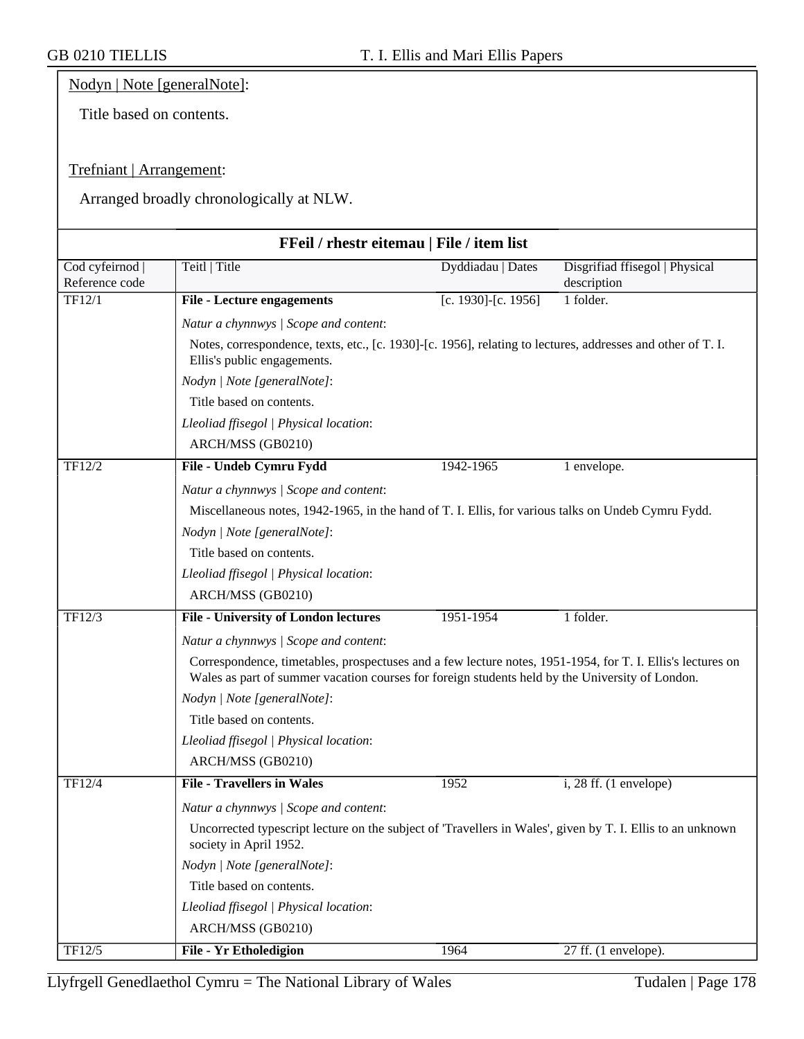Nodyn | Note [generalNote]:

Title based on contents.

Trefniant | Arrangement:

Arranged broadly chronologically at NLW.

**FFeil / rhestr eitemau | File / item list**

| Cod cyfeirnod \| Reference code | Teitl \| Title | Dyddiadau \| Dates | Disgrifiad ffisegol \| Physical description |
|---|---|---|---|
| TF12/1 | **File - Lecture engagements** | [c. 1930]-[c. 1956] | 1 folder. |

*Natur a chynnwys | Scope and content*:

Notes, correspondence, texts, etc., [c. 1930]-[c. 1956], relating to lectures, addresses and other of T. I. Ellis's public engagements.

*Nodyn | Note [generalNote]*:

Title based on contents.

*Lleoliad ffisegol | Physical location*:

ARCH/MSS (GB0210)

| Cod cyfeirnod \| Reference code | Teitl \| Title | Dyddiadau \| Dates | Disgrifiad ffisegol \| Physical description |
|---|---|---|---|
| TF12/2 | **File - Undeb Cymru Fydd** | 1942-1965 | 1 envelope. |

*Natur a chynnwys | Scope and content*:

Miscellaneous notes, 1942-1965, in the hand of T. I. Ellis, for various talks on Undeb Cymru Fydd.

*Nodyn | Note [generalNote]*:

Title based on contents.

*Lleoliad ffisegol | Physical location*:

ARCH/MSS (GB0210)

| Cod cyfeirnod \| Reference code | Teitl \| Title | Dyddiadau \| Dates | Disgrifiad ffisegol \| Physical description |
|---|---|---|---|
| TF12/3 | **File - University of London lectures** | 1951-1954 | 1 folder. |

*Natur a chynnwys | Scope and content*:

Correspondence, timetables, prospectuses and a few lecture notes, 1951-1954, for T. I. Ellis's lectures on Wales as part of summer vacation courses for foreign students held by the University of London.

*Nodyn | Note [generalNote]*:

Title based on contents.

*Lleoliad ffisegol | Physical location*:

ARCH/MSS (GB0210)

| Cod cyfeirnod \| Reference code | Teitl \| Title | Dyddiadau \| Dates | Disgrifiad ffisegol \| Physical description |
|---|---|---|---|
| TF12/4 | **File - Travellers in Wales** | 1952 | i, 28 ff. (1 envelope) |

*Natur a chynnwys | Scope and content*:

Uncorrected typescript lecture on the subject of 'Travellers in Wales', given by T. I. Ellis to an unknown society in April 1952.

*Nodyn | Note [generalNote]*:

Title based on contents.

*Lleoliad ffisegol | Physical location*:

ARCH/MSS (GB0210)

| Cod cyfeirnod \| Reference code | Teitl \| Title | Dyddiadau \| Dates | Disgrifiad ffisegol \| Physical description |
|---|---|---|---|
| TF12/5 | **File - Yr Etholedigion** | 1964 | 27 ff. (1 envelope). |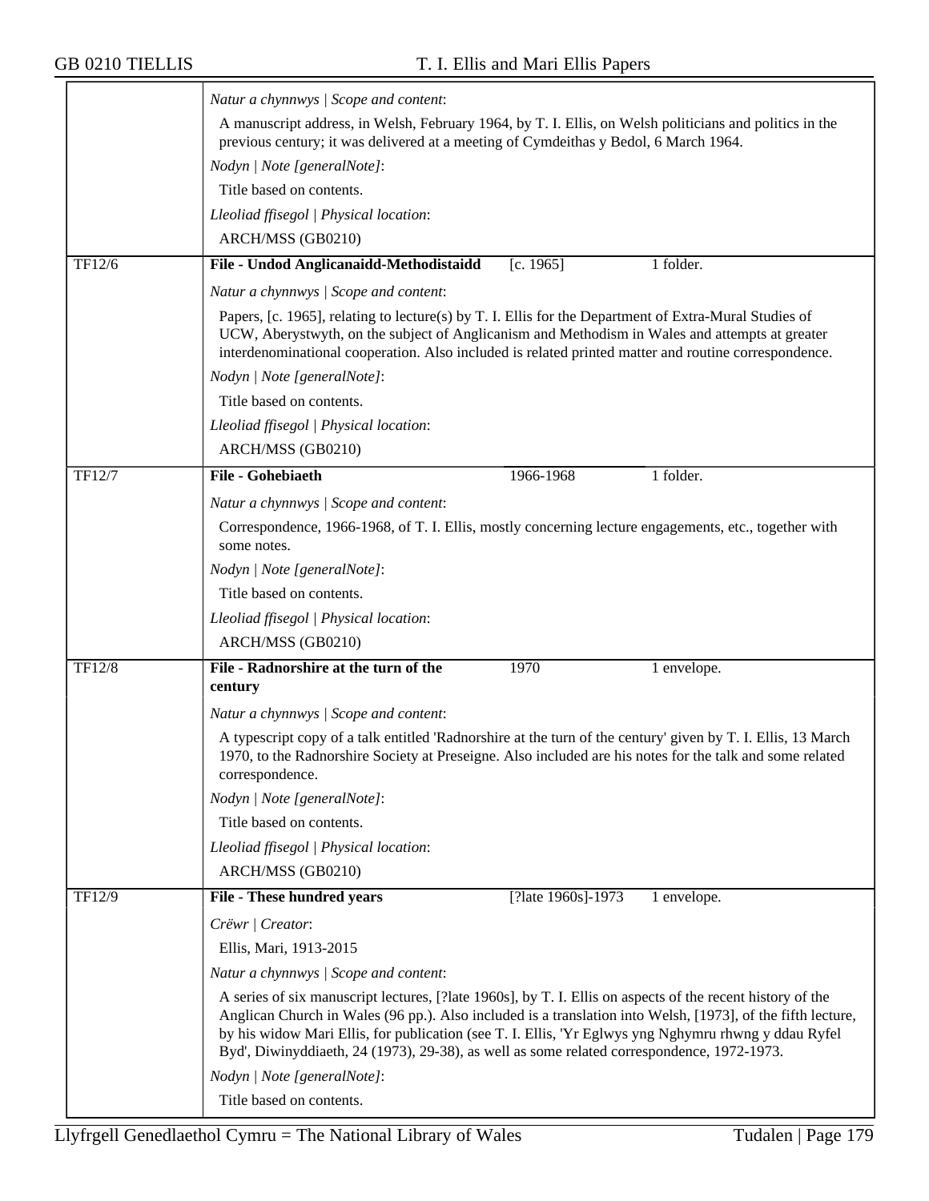*Natur a chynnwys | Scope and content*:

A manuscript address, in Welsh, February 1964, by T. I. Ellis, on Welsh politicians and politics in the previous century; it was delivered at a meeting of Cymdeithas y Bedol, 6 March 1964.

*Nodyn | Note [generalNote]*:

Title based on contents.

*Lleoliad ffisegol | Physical location*:

ARCH/MSS (GB0210)

| TF12/6 | **File - Undod Anglicanaidd-Methodistaidd** | [c. 1965] | 1 folder. |
|---|---|---|---|

*Natur a chynnwys | Scope and content*:

Papers, [c. 1965], relating to lecture(s) by T. I. Ellis for the Department of Extra-Mural Studies of UCW, Aberystwyth, on the subject of Anglicanism and Methodism in Wales and attempts at greater interdenominational cooperation. Also included is related printed matter and routine correspondence.

*Nodyn | Note [generalNote]*:

Title based on contents.

*Lleoliad ffisegol | Physical location*:

ARCH/MSS (GB0210)

| TF12/7 | **File - Gohebiaeth** | 1966-1968 | 1 folder. |
|---|---|---|---|

*Natur a chynnwys | Scope and content*:

Correspondence, 1966-1968, of T. I. Ellis, mostly concerning lecture engagements, etc., together with some notes.

*Nodyn | Note [generalNote]*:

Title based on contents.

*Lleoliad ffisegol | Physical location*:

ARCH/MSS (GB0210)

| TF12/8 | **File - Radnorshire at the turn of the century** | 1970 | 1 envelope. |
|---|---|---|---|

*Natur a chynnwys | Scope and content*:

A typescript copy of a talk entitled 'Radnorshire at the turn of the century' given by T. I. Ellis, 13 March 1970, to the Radnorshire Society at Preseigne. Also included are his notes for the talk and some related correspondence.

*Nodyn | Note [generalNote]*:

Title based on contents.

*Lleoliad ffisegol | Physical location*:

ARCH/MSS (GB0210)

| TF12/9 | **File - These hundred years** | [?late 1960s]-1973 | 1 envelope. |
|---|---|---|---|

*Crëwr | Creator*:

Ellis, Mari, 1913-2015

*Natur a chynnwys | Scope and content*:

A series of six manuscript lectures, [?late 1960s], by T. I. Ellis on aspects of the recent history of the Anglican Church in Wales (96 pp.). Also included is a translation into Welsh, [1973], of the fifth lecture, by his widow Mari Ellis, for publication (see T. I. Ellis, 'Yr Eglwys yng Nghymru rhwng y ddau Ryfel Byd', Diwinyddiaeth, 24 (1973), 29-38), as well as some related correspondence, 1972-1973.

*Nodyn | Note [generalNote]*:

Title based on contents.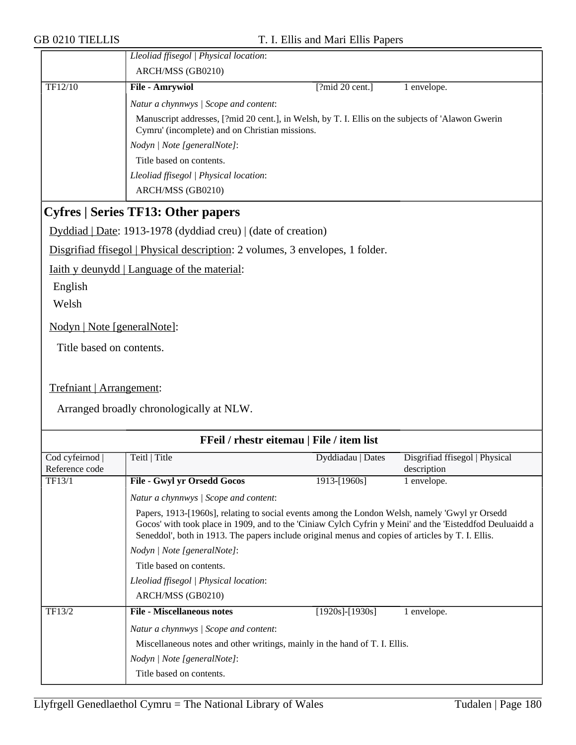*Lleoliad ffisegol | Physical location*:

ARCH/MSS (GB0210)

| TF12/10 | **File - Amrywiol** | [?mid 20 cent.] | 1 envelope. |
|---|---|---|---|

*Natur a chynnwys | Scope and content*:

Manuscript addresses, [?mid 20 cent.], in Welsh, by T. I. Ellis on the subjects of 'Alawon Gwerin Cymru' (incomplete) and on Christian missions.

*Nodyn | Note [generalNote]*:

Title based on contents.

*Lleoliad ffisegol | Physical location*:

ARCH/MSS (GB0210)

## Cyfres | Series TF13: Other papers

Dyddiad | Date: 1913-1978 (dyddiad creu) | (date of creation)

Disgrifiad ffisegol | Physical description: 2 volumes, 3 envelopes, 1 folder.

Iaith y deunydd | Language of the material:

English

Welsh

Nodyn | Note [generalNote]:

Title based on contents.

Trefniant | Arrangement:

Arranged broadly chronologically at NLW.

### FFeil / rhestr eitemau | File / item list

| Cod cyfeirnod \| Reference code | Teitl \| Title | Dyddiadau \| Dates | Disgrifiad ffisegol \| Physical description |
|---|---|---|---|
| TF13/1 | **File - Gwyl yr Orsedd Gocos** | 1913-[1960s] | 1 envelope. |

*Natur a chynnwys | Scope and content*:

Papers, 1913-[1960s], relating to social events among the London Welsh, namely 'Gwyl yr Orsedd Gocos' with took place in 1909, and to the 'Ciniaw Cylch Cyfrin y Meini' and the 'Eisteddfod Deuluaidd a Seneddol', both in 1913. The papers include original menus and copies of articles by T. I. Ellis.

*Nodyn | Note [generalNote]*:

Title based on contents.

*Lleoliad ffisegol | Physical location*:

ARCH/MSS (GB0210)

| TF13/2 | **File - Miscellaneous notes** | [1920s]-[1930s] | 1 envelope. |
|---|---|---|---|

*Natur a chynnwys | Scope and content*:

Miscellaneous notes and other writings, mainly in the hand of T. I. Ellis.

*Nodyn | Note [generalNote]*:

Title based on contents.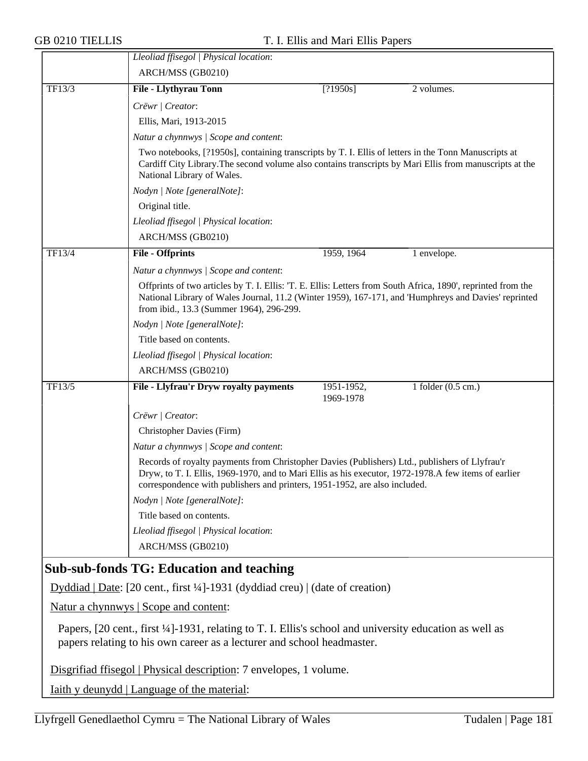*Lleoliad ffisegol | Physical location*:

ARCH/MSS (GB0210)

| TF13/3 | **File - Llythyrau Tonn** | [?1950s] | 2 volumes. |
|---|---|---|---|

*Crëwr | Creator*:

Ellis, Mari, 1913-2015

*Natur a chynnwys | Scope and content*:

Two notebooks, [?1950s], containing transcripts by T. I. Ellis of letters in the Tonn Manuscripts at Cardiff City Library.The second volume also contains transcripts by Mari Ellis from manuscripts at the National Library of Wales.

*Nodyn | Note [generalNote]*:

Original title.

*Lleoliad ffisegol | Physical location*:

ARCH/MSS (GB0210)

| TF13/4 | **File - Offprints** | 1959, 1964 | 1 envelope. |
|---|---|---|---|

*Natur a chynnwys | Scope and content*:

Offprints of two articles by T. I. Ellis: 'T. E. Ellis: Letters from South Africa, 1890', reprinted from the National Library of Wales Journal, 11.2 (Winter 1959), 167-171, and 'Humphreys and Davies' reprinted from ibid., 13.3 (Summer 1964), 296-299.

*Nodyn | Note [generalNote]*:

Title based on contents.

*Lleoliad ffisegol | Physical location*:

ARCH/MSS (GB0210)

| TF13/5 | **File - Llyfrau'r Dryw royalty payments** | 1951-1952, 1969-1978 | 1 folder (0.5 cm.) |
|---|---|---|---|

*Crëwr | Creator*:

Christopher Davies (Firm)

*Natur a chynnwys | Scope and content*:

Records of royalty payments from Christopher Davies (Publishers) Ltd., publishers of Llyfrau'r Dryw, to T. I. Ellis, 1969-1970, and to Mari Ellis as his executor, 1972-1978.A few items of earlier correspondence with publishers and printers, 1951-1952, are also included.

*Nodyn | Note [generalNote]*:

Title based on contents.

*Lleoliad ffisegol | Physical location*:

ARCH/MSS (GB0210)

## Sub-sub-fonds TG: Education and teaching

Dyddiad | Date: [20 cent., first ¼]-1931 (dyddiad creu) | (date of creation)

Natur a chynnwys | Scope and content:

Papers, [20 cent., first ¼]-1931, relating to T. I. Ellis's school and university education as well as papers relating to his own career as a lecturer and school headmaster.

Disgrifiad ffisegol | Physical description: 7 envelopes, 1 volume.

Iaith y deunydd | Language of the material: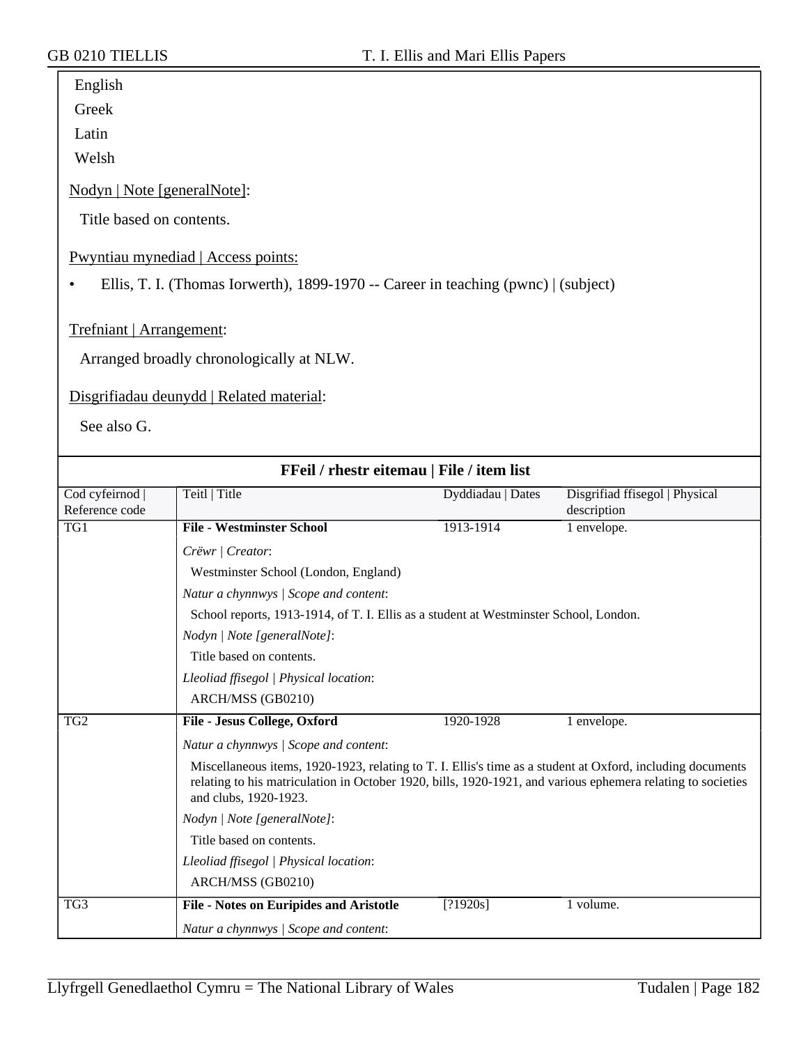English

Greek

Latin

Welsh

Nodyn | Note [generalNote]:

Title based on contents.

Pwyntiau mynediad | Access points:

- Ellis, T. I. (Thomas Iorwerth), 1899-1970 -- Career in teaching (pwnc) | (subject)

Trefniant | Arrangement:

Arranged broadly chronologically at NLW.

Disgrifiadau deunydd | Related material:

See also G.

**FFeil / rhestr eitemau | File / item list**

| Cod cyfeirnod \| Reference code | Teitl \| Title | Dyddiadau \| Dates | Disgrifiad ffisegol \| Physical description |
|---|---|---|---|
| TG1 | **File - Westminster School** | 1913-1914 | 1 envelope. |

*Crëwr | Creator*:

Westminster School (London, England)

*Natur a chynnwys | Scope and content*:

School reports, 1913-1914, of T. I. Ellis as a student at Westminster School, London.

*Nodyn | Note [generalNote]*:

Title based on contents.

*Lleoliad ffisegol | Physical location*:

ARCH/MSS (GB0210)

| Cod cyfeirnod \| Reference code | Teitl \| Title | Dyddiadau \| Dates | Disgrifiad ffisegol \| Physical description |
|---|---|---|---|
| TG2 | **File - Jesus College, Oxford** | 1920-1928 | 1 envelope. |

*Natur a chynnwys | Scope and content*:

Miscellaneous items, 1920-1923, relating to T. I. Ellis's time as a student at Oxford, including documents relating to his matriculation in October 1920, bills, 1920-1921, and various ephemera relating to societies and clubs, 1920-1923.

*Nodyn | Note [generalNote]*:

Title based on contents.

*Lleoliad ffisegol | Physical location*:

ARCH/MSS (GB0210)

| Cod cyfeirnod \| Reference code | Teitl \| Title | Dyddiadau \| Dates | Disgrifiad ffisegol \| Physical description |
|---|---|---|---|
| TG3 | **File - Notes on Euripides and Aristotle** | [?1920s] | 1 volume. |

*Natur a chynnwys | Scope and content*: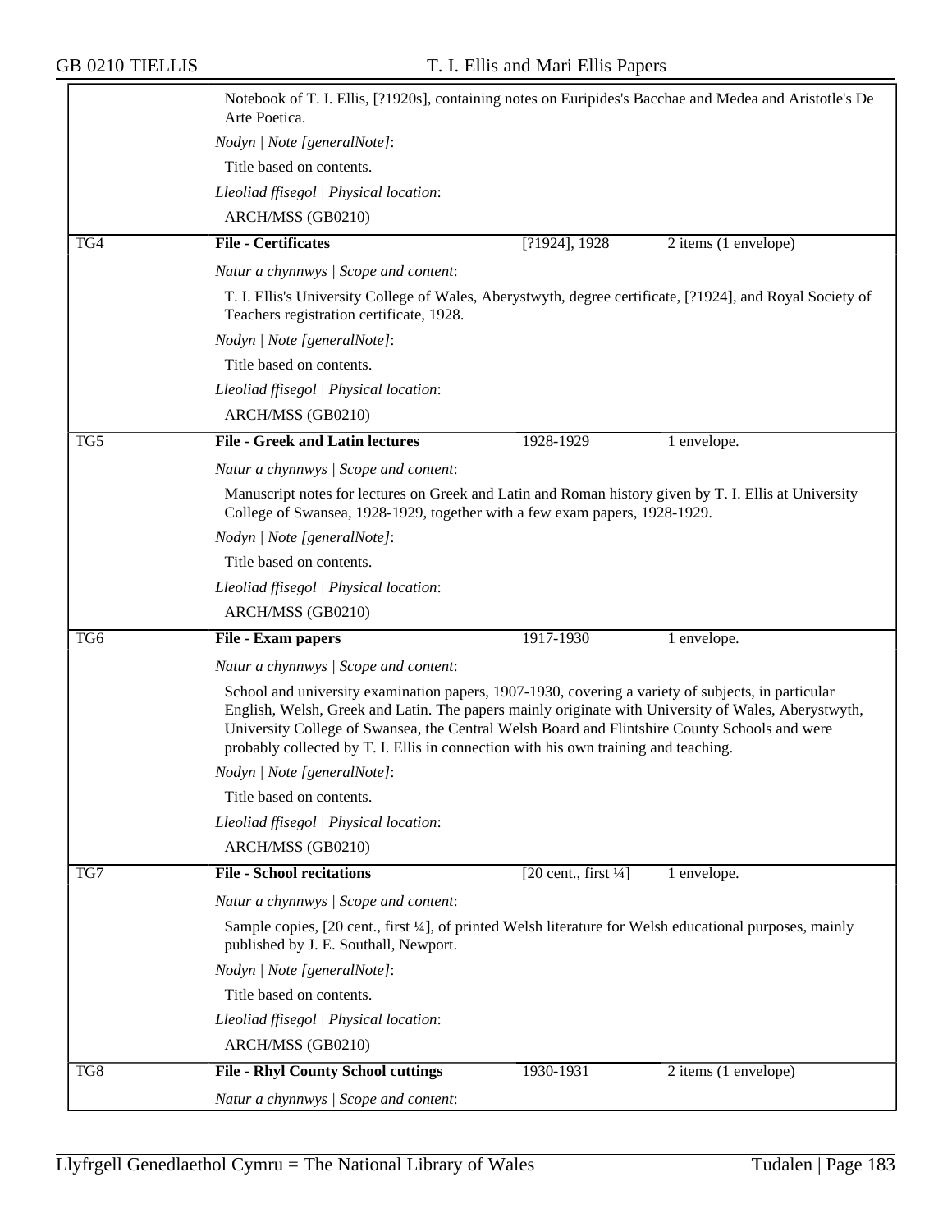Notebook of T. I. Ellis, [?1920s], containing notes on Euripides's Bacchae and Medea and Aristotle's De Arte Poetica.

*Nodyn | Note [generalNote]*:

Title based on contents.

*Lleoliad ffisegol | Physical location*:

ARCH/MSS (GB0210)

| TG4 | **File - Certificates** | [?1924], 1928 | 2 items (1 envelope) |
|---|---|---|---|

*Natur a chynnwys | Scope and content*:

T. I. Ellis's University College of Wales, Aberystwyth, degree certificate, [?1924], and Royal Society of Teachers registration certificate, 1928.

*Nodyn | Note [generalNote]*:

Title based on contents.

*Lleoliad ffisegol | Physical location*:

ARCH/MSS (GB0210)

| TG5 | **File - Greek and Latin lectures** | 1928-1929 | 1 envelope. |
|---|---|---|---|

*Natur a chynnwys | Scope and content*:

Manuscript notes for lectures on Greek and Latin and Roman history given by T. I. Ellis at University College of Swansea, 1928-1929, together with a few exam papers, 1928-1929.

*Nodyn | Note [generalNote]*:

Title based on contents.

*Lleoliad ffisegol | Physical location*:

ARCH/MSS (GB0210)

| TG6 | **File - Exam papers** | 1917-1930 | 1 envelope. |
|---|---|---|---|

*Natur a chynnwys | Scope and content*:

School and university examination papers, 1907-1930, covering a variety of subjects, in particular English, Welsh, Greek and Latin. The papers mainly originate with University of Wales, Aberystwyth, University College of Swansea, the Central Welsh Board and Flintshire County Schools and were probably collected by T. I. Ellis in connection with his own training and teaching.

*Nodyn | Note [generalNote]*:

Title based on contents.

*Lleoliad ffisegol | Physical location*:

ARCH/MSS (GB0210)

| TG7 | **File - School recitations** | [20 cent., first ¼] | 1 envelope. |
|---|---|---|---|

*Natur a chynnwys | Scope and content*:

Sample copies, [20 cent., first ¼], of printed Welsh literature for Welsh educational purposes, mainly published by J. E. Southall, Newport.

*Nodyn | Note [generalNote]*:

Title based on contents.

*Lleoliad ffisegol | Physical location*:

ARCH/MSS (GB0210)

| TG8 | **File - Rhyl County School cuttings** | 1930-1931 | 2 items (1 envelope) |
|---|---|---|---|

*Natur a chynnwys | Scope and content*: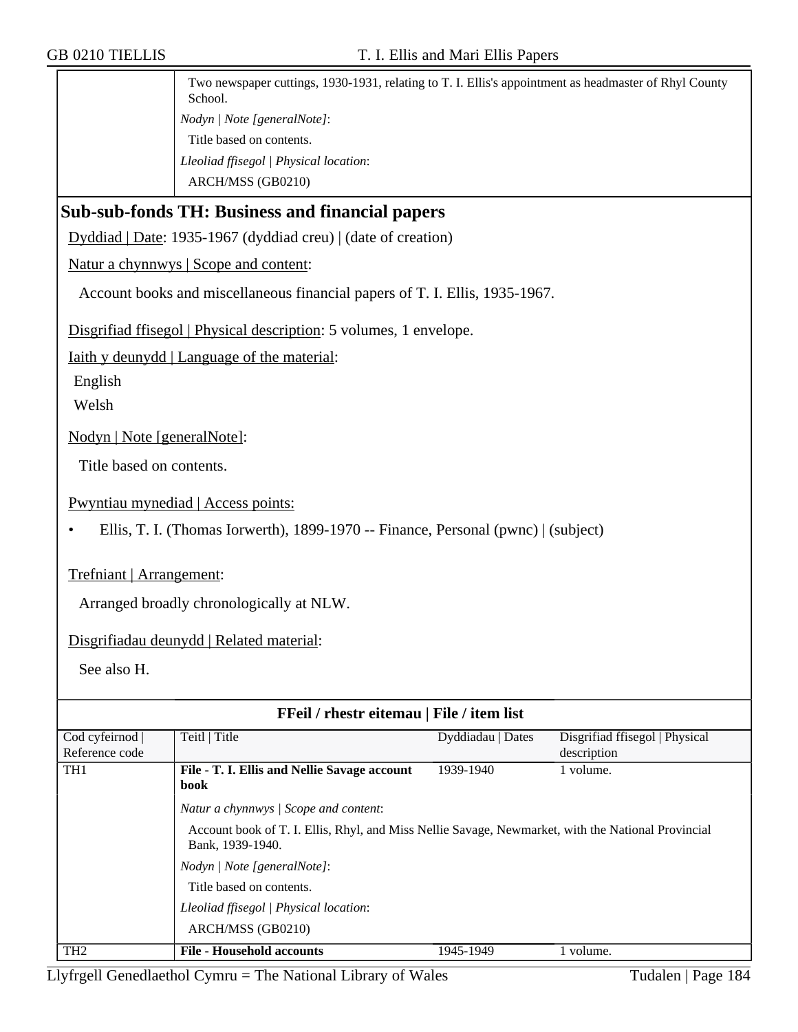| | Two newspaper cuttings, 1930-1931, relating to T. I. Ellis's appointment as headmaster of Rhyl County School. |
|---|---|
| | *Nodyn \| Note [generalNote]*: |
| | Title based on contents. |
| | *Lleoliad ffisegol \| Physical location*: |
| | ARCH/MSS (GB0210) |

## Sub-sub-fonds TH: Business and financial papers

Dyddiad | Date: 1935-1967 (dyddiad creu) | (date of creation)

Natur a chynnwys | Scope and content:

Account books and miscellaneous financial papers of T. I. Ellis, 1935-1967.

Disgrifiad ffisegol | Physical description: 5 volumes, 1 envelope.

Iaith y deunydd | Language of the material:

English

Welsh

Nodyn | Note [generalNote]:

Title based on contents.

Pwyntiau mynediad | Access points:

- Ellis, T. I. (Thomas Iorwerth), 1899-1970 -- Finance, Personal (pwnc) | (subject)

Trefniant | Arrangement:

Arranged broadly chronologically at NLW.

Disgrifiadau deunydd | Related material:

See also H.

**FFeil / rhestr eitemau | File / item list**

| Cod cyfeirnod \| Reference code | Teitl \| Title | Dyddiadau \| Dates | Disgrifiad ffisegol \| Physical description |
|---|---|---|---|
| TH1 | **File - T. I. Ellis and Nellie Savage account book** | 1939-1940 | 1 volume. |
| | *Natur a chynnwys \| Scope and content*: | | |
| | Account book of T. I. Ellis, Rhyl, and Miss Nellie Savage, Newmarket, with the National Provincial Bank, 1939-1940. | | |
| | *Nodyn \| Note [generalNote]*: | | |
| | Title based on contents. | | |
| | *Lleoliad ffisegol \| Physical location*: | | |
| | ARCH/MSS (GB0210) | | |
| TH2 | **File - Household accounts** | 1945-1949 | 1 volume. |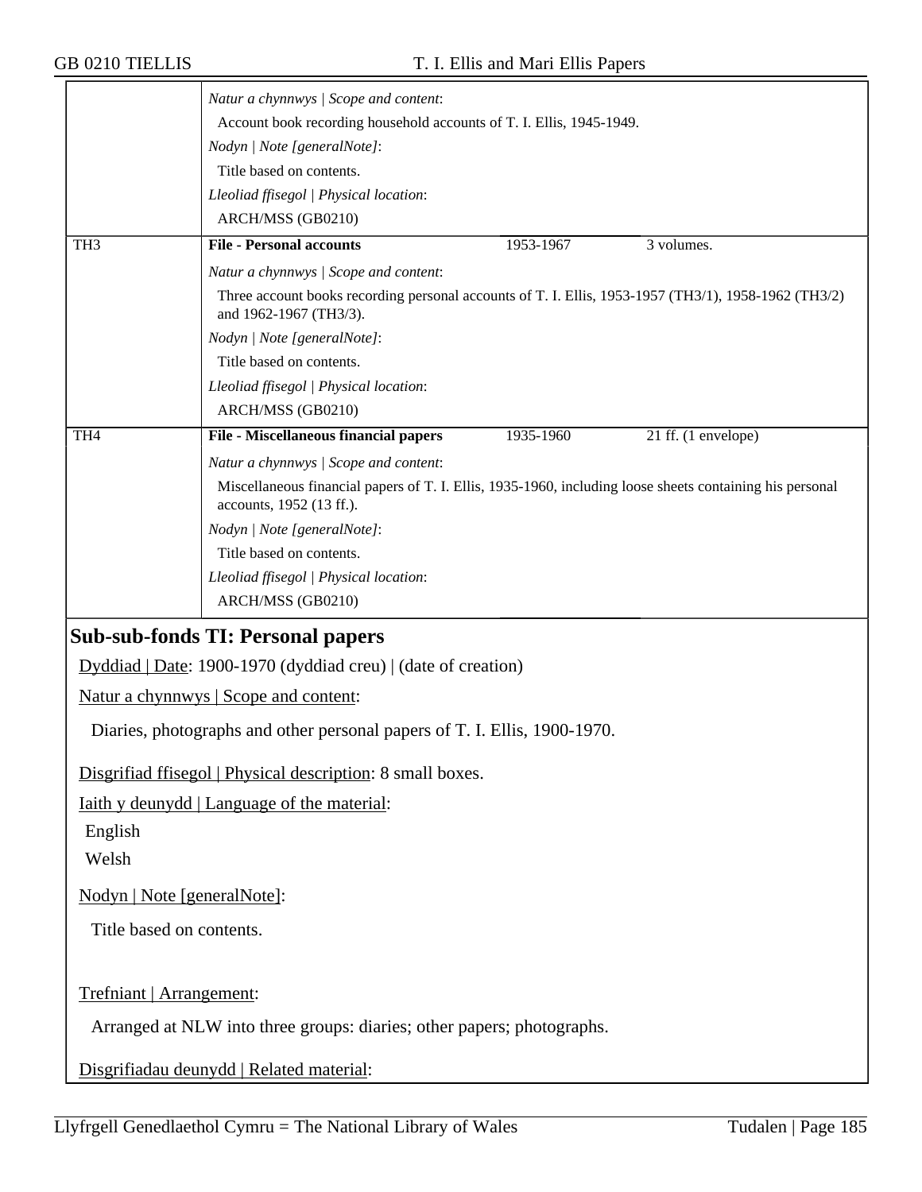*Natur a chynnwys | Scope and content*:

Account book recording household accounts of T. I. Ellis, 1945-1949.

*Nodyn | Note [generalNote]*:

Title based on contents.

*Lleoliad ffisegol | Physical location*:

ARCH/MSS (GB0210)

| TH3 | **File - Personal accounts** | 1953-1967 | 3 volumes. |
|---|---|---|---|

*Natur a chynnwys | Scope and content*:

Three account books recording personal accounts of T. I. Ellis, 1953-1957 (TH3/1), 1958-1962 (TH3/2) and 1962-1967 (TH3/3).

*Nodyn | Note [generalNote]*:

Title based on contents.

*Lleoliad ffisegol | Physical location*:

ARCH/MSS (GB0210)

| TH4 | **File - Miscellaneous financial papers** | 1935-1960 | 21 ff. (1 envelope) |
|---|---|---|---|

*Natur a chynnwys | Scope and content*:

Miscellaneous financial papers of T. I. Ellis, 1935-1960, including loose sheets containing his personal accounts, 1952 (13 ff.).

*Nodyn | Note [generalNote]*:

Title based on contents.

*Lleoliad ffisegol | Physical location*:

ARCH/MSS (GB0210)

## Sub-sub-fonds TI: Personal papers

Dyddiad | Date: 1900-1970 (dyddiad creu) | (date of creation)

Natur a chynnwys | Scope and content:

Diaries, photographs and other personal papers of T. I. Ellis, 1900-1970.

Disgrifiad ffisegol | Physical description: 8 small boxes.

Iaith y deunydd | Language of the material:

English

Welsh

Nodyn | Note [generalNote]:

Title based on contents.

Trefniant | Arrangement:

Arranged at NLW into three groups: diaries; other papers; photographs.

Disgrifiadau deunydd | Related material: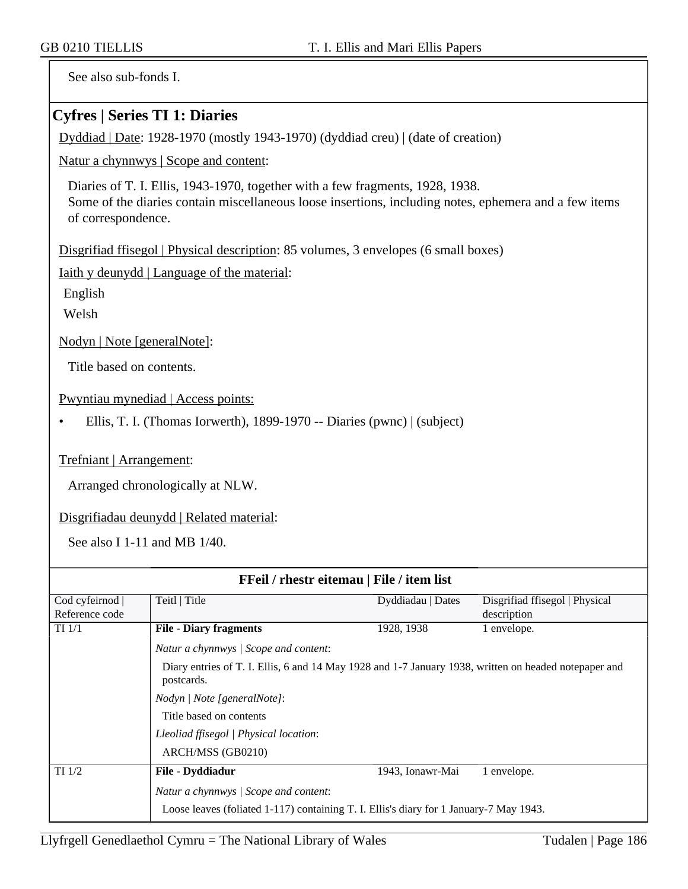See also sub-fonds I.

## Cyfres | Series TI 1: Diaries

Dyddiad | Date: 1928-1970 (mostly 1943-1970) (dyddiad creu) | (date of creation)

Natur a chynnwys | Scope and content:

Diaries of T. I. Ellis, 1943-1970, together with a few fragments, 1928, 1938.
Some of the diaries contain miscellaneous loose insertions, including notes, ephemera and a few items of correspondence.

Disgrifiad ffisegol | Physical description: 85 volumes, 3 envelopes (6 small boxes)

Iaith y deunydd | Language of the material:

English

Welsh

Nodyn | Note [generalNote]:

Title based on contents.

Pwyntiau mynediad | Access points:

- Ellis, T. I. (Thomas Iorwerth), 1899-1970 -- Diaries (pwnc) | (subject)

Trefniant | Arrangement:

Arranged chronologically at NLW.

Disgrifiadau deunydd | Related material:

See also I 1-11 and MB 1/40.

### FFeil / rhestr eitemau | File / item list

| Cod cyfeirnod \| Reference code | Teitl \| Title | Dyddiadau \| Dates | Disgrifiad ffisegol \| Physical description |
|---|---|---|---|
| TI 1/1 | **File - Diary fragments** | 1928, 1938 | 1 envelope. |
| | *Natur a chynnwys \| Scope and content*: Diary entries of T. I. Ellis, 6 and 14 May 1928 and 1-7 January 1938, written on headed notepaper and postcards. *Nodyn \| Note [generalNote]*: Title based on contents *Lleoliad ffisegol \| Physical location*: ARCH/MSS (GB0210) | | |
| TI 1/2 | **File - Dyddiadur** | 1943, Ionawr-Mai | 1 envelope. |
| | *Natur a chynnwys \| Scope and content*: Loose leaves (foliated 1-117) containing T. I. Ellis's diary for 1 January-7 May 1943. | | |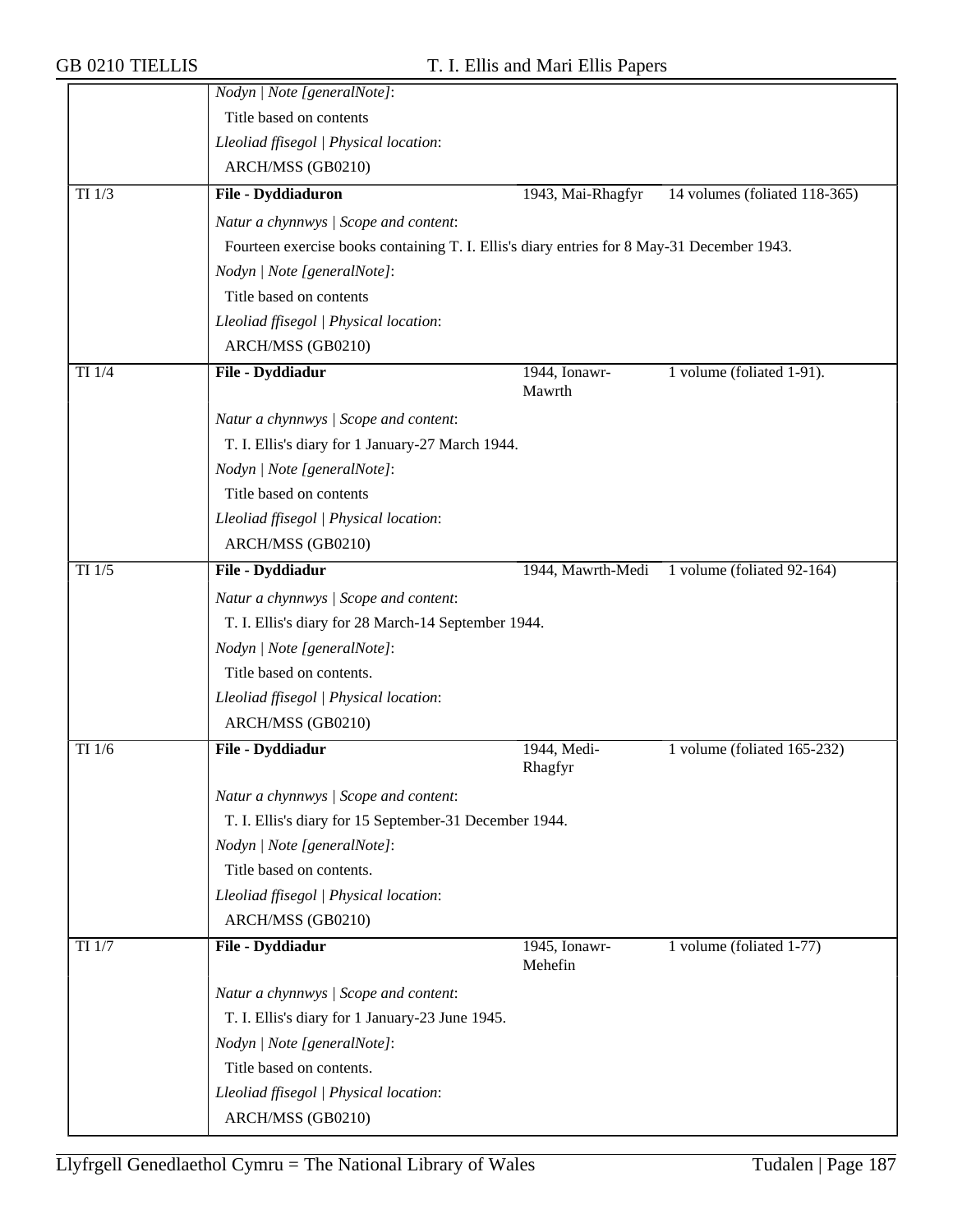*Nodyn | Note [generalNote]*:

Title based on contents

*Lleoliad ffisegol | Physical location*:

ARCH/MSS (GB0210)

| TI 1/3 | **File - Dyddiaduron** | 1943, Mai-Rhagfyr | 14 volumes (foliated 118-365) |
|---|---|---|---|

*Natur a chynnwys | Scope and content*:

Fourteen exercise books containing T. I. Ellis's diary entries for 8 May-31 December 1943.

*Nodyn | Note [generalNote]*:

Title based on contents

*Lleoliad ffisegol | Physical location*:

ARCH/MSS (GB0210)

| TI 1/4 | **File - Dyddiadur** | 1944, Ionawr-Mawrth | 1 volume (foliated 1-91). |
|---|---|---|---|

*Natur a chynnwys | Scope and content*:

T. I. Ellis's diary for 1 January-27 March 1944.

*Nodyn | Note [generalNote]*:

Title based on contents

*Lleoliad ffisegol | Physical location*:

ARCH/MSS (GB0210)

| TI 1/5 | **File - Dyddiadur** | 1944, Mawrth-Medi | 1 volume (foliated 92-164) |
|---|---|---|---|

*Natur a chynnwys | Scope and content*:

T. I. Ellis's diary for 28 March-14 September 1944.

*Nodyn | Note [generalNote]*:

Title based on contents.

*Lleoliad ffisegol | Physical location*:

ARCH/MSS (GB0210)

| TI 1/6 | **File - Dyddiadur** | 1944, Medi-Rhagfyr | 1 volume (foliated 165-232) |
|---|---|---|---|

*Natur a chynnwys | Scope and content*:

T. I. Ellis's diary for 15 September-31 December 1944.

*Nodyn | Note [generalNote]*:

Title based on contents.

*Lleoliad ffisegol | Physical location*:

ARCH/MSS (GB0210)

| TI 1/7 | **File - Dyddiadur** | 1945, Ionawr-Mehefin | 1 volume (foliated 1-77) |
|---|---|---|---|

*Natur a chynnwys | Scope and content*:

T. I. Ellis's diary for 1 January-23 June 1945.

*Nodyn | Note [generalNote]*:

Title based on contents.

*Lleoliad ffisegol | Physical location*:

ARCH/MSS (GB0210)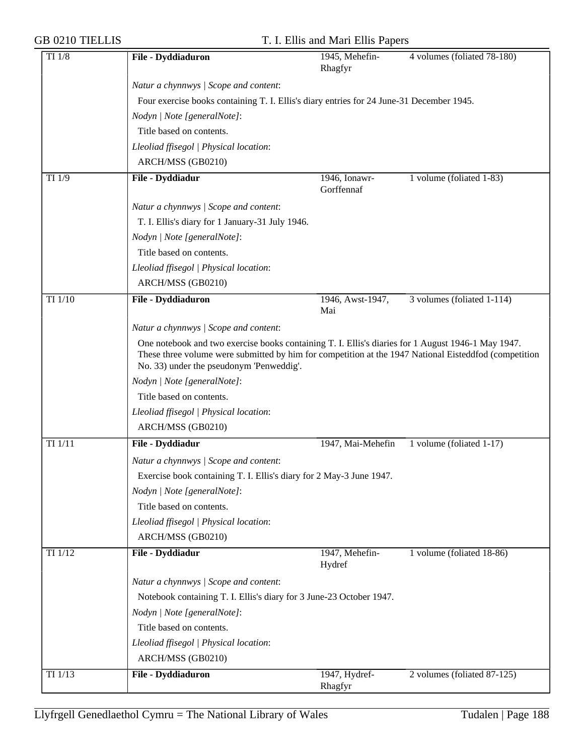| TI 1/8 | **File - Dyddiaduron** | 1945, Mehefin-Rhagfyr | 4 volumes (foliated 78-180) |
|---|---|---|---|

*Natur a chynnwys | Scope and content*:

Four exercise books containing T. I. Ellis's diary entries for 24 June-31 December 1945.

*Nodyn | Note [generalNote]*:

Title based on contents.

*Lleoliad ffisegol | Physical location*:

ARCH/MSS (GB0210)

| TI 1/9 | **File - Dyddiadur** | 1946, Ionawr-Gorffennaf | 1 volume (foliated 1-83) |
|---|---|---|---|

*Natur a chynnwys | Scope and content*:

T. I. Ellis's diary for 1 January-31 July 1946.

*Nodyn | Note [generalNote]*:

Title based on contents.

*Lleoliad ffisegol | Physical location*:

ARCH/MSS (GB0210)

| TI 1/10 | **File - Dyddiaduron** | 1946, Awst-1947, Mai | 3 volumes (foliated 1-114) |
|---|---|---|---|

*Natur a chynnwys | Scope and content*:

One notebook and two exercise books containing T. I. Ellis's diaries for 1 August 1946-1 May 1947. These three volume were submitted by him for competition at the 1947 National Eisteddfod (competition No. 33) under the pseudonym 'Penweddig'.

*Nodyn | Note [generalNote]*:

Title based on contents.

*Lleoliad ffisegol | Physical location*:

ARCH/MSS (GB0210)

| TI 1/11 | **File - Dyddiadur** | 1947, Mai-Mehefin | 1 volume (foliated 1-17) |
|---|---|---|---|

*Natur a chynnwys | Scope and content*:

Exercise book containing T. I. Ellis's diary for 2 May-3 June 1947.

*Nodyn | Note [generalNote]*:

Title based on contents.

*Lleoliad ffisegol | Physical location*:

ARCH/MSS (GB0210)

| TI 1/12 | **File - Dyddiadur** | 1947, Mehefin-Hydref | 1 volume (foliated 18-86) |
|---|---|---|---|

*Natur a chynnwys | Scope and content*:

Notebook containing T. I. Ellis's diary for 3 June-23 October 1947.

*Nodyn | Note [generalNote]*:

Title based on contents.

*Lleoliad ffisegol | Physical location*:

ARCH/MSS (GB0210)

| TI 1/13 | **File - Dyddiaduron** | 1947, Hydref-Rhagfyr | 2 volumes (foliated 87-125) |
|---|---|---|---|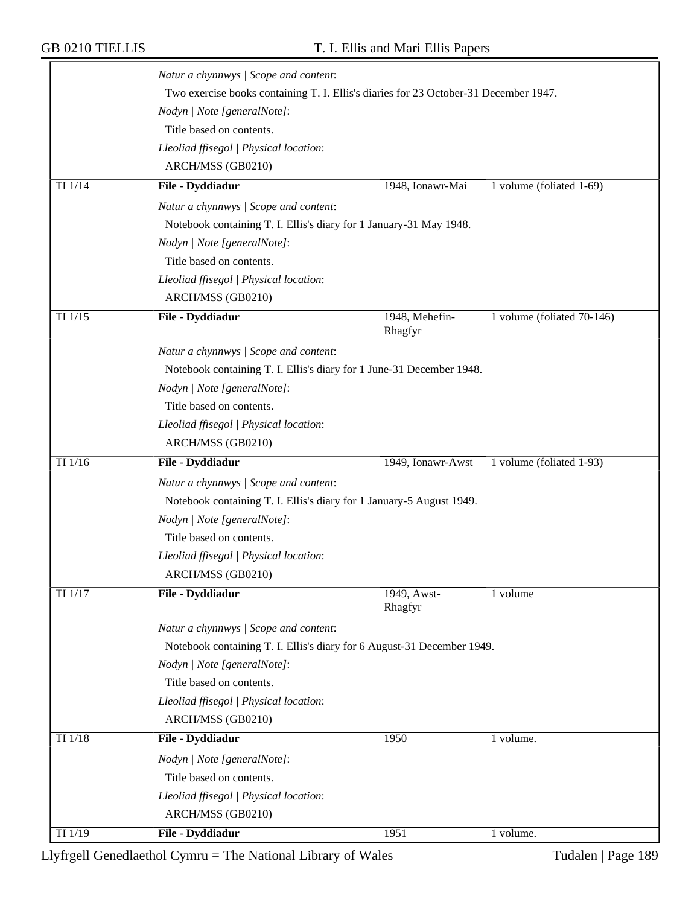*Natur a chynnwys | Scope and content*:

Two exercise books containing T. I. Ellis's diaries for 23 October-31 December 1947.

*Nodyn | Note [generalNote]*:

Title based on contents.

*Lleoliad ffisegol | Physical location*:

ARCH/MSS (GB0210)

| TI 1/14 | **File - Dyddiadur** | 1948, Ionawr-Mai | 1 volume (foliated 1-69) |
|---|---|---|---|

*Natur a chynnwys | Scope and content*:

Notebook containing T. I. Ellis's diary for 1 January-31 May 1948.

*Nodyn | Note [generalNote]*:

Title based on contents.

*Lleoliad ffisegol | Physical location*:

ARCH/MSS (GB0210)

| TI 1/15 | **File - Dyddiadur** | 1948, Mehefin-Rhagfyr | 1 volume (foliated 70-146) |
|---|---|---|---|

*Natur a chynnwys | Scope and content*:

Notebook containing T. I. Ellis's diary for 1 June-31 December 1948.

*Nodyn | Note [generalNote]*:

Title based on contents.

*Lleoliad ffisegol | Physical location*:

ARCH/MSS (GB0210)

| TI 1/16 | **File - Dyddiadur** | 1949, Ionawr-Awst | 1 volume (foliated 1-93) |
|---|---|---|---|

*Natur a chynnwys | Scope and content*:

Notebook containing T. I. Ellis's diary for 1 January-5 August 1949.

*Nodyn | Note [generalNote]*:

Title based on contents.

*Lleoliad ffisegol | Physical location*:

ARCH/MSS (GB0210)

| TI 1/17 | **File - Dyddiadur** | 1949, Awst-Rhagfyr | 1 volume |
|---|---|---|---|

*Natur a chynnwys | Scope and content*:

Notebook containing T. I. Ellis's diary for 6 August-31 December 1949.

*Nodyn | Note [generalNote]*:

Title based on contents.

*Lleoliad ffisegol | Physical location*:

ARCH/MSS (GB0210)

| TI 1/18 | **File - Dyddiadur** | 1950 | 1 volume. |
|---|---|---|---|

*Nodyn | Note [generalNote]*:

Title based on contents.

*Lleoliad ffisegol | Physical location*:

ARCH/MSS (GB0210)

| TI 1/19 | **File - Dyddiadur** | 1951 | 1 volume. |
|---|---|---|---|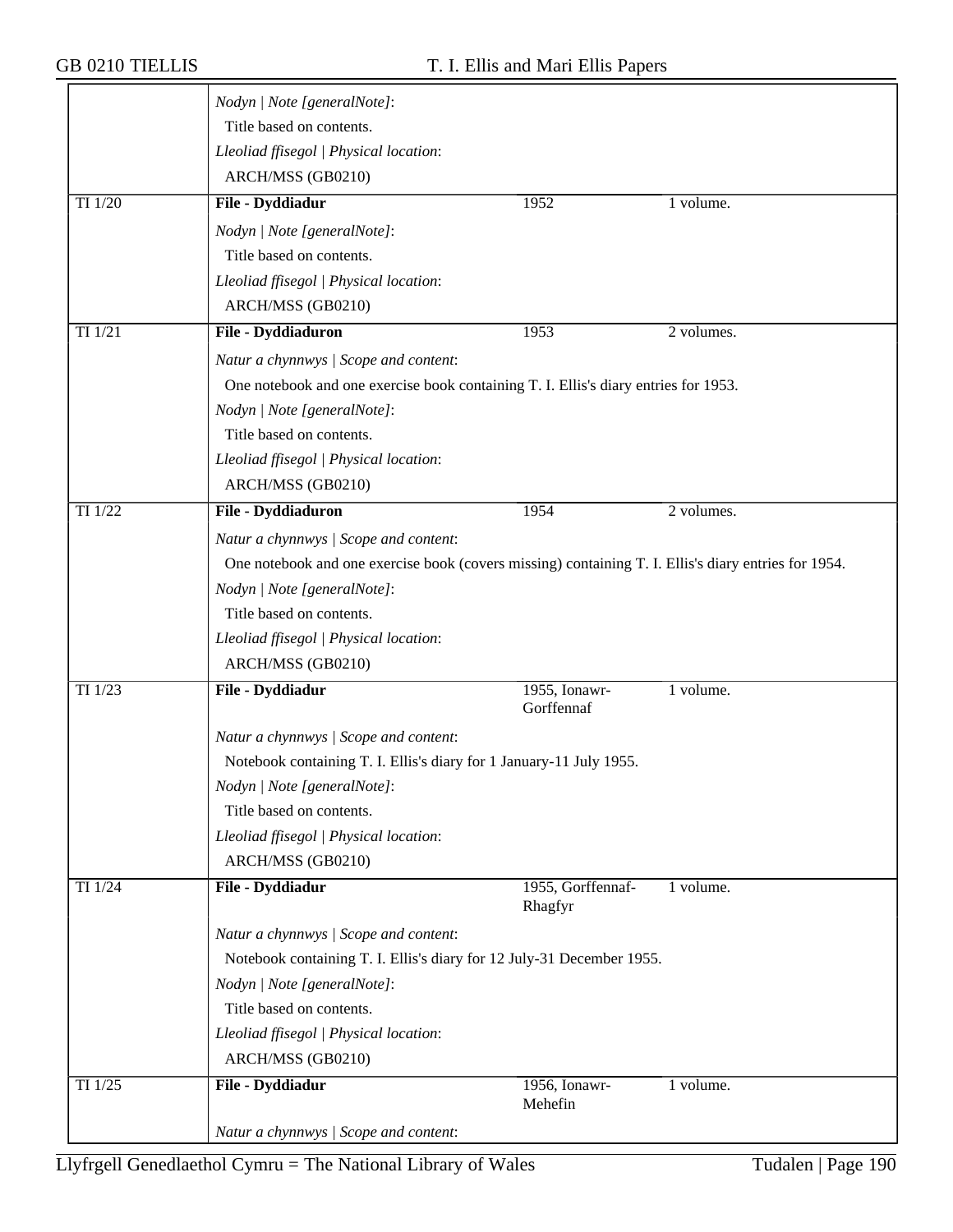| | | | |
|---|---|---|---|
| | *Nodyn \| Note [generalNote]*:<br>Title based on contents.<br>*Lleoliad ffisegol \| Physical location*:<br>ARCH/MSS (GB0210) | | |
| TI 1/20 | **File - Dyddiadur** | 1952 | 1 volume. |
| | *Nodyn \| Note [generalNote]*:<br>Title based on contents.<br>*Lleoliad ffisegol \| Physical location*:<br>ARCH/MSS (GB0210) | | |
| TI 1/21 | **File - Dyddiaduron** | 1953 | 2 volumes. |
| | *Natur a chynnwys \| Scope and content*:<br>One notebook and one exercise book containing T. I. Ellis's diary entries for 1953.<br>*Nodyn \| Note [generalNote]*:<br>Title based on contents.<br>*Lleoliad ffisegol \| Physical location*:<br>ARCH/MSS (GB0210) | | |
| TI 1/22 | **File - Dyddiaduron** | 1954 | 2 volumes. |
| | *Natur a chynnwys \| Scope and content*:<br>One notebook and one exercise book (covers missing) containing T. I. Ellis's diary entries for 1954.<br>*Nodyn \| Note [generalNote]*:<br>Title based on contents.<br>*Lleoliad ffisegol \| Physical location*:<br>ARCH/MSS (GB0210) | | |
| TI 1/23 | **File - Dyddiadur** | 1955, Ionawr-Gorffennaf | 1 volume. |
| | *Natur a chynnwys \| Scope and content*:<br>Notebook containing T. I. Ellis's diary for 1 January-11 July 1955.<br>*Nodyn \| Note [generalNote]*:<br>Title based on contents.<br>*Lleoliad ffisegol \| Physical location*:<br>ARCH/MSS (GB0210) | | |
| TI 1/24 | **File - Dyddiadur** | 1955, Gorffennaf-Rhagfyr | 1 volume. |
| | *Natur a chynnwys \| Scope and content*:<br>Notebook containing T. I. Ellis's diary for 12 July-31 December 1955.<br>*Nodyn \| Note [generalNote]*:<br>Title based on contents.<br>*Lleoliad ffisegol \| Physical location*:<br>ARCH/MSS (GB0210) | | |
| TI 1/25 | **File - Dyddiadur** | 1956, Ionawr-Mehefin | 1 volume. |
| | *Natur a chynnwys \| Scope and content*: | | |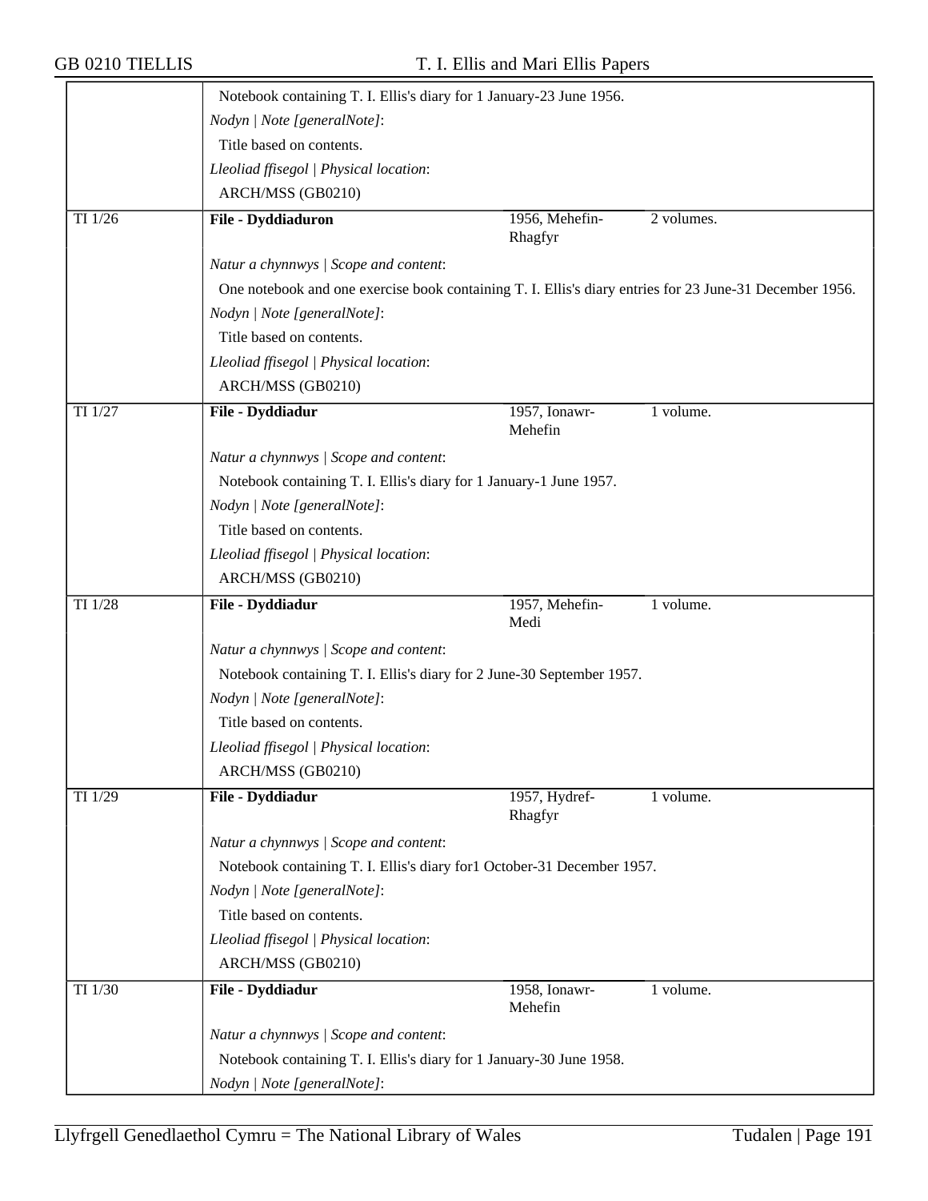Notebook containing T. I. Ellis's diary for 1 January-23 June 1956.

*Nodyn | Note [generalNote]*:

Title based on contents.

*Lleoliad ffisegol | Physical location*:

ARCH/MSS (GB0210)

| TI 1/26 | **File - Dyddiaduron** | 1956, Mehefin-Rhagfyr | 2 volumes. |
|---|---|---|---|

*Natur a chynnwys | Scope and content*:

One notebook and one exercise book containing T. I. Ellis's diary entries for 23 June-31 December 1956.

*Nodyn | Note [generalNote]*:

Title based on contents.

*Lleoliad ffisegol | Physical location*:

ARCH/MSS (GB0210)

| TI 1/27 | **File - Dyddiadur** | 1957, Ionawr-Mehefin | 1 volume. |
|---|---|---|---|

*Natur a chynnwys | Scope and content*:

Notebook containing T. I. Ellis's diary for 1 January-1 June 1957.

*Nodyn | Note [generalNote]*:

Title based on contents.

*Lleoliad ffisegol | Physical location*:

ARCH/MSS (GB0210)

| TI 1/28 | **File - Dyddiadur** | 1957, Mehefin-Medi | 1 volume. |
|---|---|---|---|

*Natur a chynnwys | Scope and content*:

Notebook containing T. I. Ellis's diary for 2 June-30 September 1957.

*Nodyn | Note [generalNote]*:

Title based on contents.

*Lleoliad ffisegol | Physical location*:

ARCH/MSS (GB0210)

| TI 1/29 | **File - Dyddiadur** | 1957, Hydref-Rhagfyr | 1 volume. |
|---|---|---|---|

*Natur a chynnwys | Scope and content*:

Notebook containing T. I. Ellis's diary for1 October-31 December 1957.

*Nodyn | Note [generalNote]*:

Title based on contents.

*Lleoliad ffisegol | Physical location*:

ARCH/MSS (GB0210)

| TI 1/30 | **File - Dyddiadur** | 1958, Ionawr-Mehefin | 1 volume. |
|---|---|---|---|

*Natur a chynnwys | Scope and content*:

Notebook containing T. I. Ellis's diary for 1 January-30 June 1958.

*Nodyn | Note [generalNote]*: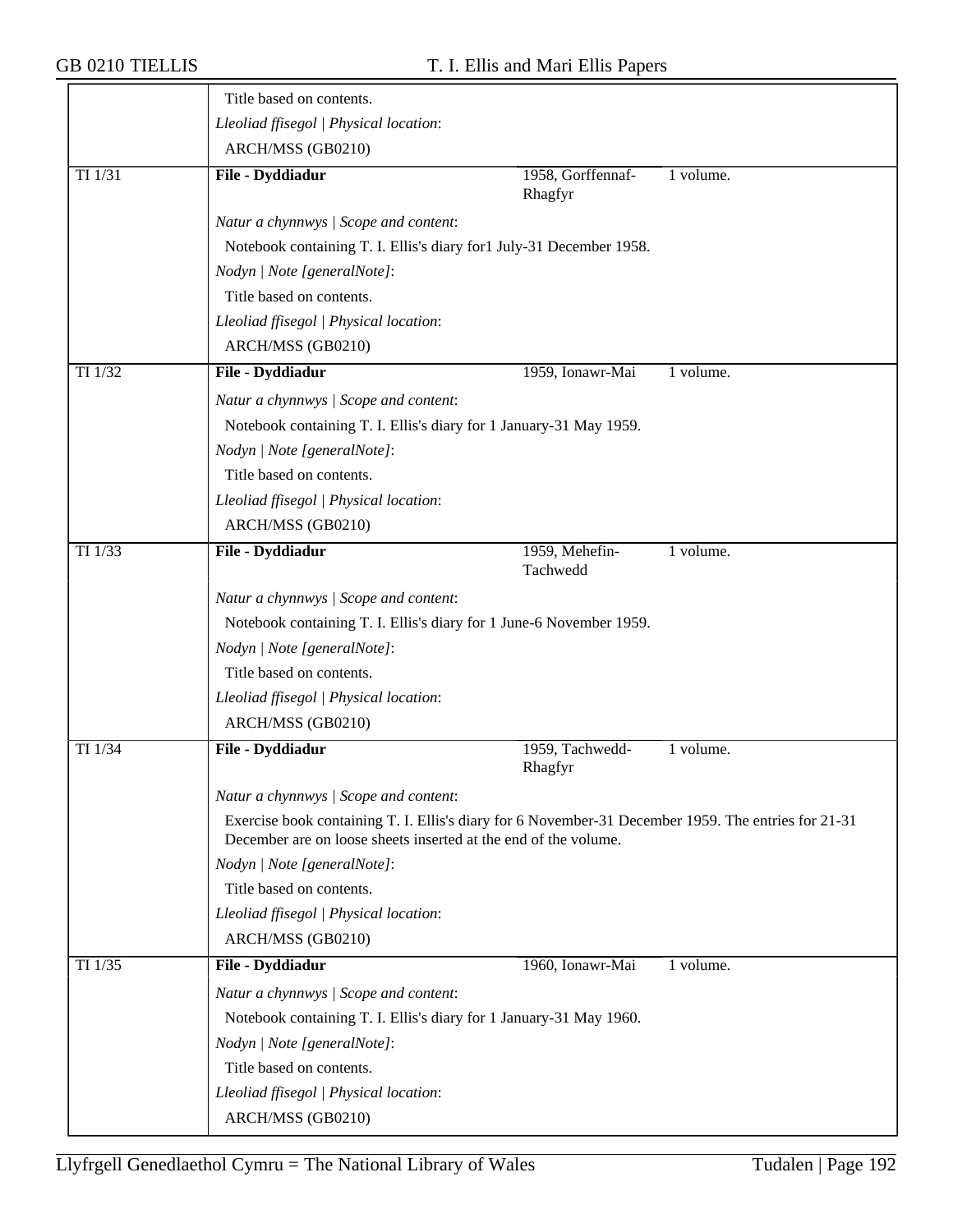Title based on contents.

*Lleoliad ffisegol | Physical location*:

ARCH/MSS (GB0210)

| TI 1/31 | **File - Dyddiadur** | 1958, Gorffennaf-Rhagfyr | 1 volume. |
|---|---|---|---|

*Natur a chynnwys | Scope and content*:

Notebook containing T. I. Ellis's diary for1 July-31 December 1958.

*Nodyn | Note [generalNote]*:

Title based on contents.

*Lleoliad ffisegol | Physical location*:

ARCH/MSS (GB0210)

| TI 1/32 | **File - Dyddiadur** | 1959, Ionawr-Mai | 1 volume. |
|---|---|---|---|

*Natur a chynnwys | Scope and content*:

Notebook containing T. I. Ellis's diary for 1 January-31 May 1959.

*Nodyn | Note [generalNote]*:

Title based on contents.

*Lleoliad ffisegol | Physical location*:

ARCH/MSS (GB0210)

| TI 1/33 | **File - Dyddiadur** | 1959, Mehefin-Tachwedd | 1 volume. |
|---|---|---|---|

*Natur a chynnwys | Scope and content*:

Notebook containing T. I. Ellis's diary for 1 June-6 November 1959.

*Nodyn | Note [generalNote]*:

Title based on contents.

*Lleoliad ffisegol | Physical location*:

ARCH/MSS (GB0210)

| TI 1/34 | **File - Dyddiadur** | 1959, Tachwedd-Rhagfyr | 1 volume. |
|---|---|---|---|

*Natur a chynnwys | Scope and content*:

Exercise book containing T. I. Ellis's diary for 6 November-31 December 1959. The entries for 21-31 December are on loose sheets inserted at the end of the volume.

*Nodyn | Note [generalNote]*:

Title based on contents.

*Lleoliad ffisegol | Physical location*:

ARCH/MSS (GB0210)

| TI 1/35 | **File - Dyddiadur** | 1960, Ionawr-Mai | 1 volume. |
|---|---|---|---|

*Natur a chynnwys | Scope and content*:

Notebook containing T. I. Ellis's diary for 1 January-31 May 1960.

*Nodyn | Note [generalNote]*:

Title based on contents.

*Lleoliad ffisegol | Physical location*:

ARCH/MSS (GB0210)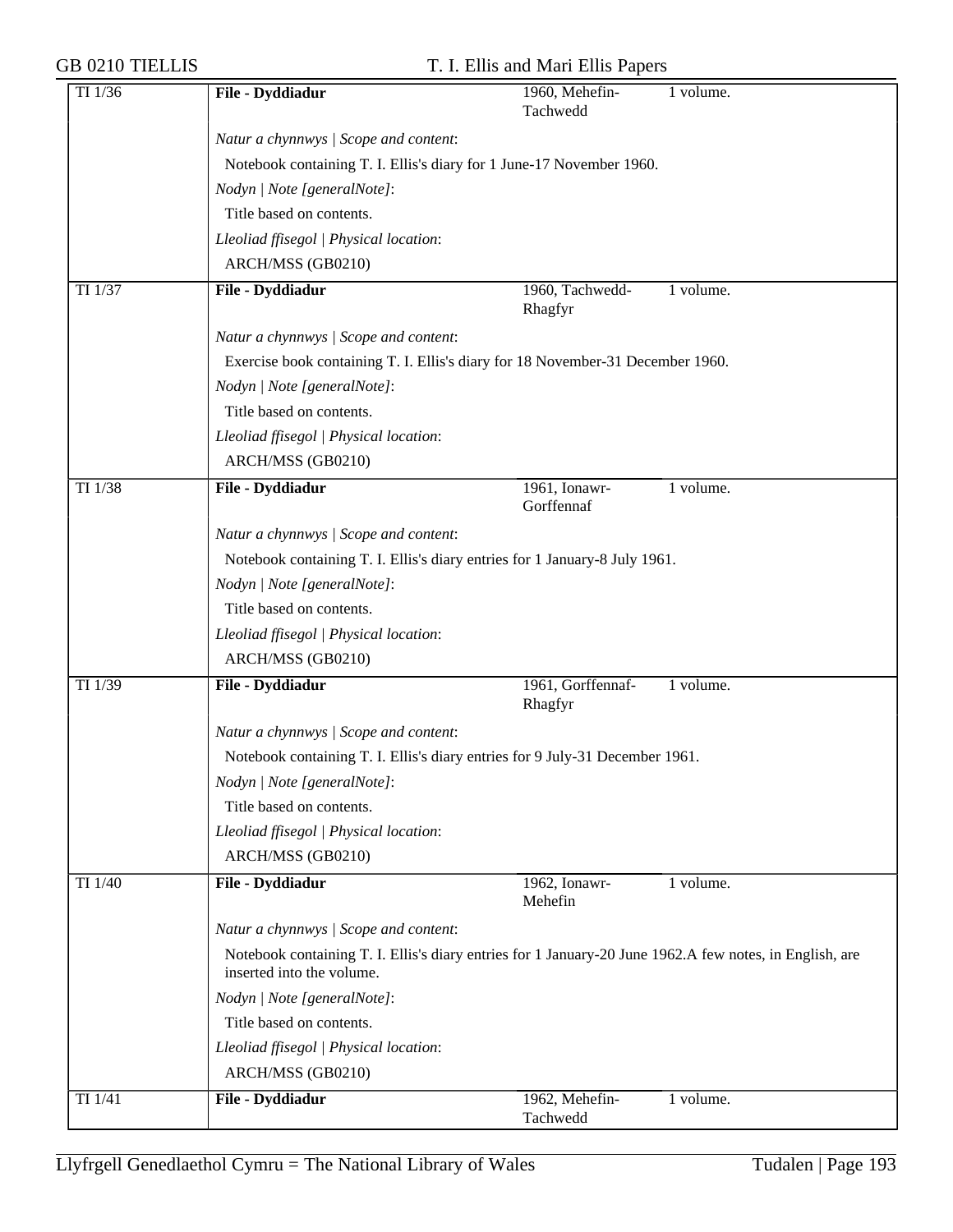| TI 1/36 | **File - Dyddiadur** | 1960, Mehefin-Tachwedd | 1 volume. |
|---|---|---|---|

*Natur a chynnwys | Scope and content*:

Notebook containing T. I. Ellis's diary for 1 June-17 November 1960.

*Nodyn | Note [generalNote]*:

Title based on contents.

*Lleoliad ffisegol | Physical location*:

ARCH/MSS (GB0210)

| TI 1/37 | **File - Dyddiadur** | 1960, Tachwedd-Rhagfyr | 1 volume. |
|---|---|---|---|

*Natur a chynnwys | Scope and content*:

Exercise book containing T. I. Ellis's diary for 18 November-31 December 1960.

*Nodyn | Note [generalNote]*:

Title based on contents.

*Lleoliad ffisegol | Physical location*:

ARCH/MSS (GB0210)

| TI 1/38 | **File - Dyddiadur** | 1961, Ionawr-Gorffennaf | 1 volume. |
|---|---|---|---|

*Natur a chynnwys | Scope and content*:

Notebook containing T. I. Ellis's diary entries for 1 January-8 July 1961.

*Nodyn | Note [generalNote]*:

Title based on contents.

*Lleoliad ffisegol | Physical location*:

ARCH/MSS (GB0210)

| TI 1/39 | **File - Dyddiadur** | 1961, Gorffennaf-Rhagfyr | 1 volume. |
|---|---|---|---|

*Natur a chynnwys | Scope and content*:

Notebook containing T. I. Ellis's diary entries for 9 July-31 December 1961.

*Nodyn | Note [generalNote]*:

Title based on contents.

*Lleoliad ffisegol | Physical location*:

ARCH/MSS (GB0210)

| TI 1/40 | **File - Dyddiadur** | 1962, Ionawr-Mehefin | 1 volume. |
|---|---|---|---|

*Natur a chynnwys | Scope and content*:

Notebook containing T. I. Ellis's diary entries for 1 January-20 June 1962.A few notes, in English, are inserted into the volume.

*Nodyn | Note [generalNote]*:

Title based on contents.

*Lleoliad ffisegol | Physical location*:

ARCH/MSS (GB0210)

| TI 1/41 | **File - Dyddiadur** | 1962, Mehefin-Tachwedd | 1 volume. |
|---|---|---|---|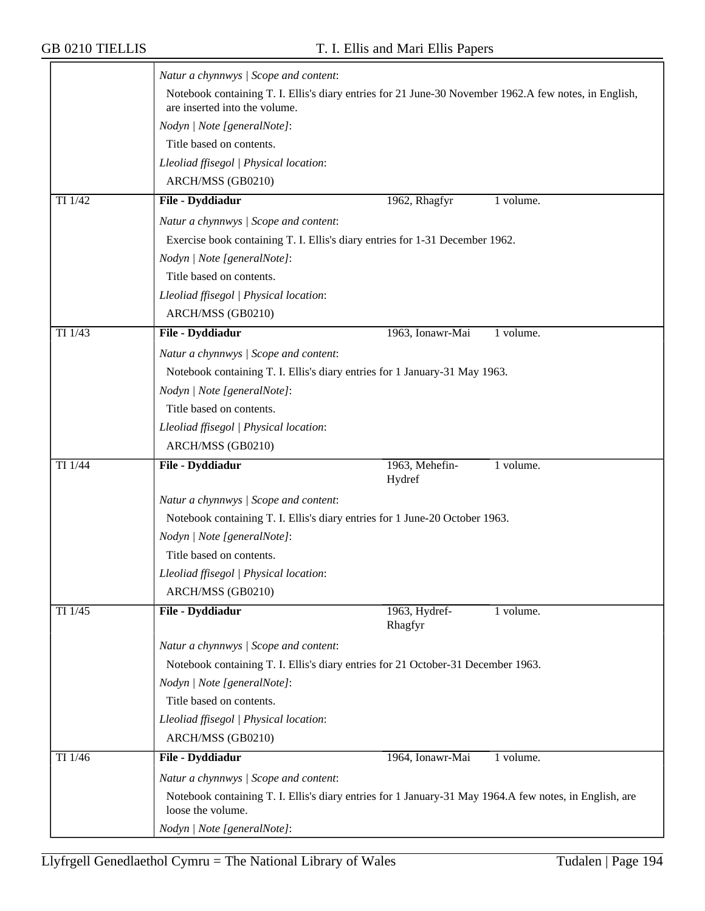| | | | |
|---|---|---|---|
| | *Natur a chynnwys \| Scope and content*:<br>Notebook containing T. I. Ellis's diary entries for 21 June-30 November 1962.A few notes, in English, are inserted into the volume.<br>*Nodyn \| Note [generalNote]*:<br>Title based on contents.<br>*Lleoliad ffisegol \| Physical location*:<br>ARCH/MSS (GB0210) | | |
| TI 1/42 | **File - Dyddiadur** | 1962, Rhagfyr | 1 volume. |
| | *Natur a chynnwys \| Scope and content*:<br>Exercise book containing T. I. Ellis's diary entries for 1-31 December 1962.<br>*Nodyn \| Note [generalNote]*:<br>Title based on contents.<br>*Lleoliad ffisegol \| Physical location*:<br>ARCH/MSS (GB0210) | | |
| TI 1/43 | **File - Dyddiadur** | 1963, Ionawr-Mai | 1 volume. |
| | *Natur a chynnwys \| Scope and content*:<br>Notebook containing T. I. Ellis's diary entries for 1 January-31 May 1963.<br>*Nodyn \| Note [generalNote]*:<br>Title based on contents.<br>*Lleoliad ffisegol \| Physical location*:<br>ARCH/MSS (GB0210) | | |
| TI 1/44 | **File - Dyddiadur** | 1963, Mehefin-Hydref | 1 volume. |
| | *Natur a chynnwys \| Scope and content*:<br>Notebook containing T. I. Ellis's diary entries for 1 June-20 October 1963.<br>*Nodyn \| Note [generalNote]*:<br>Title based on contents.<br>*Lleoliad ffisegol \| Physical location*:<br>ARCH/MSS (GB0210) | | |
| TI 1/45 | **File - Dyddiadur** | 1963, Hydref-Rhagfyr | 1 volume. |
| | *Natur a chynnwys \| Scope and content*:<br>Notebook containing T. I. Ellis's diary entries for 21 October-31 December 1963.<br>*Nodyn \| Note [generalNote]*:<br>Title based on contents.<br>*Lleoliad ffisegol \| Physical location*:<br>ARCH/MSS (GB0210) | | |
| TI 1/46 | **File - Dyddiadur** | 1964, Ionawr-Mai | 1 volume. |
| | *Natur a chynnwys \| Scope and content*:<br>Notebook containing T. I. Ellis's diary entries for 1 January-31 May 1964.A few notes, in English, are loose the volume.<br>*Nodyn \| Note [generalNote]*: | | |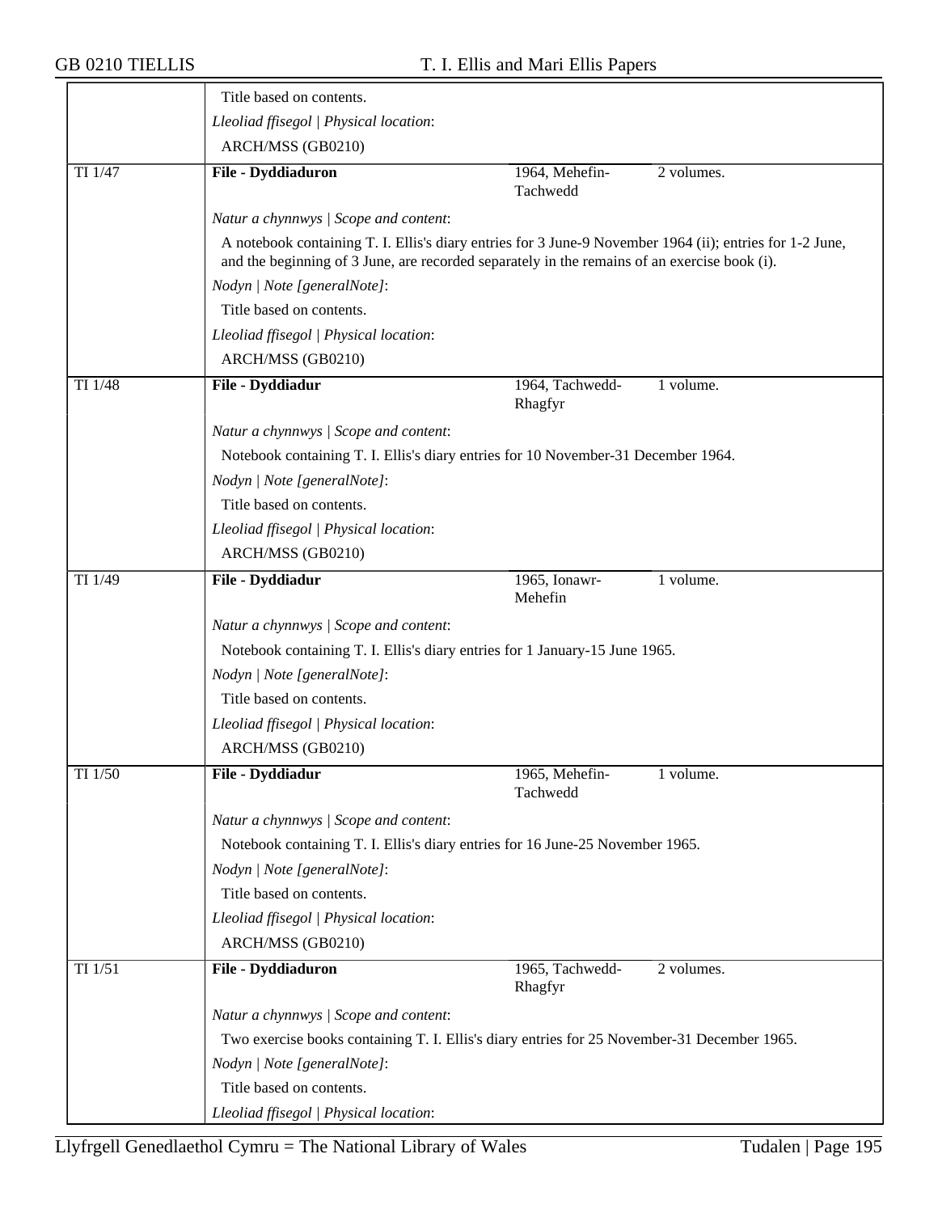Title based on contents.

*Lleoliad ffisegol | Physical location*:

ARCH/MSS (GB0210)

| TI 1/47 | **File - Dyddiaduron** | 1964, Mehefin-Tachwedd | 2 volumes. |
|---|---|---|---|

*Natur a chynnwys | Scope and content*:

A notebook containing T. I. Ellis's diary entries for 3 June-9 November 1964 (ii); entries for 1-2 June, and the beginning of 3 June, are recorded separately in the remains of an exercise book (i).

*Nodyn | Note [generalNote]*:

Title based on contents.

*Lleoliad ffisegol | Physical location*:

ARCH/MSS (GB0210)

| TI 1/48 | **File - Dyddiadur** | 1964, Tachwedd-Rhagfyr | 1 volume. |
|---|---|---|---|

*Natur a chynnwys | Scope and content*:

Notebook containing T. I. Ellis's diary entries for 10 November-31 December 1964.

*Nodyn | Note [generalNote]*:

Title based on contents.

*Lleoliad ffisegol | Physical location*:

ARCH/MSS (GB0210)

| TI 1/49 | **File - Dyddiadur** | 1965, Ionawr-Mehefin | 1 volume. |
|---|---|---|---|

*Natur a chynnwys | Scope and content*:

Notebook containing T. I. Ellis's diary entries for 1 January-15 June 1965.

*Nodyn | Note [generalNote]*:

Title based on contents.

*Lleoliad ffisegol | Physical location*:

ARCH/MSS (GB0210)

| TI 1/50 | **File - Dyddiadur** | 1965, Mehefin-Tachwedd | 1 volume. |
|---|---|---|---|

*Natur a chynnwys | Scope and content*:

Notebook containing T. I. Ellis's diary entries for 16 June-25 November 1965.

*Nodyn | Note [generalNote]*:

Title based on contents.

*Lleoliad ffisegol | Physical location*:

ARCH/MSS (GB0210)

| TI 1/51 | **File - Dyddiaduron** | 1965, Tachwedd-Rhagfyr | 2 volumes. |
|---|---|---|---|

*Natur a chynnwys | Scope and content*:

Two exercise books containing T. I. Ellis's diary entries for 25 November-31 December 1965.

*Nodyn | Note [generalNote]*:

Title based on contents.

*Lleoliad ffisegol | Physical location*: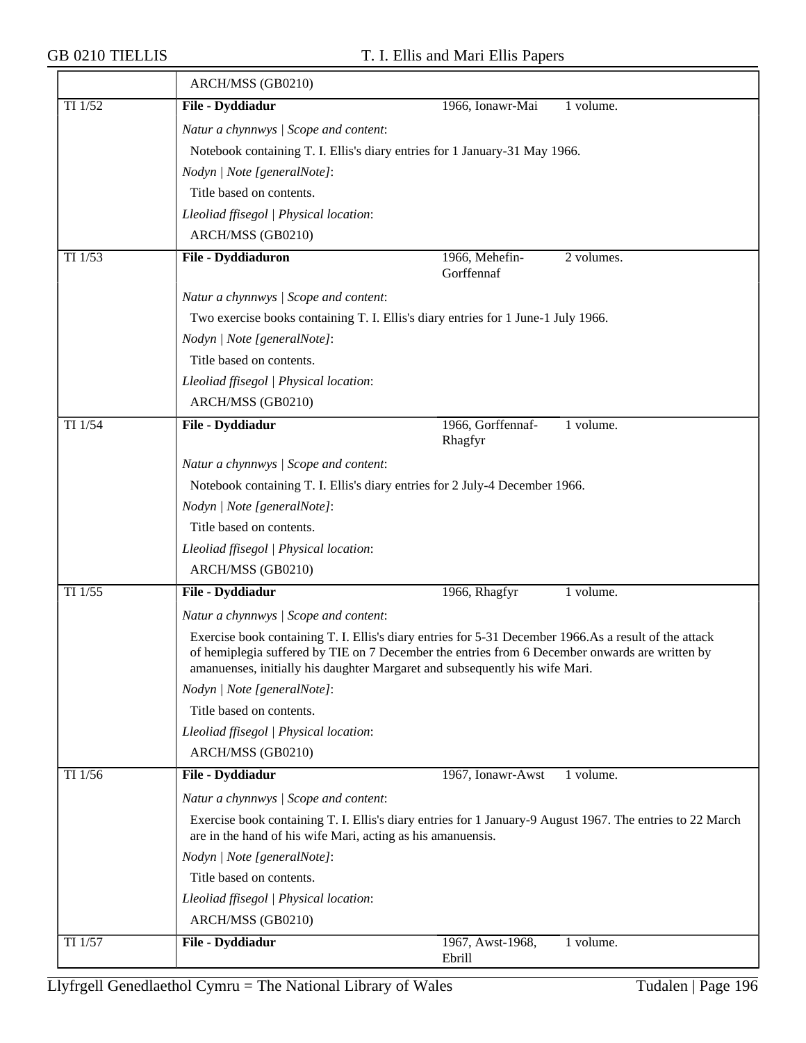ARCH/MSS (GB0210)

| TI 1/52 | **File - Dyddiadur** | 1966, Ionawr-Mai | 1 volume. |
|---|---|---|---|

*Natur a chynnwys | Scope and content*:

Notebook containing T. I. Ellis's diary entries for 1 January-31 May 1966.

*Nodyn | Note [generalNote]*:

Title based on contents.

*Lleoliad ffisegol | Physical location*:

ARCH/MSS (GB0210)

| TI 1/53 | **File - Dyddiaduron** | 1966, Mehefin-Gorffennaf | 2 volumes. |
|---|---|---|---|

*Natur a chynnwys | Scope and content*:

Two exercise books containing T. I. Ellis's diary entries for 1 June-1 July 1966.

*Nodyn | Note [generalNote]*:

Title based on contents.

*Lleoliad ffisegol | Physical location*:

ARCH/MSS (GB0210)

| TI 1/54 | **File - Dyddiadur** | 1966, Gorffennaf-Rhagfyr | 1 volume. |
|---|---|---|---|

*Natur a chynnwys | Scope and content*:

Notebook containing T. I. Ellis's diary entries for 2 July-4 December 1966.

*Nodyn | Note [generalNote]*:

Title based on contents.

*Lleoliad ffisegol | Physical location*:

ARCH/MSS (GB0210)

| TI 1/55 | **File - Dyddiadur** | 1966, Rhagfyr | 1 volume. |
|---|---|---|---|

*Natur a chynnwys | Scope and content*:

Exercise book containing T. I. Ellis's diary entries for 5-31 December 1966.As a result of the attack of hemiplegia suffered by TIE on 7 December the entries from 6 December onwards are written by amanuenses, initially his daughter Margaret and subsequently his wife Mari.

*Nodyn | Note [generalNote]*:

Title based on contents.

*Lleoliad ffisegol | Physical location*:

ARCH/MSS (GB0210)

| TI 1/56 | **File - Dyddiadur** | 1967, Ionawr-Awst | 1 volume. |
|---|---|---|---|

*Natur a chynnwys | Scope and content*:

Exercise book containing T. I. Ellis's diary entries for 1 January-9 August 1967. The entries to 22 March are in the hand of his wife Mari, acting as his amanuensis.

*Nodyn | Note [generalNote]*:

Title based on contents.

*Lleoliad ffisegol | Physical location*:

ARCH/MSS (GB0210)

| TI 1/57 | **File - Dyddiadur** | 1967, Awst-1968, Ebrill | 1 volume. |
|---|---|---|---|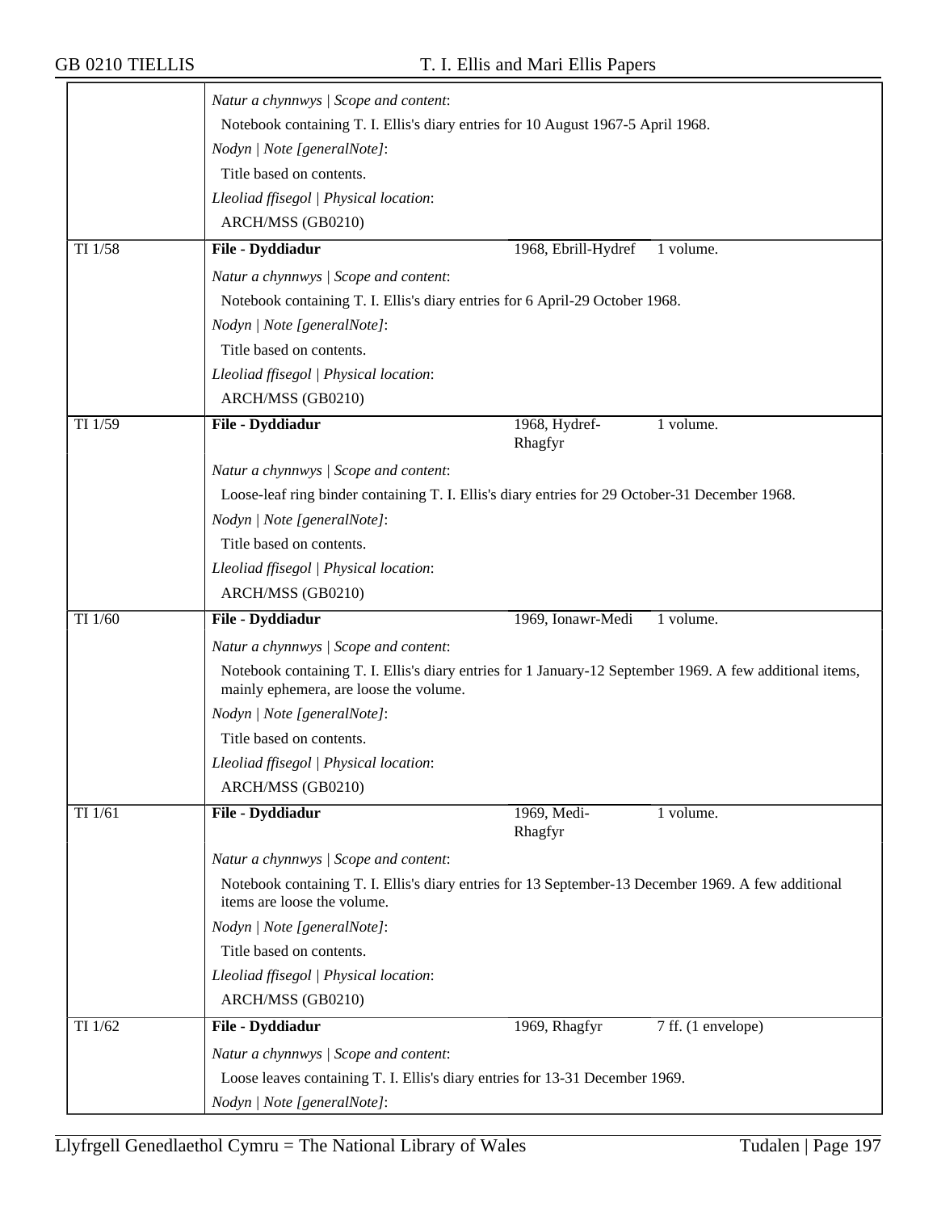*Natur a chynnwys | Scope and content*:

Notebook containing T. I. Ellis's diary entries for 10 August 1967-5 April 1968.

*Nodyn | Note [generalNote]*:

Title based on contents.

*Lleoliad ffisegol | Physical location*:

ARCH/MSS (GB0210)

| TI 1/58 | **File - Dyddiadur** | 1968, Ebrill-Hydref | 1 volume. |
|---|---|---|---|

*Natur a chynnwys | Scope and content*:

Notebook containing T. I. Ellis's diary entries for 6 April-29 October 1968.

*Nodyn | Note [generalNote]*:

Title based on contents.

*Lleoliad ffisegol | Physical location*:

ARCH/MSS (GB0210)

| TI 1/59 | **File - Dyddiadur** | 1968, Hydref-Rhagfyr | 1 volume. |
|---|---|---|---|

*Natur a chynnwys | Scope and content*:

Loose-leaf ring binder containing T. I. Ellis's diary entries for 29 October-31 December 1968.

*Nodyn | Note [generalNote]*:

Title based on contents.

*Lleoliad ffisegol | Physical location*:

ARCH/MSS (GB0210)

| TI 1/60 | **File - Dyddiadur** | 1969, Ionawr-Medi | 1 volume. |
|---|---|---|---|

*Natur a chynnwys | Scope and content*:

Notebook containing T. I. Ellis's diary entries for 1 January-12 September 1969. A few additional items, mainly ephemera, are loose the volume.

*Nodyn | Note [generalNote]*:

Title based on contents.

*Lleoliad ffisegol | Physical location*:

ARCH/MSS (GB0210)

| TI 1/61 | **File - Dyddiadur** | 1969, Medi-Rhagfyr | 1 volume. |
|---|---|---|---|

*Natur a chynnwys | Scope and content*:

Notebook containing T. I. Ellis's diary entries for 13 September-13 December 1969. A few additional items are loose the volume.

*Nodyn | Note [generalNote]*:

Title based on contents.

*Lleoliad ffisegol | Physical location*:

ARCH/MSS (GB0210)

| TI 1/62 | **File - Dyddiadur** | 1969, Rhagfyr | 7 ff. (1 envelope) |
|---|---|---|---|

*Natur a chynnwys | Scope and content*:

Loose leaves containing T. I. Ellis's diary entries for 13-31 December 1969.

*Nodyn | Note [generalNote]*: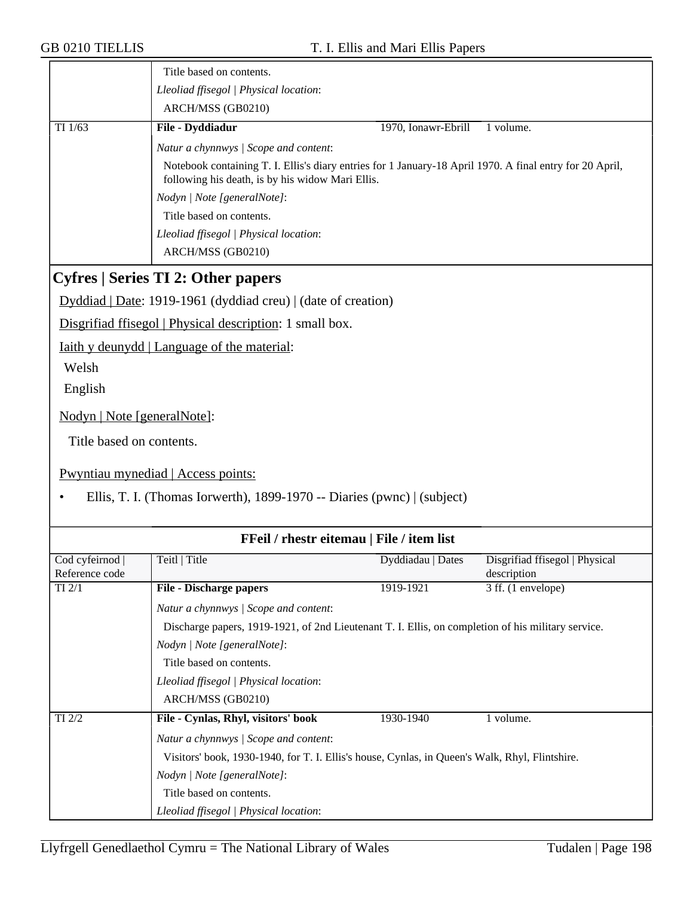Title based on contents.

*Lleoliad ffisegol | Physical location*:

ARCH/MSS (GB0210)

| TI 1/63 | **File - Dyddiadur** | 1970, Ionawr-Ebrill | 1 volume. |
|---|---|---|---|

*Natur a chynnwys | Scope and content*:

Notebook containing T. I. Ellis's diary entries for 1 January-18 April 1970. A final entry for 20 April, following his death, is by his widow Mari Ellis.

*Nodyn | Note [generalNote]*:

Title based on contents.

*Lleoliad ffisegol | Physical location*:

ARCH/MSS (GB0210)

## Cyfres | Series TI 2: Other papers

Dyddiad | Date: 1919-1961 (dyddiad creu) | (date of creation)

Disgrifiad ffisegol | Physical description: 1 small box.

Iaith y deunydd | Language of the material:

Welsh

English

Nodyn | Note [generalNote]:

Title based on contents.

Pwyntiau mynediad | Access points:

- Ellis, T. I. (Thomas Iorwerth), 1899-1970 -- Diaries (pwnc) | (subject)

### FFeil / rhestr eitemau | File / item list

| Cod cyfeirnod \| Reference code | Teitl \| Title | Dyddiadau \| Dates | Disgrifiad ffisegol \| Physical description |
|---|---|---|---|
| TI 2/1 | **File - Discharge papers** | 1919-1921 | 3 ff. (1 envelope) |

*Natur a chynnwys | Scope and content*:

Discharge papers, 1919-1921, of 2nd Lieutenant T. I. Ellis, on completion of his military service.

*Nodyn | Note [generalNote]*:

Title based on contents.

*Lleoliad ffisegol | Physical location*:

ARCH/MSS (GB0210)

| TI 2/2 | **File - Cynlas, Rhyl, visitors' book** | 1930-1940 | 1 volume. |
|---|---|---|---|

*Natur a chynnwys | Scope and content*:

Visitors' book, 1930-1940, for T. I. Ellis's house, Cynlas, in Queen's Walk, Rhyl, Flintshire.

*Nodyn | Note [generalNote]*:

Title based on contents.

*Lleoliad ffisegol | Physical location*: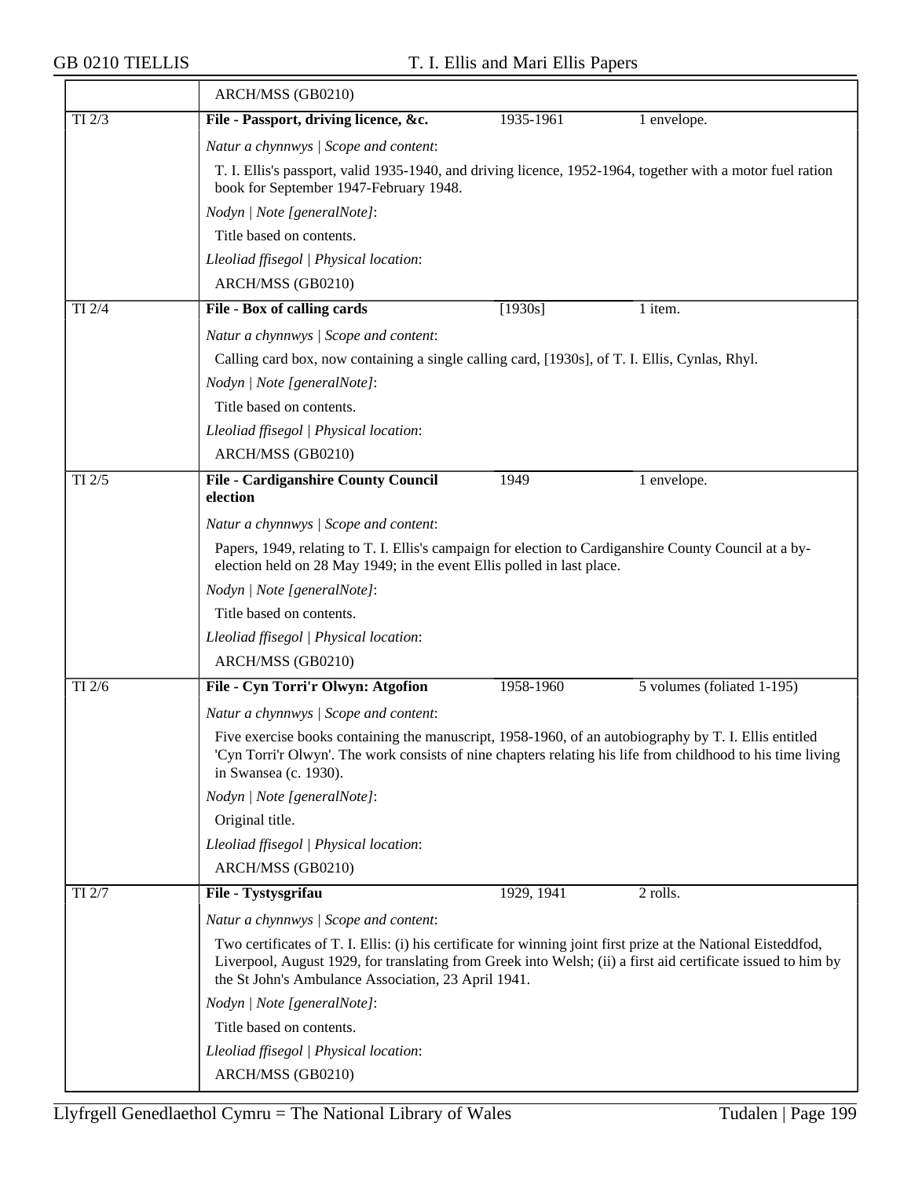ARCH/MSS (GB0210)

| TI 2/3 | **File - Passport, driving licence, &c.** | 1935-1961 | 1 envelope. |
|---|---|---|---|

*Natur a chynnwys | Scope and content*:

T. I. Ellis's passport, valid 1935-1940, and driving licence, 1952-1964, together with a motor fuel ration book for September 1947-February 1948.

*Nodyn | Note [generalNote]*:

Title based on contents.

*Lleoliad ffisegol | Physical location*:

ARCH/MSS (GB0210)

| TI 2/4 | **File - Box of calling cards** | [1930s] | 1 item. |
|---|---|---|---|

*Natur a chynnwys | Scope and content*:

Calling card box, now containing a single calling card, [1930s], of T. I. Ellis, Cynlas, Rhyl.

*Nodyn | Note [generalNote]*:

Title based on contents.

*Lleoliad ffisegol | Physical location*:

ARCH/MSS (GB0210)

| TI 2/5 | **File - Cardiganshire County Council election** | 1949 | 1 envelope. |
|---|---|---|---|

*Natur a chynnwys | Scope and content*:

Papers, 1949, relating to T. I. Ellis's campaign for election to Cardiganshire County Council at a by-election held on 28 May 1949; in the event Ellis polled in last place.

*Nodyn | Note [generalNote]*:

Title based on contents.

*Lleoliad ffisegol | Physical location*:

ARCH/MSS (GB0210)

| TI 2/6 | **File - Cyn Torri'r Olwyn: Atgofion** | 1958-1960 | 5 volumes (foliated 1-195) |
|---|---|---|---|

*Natur a chynnwys | Scope and content*:

Five exercise books containing the manuscript, 1958-1960, of an autobiography by T. I. Ellis entitled 'Cyn Torri'r Olwyn'. The work consists of nine chapters relating his life from childhood to his time living in Swansea (c. 1930).

*Nodyn | Note [generalNote]*:

Original title.

*Lleoliad ffisegol | Physical location*:

ARCH/MSS (GB0210)

| TI 2/7 | **File - Tystysgrifau** | 1929, 1941 | 2 rolls. |
|---|---|---|---|

*Natur a chynnwys | Scope and content*:

Two certificates of T. I. Ellis: (i) his certificate for winning joint first prize at the National Eisteddfod, Liverpool, August 1929, for translating from Greek into Welsh; (ii) a first aid certificate issued to him by the St John's Ambulance Association, 23 April 1941.

*Nodyn | Note [generalNote]*:

Title based on contents.

*Lleoliad ffisegol | Physical location*:

ARCH/MSS (GB0210)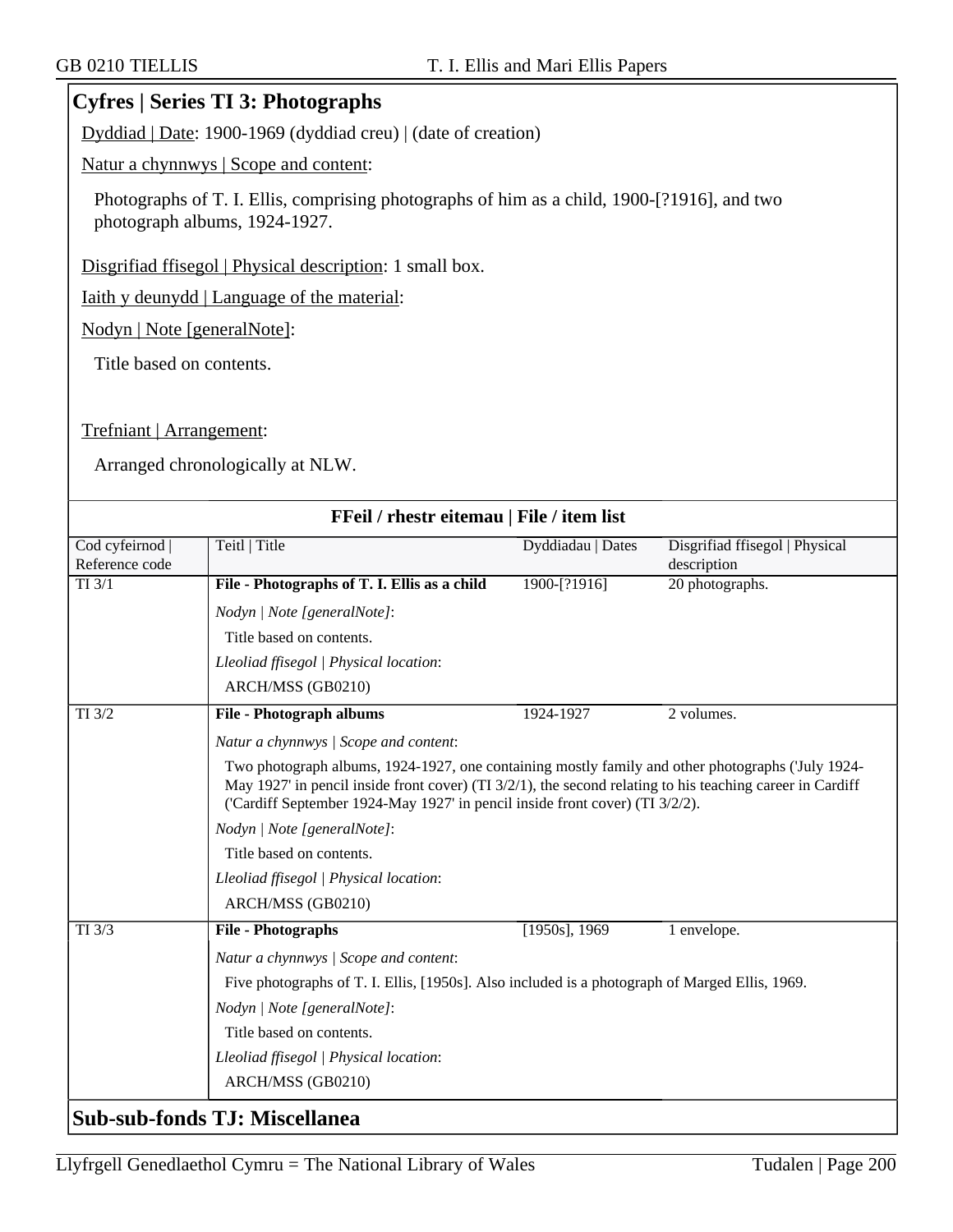## Cyfres | Series TI 3: Photographs

Dyddiad | Date: 1900-1969 (dyddiad creu) | (date of creation)

Natur a chynnwys | Scope and content:

Photographs of T. I. Ellis, comprising photographs of him as a child, 1900-[?1916], and two photograph albums, 1924-1927.

Disgrifiad ffisegol | Physical description: 1 small box.

Iaith y deunydd | Language of the material:

Nodyn | Note [generalNote]:

Title based on contents.

Trefniant | Arrangement:

Arranged chronologically at NLW.

**FFeil / rhestr eitemau | File / item list**

| Cod cyfeirnod \| Reference code | Teitl \| Title | Dyddiadau \| Dates | Disgrifiad ffisegol \| Physical description |
|---|---|---|---|
| TI 3/1 | **File - Photographs of T. I. Ellis as a child**<br>*Nodyn \| Note [generalNote]*:<br>Title based on contents.<br>*Lleoliad ffisegol \| Physical location*:<br>ARCH/MSS (GB0210) | 1900-[?1916] | 20 photographs. |
| TI 3/2 | **File - Photograph albums**<br>*Natur a chynnwys \| Scope and content*:<br>Two photograph albums, 1924-1927, one containing mostly family and other photographs ('July 1924-May 1927' in pencil inside front cover) (TI 3/2/1), the second relating to his teaching career in Cardiff ('Cardiff September 1924-May 1927' in pencil inside front cover) (TI 3/2/2).<br>*Nodyn \| Note [generalNote]*:<br>Title based on contents.<br>*Lleoliad ffisegol \| Physical location*:<br>ARCH/MSS (GB0210) | 1924-1927 | 2 volumes. |
| TI 3/3 | **File - Photographs**<br>*Natur a chynnwys \| Scope and content*:<br>Five photographs of T. I. Ellis, [1950s]. Also included is a photograph of Marged Ellis, 1969.<br>*Nodyn \| Note [generalNote]*:<br>Title based on contents.<br>*Lleoliad ffisegol \| Physical location*:<br>ARCH/MSS (GB0210) | [1950s], 1969 | 1 envelope. |

## Sub-sub-fonds TJ: Miscellanea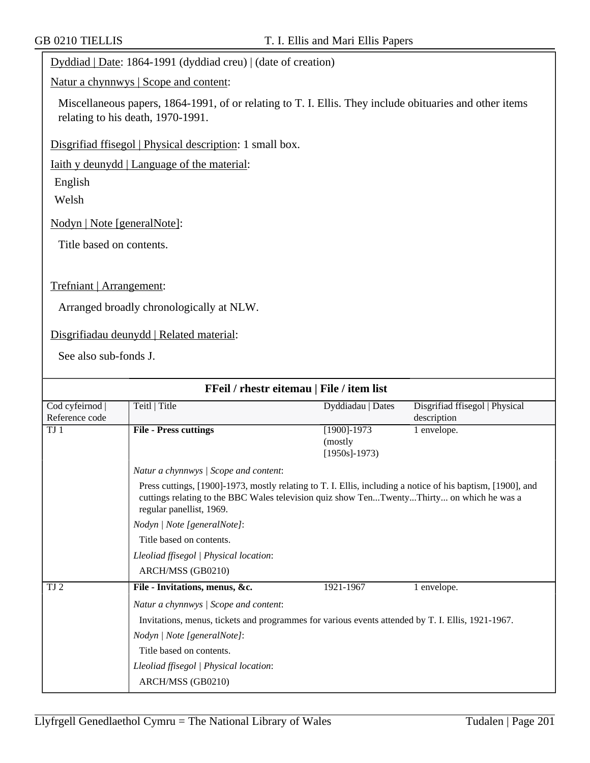Dyddiad | Date: 1864-1991 (dyddiad creu) | (date of creation)

Natur a chynnwys | Scope and content:

Miscellaneous papers, 1864-1991, of or relating to T. I. Ellis. They include obituaries and other items relating to his death, 1970-1991.

Disgrifiad ffisegol | Physical description: 1 small box.

Iaith y deunydd | Language of the material:

English

Welsh

Nodyn | Note [generalNote]:

Title based on contents.

Trefniant | Arrangement:

Arranged broadly chronologically at NLW.

Disgrifiadau deunydd | Related material:

See also sub-fonds J.

## FFeil / rhestr eitemau | File / item list

| Cod cyfeirnod \| Reference code | Teitl \| Title | Dyddiadau \| Dates | Disgrifiad ffisegol \| Physical description |
|---|---|---|---|
| TJ 1 | **File - Press cuttings** | [1900]-1973 (mostly [1950s]-1973) | 1 envelope. |
| | *Natur a chynnwys \| Scope and content*: Press cuttings, [1900]-1973, mostly relating to T. I. Ellis, including a notice of his baptism, [1900], and cuttings relating to the BBC Wales television quiz show Ten...Twenty...Thirty... on which he was a regular panellist, 1969. *Nodyn \| Note [generalNote]*: Title based on contents. *Lleoliad ffisegol \| Physical location*: ARCH/MSS (GB0210) | | |
| TJ 2 | **File - Invitations, menus, &c.** | 1921-1967 | 1 envelope. |
| | *Natur a chynnwys \| Scope and content*: Invitations, menus, tickets and programmes for various events attended by T. I. Ellis, 1921-1967. *Nodyn \| Note [generalNote]*: Title based on contents. *Lleoliad ffisegol \| Physical location*: ARCH/MSS (GB0210) | | |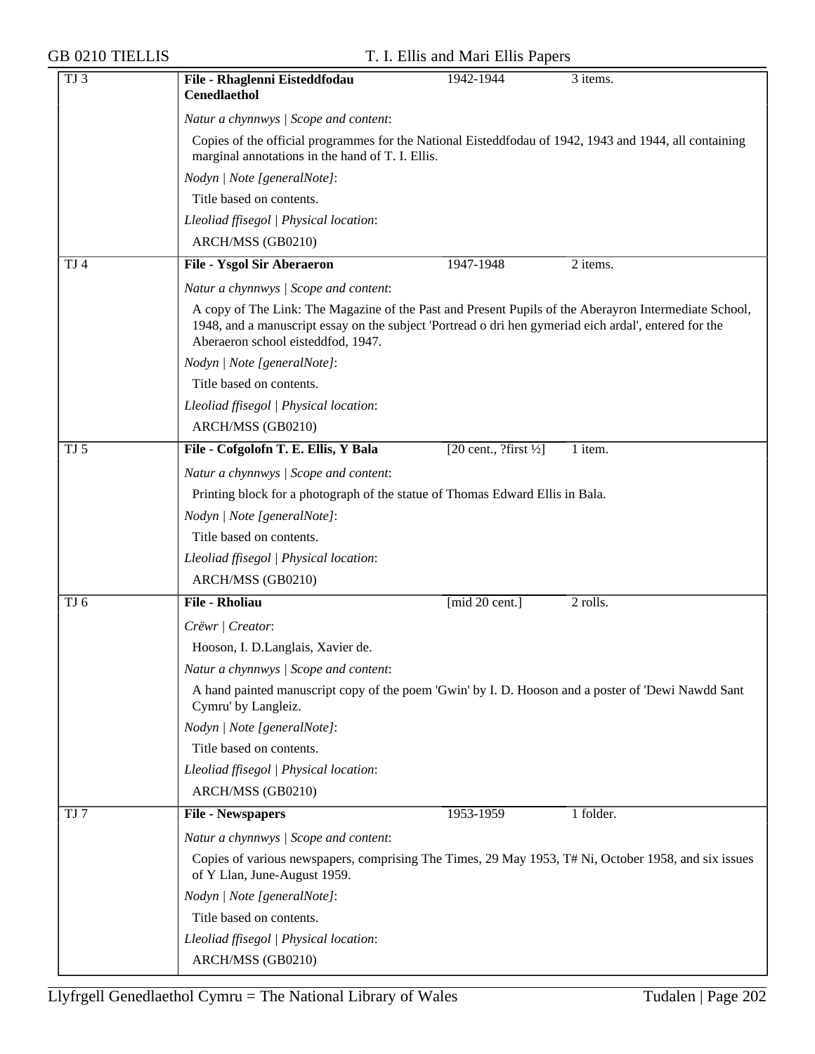| TJ 3 | File - Rhaglenni Eisteddfodau Cenedlaethol | 1942-1944 | 3 items. |
|---|---|---|---|

*Natur a chynnwys | Scope and content*:

Copies of the official programmes for the National Eisteddfodau of 1942, 1943 and 1944, all containing marginal annotations in the hand of T. I. Ellis.

*Nodyn | Note [generalNote]*:

Title based on contents.

*Lleoliad ffisegol | Physical location*:

ARCH/MSS (GB0210)

| TJ 4 | File - Ysgol Sir Aberaeron | 1947-1948 | 2 items. |
|---|---|---|---|

*Natur a chynnwys | Scope and content*:

A copy of The Link: The Magazine of the Past and Present Pupils of the Aberayron Intermediate School, 1948, and a manuscript essay on the subject 'Portread o dri hen gymeriad eich ardal', entered for the Aberaeron school eisteddfod, 1947.

*Nodyn | Note [generalNote]*:

Title based on contents.

*Lleoliad ffisegol | Physical location*:

ARCH/MSS (GB0210)

| TJ 5 | File - Cofgolofn T. E. Ellis, Y Bala | [20 cent., ?first ½] | 1 item. |
|---|---|---|---|

*Natur a chynnwys | Scope and content*:

Printing block for a photograph of the statue of Thomas Edward Ellis in Bala.

*Nodyn | Note [generalNote]*:

Title based on contents.

*Lleoliad ffisegol | Physical location*:

ARCH/MSS (GB0210)

| TJ 6 | File - Rholiau | [mid 20 cent.] | 2 rolls. |
|---|---|---|---|

*Crëwr | Creator*:

Hooson, I. D.Langlais, Xavier de.

*Natur a chynnwys | Scope and content*:

A hand painted manuscript copy of the poem 'Gwin' by I. D. Hooson and a poster of 'Dewi Nawdd Sant Cymru' by Langleiz.

*Nodyn | Note [generalNote]*:

Title based on contents.

*Lleoliad ffisegol | Physical location*:

ARCH/MSS (GB0210)

| TJ 7 | File - Newspapers | 1953-1959 | 1 folder. |
|---|---|---|---|

*Natur a chynnwys | Scope and content*:

Copies of various newspapers, comprising The Times, 29 May 1953, T# Ni, October 1958, and six issues of Y Llan, June-August 1959.

*Nodyn | Note [generalNote]*:

Title based on contents.

*Lleoliad ffisegol | Physical location*:

ARCH/MSS (GB0210)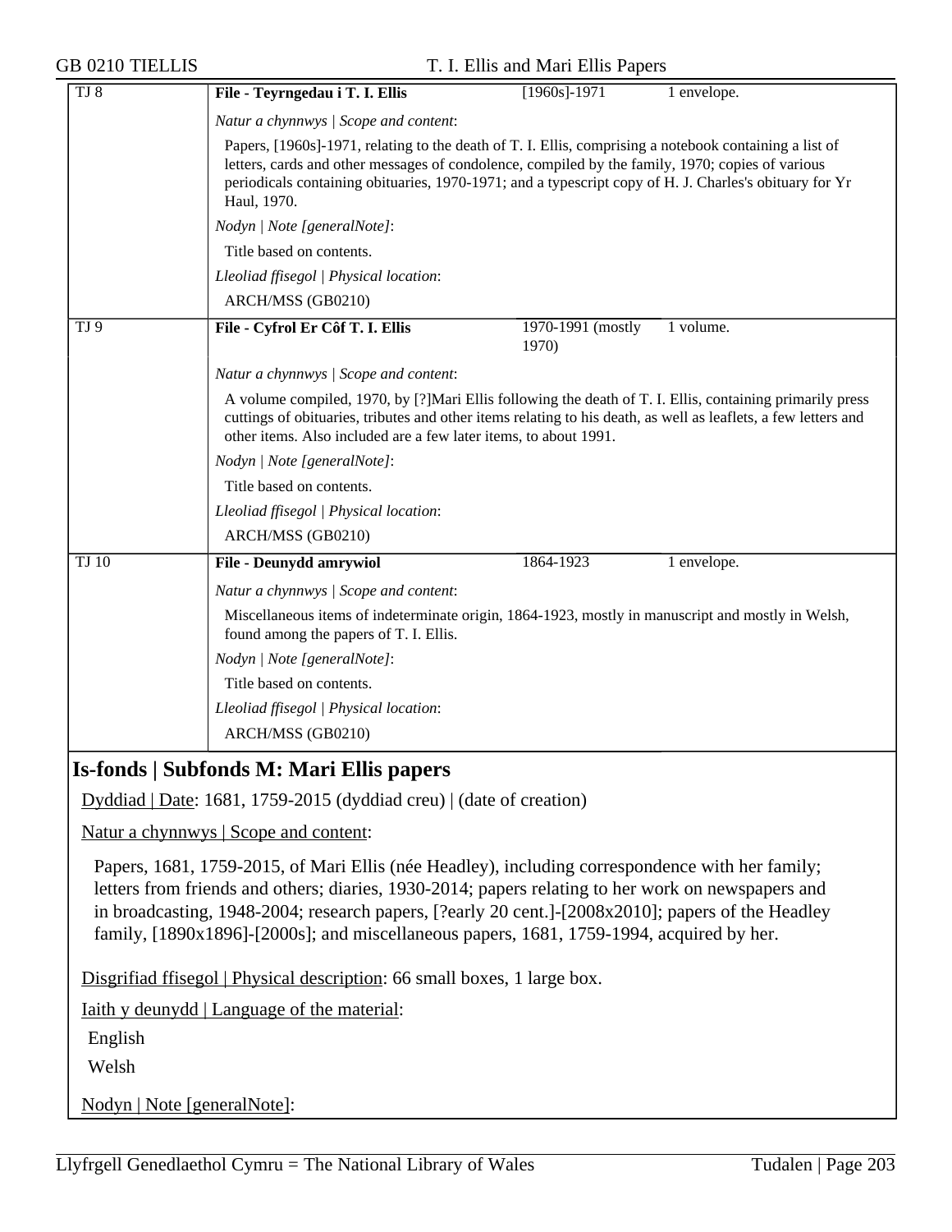| TJ 8 | **File - Teyrngedau i T. I. Ellis** | [1960s]-1971 | 1 envelope. |
|---|---|---|---|

*Natur a chynnwys | Scope and content*:

Papers, [1960s]-1971, relating to the death of T. I. Ellis, comprising a notebook containing a list of letters, cards and other messages of condolence, compiled by the family, 1970; copies of various periodicals containing obituaries, 1970-1971; and a typescript copy of H. J. Charles's obituary for Yr Haul, 1970.

*Nodyn | Note [generalNote]*:

Title based on contents.

*Lleoliad ffisegol | Physical location*:

ARCH/MSS (GB0210)

| TJ 9 | **File - Cyfrol Er Côf T. I. Ellis** | 1970-1991 (mostly 1970) | 1 volume. |
|---|---|---|---|

*Natur a chynnwys | Scope and content*:

A volume compiled, 1970, by [?]Mari Ellis following the death of T. I. Ellis, containing primarily press cuttings of obituaries, tributes and other items relating to his death, as well as leaflets, a few letters and other items. Also included are a few later items, to about 1991.

*Nodyn | Note [generalNote]*:

Title based on contents.

*Lleoliad ffisegol | Physical location*:

ARCH/MSS (GB0210)

| TJ 10 | **File - Deunydd amrywiol** | 1864-1923 | 1 envelope. |
|---|---|---|---|

*Natur a chynnwys | Scope and content*:

Miscellaneous items of indeterminate origin, 1864-1923, mostly in manuscript and mostly in Welsh, found among the papers of T. I. Ellis.

*Nodyn | Note [generalNote]*:

Title based on contents.

*Lleoliad ffisegol | Physical location*:

ARCH/MSS (GB0210)

## Is-fonds | Subfonds M: Mari Ellis papers

Dyddiad | Date: 1681, 1759-2015 (dyddiad creu) | (date of creation)

Natur a chynnwys | Scope and content:

Papers, 1681, 1759-2015, of Mari Ellis (née Headley), including correspondence with her family; letters from friends and others; diaries, 1930-2014; papers relating to her work on newspapers and in broadcasting, 1948-2004; research papers, [?early 20 cent.]-[2008x2010]; papers of the Headley family, [1890x1896]-[2000s]; and miscellaneous papers, 1681, 1759-1994, acquired by her.

Disgrifiad ffisegol | Physical description: 66 small boxes, 1 large box.

Iaith y deunydd | Language of the material:

English

Welsh

Nodyn | Note [generalNote]: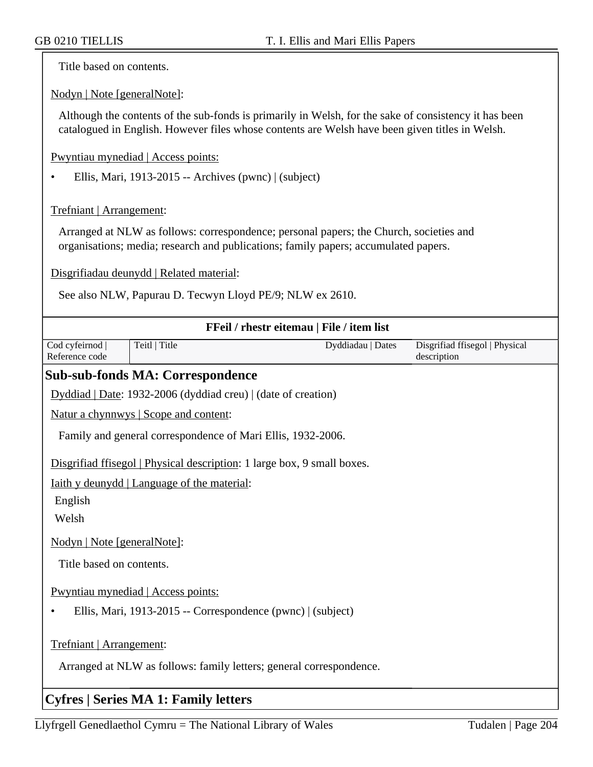Title based on contents.

Nodyn | Note [generalNote]:

Although the contents of the sub-fonds is primarily in Welsh, for the sake of consistency it has been catalogued in English. However files whose contents are Welsh have been given titles in Welsh.

Pwyntiau mynediad | Access points:

- Ellis, Mari, 1913-2015 -- Archives (pwnc) | (subject)

Trefniant | Arrangement:

Arranged at NLW as follows: correspondence; personal papers; the Church, societies and organisations; media; research and publications; family papers; accumulated papers.

Disgrifiadau deunydd | Related material:

See also NLW, Papurau D. Tecwyn Lloyd PE/9; NLW ex 2610.

**FFeil / rhestr eitemau | File / item list**

| Cod cyfeirnod \| Reference code | Teitl \| Title | Dyddiadau \| Dates | Disgrifiad ffisegol \| Physical description |
|---|---|---|---|

## Sub-sub-fonds MA: Correspondence

Dyddiad | Date: 1932-2006 (dyddiad creu) | (date of creation)

Natur a chynnwys | Scope and content:

Family and general correspondence of Mari Ellis, 1932-2006.

Disgrifiad ffisegol | Physical description: 1 large box, 9 small boxes.

Iaith y deunydd | Language of the material:

English

Welsh

Nodyn | Note [generalNote]:

Title based on contents.

Pwyntiau mynediad | Access points:

- Ellis, Mari, 1913-2015 -- Correspondence (pwnc) | (subject)

Trefniant | Arrangement:

Arranged at NLW as follows: family letters; general correspondence.

## Cyfres | Series MA 1: Family letters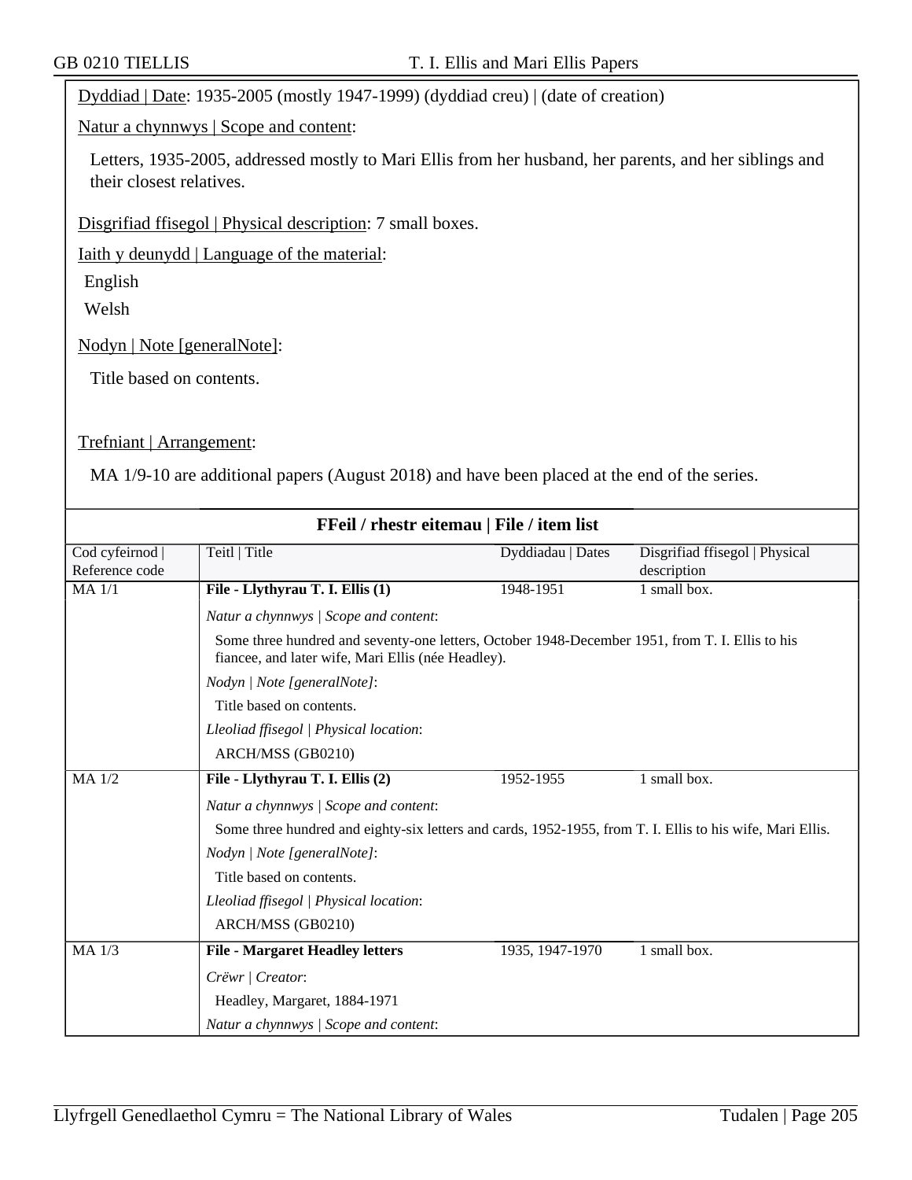Dyddiad | Date: 1935-2005 (mostly 1947-1999) (dyddiad creu) | (date of creation)

Natur a chynnwys | Scope and content:

Letters, 1935-2005, addressed mostly to Mari Ellis from her husband, her parents, and her siblings and their closest relatives.

Disgrifiad ffisegol | Physical description: 7 small boxes.

Iaith y deunydd | Language of the material:

English

Welsh

Nodyn | Note [generalNote]:

Title based on contents.

Trefniant | Arrangement:

MA 1/9-10 are additional papers (August 2018) and have been placed at the end of the series.

**FFeil / rhestr eitemau | File / item list**

| Cod cyfeirnod \| Reference code | Teitl \| Title | Dyddiadau \| Dates | Disgrifiad ffisegol \| Physical description |
|---|---|---|---|
| MA 1/1 | **File - Llythyrau T. I. Ellis (1)** | 1948-1951 | 1 small box. |
| | *Natur a chynnwys \| Scope and content*: Some three hundred and seventy-one letters, October 1948-December 1951, from T. I. Ellis to his fiancee, and later wife, Mari Ellis (née Headley). *Nodyn \| Note [generalNote]*: Title based on contents. *Lleoliad ffisegol \| Physical location*: ARCH/MSS (GB0210) | | |
| MA 1/2 | **File - Llythyrau T. I. Ellis (2)** | 1952-1955 | 1 small box. |
| | *Natur a chynnwys \| Scope and content*: Some three hundred and eighty-six letters and cards, 1952-1955, from T. I. Ellis to his wife, Mari Ellis. *Nodyn \| Note [generalNote]*: Title based on contents. *Lleoliad ffisegol \| Physical location*: ARCH/MSS (GB0210) | | |
| MA 1/3 | **File - Margaret Headley letters** | 1935, 1947-1970 | 1 small box. |
| | *Crëwr \| Creator*: Headley, Margaret, 1884-1971 *Natur a chynnwys \| Scope and content*: | | |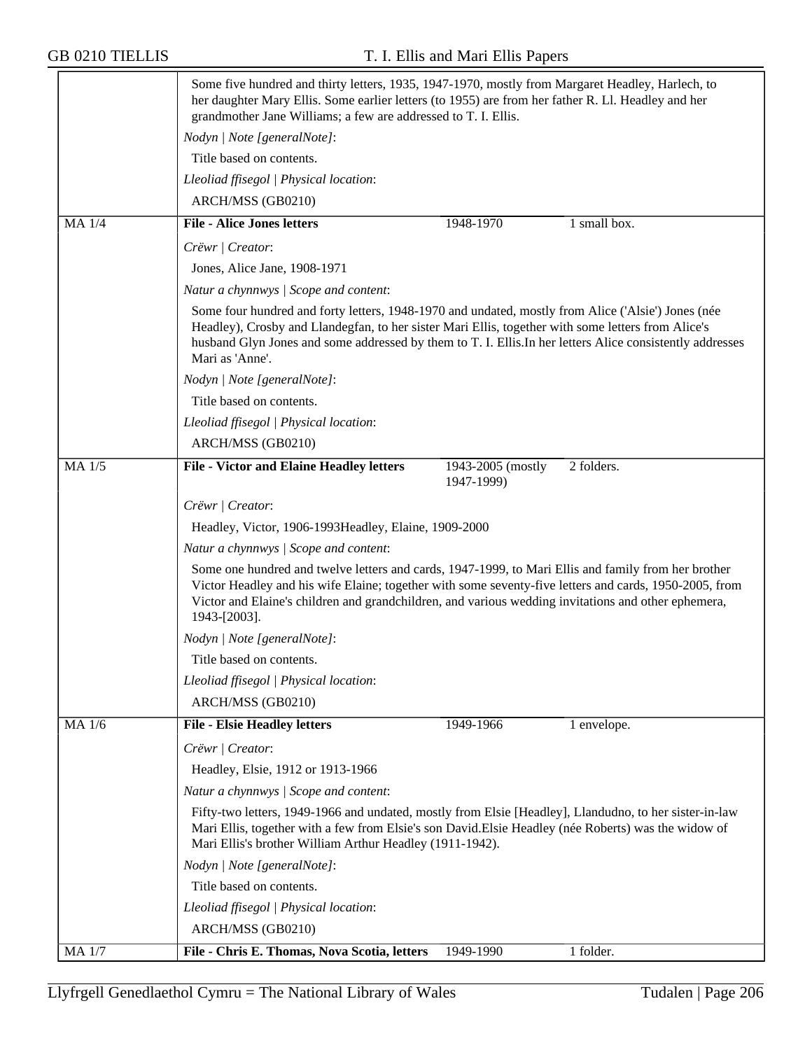Some five hundred and thirty letters, 1935, 1947-1970, mostly from Margaret Headley, Harlech, to her daughter Mary Ellis. Some earlier letters (to 1955) are from her father R. Ll. Headley and her grandmother Jane Williams; a few are addressed to T. I. Ellis.

*Nodyn | Note [generalNote]*:

Title based on contents.

*Lleoliad ffisegol | Physical location*:

ARCH/MSS (GB0210)

| MA 1/4 | **File - Alice Jones letters** | 1948-1970 | 1 small box. |
|---|---|---|---|

*Crëwr | Creator*:

Jones, Alice Jane, 1908-1971

*Natur a chynnwys | Scope and content*:

Some four hundred and forty letters, 1948-1970 and undated, mostly from Alice ('Alsie') Jones (née Headley), Crosby and Llandegfan, to her sister Mari Ellis, together with some letters from Alice's husband Glyn Jones and some addressed by them to T. I. Ellis.In her letters Alice consistently addresses Mari as 'Anne'.

*Nodyn | Note [generalNote]*:

Title based on contents.

*Lleoliad ffisegol | Physical location*:

ARCH/MSS (GB0210)

| MA 1/5 | **File - Victor and Elaine Headley letters** | 1943-2005 (mostly 1947-1999) | 2 folders. |
|---|---|---|---|

*Crëwr | Creator*:

Headley, Victor, 1906-1993Headley, Elaine, 1909-2000

*Natur a chynnwys | Scope and content*:

Some one hundred and twelve letters and cards, 1947-1999, to Mari Ellis and family from her brother Victor Headley and his wife Elaine; together with some seventy-five letters and cards, 1950-2005, from Victor and Elaine's children and grandchildren, and various wedding invitations and other ephemera, 1943-[2003].

*Nodyn | Note [generalNote]*:

Title based on contents.

*Lleoliad ffisegol | Physical location*:

ARCH/MSS (GB0210)

| MA 1/6 | **File - Elsie Headley letters** | 1949-1966 | 1 envelope. |
|---|---|---|---|

*Crëwr | Creator*:

Headley, Elsie, 1912 or 1913-1966

*Natur a chynnwys | Scope and content*:

Fifty-two letters, 1949-1966 and undated, mostly from Elsie [Headley], Llandudno, to her sister-in-law Mari Ellis, together with a few from Elsie's son David.Elsie Headley (née Roberts) was the widow of Mari Ellis's brother William Arthur Headley (1911-1942).

*Nodyn | Note [generalNote]*:

Title based on contents.

*Lleoliad ffisegol | Physical location*:

ARCH/MSS (GB0210)

| MA 1/7 | **File - Chris E. Thomas, Nova Scotia, letters** | 1949-1990 | 1 folder. |
|---|---|---|---|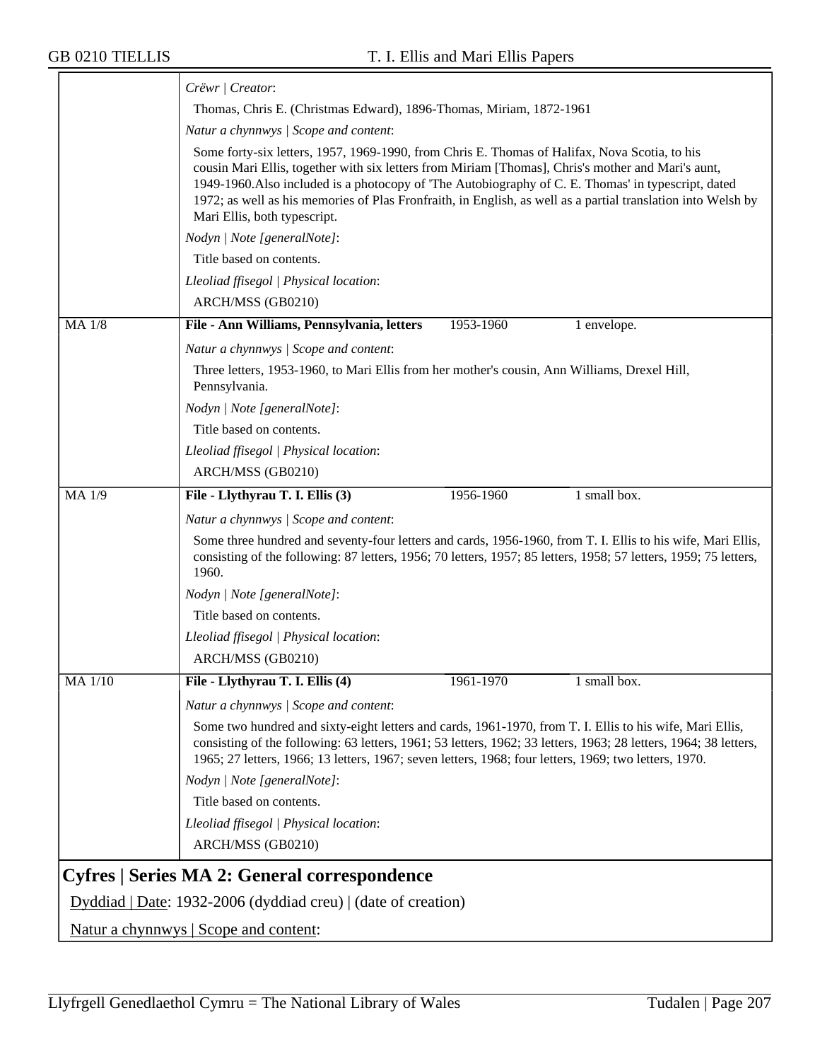*Crëwr | Creator*:

Thomas, Chris E. (Christmas Edward), 1896-Thomas, Miriam, 1872-1961

*Natur a chynnwys | Scope and content*:

Some forty-six letters, 1957, 1969-1990, from Chris E. Thomas of Halifax, Nova Scotia, to his cousin Mari Ellis, together with six letters from Miriam [Thomas], Chris's mother and Mari's aunt, 1949-1960.Also included is a photocopy of 'The Autobiography of C. E. Thomas' in typescript, dated 1972; as well as his memories of Plas Fronfraith, in English, as well as a partial translation into Welsh by Mari Ellis, both typescript.

*Nodyn | Note [generalNote]*:

Title based on contents.

*Lleoliad ffisegol | Physical location*:

ARCH/MSS (GB0210)

MA 1/8 | **File - Ann Williams, Pennsylvania, letters** | 1953-1960 | 1 envelope.

*Natur a chynnwys | Scope and content*:

Three letters, 1953-1960, to Mari Ellis from her mother's cousin, Ann Williams, Drexel Hill, Pennsylvania.

*Nodyn | Note [generalNote]*:

Title based on contents.

*Lleoliad ffisegol | Physical location*:

ARCH/MSS (GB0210)

MA 1/9 | **File - Llythyrau T. I. Ellis (3)** | 1956-1960 | 1 small box.

*Natur a chynnwys | Scope and content*:

Some three hundred and seventy-four letters and cards, 1956-1960, from T. I. Ellis to his wife, Mari Ellis, consisting of the following: 87 letters, 1956; 70 letters, 1957; 85 letters, 1958; 57 letters, 1959; 75 letters, 1960.

*Nodyn | Note [generalNote]*:

Title based on contents.

*Lleoliad ffisegol | Physical location*:

ARCH/MSS (GB0210)

MA 1/10 | **File - Llythyrau T. I. Ellis (4)** | 1961-1970 | 1 small box.

*Natur a chynnwys | Scope and content*:

Some two hundred and sixty-eight letters and cards, 1961-1970, from T. I. Ellis to his wife, Mari Ellis, consisting of the following: 63 letters, 1961; 53 letters, 1962; 33 letters, 1963; 28 letters, 1964; 38 letters, 1965; 27 letters, 1966; 13 letters, 1967; seven letters, 1968; four letters, 1969; two letters, 1970.

*Nodyn | Note [generalNote]*:

Title based on contents.

*Lleoliad ffisegol | Physical location*:

ARCH/MSS (GB0210)

## Cyfres | Series MA 2: General correspondence

Dyddiad | Date: 1932-2006 (dyddiad creu) | (date of creation)

Natur a chynnwys | Scope and content: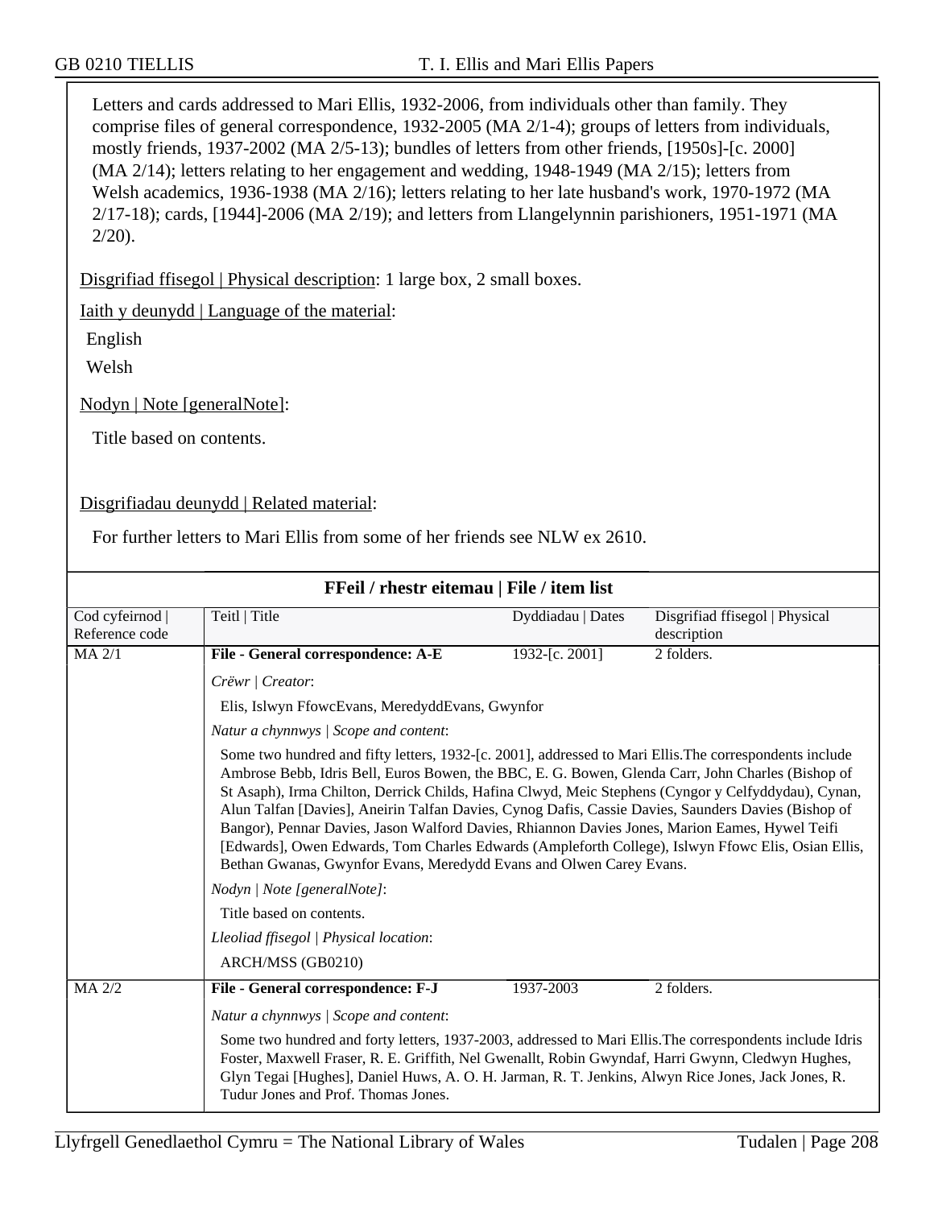Letters and cards addressed to Mari Ellis, 1932-2006, from individuals other than family. They comprise files of general correspondence, 1932-2005 (MA 2/1-4); groups of letters from individuals, mostly friends, 1937-2002 (MA 2/5-13); bundles of letters from other friends, [1950s]-[c. 2000] (MA 2/14); letters relating to her engagement and wedding, 1948-1949 (MA 2/15); letters from Welsh academics, 1936-1938 (MA 2/16); letters relating to her late husband's work, 1970-1972 (MA 2/17-18); cards, [1944]-2006 (MA 2/19); and letters from Llangelynnin parishioners, 1951-1971 (MA 2/20).

Disgrifiad ffisegol | Physical description: 1 large box, 2 small boxes.

Iaith y deunydd | Language of the material:

English

Welsh

Nodyn | Note [generalNote]:

Title based on contents.

Disgrifiadau deunydd | Related material:

For further letters to Mari Ellis from some of her friends see NLW ex 2610.

## FFeil / rhestr eitemau | File / item list

| Cod cyfeirnod \| Reference code | Teitl \| Title | Dyddiadau \| Dates | Disgrifiad ffisegol \| Physical description |
|---|---|---|---|
| MA 2/1 | **File - General correspondence: A-E** | 1932-[c. 2001] | 2 folders. |
| | *Crëwr \| Creator*:<br>Elis, Islwyn FfowcEvans, MeredyddEvans, Gwynfor<br>*Natur a chynnwys \| Scope and content*:<br>Some two hundred and fifty letters, 1932-[c. 2001], addressed to Mari Ellis.The correspondents include Ambrose Bebb, Idris Bell, Euros Bowen, the BBC, E. G. Bowen, Glenda Carr, John Charles (Bishop of St Asaph), Irma Chilton, Derrick Childs, Hafina Clwyd, Meic Stephens (Cyngor y Celfyddydau), Cynan, Alun Talfan [Davies], Aneirin Talfan Davies, Cynog Dafis, Cassie Davies, Saunders Davies (Bishop of Bangor), Pennar Davies, Jason Walford Davies, Rhiannon Davies Jones, Marion Eames, Hywel Teifi [Edwards], Owen Edwards, Tom Charles Edwards (Ampleforth College), Islwyn Ffowc Elis, Osian Ellis, Bethan Gwanas, Gwynfor Evans, Meredydd Evans and Olwen Carey Evans.<br>*Nodyn \| Note [generalNote]*:<br>Title based on contents.<br>*Lleoliad ffisegol \| Physical location*:<br>ARCH/MSS (GB0210) | | |
| MA 2/2 | **File - General correspondence: F-J** | 1937-2003 | 2 folders. |
| | *Natur a chynnwys \| Scope and content*:<br>Some two hundred and forty letters, 1937-2003, addressed to Mari Ellis.The correspondents include Idris Foster, Maxwell Fraser, R. E. Griffith, Nel Gwenallt, Robin Gwyndaf, Harri Gwynn, Cledwyn Hughes, Glyn Tegai [Hughes], Daniel Huws, A. O. H. Jarman, R. T. Jenkins, Alwyn Rice Jones, Jack Jones, R. Tudur Jones and Prof. Thomas Jones. | | |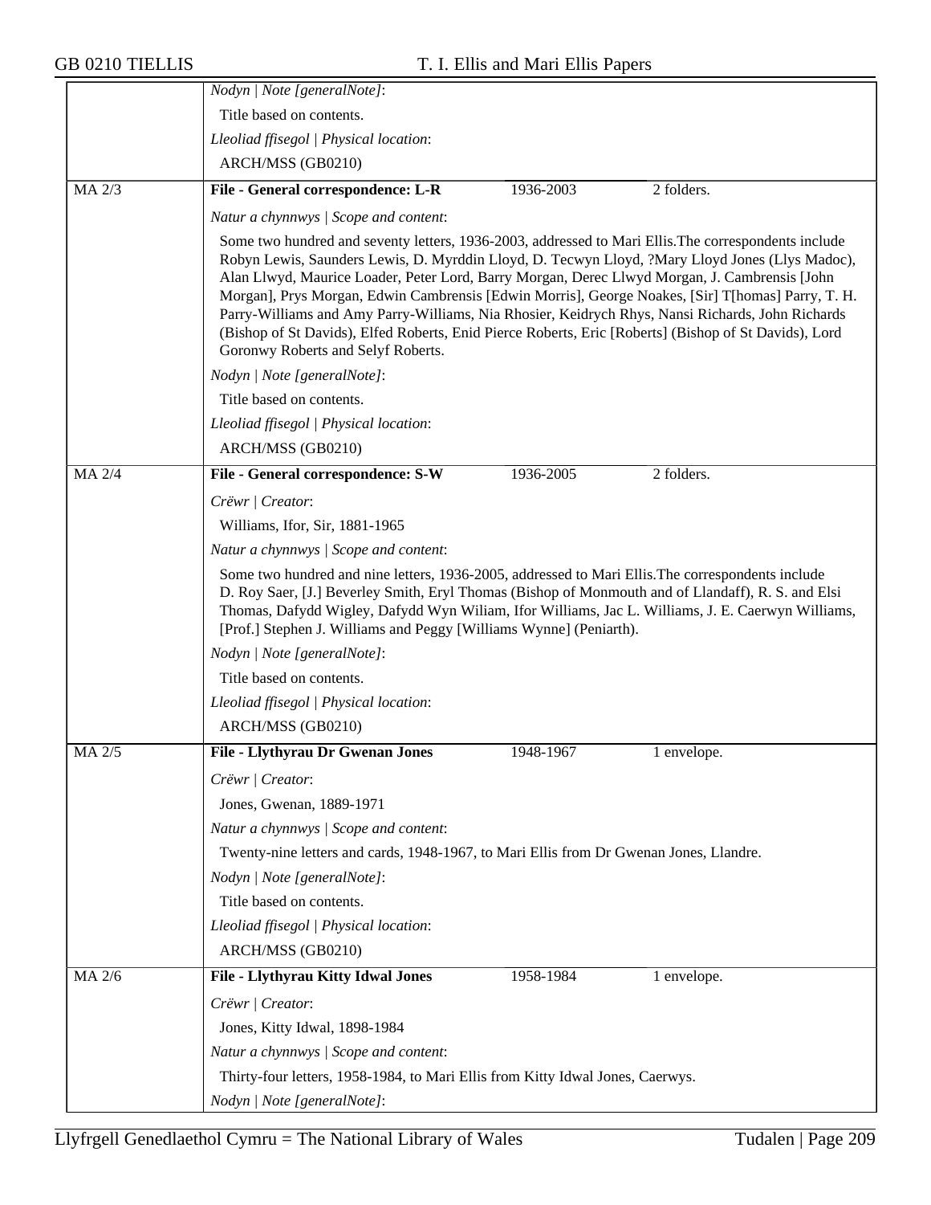*Nodyn | Note [generalNote]*:

Title based on contents.

*Lleoliad ffisegol | Physical location*:

ARCH/MSS (GB0210)

| MA 2/3 | **File - General correspondence: L-R** | 1936-2003 | 2 folders. |
|---|---|---|---|

*Natur a chynnwys | Scope and content*:

Some two hundred and seventy letters, 1936-2003, addressed to Mari Ellis.The correspondents include Robyn Lewis, Saunders Lewis, D. Myrddin Lloyd, D. Tecwyn Lloyd, ?Mary Lloyd Jones (Llys Madoc), Alan Llwyd, Maurice Loader, Peter Lord, Barry Morgan, Derec Llwyd Morgan, J. Cambrensis [John Morgan], Prys Morgan, Edwin Cambrensis [Edwin Morris], George Noakes, [Sir] T[homas] Parry, T. H. Parry-Williams and Amy Parry-Williams, Nia Rhosier, Keidrych Rhys, Nansi Richards, John Richards (Bishop of St Davids), Elfed Roberts, Enid Pierce Roberts, Eric [Roberts] (Bishop of St Davids), Lord Goronwy Roberts and Selyf Roberts.

*Nodyn | Note [generalNote]*:

Title based on contents.

*Lleoliad ffisegol | Physical location*:

ARCH/MSS (GB0210)

| MA 2/4 | **File - General correspondence: S-W** | 1936-2005 | 2 folders. |
|---|---|---|---|

*Crëwr | Creator*:

Williams, Ifor, Sir, 1881-1965

*Natur a chynnwys | Scope and content*:

Some two hundred and nine letters, 1936-2005, addressed to Mari Ellis.The correspondents include D. Roy Saer, [J.] Beverley Smith, Eryl Thomas (Bishop of Monmouth and of Llandaff), R. S. and Elsi Thomas, Dafydd Wigley, Dafydd Wyn Wiliam, Ifor Williams, Jac L. Williams, J. E. Caerwyn Williams, [Prof.] Stephen J. Williams and Peggy [Williams Wynne] (Peniarth).

*Nodyn | Note [generalNote]*:

Title based on contents.

*Lleoliad ffisegol | Physical location*:

ARCH/MSS (GB0210)

| MA 2/5 | **File - Llythyrau Dr Gwenan Jones** | 1948-1967 | 1 envelope. |
|---|---|---|---|

*Crëwr | Creator*:

Jones, Gwenan, 1889-1971

*Natur a chynnwys | Scope and content*:

Twenty-nine letters and cards, 1948-1967, to Mari Ellis from Dr Gwenan Jones, Llandre.

*Nodyn | Note [generalNote]*:

Title based on contents.

*Lleoliad ffisegol | Physical location*:

ARCH/MSS (GB0210)

| MA 2/6 | **File - Llythyrau Kitty Idwal Jones** | 1958-1984 | 1 envelope. |
|---|---|---|---|

*Crëwr | Creator*:

Jones, Kitty Idwal, 1898-1984

*Natur a chynnwys | Scope and content*:

Thirty-four letters, 1958-1984, to Mari Ellis from Kitty Idwal Jones, Caerwys.

*Nodyn | Note [generalNote]*: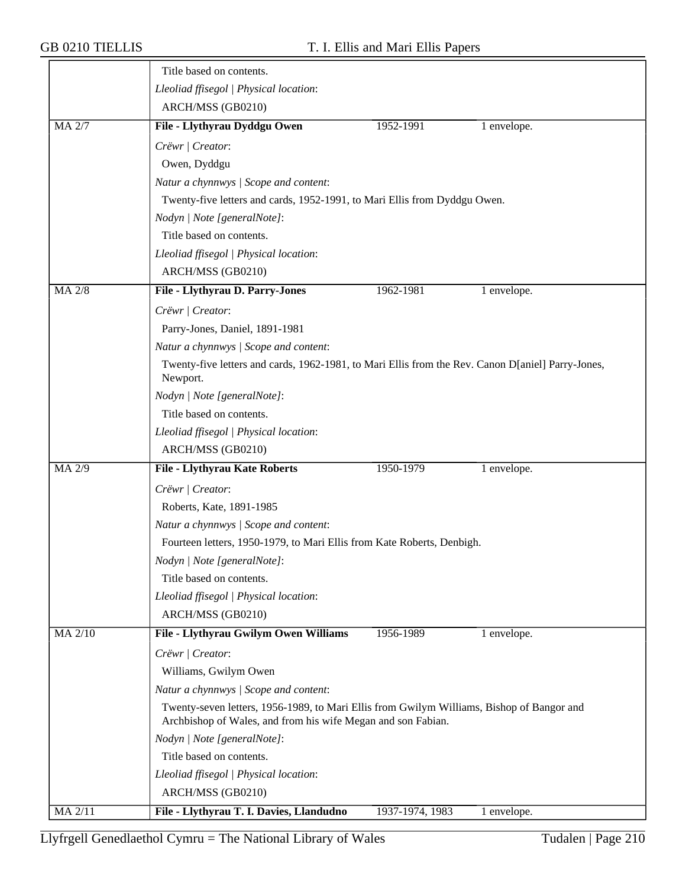Title based on contents.

*Lleoliad ffisegol | Physical location*:

ARCH/MSS (GB0210)

| MA 2/7 | **File - Llythyrau Dyddgu Owen** | 1952-1991 | 1 envelope. |
|---|---|---|---|

*Crëwr | Creator*:

Owen, Dyddgu

*Natur a chynnwys | Scope and content*:

Twenty-five letters and cards, 1952-1991, to Mari Ellis from Dyddgu Owen.

*Nodyn | Note [generalNote]*:

Title based on contents.

*Lleoliad ffisegol | Physical location*:

ARCH/MSS (GB0210)

| MA 2/8 | **File - Llythyrau D. Parry-Jones** | 1962-1981 | 1 envelope. |
|---|---|---|---|

*Crëwr | Creator*:

Parry-Jones, Daniel, 1891-1981

*Natur a chynnwys | Scope and content*:

Twenty-five letters and cards, 1962-1981, to Mari Ellis from the Rev. Canon D[aniel] Parry-Jones, Newport.

*Nodyn | Note [generalNote]*:

Title based on contents.

*Lleoliad ffisegol | Physical location*:

ARCH/MSS (GB0210)

| MA 2/9 | **File - Llythyrau Kate Roberts** | 1950-1979 | 1 envelope. |
|---|---|---|---|

*Crëwr | Creator*:

Roberts, Kate, 1891-1985

*Natur a chynnwys | Scope and content*:

Fourteen letters, 1950-1979, to Mari Ellis from Kate Roberts, Denbigh.

*Nodyn | Note [generalNote]*:

Title based on contents.

*Lleoliad ffisegol | Physical location*:

ARCH/MSS (GB0210)

| MA 2/10 | **File - Llythyrau Gwilym Owen Williams** | 1956-1989 | 1 envelope. |
|---|---|---|---|

*Crëwr | Creator*:

Williams, Gwilym Owen

*Natur a chynnwys | Scope and content*:

Twenty-seven letters, 1956-1989, to Mari Ellis from Gwilym Williams, Bishop of Bangor and Archbishop of Wales, and from his wife Megan and son Fabian.

*Nodyn | Note [generalNote]*:

Title based on contents.

*Lleoliad ffisegol | Physical location*:

ARCH/MSS (GB0210)

| MA 2/11 | **File - Llythyrau T. I. Davies, Llandudno** | 1937-1974, 1983 | 1 envelope. |
|---|---|---|---|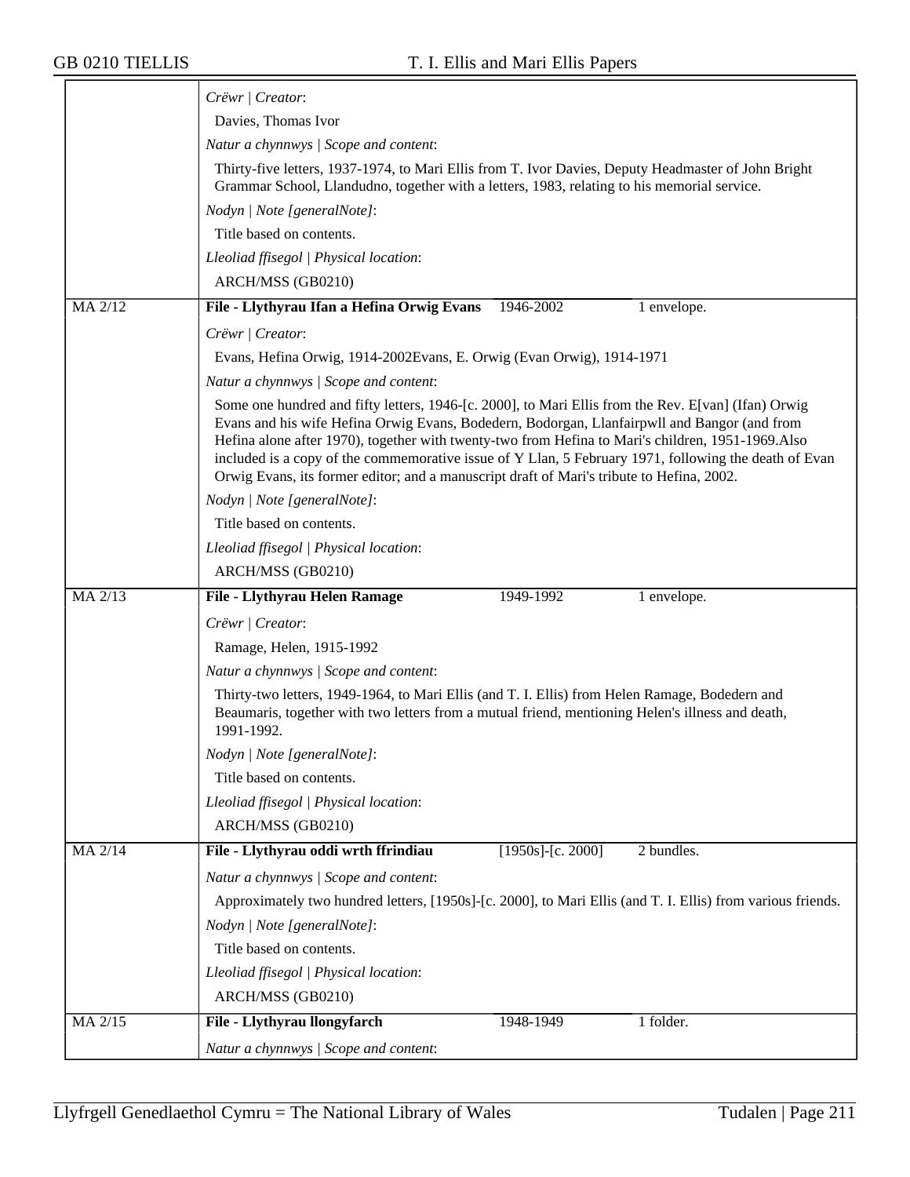*Crëwr | Creator*:

Davies, Thomas Ivor

*Natur a chynnwys | Scope and content*:

Thirty-five letters, 1937-1974, to Mari Ellis from T. Ivor Davies, Deputy Headmaster of John Bright Grammar School, Llandudno, together with a letters, 1983, relating to his memorial service.

*Nodyn | Note [generalNote]*:

Title based on contents.

*Lleoliad ffisegol | Physical location*:

ARCH/MSS (GB0210)

---

**MA 2/12** | **File - Llythyrau Ifan a Hefina Orwig Evans** | 1946-2002 | 1 envelope.

*Crëwr | Creator*:

Evans, Hefina Orwig, 1914-2002Evans, E. Orwig (Evan Orwig), 1914-1971

*Natur a chynnwys | Scope and content*:

Some one hundred and fifty letters, 1946-[c. 2000], to Mari Ellis from the Rev. E[van] (Ifan) Orwig Evans and his wife Hefina Orwig Evans, Bodedern, Bodorgan, Llanfairpwll and Bangor (and from Hefina alone after 1970), together with twenty-two from Hefina to Mari's children, 1951-1969.Also included is a copy of the commemorative issue of Y Llan, 5 February 1971, following the death of Evan Orwig Evans, its former editor; and a manuscript draft of Mari's tribute to Hefina, 2002.

*Nodyn | Note [generalNote]*:

Title based on contents.

*Lleoliad ffisegol | Physical location*:

ARCH/MSS (GB0210)

---

**MA 2/13** | **File - Llythyrau Helen Ramage** | 1949-1992 | 1 envelope.

*Crëwr | Creator*:

Ramage, Helen, 1915-1992

*Natur a chynnwys | Scope and content*:

Thirty-two letters, 1949-1964, to Mari Ellis (and T. I. Ellis) from Helen Ramage, Bodedern and Beaumaris, together with two letters from a mutual friend, mentioning Helen's illness and death, 1991-1992.

*Nodyn | Note [generalNote]*:

Title based on contents.

*Lleoliad ffisegol | Physical location*:

ARCH/MSS (GB0210)

---

**MA 2/14** | **File - Llythyrau oddi wrth ffrindiau** | [1950s]-[c. 2000] | 2 bundles.

*Natur a chynnwys | Scope and content*:

Approximately two hundred letters, [1950s]-[c. 2000], to Mari Ellis (and T. I. Ellis) from various friends.

*Nodyn | Note [generalNote]*:

Title based on contents.

*Lleoliad ffisegol | Physical location*:

ARCH/MSS (GB0210)

---

**MA 2/15** | **File - Llythyrau llongyfarch** | 1948-1949 | 1 folder.

*Natur a chynnwys | Scope and content*: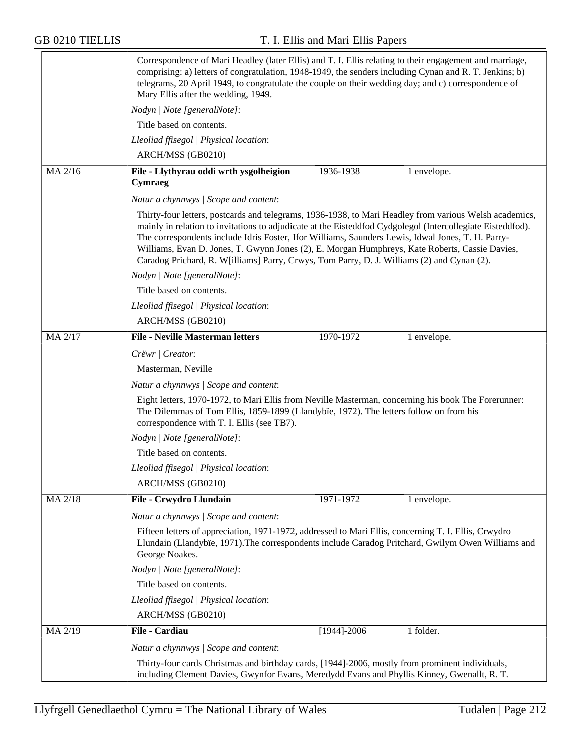Correspondence of Mari Headley (later Ellis) and T. I. Ellis relating to their engagement and marriage, comprising: a) letters of congratulation, 1948-1949, the senders including Cynan and R. T. Jenkins; b) telegrams, 20 April 1949, to congratulate the couple on their wedding day; and c) correspondence of Mary Ellis after the wedding, 1949.

*Nodyn | Note [generalNote]*:

Title based on contents.

*Lleoliad ffisegol | Physical location*:

ARCH/MSS (GB0210)

| MA 2/16 | **File - Llythyrau oddi wrth ysgolheigion Cymraeg** | 1936-1938 | 1 envelope. |
|---|---|---|---|

*Natur a chynnwys | Scope and content*:

Thirty-four letters, postcards and telegrams, 1936-1938, to Mari Headley from various Welsh academics, mainly in relation to invitations to adjudicate at the Eisteddfod Cydgolegol (Intercollegiate Eisteddfod). The correspondents include Idris Foster, Ifor Williams, Saunders Lewis, Idwal Jones, T. H. Parry-Williams, Evan D. Jones, T. Gwynn Jones (2), E. Morgan Humphreys, Kate Roberts, Cassie Davies, Caradog Prichard, R. W[illiams] Parry, Crwys, Tom Parry, D. J. Williams (2) and Cynan (2).

*Nodyn | Note [generalNote]*:

Title based on contents.

*Lleoliad ffisegol | Physical location*:

ARCH/MSS (GB0210)

| MA 2/17 | **File - Neville Masterman letters** | 1970-1972 | 1 envelope. |
|---|---|---|---|

*Crëwr | Creator*:

Masterman, Neville

*Natur a chynnwys | Scope and content*:

Eight letters, 1970-1972, to Mari Ellis from Neville Masterman, concerning his book The Forerunner: The Dilemmas of Tom Ellis, 1859-1899 (Llandybïe, 1972). The letters follow on from his correspondence with T. I. Ellis (see TB7).

*Nodyn | Note [generalNote]*:

Title based on contents.

*Lleoliad ffisegol | Physical location*:

ARCH/MSS (GB0210)

| MA 2/18 | **File - Crwydro Llundain** | 1971-1972 | 1 envelope. |
|---|---|---|---|

*Natur a chynnwys | Scope and content*:

Fifteen letters of appreciation, 1971-1972, addressed to Mari Ellis, concerning T. I. Ellis, Crwydro Llundain (Llandybïe, 1971).The correspondents include Caradog Pritchard, Gwilym Owen Williams and George Noakes.

*Nodyn | Note [generalNote]*:

Title based on contents.

*Lleoliad ffisegol | Physical location*:

ARCH/MSS (GB0210)

| MA 2/19 | **File - Cardiau** | [1944]-2006 | 1 folder. |
|---|---|---|---|

*Natur a chynnwys | Scope and content*:

Thirty-four cards Christmas and birthday cards, [1944]-2006, mostly from prominent individuals, including Clement Davies, Gwynfor Evans, Meredydd Evans and Phyllis Kinney, Gwenallt, R. T.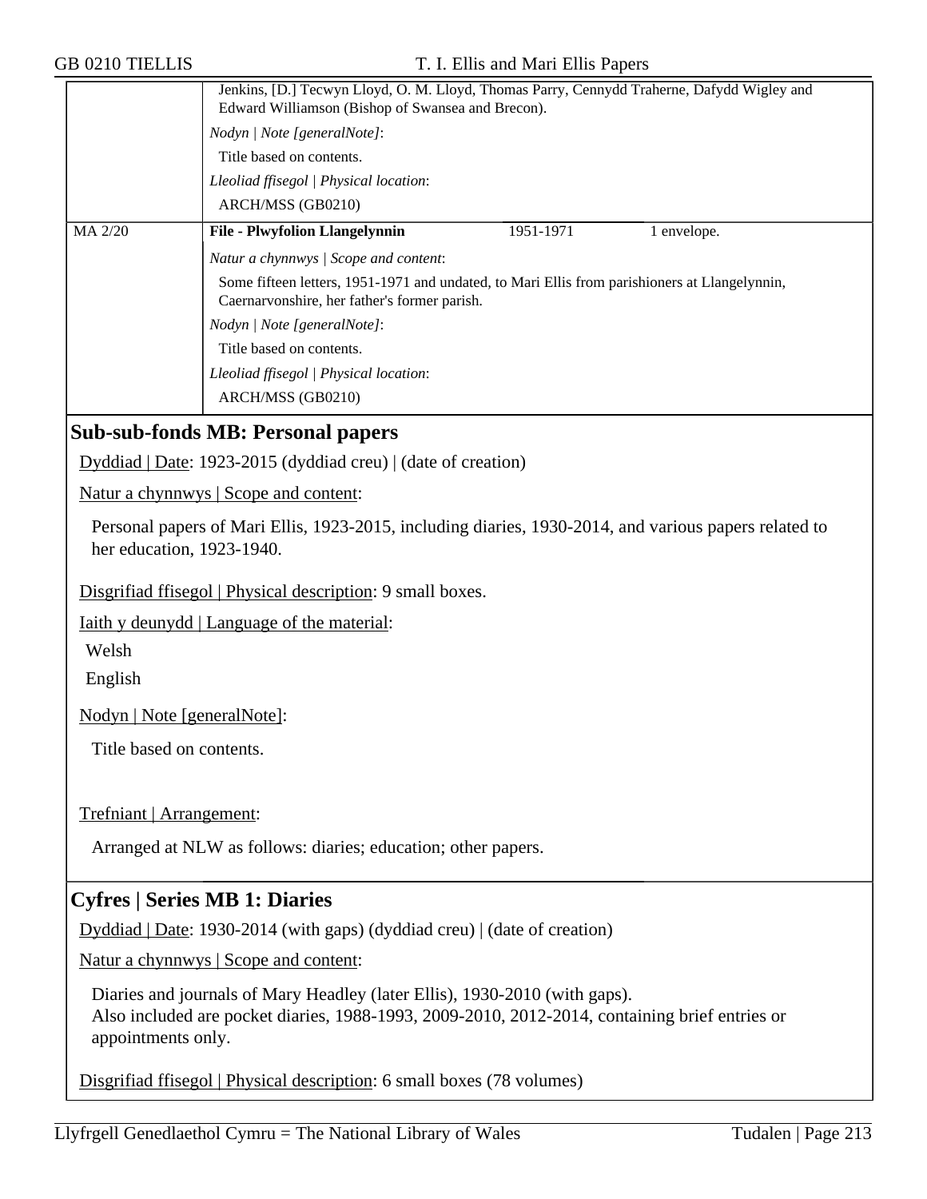Jenkins, [D.] Tecwyn Lloyd, O. M. Lloyd, Thomas Parry, Cennydd Traherne, Dafydd Wigley and Edward Williamson (Bishop of Swansea and Brecon).

*Nodyn | Note [generalNote]*:

Title based on contents.

*Lleoliad ffisegol | Physical location*:

ARCH/MSS (GB0210)

| MA 2/20 | **File - Plwyfolion Llangelynnin** | 1951-1971 | 1 envelope. |
|---|---|---|---|

*Natur a chynnwys | Scope and content*:

Some fifteen letters, 1951-1971 and undated, to Mari Ellis from parishioners at Llangelynnin, Caernarvonshire, her father's former parish.

*Nodyn | Note [generalNote]*:

Title based on contents.

*Lleoliad ffisegol | Physical location*:

ARCH/MSS (GB0210)

## Sub-sub-fonds MB: Personal papers

Dyddiad | Date: 1923-2015 (dyddiad creu) | (date of creation)

Natur a chynnwys | Scope and content:

Personal papers of Mari Ellis, 1923-2015, including diaries, 1930-2014, and various papers related to her education, 1923-1940.

Disgrifiad ffisegol | Physical description: 9 small boxes.

Iaith y deunydd | Language of the material:

Welsh

English

Nodyn | Note [generalNote]:

Title based on contents.

Trefniant | Arrangement:

Arranged at NLW as follows: diaries; education; other papers.

## Cyfres | Series MB 1: Diaries

Dyddiad | Date: 1930-2014 (with gaps) (dyddiad creu) | (date of creation)

Natur a chynnwys | Scope and content:

Diaries and journals of Mary Headley (later Ellis), 1930-2010 (with gaps).
Also included are pocket diaries, 1988-1993, 2009-2010, 2012-2014, containing brief entries or appointments only.

Disgrifiad ffisegol | Physical description: 6 small boxes (78 volumes)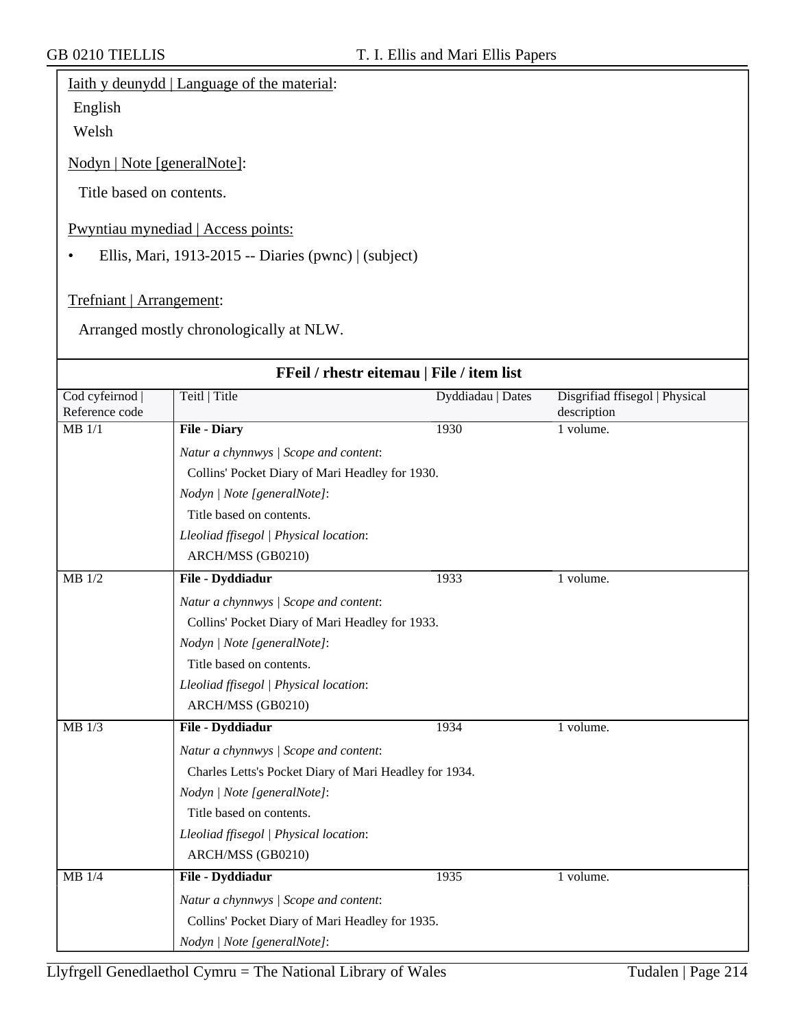Iaith y deunydd | Language of the material:

English

Welsh

Nodyn | Note [generalNote]:

Title based on contents.

Pwyntiau mynediad | Access points:

- Ellis, Mari, 1913-2015 -- Diaries (pwnc) | (subject)

Trefniant | Arrangement:

Arranged mostly chronologically at NLW.

**FFeil / rhestr eitemau | File / item list**

| Cod cyfeirnod \| Reference code | Teitl \| Title | Dyddiadau \| Dates | Disgrifiad ffisegol \| Physical description |
|---|---|---|---|
| MB 1/1 | **File - Diary** | 1930 | 1 volume. |
| | *Natur a chynnwys \| Scope and content*: Collins' Pocket Diary of Mari Headley for 1930. *Nodyn \| Note [generalNote]*: Title based on contents. *Lleoliad ffisegol \| Physical location*: ARCH/MSS (GB0210) | | |
| MB 1/2 | **File - Dyddiadur** | 1933 | 1 volume. |
| | *Natur a chynnwys \| Scope and content*: Collins' Pocket Diary of Mari Headley for 1933. *Nodyn \| Note [generalNote]*: Title based on contents. *Lleoliad ffisegol \| Physical location*: ARCH/MSS (GB0210) | | |
| MB 1/3 | **File - Dyddiadur** | 1934 | 1 volume. |
| | *Natur a chynnwys \| Scope and content*: Charles Letts's Pocket Diary of Mari Headley for 1934. *Nodyn \| Note [generalNote]*: Title based on contents. *Lleoliad ffisegol \| Physical location*: ARCH/MSS (GB0210) | | |
| MB 1/4 | **File - Dyddiadur** | 1935 | 1 volume. |
| | *Natur a chynnwys \| Scope and content*: Collins' Pocket Diary of Mari Headley for 1935. *Nodyn \| Note [generalNote]*: | | |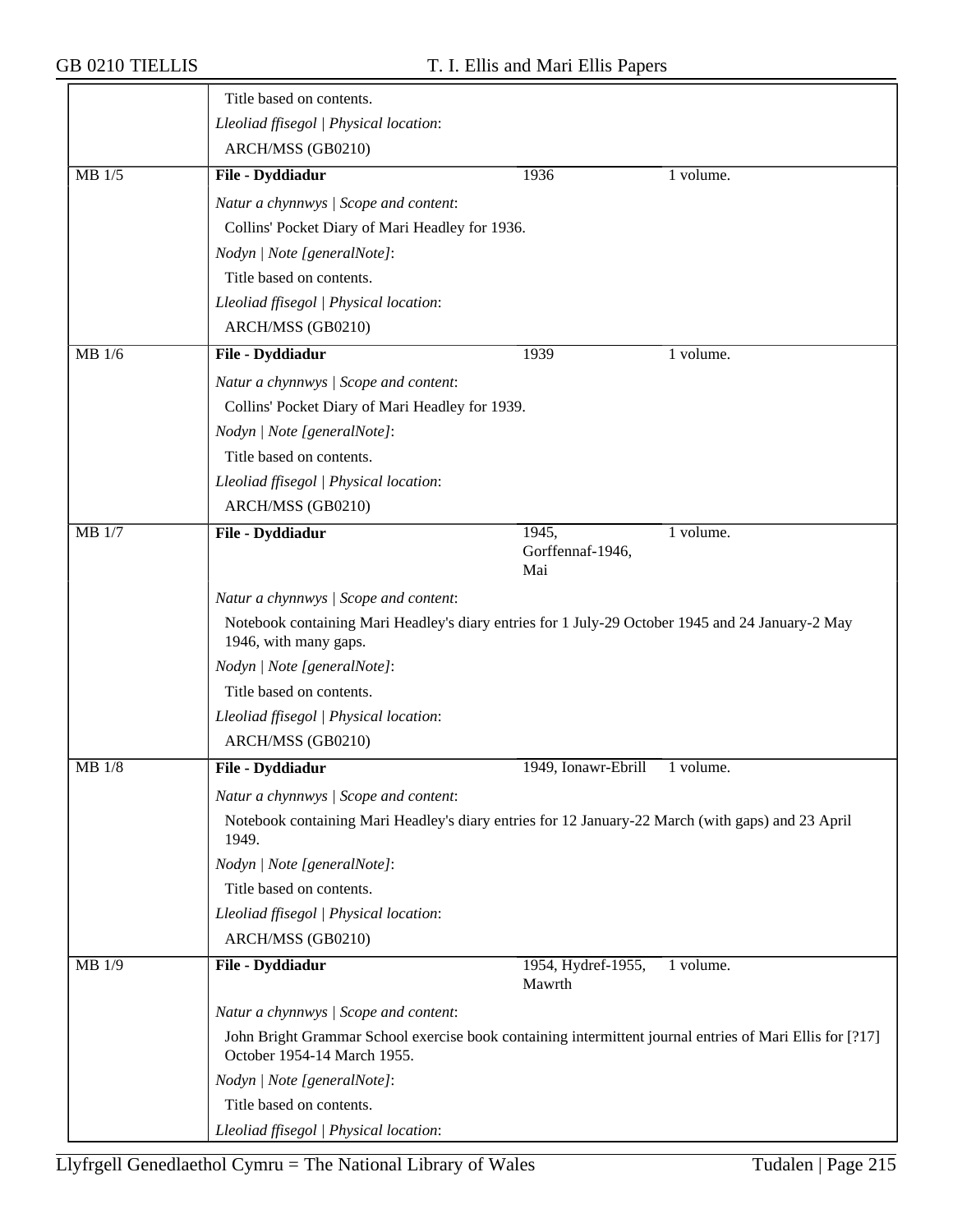Title based on contents.

*Lleoliad ffisegol | Physical location*:

ARCH/MSS (GB0210)

| MB 1/5 | **File - Dyddiadur** | 1936 | 1 volume. |
|---|---|---|---|

*Natur a chynnwys | Scope and content*:

Collins' Pocket Diary of Mari Headley for 1936.

*Nodyn | Note [generalNote]*:

Title based on contents.

*Lleoliad ffisegol | Physical location*:

ARCH/MSS (GB0210)

| MB 1/6 | **File - Dyddiadur** | 1939 | 1 volume. |
|---|---|---|---|

*Natur a chynnwys | Scope and content*:

Collins' Pocket Diary of Mari Headley for 1939.

*Nodyn | Note [generalNote]*:

Title based on contents.

*Lleoliad ffisegol | Physical location*:

ARCH/MSS (GB0210)

| MB 1/7 | **File - Dyddiadur** | 1945, Gorffennaf-1946, Mai | 1 volume. |
|---|---|---|---|

*Natur a chynnwys | Scope and content*:

Notebook containing Mari Headley's diary entries for 1 July-29 October 1945 and 24 January-2 May 1946, with many gaps.

*Nodyn | Note [generalNote]*:

Title based on contents.

*Lleoliad ffisegol | Physical location*:

ARCH/MSS (GB0210)

| MB 1/8 | **File - Dyddiadur** | 1949, Ionawr-Ebrill | 1 volume. |
|---|---|---|---|

*Natur a chynnwys | Scope and content*:

Notebook containing Mari Headley's diary entries for 12 January-22 March (with gaps) and 23 April 1949.

*Nodyn | Note [generalNote]*:

Title based on contents.

*Lleoliad ffisegol | Physical location*:

ARCH/MSS (GB0210)

| MB 1/9 | **File - Dyddiadur** | 1954, Hydref-1955, Mawrth | 1 volume. |
|---|---|---|---|

*Natur a chynnwys | Scope and content*:

John Bright Grammar School exercise book containing intermittent journal entries of Mari Ellis for [?17] October 1954-14 March 1955.

*Nodyn | Note [generalNote]*:

Title based on contents.

*Lleoliad ffisegol | Physical location*: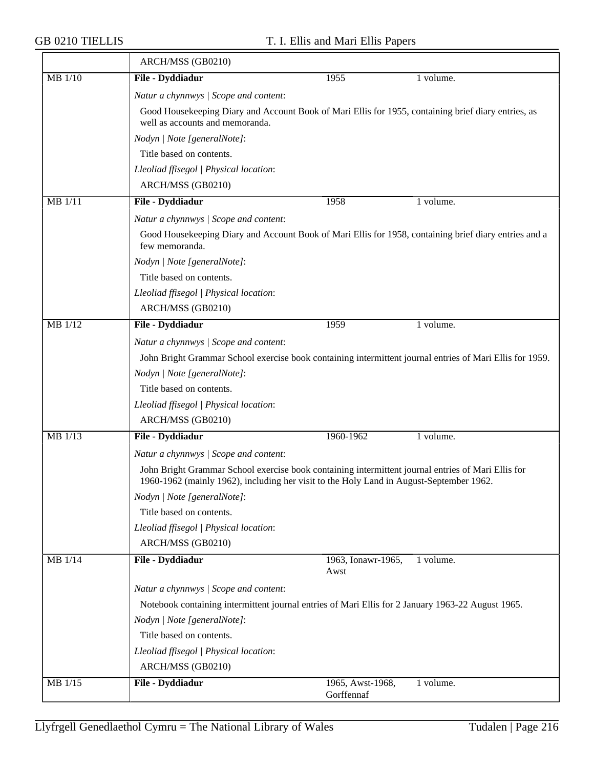ARCH/MSS (GB0210)

| MB 1/10 | **File - Dyddiadur** | 1955 | 1 volume. |
|---|---|---|---|

*Natur a chynnwys | Scope and content*:

Good Housekeeping Diary and Account Book of Mari Ellis for 1955, containing brief diary entries, as well as accounts and memoranda.

*Nodyn | Note [generalNote]*:

Title based on contents.

*Lleoliad ffisegol | Physical location*:

ARCH/MSS (GB0210)

| MB 1/11 | **File - Dyddiadur** | 1958 | 1 volume. |
|---|---|---|---|

*Natur a chynnwys | Scope and content*:

Good Housekeeping Diary and Account Book of Mari Ellis for 1958, containing brief diary entries and a few memoranda.

*Nodyn | Note [generalNote]*:

Title based on contents.

*Lleoliad ffisegol | Physical location*:

ARCH/MSS (GB0210)

| MB 1/12 | **File - Dyddiadur** | 1959 | 1 volume. |
|---|---|---|---|

*Natur a chynnwys | Scope and content*:

John Bright Grammar School exercise book containing intermittent journal entries of Mari Ellis for 1959.

*Nodyn | Note [generalNote]*:

Title based on contents.

*Lleoliad ffisegol | Physical location*:

ARCH/MSS (GB0210)

| MB 1/13 | **File - Dyddiadur** | 1960-1962 | 1 volume. |
|---|---|---|---|

*Natur a chynnwys | Scope and content*:

John Bright Grammar School exercise book containing intermittent journal entries of Mari Ellis for 1960-1962 (mainly 1962), including her visit to the Holy Land in August-September 1962.

*Nodyn | Note [generalNote]*:

Title based on contents.

*Lleoliad ffisegol | Physical location*:

ARCH/MSS (GB0210)

| MB 1/14 | **File - Dyddiadur** | 1963, Ionawr-1965, Awst | 1 volume. |
|---|---|---|---|

*Natur a chynnwys | Scope and content*:

Notebook containing intermittent journal entries of Mari Ellis for 2 January 1963-22 August 1965.

*Nodyn | Note [generalNote]*:

Title based on contents.

*Lleoliad ffisegol | Physical location*:

ARCH/MSS (GB0210)

| MB 1/15 | **File - Dyddiadur** | 1965, Awst-1968, Gorffennaf | 1 volume. |
|---|---|---|---|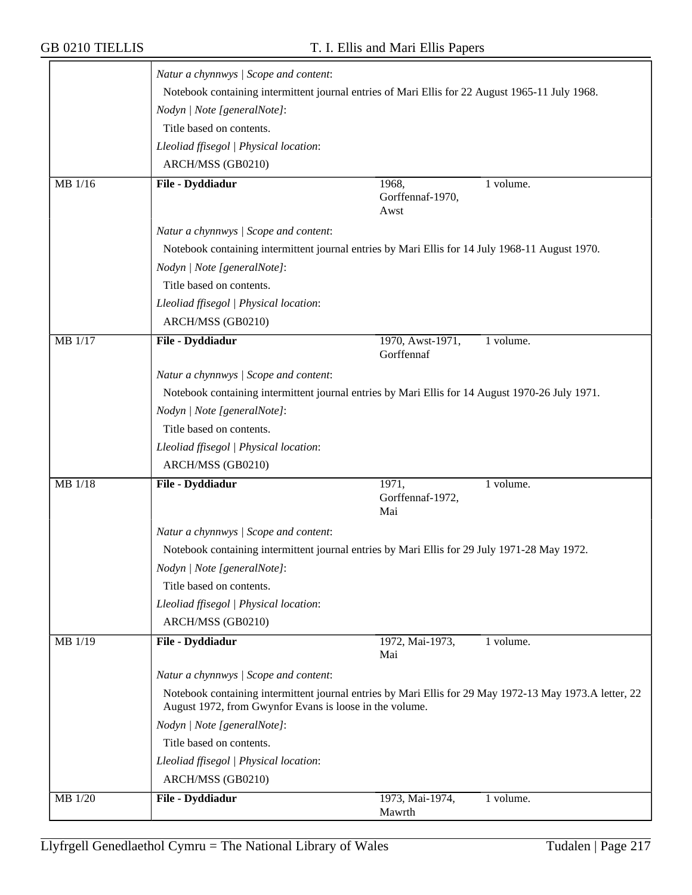*Natur a chynnwys | Scope and content*:

Notebook containing intermittent journal entries of Mari Ellis for 22 August 1965-11 July 1968.

*Nodyn | Note [generalNote]*:

Title based on contents.

*Lleoliad ffisegol | Physical location*:

ARCH/MSS (GB0210)

| MB 1/16 | **File - Dyddiadur** | 1968, Gorffennaf-1970, Awst | 1 volume. |
|---|---|---|---|

*Natur a chynnwys | Scope and content*:

Notebook containing intermittent journal entries by Mari Ellis for 14 July 1968-11 August 1970.

*Nodyn | Note [generalNote]*:

Title based on contents.

*Lleoliad ffisegol | Physical location*:

ARCH/MSS (GB0210)

| MB 1/17 | **File - Dyddiadur** | 1970, Awst-1971, Gorffennaf | 1 volume. |
|---|---|---|---|

*Natur a chynnwys | Scope and content*:

Notebook containing intermittent journal entries by Mari Ellis for 14 August 1970-26 July 1971.

*Nodyn | Note [generalNote]*:

Title based on contents.

*Lleoliad ffisegol | Physical location*:

ARCH/MSS (GB0210)

| MB 1/18 | **File - Dyddiadur** | 1971, Gorffennaf-1972, Mai | 1 volume. |
|---|---|---|---|

*Natur a chynnwys | Scope and content*:

Notebook containing intermittent journal entries by Mari Ellis for 29 July 1971-28 May 1972.

*Nodyn | Note [generalNote]*:

Title based on contents.

*Lleoliad ffisegol | Physical location*:

ARCH/MSS (GB0210)

| MB 1/19 | **File - Dyddiadur** | 1972, Mai-1973, Mai | 1 volume. |
|---|---|---|---|

*Natur a chynnwys | Scope and content*:

Notebook containing intermittent journal entries by Mari Ellis for 29 May 1972-13 May 1973.A letter, 22 August 1972, from Gwynfor Evans is loose in the volume.

*Nodyn | Note [generalNote]*:

Title based on contents.

*Lleoliad ffisegol | Physical location*:

ARCH/MSS (GB0210)

| MB 1/20 | **File - Dyddiadur** | 1973, Mai-1974, Mawrth | 1 volume. |
|---|---|---|---|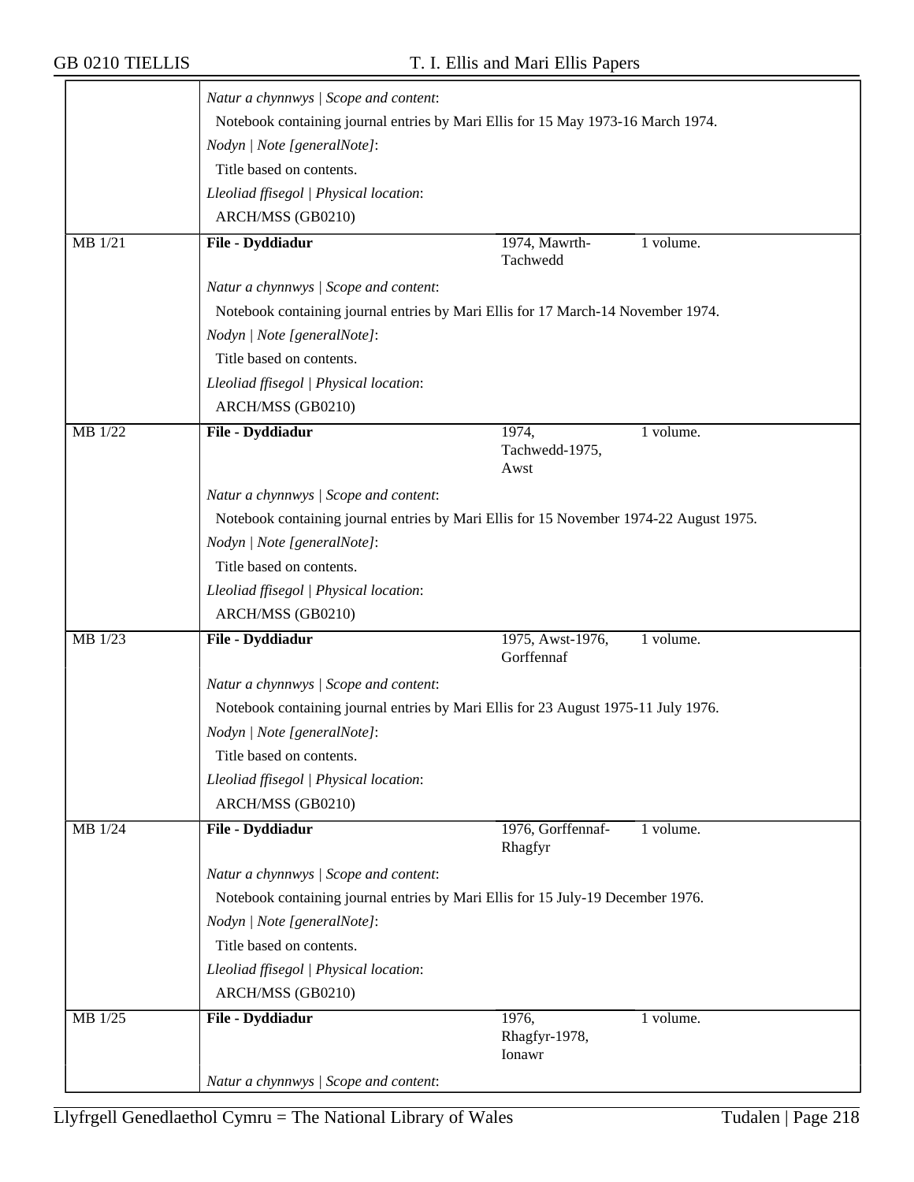*Natur a chynnwys | Scope and content*:

Notebook containing journal entries by Mari Ellis for 15 May 1973-16 March 1974.

*Nodyn | Note [generalNote]*:

Title based on contents.

*Lleoliad ffisegol | Physical location*:

ARCH/MSS (GB0210)

| MB 1/21 | **File - Dyddiadur** | 1974, Mawrth-Tachwedd | 1 volume. |
|---|---|---|---|

*Natur a chynnwys | Scope and content*:

Notebook containing journal entries by Mari Ellis for 17 March-14 November 1974.

*Nodyn | Note [generalNote]*:

Title based on contents.

*Lleoliad ffisegol | Physical location*:

ARCH/MSS (GB0210)

| MB 1/22 | **File - Dyddiadur** | 1974, Tachwedd-1975, Awst | 1 volume. |
|---|---|---|---|

*Natur a chynnwys | Scope and content*:

Notebook containing journal entries by Mari Ellis for 15 November 1974-22 August 1975.

*Nodyn | Note [generalNote]*:

Title based on contents.

*Lleoliad ffisegol | Physical location*:

ARCH/MSS (GB0210)

| MB 1/23 | **File - Dyddiadur** | 1975, Awst-1976, Gorffennaf | 1 volume. |
|---|---|---|---|

*Natur a chynnwys | Scope and content*:

Notebook containing journal entries by Mari Ellis for 23 August 1975-11 July 1976.

*Nodyn | Note [generalNote]*:

Title based on contents.

*Lleoliad ffisegol | Physical location*:

ARCH/MSS (GB0210)

| MB 1/24 | **File - Dyddiadur** | 1976, Gorffennaf-Rhagfyr | 1 volume. |
|---|---|---|---|

*Natur a chynnwys | Scope and content*:

Notebook containing journal entries by Mari Ellis for 15 July-19 December 1976.

*Nodyn | Note [generalNote]*:

Title based on contents.

*Lleoliad ffisegol | Physical location*:

ARCH/MSS (GB0210)

| MB 1/25 | **File - Dyddiadur** | 1976, Rhagfyr-1978, Ionawr | 1 volume. |
|---|---|---|---|

*Natur a chynnwys | Scope and content*: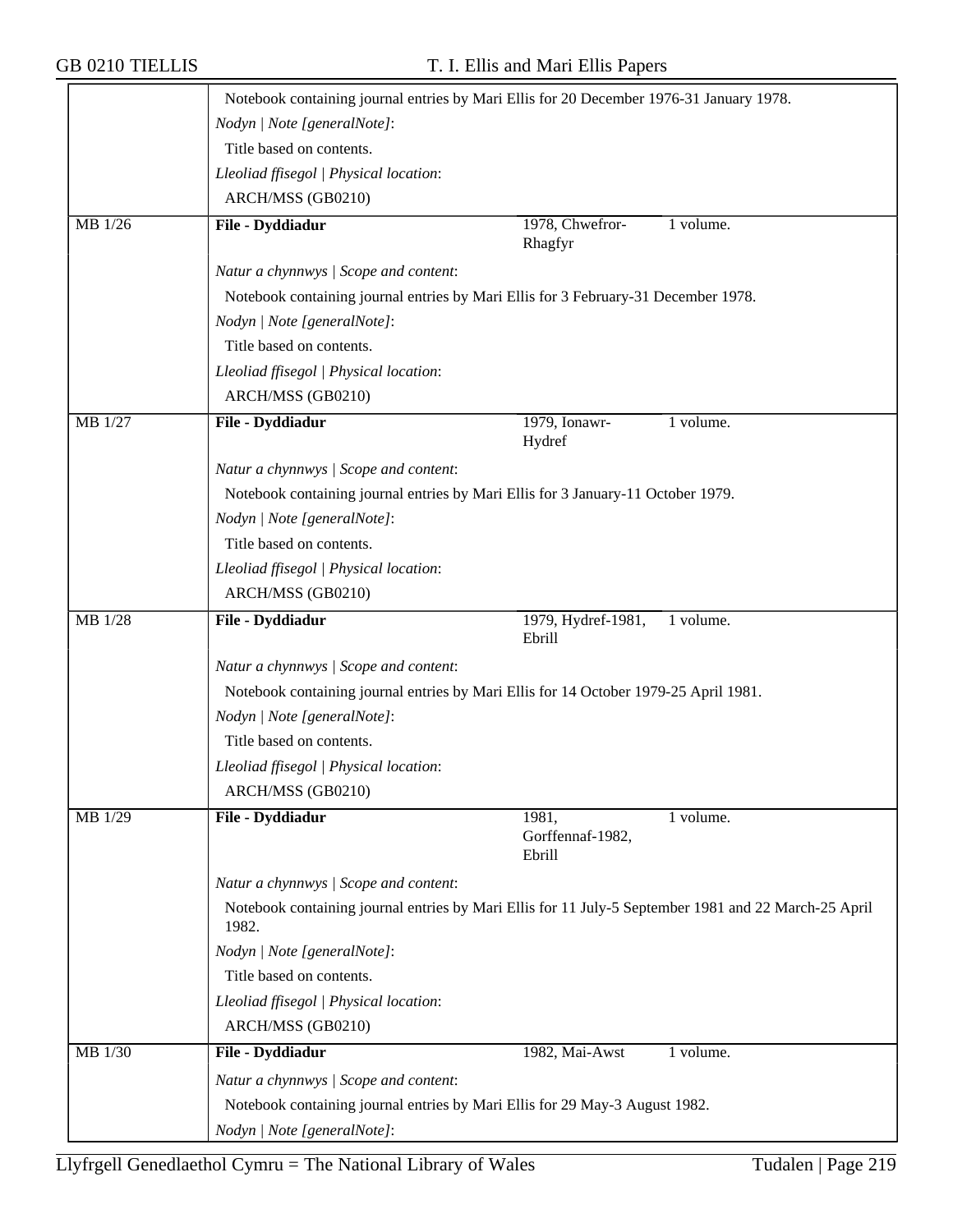Notebook containing journal entries by Mari Ellis for 20 December 1976-31 January 1978.

*Nodyn | Note [generalNote]*:

Title based on contents.

*Lleoliad ffisegol | Physical location*:

ARCH/MSS (GB0210)

| MB 1/26 | **File - Dyddiadur** | 1978, Chwefror-Rhagfyr | 1 volume. |
|---|---|---|---|

*Natur a chynnwys | Scope and content*:

Notebook containing journal entries by Mari Ellis for 3 February-31 December 1978.

*Nodyn | Note [generalNote]*:

Title based on contents.

*Lleoliad ffisegol | Physical location*:

ARCH/MSS (GB0210)

| MB 1/27 | **File - Dyddiadur** | 1979, Ionawr-Hydref | 1 volume. |
|---|---|---|---|

*Natur a chynnwys | Scope and content*:

Notebook containing journal entries by Mari Ellis for 3 January-11 October 1979.

*Nodyn | Note [generalNote]*:

Title based on contents.

*Lleoliad ffisegol | Physical location*:

ARCH/MSS (GB0210)

| MB 1/28 | **File - Dyddiadur** | 1979, Hydref-1981, Ebrill | 1 volume. |
|---|---|---|---|

*Natur a chynnwys | Scope and content*:

Notebook containing journal entries by Mari Ellis for 14 October 1979-25 April 1981.

*Nodyn | Note [generalNote]*:

Title based on contents.

*Lleoliad ffisegol | Physical location*:

ARCH/MSS (GB0210)

| MB 1/29 | **File - Dyddiadur** | 1981, Gorffennaf-1982, Ebrill | 1 volume. |
|---|---|---|---|

*Natur a chynnwys | Scope and content*:

Notebook containing journal entries by Mari Ellis for 11 July-5 September 1981 and 22 March-25 April 1982.

*Nodyn | Note [generalNote]*:

Title based on contents.

*Lleoliad ffisegol | Physical location*:

ARCH/MSS (GB0210)

| MB 1/30 | **File - Dyddiadur** | 1982, Mai-Awst | 1 volume. |
|---|---|---|---|

*Natur a chynnwys | Scope and content*:

Notebook containing journal entries by Mari Ellis for 29 May-3 August 1982.

*Nodyn | Note [generalNote]*: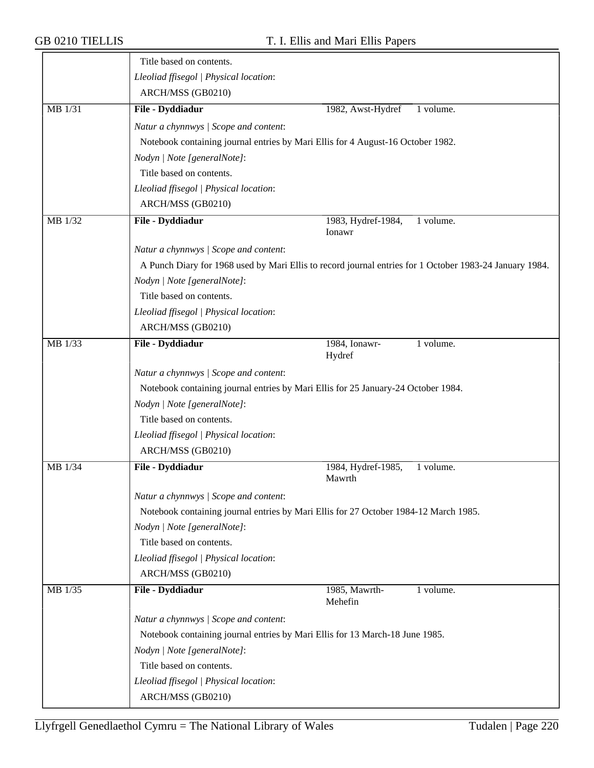Title based on contents.

*Lleoliad ffisegol | Physical location*:

ARCH/MSS (GB0210)

| MB 1/31 | **File - Dyddiadur** | 1982, Awst-Hydref | 1 volume. |
|---|---|---|---|

*Natur a chynnwys | Scope and content*:

Notebook containing journal entries by Mari Ellis for 4 August-16 October 1982.

*Nodyn | Note [generalNote]*:

Title based on contents.

*Lleoliad ffisegol | Physical location*:

ARCH/MSS (GB0210)

| MB 1/32 | **File - Dyddiadur** | 1983, Hydref-1984, Ionawr | 1 volume. |
|---|---|---|---|

*Natur a chynnwys | Scope and content*:

A Punch Diary for 1968 used by Mari Ellis to record journal entries for 1 October 1983-24 January 1984.

*Nodyn | Note [generalNote]*:

Title based on contents.

*Lleoliad ffisegol | Physical location*:

ARCH/MSS (GB0210)

| MB 1/33 | **File - Dyddiadur** | 1984, Ionawr-Hydref | 1 volume. |
|---|---|---|---|

*Natur a chynnwys | Scope and content*:

Notebook containing journal entries by Mari Ellis for 25 January-24 October 1984.

*Nodyn | Note [generalNote]*:

Title based on contents.

*Lleoliad ffisegol | Physical location*:

ARCH/MSS (GB0210)

| MB 1/34 | **File - Dyddiadur** | 1984, Hydref-1985, Mawrth | 1 volume. |
|---|---|---|---|

*Natur a chynnwys | Scope and content*:

Notebook containing journal entries by Mari Ellis for 27 October 1984-12 March 1985.

*Nodyn | Note [generalNote]*:

Title based on contents.

*Lleoliad ffisegol | Physical location*:

ARCH/MSS (GB0210)

| MB 1/35 | **File - Dyddiadur** | 1985, Mawrth-Mehefin | 1 volume. |
|---|---|---|---|

*Natur a chynnwys | Scope and content*:

Notebook containing journal entries by Mari Ellis for 13 March-18 June 1985.

*Nodyn | Note [generalNote]*:

Title based on contents.

*Lleoliad ffisegol | Physical location*:

ARCH/MSS (GB0210)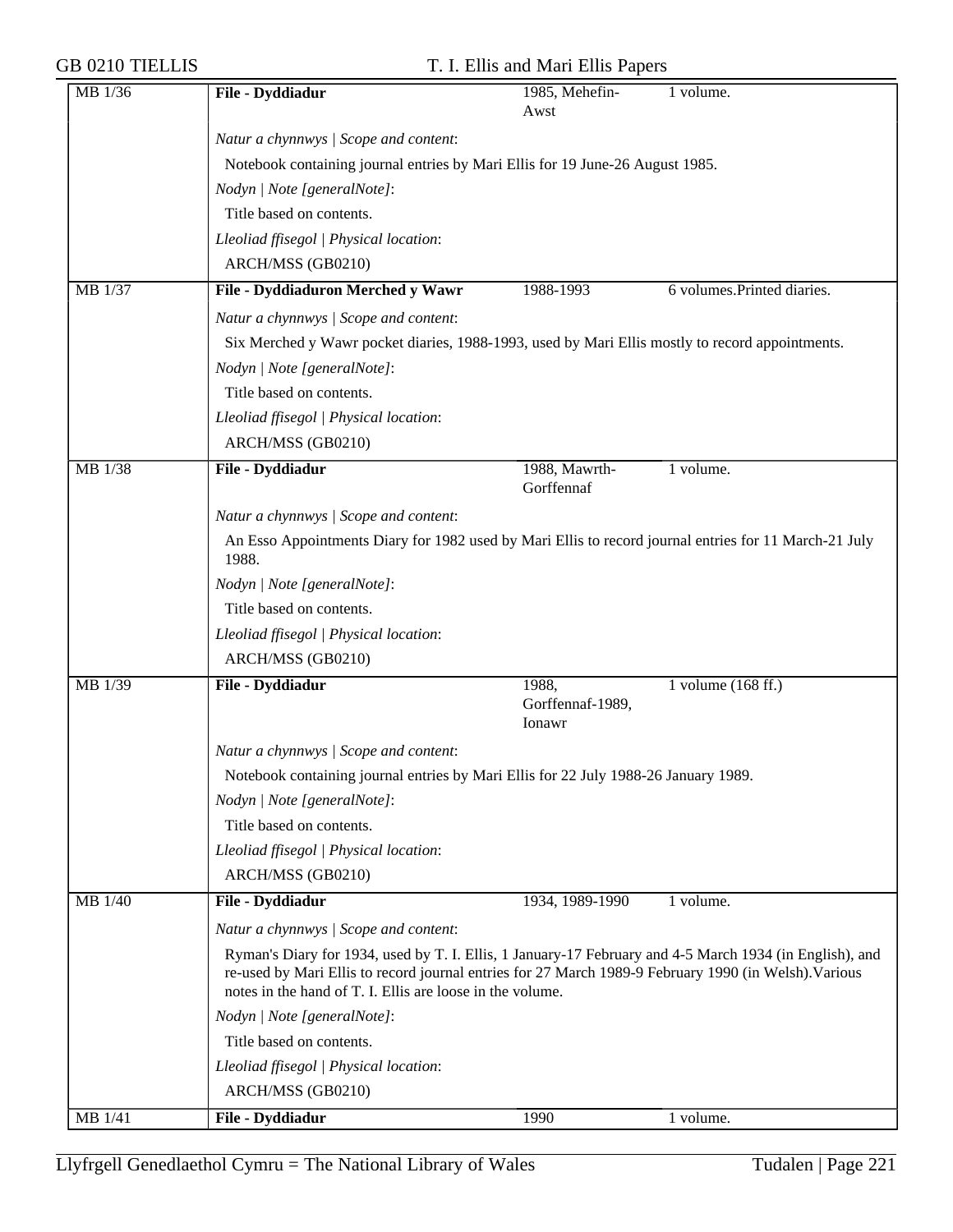| MB 1/36 | **File - Dyddiadur** | 1985, Mehefin-Awst | 1 volume. |
|---|---|---|---|

*Natur a chynnwys | Scope and content*:

Notebook containing journal entries by Mari Ellis for 19 June-26 August 1985.

*Nodyn | Note [generalNote]*:

Title based on contents.

*Lleoliad ffisegol | Physical location*:

ARCH/MSS (GB0210)

| MB 1/37 | **File - Dyddiaduron Merched y Wawr** | 1988-1993 | 6 volumes.Printed diaries. |
|---|---|---|---|

*Natur a chynnwys | Scope and content*:

Six Merched y Wawr pocket diaries, 1988-1993, used by Mari Ellis mostly to record appointments.

*Nodyn | Note [generalNote]*:

Title based on contents.

*Lleoliad ffisegol | Physical location*:

ARCH/MSS (GB0210)

| MB 1/38 | **File - Dyddiadur** | 1988, Mawrth-Gorffennaf | 1 volume. |
|---|---|---|---|

*Natur a chynnwys | Scope and content*:

An Esso Appointments Diary for 1982 used by Mari Ellis to record journal entries for 11 March-21 July 1988.

*Nodyn | Note [generalNote]*:

Title based on contents.

*Lleoliad ffisegol | Physical location*:

ARCH/MSS (GB0210)

| MB 1/39 | **File - Dyddiadur** | 1988, Gorffennaf-1989, Ionawr | 1 volume (168 ff.) |
|---|---|---|---|

*Natur a chynnwys | Scope and content*:

Notebook containing journal entries by Mari Ellis for 22 July 1988-26 January 1989.

*Nodyn | Note [generalNote]*:

Title based on contents.

*Lleoliad ffisegol | Physical location*:

ARCH/MSS (GB0210)

| MB 1/40 | **File - Dyddiadur** | 1934, 1989-1990 | 1 volume. |
|---|---|---|---|

*Natur a chynnwys | Scope and content*:

Ryman's Diary for 1934, used by T. I. Ellis, 1 January-17 February and 4-5 March 1934 (in English), and re-used by Mari Ellis to record journal entries for 27 March 1989-9 February 1990 (in Welsh).Various notes in the hand of T. I. Ellis are loose in the volume.

*Nodyn | Note [generalNote]*:

Title based on contents.

*Lleoliad ffisegol | Physical location*:

ARCH/MSS (GB0210)

| MB 1/41 | **File - Dyddiadur** | 1990 | 1 volume. |
|---|---|---|---|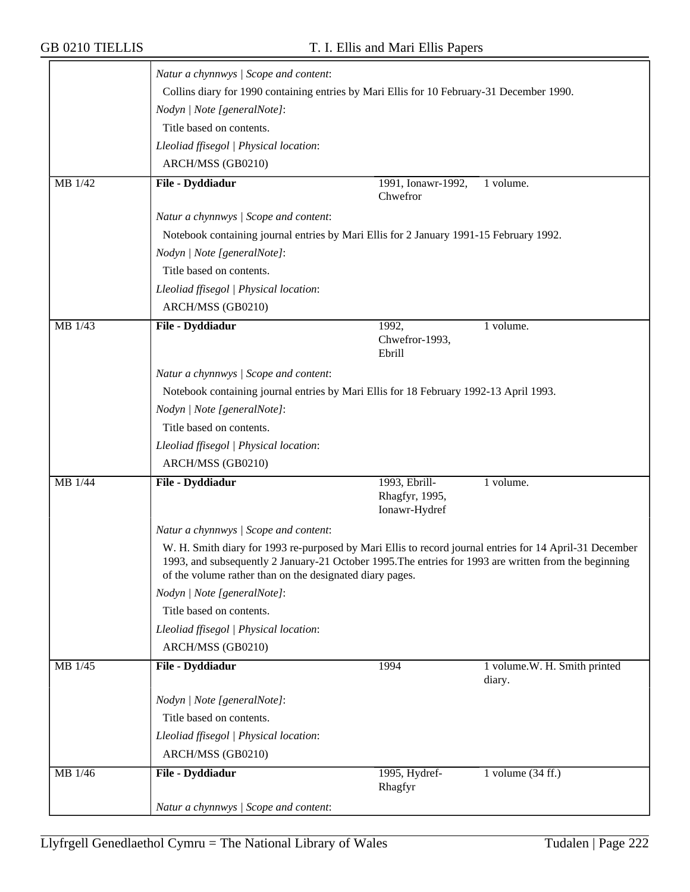*Natur a chynnwys | Scope and content*:

Collins diary for 1990 containing entries by Mari Ellis for 10 February-31 December 1990.

*Nodyn | Note [generalNote]*:

Title based on contents.

*Lleoliad ffisegol | Physical location*:

ARCH/MSS (GB0210)

| MB 1/42 | **File - Dyddiadur** | 1991, Ionawr-1992, Chwefror | 1 volume. |
|---|---|---|---|

*Natur a chynnwys | Scope and content*:

Notebook containing journal entries by Mari Ellis for 2 January 1991-15 February 1992.

*Nodyn | Note [generalNote]*:

Title based on contents.

*Lleoliad ffisegol | Physical location*:

ARCH/MSS (GB0210)

| MB 1/43 | **File - Dyddiadur** | 1992, Chwefror-1993, Ebrill | 1 volume. |
|---|---|---|---|

*Natur a chynnwys | Scope and content*:

Notebook containing journal entries by Mari Ellis for 18 February 1992-13 April 1993.

*Nodyn | Note [generalNote]*:

Title based on contents.

*Lleoliad ffisegol | Physical location*:

ARCH/MSS (GB0210)

| MB 1/44 | **File - Dyddiadur** | 1993, Ebrill-Rhagfyr, 1995, Ionawr-Hydref | 1 volume. |
|---|---|---|---|

*Natur a chynnwys | Scope and content*:

W. H. Smith diary for 1993 re-purposed by Mari Ellis to record journal entries for 14 April-31 December 1993, and subsequently 2 January-21 October 1995.The entries for 1993 are written from the beginning of the volume rather than on the designated diary pages.

*Nodyn | Note [generalNote]*:

Title based on contents.

*Lleoliad ffisegol | Physical location*:

ARCH/MSS (GB0210)

| MB 1/45 | **File - Dyddiadur** | 1994 | 1 volume.W. H. Smith printed diary. |
|---|---|---|---|

*Nodyn | Note [generalNote]*:

Title based on contents.

*Lleoliad ffisegol | Physical location*:

ARCH/MSS (GB0210)

| MB 1/46 | **File - Dyddiadur** | 1995, Hydref-Rhagfyr | 1 volume (34 ff.) |
|---|---|---|---|

*Natur a chynnwys | Scope and content*: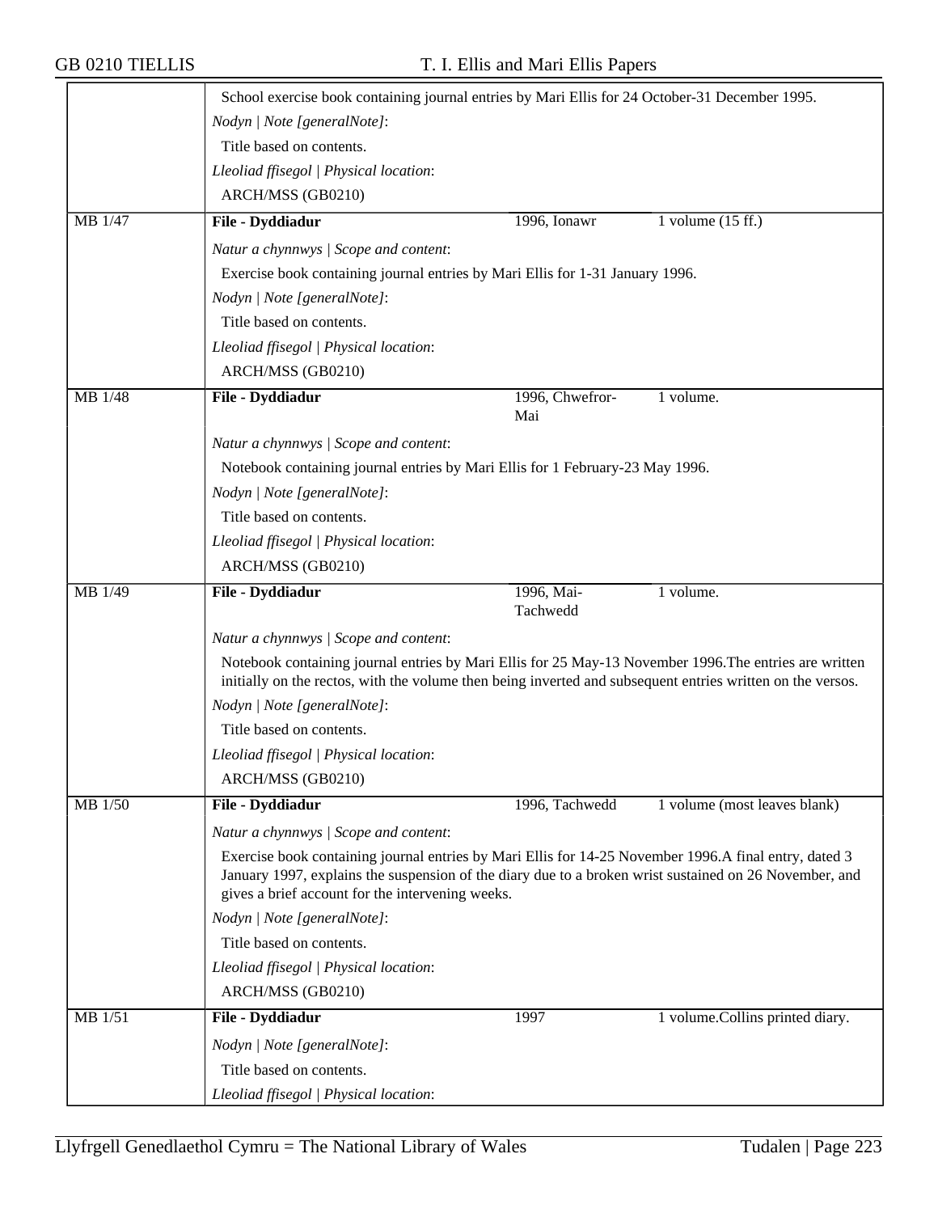School exercise book containing journal entries by Mari Ellis for 24 October-31 December 1995.

*Nodyn | Note [generalNote]*:

Title based on contents.

*Lleoliad ffisegol | Physical location*:

ARCH/MSS (GB0210)

| MB 1/47 | **File - Dyddiadur** | 1996, Ionawr | 1 volume (15 ff.) |
|---|---|---|---|

*Natur a chynnwys | Scope and content*:

Exercise book containing journal entries by Mari Ellis for 1-31 January 1996.

*Nodyn | Note [generalNote]*:

Title based on contents.

*Lleoliad ffisegol | Physical location*:

ARCH/MSS (GB0210)

| MB 1/48 | **File - Dyddiadur** | 1996, Chwefror-Mai | 1 volume. |
|---|---|---|---|

*Natur a chynnwys | Scope and content*:

Notebook containing journal entries by Mari Ellis for 1 February-23 May 1996.

*Nodyn | Note [generalNote]*:

Title based on contents.

*Lleoliad ffisegol | Physical location*:

ARCH/MSS (GB0210)

| MB 1/49 | **File - Dyddiadur** | 1996, Mai-Tachwedd | 1 volume. |
|---|---|---|---|

*Natur a chynnwys | Scope and content*:

Notebook containing journal entries by Mari Ellis for 25 May-13 November 1996.The entries are written initially on the rectos, with the volume then being inverted and subsequent entries written on the versos.

*Nodyn | Note [generalNote]*:

Title based on contents.

*Lleoliad ffisegol | Physical location*:

ARCH/MSS (GB0210)

| MB 1/50 | **File - Dyddiadur** | 1996, Tachwedd | 1 volume (most leaves blank) |
|---|---|---|---|

*Natur a chynnwys | Scope and content*:

Exercise book containing journal entries by Mari Ellis for 14-25 November 1996.A final entry, dated 3 January 1997, explains the suspension of the diary due to a broken wrist sustained on 26 November, and gives a brief account for the intervening weeks.

*Nodyn | Note [generalNote]*:

Title based on contents.

*Lleoliad ffisegol | Physical location*:

ARCH/MSS (GB0210)

| MB 1/51 | **File - Dyddiadur** | 1997 | 1 volume.Collins printed diary. |
|---|---|---|---|

*Nodyn | Note [generalNote]*:

Title based on contents.

*Lleoliad ffisegol | Physical location*: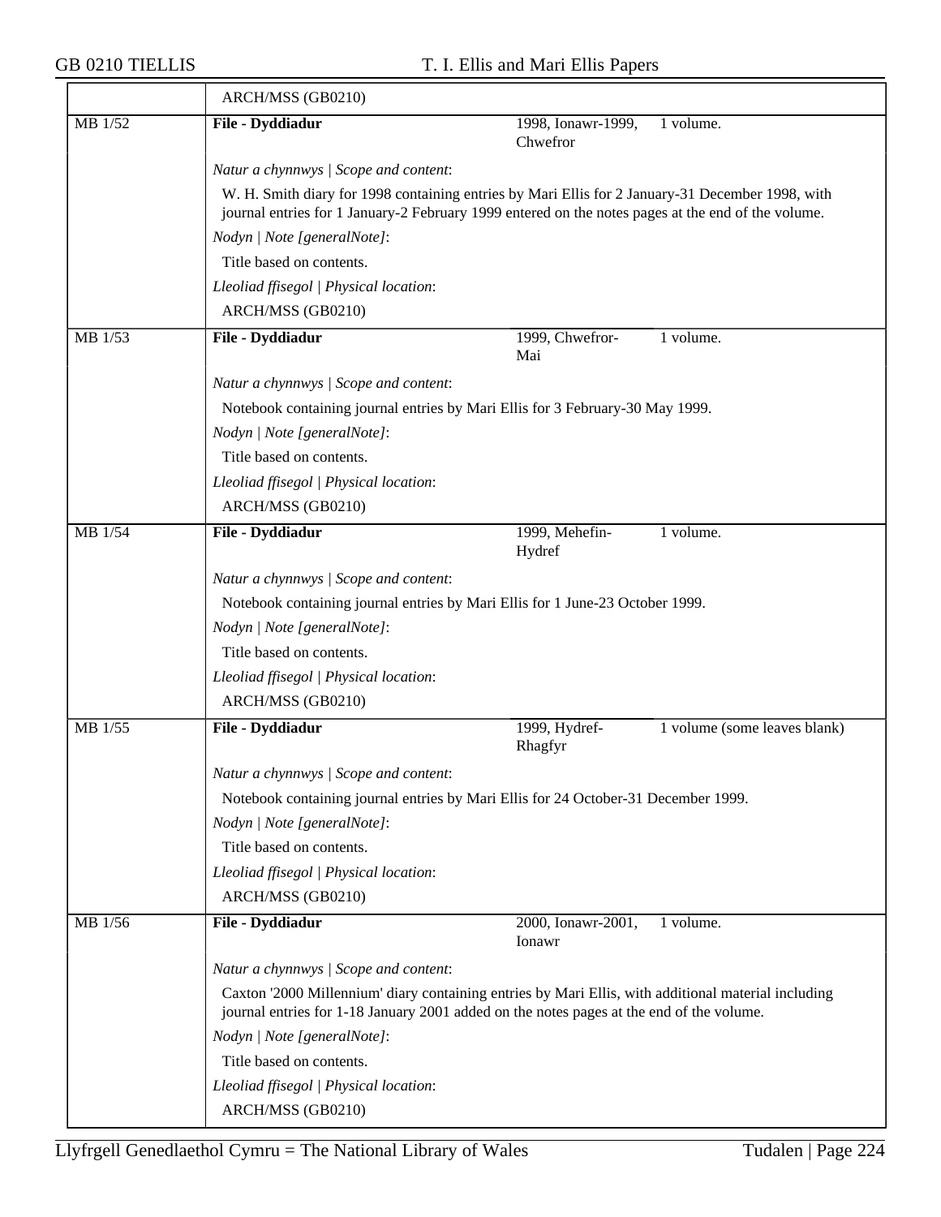ARCH/MSS (GB0210)

| MB 1/52 | **File - Dyddiadur** | 1998, Ionawr-1999, Chwefror | 1 volume. |
|---|---|---|---|

*Natur a chynnwys | Scope and content*:

W. H. Smith diary for 1998 containing entries by Mari Ellis for 2 January-31 December 1998, with journal entries for 1 January-2 February 1999 entered on the notes pages at the end of the volume.

*Nodyn | Note [generalNote]*:

Title based on contents.

*Lleoliad ffisegol | Physical location*:

ARCH/MSS (GB0210)

| MB 1/53 | **File - Dyddiadur** | 1999, Chwefror-Mai | 1 volume. |
|---|---|---|---|

*Natur a chynnwys | Scope and content*:

Notebook containing journal entries by Mari Ellis for 3 February-30 May 1999.

*Nodyn | Note [generalNote]*:

Title based on contents.

*Lleoliad ffisegol | Physical location*:

ARCH/MSS (GB0210)

| MB 1/54 | **File - Dyddiadur** | 1999, Mehefin-Hydref | 1 volume. |
|---|---|---|---|

*Natur a chynnwys | Scope and content*:

Notebook containing journal entries by Mari Ellis for 1 June-23 October 1999.

*Nodyn | Note [generalNote]*:

Title based on contents.

*Lleoliad ffisegol | Physical location*:

ARCH/MSS (GB0210)

| MB 1/55 | **File - Dyddiadur** | 1999, Hydref-Rhagfyr | 1 volume (some leaves blank) |
|---|---|---|---|

*Natur a chynnwys | Scope and content*:

Notebook containing journal entries by Mari Ellis for 24 October-31 December 1999.

*Nodyn | Note [generalNote]*:

Title based on contents.

*Lleoliad ffisegol | Physical location*:

ARCH/MSS (GB0210)

| MB 1/56 | **File - Dyddiadur** | 2000, Ionawr-2001, Ionawr | 1 volume. |
|---|---|---|---|

*Natur a chynnwys | Scope and content*:

Caxton '2000 Millennium' diary containing entries by Mari Ellis, with additional material including journal entries for 1-18 January 2001 added on the notes pages at the end of the volume.

*Nodyn | Note [generalNote]*:

Title based on contents.

*Lleoliad ffisegol | Physical location*:

ARCH/MSS (GB0210)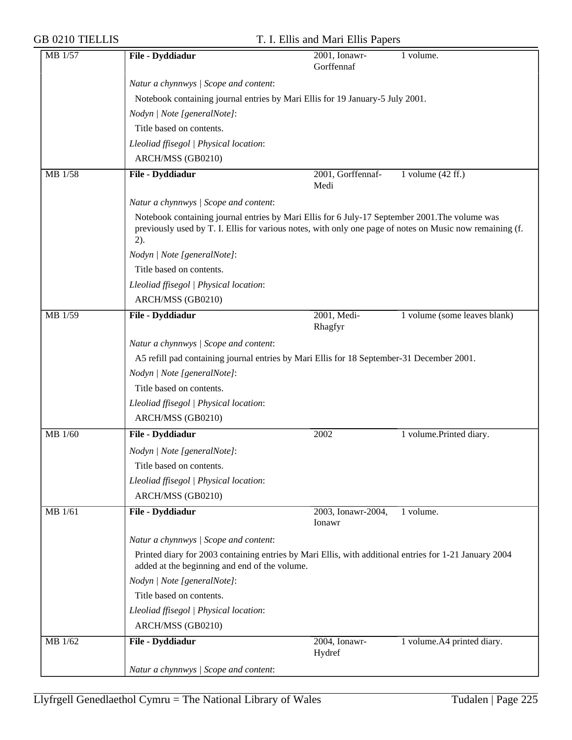| MB 1/57 | **File - Dyddiadur** | 2001, Ionawr-Gorffennaf | 1 volume. |
|---|---|---|---|

*Natur a chynnwys | Scope and content*:

Notebook containing journal entries by Mari Ellis for 19 January-5 July 2001.

*Nodyn | Note [generalNote]*:

Title based on contents.

*Lleoliad ffisegol | Physical location*:

ARCH/MSS (GB0210)

| MB 1/58 | **File - Dyddiadur** | 2001, Gorffennaf-Medi | 1 volume (42 ff.) |
|---|---|---|---|

*Natur a chynnwys | Scope and content*:

Notebook containing journal entries by Mari Ellis for 6 July-17 September 2001.The volume was previously used by T. I. Ellis for various notes, with only one page of notes on Music now remaining (f. 2).

*Nodyn | Note [generalNote]*:

Title based on contents.

*Lleoliad ffisegol | Physical location*:

ARCH/MSS (GB0210)

| MB 1/59 | **File - Dyddiadur** | 2001, Medi-Rhagfyr | 1 volume (some leaves blank) |
|---|---|---|---|

*Natur a chynnwys | Scope and content*:

A5 refill pad containing journal entries by Mari Ellis for 18 September-31 December 2001.

*Nodyn | Note [generalNote]*:

Title based on contents.

*Lleoliad ffisegol | Physical location*:

ARCH/MSS (GB0210)

| MB 1/60 | **File - Dyddiadur** | 2002 | 1 volume.Printed diary. |
|---|---|---|---|

*Nodyn | Note [generalNote]*:

Title based on contents.

*Lleoliad ffisegol | Physical location*:

ARCH/MSS (GB0210)

| MB 1/61 | **File - Dyddiadur** | 2003, Ionawr-2004, Ionawr | 1 volume. |
|---|---|---|---|

*Natur a chynnwys | Scope and content*:

Printed diary for 2003 containing entries by Mari Ellis, with additional entries for 1-21 January 2004 added at the beginning and end of the volume.

*Nodyn | Note [generalNote]*:

Title based on contents.

*Lleoliad ffisegol | Physical location*:

ARCH/MSS (GB0210)

| MB 1/62 | **File - Dyddiadur** | 2004, Ionawr-Hydref | 1 volume.A4 printed diary. |
|---|---|---|---|

*Natur a chynnwys | Scope and content*: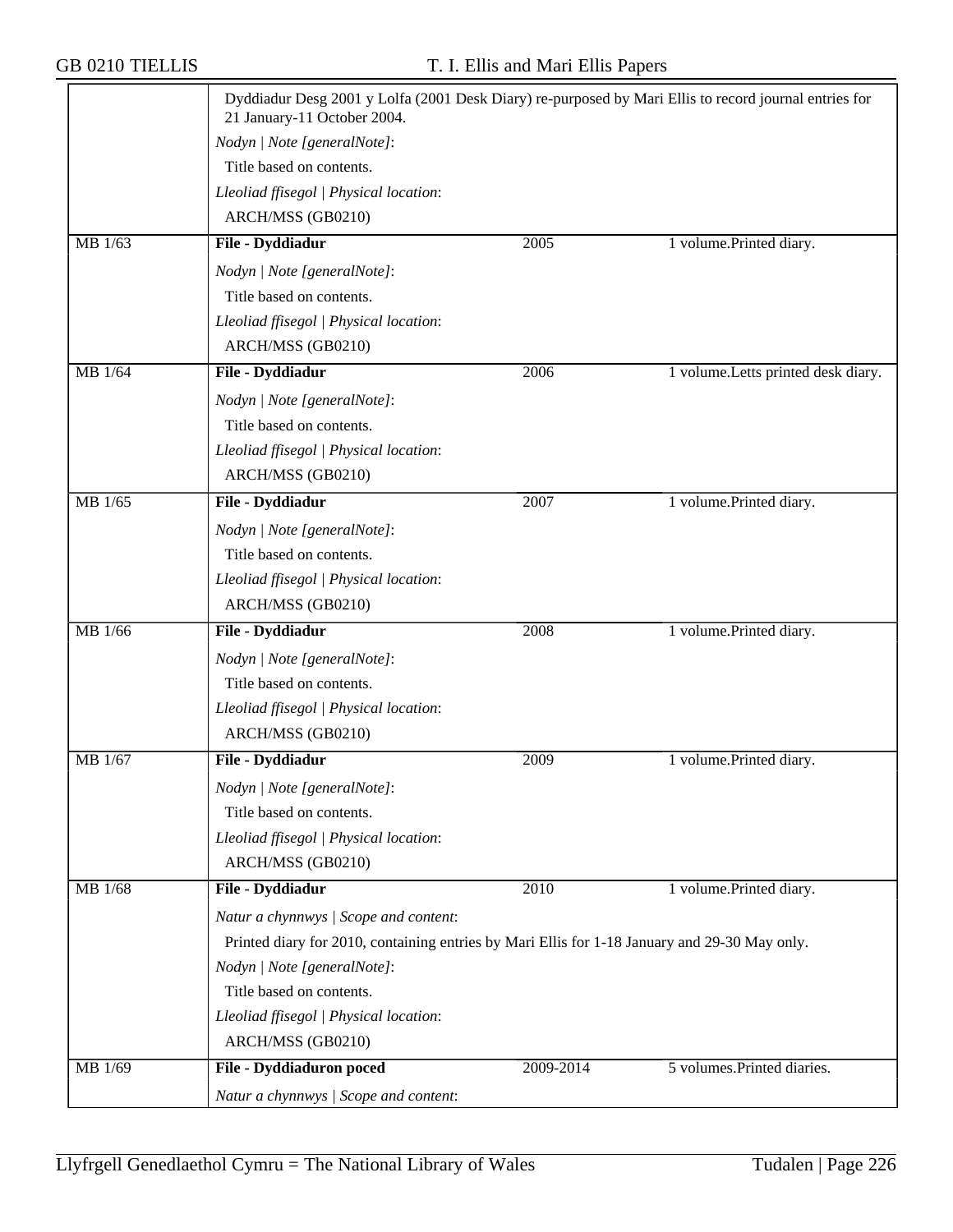| | | | |
|---|---|---|---|
| | Dyddiadur Desg 2001 y Lolfa (2001 Desk Diary) re-purposed by Mari Ellis to record journal entries for 21 January-11 October 2004.<br>*Nodyn \| Note [generalNote]*:<br>Title based on contents.<br>*Lleoliad ffisegol \| Physical location*:<br>ARCH/MSS (GB0210) | | |
| MB 1/63 | **File - Dyddiadur**<br>*Nodyn \| Note [generalNote]*:<br>Title based on contents.<br>*Lleoliad ffisegol \| Physical location*:<br>ARCH/MSS (GB0210) | 2005 | 1 volume.Printed diary. |
| MB 1/64 | **File - Dyddiadur**<br>*Nodyn \| Note [generalNote]*:<br>Title based on contents.<br>*Lleoliad ffisegol \| Physical location*:<br>ARCH/MSS (GB0210) | 2006 | 1 volume.Letts printed desk diary. |
| MB 1/65 | **File - Dyddiadur**<br>*Nodyn \| Note [generalNote]*:<br>Title based on contents.<br>*Lleoliad ffisegol \| Physical location*:<br>ARCH/MSS (GB0210) | 2007 | 1 volume.Printed diary. |
| MB 1/66 | **File - Dyddiadur**<br>*Nodyn \| Note [generalNote]*:<br>Title based on contents.<br>*Lleoliad ffisegol \| Physical location*:<br>ARCH/MSS (GB0210) | 2008 | 1 volume.Printed diary. |
| MB 1/67 | **File - Dyddiadur**<br>*Nodyn \| Note [generalNote]*:<br>Title based on contents.<br>*Lleoliad ffisegol \| Physical location*:<br>ARCH/MSS (GB0210) | 2009 | 1 volume.Printed diary. |
| MB 1/68 | **File - Dyddiadur**<br>*Natur a chynnwys \| Scope and content*:<br>Printed diary for 2010, containing entries by Mari Ellis for 1-18 January and 29-30 May only.<br>*Nodyn \| Note [generalNote]*:<br>Title based on contents.<br>*Lleoliad ffisegol \| Physical location*:<br>ARCH/MSS (GB0210) | 2010 | 1 volume.Printed diary. |
| MB 1/69 | **File - Dyddiaduron poced**<br>*Natur a chynnwys \| Scope and content*: | 2009-2014 | 5 volumes.Printed diaries. |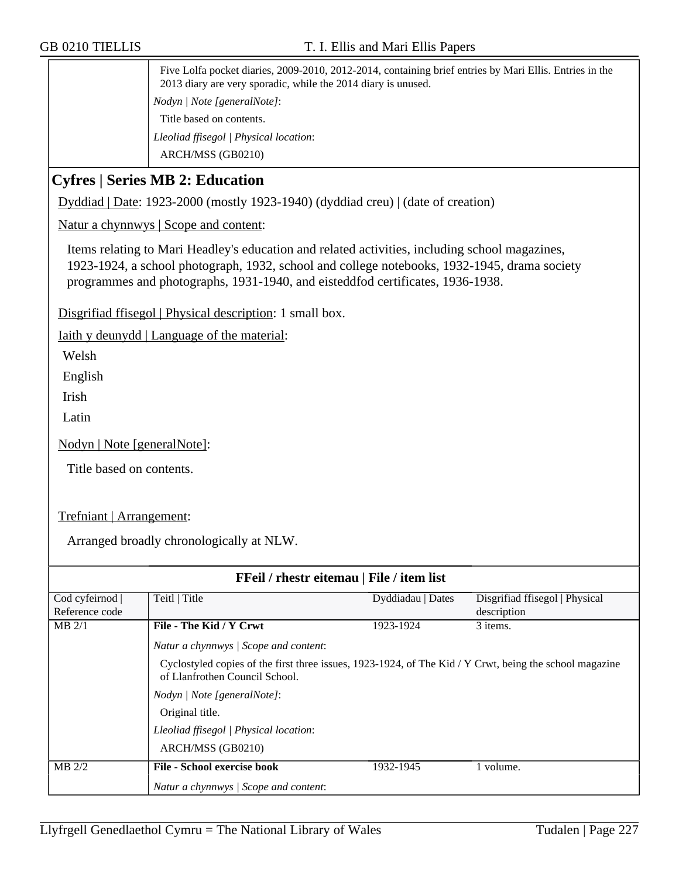Five Lolfa pocket diaries, 2009-2010, 2012-2014, containing brief entries by Mari Ellis. Entries in the 2013 diary are very sporadic, while the 2014 diary is unused.

*Nodyn | Note [generalNote]*:

Title based on contents.

*Lleoliad ffisegol | Physical location*:

ARCH/MSS (GB0210)

## Cyfres | Series MB 2: Education

Dyddiad | Date: 1923-2000 (mostly 1923-1940) (dyddiad creu) | (date of creation)

Natur a chynnwys | Scope and content:

Items relating to Mari Headley's education and related activities, including school magazines, 1923-1924, a school photograph, 1932, school and college notebooks, 1932-1945, drama society programmes and photographs, 1931-1940, and eisteddfod certificates, 1936-1938.

Disgrifiad ffisegol | Physical description: 1 small box.

Iaith y deunydd | Language of the material:

Welsh

English

Irish

Latin

Nodyn | Note [generalNote]:

Title based on contents.

Trefniant | Arrangement:

Arranged broadly chronologically at NLW.

**FFeil / rhestr eitemau | File / item list**

| Cod cyfeirnod \| Reference code | Teitl \| Title | Dyddiadau \| Dates | Disgrifiad ffisegol \| Physical description |
|---|---|---|---|
| MB 2/1 | **File - The Kid / Y Crwt** | 1923-1924 | 3 items. |

*Natur a chynnwys | Scope and content*:

Cyclostyled copies of the first three issues, 1923-1924, of The Kid / Y Crwt, being the school magazine of Llanfrothen Council School.

*Nodyn | Note [generalNote]*:

Original title.

*Lleoliad ffisegol | Physical location*:

ARCH/MSS (GB0210)

| Cod cyfeirnod \| Reference code | Teitl \| Title | Dyddiadau \| Dates | Disgrifiad ffisegol \| Physical description |
|---|---|---|---|
| MB 2/2 | **File - School exercise book** | 1932-1945 | 1 volume. |

*Natur a chynnwys | Scope and content*: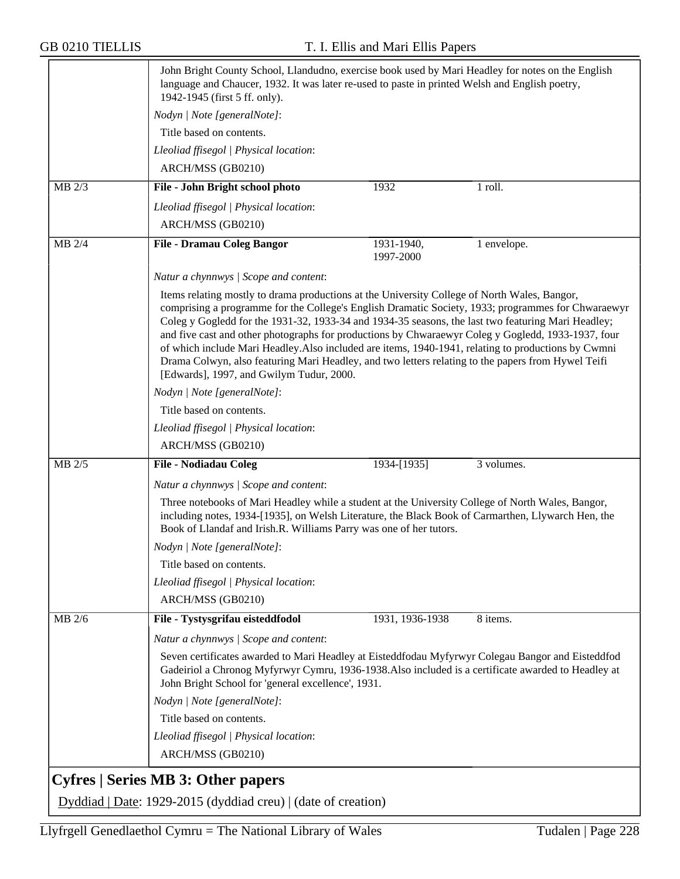John Bright County School, Llandudno, exercise book used by Mari Headley for notes on the English language and Chaucer, 1932. It was later re-used to paste in printed Welsh and English poetry, 1942-1945 (first 5 ff. only).

*Nodyn | Note [generalNote]*:

Title based on contents.

*Lleoliad ffisegol | Physical location*:

ARCH/MSS (GB0210)

| MB 2/3 | **File - John Bright school photo** | 1932 | 1 roll. |
|---|---|---|---|

*Lleoliad ffisegol | Physical location*:

ARCH/MSS (GB0210)

| MB 2/4 | **File - Dramau Coleg Bangor** | 1931-1940, 1997-2000 | 1 envelope. |
|---|---|---|---|

*Natur a chynnwys | Scope and content*:

Items relating mostly to drama productions at the University College of North Wales, Bangor, comprising a programme for the College's English Dramatic Society, 1933; programmes for Chwaraewyr Coleg y Gogledd for the 1931-32, 1933-34 and 1934-35 seasons, the last two featuring Mari Headley; and five cast and other photographs for productions by Chwaraewyr Coleg y Gogledd, 1933-1937, four of which include Mari Headley.Also included are items, 1940-1941, relating to productions by Cwmni Drama Colwyn, also featuring Mari Headley, and two letters relating to the papers from Hywel Teifi [Edwards], 1997, and Gwilym Tudur, 2000.

*Nodyn | Note [generalNote]*:

Title based on contents.

*Lleoliad ffisegol | Physical location*:

ARCH/MSS (GB0210)

| MB 2/5 | **File - Nodiadau Coleg** | 1934-[1935] | 3 volumes. |
|---|---|---|---|

*Natur a chynnwys | Scope and content*:

Three notebooks of Mari Headley while a student at the University College of North Wales, Bangor, including notes, 1934-[1935], on Welsh Literature, the Black Book of Carmarthen, Llywarch Hen, the Book of Llandaf and Irish.R. Williams Parry was one of her tutors.

*Nodyn | Note [generalNote]*:

Title based on contents.

*Lleoliad ffisegol | Physical location*:

ARCH/MSS (GB0210)

| MB 2/6 | **File - Tystysgrifau eisteddfodol** | 1931, 1936-1938 | 8 items. |
|---|---|---|---|

*Natur a chynnwys | Scope and content*:

Seven certificates awarded to Mari Headley at Eisteddfodau Myfyrwyr Colegau Bangor and Eisteddfod Gadeiriol a Chronog Myfyrwyr Cymru, 1936-1938.Also included is a certificate awarded to Headley at John Bright School for 'general excellence', 1931.

*Nodyn | Note [generalNote]*:

Title based on contents.

*Lleoliad ffisegol | Physical location*:

ARCH/MSS (GB0210)

## Cyfres | Series MB 3: Other papers

Dyddiad | Date: 1929-2015 (dyddiad creu) | (date of creation)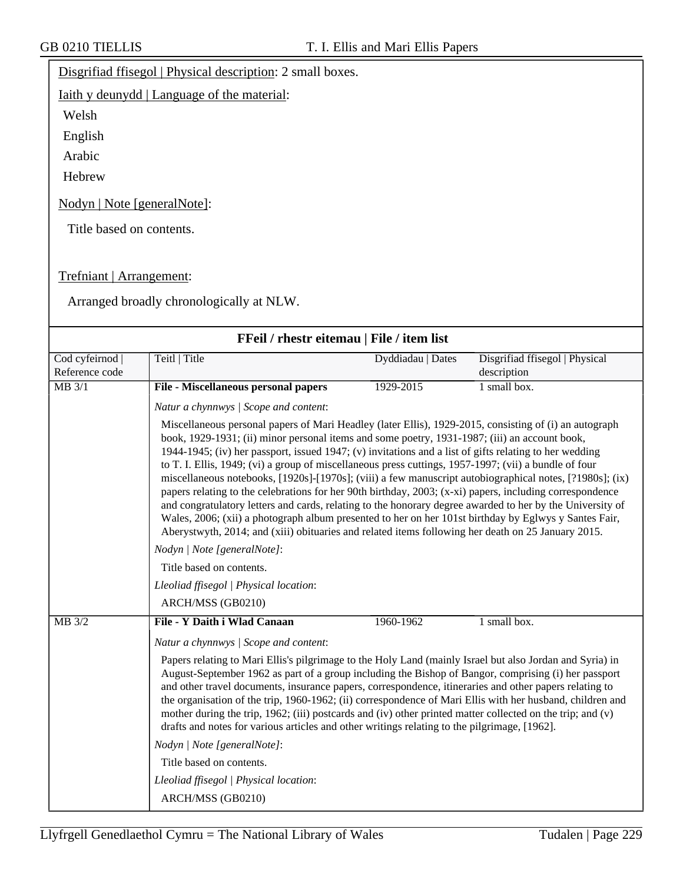Disgrifiad ffisegol | Physical description: 2 small boxes.

Iaith y deunydd | Language of the material:

Welsh

English

Arabic

Hebrew

Nodyn | Note [generalNote]:

Title based on contents.

Trefniant | Arrangement:

Arranged broadly chronologically at NLW.

## FFeil / rhestr eitemau | File / item list

| Cod cyfeirnod \| Reference code | Teitl \| Title | Dyddiadau \| Dates | Disgrifiad ffisegol \| Physical description |
|---|---|---|---|
| MB 3/1 | **File - Miscellaneous personal papers** | 1929-2015 | 1 small box. |

*Natur a chynnwys | Scope and content*:

Miscellaneous personal papers of Mari Headley (later Ellis), 1929-2015, consisting of (i) an autograph book, 1929-1931; (ii) minor personal items and some poetry, 1931-1987; (iii) an account book, 1944-1945; (iv) her passport, issued 1947; (v) invitations and a list of gifts relating to her wedding to T. I. Ellis, 1949; (vi) a group of miscellaneous press cuttings, 1957-1997; (vii) a bundle of four miscellaneous notebooks, [1920s]-[1970s]; (viii) a few manuscript autobiographical notes, [?1980s]; (ix) papers relating to the celebrations for her 90th birthday, 2003; (x-xi) papers, including correspondence and congratulatory letters and cards, relating to the honorary degree awarded to her by the University of Wales, 2006; (xii) a photograph album presented to her on her 101st birthday by Eglwys y Santes Fair, Aberystwyth, 2014; and (xiii) obituaries and related items following her death on 25 January 2015.

*Nodyn | Note [generalNote]*:

Title based on contents.

*Lleoliad ffisegol | Physical location*:

ARCH/MSS (GB0210)

| Cod cyfeirnod \| Reference code | Teitl \| Title | Dyddiadau \| Dates | Disgrifiad ffisegol \| Physical description |
|---|---|---|---|
| MB 3/2 | **File - Y Daith i Wlad Canaan** | 1960-1962 | 1 small box. |

*Natur a chynnwys | Scope and content*:

Papers relating to Mari Ellis's pilgrimage to the Holy Land (mainly Israel but also Jordan and Syria) in August-September 1962 as part of a group including the Bishop of Bangor, comprising (i) her passport and other travel documents, insurance papers, correspondence, itineraries and other papers relating to the organisation of the trip, 1960-1962; (ii) correspondence of Mari Ellis with her husband, children and mother during the trip, 1962; (iii) postcards and (iv) other printed matter collected on the trip; and (v) drafts and notes for various articles and other writings relating to the pilgrimage, [1962].

*Nodyn | Note [generalNote]*:

Title based on contents.

*Lleoliad ffisegol | Physical location*:

ARCH/MSS (GB0210)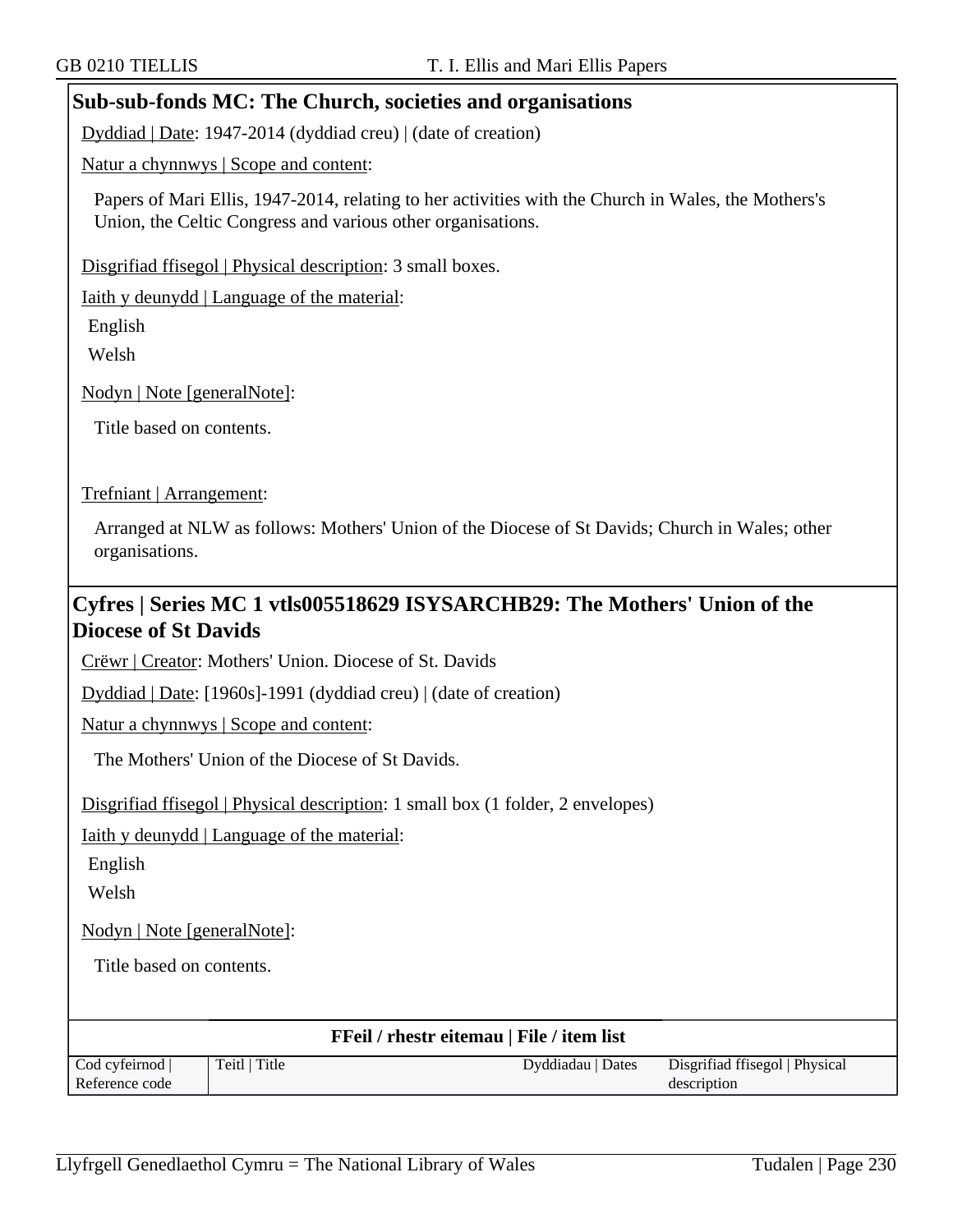## Sub-sub-fonds MC: The Church, societies and organisations

Dyddiad | Date: 1947-2014 (dyddiad creu) | (date of creation)

Natur a chynnwys | Scope and content:

Papers of Mari Ellis, 1947-2014, relating to her activities with the Church in Wales, the Mothers's Union, the Celtic Congress and various other organisations.

Disgrifiad ffisegol | Physical description: 3 small boxes.

Iaith y deunydd | Language of the material:

English

Welsh

Nodyn | Note [generalNote]:

Title based on contents.

Trefniant | Arrangement:

Arranged at NLW as follows: Mothers' Union of the Diocese of St Davids; Church in Wales; other organisations.

## Cyfres | Series MC 1 vtls005518629 ISYSARCHB29: The Mothers' Union of the Diocese of St Davids

Crëwr | Creator: Mothers' Union. Diocese of St. Davids

Dyddiad | Date: [1960s]-1991 (dyddiad creu) | (date of creation)

Natur a chynnwys | Scope and content:

The Mothers' Union of the Diocese of St Davids.

Disgrifiad ffisegol | Physical description: 1 small box (1 folder, 2 envelopes)

Iaith y deunydd | Language of the material:

English

Welsh

Nodyn | Note [generalNote]:

Title based on contents.

**FFeil / rhestr eitemau | File / item list**

| Cod cyfeirnod \| Reference code | Teitl \| Title | Dyddiadau \| Dates | Disgrifiad ffisegol \| Physical description |
|---|---|---|---|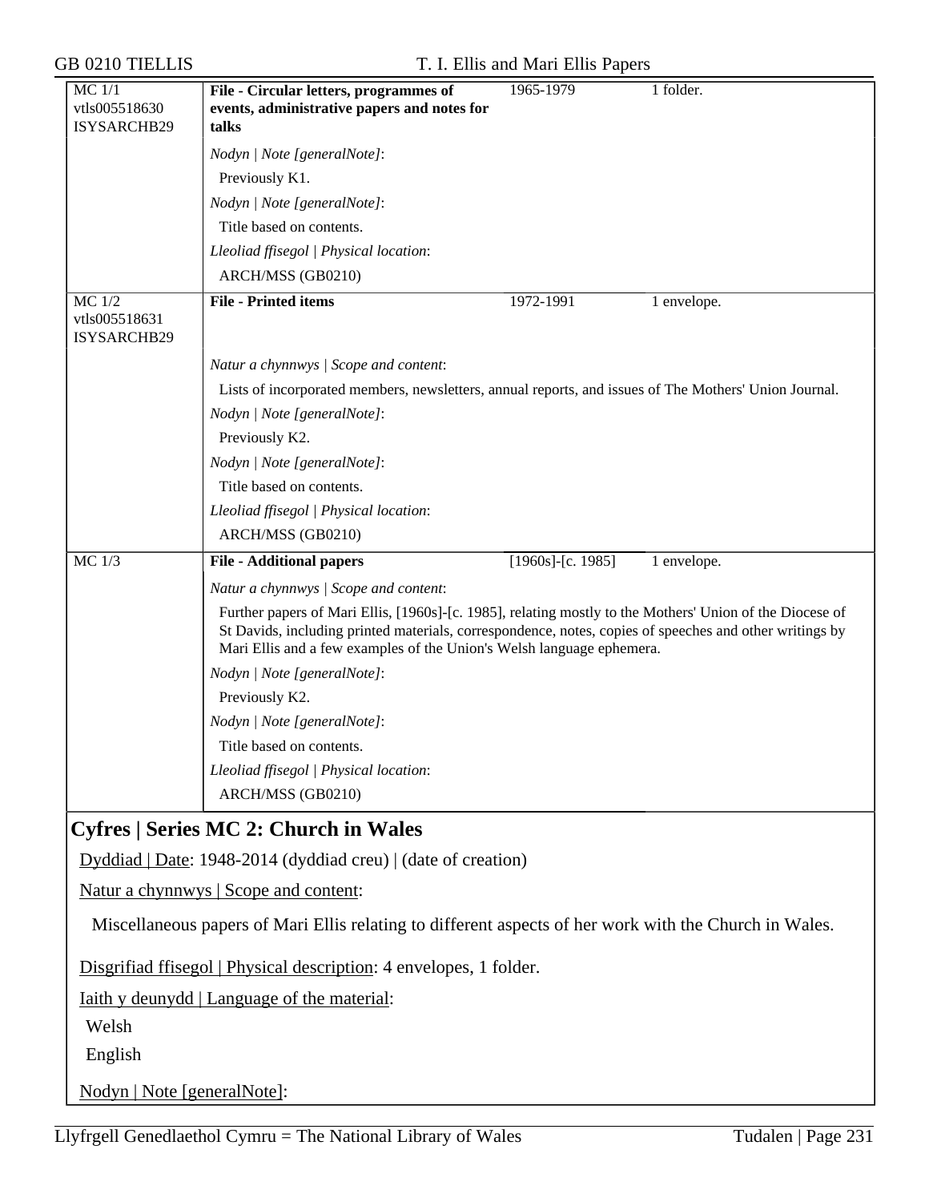| MC 1/1<br>vtls005518630<br>ISYSARCHB29 | **File - Circular letters, programmes of events, administrative papers and notes for talks** | 1965-1979 | 1 folder. |
|---|---|---|---|
| | *Nodyn \| Note [generalNote]*:<br>Previously K1.<br>*Nodyn \| Note [generalNote]*:<br>Title based on contents.<br>*Lleoliad ffisegol \| Physical location*:<br>ARCH/MSS (GB0210) | | |
| MC 1/2<br>vtls005518631<br>ISYSARCHB29 | **File - Printed items** | 1972-1991 | 1 envelope. |
| | *Natur a chynnwys \| Scope and content*:<br>Lists of incorporated members, newsletters, annual reports, and issues of The Mothers' Union Journal.<br>*Nodyn \| Note [generalNote]*:<br>Previously K2.<br>*Nodyn \| Note [generalNote]*:<br>Title based on contents.<br>*Lleoliad ffisegol \| Physical location*:<br>ARCH/MSS (GB0210) | | |
| MC 1/3 | **File - Additional papers** | [1960s]-[c. 1985] | 1 envelope. |
| | *Natur a chynnwys \| Scope and content*:<br>Further papers of Mari Ellis, [1960s]-[c. 1985], relating mostly to the Mothers' Union of the Diocese of St Davids, including printed materials, correspondence, notes, copies of speeches and other writings by Mari Ellis and a few examples of the Union's Welsh language ephemera.<br>*Nodyn \| Note [generalNote]*:<br>Previously K2.<br>*Nodyn \| Note [generalNote]*:<br>Title based on contents.<br>*Lleoliad ffisegol \| Physical location*:<br>ARCH/MSS (GB0210) | | |

## Cyfres | Series MC 2: Church in Wales

Dyddiad | Date: 1948-2014 (dyddiad creu) | (date of creation)

Natur a chynnwys | Scope and content:

Miscellaneous papers of Mari Ellis relating to different aspects of her work with the Church in Wales.

Disgrifiad ffisegol | Physical description: 4 envelopes, 1 folder.

Iaith y deunydd | Language of the material:

Welsh

English

Nodyn | Note [generalNote]: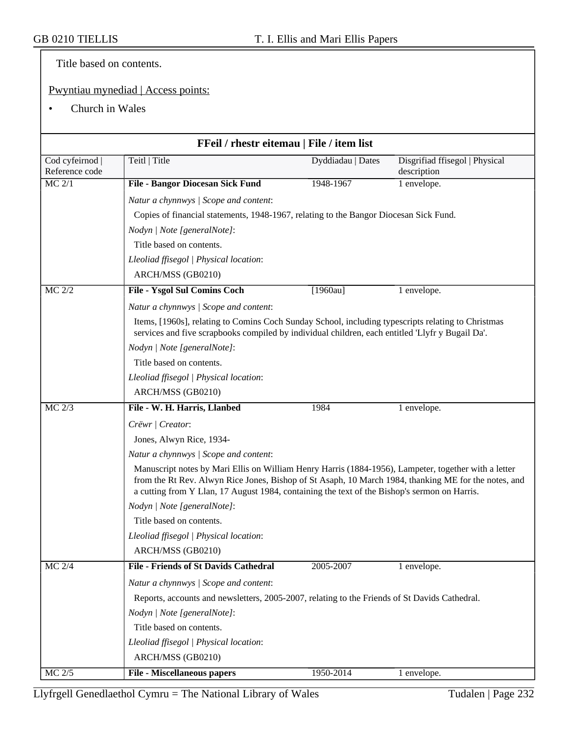Title based on contents.

Pwyntiau mynediad | Access points:

- Church in Wales

**FFeil / rhestr eitemau | File / item list**

| Cod cyfeirnod \| Reference code | Teitl \| Title | Dyddiadau \| Dates | Disgrifiad ffisegol \| Physical description |
|---|---|---|---|
| MC 2/1 | **File - Bangor Diocesan Sick Fund** | 1948-1967 | 1 envelope. |

*Natur a chynnwys | Scope and content*:

Copies of financial statements, 1948-1967, relating to the Bangor Diocesan Sick Fund.

*Nodyn | Note [generalNote]*:

Title based on contents.

*Lleoliad ffisegol | Physical location*:

ARCH/MSS (GB0210)

| | | | |
|---|---|---|---|
| MC 2/2 | **File - Ysgol Sul Comins Coch** | [1960au] | 1 envelope. |

*Natur a chynnwys | Scope and content*:

Items, [1960s], relating to Comins Coch Sunday School, including typescripts relating to Christmas services and five scrapbooks compiled by individual children, each entitled 'Llyfr y Bugail Da'.

*Nodyn | Note [generalNote]*:

Title based on contents.

*Lleoliad ffisegol | Physical location*:

ARCH/MSS (GB0210)

| | | | |
|---|---|---|---|
| MC 2/3 | **File - W. H. Harris, Llanbed** | 1984 | 1 envelope. |

*Crëwr | Creator*:

Jones, Alwyn Rice, 1934-

*Natur a chynnwys | Scope and content*:

Manuscript notes by Mari Ellis on William Henry Harris (1884-1956), Lampeter, together with a letter from the Rt Rev. Alwyn Rice Jones, Bishop of St Asaph, 10 March 1984, thanking ME for the notes, and a cutting from Y Llan, 17 August 1984, containing the text of the Bishop's sermon on Harris.

*Nodyn | Note [generalNote]*:

Title based on contents.

*Lleoliad ffisegol | Physical location*:

ARCH/MSS (GB0210)

| | | | |
|---|---|---|---|
| MC 2/4 | **File - Friends of St Davids Cathedral** | 2005-2007 | 1 envelope. |

*Natur a chynnwys | Scope and content*:

Reports, accounts and newsletters, 2005-2007, relating to the Friends of St Davids Cathedral.

*Nodyn | Note [generalNote]*:

Title based on contents.

*Lleoliad ffisegol | Physical location*:

ARCH/MSS (GB0210)

| | | | |
|---|---|---|---|
| MC 2/5 | **File - Miscellaneous papers** | 1950-2014 | 1 envelope. |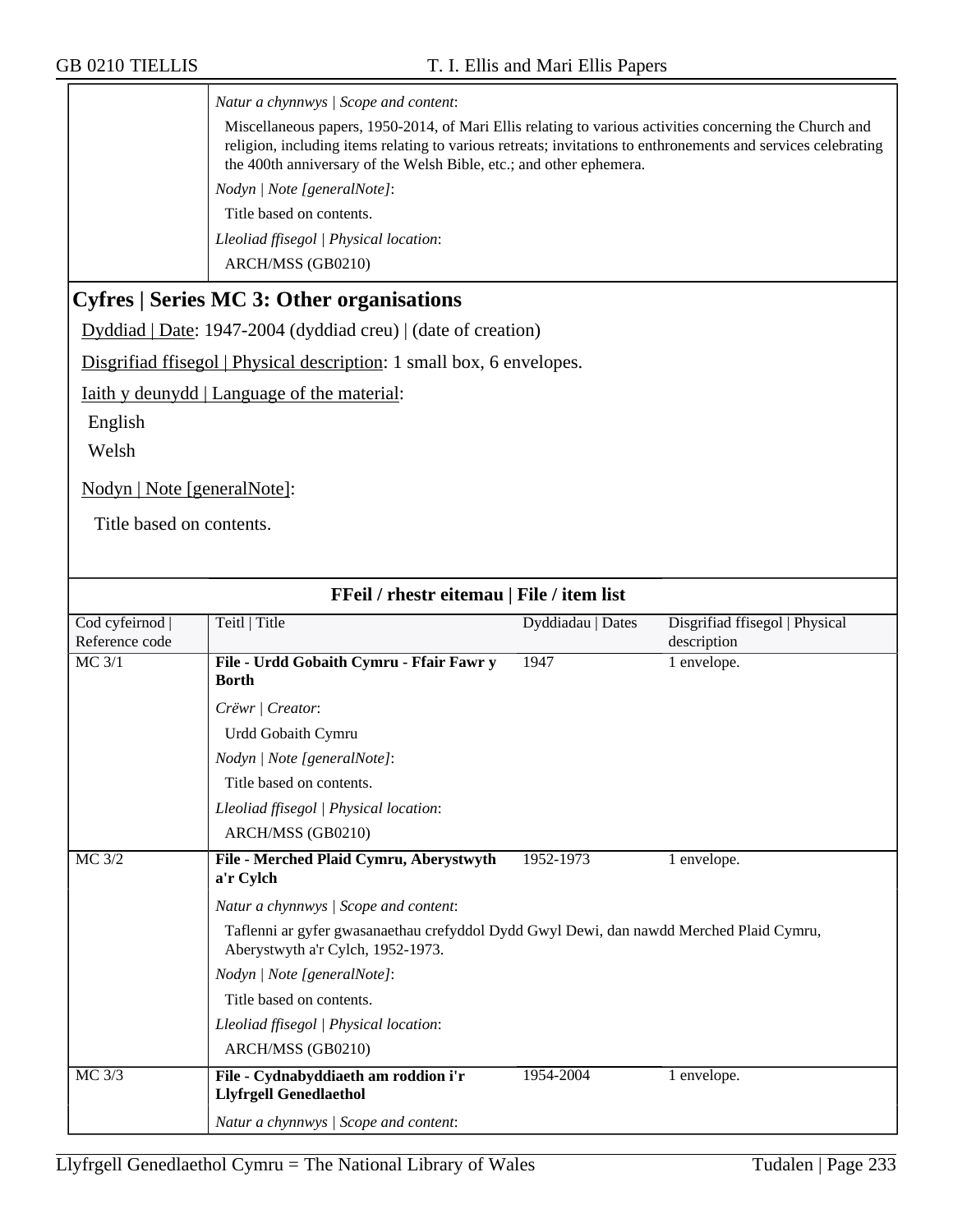*Natur a chynnwys | Scope and content*:

Miscellaneous papers, 1950-2014, of Mari Ellis relating to various activities concerning the Church and religion, including items relating to various retreats; invitations to enthronements and services celebrating the 400th anniversary of the Welsh Bible, etc.; and other ephemera.

*Nodyn | Note [generalNote]*:

Title based on contents.

*Lleoliad ffisegol | Physical location*:

ARCH/MSS (GB0210)

## Cyfres | Series MC 3: Other organisations

Dyddiad | Date: 1947-2004 (dyddiad creu) | (date of creation)

Disgrifiad ffisegol | Physical description: 1 small box, 6 envelopes.

Iaith y deunydd | Language of the material:

English

Welsh

Nodyn | Note [generalNote]:

Title based on contents.

### FFeil / rhestr eitemau | File / item list

| Cod cyfeirnod \| Reference code | Teitl \| Title | Dyddiadau \| Dates | Disgrifiad ffisegol \| Physical description |
|---|---|---|---|
| MC 3/1 | **File - Urdd Gobaith Cymru - Ffair Fawr y Borth** | 1947 | 1 envelope. |
| | *Crëwr \| Creator*: Urdd Gobaith Cymru<br>*Nodyn \| Note [generalNote]*: Title based on contents.<br>*Lleoliad ffisegol \| Physical location*: ARCH/MSS (GB0210) | | |
| MC 3/2 | **File - Merched Plaid Cymru, Aberystwyth a'r Cylch** | 1952-1973 | 1 envelope. |
| | *Natur a chynnwys \| Scope and content*: Taflenni ar gyfer gwasanaethau crefyddol Dydd Gwyl Dewi, dan nawdd Merched Plaid Cymru, Aberystwyth a'r Cylch, 1952-1973.<br>*Nodyn \| Note [generalNote]*: Title based on contents.<br>*Lleoliad ffisegol \| Physical location*: ARCH/MSS (GB0210) | | |
| MC 3/3 | **File - Cydnabyddiaeth am roddion i'r Llyfrgell Genedlaethol** | 1954-2004 | 1 envelope. |
| | *Natur a chynnwys \| Scope and content*: | | |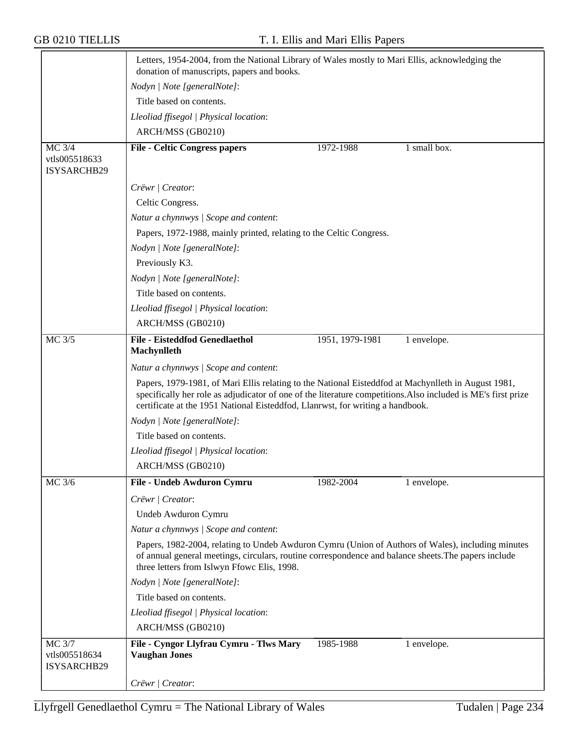Letters, 1954-2004, from the National Library of Wales mostly to Mari Ellis, acknowledging the donation of manuscripts, papers and books.

*Nodyn | Note [generalNote]*:

Title based on contents.

*Lleoliad ffisegol | Physical location*:

ARCH/MSS (GB0210)

| MC 3/4 vtls005518633 ISYSARCHB29 | **File - Celtic Congress papers** | 1972-1988 | 1 small box. |
|---|---|---|---|

*Crëwr | Creator*:

Celtic Congress.

*Natur a chynnwys | Scope and content*:

Papers, 1972-1988, mainly printed, relating to the Celtic Congress.

*Nodyn | Note [generalNote]*:

Previously K3.

*Nodyn | Note [generalNote]*:

Title based on contents.

*Lleoliad ffisegol | Physical location*:

ARCH/MSS (GB0210)

| MC 3/5 | **File - Eisteddfod Genedlaethol Machynlleth** | 1951, 1979-1981 | 1 envelope. |
|---|---|---|---|

*Natur a chynnwys | Scope and content*:

Papers, 1979-1981, of Mari Ellis relating to the National Eisteddfod at Machynlleth in August 1981, specifically her role as adjudicator of one of the literature competitions.Also included is ME's first prize certificate at the 1951 National Eisteddfod, Llanrwst, for writing a handbook.

*Nodyn | Note [generalNote]*:

Title based on contents.

*Lleoliad ffisegol | Physical location*:

ARCH/MSS (GB0210)

| MC 3/6 | **File - Undeb Awduron Cymru** | 1982-2004 | 1 envelope. |
|---|---|---|---|

*Crëwr | Creator*:

Undeb Awduron Cymru

*Natur a chynnwys | Scope and content*:

Papers, 1982-2004, relating to Undeb Awduron Cymru (Union of Authors of Wales), including minutes of annual general meetings, circulars, routine correspondence and balance sheets.The papers include three letters from Islwyn Ffowc Elis, 1998.

*Nodyn | Note [generalNote]*:

Title based on contents.

*Lleoliad ffisegol | Physical location*:

ARCH/MSS (GB0210)

| MC 3/7 vtls005518634 ISYSARCHB29 | **File - Cyngor Llyfrau Cymru - Tlws Mary Vaughan Jones** | 1985-1988 | 1 envelope. |
|---|---|---|---|

*Crëwr | Creator*: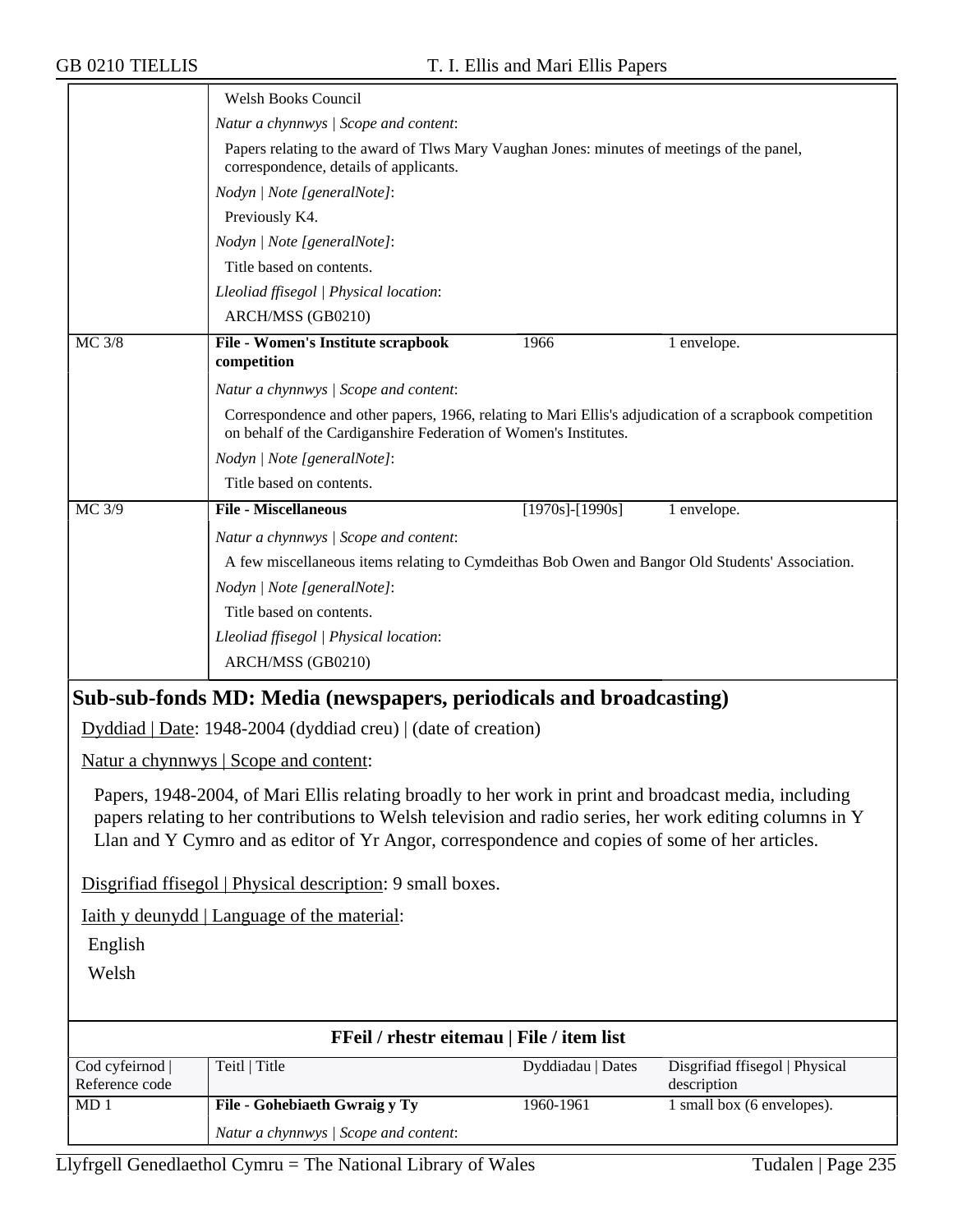| | Welsh Books Council | | |
|---|---|---|---|
| | *Natur a chynnwys \| Scope and content*: | | |
| | Papers relating to the award of Tlws Mary Vaughan Jones: minutes of meetings of the panel, correspondence, details of applicants. | | |
| | *Nodyn \| Note [generalNote]*: | | |
| | Previously K4. | | |
| | *Nodyn \| Note [generalNote]*: | | |
| | Title based on contents. | | |
| | *Lleoliad ffisegol \| Physical location*: | | |
| | ARCH/MSS (GB0210) | | |
| MC 3/8 | **File - Women's Institute scrapbook competition** | 1966 | 1 envelope. |
| | *Natur a chynnwys \| Scope and content*: | | |
| | Correspondence and other papers, 1966, relating to Mari Ellis's adjudication of a scrapbook competition on behalf of the Cardiganshire Federation of Women's Institutes. | | |
| | *Nodyn \| Note [generalNote]*: | | |
| | Title based on contents. | | |
| MC 3/9 | **File - Miscellaneous** | [1970s]-[1990s] | 1 envelope. |
| | *Natur a chynnwys \| Scope and content*: | | |
| | A few miscellaneous items relating to Cymdeithas Bob Owen and Bangor Old Students' Association. | | |
| | *Nodyn \| Note [generalNote]*: | | |
| | Title based on contents. | | |
| | *Lleoliad ffisegol \| Physical location*: | | |
| | ARCH/MSS (GB0210) | | |

## Sub-sub-fonds MD: Media (newspapers, periodicals and broadcasting)

Dyddiad | Date: 1948-2004 (dyddiad creu) | (date of creation)

Natur a chynnwys | Scope and content:

Papers, 1948-2004, of Mari Ellis relating broadly to her work in print and broadcast media, including papers relating to her contributions to Welsh television and radio series, her work editing columns in Y Llan and Y Cymro and as editor of Yr Angor, correspondence and copies of some of her articles.

Disgrifiad ffisegol | Physical description: 9 small boxes.

Iaith y deunydd | Language of the material:

English

Welsh

**FFeil / rhestr eitemau | File / item list**

| Cod cyfeirnod \| Reference code | Teitl \| Title | Dyddiadau \| Dates | Disgrifiad ffisegol \| Physical description |
|---|---|---|---|
| MD 1 | **File - Gohebiaeth Gwraig y Ty** | 1960-1961 | 1 small box (6 envelopes). |
| | *Natur a chynnwys \| Scope and content*: | | |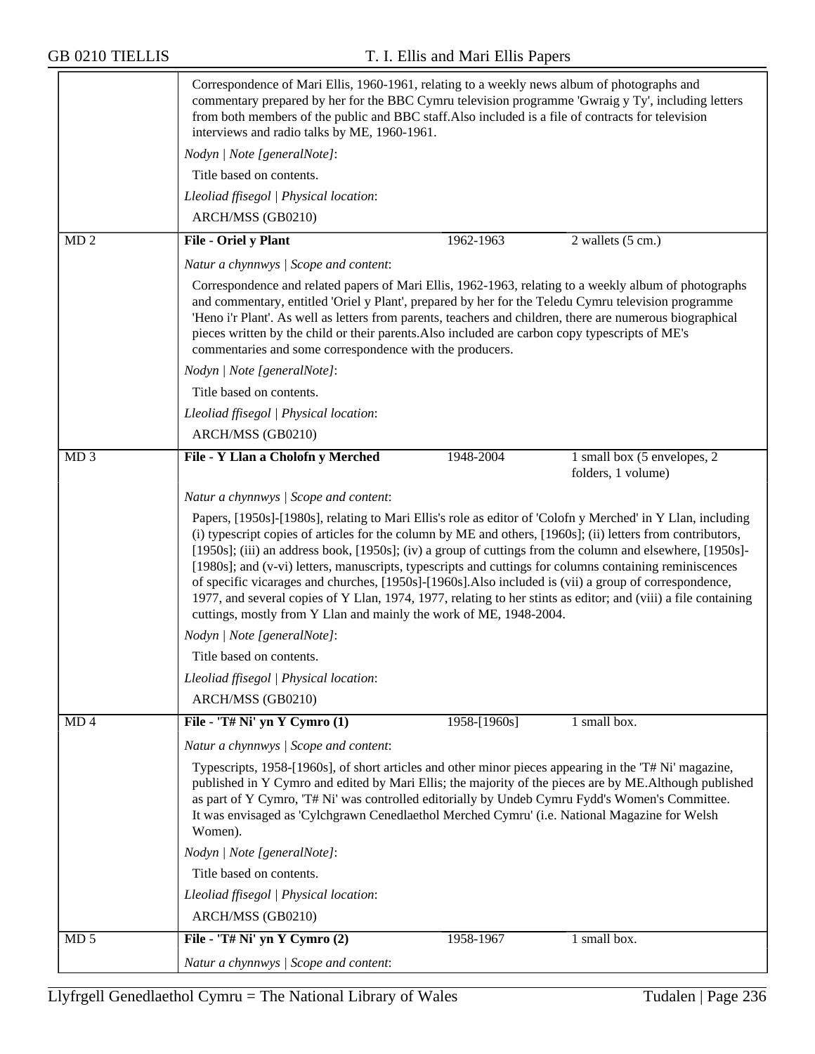Correspondence of Mari Ellis, 1960-1961, relating to a weekly news album of photographs and commentary prepared by her for the BBC Cymru television programme 'Gwraig y Ty', including letters from both members of the public and BBC staff.Also included is a file of contracts for television interviews and radio talks by ME, 1960-1961.

*Nodyn | Note [generalNote]*:

Title based on contents.

*Lleoliad ffisegol | Physical location*:

ARCH/MSS (GB0210)

| MD 2 | **File - Oriel y Plant** | 1962-1963 | 2 wallets (5 cm.) |
|---|---|---|---|

*Natur a chynnwys | Scope and content*:

Correspondence and related papers of Mari Ellis, 1962-1963, relating to a weekly album of photographs and commentary, entitled 'Oriel y Plant', prepared by her for the Teledu Cymru television programme 'Heno i'r Plant'. As well as letters from parents, teachers and children, there are numerous biographical pieces written by the child or their parents.Also included are carbon copy typescripts of ME's commentaries and some correspondence with the producers.

*Nodyn | Note [generalNote]*:

Title based on contents.

*Lleoliad ffisegol | Physical location*:

ARCH/MSS (GB0210)

| MD 3 | **File - Y Llan a Cholofn y Merched** | 1948-2004 | 1 small box (5 envelopes, 2 folders, 1 volume) |
|---|---|---|---|

*Natur a chynnwys | Scope and content*:

Papers, [1950s]-[1980s], relating to Mari Ellis's role as editor of 'Colofn y Merched' in Y Llan, including (i) typescript copies of articles for the column by ME and others, [1960s]; (ii) letters from contributors, [1950s]; (iii) an address book, [1950s]; (iv) a group of cuttings from the column and elsewhere, [1950s]-[1980s]; and (v-vi) letters, manuscripts, typescripts and cuttings for columns containing reminiscences of specific vicarages and churches, [1950s]-[1960s].Also included is (vii) a group of correspondence, 1977, and several copies of Y Llan, 1974, 1977, relating to her stints as editor; and (viii) a file containing cuttings, mostly from Y Llan and mainly the work of ME, 1948-2004.

*Nodyn | Note [generalNote]*:

Title based on contents.

*Lleoliad ffisegol | Physical location*:

ARCH/MSS (GB0210)

| MD 4 | **File - 'T# Ni' yn Y Cymro (1)** | 1958-[1960s] | 1 small box. |
|---|---|---|---|

*Natur a chynnwys | Scope and content*:

Typescripts, 1958-[1960s], of short articles and other minor pieces appearing in the 'T# Ni' magazine, published in Y Cymro and edited by Mari Ellis; the majority of the pieces are by ME.Although published as part of Y Cymro, 'T# Ni' was controlled editorially by Undeb Cymru Fydd's Women's Committee. It was envisaged as 'Cylchgrawn Cenedlaethol Merched Cymru' (i.e. National Magazine for Welsh Women).

*Nodyn | Note [generalNote]*:

Title based on contents.

*Lleoliad ffisegol | Physical location*:

ARCH/MSS (GB0210)

| MD 5 | **File - 'T# Ni' yn Y Cymro (2)** | 1958-1967 | 1 small box. |
|---|---|---|---|

*Natur a chynnwys | Scope and content*: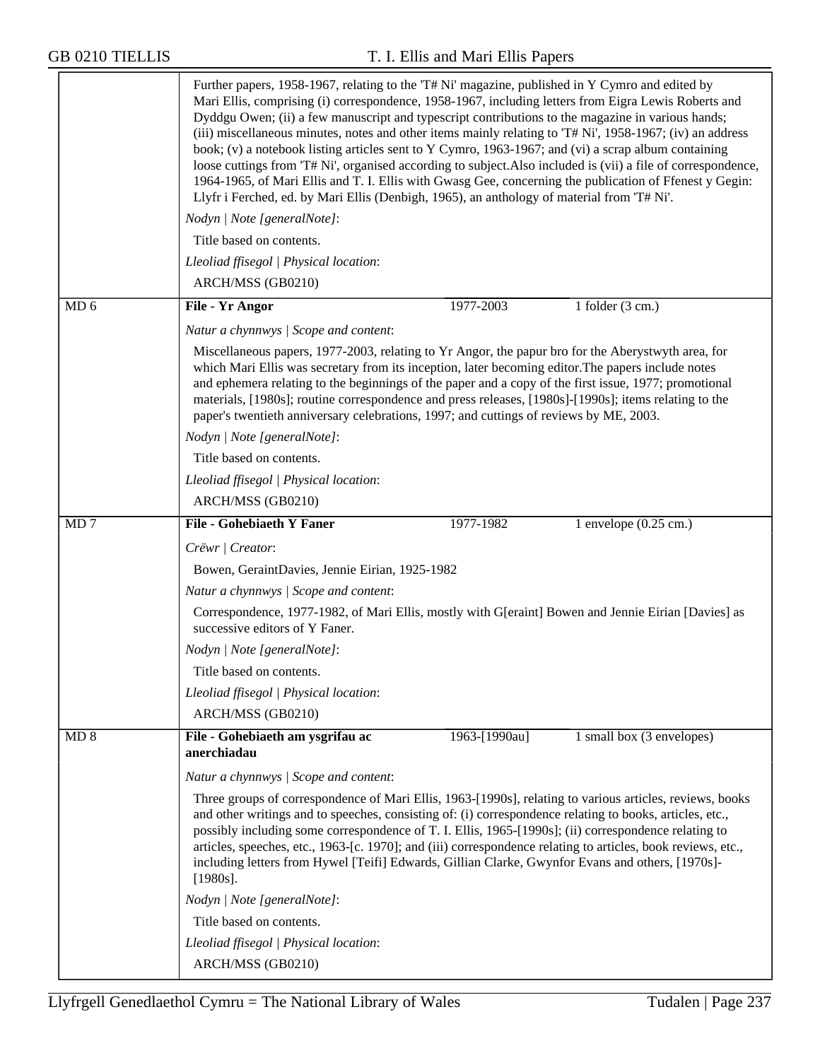Further papers, 1958-1967, relating to the 'T# Ni' magazine, published in Y Cymro and edited by Mari Ellis, comprising (i) correspondence, 1958-1967, including letters from Eigra Lewis Roberts and Dyddgu Owen; (ii) a few manuscript and typescript contributions to the magazine in various hands; (iii) miscellaneous minutes, notes and other items mainly relating to 'T# Ni', 1958-1967; (iv) an address book; (v) a notebook listing articles sent to Y Cymro, 1963-1967; and (vi) a scrap album containing loose cuttings from 'T# Ni', organised according to subject.Also included is (vii) a file of correspondence, 1964-1965, of Mari Ellis and T. I. Ellis with Gwasg Gee, concerning the publication of Ffenest y Gegin: Llyfr i Ferched, ed. by Mari Ellis (Denbigh, 1965), an anthology of material from 'T# Ni'.

*Nodyn | Note [generalNote]*:

Title based on contents.

*Lleoliad ffisegol | Physical location*:

ARCH/MSS (GB0210)

| MD 6 | **File - Yr Angor** | 1977-2003 | 1 folder (3 cm.) |
|---|---|---|---|

*Natur a chynnwys | Scope and content*:

Miscellaneous papers, 1977-2003, relating to Yr Angor, the papur bro for the Aberystwyth area, for which Mari Ellis was secretary from its inception, later becoming editor.The papers include notes and ephemera relating to the beginnings of the paper and a copy of the first issue, 1977; promotional materials, [1980s]; routine correspondence and press releases, [1980s]-[1990s]; items relating to the paper's twentieth anniversary celebrations, 1997; and cuttings of reviews by ME, 2003.

*Nodyn | Note [generalNote]*:

Title based on contents.

*Lleoliad ffisegol | Physical location*:

ARCH/MSS (GB0210)

| MD 7 | **File - Gohebiaeth Y Faner** | 1977-1982 | 1 envelope (0.25 cm.) |
|---|---|---|---|

*Crëwr | Creator*:

Bowen, GeraintDavies, Jennie Eirian, 1925-1982

*Natur a chynnwys | Scope and content*:

Correspondence, 1977-1982, of Mari Ellis, mostly with G[eraint] Bowen and Jennie Eirian [Davies] as successive editors of Y Faner.

*Nodyn | Note [generalNote]*:

Title based on contents.

*Lleoliad ffisegol | Physical location*:

ARCH/MSS (GB0210)

| MD 8 | **File - Gohebiaeth am ysgrifau ac anerchiadau** | 1963-[1990au] | 1 small box (3 envelopes) |
|---|---|---|---|

*Natur a chynnwys | Scope and content*:

Three groups of correspondence of Mari Ellis, 1963-[1990s], relating to various articles, reviews, books and other writings and to speeches, consisting of: (i) correspondence relating to books, articles, etc., possibly including some correspondence of T. I. Ellis, 1965-[1990s]; (ii) correspondence relating to articles, speeches, etc., 1963-[c. 1970]; and (iii) correspondence relating to articles, book reviews, etc., including letters from Hywel [Teifi] Edwards, Gillian Clarke, Gwynfor Evans and others, [1970s]-[1980s].

*Nodyn | Note [generalNote]*:

Title based on contents.

*Lleoliad ffisegol | Physical location*:

ARCH/MSS (GB0210)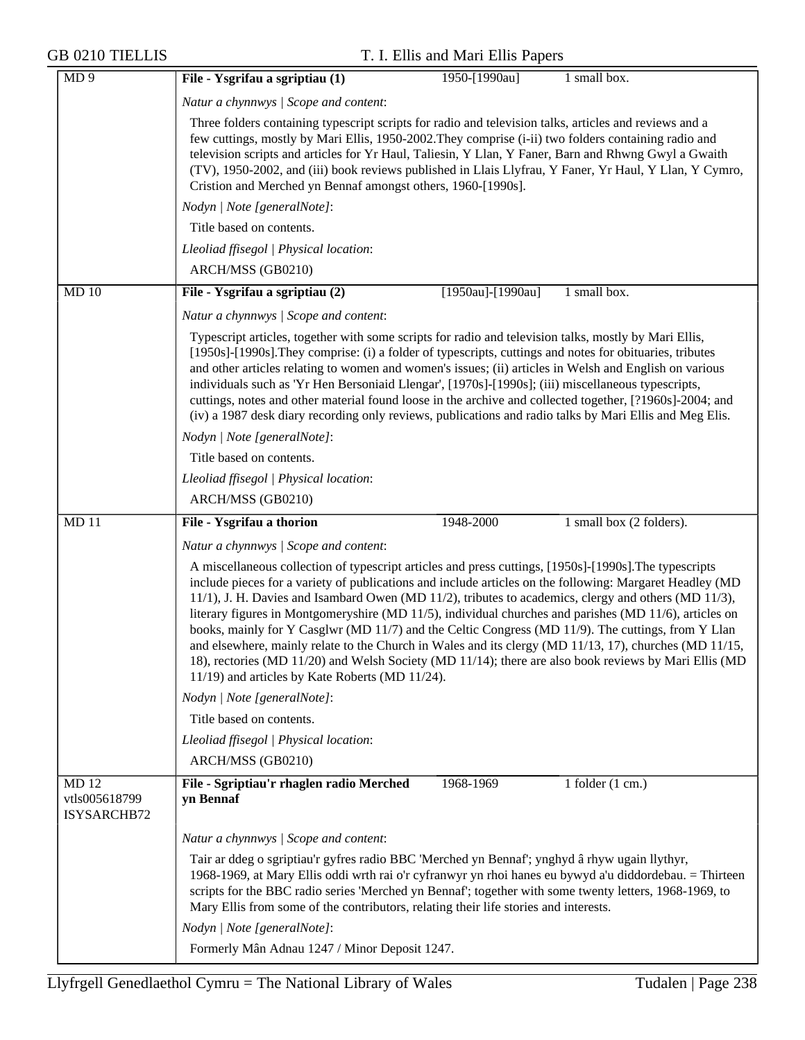| MD 9 | **File - Ysgrifau a sgriptiau (1)** | 1950-[1990au] | 1 small box. |
|---|---|---|---|

*Natur a chynnwys | Scope and content*:

Three folders containing typescript scripts for radio and television talks, articles and reviews and a few cuttings, mostly by Mari Ellis, 1950-2002.They comprise (i-ii) two folders containing radio and television scripts and articles for Yr Haul, Taliesin, Y Llan, Y Faner, Barn and Rhwng Gwyl a Gwaith (TV), 1950-2002, and (iii) book reviews published in Llais Llyfrau, Y Faner, Yr Haul, Y Llan, Y Cymro, Cristion and Merched yn Bennaf amongst others, 1960-[1990s].

*Nodyn | Note [generalNote]*:

Title based on contents.

*Lleoliad ffisegol | Physical location*:

ARCH/MSS (GB0210)

| MD 10 | **File - Ysgrifau a sgriptiau (2)** | [1950au]-[1990au] | 1 small box. |
|---|---|---|---|

*Natur a chynnwys | Scope and content*:

Typescript articles, together with some scripts for radio and television talks, mostly by Mari Ellis, [1950s]-[1990s].They comprise: (i) a folder of typescripts, cuttings and notes for obituaries, tributes and other articles relating to women and women's issues; (ii) articles in Welsh and English on various individuals such as 'Yr Hen Bersoniaid Llengar', [1970s]-[1990s]; (iii) miscellaneous typescripts, cuttings, notes and other material found loose in the archive and collected together, [?1960s]-2004; and (iv) a 1987 desk diary recording only reviews, publications and radio talks by Mari Ellis and Meg Elis.

*Nodyn | Note [generalNote]*:

Title based on contents.

*Lleoliad ffisegol | Physical location*:

ARCH/MSS (GB0210)

| MD 11 | **File - Ysgrifau a thorion** | 1948-2000 | 1 small box (2 folders). |
|---|---|---|---|

*Natur a chynnwys | Scope and content*:

A miscellaneous collection of typescript articles and press cuttings, [1950s]-[1990s].The typescripts include pieces for a variety of publications and include articles on the following: Margaret Headley (MD 11/1), J. H. Davies and Isambard Owen (MD 11/2), tributes to academics, clergy and others (MD 11/3), literary figures in Montgomeryshire (MD 11/5), individual churches and parishes (MD 11/6), articles on books, mainly for Y Casglwr (MD 11/7) and the Celtic Congress (MD 11/9). The cuttings, from Y Llan and elsewhere, mainly relate to the Church in Wales and its clergy (MD 11/13, 17), churches (MD 11/15, 18), rectories (MD 11/20) and Welsh Society (MD 11/14); there are also book reviews by Mari Ellis (MD 11/19) and articles by Kate Roberts (MD 11/24).

*Nodyn | Note [generalNote]*:

Title based on contents.

*Lleoliad ffisegol | Physical location*:

ARCH/MSS (GB0210)

| MD 12 vtls005618799 ISYSARCHB72 | **File - Sgriptiau'r rhaglen radio Merched yn Bennaf** | 1968-1969 | 1 folder (1 cm.) |
|---|---|---|---|

*Natur a chynnwys | Scope and content*:

Tair ar ddeg o sgriptiau'r gyfres radio BBC 'Merched yn Bennaf'; ynghyd â rhyw ugain llythyr, 1968-1969, at Mary Ellis oddi wrth rai o'r cyfranwyr yn rhoi hanes eu bywyd a'u diddordebau. = Thirteen scripts for the BBC radio series 'Merched yn Bennaf'; together with some twenty letters, 1968-1969, to Mary Ellis from some of the contributors, relating their life stories and interests.

*Nodyn | Note [generalNote]*:

Formerly Mân Adnau 1247 / Minor Deposit 1247.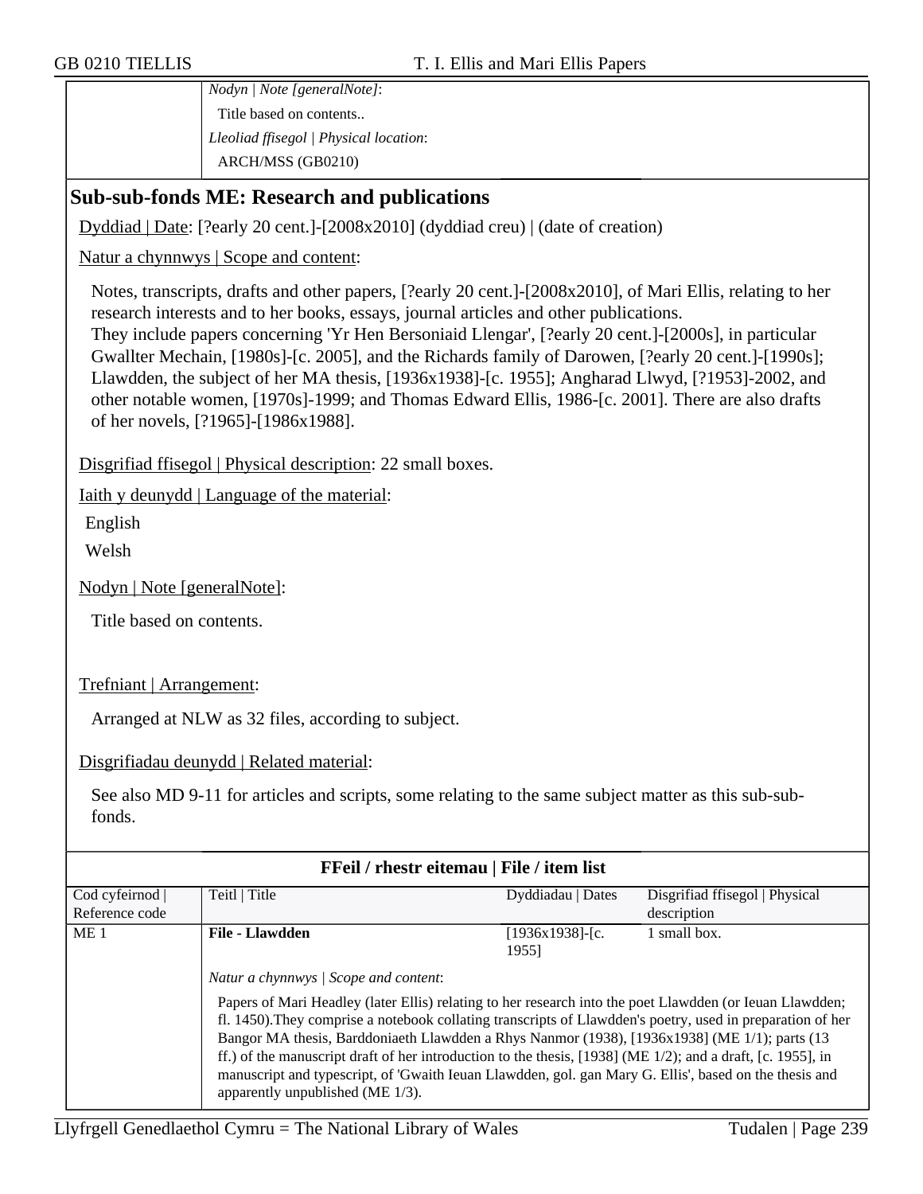*Nodyn | Note [generalNote]*:

Title based on contents..

*Lleoliad ffisegol | Physical location*:

ARCH/MSS (GB0210)

## Sub-sub-fonds ME: Research and publications

Dyddiad | Date: [?early 20 cent.]-[2008x2010] (dyddiad creu) | (date of creation)

Natur a chynnwys | Scope and content:

Notes, transcripts, drafts and other papers, [?early 20 cent.]-[2008x2010], of Mari Ellis, relating to her research interests and to her books, essays, journal articles and other publications.
They include papers concerning 'Yr Hen Bersoniaid Llengar', [?early 20 cent.]-[2000s], in particular Gwallter Mechain, [1980s]-[c. 2005], and the Richards family of Darowen, [?early 20 cent.]-[1990s]; Llawdden, the subject of her MA thesis, [1936x1938]-[c. 1955]; Angharad Llwyd, [?1953]-2002, and other notable women, [1970s]-1999; and Thomas Edward Ellis, 1986-[c. 2001]. There are also drafts of her novels, [?1965]-[1986x1988].

Disgrifiad ffisegol | Physical description: 22 small boxes.

Iaith y deunydd | Language of the material:

English

Welsh

Nodyn | Note [generalNote]:

Title based on contents.

Trefniant | Arrangement:

Arranged at NLW as 32 files, according to subject.

Disgrifiadau deunydd | Related material:

See also MD 9-11 for articles and scripts, some relating to the same subject matter as this sub-sub-fonds.

**FFeil / rhestr eitemau | File / item list**

| Cod cyfeirnod \| Reference code | Teitl \| Title | Dyddiadau \| Dates | Disgrifiad ffisegol \| Physical description |
|---|---|---|---|
| ME 1 | **File - Llawdden** | [1936x1938]-[c. 1955] | 1 small box. |

*Natur a chynnwys | Scope and content*:

Papers of Mari Headley (later Ellis) relating to her research into the poet Llawdden (or Ieuan Llawdden; fl. 1450).They comprise a notebook collating transcripts of Llawdden's poetry, used in preparation of her Bangor MA thesis, Barddoniaeth Llawdden a Rhys Nanmor (1938), [1936x1938] (ME 1/1); parts (13 ff.) of the manuscript draft of her introduction to the thesis, [1938] (ME 1/2); and a draft, [c. 1955], in manuscript and typescript, of 'Gwaith Ieuan Llawdden, gol. gan Mary G. Ellis', based on the thesis and apparently unpublished (ME 1/3).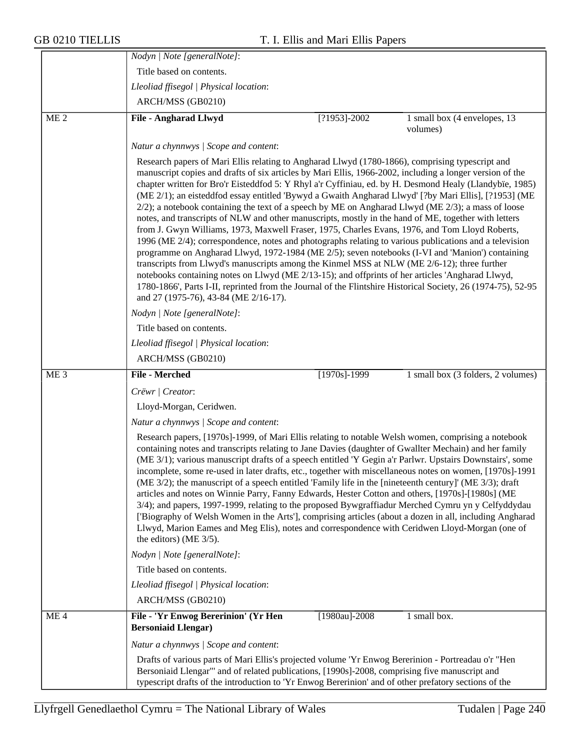*Nodyn | Note [generalNote]*:

Title based on contents.

*Lleoliad ffisegol | Physical location*:

ARCH/MSS (GB0210)

| ME 2 | **File - Angharad Llwyd** | [?1953]-2002 | 1 small box (4 envelopes, 13 volumes) |
|---|---|---|---|

*Natur a chynnwys | Scope and content*:

Research papers of Mari Ellis relating to Angharad Llwyd (1780-1866), comprising typescript and manuscript copies and drafts of six articles by Mari Ellis, 1966-2002, including a longer version of the chapter written for Bro'r Eisteddfod 5: Y Rhyl a'r Cyffiniau, ed. by H. Desmond Healy (Llandybïe, 1985) (ME 2/1); an eisteddfod essay entitled 'Bywyd a Gwaith Angharad Llwyd' [?by Mari Ellis], [?1953] (ME 2/2); a notebook containing the text of a speech by ME on Angharad Llwyd (ME 2/3); a mass of loose notes, and transcripts of NLW and other manuscripts, mostly in the hand of ME, together with letters from J. Gwyn Williams, 1973, Maxwell Fraser, 1975, Charles Evans, 1976, and Tom Lloyd Roberts, 1996 (ME 2/4); correspondence, notes and photographs relating to various publications and a television programme on Angharad Llwyd, 1972-1984 (ME 2/5); seven notebooks (I-VI and 'Manion') containing transcripts from Llwyd's manuscripts among the Kinmel MSS at NLW (ME 2/6-12); three further notebooks containing notes on Llwyd (ME 2/13-15); and offprints of her articles 'Angharad Llwyd, 1780-1866', Parts I-II, reprinted from the Journal of the Flintshire Historical Society, 26 (1974-75), 52-95 and 27 (1975-76), 43-84 (ME 2/16-17).

*Nodyn | Note [generalNote]*:

Title based on contents.

*Lleoliad ffisegol | Physical location*:

ARCH/MSS (GB0210)

| ME 3 | **File - Merched** | [1970s]-1999 | 1 small box (3 folders, 2 volumes) |
|---|---|---|---|

*Crëwr | Creator*:

Lloyd-Morgan, Ceridwen.

*Natur a chynnwys | Scope and content*:

Research papers, [1970s]-1999, of Mari Ellis relating to notable Welsh women, comprising a notebook containing notes and transcripts relating to Jane Davies (daughter of Gwallter Mechain) and her family (ME 3/1); various manuscript drafts of a speech entitled 'Y Gegin a'r Parlwr. Upstairs Downstairs', some incomplete, some re-used in later drafts, etc., together with miscellaneous notes on women, [1970s]-1991 (ME 3/2); the manuscript of a speech entitled 'Family life in the [nineteenth century]' (ME 3/3); draft articles and notes on Winnie Parry, Fanny Edwards, Hester Cotton and others, [1970s]-[1980s] (ME 3/4); and papers, 1997-1999, relating to the proposed Bywgraffiadur Merched Cymru yn y Celfyddydau ['Biography of Welsh Women in the Arts'], comprising articles (about a dozen in all, including Angharad Llwyd, Marion Eames and Meg Elis), notes and correspondence with Ceridwen Lloyd-Morgan (one of the editors) (ME 3/5).

*Nodyn | Note [generalNote]*:

Title based on contents.

*Lleoliad ffisegol | Physical location*:

ARCH/MSS (GB0210)

| ME 4 | **File - 'Yr Enwog Bererinion' (Yr Hen Bersoniaid Llengar)** | [1980au]-2008 | 1 small box. |
|---|---|---|---|

*Natur a chynnwys | Scope and content*:

Drafts of various parts of Mari Ellis's projected volume 'Yr Enwog Bererinion - Portreadau o'r "Hen Bersoniaid Llengar"' and of related publications, [1990s]-2008, comprising five manuscript and typescript drafts of the introduction to 'Yr Enwog Bererinion' and of other prefatory sections of the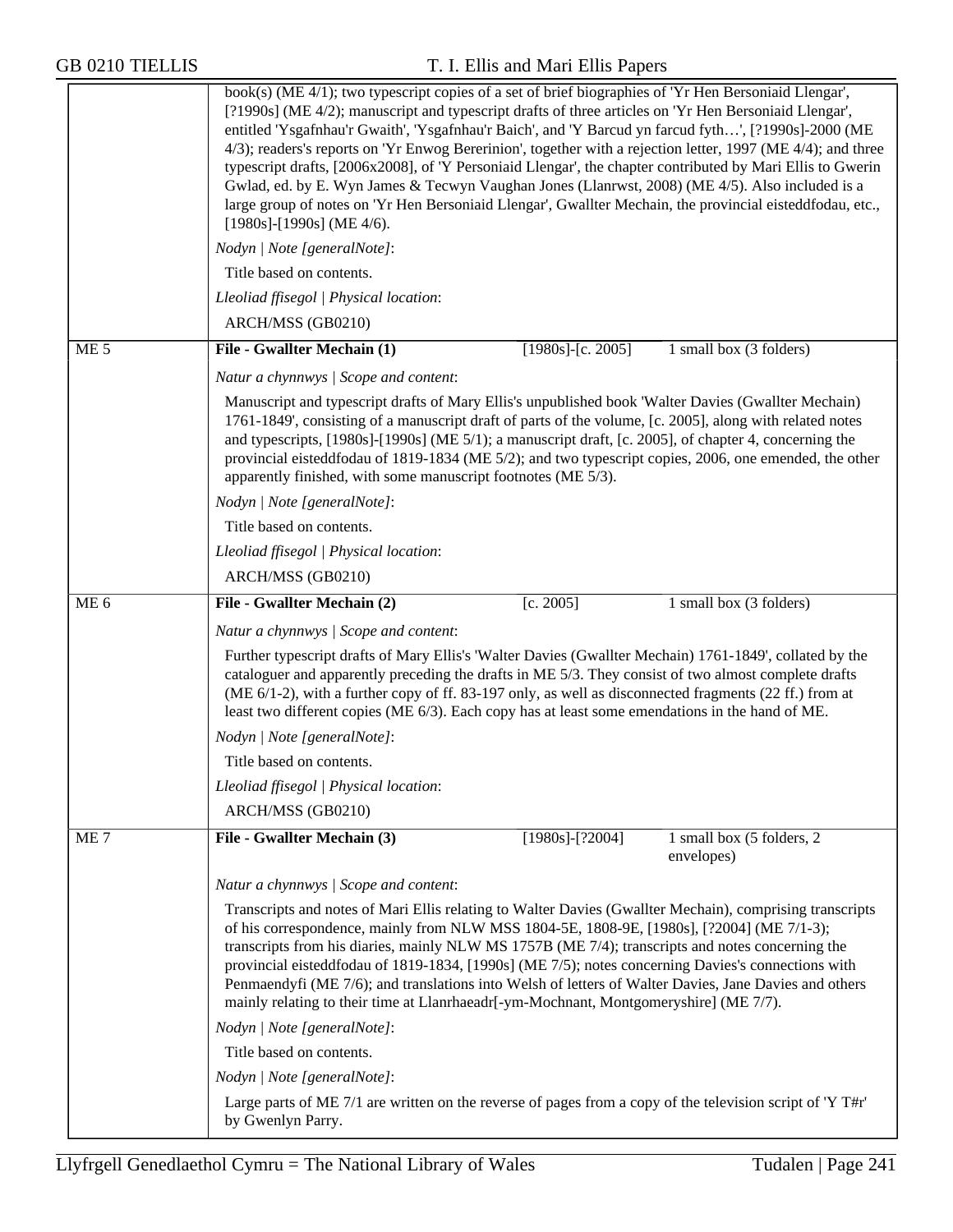book(s) (ME 4/1); two typescript copies of a set of brief biographies of 'Yr Hen Bersoniaid Llengar', [?1990s] (ME 4/2); manuscript and typescript drafts of three articles on 'Yr Hen Bersoniaid Llengar', entitled 'Ysgafnhau'r Gwaith', 'Ysgafnhau'r Baich', and 'Y Barcud yn farcud fyth…', [?1990s]-2000 (ME 4/3); readers's reports on 'Yr Enwog Bererinion', together with a rejection letter, 1997 (ME 4/4); and three typescript drafts, [2006x2008], of 'Y Personiaid Llengar', the chapter contributed by Mari Ellis to Gwerin Gwlad, ed. by E. Wyn James & Tecwyn Vaughan Jones (Llanrwst, 2008) (ME 4/5). Also included is a large group of notes on 'Yr Hen Bersoniaid Llengar', Gwallter Mechain, the provincial eisteddfodau, etc., [1980s]-[1990s] (ME 4/6).

*Nodyn | Note [generalNote]*:

Title based on contents.

*Lleoliad ffisegol | Physical location*:

ARCH/MSS (GB0210)

---

**ME 5** | **File - Gwallter Mechain (1)** | [1980s]-[c. 2005] | 1 small box (3 folders)

*Natur a chynnwys | Scope and content*:

Manuscript and typescript drafts of Mary Ellis's unpublished book 'Walter Davies (Gwallter Mechain) 1761-1849', consisting of a manuscript draft of parts of the volume, [c. 2005], along with related notes and typescripts, [1980s]-[1990s] (ME 5/1); a manuscript draft, [c. 2005], of chapter 4, concerning the provincial eisteddfodau of 1819-1834 (ME 5/2); and two typescript copies, 2006, one emended, the other apparently finished, with some manuscript footnotes (ME 5/3).

*Nodyn | Note [generalNote]*:

Title based on contents.

*Lleoliad ffisegol | Physical location*:

ARCH/MSS (GB0210)

---

**ME 6** | **File - Gwallter Mechain (2)** | [c. 2005] | 1 small box (3 folders)

*Natur a chynnwys | Scope and content*:

Further typescript drafts of Mary Ellis's 'Walter Davies (Gwallter Mechain) 1761-1849', collated by the cataloguer and apparently preceding the drafts in ME 5/3. They consist of two almost complete drafts (ME 6/1-2), with a further copy of ff. 83-197 only, as well as disconnected fragments (22 ff.) from at least two different copies (ME 6/3). Each copy has at least some emendations in the hand of ME.

*Nodyn | Note [generalNote]*:

Title based on contents.

*Lleoliad ffisegol | Physical location*:

ARCH/MSS (GB0210)

---

**ME 7** | **File - Gwallter Mechain (3)** | [1980s]-[?2004] | 1 small box (5 folders, 2 envelopes)

*Natur a chynnwys | Scope and content*:

Transcripts and notes of Mari Ellis relating to Walter Davies (Gwallter Mechain), comprising transcripts of his correspondence, mainly from NLW MSS 1804-5E, 1808-9E, [1980s], [?2004] (ME 7/1-3); transcripts from his diaries, mainly NLW MS 1757B (ME 7/4); transcripts and notes concerning the provincial eisteddfodau of 1819-1834, [1990s] (ME 7/5); notes concerning Davies's connections with Penmaendyfi (ME 7/6); and translations into Welsh of letters of Walter Davies, Jane Davies and others mainly relating to their time at Llanrhaeadr[-ym-Mochnant, Montgomeryshire] (ME 7/7).

*Nodyn | Note [generalNote]*:

Title based on contents.

*Nodyn | Note [generalNote]*:

Large parts of ME 7/1 are written on the reverse of pages from a copy of the television script of 'Y T#r' by Gwenlyn Parry.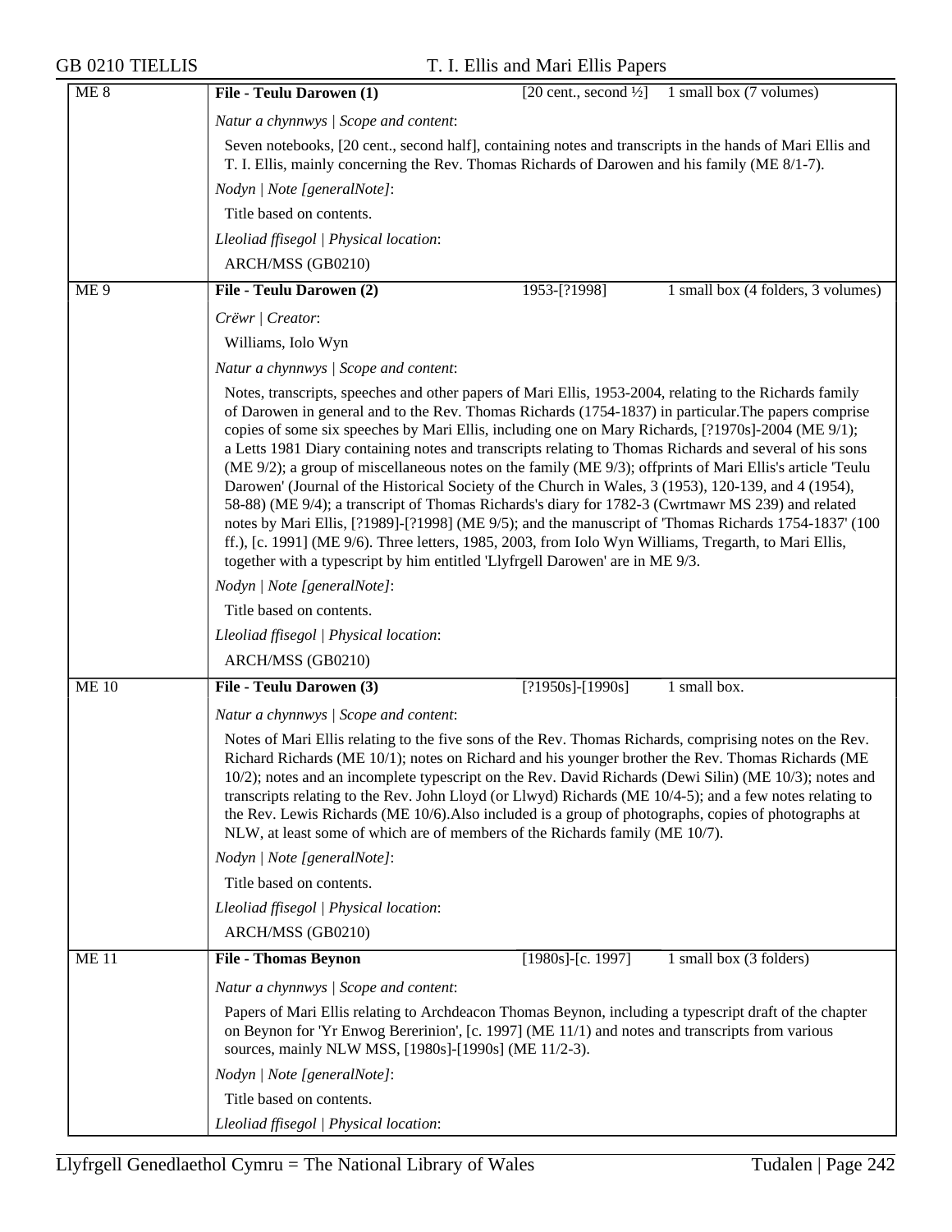| | | | |
|---|---|---|---|
| ME 8 | **File - Teulu Darowen (1)** | [20 cent., second ½] | 1 small box (7 volumes) |

*Natur a chynnwys | Scope and content*:

Seven notebooks, [20 cent., second half], containing notes and transcripts in the hands of Mari Ellis and T. I. Ellis, mainly concerning the Rev. Thomas Richards of Darowen and his family (ME 8/1-7).

*Nodyn | Note [generalNote]*:

Title based on contents.

*Lleoliad ffisegol | Physical location*:

ARCH/MSS (GB0210)

| | | | |
|---|---|---|---|
| ME 9 | **File - Teulu Darowen (2)** | 1953-[?1998] | 1 small box (4 folders, 3 volumes) |

*Crëwr | Creator*:

Williams, Iolo Wyn

*Natur a chynnwys | Scope and content*:

Notes, transcripts, speeches and other papers of Mari Ellis, 1953-2004, relating to the Richards family of Darowen in general and to the Rev. Thomas Richards (1754-1837) in particular.The papers comprise copies of some six speeches by Mari Ellis, including one on Mary Richards, [?1970s]-2004 (ME 9/1); a Letts 1981 Diary containing notes and transcripts relating to Thomas Richards and several of his sons (ME 9/2); a group of miscellaneous notes on the family (ME 9/3); offprints of Mari Ellis's article 'Teulu Darowen' (Journal of the Historical Society of the Church in Wales, 3 (1953), 120-139, and 4 (1954), 58-88) (ME 9/4); a transcript of Thomas Richards's diary for 1782-3 (Cwrtmawr MS 239) and related notes by Mari Ellis, [?1989]-[?1998] (ME 9/5); and the manuscript of 'Thomas Richards 1754-1837' (100 ff.), [c. 1991] (ME 9/6). Three letters, 1985, 2003, from Iolo Wyn Williams, Tregarth, to Mari Ellis, together with a typescript by him entitled 'Llyfrgell Darowen' are in ME 9/3.

*Nodyn | Note [generalNote]*:

Title based on contents.

*Lleoliad ffisegol | Physical location*:

ARCH/MSS (GB0210)

| | | | |
|---|---|---|---|
| ME 10 | **File - Teulu Darowen (3)** | [?1950s]-[1990s] | 1 small box. |

*Natur a chynnwys | Scope and content*:

Notes of Mari Ellis relating to the five sons of the Rev. Thomas Richards, comprising notes on the Rev. Richard Richards (ME 10/1); notes on Richard and his younger brother the Rev. Thomas Richards (ME 10/2); notes and an incomplete typescript on the Rev. David Richards (Dewi Silin) (ME 10/3); notes and transcripts relating to the Rev. John Lloyd (or Llwyd) Richards (ME 10/4-5); and a few notes relating to the Rev. Lewis Richards (ME 10/6).Also included is a group of photographs, copies of photographs at NLW, at least some of which are of members of the Richards family (ME 10/7).

*Nodyn | Note [generalNote]*:

Title based on contents.

*Lleoliad ffisegol | Physical location*:

ARCH/MSS (GB0210)

| | | | |
|---|---|---|---|
| ME 11 | **File - Thomas Beynon** | [1980s]-[c. 1997] | 1 small box (3 folders) |

*Natur a chynnwys | Scope and content*:

Papers of Mari Ellis relating to Archdeacon Thomas Beynon, including a typescript draft of the chapter on Beynon for 'Yr Enwog Bererinion', [c. 1997] (ME 11/1) and notes and transcripts from various sources, mainly NLW MSS, [1980s]-[1990s] (ME 11/2-3).

*Nodyn | Note [generalNote]*:

Title based on contents.

*Lleoliad ffisegol | Physical location*: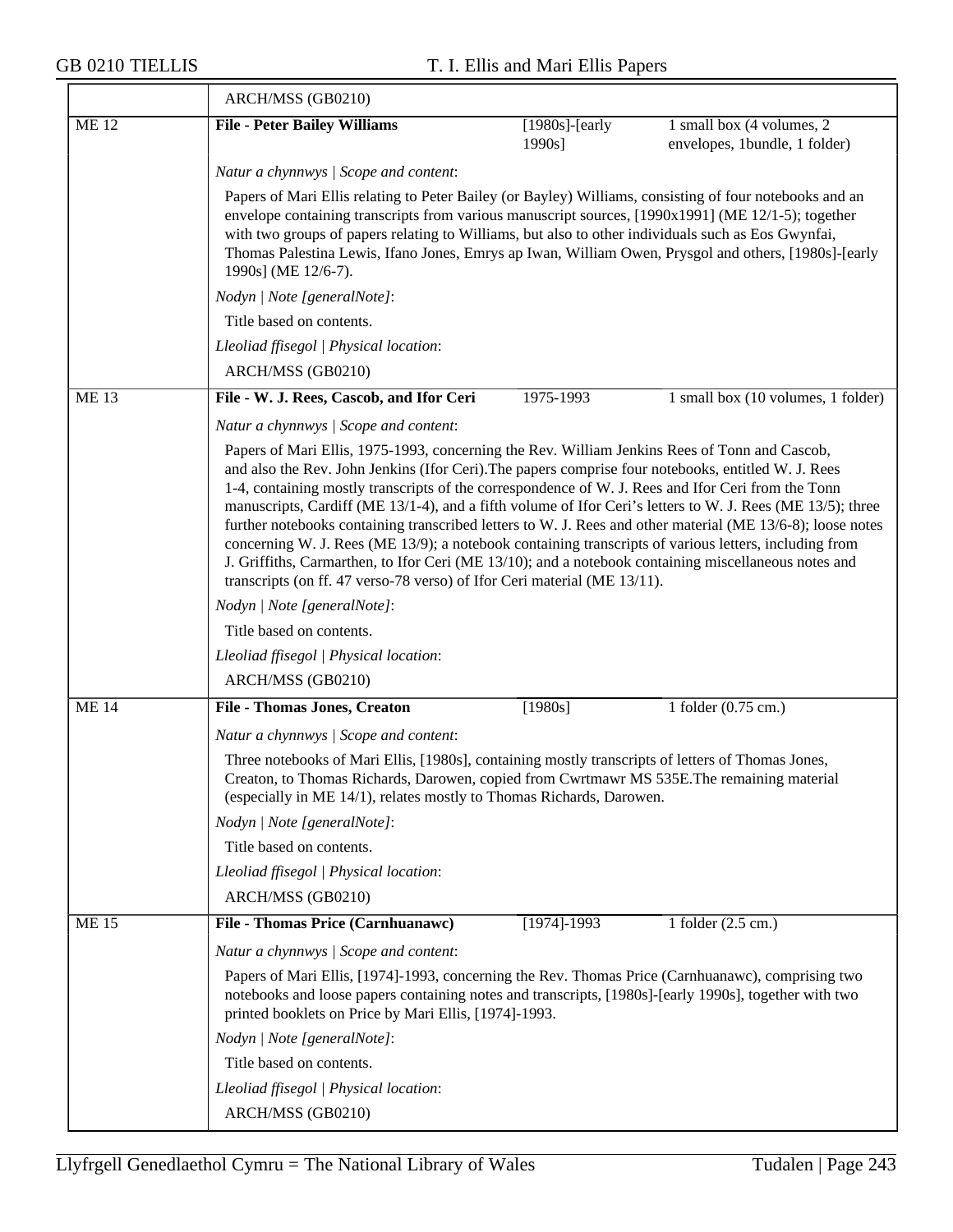ARCH/MSS (GB0210)

| ME 12 | **File - Peter Bailey Williams** | [1980s]-[early 1990s] | 1 small box (4 volumes, 2 envelopes, 1bundle, 1 folder) |
|---|---|---|---|

*Natur a chynnwys | Scope and content*:

Papers of Mari Ellis relating to Peter Bailey (or Bayley) Williams, consisting of four notebooks and an envelope containing transcripts from various manuscript sources, [1990x1991] (ME 12/1-5); together with two groups of papers relating to Williams, but also to other individuals such as Eos Gwynfai, Thomas Palestina Lewis, Ifano Jones, Emrys ap Iwan, William Owen, Prysgol and others, [1980s]-[early 1990s] (ME 12/6-7).

*Nodyn | Note [generalNote]*:

Title based on contents.

*Lleoliad ffisegol | Physical location*:

ARCH/MSS (GB0210)

| ME 13 | **File - W. J. Rees, Cascob, and Ifor Ceri** | 1975-1993 | 1 small box (10 volumes, 1 folder) |
|---|---|---|---|

*Natur a chynnwys | Scope and content*:

Papers of Mari Ellis, 1975-1993, concerning the Rev. William Jenkins Rees of Tonn and Cascob, and also the Rev. John Jenkins (Ifor Ceri).The papers comprise four notebooks, entitled W. J. Rees 1-4, containing mostly transcripts of the correspondence of W. J. Rees and Ifor Ceri from the Tonn manuscripts, Cardiff (ME 13/1-4), and a fifth volume of Ifor Ceri's letters to W. J. Rees (ME 13/5); three further notebooks containing transcribed letters to W. J. Rees and other material (ME 13/6-8); loose notes concerning W. J. Rees (ME 13/9); a notebook containing transcripts of various letters, including from J. Griffiths, Carmarthen, to Ifor Ceri (ME 13/10); and a notebook containing miscellaneous notes and transcripts (on ff. 47 verso-78 verso) of Ifor Ceri material (ME 13/11).

*Nodyn | Note [generalNote]*:

Title based on contents.

*Lleoliad ffisegol | Physical location*:

ARCH/MSS (GB0210)

| ME 14 | **File - Thomas Jones, Creaton** | [1980s] | 1 folder (0.75 cm.) |
|---|---|---|---|

*Natur a chynnwys | Scope and content*:

Three notebooks of Mari Ellis, [1980s], containing mostly transcripts of letters of Thomas Jones, Creaton, to Thomas Richards, Darowen, copied from Cwrtmawr MS 535E.The remaining material (especially in ME 14/1), relates mostly to Thomas Richards, Darowen.

*Nodyn | Note [generalNote]*:

Title based on contents.

*Lleoliad ffisegol | Physical location*:

ARCH/MSS (GB0210)

| ME 15 | **File - Thomas Price (Carnhuanawc)** | [1974]-1993 | 1 folder (2.5 cm.) |
|---|---|---|---|

*Natur a chynnwys | Scope and content*:

Papers of Mari Ellis, [1974]-1993, concerning the Rev. Thomas Price (Carnhuanawc), comprising two notebooks and loose papers containing notes and transcripts, [1980s]-[early 1990s], together with two printed booklets on Price by Mari Ellis, [1974]-1993.

*Nodyn | Note [generalNote]*:

Title based on contents.

*Lleoliad ffisegol | Physical location*:

ARCH/MSS (GB0210)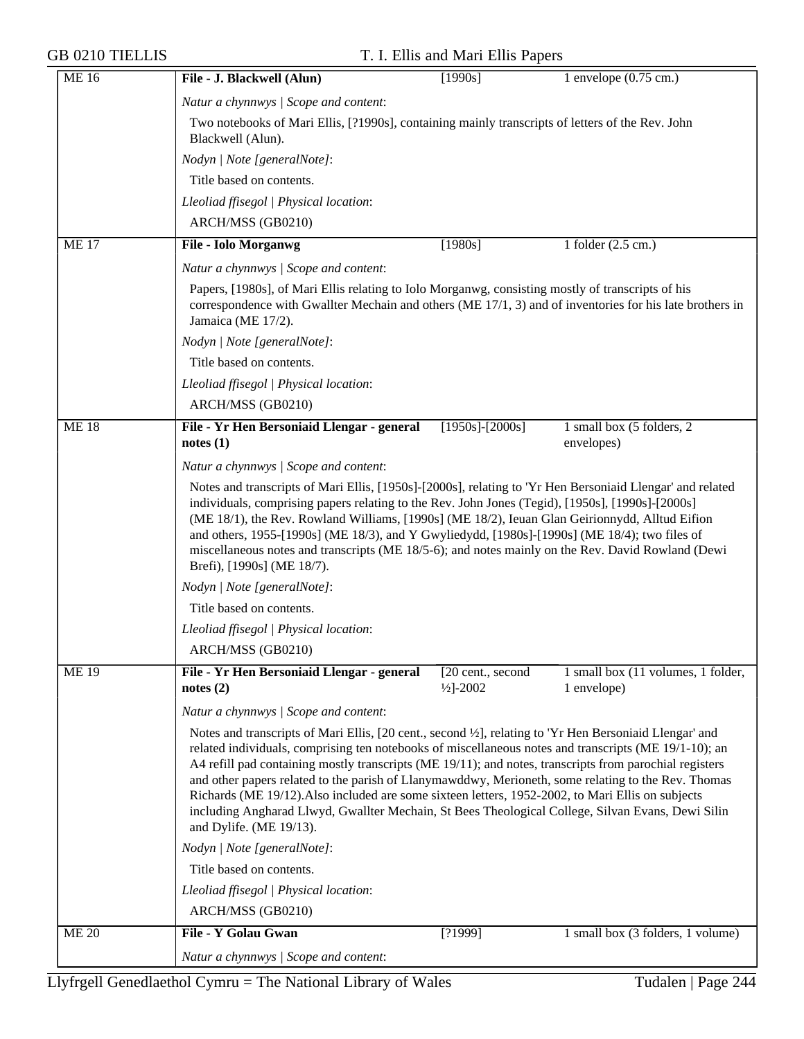| ME 16 | **File - J. Blackwell (Alun)** | [1990s] | 1 envelope (0.75 cm.) |
|---|---|---|---|

*Natur a chynnwys | Scope and content*:

Two notebooks of Mari Ellis, [?1990s], containing mainly transcripts of letters of the Rev. John Blackwell (Alun).

*Nodyn | Note [generalNote]*:

Title based on contents.

*Lleoliad ffisegol | Physical location*:

ARCH/MSS (GB0210)

| ME 17 | **File - Iolo Morganwg** | [1980s] | 1 folder (2.5 cm.) |
|---|---|---|---|

*Natur a chynnwys | Scope and content*:

Papers, [1980s], of Mari Ellis relating to Iolo Morganwg, consisting mostly of transcripts of his correspondence with Gwallter Mechain and others (ME 17/1, 3) and of inventories for his late brothers in Jamaica (ME 17/2).

*Nodyn | Note [generalNote]*:

Title based on contents.

*Lleoliad ffisegol | Physical location*:

ARCH/MSS (GB0210)

| ME 18 | **File - Yr Hen Bersoniaid Llengar - general notes (1)** | [1950s]-[2000s] | 1 small box (5 folders, 2 envelopes) |
|---|---|---|---|

*Natur a chynnwys | Scope and content*:

Notes and transcripts of Mari Ellis, [1950s]-[2000s], relating to 'Yr Hen Bersoniaid Llengar' and related individuals, comprising papers relating to the Rev. John Jones (Tegid), [1950s], [1990s]-[2000s] (ME 18/1), the Rev. Rowland Williams, [1990s] (ME 18/2), Ieuan Glan Geirionnydd, Alltud Eifion and others, 1955-[1990s] (ME 18/3), and Y Gwyliedydd, [1980s]-[1990s] (ME 18/4); two files of miscellaneous notes and transcripts (ME 18/5-6); and notes mainly on the Rev. David Rowland (Dewi Brefi), [1990s] (ME 18/7).

*Nodyn | Note [generalNote]*:

Title based on contents.

*Lleoliad ffisegol | Physical location*:

ARCH/MSS (GB0210)

| ME 19 | **File - Yr Hen Bersoniaid Llengar - general notes (2)** | [20 cent., second ½]-2002 | 1 small box (11 volumes, 1 folder, 1 envelope) |
|---|---|---|---|

*Natur a chynnwys | Scope and content*:

Notes and transcripts of Mari Ellis, [20 cent., second ½], relating to 'Yr Hen Bersoniaid Llengar' and related individuals, comprising ten notebooks of miscellaneous notes and transcripts (ME 19/1-10); an A4 refill pad containing mostly transcripts (ME 19/11); and notes, transcripts from parochial registers and other papers related to the parish of Llanymawddwy, Merioneth, some relating to the Rev. Thomas Richards (ME 19/12).Also included are some sixteen letters, 1952-2002, to Mari Ellis on subjects including Angharad Llwyd, Gwallter Mechain, St Bees Theological College, Silvan Evans, Dewi Silin and Dylife. (ME 19/13).

*Nodyn | Note [generalNote]*:

Title based on contents.

*Lleoliad ffisegol | Physical location*:

ARCH/MSS (GB0210)

| ME 20 | **File - Y Golau Gwan** | [?1999] | 1 small box (3 folders, 1 volume) |
|---|---|---|---|

*Natur a chynnwys | Scope and content*: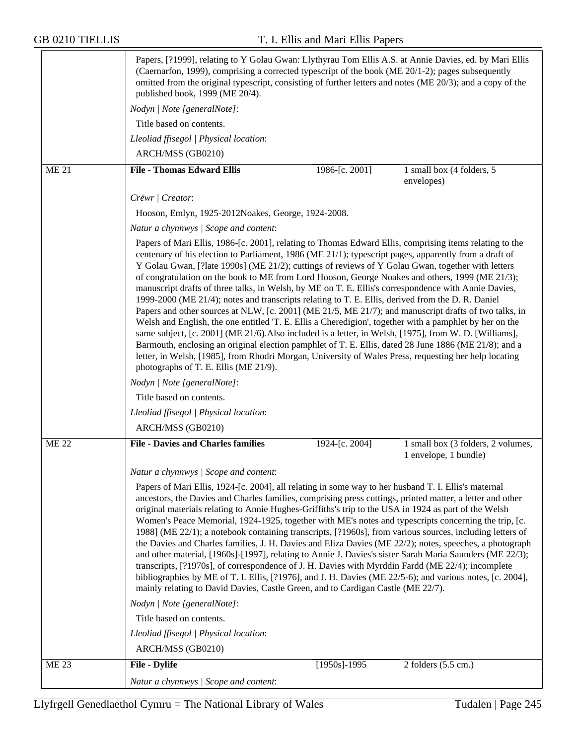Papers, [?1999], relating to Y Golau Gwan: Llythyrau Tom Ellis A.S. at Annie Davies, ed. by Mari Ellis (Caernarfon, 1999), comprising a corrected typescript of the book (ME 20/1-2); pages subsequently omitted from the original typescript, consisting of further letters and notes (ME 20/3); and a copy of the published book, 1999 (ME 20/4).

*Nodyn | Note [generalNote]*:

Title based on contents.

*Lleoliad ffisegol | Physical location*:

ARCH/MSS (GB0210)

| ME 21 | **File - Thomas Edward Ellis** | 1986-[c. 2001] | 1 small box (4 folders, 5 envelopes) |
|---|---|---|---|

*Crëwr | Creator*:

Hooson, Emlyn, 1925-2012Noakes, George, 1924-2008.

*Natur a chynnwys | Scope and content*:

Papers of Mari Ellis, 1986-[c. 2001], relating to Thomas Edward Ellis, comprising items relating to the centenary of his election to Parliament, 1986 (ME 21/1); typescript pages, apparently from a draft of Y Golau Gwan, [?late 1990s] (ME 21/2); cuttings of reviews of Y Golau Gwan, together with letters of congratulation on the book to ME from Lord Hooson, George Noakes and others, 1999 (ME 21/3); manuscript drafts of three talks, in Welsh, by ME on T. E. Ellis's correspondence with Annie Davies, 1999-2000 (ME 21/4); notes and transcripts relating to T. E. Ellis, derived from the D. R. Daniel Papers and other sources at NLW, [c. 2001] (ME 21/5, ME 21/7); and manuscript drafts of two talks, in Welsh and English, the one entitled 'T. E. Ellis a Cheredigion', together with a pamphlet by her on the same subject, [c. 2001] (ME 21/6).Also included is a letter, in Welsh, [1975], from W. D. [Williams], Barmouth, enclosing an original election pamphlet of T. E. Ellis, dated 28 June 1886 (ME 21/8); and a letter, in Welsh, [1985], from Rhodri Morgan, University of Wales Press, requesting her help locating photographs of T. E. Ellis (ME 21/9).

*Nodyn | Note [generalNote]*:

Title based on contents.

*Lleoliad ffisegol | Physical location*:

ARCH/MSS (GB0210)

| ME 22 | **File - Davies and Charles families** | 1924-[c. 2004] | 1 small box (3 folders, 2 volumes, 1 envelope, 1 bundle) |
|---|---|---|---|

*Natur a chynnwys | Scope and content*:

Papers of Mari Ellis, 1924-[c. 2004], all relating in some way to her husband T. I. Ellis's maternal ancestors, the Davies and Charles families, comprising press cuttings, printed matter, a letter and other original materials relating to Annie Hughes-Griffiths's trip to the USA in 1924 as part of the Welsh Women's Peace Memorial, 1924-1925, together with ME's notes and typescripts concerning the trip, [c. 1988] (ME 22/1); a notebook containing transcripts, [?1960s], from various sources, including letters of the Davies and Charles families, J. H. Davies and Eliza Davies (ME 22/2); notes, speeches, a photograph and other material, [1960s]-[1997], relating to Annie J. Davies's sister Sarah Maria Saunders (ME 22/3); transcripts, [?1970s], of correspondence of J. H. Davies with Myrddin Fardd (ME 22/4); incomplete bibliographies by ME of T. I. Ellis, [?1976], and J. H. Davies (ME 22/5-6); and various notes, [c. 2004], mainly relating to David Davies, Castle Green, and to Cardigan Castle (ME 22/7).

*Nodyn | Note [generalNote]*:

Title based on contents.

*Lleoliad ffisegol | Physical location*:

ARCH/MSS (GB0210)

| ME 23 | **File - Dylife** | [1950s]-1995 | 2 folders (5.5 cm.) |
|---|---|---|---|

*Natur a chynnwys | Scope and content*: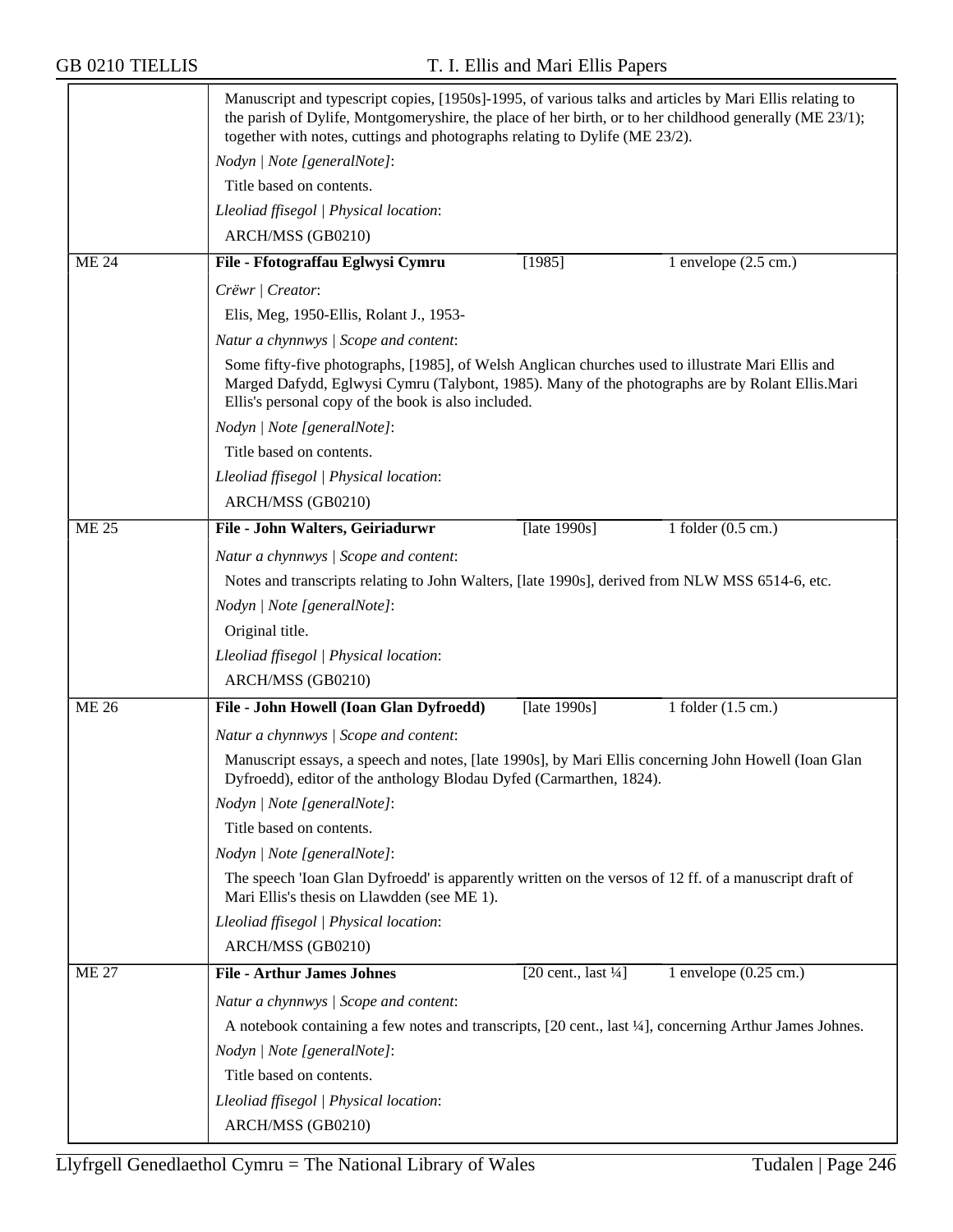Manuscript and typescript copies, [1950s]-1995, of various talks and articles by Mari Ellis relating to the parish of Dylife, Montgomeryshire, the place of her birth, or to her childhood generally (ME 23/1); together with notes, cuttings and photographs relating to Dylife (ME 23/2).

*Nodyn | Note [generalNote]*:

Title based on contents.

*Lleoliad ffisegol | Physical location*:

ARCH/MSS (GB0210)

---

**ME 24** | **File - Ffotograffau Eglwysi Cymru** | [1985] | 1 envelope (2.5 cm.)

*Crëwr | Creator*:

Elis, Meg, 1950-Ellis, Rolant J., 1953-

*Natur a chynnwys | Scope and content*:

Some fifty-five photographs, [1985], of Welsh Anglican churches used to illustrate Mari Ellis and Marged Dafydd, Eglwysi Cymru (Talybont, 1985). Many of the photographs are by Rolant Ellis.Mari Ellis's personal copy of the book is also included.

*Nodyn | Note [generalNote]*:

Title based on contents.

*Lleoliad ffisegol | Physical location*:

ARCH/MSS (GB0210)

---

**ME 25** | **File - John Walters, Geiriadurwr** | [late 1990s] | 1 folder (0.5 cm.)

*Natur a chynnwys | Scope and content*:

Notes and transcripts relating to John Walters, [late 1990s], derived from NLW MSS 6514-6, etc.

*Nodyn | Note [generalNote]*:

Original title.

*Lleoliad ffisegol | Physical location*:

ARCH/MSS (GB0210)

---

**ME 26** | **File - John Howell (Ioan Glan Dyfroedd)** | [late 1990s] | 1 folder (1.5 cm.)

*Natur a chynnwys | Scope and content*:

Manuscript essays, a speech and notes, [late 1990s], by Mari Ellis concerning John Howell (Ioan Glan Dyfroedd), editor of the anthology Blodau Dyfed (Carmarthen, 1824).

*Nodyn | Note [generalNote]*:

Title based on contents.

*Nodyn | Note [generalNote]*:

The speech 'Ioan Glan Dyfroedd' is apparently written on the versos of 12 ff. of a manuscript draft of Mari Ellis's thesis on Llawdden (see ME 1).

*Lleoliad ffisegol | Physical location*:

ARCH/MSS (GB0210)

---

**ME 27** | **File - Arthur James Johnes** | [20 cent., last ¼] | 1 envelope (0.25 cm.)

*Natur a chynnwys | Scope and content*:

A notebook containing a few notes and transcripts, [20 cent., last ¼], concerning Arthur James Johnes.

*Nodyn | Note [generalNote]*:

Title based on contents.

*Lleoliad ffisegol | Physical location*:

ARCH/MSS (GB0210)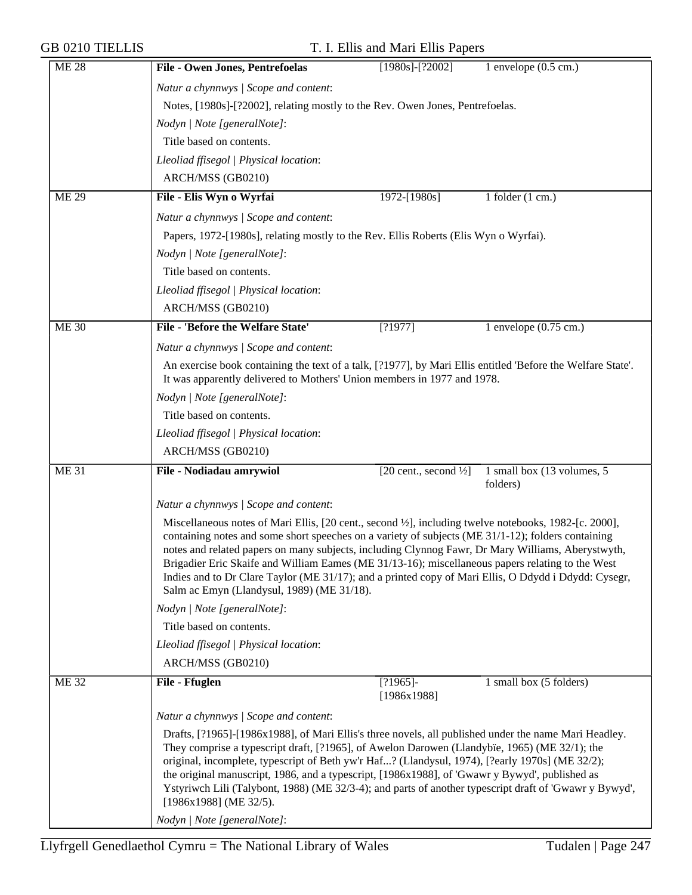| ME 28 | **File - Owen Jones, Pentrefoelas** | [1980s]-[?2002] | 1 envelope (0.5 cm.) |
|---|---|---|---|

*Natur a chynnwys | Scope and content*:

Notes, [1980s]-[?2002], relating mostly to the Rev. Owen Jones, Pentrefoelas.

*Nodyn | Note [generalNote]*:

Title based on contents.

*Lleoliad ffisegol | Physical location*:

ARCH/MSS (GB0210)

| ME 29 | **File - Elis Wyn o Wyrfai** | 1972-[1980s] | 1 folder (1 cm.) |
|---|---|---|---|

*Natur a chynnwys | Scope and content*:

Papers, 1972-[1980s], relating mostly to the Rev. Ellis Roberts (Elis Wyn o Wyrfai).

*Nodyn | Note [generalNote]*:

Title based on contents.

*Lleoliad ffisegol | Physical location*:

ARCH/MSS (GB0210)

| ME 30 | **File - 'Before the Welfare State'** | [?1977] | 1 envelope (0.75 cm.) |
|---|---|---|---|

*Natur a chynnwys | Scope and content*:

An exercise book containing the text of a talk, [?1977], by Mari Ellis entitled 'Before the Welfare State'. It was apparently delivered to Mothers' Union members in 1977 and 1978.

*Nodyn | Note [generalNote]*:

Title based on contents.

*Lleoliad ffisegol | Physical location*:

ARCH/MSS (GB0210)

| ME 31 | **File - Nodiadau amrywiol** | [20 cent., second ½] | 1 small box (13 volumes, 5 folders) |
|---|---|---|---|

*Natur a chynnwys | Scope and content*:

Miscellaneous notes of Mari Ellis, [20 cent., second ½], including twelve notebooks, 1982-[c. 2000], containing notes and some short speeches on a variety of subjects (ME 31/1-12); folders containing notes and related papers on many subjects, including Clynnog Fawr, Dr Mary Williams, Aberystwyth, Brigadier Eric Skaife and William Eames (ME 31/13-16); miscellaneous papers relating to the West Indies and to Dr Clare Taylor (ME 31/17); and a printed copy of Mari Ellis, O Ddydd i Ddydd: Cysegr, Salm ac Emyn (Llandysul, 1989) (ME 31/18).

*Nodyn | Note [generalNote]*:

Title based on contents.

*Lleoliad ffisegol | Physical location*:

ARCH/MSS (GB0210)

| ME 32 | **File - Ffuglen** | [?1965]-[1986x1988] | 1 small box (5 folders) |
|---|---|---|---|

*Natur a chynnwys | Scope and content*:

Drafts, [?1965]-[1986x1988], of Mari Ellis's three novels, all published under the name Mari Headley. They comprise a typescript draft, [?1965], of Awelon Darowen (Llandybïe, 1965) (ME 32/1); the original, incomplete, typescript of Beth yw'r Haf...? (Llandysul, 1974), [?early 1970s] (ME 32/2); the original manuscript, 1986, and a typescript, [1986x1988], of 'Gwawr y Bywyd', published as Ystyriwch Lili (Talybont, 1988) (ME 32/3-4); and parts of another typescript draft of 'Gwawr y Bywyd', [1986x1988] (ME 32/5).

*Nodyn | Note [generalNote]*: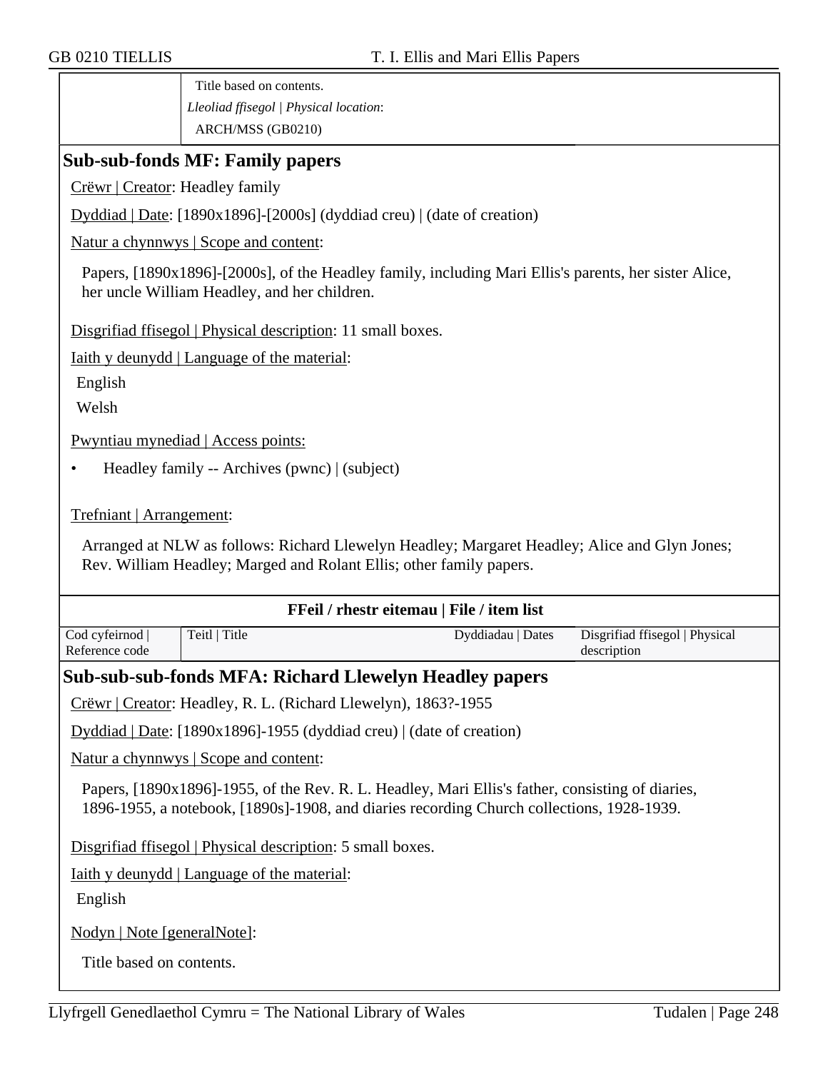| | Title based on contents. |
|---|---|
| | *Lleoliad ffisegol \| Physical location*: |
| | ARCH/MSS (GB0210) |

## Sub-sub-fonds MF: Family papers

Crëwr | Creator: Headley family

Dyddiad | Date: [1890x1896]-[2000s] (dyddiad creu) | (date of creation)

Natur a chynnwys | Scope and content:

Papers, [1890x1896]-[2000s], of the Headley family, including Mari Ellis's parents, her sister Alice, her uncle William Headley, and her children.

Disgrifiad ffisegol | Physical description: 11 small boxes.

Iaith y deunydd | Language of the material:

English

Welsh

Pwyntiau mynediad | Access points:

- Headley family -- Archives (pwnc) | (subject)

Trefniant | Arrangement:

Arranged at NLW as follows: Richard Llewelyn Headley; Margaret Headley; Alice and Glyn Jones; Rev. William Headley; Marged and Rolant Ellis; other family papers.

**FFeil / rhestr eitemau | File / item list**

| Cod cyfeirnod \| Reference code | Teitl \| Title | Dyddiadau \| Dates | Disgrifiad ffisegol \| Physical description |
|---|---|---|---|

## Sub-sub-sub-fonds MFA: Richard Llewelyn Headley papers

Crëwr | Creator: Headley, R. L. (Richard Llewelyn), 1863?-1955

Dyddiad | Date: [1890x1896]-1955 (dyddiad creu) | (date of creation)

Natur a chynnwys | Scope and content:

Papers, [1890x1896]-1955, of the Rev. R. L. Headley, Mari Ellis's father, consisting of diaries, 1896-1955, a notebook, [1890s]-1908, and diaries recording Church collections, 1928-1939.

Disgrifiad ffisegol | Physical description: 5 small boxes.

Iaith y deunydd | Language of the material:

English

Nodyn | Note [generalNote]:

Title based on contents.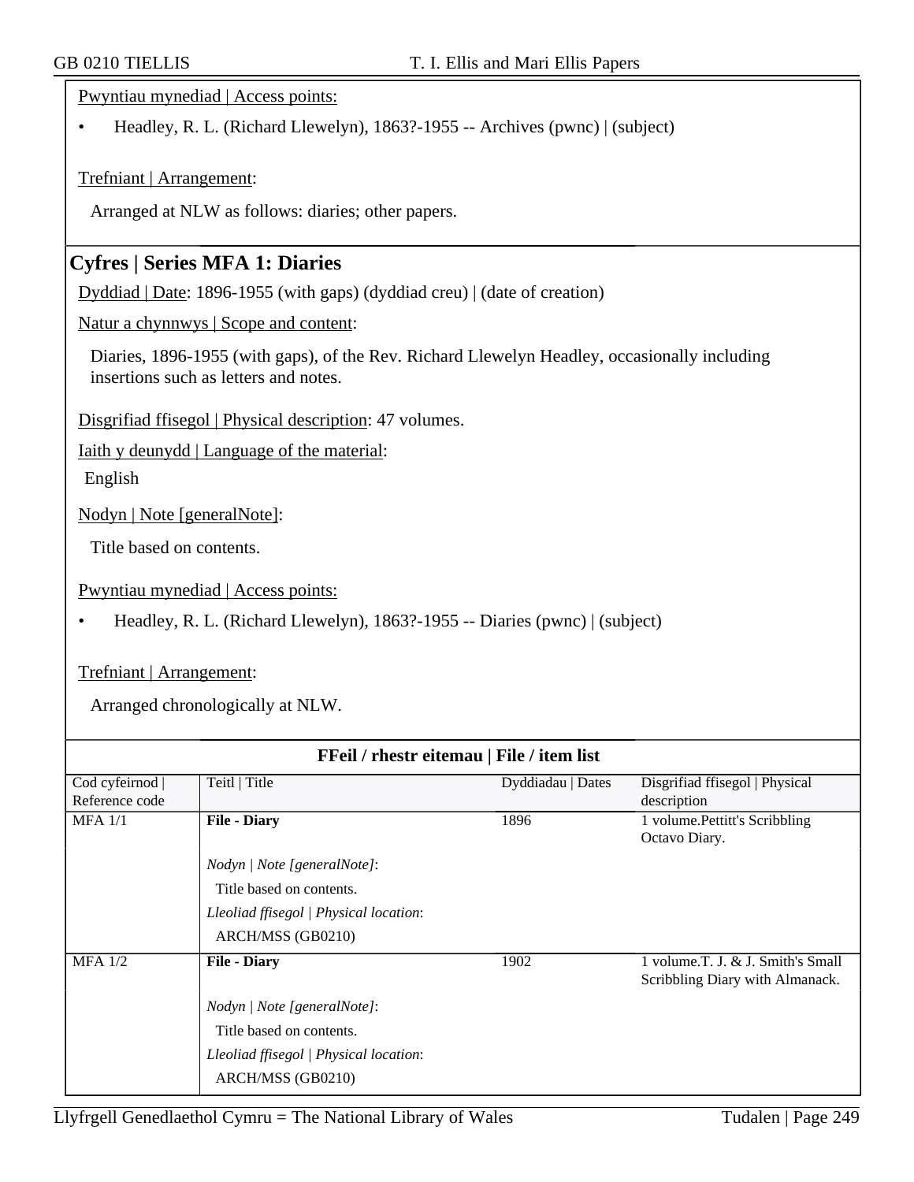Pwyntiau mynediad | Access points:

- Headley, R. L. (Richard Llewelyn), 1863?-1955 -- Archives (pwnc) | (subject)

Trefniant | Arrangement:

Arranged at NLW as follows: diaries; other papers.

## Cyfres | Series MFA 1: Diaries

Dyddiad | Date: 1896-1955 (with gaps) (dyddiad creu) | (date of creation)

Natur a chynnwys | Scope and content:

Diaries, 1896-1955 (with gaps), of the Rev. Richard Llewelyn Headley, occasionally including insertions such as letters and notes.

Disgrifiad ffisegol | Physical description: 47 volumes.

Iaith y deunydd | Language of the material:

English

Nodyn | Note [generalNote]:

Title based on contents.

Pwyntiau mynediad | Access points:

- Headley, R. L. (Richard Llewelyn), 1863?-1955 -- Diaries (pwnc) | (subject)

Trefniant | Arrangement:

Arranged chronologically at NLW.

**FFeil / rhestr eitemau | File / item list**

| Cod cyfeirnod \| Reference code | Teitl \| Title | Dyddiadau \| Dates | Disgrifiad ffisegol \| Physical description |
|---|---|---|---|
| MFA 1/1 | **File - Diary**<br>*Nodyn \| Note [generalNote]*:<br>Title based on contents.<br>*Lleoliad ffisegol \| Physical location*:<br>ARCH/MSS (GB0210) | 1896 | 1 volume.Pettitt's Scribbling Octavo Diary. |
| MFA 1/2 | **File - Diary**<br>*Nodyn \| Note [generalNote]*:<br>Title based on contents.<br>*Lleoliad ffisegol \| Physical location*:<br>ARCH/MSS (GB0210) | 1902 | 1 volume.T. J. & J. Smith's Small Scribbling Diary with Almanack. |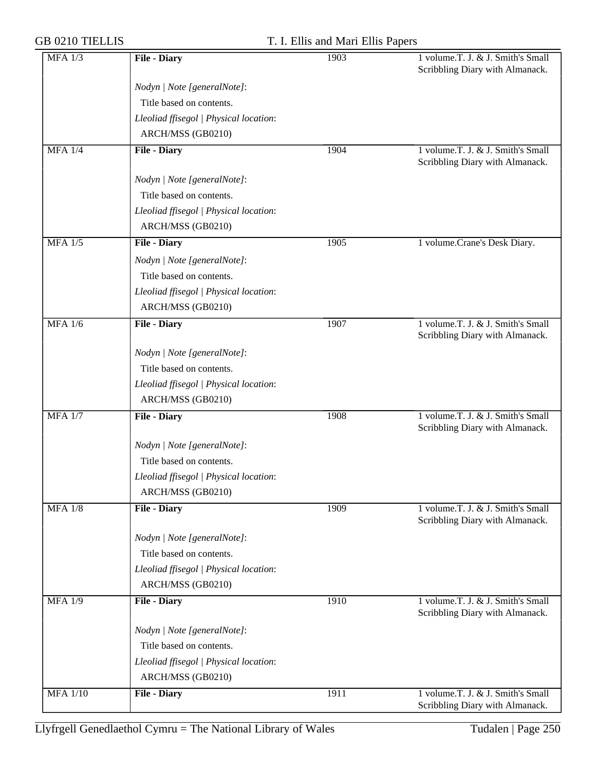| | | | |
|---|---|---|---|
| MFA 1/3 | **File - Diary** | 1903 | 1 volume.T. J. & J. Smith's Small Scribbling Diary with Almanack. |
| | *Nodyn \| Note [generalNote]*: | | |
| | Title based on contents. | | |
| | *Lleoliad ffisegol \| Physical location*: | | |
| | ARCH/MSS (GB0210) | | |
| MFA 1/4 | **File - Diary** | 1904 | 1 volume.T. J. & J. Smith's Small Scribbling Diary with Almanack. |
| | *Nodyn \| Note [generalNote]*: | | |
| | Title based on contents. | | |
| | *Lleoliad ffisegol \| Physical location*: | | |
| | ARCH/MSS (GB0210) | | |
| MFA 1/5 | **File - Diary** | 1905 | 1 volume.Crane's Desk Diary. |
| | *Nodyn \| Note [generalNote]*: | | |
| | Title based on contents. | | |
| | *Lleoliad ffisegol \| Physical location*: | | |
| | ARCH/MSS (GB0210) | | |
| MFA 1/6 | **File - Diary** | 1907 | 1 volume.T. J. & J. Smith's Small Scribbling Diary with Almanack. |
| | *Nodyn \| Note [generalNote]*: | | |
| | Title based on contents. | | |
| | *Lleoliad ffisegol \| Physical location*: | | |
| | ARCH/MSS (GB0210) | | |
| MFA 1/7 | **File - Diary** | 1908 | 1 volume.T. J. & J. Smith's Small Scribbling Diary with Almanack. |
| | *Nodyn \| Note [generalNote]*: | | |
| | Title based on contents. | | |
| | *Lleoliad ffisegol \| Physical location*: | | |
| | ARCH/MSS (GB0210) | | |
| MFA 1/8 | **File - Diary** | 1909 | 1 volume.T. J. & J. Smith's Small Scribbling Diary with Almanack. |
| | *Nodyn \| Note [generalNote]*: | | |
| | Title based on contents. | | |
| | *Lleoliad ffisegol \| Physical location*: | | |
| | ARCH/MSS (GB0210) | | |
| MFA 1/9 | **File - Diary** | 1910 | 1 volume.T. J. & J. Smith's Small Scribbling Diary with Almanack. |
| | *Nodyn \| Note [generalNote]*: | | |
| | Title based on contents. | | |
| | *Lleoliad ffisegol \| Physical location*: | | |
| | ARCH/MSS (GB0210) | | |
| MFA 1/10 | **File - Diary** | 1911 | 1 volume.T. J. & J. Smith's Small Scribbling Diary with Almanack. |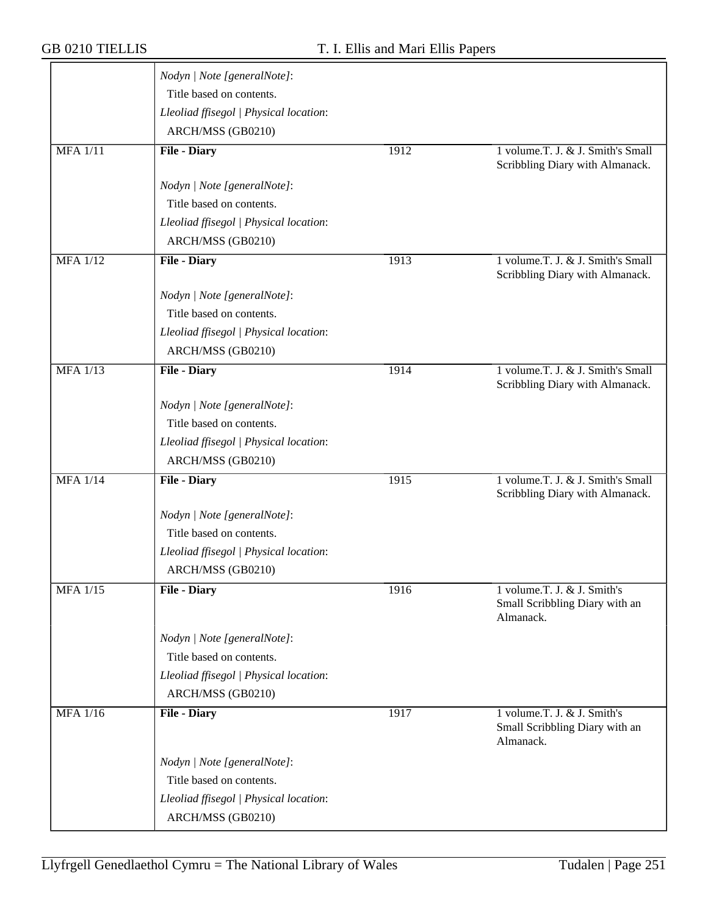| | | | |
|---|---|---|---|
| | *Nodyn \| Note [generalNote]*:<br>Title based on contents.<br>*Lleoliad ffisegol \| Physical location*:<br>ARCH/MSS (GB0210) | | |
| MFA 1/11 | **File - Diary**<br><br>*Nodyn \| Note [generalNote]*:<br>Title based on contents.<br>*Lleoliad ffisegol \| Physical location*:<br>ARCH/MSS (GB0210) | 1912 | 1 volume.T. J. & J. Smith's Small Scribbling Diary with Almanack. |
| MFA 1/12 | **File - Diary**<br><br>*Nodyn \| Note [generalNote]*:<br>Title based on contents.<br>*Lleoliad ffisegol \| Physical location*:<br>ARCH/MSS (GB0210) | 1913 | 1 volume.T. J. & J. Smith's Small Scribbling Diary with Almanack. |
| MFA 1/13 | **File - Diary**<br><br>*Nodyn \| Note [generalNote]*:<br>Title based on contents.<br>*Lleoliad ffisegol \| Physical location*:<br>ARCH/MSS (GB0210) | 1914 | 1 volume.T. J. & J. Smith's Small Scribbling Diary with Almanack. |
| MFA 1/14 | **File - Diary**<br><br>*Nodyn \| Note [generalNote]*:<br>Title based on contents.<br>*Lleoliad ffisegol \| Physical location*:<br>ARCH/MSS (GB0210) | 1915 | 1 volume.T. J. & J. Smith's Small Scribbling Diary with Almanack. |
| MFA 1/15 | **File - Diary**<br><br>*Nodyn \| Note [generalNote]*:<br>Title based on contents.<br>*Lleoliad ffisegol \| Physical location*:<br>ARCH/MSS (GB0210) | 1916 | 1 volume.T. J. & J. Smith's Small Scribbling Diary with an Almanack. |
| MFA 1/16 | **File - Diary**<br><br>*Nodyn \| Note [generalNote]*:<br>Title based on contents.<br>*Lleoliad ffisegol \| Physical location*:<br>ARCH/MSS (GB0210) | 1917 | 1 volume.T. J. & J. Smith's Small Scribbling Diary with an Almanack. |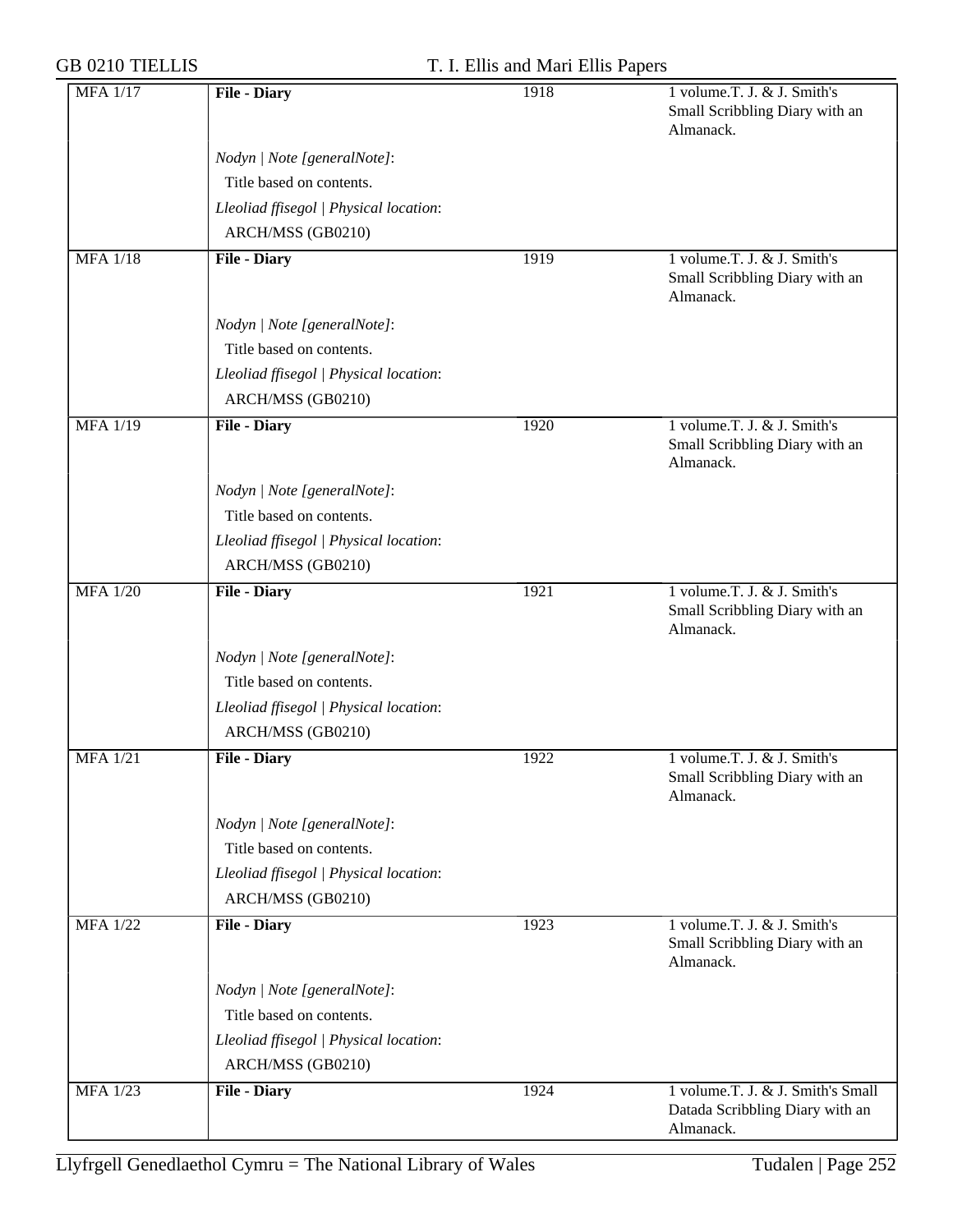| | | | |
|---|---|---|---|
| MFA 1/17 | **File - Diary** | 1918 | 1 volume.T. J. & J. Smith's Small Scribbling Diary with an Almanack. |
| | *Nodyn \| Note [generalNote]*:<br>Title based on contents.<br>*Lleoliad ffisegol \| Physical location*:<br>ARCH/MSS (GB0210) | | |
| MFA 1/18 | **File - Diary** | 1919 | 1 volume.T. J. & J. Smith's Small Scribbling Diary with an Almanack. |
| | *Nodyn \| Note [generalNote]*:<br>Title based on contents.<br>*Lleoliad ffisegol \| Physical location*:<br>ARCH/MSS (GB0210) | | |
| MFA 1/19 | **File - Diary** | 1920 | 1 volume.T. J. & J. Smith's Small Scribbling Diary with an Almanack. |
| | *Nodyn \| Note [generalNote]*:<br>Title based on contents.<br>*Lleoliad ffisegol \| Physical location*:<br>ARCH/MSS (GB0210) | | |
| MFA 1/20 | **File - Diary** | 1921 | 1 volume.T. J. & J. Smith's Small Scribbling Diary with an Almanack. |
| | *Nodyn \| Note [generalNote]*:<br>Title based on contents.<br>*Lleoliad ffisegol \| Physical location*:<br>ARCH/MSS (GB0210) | | |
| MFA 1/21 | **File - Diary** | 1922 | 1 volume.T. J. & J. Smith's Small Scribbling Diary with an Almanack. |
| | *Nodyn \| Note [generalNote]*:<br>Title based on contents.<br>*Lleoliad ffisegol \| Physical location*:<br>ARCH/MSS (GB0210) | | |
| MFA 1/22 | **File - Diary** | 1923 | 1 volume.T. J. & J. Smith's Small Scribbling Diary with an Almanack. |
| | *Nodyn \| Note [generalNote]*:<br>Title based on contents.<br>*Lleoliad ffisegol \| Physical location*:<br>ARCH/MSS (GB0210) | | |
| MFA 1/23 | **File - Diary** | 1924 | 1 volume.T. J. & J. Smith's Small Datada Scribbling Diary with an Almanack. |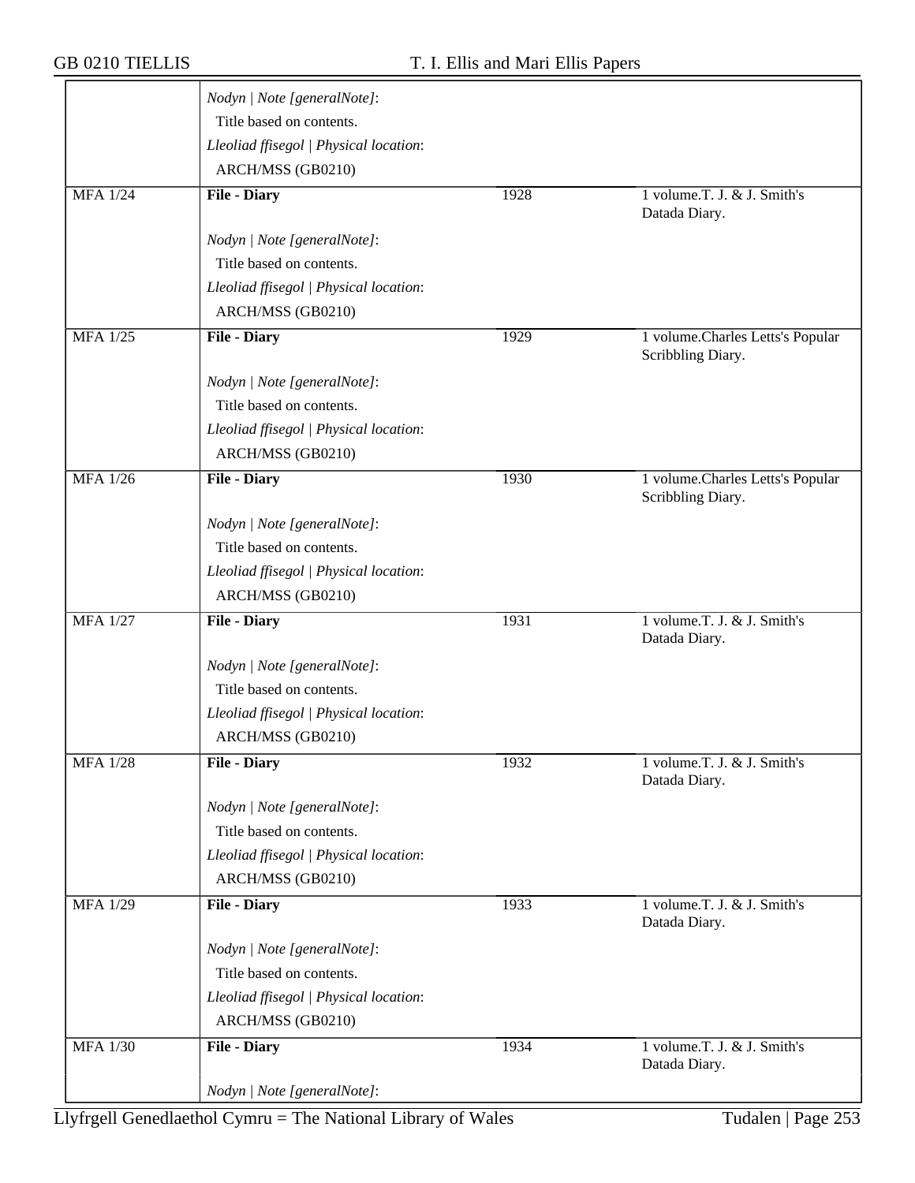| | | | |
|---|---|---|---|
| | *Nodyn \| Note [generalNote]*:<br>Title based on contents.<br>*Lleoliad ffisegol \| Physical location*:<br>ARCH/MSS (GB0210) | | |
| MFA 1/24 | **File - Diary**<br><br>*Nodyn \| Note [generalNote]*:<br>Title based on contents.<br>*Lleoliad ffisegol \| Physical location*:<br>ARCH/MSS (GB0210) | 1928 | 1 volume.T. J. & J. Smith's Datada Diary. |
| MFA 1/25 | **File - Diary**<br><br>*Nodyn \| Note [generalNote]*:<br>Title based on contents.<br>*Lleoliad ffisegol \| Physical location*:<br>ARCH/MSS (GB0210) | 1929 | 1 volume.Charles Letts's Popular Scribbling Diary. |
| MFA 1/26 | **File - Diary**<br><br>*Nodyn \| Note [generalNote]*:<br>Title based on contents.<br>*Lleoliad ffisegol \| Physical location*:<br>ARCH/MSS (GB0210) | 1930 | 1 volume.Charles Letts's Popular Scribbling Diary. |
| MFA 1/27 | **File - Diary**<br><br>*Nodyn \| Note [generalNote]*:<br>Title based on contents.<br>*Lleoliad ffisegol \| Physical location*:<br>ARCH/MSS (GB0210) | 1931 | 1 volume.T. J. & J. Smith's Datada Diary. |
| MFA 1/28 | **File - Diary**<br><br>*Nodyn \| Note [generalNote]*:<br>Title based on contents.<br>*Lleoliad ffisegol \| Physical location*:<br>ARCH/MSS (GB0210) | 1932 | 1 volume.T. J. & J. Smith's Datada Diary. |
| MFA 1/29 | **File - Diary**<br><br>*Nodyn \| Note [generalNote]*:<br>Title based on contents.<br>*Lleoliad ffisegol \| Physical location*:<br>ARCH/MSS (GB0210) | 1933 | 1 volume.T. J. & J. Smith's Datada Diary. |
| MFA 1/30 | **File - Diary**<br><br>*Nodyn \| Note [generalNote]*: | 1934 | 1 volume.T. J. & J. Smith's Datada Diary. |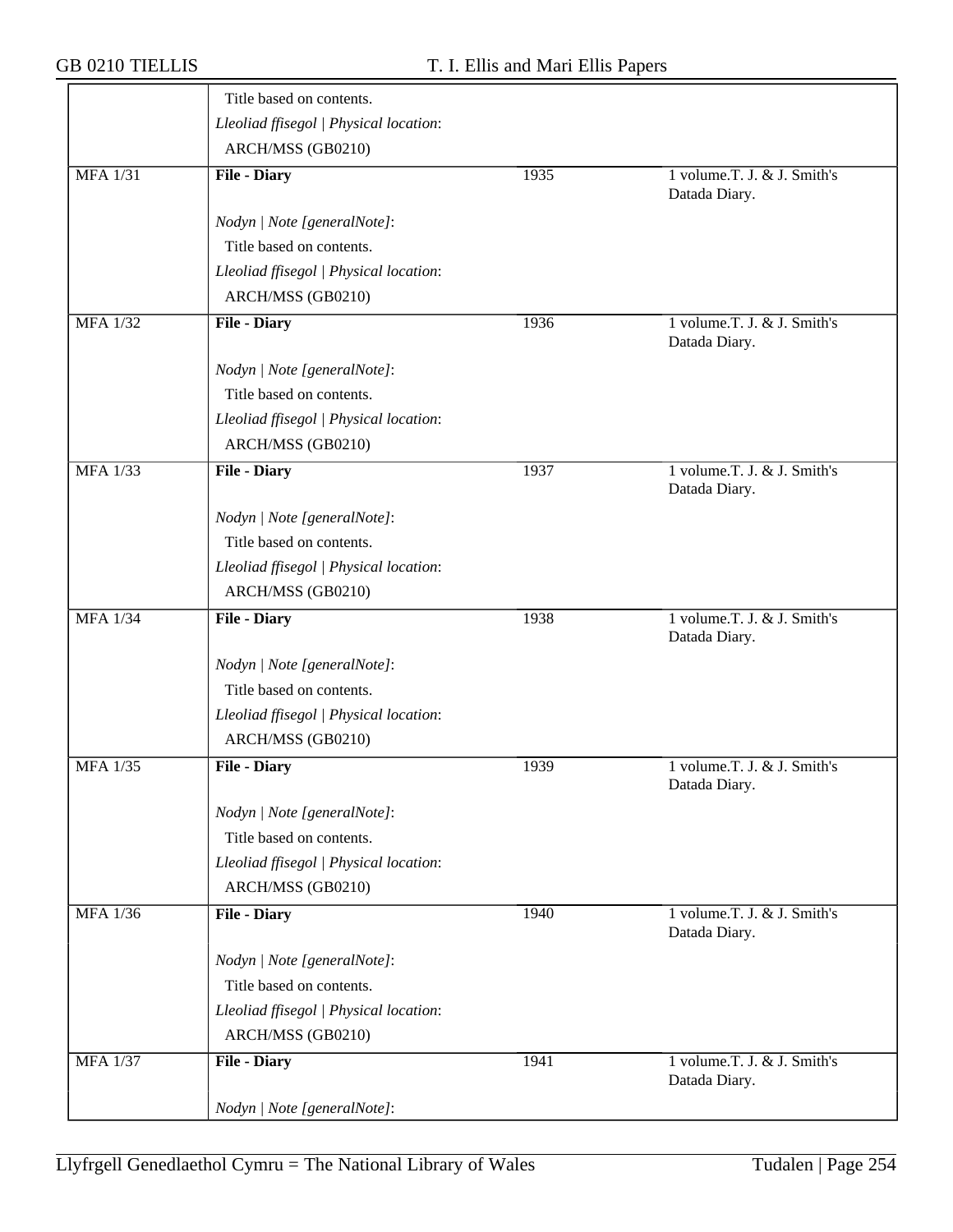| | | | |
|---|---|---|---|
| | Title based on contents.<br>*Lleoliad ffisegol \| Physical location*:<br>ARCH/MSS (GB0210) | | |
| MFA 1/31 | **File - Diary**<br><br>*Nodyn \| Note [generalNote]*:<br>Title based on contents.<br>*Lleoliad ffisegol \| Physical location*:<br>ARCH/MSS (GB0210) | 1935 | 1 volume.T. J. & J. Smith's Datada Diary. |
| MFA 1/32 | **File - Diary**<br><br>*Nodyn \| Note [generalNote]*:<br>Title based on contents.<br>*Lleoliad ffisegol \| Physical location*:<br>ARCH/MSS (GB0210) | 1936 | 1 volume.T. J. & J. Smith's Datada Diary. |
| MFA 1/33 | **File - Diary**<br><br>*Nodyn \| Note [generalNote]*:<br>Title based on contents.<br>*Lleoliad ffisegol \| Physical location*:<br>ARCH/MSS (GB0210) | 1937 | 1 volume.T. J. & J. Smith's Datada Diary. |
| MFA 1/34 | **File - Diary**<br><br>*Nodyn \| Note [generalNote]*:<br>Title based on contents.<br>*Lleoliad ffisegol \| Physical location*:<br>ARCH/MSS (GB0210) | 1938 | 1 volume.T. J. & J. Smith's Datada Diary. |
| MFA 1/35 | **File - Diary**<br><br>*Nodyn \| Note [generalNote]*:<br>Title based on contents.<br>*Lleoliad ffisegol \| Physical location*:<br>ARCH/MSS (GB0210) | 1939 | 1 volume.T. J. & J. Smith's Datada Diary. |
| MFA 1/36 | **File - Diary**<br><br>*Nodyn \| Note [generalNote]*:<br>Title based on contents.<br>*Lleoliad ffisegol \| Physical location*:<br>ARCH/MSS (GB0210) | 1940 | 1 volume.T. J. & J. Smith's Datada Diary. |
| MFA 1/37 | **File - Diary**<br><br>*Nodyn \| Note [generalNote]*: | 1941 | 1 volume.T. J. & J. Smith's Datada Diary. |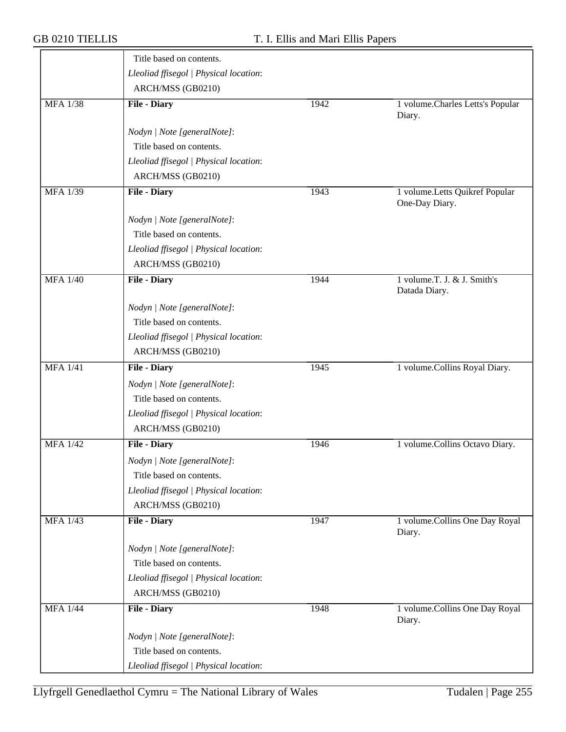| | | | |
|---|---|---|---|
| | Title based on contents.<br>*Lleoliad ffisegol \| Physical location*:<br>ARCH/MSS (GB0210) | | |
| MFA 1/38 | **File - Diary**<br>*Nodyn \| Note [generalNote]*:<br>Title based on contents.<br>*Lleoliad ffisegol \| Physical location*:<br>ARCH/MSS (GB0210) | 1942 | 1 volume.Charles Letts's Popular Diary. |
| MFA 1/39 | **File - Diary**<br>*Nodyn \| Note [generalNote]*:<br>Title based on contents.<br>*Lleoliad ffisegol \| Physical location*:<br>ARCH/MSS (GB0210) | 1943 | 1 volume.Letts Quikref Popular One-Day Diary. |
| MFA 1/40 | **File - Diary**<br>*Nodyn \| Note [generalNote]*:<br>Title based on contents.<br>*Lleoliad ffisegol \| Physical location*:<br>ARCH/MSS (GB0210) | 1944 | 1 volume.T. J. & J. Smith's Datada Diary. |
| MFA 1/41 | **File - Diary**<br>*Nodyn \| Note [generalNote]*:<br>Title based on contents.<br>*Lleoliad ffisegol \| Physical location*:<br>ARCH/MSS (GB0210) | 1945 | 1 volume.Collins Royal Diary. |
| MFA 1/42 | **File - Diary**<br>*Nodyn \| Note [generalNote]*:<br>Title based on contents.<br>*Lleoliad ffisegol \| Physical location*:<br>ARCH/MSS (GB0210) | 1946 | 1 volume.Collins Octavo Diary. |
| MFA 1/43 | **File - Diary**<br>*Nodyn \| Note [generalNote]*:<br>Title based on contents.<br>*Lleoliad ffisegol \| Physical location*:<br>ARCH/MSS (GB0210) | 1947 | 1 volume.Collins One Day Royal Diary. |
| MFA 1/44 | **File - Diary**<br>*Nodyn \| Note [generalNote]*:<br>Title based on contents.<br>*Lleoliad ffisegol \| Physical location*: | 1948 | 1 volume.Collins One Day Royal Diary. |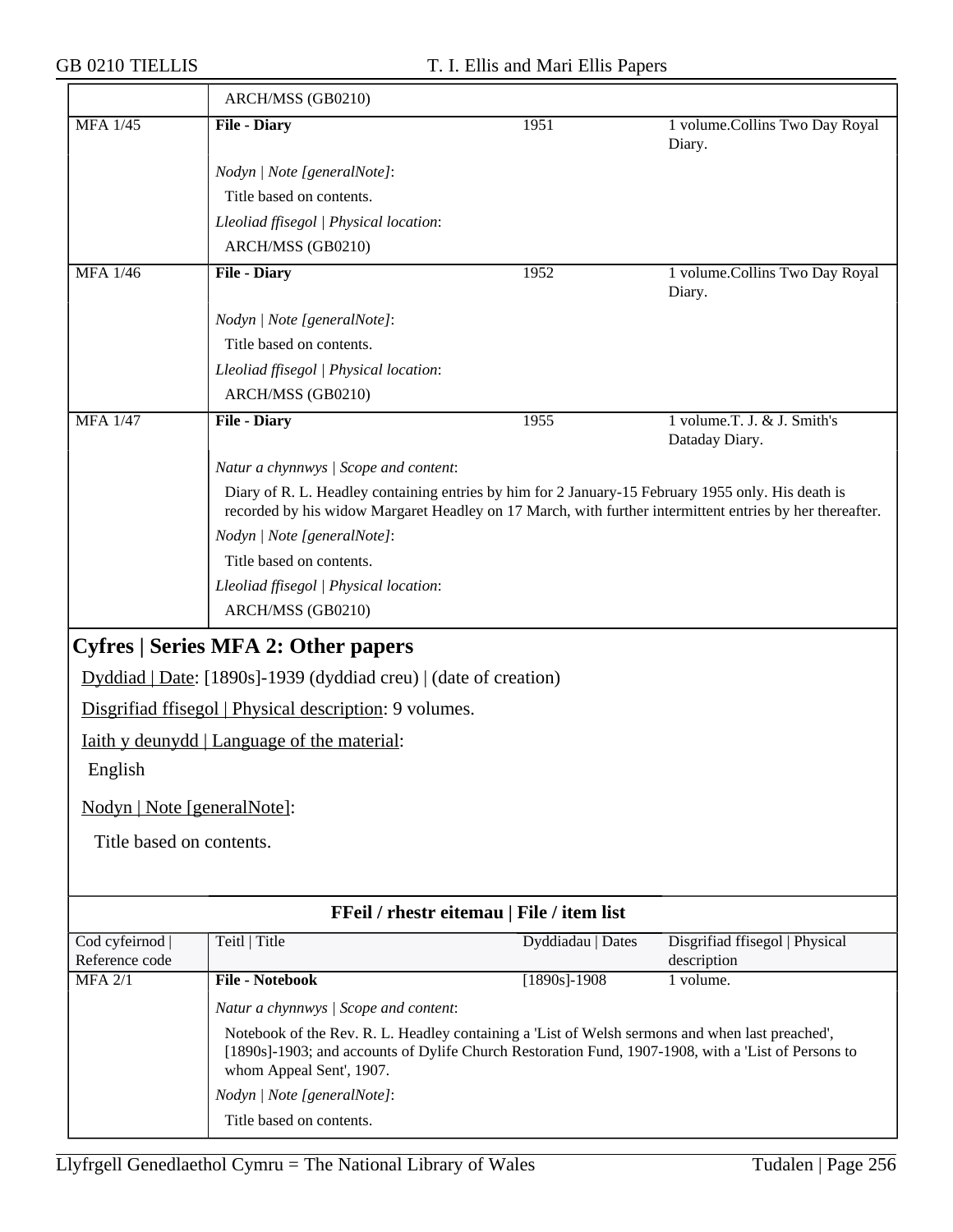| | ARCH/MSS (GB0210) | | |
|---|---|---|---|
| MFA 1/45 | **File - Diary** | 1951 | 1 volume.Collins Two Day Royal Diary. |
| | *Nodyn \| Note [generalNote]*: | | |
| | Title based on contents. | | |
| | *Lleoliad ffisegol \| Physical location*: | | |
| | ARCH/MSS (GB0210) | | |
| MFA 1/46 | **File - Diary** | 1952 | 1 volume.Collins Two Day Royal Diary. |
| | *Nodyn \| Note [generalNote]*: | | |
| | Title based on contents. | | |
| | *Lleoliad ffisegol \| Physical location*: | | |
| | ARCH/MSS (GB0210) | | |
| MFA 1/47 | **File - Diary** | 1955 | 1 volume.T. J. & J. Smith's Dataday Diary. |
| | *Natur a chynnwys \| Scope and content*: | | |
| | Diary of R. L. Headley containing entries by him for 2 January-15 February 1955 only. His death is recorded by his widow Margaret Headley on 17 March, with further intermittent entries by her thereafter. | | |
| | *Nodyn \| Note [generalNote]*: | | |
| | Title based on contents. | | |
| | *Lleoliad ffisegol \| Physical location*: | | |
| | ARCH/MSS (GB0210) | | |

## Cyfres | Series MFA 2: Other papers

Dyddiad | Date: [1890s]-1939 (dyddiad creu) | (date of creation)

Disgrifiad ffisegol | Physical description: 9 volumes.

Iaith y deunydd | Language of the material:

English

Nodyn | Note [generalNote]:

Title based on contents.

**FFeil / rhestr eitemau | File / item list**

| Cod cyfeirnod \| Reference code | Teitl \| Title | Dyddiadau \| Dates | Disgrifiad ffisegol \| Physical description |
|---|---|---|---|
| MFA 2/1 | **File - Notebook** | [1890s]-1908 | 1 volume. |
| | *Natur a chynnwys \| Scope and content*: | | |
| | Notebook of the Rev. R. L. Headley containing a 'List of Welsh sermons and when last preached', [1890s]-1903; and accounts of Dylife Church Restoration Fund, 1907-1908, with a 'List of Persons to whom Appeal Sent', 1907. | | |
| | *Nodyn \| Note [generalNote]*: | | |
| | Title based on contents. | | |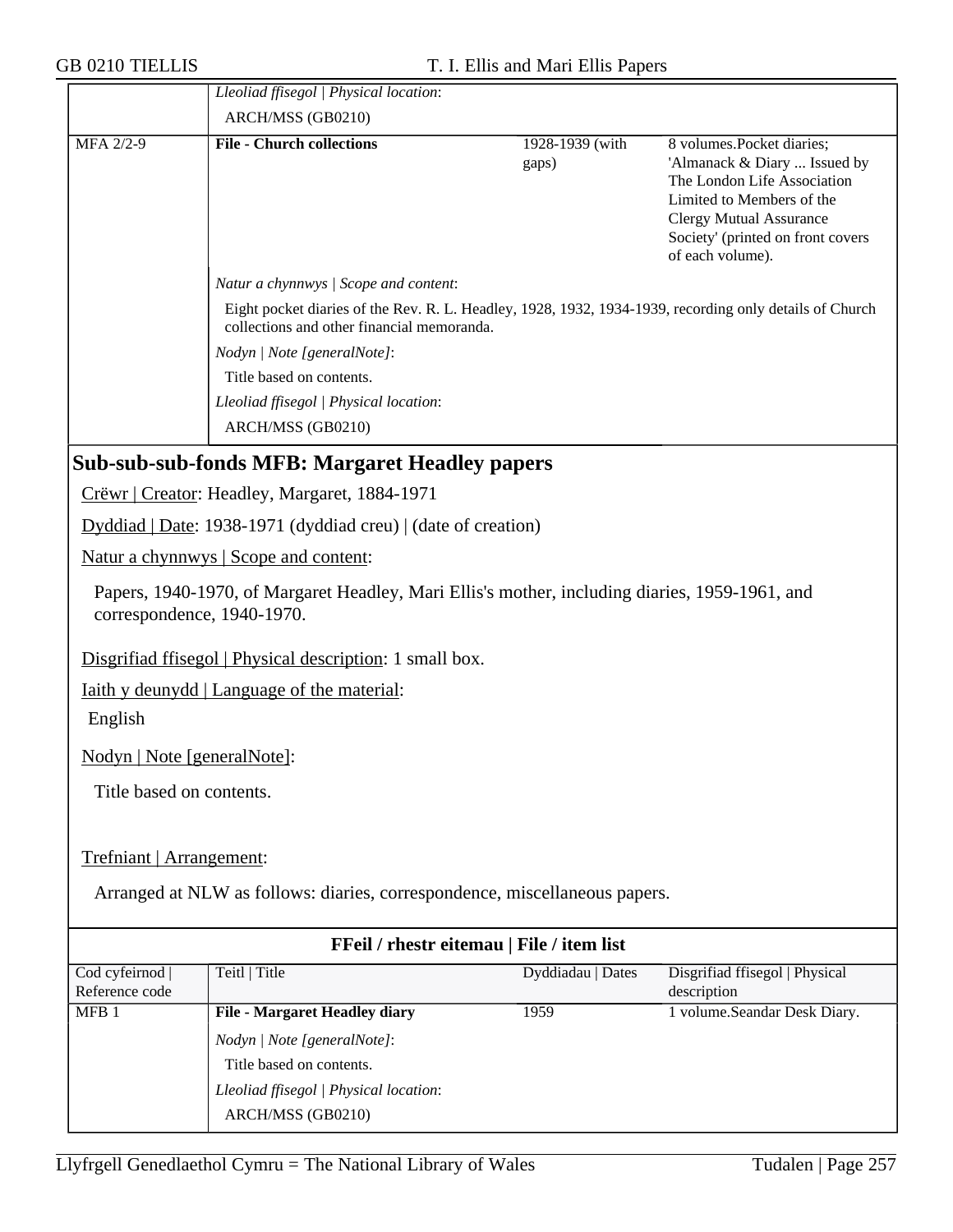| | *Lleoliad ffisegol \| Physical location*: | | |
|---|---|---|---|
| | ARCH/MSS (GB0210) | | |
| MFA 2/2-9 | **File - Church collections** | 1928-1939 (with gaps) | 8 volumes.Pocket diaries; 'Almanack & Diary ... Issued by The London Life Association Limited to Members of the Clergy Mutual Assurance Society' (printed on front covers of each volume). |
| | *Natur a chynnwys \| Scope and content*: | | |
| | Eight pocket diaries of the Rev. R. L. Headley, 1928, 1932, 1934-1939, recording only details of Church collections and other financial memoranda. | | |
| | *Nodyn \| Note [generalNote]*: | | |
| | Title based on contents. | | |
| | *Lleoliad ffisegol \| Physical location*: | | |
| | ARCH/MSS (GB0210) | | |

## Sub-sub-sub-fonds MFB: Margaret Headley papers

Crëwr | Creator: Headley, Margaret, 1884-1971

Dyddiad | Date: 1938-1971 (dyddiad creu) | (date of creation)

Natur a chynnwys | Scope and content:

Papers, 1940-1970, of Margaret Headley, Mari Ellis's mother, including diaries, 1959-1961, and correspondence, 1940-1970.

Disgrifiad ffisegol | Physical description: 1 small box.

Iaith y deunydd | Language of the material:

English

Nodyn | Note [generalNote]:

Title based on contents.

Trefniant | Arrangement:

Arranged at NLW as follows: diaries, correspondence, miscellaneous papers.

**FFeil / rhestr eitemau | File / item list**

| Cod cyfeirnod \| Reference code | Teitl \| Title | Dyddiadau \| Dates | Disgrifiad ffisegol \| Physical description |
|---|---|---|---|
| MFB 1 | **File - Margaret Headley diary** | 1959 | 1 volume.Seandar Desk Diary. |
| | *Nodyn \| Note [generalNote]*: | | |
| | Title based on contents. | | |
| | *Lleoliad ffisegol \| Physical location*: | | |
| | ARCH/MSS (GB0210) | | |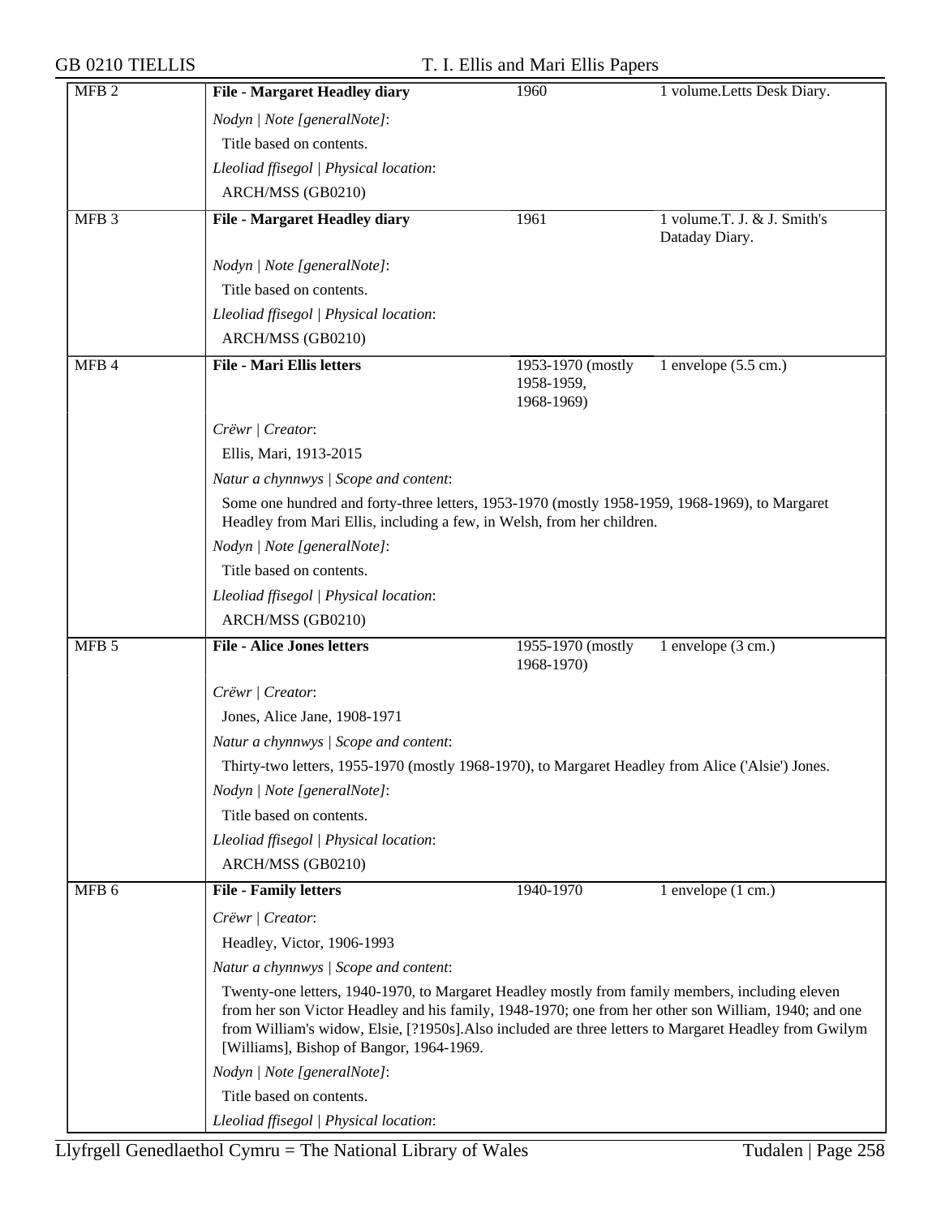| MFB 2 | **File - Margaret Headley diary** | 1960 | 1 volume.Letts Desk Diary. |
|---|---|---|---|
| | *Nodyn \| Note [generalNote]*: | | |
| | Title based on contents. | | |
| | *Lleoliad ffisegol \| Physical location*: | | |
| | ARCH/MSS (GB0210) | | |
| MFB 3 | **File - Margaret Headley diary** | 1961 | 1 volume.T. J. & J. Smith's Dataday Diary. |
| | *Nodyn \| Note [generalNote]*: | | |
| | Title based on contents. | | |
| | *Lleoliad ffisegol \| Physical location*: | | |
| | ARCH/MSS (GB0210) | | |
| MFB 4 | **File - Mari Ellis letters** | 1953-1970 (mostly 1958-1959, 1968-1969) | 1 envelope (5.5 cm.) |
| | *Crëwr \| Creator*: | | |
| | Ellis, Mari, 1913-2015 | | |
| | *Natur a chynnwys \| Scope and content*: | | |
| | Some one hundred and forty-three letters, 1953-1970 (mostly 1958-1959, 1968-1969), to Margaret Headley from Mari Ellis, including a few, in Welsh, from her children. | | |
| | *Nodyn \| Note [generalNote]*: | | |
| | Title based on contents. | | |
| | *Lleoliad ffisegol \| Physical location*: | | |
| | ARCH/MSS (GB0210) | | |
| MFB 5 | **File - Alice Jones letters** | 1955-1970 (mostly 1968-1970) | 1 envelope (3 cm.) |
| | *Crëwr \| Creator*: | | |
| | Jones, Alice Jane, 1908-1971 | | |
| | *Natur a chynnwys \| Scope and content*: | | |
| | Thirty-two letters, 1955-1970 (mostly 1968-1970), to Margaret Headley from Alice ('Alsie') Jones. | | |
| | *Nodyn \| Note [generalNote]*: | | |
| | Title based on contents. | | |
| | *Lleoliad ffisegol \| Physical location*: | | |
| | ARCH/MSS (GB0210) | | |
| MFB 6 | **File - Family letters** | 1940-1970 | 1 envelope (1 cm.) |
| | *Crëwr \| Creator*: | | |
| | Headley, Victor, 1906-1993 | | |
| | *Natur a chynnwys \| Scope and content*: | | |
| | Twenty-one letters, 1940-1970, to Margaret Headley mostly from family members, including eleven from her son Victor Headley and his family, 1948-1970; one from her other son William, 1940; and one from William's widow, Elsie, [?1950s].Also included are three letters to Margaret Headley from Gwilym [Williams], Bishop of Bangor, 1964-1969. | | |
| | *Nodyn \| Note [generalNote]*: | | |
| | Title based on contents. | | |
| | *Lleoliad ffisegol \| Physical location*: | | |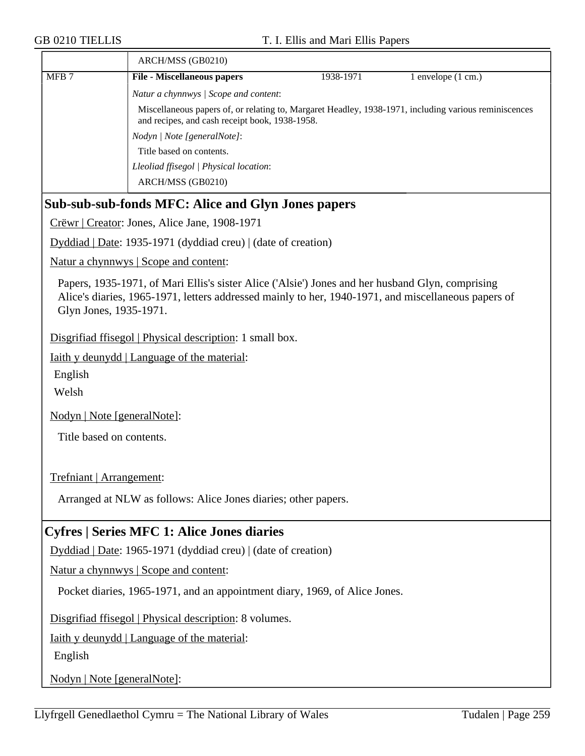| | ARCH/MSS (GB0210) | | |
|---|---|---|---|
| MFB 7 | **File - Miscellaneous papers** | 1938-1971 | 1 envelope (1 cm.) |
| | *Natur a chynnwys \| Scope and content*: | | |
| | Miscellaneous papers of, or relating to, Margaret Headley, 1938-1971, including various reminiscences and recipes, and cash receipt book, 1938-1958. | | |
| | *Nodyn \| Note [generalNote]*: | | |
| | Title based on contents. | | |
| | *Lleoliad ffisegol \| Physical location*: | | |
| | ARCH/MSS (GB0210) | | |

## Sub-sub-sub-fonds MFC: Alice and Glyn Jones papers

Crëwr | Creator: Jones, Alice Jane, 1908-1971

Dyddiad | Date: 1935-1971 (dyddiad creu) | (date of creation)

Natur a chynnwys | Scope and content:

Papers, 1935-1971, of Mari Ellis's sister Alice ('Alsie') Jones and her husband Glyn, comprising Alice's diaries, 1965-1971, letters addressed mainly to her, 1940-1971, and miscellaneous papers of Glyn Jones, 1935-1971.

Disgrifiad ffisegol | Physical description: 1 small box.

Iaith y deunydd | Language of the material:

English

Welsh

Nodyn | Note [generalNote]:

Title based on contents.

Trefniant | Arrangement:

Arranged at NLW as follows: Alice Jones diaries; other papers.

## Cyfres | Series MFC 1: Alice Jones diaries

Dyddiad | Date: 1965-1971 (dyddiad creu) | (date of creation)

Natur a chynnwys | Scope and content:

Pocket diaries, 1965-1971, and an appointment diary, 1969, of Alice Jones.

Disgrifiad ffisegol | Physical description: 8 volumes.

Iaith y deunydd | Language of the material:

English

Nodyn | Note [generalNote]: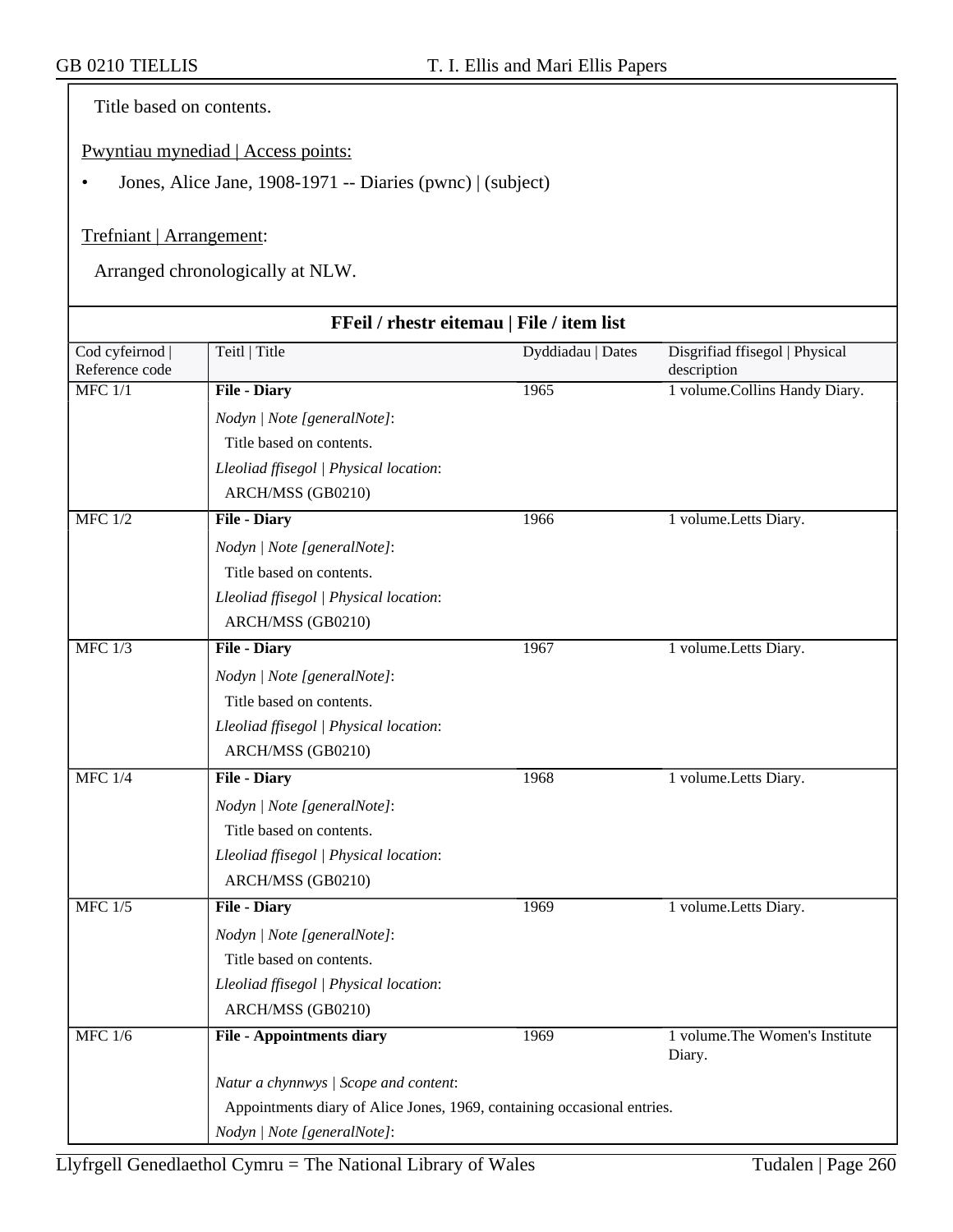Title based on contents.

Pwyntiau mynediad | Access points:

- Jones, Alice Jane, 1908-1971 -- Diaries (pwnc) | (subject)

Trefniant | Arrangement:

Arranged chronologically at NLW.

**FFeil / rhestr eitemau | File / item list**

| Cod cyfeirnod \| Reference code | Teitl \| Title | Dyddiadau \| Dates | Disgrifiad ffisegol \| Physical description |
|---|---|---|---|
| MFC 1/1 | **File - Diary**<br>*Nodyn \| Note [generalNote]*:<br>Title based on contents.<br>*Lleoliad ffisegol \| Physical location*:<br>ARCH/MSS (GB0210) | 1965 | 1 volume.Collins Handy Diary. |
| MFC 1/2 | **File - Diary**<br>*Nodyn \| Note [generalNote]*:<br>Title based on contents.<br>*Lleoliad ffisegol \| Physical location*:<br>ARCH/MSS (GB0210) | 1966 | 1 volume.Letts Diary. |
| MFC 1/3 | **File - Diary**<br>*Nodyn \| Note [generalNote]*:<br>Title based on contents.<br>*Lleoliad ffisegol \| Physical location*:<br>ARCH/MSS (GB0210) | 1967 | 1 volume.Letts Diary. |
| MFC 1/4 | **File - Diary**<br>*Nodyn \| Note [generalNote]*:<br>Title based on contents.<br>*Lleoliad ffisegol \| Physical location*:<br>ARCH/MSS (GB0210) | 1968 | 1 volume.Letts Diary. |
| MFC 1/5 | **File - Diary**<br>*Nodyn \| Note [generalNote]*:<br>Title based on contents.<br>*Lleoliad ffisegol \| Physical location*:<br>ARCH/MSS (GB0210) | 1969 | 1 volume.Letts Diary. |
| MFC 1/6 | **File - Appointments diary**<br>*Natur a chynnwys \| Scope and content*:<br>Appointments diary of Alice Jones, 1969, containing occasional entries.<br>*Nodyn \| Note [generalNote]*: | 1969 | 1 volume.The Women's Institute Diary. |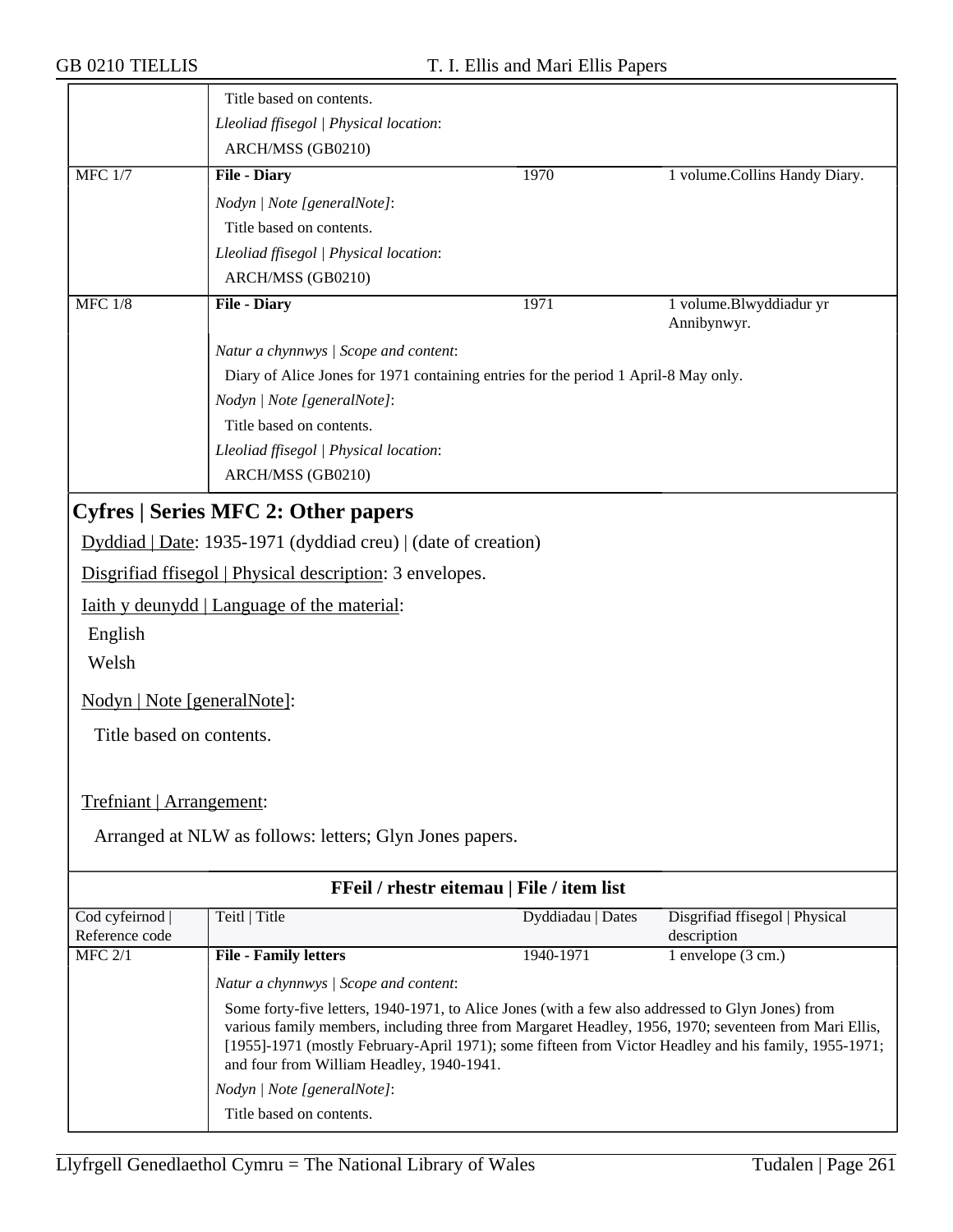| | | | |
|---|---|---|---|
| | Title based on contents.<br>*Lleoliad ffisegol \| Physical location*:<br>ARCH/MSS (GB0210) | | |
| MFC 1/7 | **File - Diary** | 1970 | 1 volume.Collins Handy Diary. |
| | *Nodyn \| Note [generalNote]*:<br>Title based on contents.<br>*Lleoliad ffisegol \| Physical location*:<br>ARCH/MSS (GB0210) | | |
| MFC 1/8 | **File - Diary** | 1971 | 1 volume.Blwyddiadur yr Annibynwyr. |
| | *Natur a chynnwys \| Scope and content*:<br>Diary of Alice Jones for 1971 containing entries for the period 1 April-8 May only.<br>*Nodyn \| Note [generalNote]*:<br>Title based on contents.<br>*Lleoliad ffisegol \| Physical location*:<br>ARCH/MSS (GB0210) | | |

## Cyfres | Series MFC 2: Other papers

Dyddiad | Date: 1935-1971 (dyddiad creu) | (date of creation)

Disgrifiad ffisegol | Physical description: 3 envelopes.

Iaith y deunydd | Language of the material:

English

Welsh

Nodyn | Note [generalNote]:

Title based on contents.

Trefniant | Arrangement:

Arranged at NLW as follows: letters; Glyn Jones papers.

**FFeil / rhestr eitemau | File / item list**

| Cod cyfeirnod \| Reference code | Teitl \| Title | Dyddiadau \| Dates | Disgrifiad ffisegol \| Physical description |
|---|---|---|---|
| MFC 2/1 | **File - Family letters** | 1940-1971 | 1 envelope (3 cm.) |
| | *Natur a chynnwys \| Scope and content*:<br>Some forty-five letters, 1940-1971, to Alice Jones (with a few also addressed to Glyn Jones) from various family members, including three from Margaret Headley, 1956, 1970; seventeen from Mari Ellis, [1955]-1971 (mostly February-April 1971); some fifteen from Victor Headley and his family, 1955-1971; and four from William Headley, 1940-1941.<br>*Nodyn \| Note [generalNote]*:<br>Title based on contents. | | |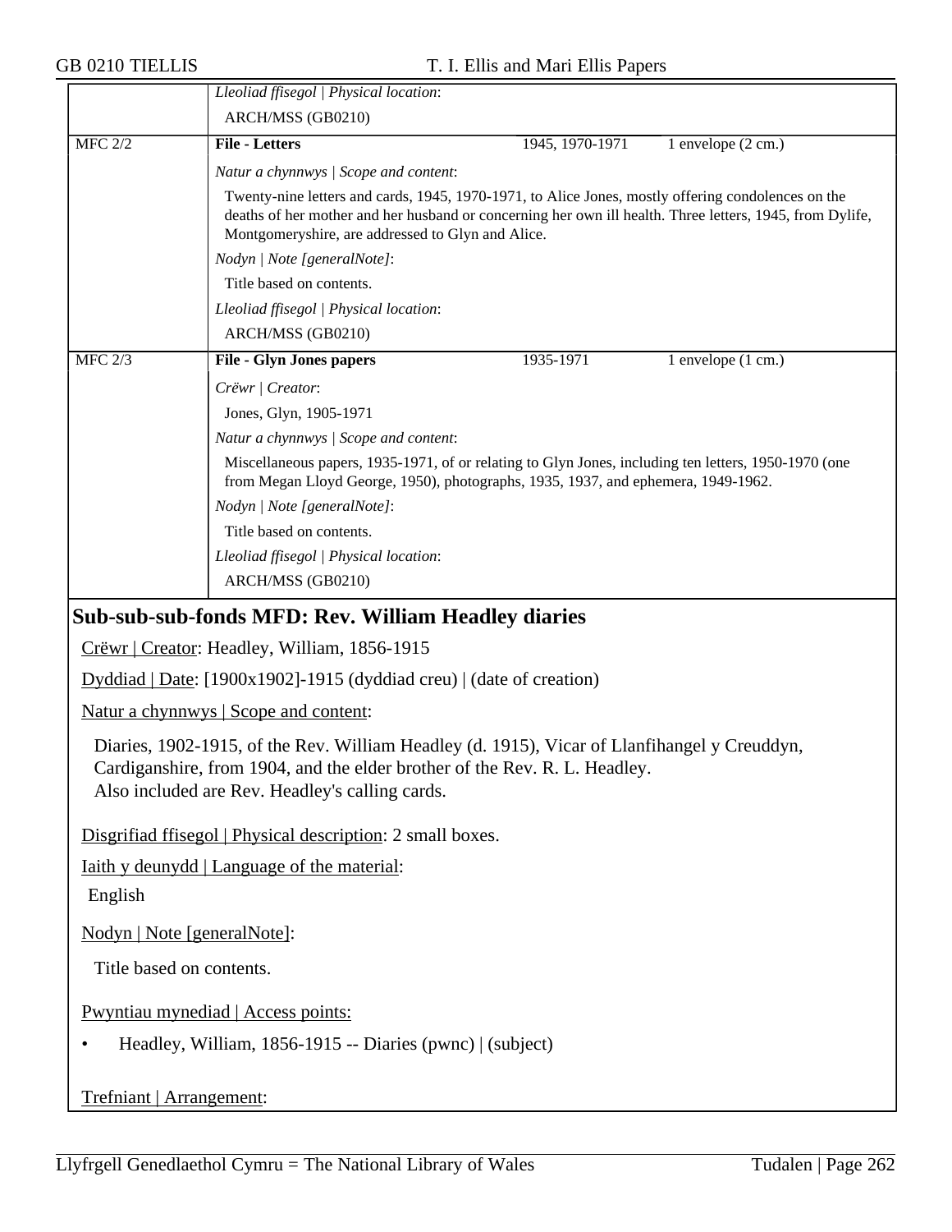*Lleoliad ffisegol | Physical location*:

ARCH/MSS (GB0210)

| MFC 2/2 | **File - Letters** | 1945, 1970-1971 | 1 envelope (2 cm.) |
|---|---|---|---|

*Natur a chynnwys | Scope and content*:

Twenty-nine letters and cards, 1945, 1970-1971, to Alice Jones, mostly offering condolences on the deaths of her mother and her husband or concerning her own ill health. Three letters, 1945, from Dylife, Montgomeryshire, are addressed to Glyn and Alice.

*Nodyn | Note [generalNote]*:

Title based on contents.

*Lleoliad ffisegol | Physical location*:

ARCH/MSS (GB0210)

| MFC 2/3 | **File - Glyn Jones papers** | 1935-1971 | 1 envelope (1 cm.) |
|---|---|---|---|

*Crëwr | Creator*:

Jones, Glyn, 1905-1971

*Natur a chynnwys | Scope and content*:

Miscellaneous papers, 1935-1971, of or relating to Glyn Jones, including ten letters, 1950-1970 (one from Megan Lloyd George, 1950), photographs, 1935, 1937, and ephemera, 1949-1962.

*Nodyn | Note [generalNote]*:

Title based on contents.

*Lleoliad ffisegol | Physical location*:

ARCH/MSS (GB0210)

## Sub-sub-sub-fonds MFD: Rev. William Headley diaries

Crëwr | Creator: Headley, William, 1856-1915

Dyddiad | Date: [1900x1902]-1915 (dyddiad creu) | (date of creation)

Natur a chynnwys | Scope and content:

Diaries, 1902-1915, of the Rev. William Headley (d. 1915), Vicar of Llanfihangel y Creuddyn, Cardiganshire, from 1904, and the elder brother of the Rev. R. L. Headley.
Also included are Rev. Headley's calling cards.

Disgrifiad ffisegol | Physical description: 2 small boxes.

Iaith y deunydd | Language of the material:

English

Nodyn | Note [generalNote]:

Title based on contents.

Pwyntiau mynediad | Access points:

- Headley, William, 1856-1915 -- Diaries (pwnc) | (subject)

Trefniant | Arrangement: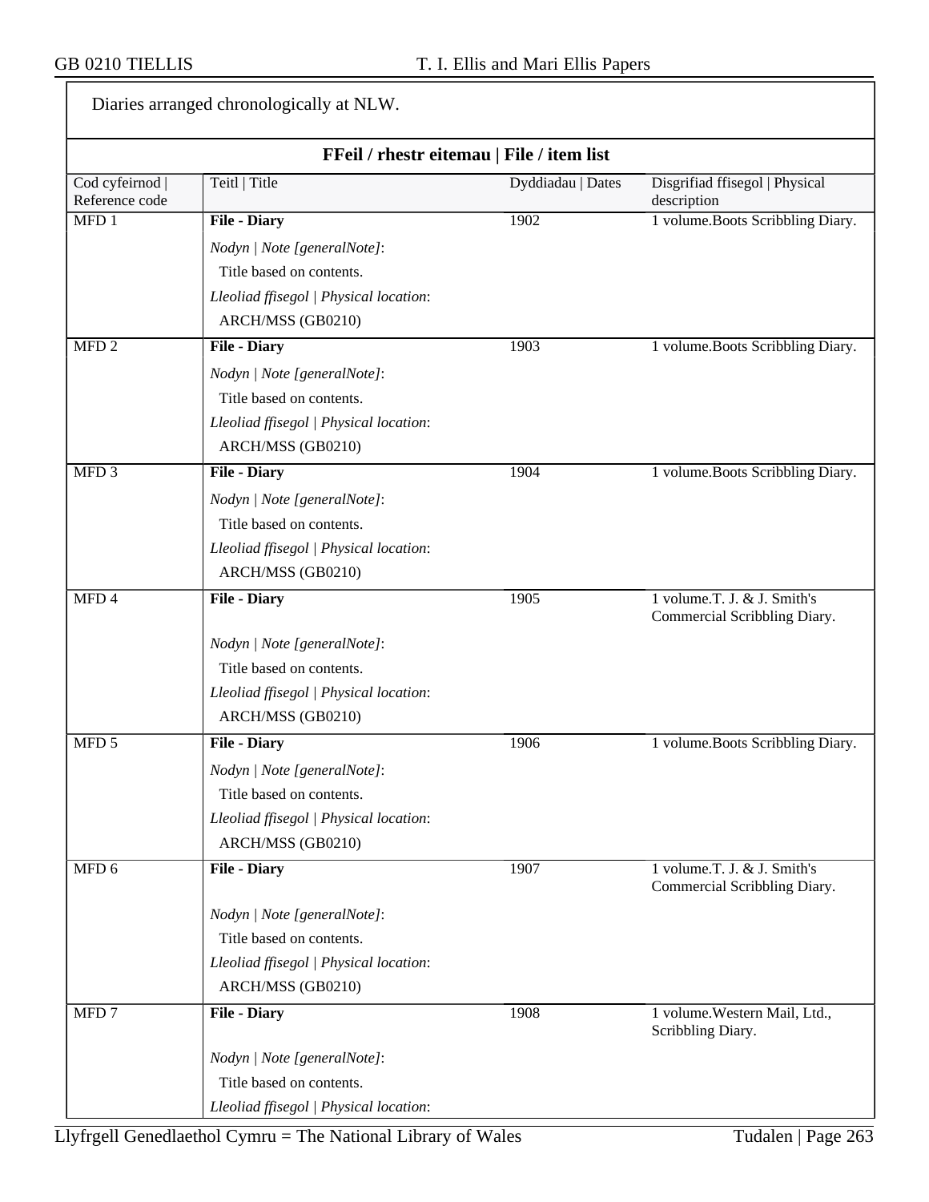Diaries arranged chronologically at NLW.

**FFeil / rhestr eitemau | File / item list**

| Cod cyfeirnod \| Reference code | Teitl \| Title | Dyddiadau \| Dates | Disgrifiad ffisegol \| Physical description |
|---|---|---|---|
| MFD 1 | **File - Diary**<br>*Nodyn \| Note [generalNote]*:<br>Title based on contents.<br>*Lleoliad ffisegol \| Physical location*:<br>ARCH/MSS (GB0210) | 1902 | 1 volume.Boots Scribbling Diary. |
| MFD 2 | **File - Diary**<br>*Nodyn \| Note [generalNote]*:<br>Title based on contents.<br>*Lleoliad ffisegol \| Physical location*:<br>ARCH/MSS (GB0210) | 1903 | 1 volume.Boots Scribbling Diary. |
| MFD 3 | **File - Diary**<br>*Nodyn \| Note [generalNote]*:<br>Title based on contents.<br>*Lleoliad ffisegol \| Physical location*:<br>ARCH/MSS (GB0210) | 1904 | 1 volume.Boots Scribbling Diary. |
| MFD 4 | **File - Diary**<br>*Nodyn \| Note [generalNote]*:<br>Title based on contents.<br>*Lleoliad ffisegol \| Physical location*:<br>ARCH/MSS (GB0210) | 1905 | 1 volume.T. J. & J. Smith's Commercial Scribbling Diary. |
| MFD 5 | **File - Diary**<br>*Nodyn \| Note [generalNote]*:<br>Title based on contents.<br>*Lleoliad ffisegol \| Physical location*:<br>ARCH/MSS (GB0210) | 1906 | 1 volume.Boots Scribbling Diary. |
| MFD 6 | **File - Diary**<br>*Nodyn \| Note [generalNote]*:<br>Title based on contents.<br>*Lleoliad ffisegol \| Physical location*:<br>ARCH/MSS (GB0210) | 1907 | 1 volume.T. J. & J. Smith's Commercial Scribbling Diary. |
| MFD 7 | **File - Diary**<br>*Nodyn \| Note [generalNote]*:<br>Title based on contents.<br>*Lleoliad ffisegol \| Physical location*: | 1908 | 1 volume.Western Mail, Ltd., Scribbling Diary. |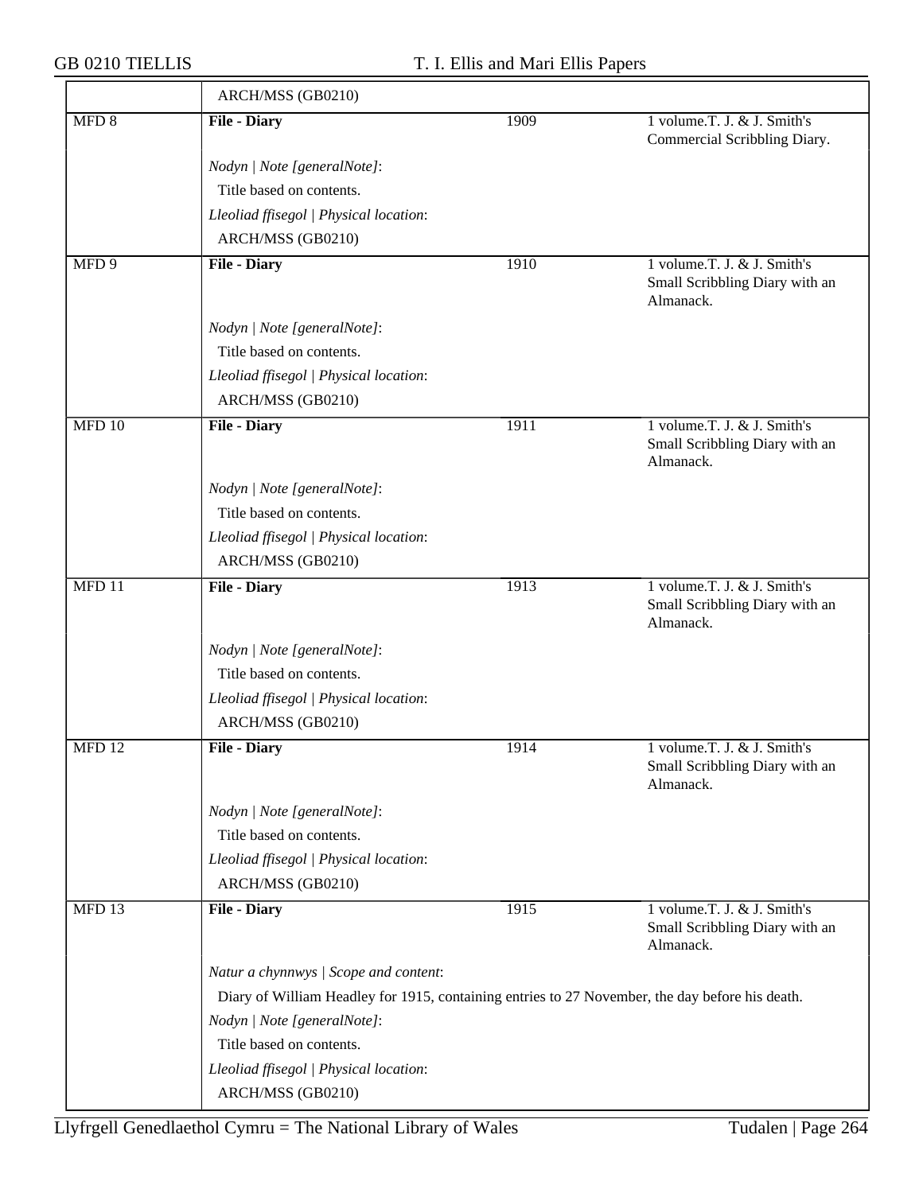| | | | |
|---|---|---|---|
| | ARCH/MSS (GB0210) | | |
| MFD 8 | **File - Diary** | 1909 | 1 volume.T. J. & J. Smith's Commercial Scribbling Diary. |
| | *Nodyn \| Note [generalNote]*:<br>Title based on contents.<br>*Lleoliad ffisegol \| Physical location*:<br>ARCH/MSS (GB0210) | | |
| MFD 9 | **File - Diary** | 1910 | 1 volume.T. J. & J. Smith's Small Scribbling Diary with an Almanack. |
| | *Nodyn \| Note [generalNote]*:<br>Title based on contents.<br>*Lleoliad ffisegol \| Physical location*:<br>ARCH/MSS (GB0210) | | |
| MFD 10 | **File - Diary** | 1911 | 1 volume.T. J. & J. Smith's Small Scribbling Diary with an Almanack. |
| | *Nodyn \| Note [generalNote]*:<br>Title based on contents.<br>*Lleoliad ffisegol \| Physical location*:<br>ARCH/MSS (GB0210) | | |
| MFD 11 | **File - Diary** | 1913 | 1 volume.T. J. & J. Smith's Small Scribbling Diary with an Almanack. |
| | *Nodyn \| Note [generalNote]*:<br>Title based on contents.<br>*Lleoliad ffisegol \| Physical location*:<br>ARCH/MSS (GB0210) | | |
| MFD 12 | **File - Diary** | 1914 | 1 volume.T. J. & J. Smith's Small Scribbling Diary with an Almanack. |
| | *Nodyn \| Note [generalNote]*:<br>Title based on contents.<br>*Lleoliad ffisegol \| Physical location*:<br>ARCH/MSS (GB0210) | | |
| MFD 13 | **File - Diary** | 1915 | 1 volume.T. J. & J. Smith's Small Scribbling Diary with an Almanack. |
| | *Natur a chynnwys \| Scope and content*:<br>Diary of William Headley for 1915, containing entries to 27 November, the day before his death.<br>*Nodyn \| Note [generalNote]*:<br>Title based on contents.<br>*Lleoliad ffisegol \| Physical location*:<br>ARCH/MSS (GB0210) | | |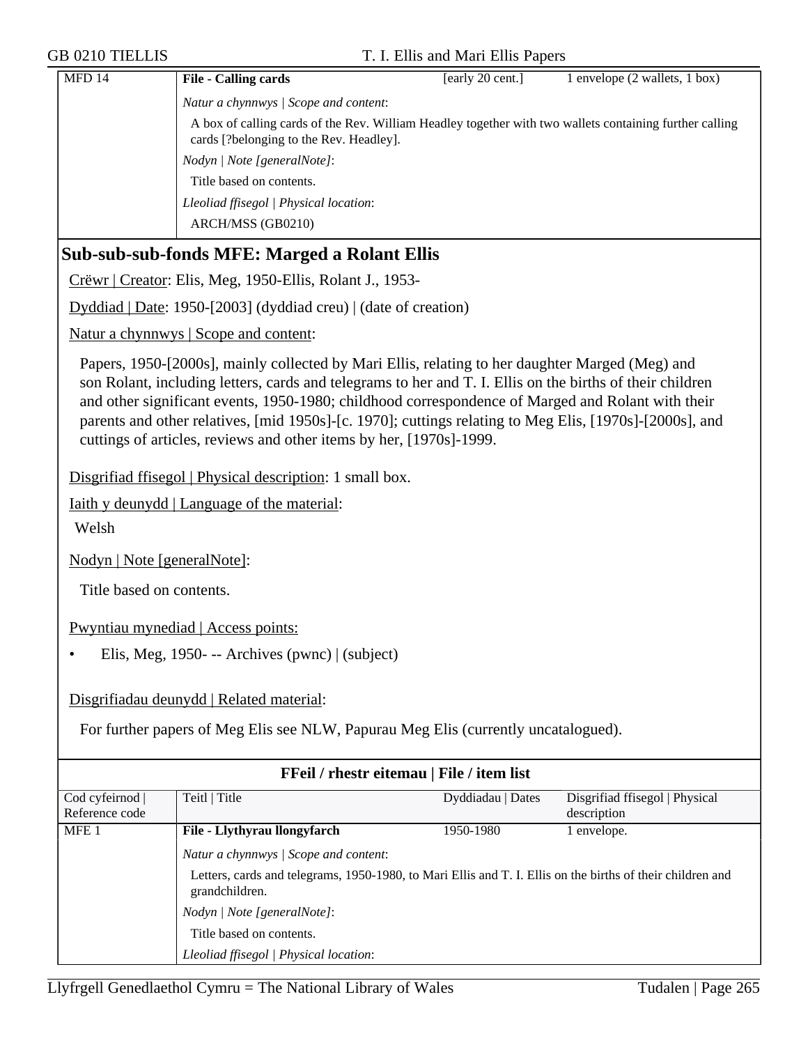| MFD 14 | **File - Calling cards** | [early 20 cent.] | 1 envelope (2 wallets, 1 box) |
|---|---|---|---|
| | *Natur a chynnwys \| Scope and content*: | | |
| | A box of calling cards of the Rev. William Headley together with two wallets containing further calling cards [?belonging to the Rev. Headley]. | | |
| | *Nodyn \| Note [generalNote]*: | | |
| | Title based on contents. | | |
| | *Lleoliad ffisegol \| Physical location*: | | |
| | ARCH/MSS (GB0210) | | |

## Sub-sub-sub-fonds MFE: Marged a Rolant Ellis

Crëwr | Creator: Elis, Meg, 1950-Ellis, Rolant J., 1953-

Dyddiad | Date: 1950-[2003] (dyddiad creu) | (date of creation)

Natur a chynnwys | Scope and content:

Papers, 1950-[2000s], mainly collected by Mari Ellis, relating to her daughter Marged (Meg) and son Rolant, including letters, cards and telegrams to her and T. I. Ellis on the births of their children and other significant events, 1950-1980; childhood correspondence of Marged and Rolant with their parents and other relatives, [mid 1950s]-[c. 1970]; cuttings relating to Meg Elis, [1970s]-[2000s], and cuttings of articles, reviews and other items by her, [1970s]-1999.

Disgrifiad ffisegol | Physical description: 1 small box.

Iaith y deunydd | Language of the material:

Welsh

Nodyn | Note [generalNote]:

Title based on contents.

Pwyntiau mynediad | Access points:

- Elis, Meg, 1950- -- Archives (pwnc) | (subject)

Disgrifiadau deunydd | Related material:

For further papers of Meg Elis see NLW, Papurau Meg Elis (currently uncatalogued).

**FFeil / rhestr eitemau | File / item list**

| Cod cyfeirnod \| Reference code | Teitl \| Title | Dyddiadau \| Dates | Disgrifiad ffisegol \| Physical description |
|---|---|---|---|
| MFE 1 | **File - Llythyrau llongyfarch** | 1950-1980 | 1 envelope. |
| | *Natur a chynnwys \| Scope and content*: | | |
| | Letters, cards and telegrams, 1950-1980, to Mari Ellis and T. I. Ellis on the births of their children and grandchildren. | | |
| | *Nodyn \| Note [generalNote]*: | | |
| | Title based on contents. | | |
| | *Lleoliad ffisegol \| Physical location*: | | |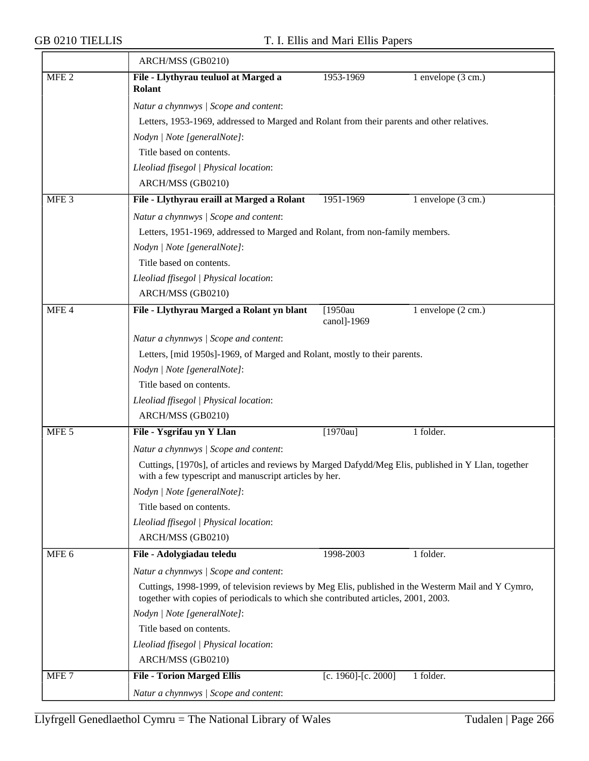| | ARCH/MSS (GB0210) | | |
|---|---|---|---|
| MFE 2 | **File - Llythyrau teuluol at Marged a Rolant** | 1953-1969 | 1 envelope (3 cm.) |
| | *Natur a chynnwys \| Scope and content*:<br>Letters, 1953-1969, addressed to Marged and Rolant from their parents and other relatives.<br>*Nodyn \| Note [generalNote]*:<br>Title based on contents.<br>*Lleoliad ffisegol \| Physical location*:<br>ARCH/MSS (GB0210) | | |
| MFE 3 | **File - Llythyrau eraill at Marged a Rolant** | 1951-1969 | 1 envelope (3 cm.) |
| | *Natur a chynnwys \| Scope and content*:<br>Letters, 1951-1969, addressed to Marged and Rolant, from non-family members.<br>*Nodyn \| Note [generalNote]*:<br>Title based on contents.<br>*Lleoliad ffisegol \| Physical location*:<br>ARCH/MSS (GB0210) | | |
| MFE 4 | **File - Llythyrau Marged a Rolant yn blant** | [1950au canol]-1969 | 1 envelope (2 cm.) |
| | *Natur a chynnwys \| Scope and content*:<br>Letters, [mid 1950s]-1969, of Marged and Rolant, mostly to their parents.<br>*Nodyn \| Note [generalNote]*:<br>Title based on contents.<br>*Lleoliad ffisegol \| Physical location*:<br>ARCH/MSS (GB0210) | | |
| MFE 5 | **File - Ysgrifau yn Y Llan** | [1970au] | 1 folder. |
| | *Natur a chynnwys \| Scope and content*:<br>Cuttings, [1970s], of articles and reviews by Marged Dafydd/Meg Elis, published in Y Llan, together with a few typescript and manuscript articles by her.<br>*Nodyn \| Note [generalNote]*:<br>Title based on contents.<br>*Lleoliad ffisegol \| Physical location*:<br>ARCH/MSS (GB0210) | | |
| MFE 6 | **File - Adolygiadau teledu** | 1998-2003 | 1 folder. |
| | *Natur a chynnwys \| Scope and content*:<br>Cuttings, 1998-1999, of television reviews by Meg Elis, published in the Westerm Mail and Y Cymro, together with copies of periodicals to which she contributed articles, 2001, 2003.<br>*Nodyn \| Note [generalNote]*:<br>Title based on contents.<br>*Lleoliad ffisegol \| Physical location*:<br>ARCH/MSS (GB0210) | | |
| MFE 7 | **File - Torion Marged Ellis** | [c. 1960]-[c. 2000] | 1 folder. |
| | *Natur a chynnwys \| Scope and content*: | | |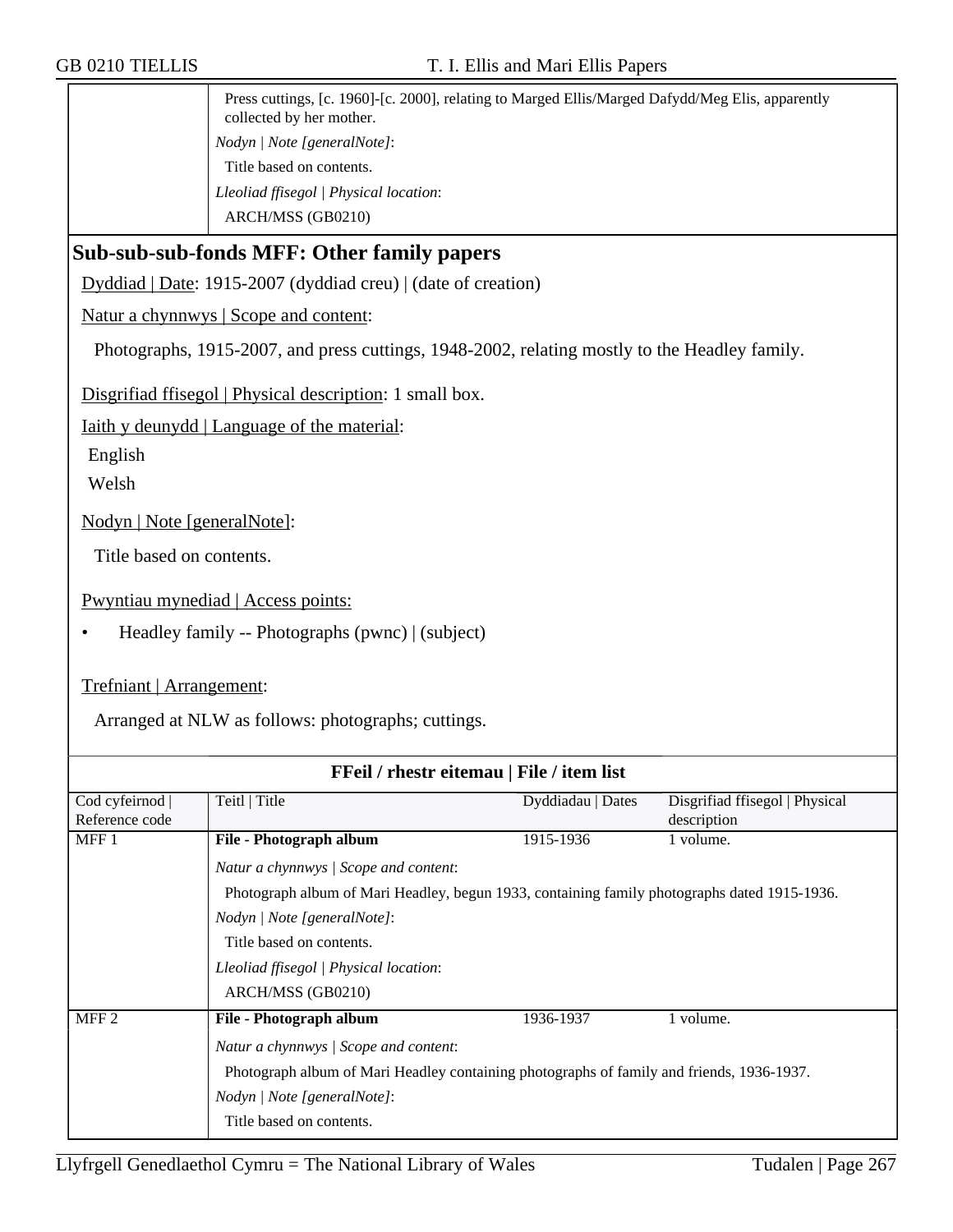Press cuttings, [c. 1960]-[c. 2000], relating to Marged Ellis/Marged Dafydd/Meg Elis, apparently collected by her mother.

*Nodyn | Note [generalNote]*:

Title based on contents.

*Lleoliad ffisegol | Physical location*:

ARCH/MSS (GB0210)

## Sub-sub-sub-fonds MFF: Other family papers

Dyddiad | Date: 1915-2007 (dyddiad creu) | (date of creation)

Natur a chynnwys | Scope and content:

Photographs, 1915-2007, and press cuttings, 1948-2002, relating mostly to the Headley family.

Disgrifiad ffisegol | Physical description: 1 small box.

Iaith y deunydd | Language of the material:

English

Welsh

Nodyn | Note [generalNote]:

Title based on contents.

Pwyntiau mynediad | Access points:

- Headley family -- Photographs (pwnc) | (subject)

Trefniant | Arrangement:

Arranged at NLW as follows: photographs; cuttings.

**FFeil / rhestr eitemau | File / item list**

| Cod cyfeirnod \| Reference code | Teitl \| Title | Dyddiadau \| Dates | Disgrifiad ffisegol \| Physical description |
|---|---|---|---|
| MFF 1 | **File - Photograph album** | 1915-1936 | 1 volume. |
| | *Natur a chynnwys \| Scope and content*: Photograph album of Mari Headley, begun 1933, containing family photographs dated 1915-1936. *Nodyn \| Note [generalNote]*: Title based on contents. *Lleoliad ffisegol \| Physical location*: ARCH/MSS (GB0210) | | |
| MFF 2 | **File - Photograph album** | 1936-1937 | 1 volume. |
| | *Natur a chynnwys \| Scope and content*: Photograph album of Mari Headley containing photographs of family and friends, 1936-1937. *Nodyn \| Note [generalNote]*: Title based on contents. | | |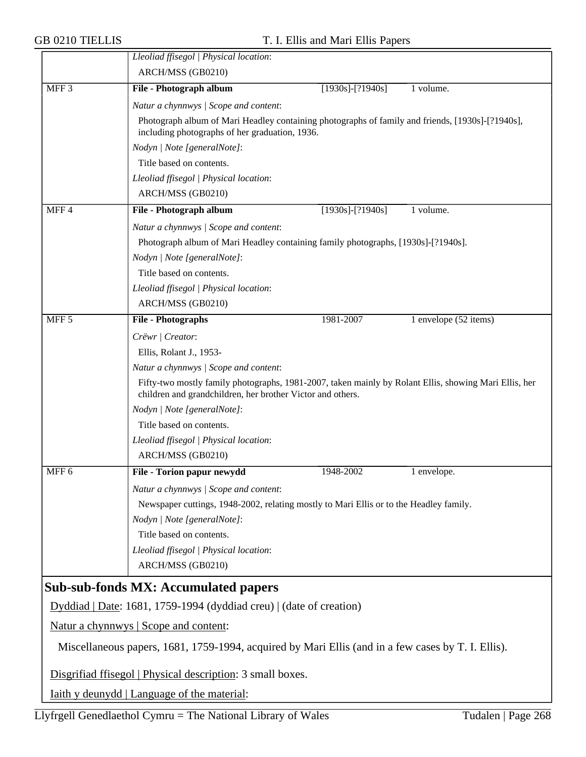| | | | |
|---|---|---|---|
| | *Lleoliad ffisegol \| Physical location*:<br>ARCH/MSS (GB0210) | | |
| MFF 3 | **File - Photograph album** | [1930s]-[?1940s] | 1 volume. |
| | *Natur a chynnwys \| Scope and content*:<br>Photograph album of Mari Headley containing photographs of family and friends, [1930s]-[?1940s], including photographs of her graduation, 1936.<br>*Nodyn \| Note [generalNote]*:<br>Title based on contents.<br>*Lleoliad ffisegol \| Physical location*:<br>ARCH/MSS (GB0210) | | |
| MFF 4 | **File - Photograph album** | [1930s]-[?1940s] | 1 volume. |
| | *Natur a chynnwys \| Scope and content*:<br>Photograph album of Mari Headley containing family photographs, [1930s]-[?1940s].<br>*Nodyn \| Note [generalNote]*:<br>Title based on contents.<br>*Lleoliad ffisegol \| Physical location*:<br>ARCH/MSS (GB0210) | | |
| MFF 5 | **File - Photographs** | 1981-2007 | 1 envelope (52 items) |
| | *Crëwr \| Creator*:<br>Ellis, Rolant J., 1953-<br>*Natur a chynnwys \| Scope and content*:<br>Fifty-two mostly family photographs, 1981-2007, taken mainly by Rolant Ellis, showing Mari Ellis, her children and grandchildren, her brother Victor and others.<br>*Nodyn \| Note [generalNote]*:<br>Title based on contents.<br>*Lleoliad ffisegol \| Physical location*:<br>ARCH/MSS (GB0210) | | |
| MFF 6 | **File - Torion papur newydd** | 1948-2002 | 1 envelope. |
| | *Natur a chynnwys \| Scope and content*:<br>Newspaper cuttings, 1948-2002, relating mostly to Mari Ellis or to the Headley family.<br>*Nodyn \| Note [generalNote]*:<br>Title based on contents.<br>*Lleoliad ffisegol \| Physical location*:<br>ARCH/MSS (GB0210) | | |

## Sub-sub-fonds MX: Accumulated papers

Dyddiad | Date: 1681, 1759-1994 (dyddiad creu) | (date of creation)

Natur a chynnwys | Scope and content:

Miscellaneous papers, 1681, 1759-1994, acquired by Mari Ellis (and in a few cases by T. I. Ellis).

Disgrifiad ffisegol | Physical description: 3 small boxes.

Iaith y deunydd | Language of the material: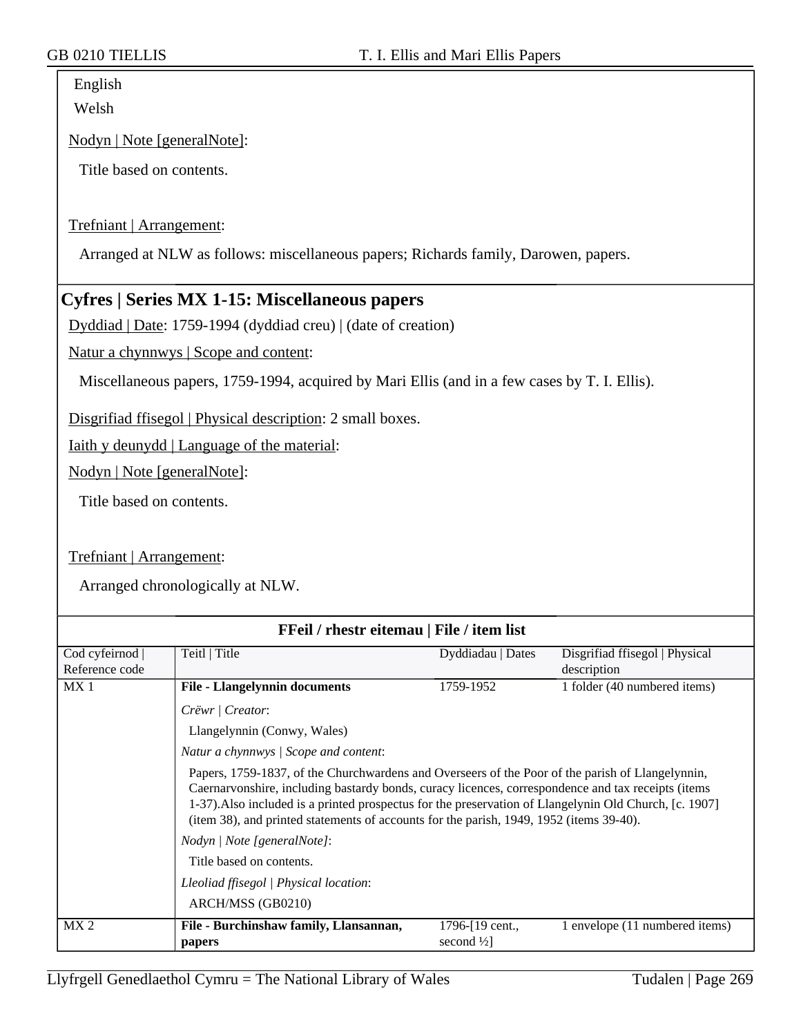English

Welsh

Nodyn | Note [generalNote]:

Title based on contents.

Trefniant | Arrangement:

Arranged at NLW as follows: miscellaneous papers; Richards family, Darowen, papers.

## Cyfres | Series MX 1-15: Miscellaneous papers

Dyddiad | Date: 1759-1994 (dyddiad creu) | (date of creation)

Natur a chynnwys | Scope and content:

Miscellaneous papers, 1759-1994, acquired by Mari Ellis (and in a few cases by T. I. Ellis).

Disgrifiad ffisegol | Physical description: 2 small boxes.

Iaith y deunydd | Language of the material:

Nodyn | Note [generalNote]:

Title based on contents.

Trefniant | Arrangement:

Arranged chronologically at NLW.

**FFeil / rhestr eitemau | File / item list**

| Cod cyfeirnod \| Reference code | Teitl \| Title | Dyddiadau \| Dates | Disgrifiad ffisegol \| Physical description |
|---|---|---|---|
| MX 1 | **File - Llangelynnin documents** | 1759-1952 | 1 folder (40 numbered items) |
| | *Crëwr \| Creator*: Llangelynnin (Conwy, Wales) | | |
| | *Natur a chynnwys \| Scope and content*: Papers, 1759-1837, of the Churchwardens and Overseers of the Poor of the parish of Llangelynnin, Caernarvonshire, including bastardy bonds, curacy licences, correspondence and tax receipts (items 1-37).Also included is a printed prospectus for the preservation of Llangelynin Old Church, [c. 1907] (item 38), and printed statements of accounts for the parish, 1949, 1952 (items 39-40). | | |
| | *Nodyn \| Note [generalNote]*: Title based on contents. | | |
| | *Lleoliad ffisegol \| Physical location*: ARCH/MSS (GB0210) | | |
| MX 2 | **File - Burchinshaw family, Llansannan, papers** | 1796-[19 cent., second ½] | 1 envelope (11 numbered items) |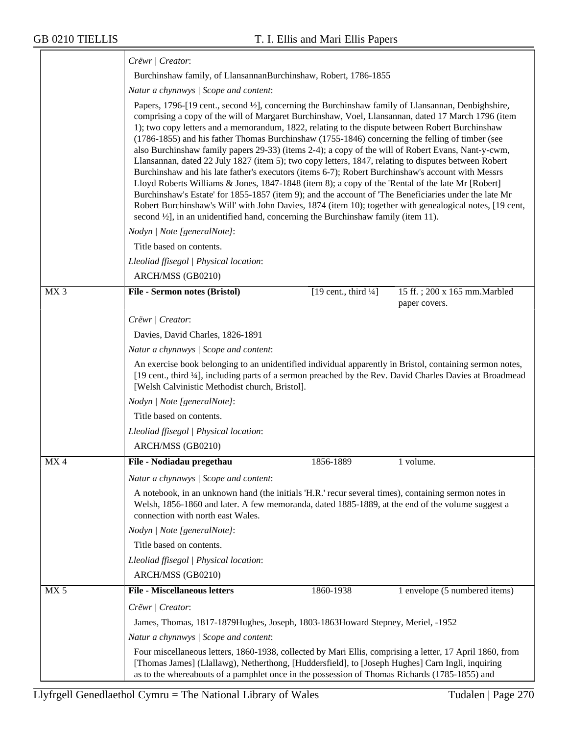Crëwr | Creator:

Burchinshaw family, of LlansannanBurchinshaw, Robert, 1786-1855

Natur a chynnwys | Scope and content:

Papers, 1796-[19 cent., second ½], concerning the Burchinshaw family of Llansannan, Denbighshire, comprising a copy of the will of Margaret Burchinshaw, Voel, Llansannan, dated 17 March 1796 (item 1); two copy letters and a memorandum, 1822, relating to the dispute between Robert Burchinshaw (1786-1855) and his father Thomas Burchinshaw (1755-1846) concerning the felling of timber (see also Burchinshaw family papers 29-33) (items 2-4); a copy of the will of Robert Evans, Nant-y-cwm, Llansannan, dated 22 July 1827 (item 5); two copy letters, 1847, relating to disputes between Robert Burchinshaw and his late father's executors (items 6-7); Robert Burchinshaw's account with Messrs Lloyd Roberts Williams & Jones, 1847-1848 (item 8); a copy of the 'Rental of the late Mr [Robert] Burchinshaw's Estate' for 1855-1857 (item 9); and the account of 'The Beneficiaries under the late Mr Robert Burchinshaw's Will' with John Davies, 1874 (item 10); together with genealogical notes, [19 cent, second ½], in an unidentified hand, concerning the Burchinshaw family (item 11).

Nodyn | Note [generalNote]:

Title based on contents.

Lleoliad ffisegol | Physical location:

ARCH/MSS (GB0210)

| MX 3 | **File - Sermon notes (Bristol)** | [19 cent., third ¼] | 15 ff. ; 200 x 165 mm.Marbled paper covers. |
|---|---|---|---|

Crëwr | Creator:

Davies, David Charles, 1826-1891

Natur a chynnwys | Scope and content:

An exercise book belonging to an unidentified individual apparently in Bristol, containing sermon notes, [19 cent., third ¼], including parts of a sermon preached by the Rev. David Charles Davies at Broadmead [Welsh Calvinistic Methodist church, Bristol].

Nodyn | Note [generalNote]:

Title based on contents.

Lleoliad ffisegol | Physical location:

ARCH/MSS (GB0210)

| MX 4 | **File - Nodiadau pregethau** | 1856-1889 | 1 volume. |
|---|---|---|---|

Natur a chynnwys | Scope and content:

A notebook, in an unknown hand (the initials 'H.R.' recur several times), containing sermon notes in Welsh, 1856-1860 and later. A few memoranda, dated 1885-1889, at the end of the volume suggest a connection with north east Wales.

Nodyn | Note [generalNote]:

Title based on contents.

Lleoliad ffisegol | Physical location:

ARCH/MSS (GB0210)

| MX 5 | **File - Miscellaneous letters** | 1860-1938 | 1 envelope (5 numbered items) |
|---|---|---|---|

Crëwr | Creator:

James, Thomas, 1817-1879Hughes, Joseph, 1803-1863Howard Stepney, Meriel, -1952

Natur a chynnwys | Scope and content:

Four miscellaneous letters, 1860-1938, collected by Mari Ellis, comprising a letter, 17 April 1860, from [Thomas James] (Llallawg), Netherthong, [Huddersfield], to [Joseph Hughes] Carn Ingli, inquiring as to the whereabouts of a pamphlet once in the possession of Thomas Richards (1785-1855) and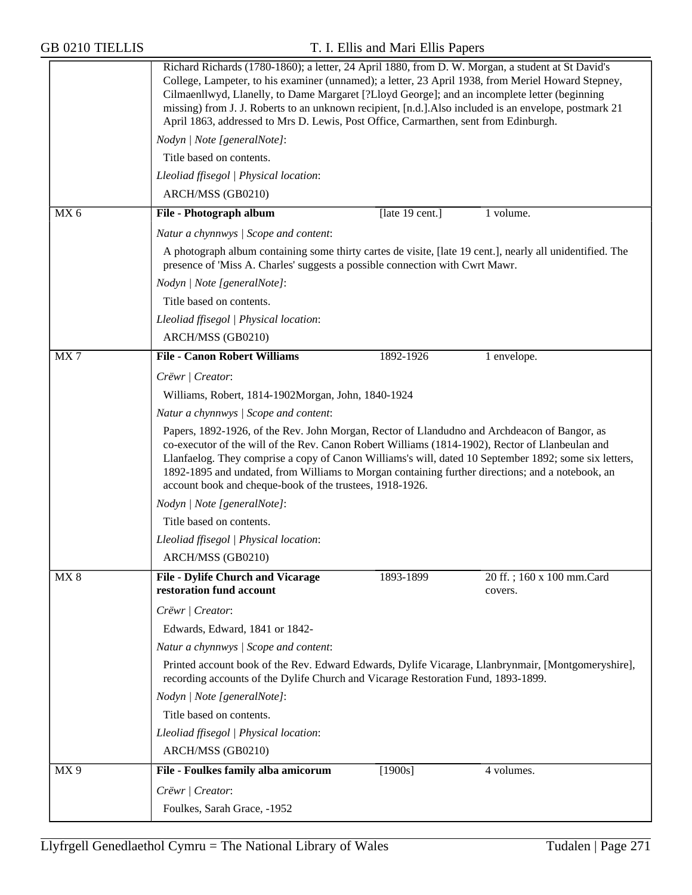Richard Richards (1780-1860); a letter, 24 April 1880, from D. W. Morgan, a student at St David's College, Lampeter, to his examiner (unnamed); a letter, 23 April 1938, from Meriel Howard Stepney, Cilmaenllwyd, Llanelly, to Dame Margaret [?Lloyd George]; and an incomplete letter (beginning missing) from J. J. Roberts to an unknown recipient, [n.d.].Also included is an envelope, postmark 21 April 1863, addressed to Mrs D. Lewis, Post Office, Carmarthen, sent from Edinburgh.

*Nodyn | Note [generalNote]*:

Title based on contents.

*Lleoliad ffisegol | Physical location*:

ARCH/MSS (GB0210)

| MX 6 | **File - Photograph album** | [late 19 cent.] | 1 volume. |
|---|---|---|---|

*Natur a chynnwys | Scope and content*:

A photograph album containing some thirty cartes de visite, [late 19 cent.], nearly all unidentified. The presence of 'Miss A. Charles' suggests a possible connection with Cwrt Mawr.

*Nodyn | Note [generalNote]*:

Title based on contents.

*Lleoliad ffisegol | Physical location*:

ARCH/MSS (GB0210)

| MX 7 | **File - Canon Robert Williams** | 1892-1926 | 1 envelope. |
|---|---|---|---|

*Crëwr | Creator*:

Williams, Robert, 1814-1902Morgan, John, 1840-1924

*Natur a chynnwys | Scope and content*:

Papers, 1892-1926, of the Rev. John Morgan, Rector of Llandudno and Archdeacon of Bangor, as co-executor of the will of the Rev. Canon Robert Williams (1814-1902), Rector of Llanbeulan and Llanfaelog. They comprise a copy of Canon Williams's will, dated 10 September 1892; some six letters, 1892-1895 and undated, from Williams to Morgan containing further directions; and a notebook, an account book and cheque-book of the trustees, 1918-1926.

*Nodyn | Note [generalNote]*:

Title based on contents.

*Lleoliad ffisegol | Physical location*:

ARCH/MSS (GB0210)

| MX 8 | **File - Dylife Church and Vicarage restoration fund account** | 1893-1899 | 20 ff. ; 160 x 100 mm.Card covers. |
|---|---|---|---|

*Crëwr | Creator*:

Edwards, Edward, 1841 or 1842-

*Natur a chynnwys | Scope and content*:

Printed account book of the Rev. Edward Edwards, Dylife Vicarage, Llanbrynmair, [Montgomeryshire], recording accounts of the Dylife Church and Vicarage Restoration Fund, 1893-1899.

*Nodyn | Note [generalNote]*:

Title based on contents.

*Lleoliad ffisegol | Physical location*:

ARCH/MSS (GB0210)

| MX 9 | **File - Foulkes family alba amicorum** | [1900s] | 4 volumes. |
|---|---|---|---|

*Crëwr | Creator*:

Foulkes, Sarah Grace, -1952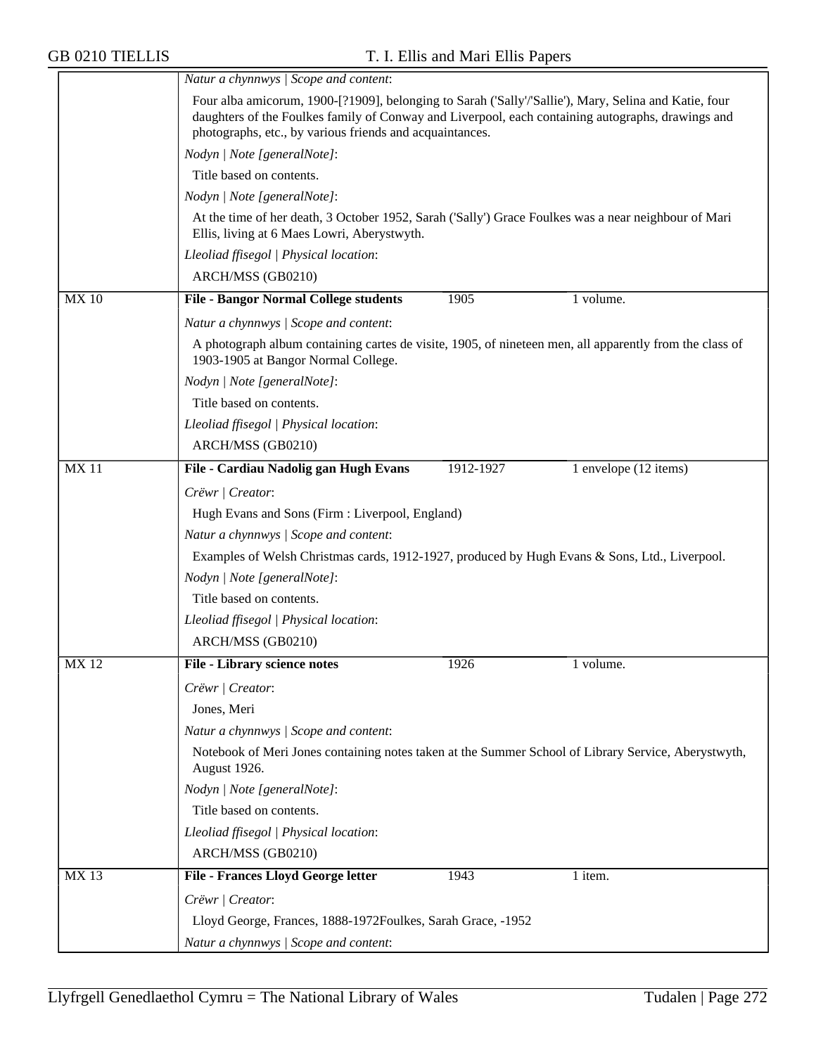| | |
|---|---|
| | *Natur a chynnwys \| Scope and content*: |
| | Four alba amicorum, 1900-[?1909], belonging to Sarah ('Sally'/'Sallie'), Mary, Selina and Katie, four daughters of the Foulkes family of Conway and Liverpool, each containing autographs, drawings and photographs, etc., by various friends and acquaintances. |
| | *Nodyn \| Note [generalNote]*: |
| | Title based on contents. |
| | *Nodyn \| Note [generalNote]*: |
| | At the time of her death, 3 October 1952, Sarah ('Sally') Grace Foulkes was a near neighbour of Mari Ellis, living at 6 Maes Lowri, Aberystwyth. |
| | *Lleoliad ffisegol \| Physical location*: |
| | ARCH/MSS (GB0210) |
| MX 10 | **File - Bangor Normal College students** 1905 1 volume. |
| | *Natur a chynnwys \| Scope and content*: |
| | A photograph album containing cartes de visite, 1905, of nineteen men, all apparently from the class of 1903-1905 at Bangor Normal College. |
| | *Nodyn \| Note [generalNote]*: |
| | Title based on contents. |
| | *Lleoliad ffisegol \| Physical location*: |
| | ARCH/MSS (GB0210) |
| MX 11 | **File - Cardiau Nadolig gan Hugh Evans** 1912-1927 1 envelope (12 items) |
| | *Crëwr \| Creator*: |
| | Hugh Evans and Sons (Firm : Liverpool, England) |
| | *Natur a chynnwys \| Scope and content*: |
| | Examples of Welsh Christmas cards, 1912-1927, produced by Hugh Evans & Sons, Ltd., Liverpool. |
| | *Nodyn \| Note [generalNote]*: |
| | Title based on contents. |
| | *Lleoliad ffisegol \| Physical location*: |
| | ARCH/MSS (GB0210) |
| MX 12 | **File - Library science notes** 1926 1 volume. |
| | *Crëwr \| Creator*: |
| | Jones, Meri |
| | *Natur a chynnwys \| Scope and content*: |
| | Notebook of Meri Jones containing notes taken at the Summer School of Library Service, Aberystwyth, August 1926. |
| | *Nodyn \| Note [generalNote]*: |
| | Title based on contents. |
| | *Lleoliad ffisegol \| Physical location*: |
| | ARCH/MSS (GB0210) |
| MX 13 | **File - Frances Lloyd George letter** 1943 1 item. |
| | *Crëwr \| Creator*: |
| | Lloyd George, Frances, 1888-1972Foulkes, Sarah Grace, -1952 |
| | *Natur a chynnwys \| Scope and content*: |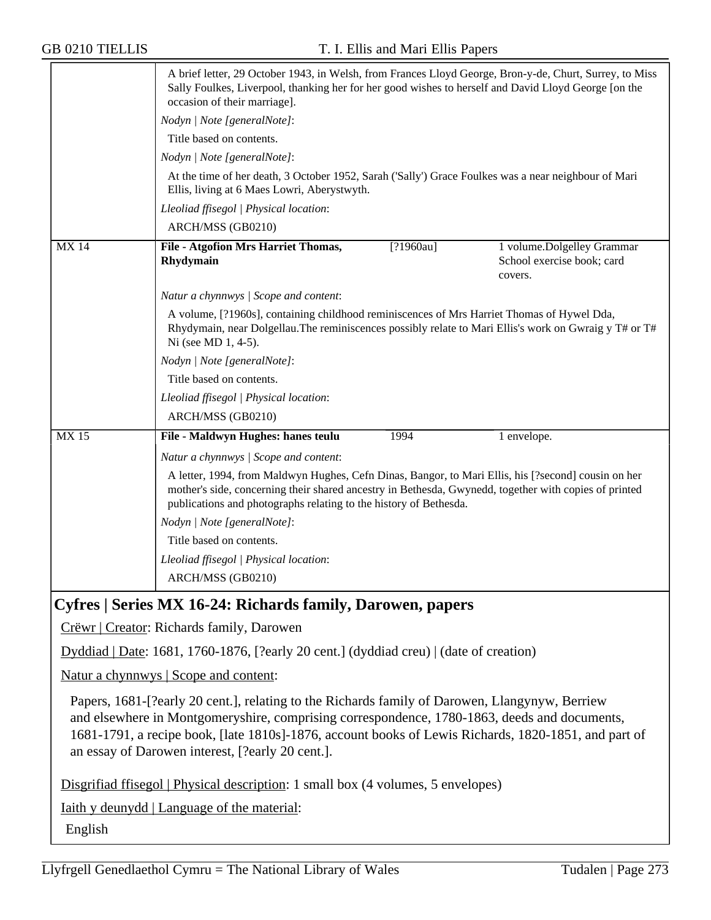A brief letter, 29 October 1943, in Welsh, from Frances Lloyd George, Bron-y-de, Churt, Surrey, to Miss Sally Foulkes, Liverpool, thanking her for her good wishes to herself and David Lloyd George [on the occasion of their marriage].

*Nodyn | Note [generalNote]*:

Title based on contents.

*Nodyn | Note [generalNote]*:

At the time of her death, 3 October 1952, Sarah ('Sally') Grace Foulkes was a near neighbour of Mari Ellis, living at 6 Maes Lowri, Aberystwyth.

*Lleoliad ffisegol | Physical location*:

ARCH/MSS (GB0210)

| MX 14 | **File - Atgofion Mrs Harriet Thomas, Rhydymain** | [?1960au] | 1 volume.Dolgelley Grammar School exercise book; card covers. |
|---|---|---|---|

*Natur a chynnwys | Scope and content*:

A volume, [?1960s], containing childhood reminiscences of Mrs Harriet Thomas of Hywel Dda, Rhydymain, near Dolgellau.The reminiscences possibly relate to Mari Ellis's work on Gwraig y T# or T# Ni (see MD 1, 4-5).

*Nodyn | Note [generalNote]*:

Title based on contents.

*Lleoliad ffisegol | Physical location*:

ARCH/MSS (GB0210)

| MX 15 | **File - Maldwyn Hughes: hanes teulu** | 1994 | 1 envelope. |
|---|---|---|---|

*Natur a chynnwys | Scope and content*:

A letter, 1994, from Maldwyn Hughes, Cefn Dinas, Bangor, to Mari Ellis, his [?second] cousin on her mother's side, concerning their shared ancestry in Bethesda, Gwynedd, together with copies of printed publications and photographs relating to the history of Bethesda.

*Nodyn | Note [generalNote]*:

Title based on contents.

*Lleoliad ffisegol | Physical location*:

ARCH/MSS (GB0210)

## Cyfres | Series MX 16-24: Richards family, Darowen, papers

Crëwr | Creator: Richards family, Darowen

Dyddiad | Date: 1681, 1760-1876, [?early 20 cent.] (dyddiad creu) | (date of creation)

Natur a chynnwys | Scope and content:

Papers, 1681-[?early 20 cent.], relating to the Richards family of Darowen, Llangynyw, Berriew and elsewhere in Montgomeryshire, comprising correspondence, 1780-1863, deeds and documents, 1681-1791, a recipe book, [late 1810s]-1876, account books of Lewis Richards, 1820-1851, and part of an essay of Darowen interest, [?early 20 cent.].

Disgrifiad ffisegol | Physical description: 1 small box (4 volumes, 5 envelopes)

Iaith y deunydd | Language of the material:

English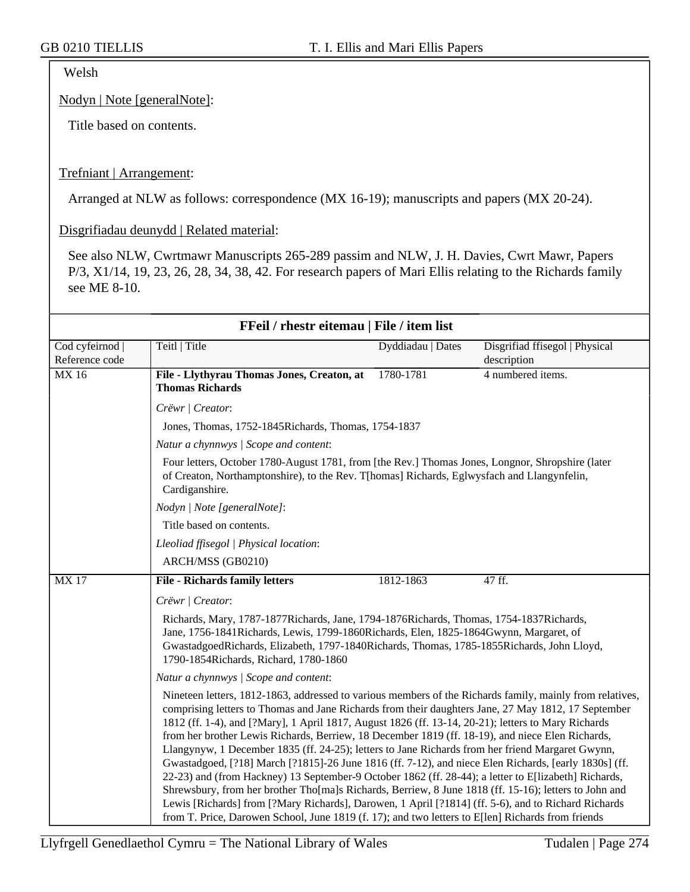Welsh

Nodyn | Note [generalNote]:

Title based on contents.

Trefniant | Arrangement:

Arranged at NLW as follows: correspondence (MX 16-19); manuscripts and papers (MX 20-24).

Disgrifiadau deunydd | Related material:

See also NLW, Cwrtmawr Manuscripts 265-289 passim and NLW, J. H. Davies, Cwrt Mawr, Papers P/3, X1/14, 19, 23, 26, 28, 34, 38, 42. For research papers of Mari Ellis relating to the Richards family see ME 8-10.

## FFeil / rhestr eitemau | File / item list

| Cod cyfeirnod \| Reference code | Teitl \| Title | Dyddiadau \| Dates | Disgrifiad ffisegol \| Physical description |
|---|---|---|---|
| MX 16 | **File - Llythyrau Thomas Jones, Creaton, at Thomas Richards** | 1780-1781 | 4 numbered items. |

*Crëwr | Creator*:

Jones, Thomas, 1752-1845Richards, Thomas, 1754-1837

*Natur a chynnwys | Scope and content*:

Four letters, October 1780-August 1781, from [the Rev.] Thomas Jones, Longnor, Shropshire (later of Creaton, Northamptonshire), to the Rev. T[homas] Richards, Eglwysfach and Llangynfelin, Cardiganshire.

*Nodyn | Note [generalNote]*:

Title based on contents.

*Lleoliad ffisegol | Physical location*:

ARCH/MSS (GB0210)

| Cod cyfeirnod \| Reference code | Teitl \| Title | Dyddiadau \| Dates | Disgrifiad ffisegol \| Physical description |
|---|---|---|---|
| MX 17 | **File - Richards family letters** | 1812-1863 | 47 ff. |

*Crëwr | Creator*:

Richards, Mary, 1787-1877Richards, Jane, 1794-1876Richards, Thomas, 1754-1837Richards, Jane, 1756-1841Richards, Lewis, 1799-1860Richards, Elen, 1825-1864Gwynn, Margaret, of GwastadgoedRichards, Elizabeth, 1797-1840Richards, Thomas, 1785-1855Richards, John Lloyd, 1790-1854Richards, Richard, 1780-1860

*Natur a chynnwys | Scope and content*:

Nineteen letters, 1812-1863, addressed to various members of the Richards family, mainly from relatives, comprising letters to Thomas and Jane Richards from their daughters Jane, 27 May 1812, 17 September 1812 (ff. 1-4), and [?Mary], 1 April 1817, August 1826 (ff. 13-14, 20-21); letters to Mary Richards from her brother Lewis Richards, Berriew, 18 December 1819 (ff. 18-19), and niece Elen Richards, Llangynyw, 1 December 1835 (ff. 24-25); letters to Jane Richards from her friend Margaret Gwynn, Gwastadgoed, [?18] March [?1815]-26 June 1816 (ff. 7-12), and niece Elen Richards, [early 1830s] (ff. 22-23) and (from Hackney) 13 September-9 October 1862 (ff. 28-44); a letter to E[lizabeth] Richards, Shrewsbury, from her brother Tho[ma]s Richards, Berriew, 8 June 1818 (ff. 15-16); letters to John and Lewis [Richards] from [?Mary Richards], Darowen, 1 April [?1814] (ff. 5-6), and to Richard Richards from T. Price, Darowen School, June 1819 (f. 17); and two letters to E[len] Richards from friends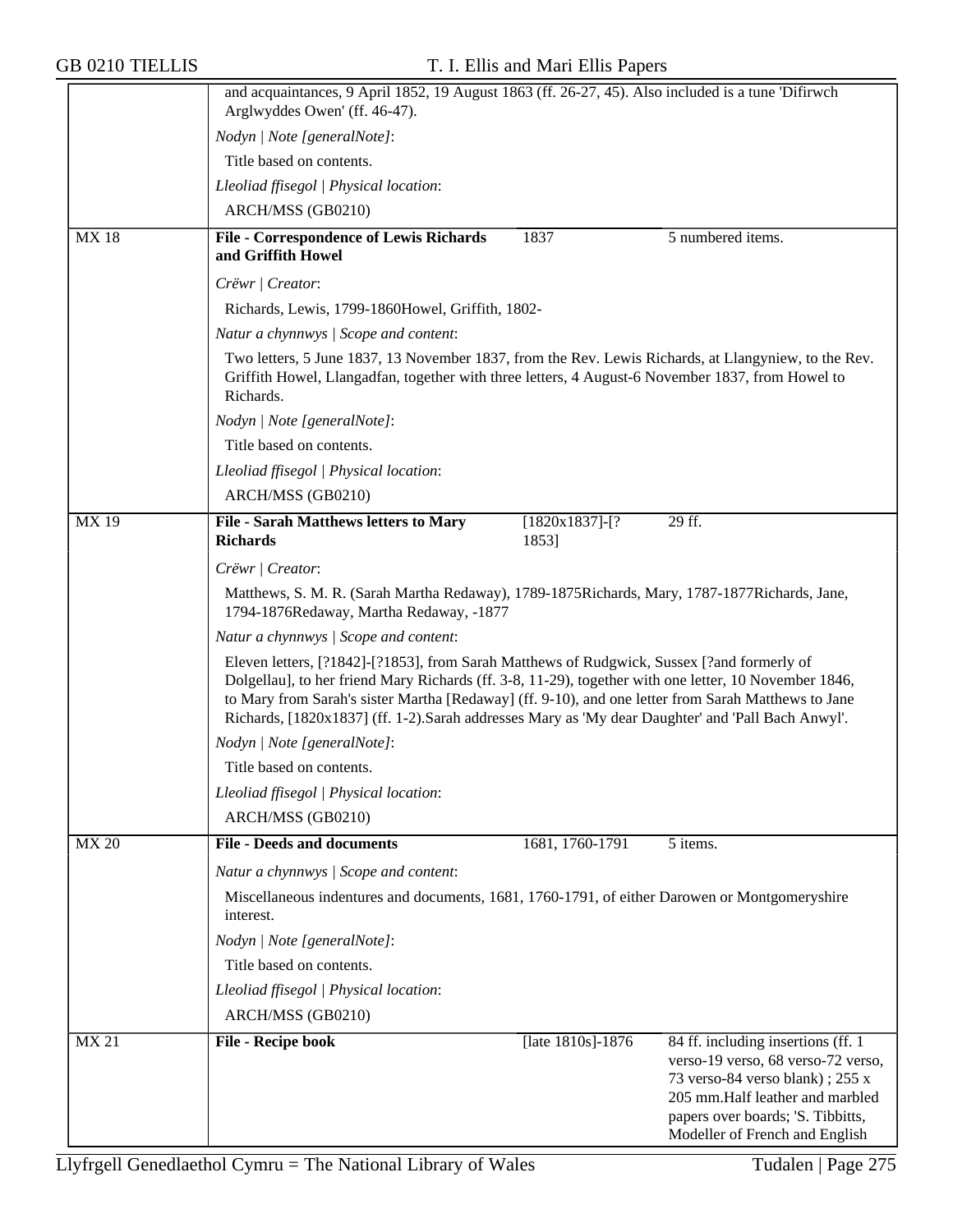and acquaintances, 9 April 1852, 19 August 1863 (ff. 26-27, 45). Also included is a tune 'Difirwch Arglwyddes Owen' (ff. 46-47).

*Nodyn | Note [generalNote]*:

Title based on contents.

*Lleoliad ffisegol | Physical location*:

ARCH/MSS (GB0210)

| MX 18 | **File - Correspondence of Lewis Richards and Griffith Howel** | 1837 | 5 numbered items. |
|---|---|---|---|

*Crëwr | Creator*:

Richards, Lewis, 1799-1860Howel, Griffith, 1802-

*Natur a chynnwys | Scope and content*:

Two letters, 5 June 1837, 13 November 1837, from the Rev. Lewis Richards, at Llangyniew, to the Rev. Griffith Howel, Llangadfan, together with three letters, 4 August-6 November 1837, from Howel to Richards.

*Nodyn | Note [generalNote]*:

Title based on contents.

*Lleoliad ffisegol | Physical location*:

ARCH/MSS (GB0210)

| MX 19 | **File - Sarah Matthews letters to Mary Richards** | [1820x1837]-[?1853] | 29 ff. |
|---|---|---|---|

*Crëwr | Creator*:

Matthews, S. M. R. (Sarah Martha Redaway), 1789-1875Richards, Mary, 1787-1877Richards, Jane, 1794-1876Redaway, Martha Redaway, -1877

*Natur a chynnwys | Scope and content*:

Eleven letters, [?1842]-[?1853], from Sarah Matthews of Rudgwick, Sussex [?and formerly of Dolgellau], to her friend Mary Richards (ff. 3-8, 11-29), together with one letter, 10 November 1846, to Mary from Sarah's sister Martha [Redaway] (ff. 9-10), and one letter from Sarah Matthews to Jane Richards, [1820x1837] (ff. 1-2).Sarah addresses Mary as 'My dear Daughter' and 'Pall Bach Anwyl'.

*Nodyn | Note [generalNote]*:

Title based on contents.

*Lleoliad ffisegol | Physical location*:

ARCH/MSS (GB0210)

| MX 20 | **File - Deeds and documents** | 1681, 1760-1791 | 5 items. |
|---|---|---|---|

*Natur a chynnwys | Scope and content*:

Miscellaneous indentures and documents, 1681, 1760-1791, of either Darowen or Montgomeryshire interest.

*Nodyn | Note [generalNote]*:

Title based on contents.

*Lleoliad ffisegol | Physical location*:

ARCH/MSS (GB0210)

| MX 21 | **File - Recipe book** | [late 1810s]-1876 | 84 ff. including insertions (ff. 1 verso-19 verso, 68 verso-72 verso, 73 verso-84 verso blank) ; 255 x 205 mm.Half leather and marbled papers over boards; 'S. Tibbitts, Modeller of French and English |
|---|---|---|---|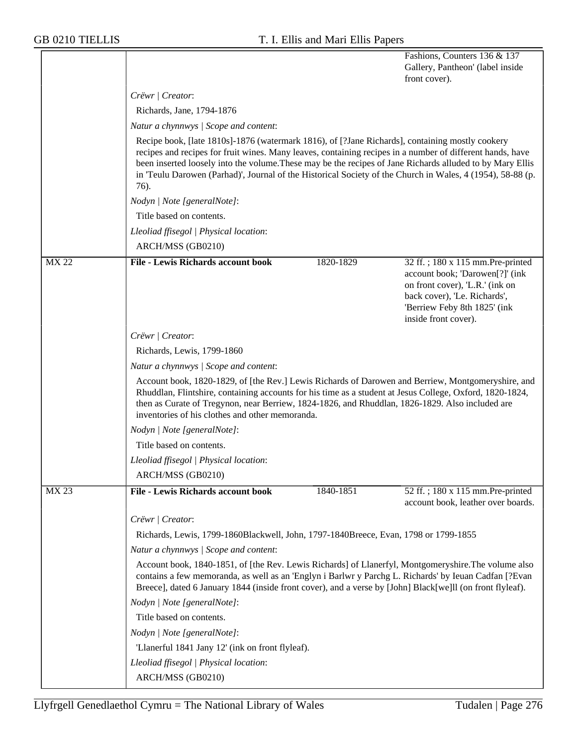Fashions, Counters 136 & 137 Gallery, Pantheon' (label inside front cover).

*Crëwr | Creator*:

Richards, Jane, 1794-1876

*Natur a chynnwys | Scope and content*:

Recipe book, [late 1810s]-1876 (watermark 1816), of [?Jane Richards], containing mostly cookery recipes and recipes for fruit wines. Many leaves, containing recipes in a number of different hands, have been inserted loosely into the volume.These may be the recipes of Jane Richards alluded to by Mary Ellis in 'Teulu Darowen (Parhad)', Journal of the Historical Society of the Church in Wales, 4 (1954), 58-88 (p. 76).

*Nodyn | Note [generalNote]*:

Title based on contents.

*Lleoliad ffisegol | Physical location*:

ARCH/MSS (GB0210)

| MX 22 | **File - Lewis Richards account book** | 1820-1829 | 32 ff. ; 180 x 115 mm.Pre-printed account book; 'Darowen[?]' (ink on front cover), 'L.R.' (ink on back cover), 'Le. Richards', 'Berriew Feby 8th 1825' (ink inside front cover). |
|---|---|---|---|

*Crëwr | Creator*:

Richards, Lewis, 1799-1860

*Natur a chynnwys | Scope and content*:

Account book, 1820-1829, of [the Rev.] Lewis Richards of Darowen and Berriew, Montgomeryshire, and Rhuddlan, Flintshire, containing accounts for his time as a student at Jesus College, Oxford, 1820-1824, then as Curate of Tregynon, near Berriew, 1824-1826, and Rhuddlan, 1826-1829. Also included are inventories of his clothes and other memoranda.

*Nodyn | Note [generalNote]*:

Title based on contents.

*Lleoliad ffisegol | Physical location*:

ARCH/MSS (GB0210)

| MX 23 | **File - Lewis Richards account book** | 1840-1851 | 52 ff. ; 180 x 115 mm.Pre-printed account book, leather over boards. |
|---|---|---|---|

*Crëwr | Creator*:

Richards, Lewis, 1799-1860Blackwell, John, 1797-1840Breece, Evan, 1798 or 1799-1855

*Natur a chynnwys | Scope and content*:

Account book, 1840-1851, of [the Rev. Lewis Richards] of Llanerfyl, Montgomeryshire.The volume also contains a few memoranda, as well as an 'Englyn i Barlwr y Parchg L. Richards' by Ieuan Cadfan [?Evan Breece], dated 6 January 1844 (inside front cover), and a verse by [John] Black[we]ll (on front flyleaf).

*Nodyn | Note [generalNote]*:

Title based on contents.

*Nodyn | Note [generalNote]*:

'Llanerful 1841 Jany 12' (ink on front flyleaf).

*Lleoliad ffisegol | Physical location*:

ARCH/MSS (GB0210)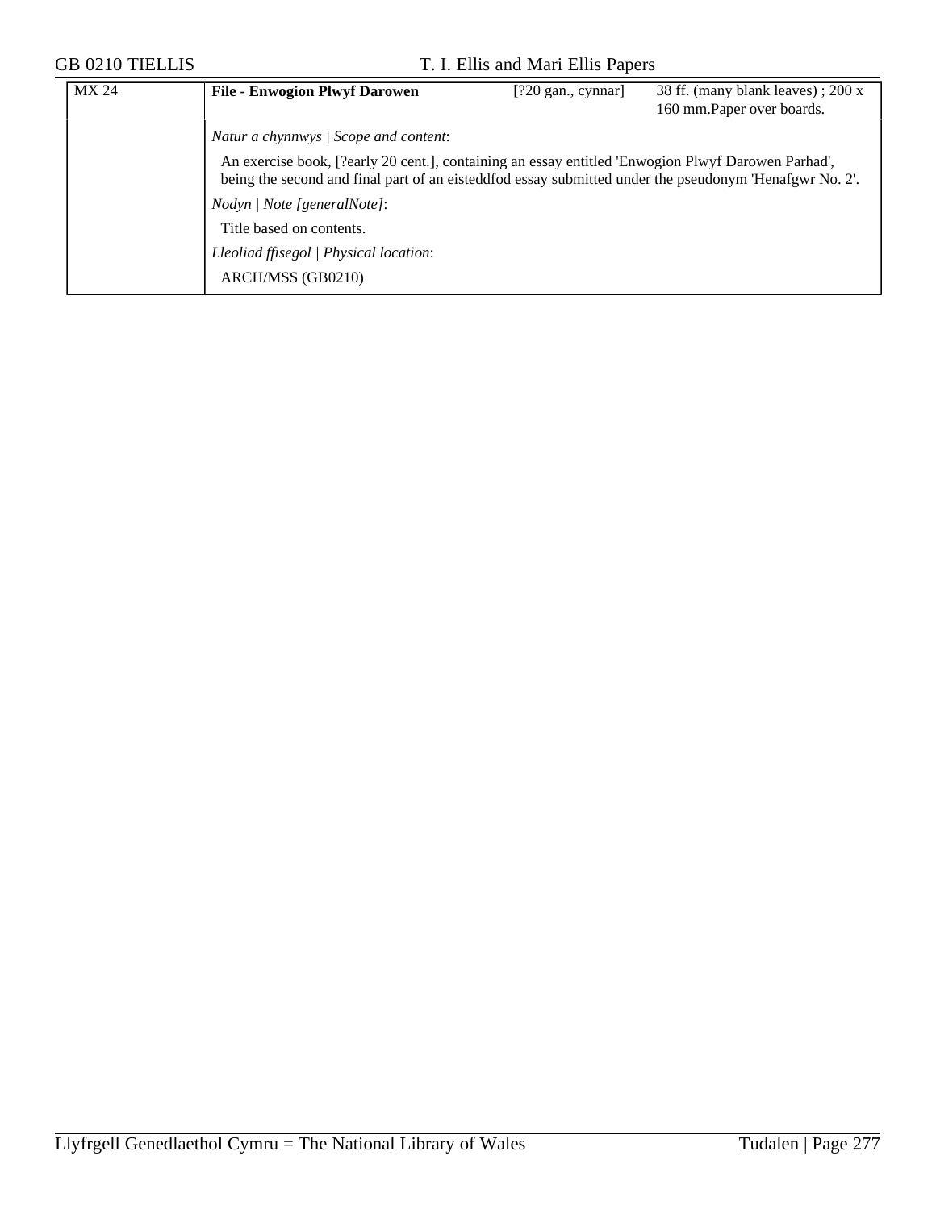| | | | |
|---|---|---|---|
| MX 24 | **File - Enwogion Plwyf Darowen** | [?20 gan., cynnar] | 38 ff. (many blank leaves) ; 200 x 160 mm.Paper over boards. |

*Natur a chynnwys | Scope and content*:

An exercise book, [?early 20 cent.], containing an essay entitled 'Enwogion Plwyf Darowen Parhad', being the second and final part of an eisteddfod essay submitted under the pseudonym 'Henafgwr No. 2'.

*Nodyn | Note [generalNote]*:

Title based on contents.

*Lleoliad ffisegol | Physical location*:

ARCH/MSS (GB0210)